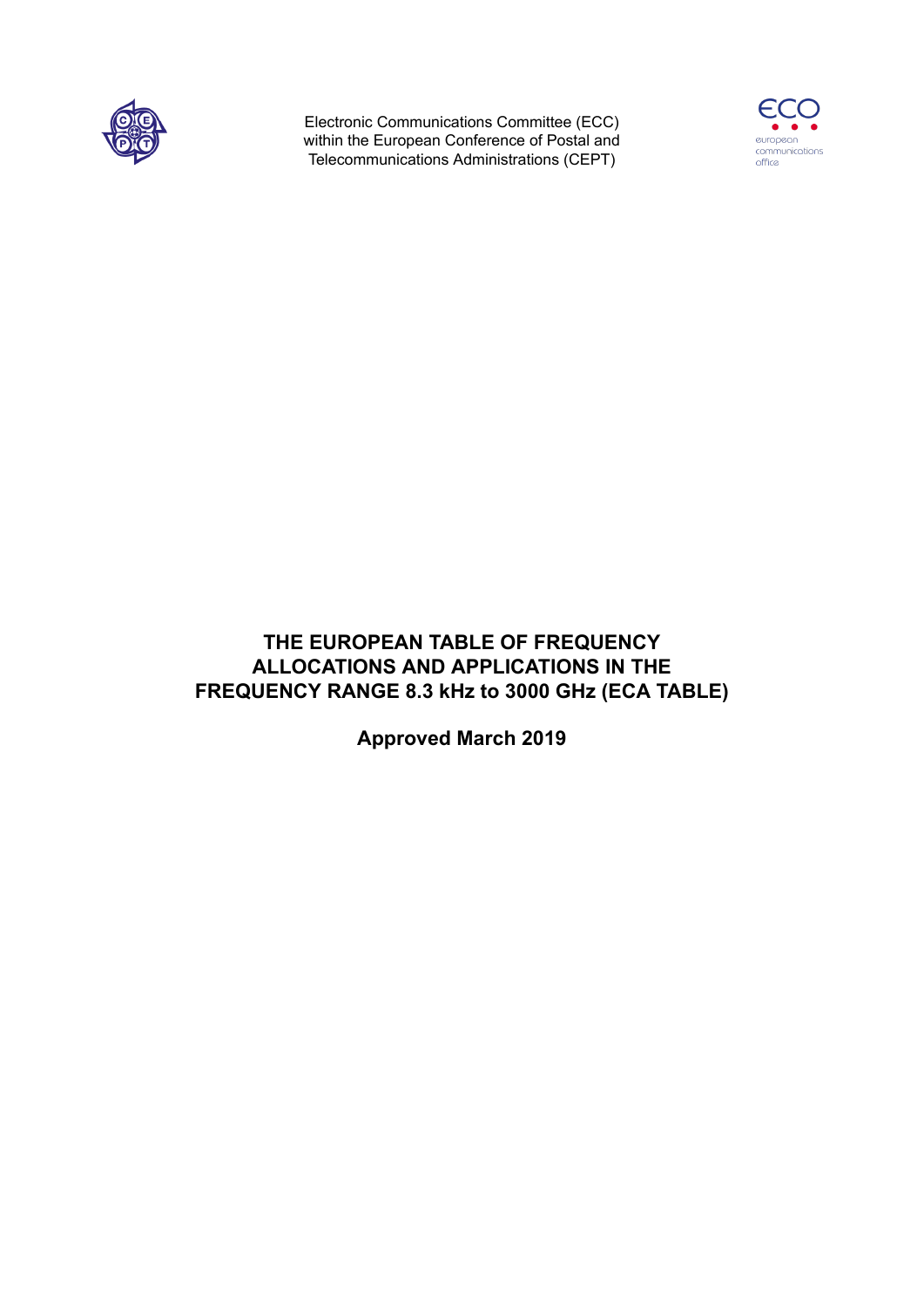Electronic Communications Committee (ECC)
within the European Conference of Postal and
Telecommunications Administrations (CEPT)

# THE EUROPEAN TABLE OF FREQUENCY ALLOCATIONS AND APPLICATIONS IN THE FREQUENCY RANGE 8.3 kHz to 3000 GHz (ECA TABLE)

**Approved March 2019**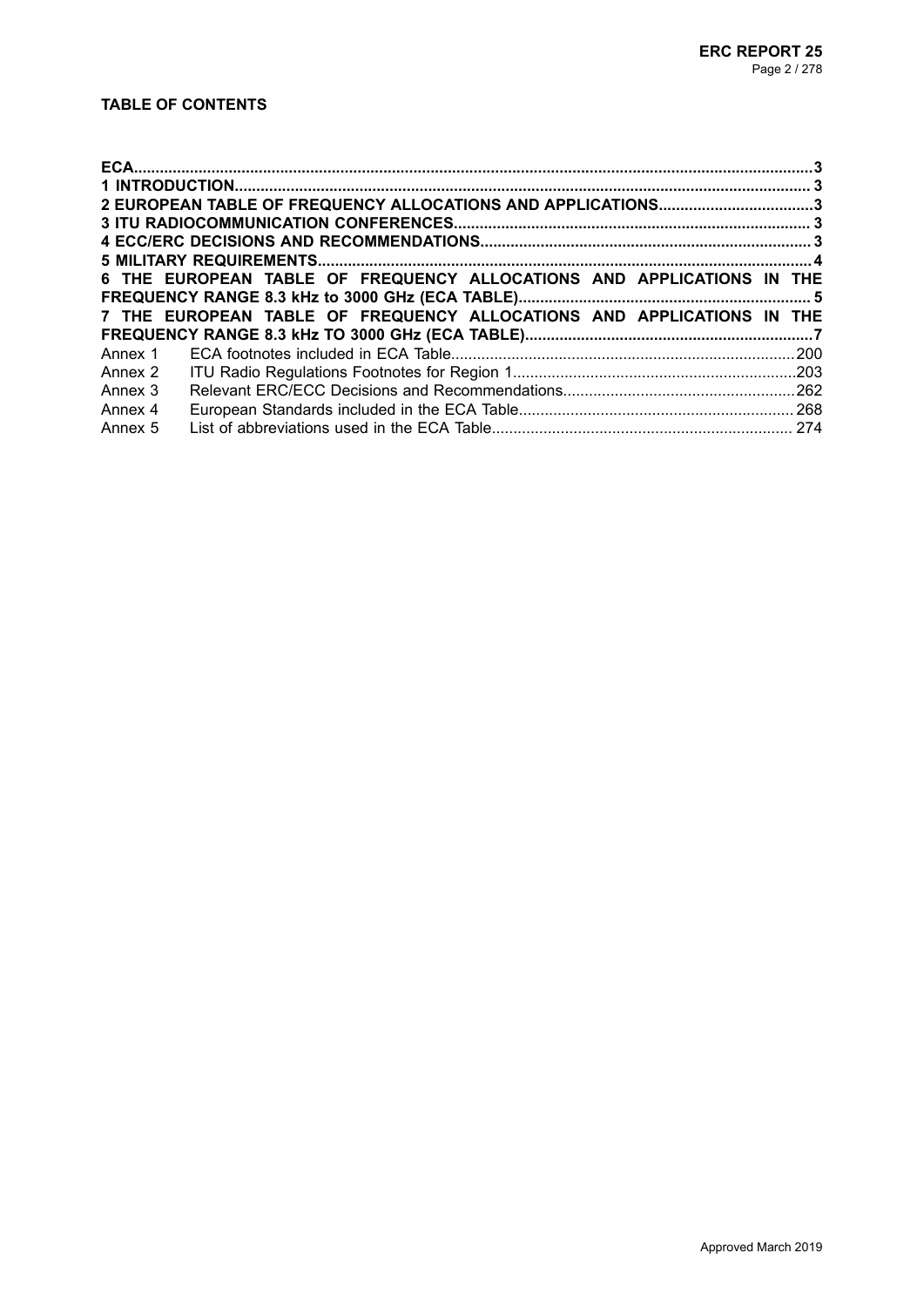**TABLE OF CONTENTS**

**ECA**......3
**1 INTRODUCTION**......3
**2 EUROPEAN TABLE OF FREQUENCY ALLOCATIONS AND APPLICATIONS**......3
**3 ITU RADIOCOMMUNICATION CONFERENCES**......3
**4 ECC/ERC DECISIONS AND RECOMMENDATIONS**......3
**5 MILITARY REQUIREMENTS**......4
**6 THE EUROPEAN TABLE OF FREQUENCY ALLOCATIONS AND APPLICATIONS IN THE FREQUENCY RANGE 8.3 kHz to 3000 GHz (ECA TABLE)**......5
**7 THE EUROPEAN TABLE OF FREQUENCY ALLOCATIONS AND APPLICATIONS IN THE FREQUENCY RANGE 8.3 kHz TO 3000 GHz (ECA TABLE)**......7

Annex 1 ECA footnotes included in ECA Table......200
Annex 2 ITU Radio Regulations Footnotes for Region 1......203
Annex 3 Relevant ERC/ECC Decisions and Recommendations......262
Annex 4 European Standards included in the ECA Table......268
Annex 5 List of abbreviations used in the ECA Table......274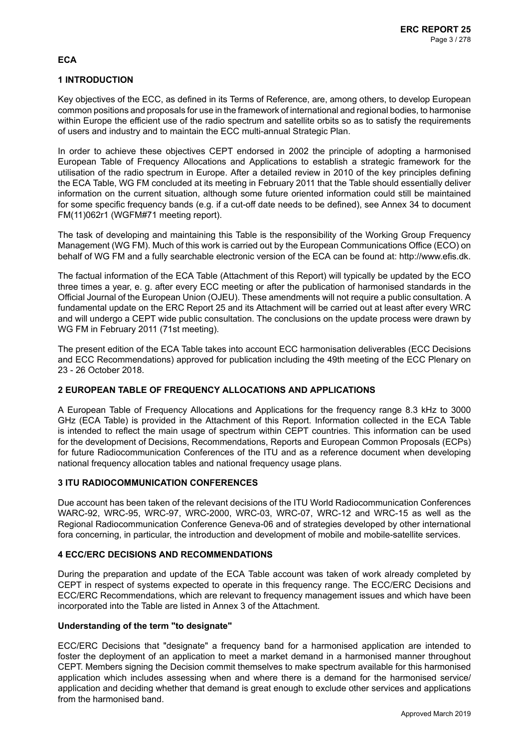# ECA

## 1 INTRODUCTION

Key objectives of the ECC, as defined in its Terms of Reference, are, among others, to develop European common positions and proposals for use in the framework of international and regional bodies, to harmonise within Europe the efficient use of the radio spectrum and satellite orbits so as to satisfy the requirements of users and industry and to maintain the ECC multi-annual Strategic Plan.

In order to achieve these objectives CEPT endorsed in 2002 the principle of adopting a harmonised European Table of Frequency Allocations and Applications to establish a strategic framework for the utilisation of the radio spectrum in Europe. After a detailed review in 2010 of the key principles defining the ECA Table, WG FM concluded at its meeting in February 2011 that the Table should essentially deliver information on the current situation, although some future oriented information could still be maintained for some specific frequency bands (e.g. if a cut-off date needs to be defined), see Annex 34 to document FM(11)062r1 (WGFM#71 meeting report).

The task of developing and maintaining this Table is the responsibility of the Working Group Frequency Management (WG FM). Much of this work is carried out by the European Communications Office (ECO) on behalf of WG FM and a fully searchable electronic version of the ECA can be found at: http://www.efis.dk.

The factual information of the ECA Table (Attachment of this Report) will typically be updated by the ECO three times a year, e. g. after every ECC meeting or after the publication of harmonised standards in the Official Journal of the European Union (OJEU). These amendments will not require a public consultation. A fundamental update on the ERC Report 25 and its Attachment will be carried out at least after every WRC and will undergo a CEPT wide public consultation. The conclusions on the update process were drawn by WG FM in February 2011 (71st meeting).

The present edition of the ECA Table takes into account ECC harmonisation deliverables (ECC Decisions and ECC Recommendations) approved for publication including the 49th meeting of the ECC Plenary on 23 - 26 October 2018.

## 2 EUROPEAN TABLE OF FREQUENCY ALLOCATIONS AND APPLICATIONS

A European Table of Frequency Allocations and Applications for the frequency range 8.3 kHz to 3000 GHz (ECA Table) is provided in the Attachment of this Report. Information collected in the ECA Table is intended to reflect the main usage of spectrum within CEPT countries. This information can be used for the development of Decisions, Recommendations, Reports and European Common Proposals (ECPs) for future Radiocommunication Conferences of the ITU and as a reference document when developing national frequency allocation tables and national frequency usage plans.

## 3 ITU RADIOCOMMUNICATION CONFERENCES

Due account has been taken of the relevant decisions of the ITU World Radiocommunication Conferences WARC-92, WRC-95, WRC-97, WRC-2000, WRC-03, WRC-07, WRC-12 and WRC-15 as well as the Regional Radiocommunication Conference Geneva-06 and of strategies developed by other international fora concerning, in particular, the introduction and development of mobile and mobile-satellite services.

## 4 ECC/ERC DECISIONS AND RECOMMENDATIONS

During the preparation and update of the ECA Table account was taken of work already completed by CEPT in respect of systems expected to operate in this frequency range. The ECC/ERC Decisions and ECC/ERC Recommendations, which are relevant to frequency management issues and which have been incorporated into the Table are listed in Annex 3 of the Attachment.

### Understanding of the term "to designate"

ECC/ERC Decisions that "designate" a frequency band for a harmonised application are intended to foster the deployment of an application to meet a market demand in a harmonised manner throughout CEPT. Members signing the Decision commit themselves to make spectrum available for this harmonised application which includes assessing when and where there is a demand for the harmonised service/ application and deciding whether that demand is great enough to exclude other services and applications from the harmonised band.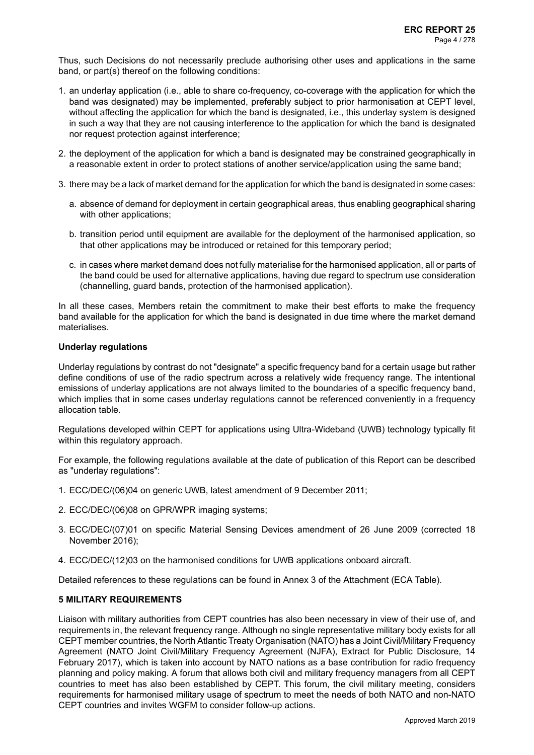Thus, such Decisions do not necessarily preclude authorising other uses and applications in the same band, or part(s) thereof on the following conditions:

1. an underlay application (i.e., able to share co-frequency, co-coverage with the application for which the band was designated) may be implemented, preferably subject to prior harmonisation at CEPT level, without affecting the application for which the band is designated, i.e., this underlay system is designed in such a way that they are not causing interference to the application for which the band is designated nor request protection against interference;
2. the deployment of the application for which a band is designated may be constrained geographically in a reasonable extent in order to protect stations of another service/application using the same band;
3. there may be a lack of market demand for the application for which the band is designated in some cases:
   a. absence of demand for deployment in certain geographical areas, thus enabling geographical sharing with other applications;
   b. transition period until equipment are available for the deployment of the harmonised application, so that other applications may be introduced or retained for this temporary period;
   c. in cases where market demand does not fully materialise for the harmonised application, all or parts of the band could be used for alternative applications, having due regard to spectrum use consideration (channelling, guard bands, protection of the harmonised application).

In all these cases, Members retain the commitment to make their best efforts to make the frequency band available for the application for which the band is designated in due time where the market demand materialises.

**Underlay regulations**

Underlay regulations by contrast do not "designate" a specific frequency band for a certain usage but rather define conditions of use of the radio spectrum across a relatively wide frequency range. The intentional emissions of underlay applications are not always limited to the boundaries of a specific frequency band, which implies that in some cases underlay regulations cannot be referenced conveniently in a frequency allocation table.

Regulations developed within CEPT for applications using Ultra-Wideband (UWB) technology typically fit within this regulatory approach.

For example, the following regulations available at the date of publication of this Report can be described as "underlay regulations":

1. ECC/DEC/(06)04 on generic UWB, latest amendment of 9 December 2011;
2. ECC/DEC/(06)08 on GPR/WPR imaging systems;
3. ECC/DEC/(07)01 on specific Material Sensing Devices amendment of 26 June 2009 (corrected 18 November 2016);
4. ECC/DEC/(12)03 on the harmonised conditions for UWB applications onboard aircraft.

Detailed references to these regulations can be found in Annex 3 of the Attachment (ECA Table).

## 5 MILITARY REQUIREMENTS

Liaison with military authorities from CEPT countries has also been necessary in view of their use of, and requirements in, the relevant frequency range. Although no single representative military body exists for all CEPT member countries, the North Atlantic Treaty Organisation (NATO) has a Joint Civil/Military Frequency Agreement (NATO Joint Civil/Military Frequency Agreement (NJFA), Extract for Public Disclosure, 14 February 2017), which is taken into account by NATO nations as a base contribution for radio frequency planning and policy making. A forum that allows both civil and military frequency managers from all CEPT countries to meet has also been established by CEPT. This forum, the civil military meeting, considers requirements for harmonised military usage of spectrum to meet the needs of both NATO and non-NATO CEPT countries and invites WGFM to consider follow-up actions.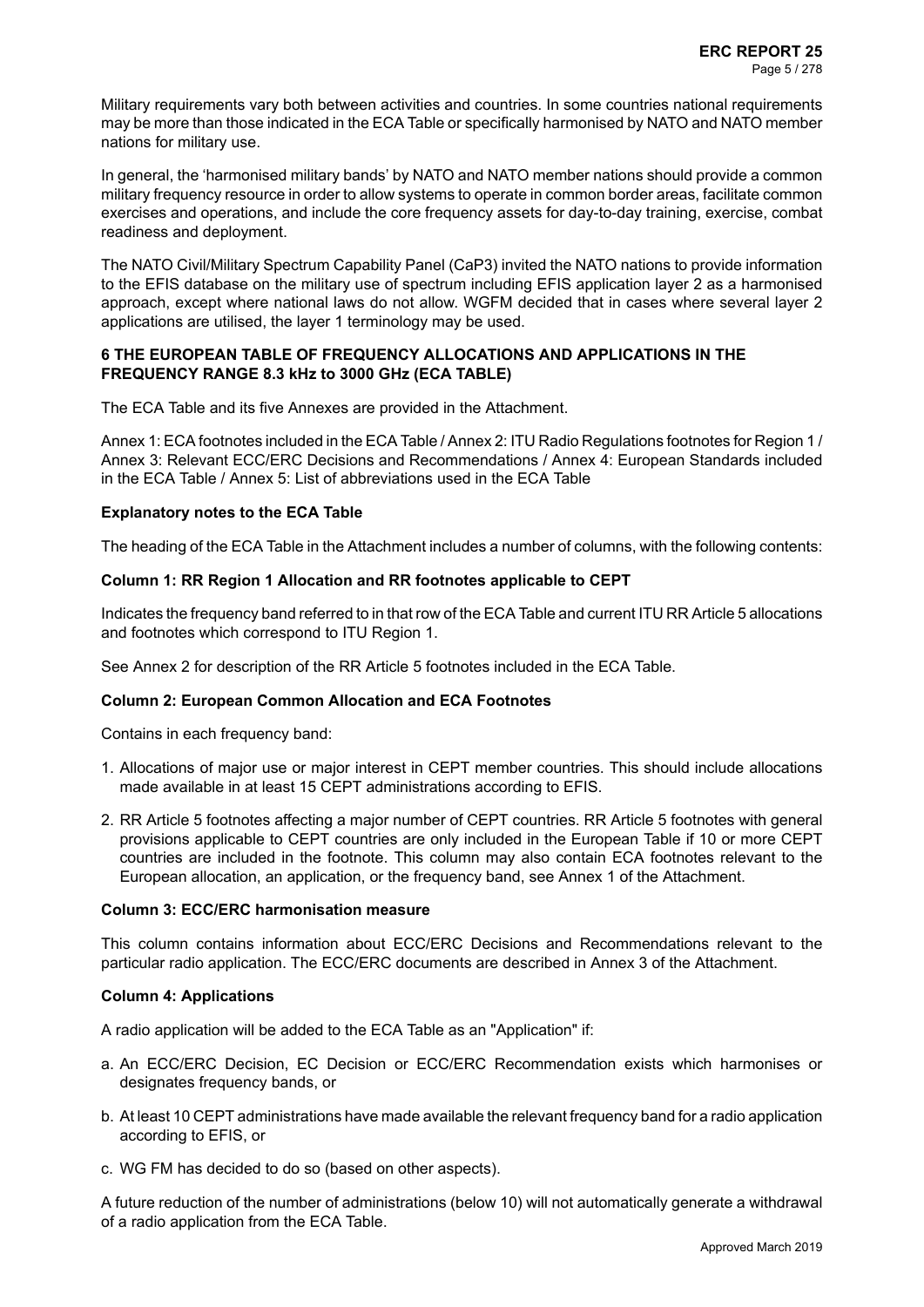Military requirements vary both between activities and countries. In some countries national requirements may be more than those indicated in the ECA Table or specifically harmonised by NATO and NATO member nations for military use.

In general, the 'harmonised military bands' by NATO and NATO member nations should provide a common military frequency resource in order to allow systems to operate in common border areas, facilitate common exercises and operations, and include the core frequency assets for day-to-day training, exercise, combat readiness and deployment.

The NATO Civil/Military Spectrum Capability Panel (CaP3) invited the NATO nations to provide information to the EFIS database on the military use of spectrum including EFIS application layer 2 as a harmonised approach, except where national laws do not allow. WGFM decided that in cases where several layer 2 applications are utilised, the layer 1 terminology may be used.

## 6 THE EUROPEAN TABLE OF FREQUENCY ALLOCATIONS AND APPLICATIONS IN THE FREQUENCY RANGE 8.3 kHz to 3000 GHz (ECA TABLE)

The ECA Table and its five Annexes are provided in the Attachment.

Annex 1: ECA footnotes included in the ECA Table / Annex 2: ITU Radio Regulations footnotes for Region 1 / Annex 3: Relevant ECC/ERC Decisions and Recommendations / Annex 4: European Standards included in the ECA Table / Annex 5: List of abbreviations used in the ECA Table

### Explanatory notes to the ECA Table

The heading of the ECA Table in the Attachment includes a number of columns, with the following contents:

#### Column 1: RR Region 1 Allocation and RR footnotes applicable to CEPT

Indicates the frequency band referred to in that row of the ECA Table and current ITU RR Article 5 allocations and footnotes which correspond to ITU Region 1.

See Annex 2 for description of the RR Article 5 footnotes included in the ECA Table.

#### Column 2: European Common Allocation and ECA Footnotes

Contains in each frequency band:

1. Allocations of major use or major interest in CEPT member countries. This should include allocations made available in at least 15 CEPT administrations according to EFIS.
2. RR Article 5 footnotes affecting a major number of CEPT countries. RR Article 5 footnotes with general provisions applicable to CEPT countries are only included in the European Table if 10 or more CEPT countries are included in the footnote. This column may also contain ECA footnotes relevant to the European allocation, an application, or the frequency band, see Annex 1 of the Attachment.

#### Column 3: ECC/ERC harmonisation measure

This column contains information about ECC/ERC Decisions and Recommendations relevant to the particular radio application. The ECC/ERC documents are described in Annex 3 of the Attachment.

#### Column 4: Applications

A radio application will be added to the ECA Table as an "Application" if:

a. An ECC/ERC Decision, EC Decision or ECC/ERC Recommendation exists which harmonises or designates frequency bands, or
b. At least 10 CEPT administrations have made available the relevant frequency band for a radio application according to EFIS, or
c. WG FM has decided to do so (based on other aspects).

A future reduction of the number of administrations (below 10) will not automatically generate a withdrawal of a radio application from the ECA Table.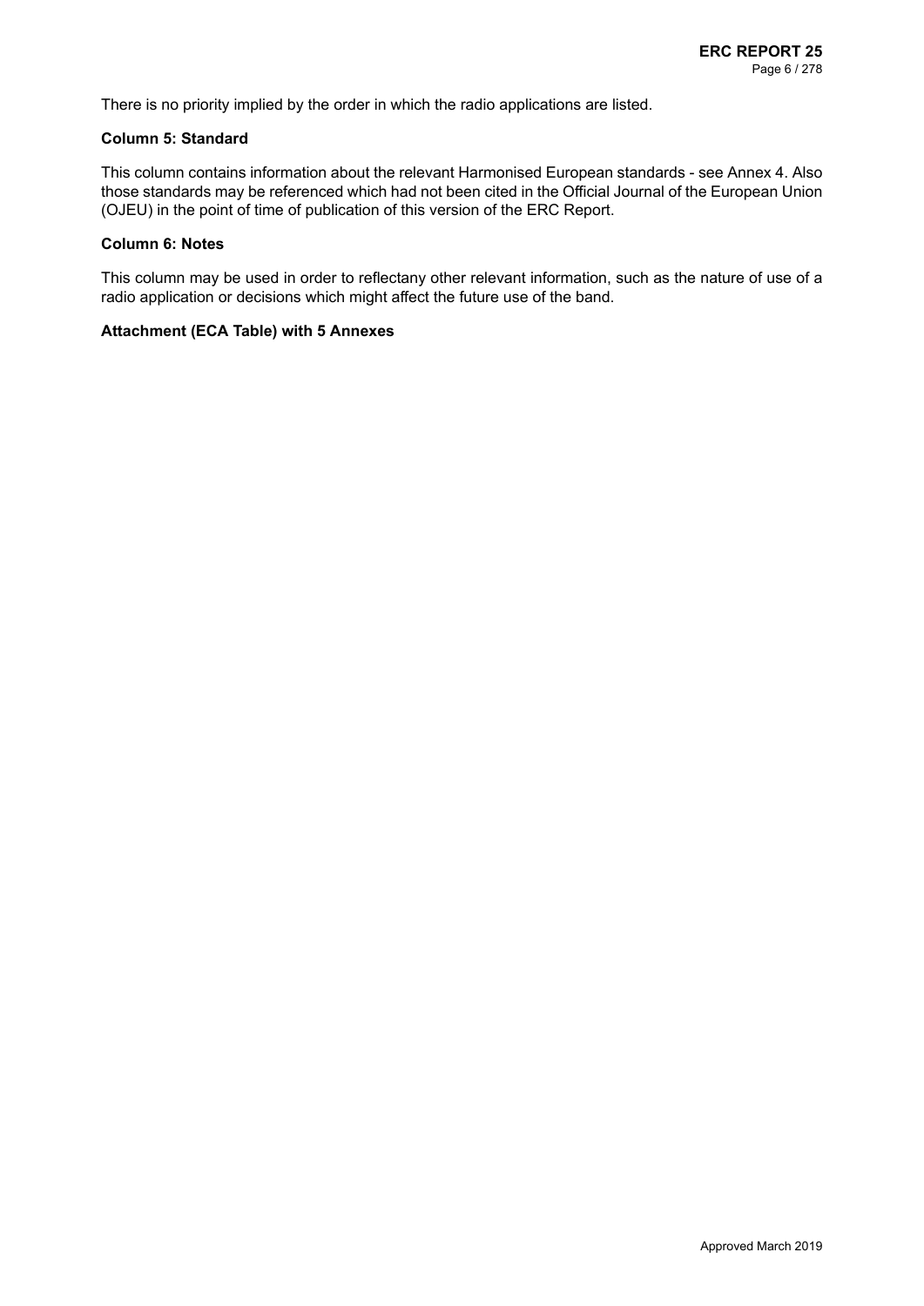There is no priority implied by the order in which the radio applications are listed.

### Column 5: Standard

This column contains information about the relevant Harmonised European standards - see Annex 4. Also those standards may be referenced which had not been cited in the Official Journal of the European Union (OJEU) in the point of time of publication of this version of the ERC Report.

### Column 6: Notes

This column may be used in order to reflectany other relevant information, such as the nature of use of a radio application or decisions which might affect the future use of the band.

### Attachment (ECA Table) with 5 Annexes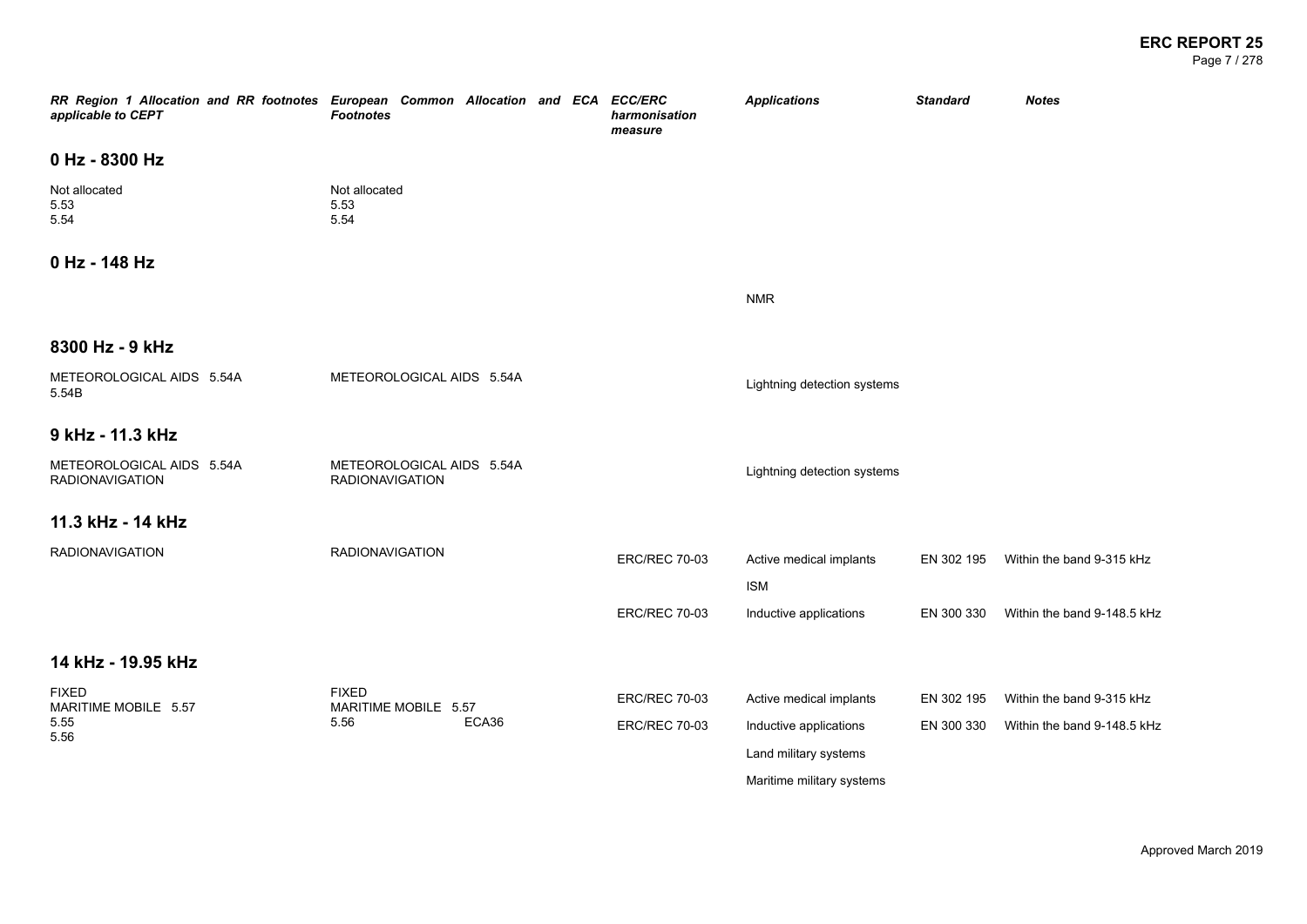| RR Region 1 Allocation and RR footnotes applicable to CEPT | European Common Allocation and ECA Footnotes | ECC/ERC harmonisation measure | Applications | Standard | Notes |
|---|---|---|---|---|---|
| **0 Hz - 8300 Hz** | | | | | |
| Not allocated<br>5.53<br>5.54 | Not allocated<br>5.53<br>5.54 | | | | |
| **0 Hz - 148 Hz** | | | | | |
| | | | NMR | | |
| **8300 Hz - 9 kHz** | | | | | |
| METEOROLOGICAL AIDS 5.54A<br>5.54B | METEOROLOGICAL AIDS 5.54A | | Lightning detection systems | | |
| **9 kHz - 11.3 kHz** | | | | | |
| METEOROLOGICAL AIDS 5.54A<br>RADIONAVIGATION | METEOROLOGICAL AIDS 5.54A<br>RADIONAVIGATION | | Lightning detection systems | | |
| **11.3 kHz - 14 kHz** | | | | | |
| RADIONAVIGATION | RADIONAVIGATION | ERC/REC 70-03 | Active medical implants | EN 302 195 | Within the band 9-315 kHz |
| | | | ISM | | |
| | | ERC/REC 70-03 | Inductive applications | EN 300 330 | Within the band 9-148.5 kHz |
| **14 kHz - 19.95 kHz** | | | | | |
| FIXED<br>MARITIME MOBILE 5.57<br>5.55<br>5.56 | FIXED<br>MARITIME MOBILE 5.57<br>5.56 ECA36 | ERC/REC 70-03 | Active medical implants | EN 302 195 | Within the band 9-315 kHz |
| | | ERC/REC 70-03 | Inductive applications | EN 300 330 | Within the band 9-148.5 kHz |
| | | | Land military systems | | |
| | | | Maritime military systems | | |

Approved March 2019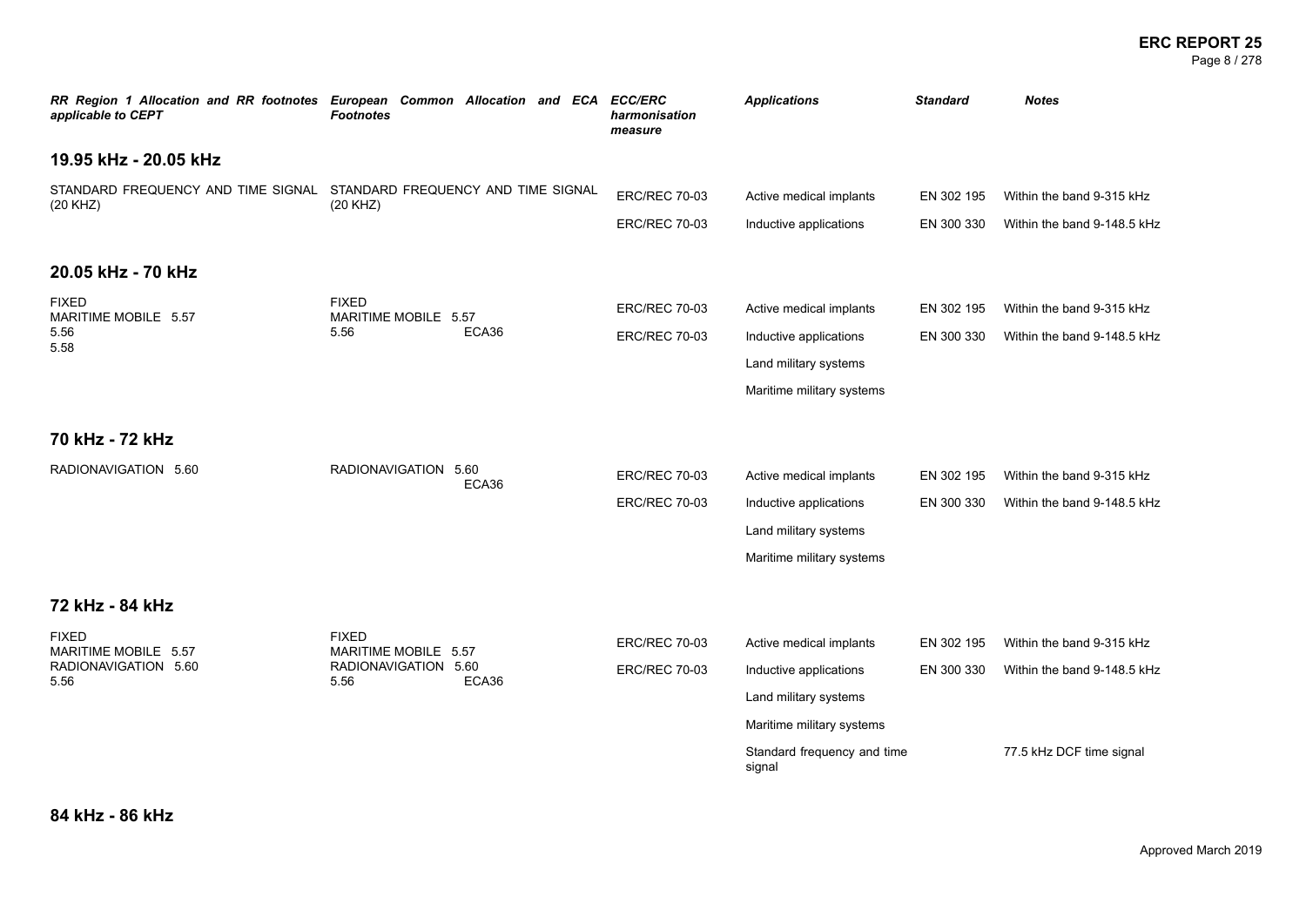| RR Region 1 Allocation and RR footnotes applicable to CEPT | European Common Allocation and ECA Footnotes | ECC/ERC harmonisation measure | Applications | Standard | Notes |
|---|---|---|---|---|---|
| **19.95 kHz - 20.05 kHz** | | | | | |
| STANDARD FREQUENCY AND TIME SIGNAL (20 KHZ) | STANDARD FREQUENCY AND TIME SIGNAL (20 KHZ) | ERC/REC 70-03 | Active medical implants | EN 302 195 | Within the band 9-315 kHz |
| | | ERC/REC 70-03 | Inductive applications | EN 300 330 | Within the band 9-148.5 kHz |
| **20.05 kHz - 70 kHz** | | | | | |
| FIXED<br>MARITIME MOBILE 5.57<br>5.56<br>5.58 | FIXED<br>MARITIME MOBILE 5.57<br>5.56 ECA36 | ERC/REC 70-03 | Active medical implants | EN 302 195 | Within the band 9-315 kHz |
| | | ERC/REC 70-03 | Inductive applications | EN 300 330 | Within the band 9-148.5 kHz |
| | | | Land military systems | | |
| | | | Maritime military systems | | |
| **70 kHz - 72 kHz** | | | | | |
| RADIONAVIGATION 5.60 | RADIONAVIGATION 5.60<br>ECA36 | ERC/REC 70-03 | Active medical implants | EN 302 195 | Within the band 9-315 kHz |
| | | ERC/REC 70-03 | Inductive applications | EN 300 330 | Within the band 9-148.5 kHz |
| | | | Land military systems | | |
| | | | Maritime military systems | | |
| **72 kHz - 84 kHz** | | | | | |
| FIXED<br>MARITIME MOBILE 5.57<br>RADIONAVIGATION 5.60<br>5.56 | FIXED<br>MARITIME MOBILE 5.57<br>RADIONAVIGATION 5.60<br>5.56 ECA36 | ERC/REC 70-03 | Active medical implants | EN 302 195 | Within the band 9-315 kHz |
| | | ERC/REC 70-03 | Inductive applications | EN 300 330 | Within the band 9-148.5 kHz |
| | | | Land military systems | | |
| | | | Maritime military systems | | |
| | | | Standard frequency and time signal | | 77.5 kHz DCF time signal |

## 84 kHz - 86 kHz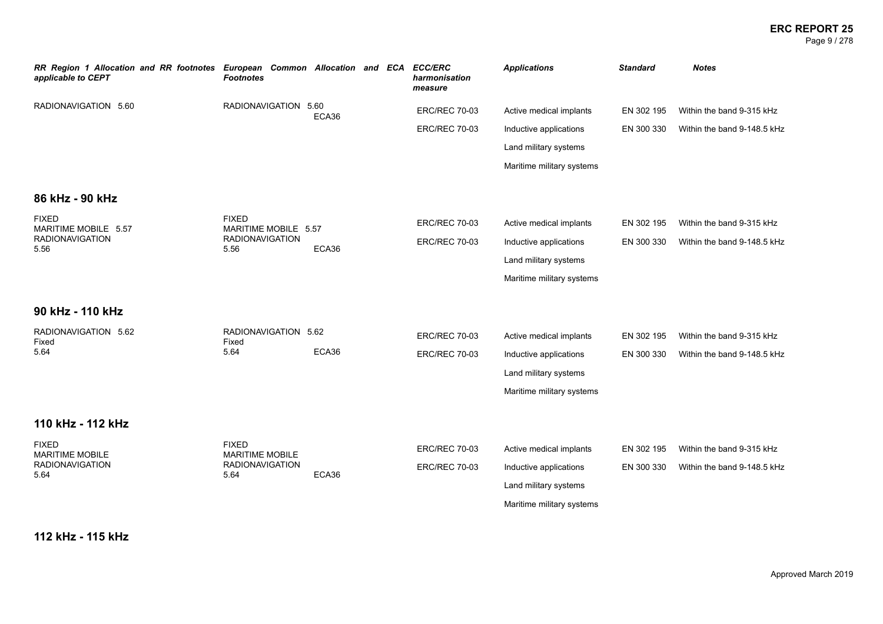| RR Region 1 Allocation and RR footnotes applicable to CEPT | European Common Allocation and ECA Footnotes | ECC/ERC harmonisation measure | Applications | Standard | Notes |
|---|---|---|---|---|---|
| RADIONAVIGATION 5.60 | RADIONAVIGATION 5.60 ECA36 | ERC/REC 70-03 | Active medical implants | EN 302 195 | Within the band 9-315 kHz |
| | | ERC/REC 70-03 | Inductive applications | EN 300 330 | Within the band 9-148.5 kHz |
| | | | Land military systems | | |
| | | | Maritime military systems | | |

## 86 kHz - 90 kHz

| RR Region 1 Allocation and RR footnotes applicable to CEPT | European Common Allocation and ECA Footnotes | ECC/ERC harmonisation measure | Applications | Standard | Notes |
|---|---|---|---|---|---|
| FIXED<br>MARITIME MOBILE 5.57<br>RADIONAVIGATION<br>5.56 | FIXED<br>MARITIME MOBILE 5.57<br>RADIONAVIGATION<br>5.56 ECA36 | ERC/REC 70-03 | Active medical implants | EN 302 195 | Within the band 9-315 kHz |
| | | ERC/REC 70-03 | Inductive applications | EN 300 330 | Within the band 9-148.5 kHz |
| | | | Land military systems | | |
| | | | Maritime military systems | | |

## 90 kHz - 110 kHz

| RR Region 1 Allocation and RR footnotes applicable to CEPT | European Common Allocation and ECA Footnotes | ECC/ERC harmonisation measure | Applications | Standard | Notes |
|---|---|---|---|---|---|
| RADIONAVIGATION 5.62<br>Fixed<br>5.64 | RADIONAVIGATION 5.62<br>Fixed<br>5.64 ECA36 | ERC/REC 70-03 | Active medical implants | EN 302 195 | Within the band 9-315 kHz |
| | | ERC/REC 70-03 | Inductive applications | EN 300 330 | Within the band 9-148.5 kHz |
| | | | Land military systems | | |
| | | | Maritime military systems | | |

## 110 kHz - 112 kHz

| RR Region 1 Allocation and RR footnotes applicable to CEPT | European Common Allocation and ECA Footnotes | ECC/ERC harmonisation measure | Applications | Standard | Notes |
|---|---|---|---|---|---|
| FIXED<br>MARITIME MOBILE<br>RADIONAVIGATION<br>5.64 | FIXED<br>MARITIME MOBILE<br>RADIONAVIGATION<br>5.64 ECA36 | ERC/REC 70-03 | Active medical implants | EN 302 195 | Within the band 9-315 kHz |
| | | ERC/REC 70-03 | Inductive applications | EN 300 330 | Within the band 9-148.5 kHz |
| | | | Land military systems | | |
| | | | Maritime military systems | | |

## 112 kHz - 115 kHz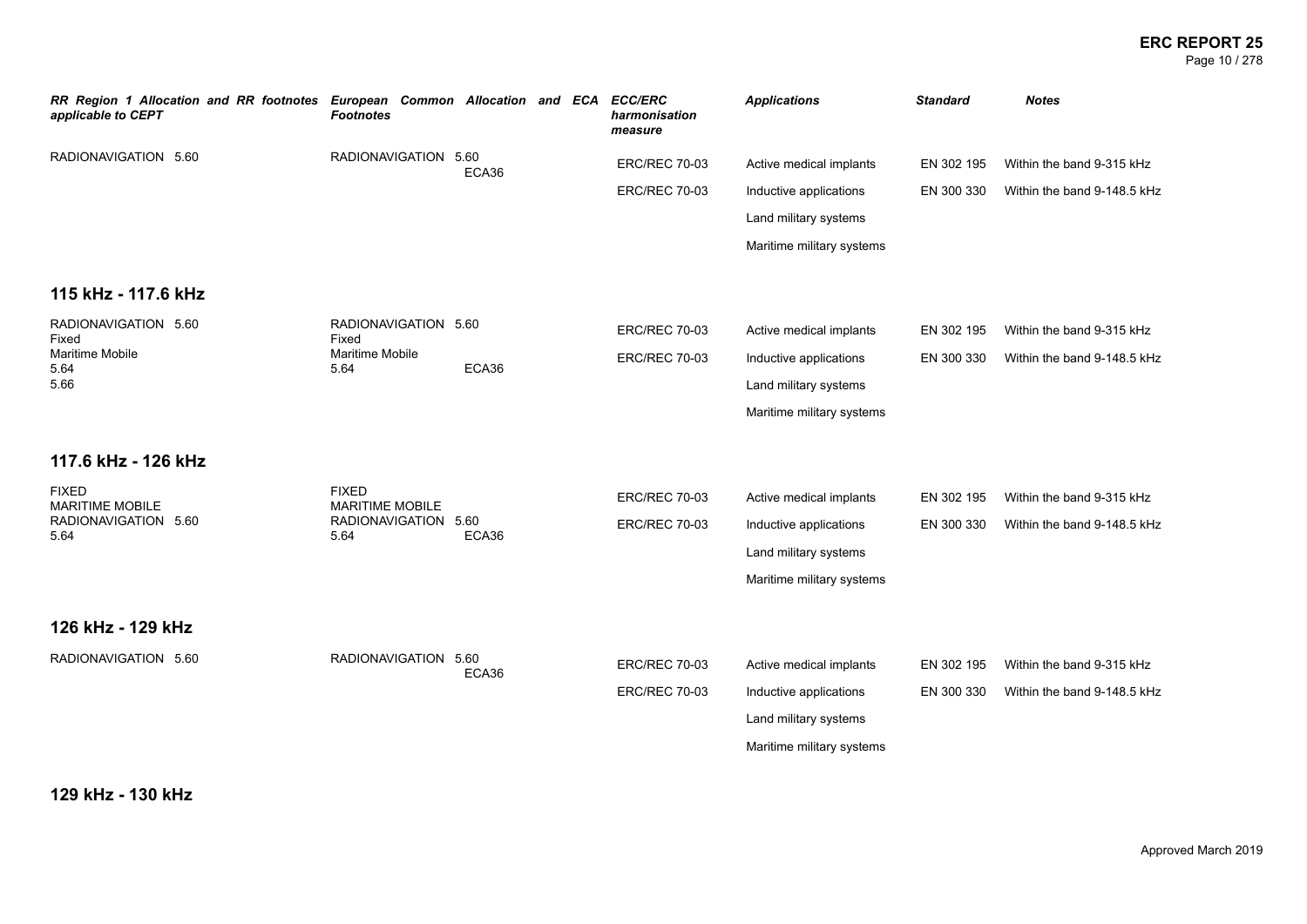| *RR Region 1 Allocation and RR footnotes applicable to CEPT* | *European Common Allocation and ECA Footnotes* | *ECC/ERC harmonisation measure* | *Applications* | *Standard* | *Notes* |
|---|---|---|---|---|---|
| RADIONAVIGATION 5.60 | RADIONAVIGATION 5.60<br>ECA36 | ERC/REC 70-03 | Active medical implants | EN 302 195 | Within the band 9-315 kHz |
| | | ERC/REC 70-03 | Inductive applications | EN 300 330 | Within the band 9-148.5 kHz |
| | | | Land military systems | | |
| | | | Maritime military systems | | |

## 115 kHz - 117.6 kHz

| *RR Region 1 Allocation and RR footnotes applicable to CEPT* | *European Common Allocation and ECA Footnotes* | *ECC/ERC harmonisation measure* | *Applications* | *Standard* | *Notes* |
|---|---|---|---|---|---|
| RADIONAVIGATION 5.60<br>Fixed<br>Maritime Mobile<br>5.64<br>5.66 | RADIONAVIGATION 5.60<br>Fixed<br>Maritime Mobile<br>5.64 ECA36 | ERC/REC 70-03 | Active medical implants | EN 302 195 | Within the band 9-315 kHz |
| | | ERC/REC 70-03 | Inductive applications | EN 300 330 | Within the band 9-148.5 kHz |
| | | | Land military systems | | |
| | | | Maritime military systems | | |

## 117.6 kHz - 126 kHz

| *RR Region 1 Allocation and RR footnotes applicable to CEPT* | *European Common Allocation and ECA Footnotes* | *ECC/ERC harmonisation measure* | *Applications* | *Standard* | *Notes* |
|---|---|---|---|---|---|
| FIXED<br>MARITIME MOBILE<br>RADIONAVIGATION 5.60<br>5.64 | FIXED<br>MARITIME MOBILE<br>RADIONAVIGATION 5.60<br>5.64 ECA36 | ERC/REC 70-03 | Active medical implants | EN 302 195 | Within the band 9-315 kHz |
| | | ERC/REC 70-03 | Inductive applications | EN 300 330 | Within the band 9-148.5 kHz |
| | | | Land military systems | | |
| | | | Maritime military systems | | |

## 126 kHz - 129 kHz

| *RR Region 1 Allocation and RR footnotes applicable to CEPT* | *European Common Allocation and ECA Footnotes* | *ECC/ERC harmonisation measure* | *Applications* | *Standard* | *Notes* |
|---|---|---|---|---|---|
| RADIONAVIGATION 5.60 | RADIONAVIGATION 5.60<br>ECA36 | ERC/REC 70-03 | Active medical implants | EN 302 195 | Within the band 9-315 kHz |
| | | ERC/REC 70-03 | Inductive applications | EN 300 330 | Within the band 9-148.5 kHz |
| | | | Land military systems | | |
| | | | Maritime military systems | | |

## 129 kHz - 130 kHz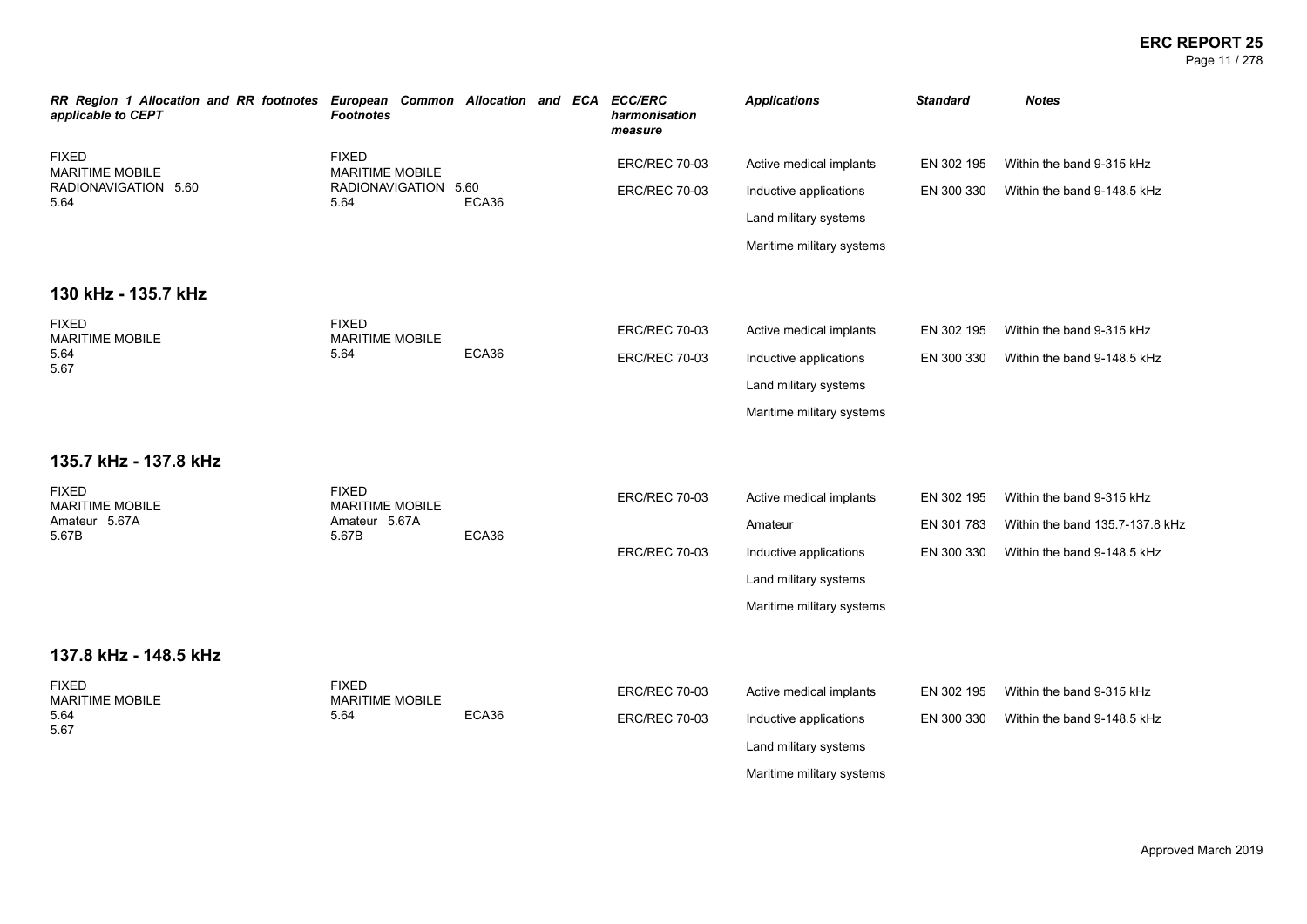| RR Region 1 Allocation and RR footnotes applicable to CEPT | European Common Allocation and ECA Footnotes | ECC/ERC harmonisation measure | Applications | Standard | Notes |
|---|---|---|---|---|---|
| FIXED<br>MARITIME MOBILE<br>RADIONAVIGATION 5.60<br>5.64 | FIXED<br>MARITIME MOBILE<br>RADIONAVIGATION 5.60<br>5.64 ECA36 | ERC/REC 70-03 | Active medical implants | EN 302 195 | Within the band 9-315 kHz |
| | | ERC/REC 70-03 | Inductive applications | EN 300 330 | Within the band 9-148.5 kHz |
| | | | Land military systems | | |
| | | | Maritime military systems | | |

## 130 kHz - 135.7 kHz

| RR Region 1 Allocation and RR footnotes applicable to CEPT | European Common Allocation and ECA Footnotes | ECC/ERC harmonisation measure | Applications | Standard | Notes |
|---|---|---|---|---|---|
| FIXED<br>MARITIME MOBILE<br>5.64<br>5.67 | FIXED<br>MARITIME MOBILE<br>5.64 ECA36 | ERC/REC 70-03 | Active medical implants | EN 302 195 | Within the band 9-315 kHz |
| | | ERC/REC 70-03 | Inductive applications | EN 300 330 | Within the band 9-148.5 kHz |
| | | | Land military systems | | |
| | | | Maritime military systems | | |

## 135.7 kHz - 137.8 kHz

| RR Region 1 Allocation and RR footnotes applicable to CEPT | European Common Allocation and ECA Footnotes | ECC/ERC harmonisation measure | Applications | Standard | Notes |
|---|---|---|---|---|---|
| FIXED<br>MARITIME MOBILE<br>Amateur 5.67A<br>5.67B | FIXED<br>MARITIME MOBILE<br>Amateur 5.67A<br>5.67B ECA36 | ERC/REC 70-03 | Active medical implants | EN 302 195 | Within the band 9-315 kHz |
| | | | Amateur | EN 301 783 | Within the band 135.7-137.8 kHz |
| | | ERC/REC 70-03 | Inductive applications | EN 300 330 | Within the band 9-148.5 kHz |
| | | | Land military systems | | |
| | | | Maritime military systems | | |

## 137.8 kHz - 148.5 kHz

| RR Region 1 Allocation and RR footnotes applicable to CEPT | European Common Allocation and ECA Footnotes | ECC/ERC harmonisation measure | Applications | Standard | Notes |
|---|---|---|---|---|---|
| FIXED<br>MARITIME MOBILE<br>5.64<br>5.67 | FIXED<br>MARITIME MOBILE<br>5.64 ECA36 | ERC/REC 70-03 | Active medical implants | EN 302 195 | Within the band 9-315 kHz |
| | | ERC/REC 70-03 | Inductive applications | EN 300 330 | Within the band 9-148.5 kHz |
| | | | Land military systems | | |
| | | | Maritime military systems | | |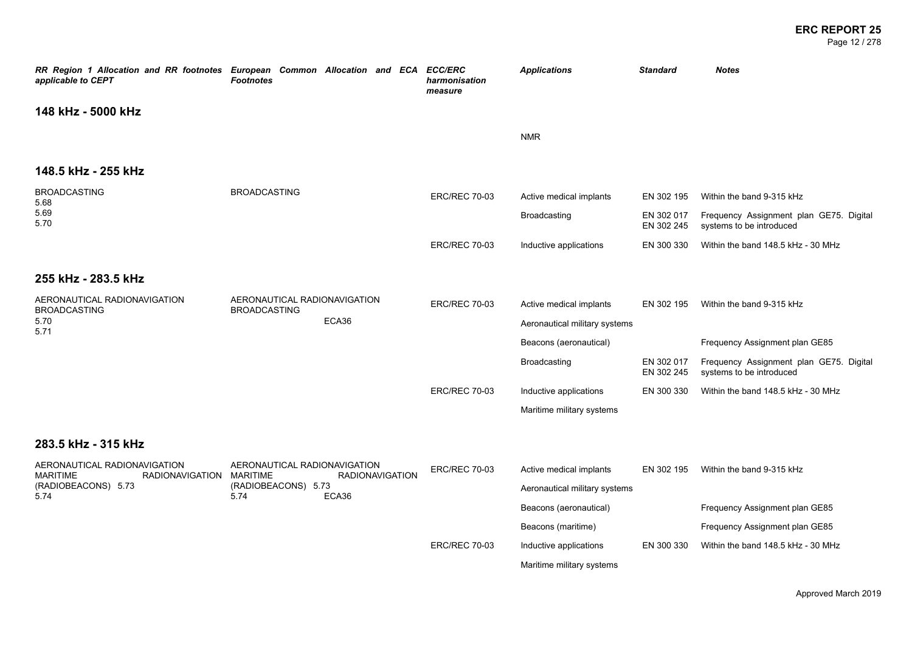| RR Region 1 Allocation and RR footnotes applicable to CEPT | European Common Allocation and ECA Footnotes | ECC/ERC harmonisation measure | Applications | Standard | Notes |
|---|---|---|---|---|---|
| **148 kHz - 5000 kHz** | | | | | |
| | | | NMR | | |
| **148.5 kHz - 255 kHz** | | | | | |
| BROADCASTING 5.68 5.69 5.70 | BROADCASTING | ERC/REC 70-03 | Active medical implants | EN 302 195 | Within the band 9-315 kHz |
| | | | Broadcasting | EN 302 017 EN 302 245 | Frequency Assignment plan GE75. Digital systems to be introduced |
| | | ERC/REC 70-03 | Inductive applications | EN 300 330 | Within the band 148.5 kHz - 30 MHz |
| **255 kHz - 283.5 kHz** | | | | | |
| AERONAUTICAL RADIONAVIGATION BROADCASTING 5.70 5.71 | AERONAUTICAL RADIONAVIGATION BROADCASTING ECA36 | ERC/REC 70-03 | Active medical implants | EN 302 195 | Within the band 9-315 kHz |
| | | | Aeronautical military systems | | |
| | | | Beacons (aeronautical) | | Frequency Assignment plan GE85 |
| | | | Broadcasting | EN 302 017 EN 302 245 | Frequency Assignment plan GE75. Digital systems to be introduced |
| | | ERC/REC 70-03 | Inductive applications | EN 300 330 | Within the band 148.5 kHz - 30 MHz |
| | | | Maritime military systems | | |
| **283.5 kHz - 315 kHz** | | | | | |
| AERONAUTICAL RADIONAVIGATION MARITIME RADIONAVIGATION (RADIOBEACONS) 5.73 5.74 | AERONAUTICAL RADIONAVIGATION MARITIME RADIONAVIGATION (RADIOBEACONS) 5.73 5.74 ECA36 | ERC/REC 70-03 | Active medical implants | EN 302 195 | Within the band 9-315 kHz |
| | | | Aeronautical military systems | | |
| | | | Beacons (aeronautical) | | Frequency Assignment plan GE85 |
| | | | Beacons (maritime) | | Frequency Assignment plan GE85 |
| | | ERC/REC 70-03 | Inductive applications | EN 300 330 | Within the band 148.5 kHz - 30 MHz |
| | | | Maritime military systems | | |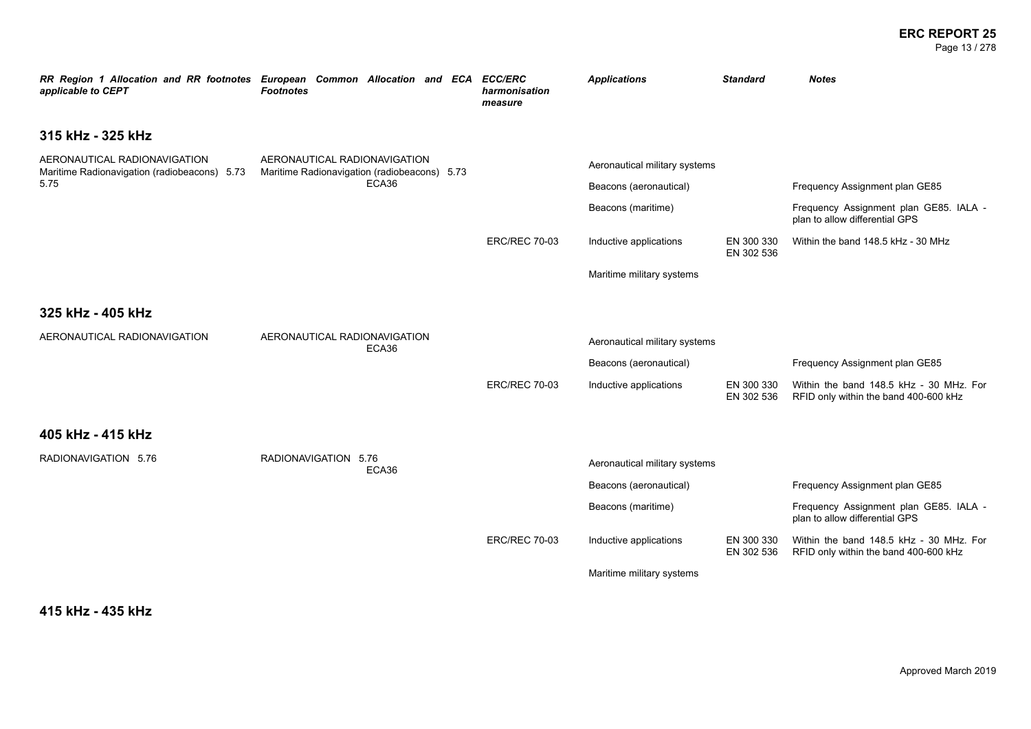| RR Region 1 Allocation and RR footnotes applicable to CEPT | European Common Allocation and ECA Footnotes | ECC/ERC harmonisation measure | Applications | Standard | Notes |
|---|---|---|---|---|---|

## 315 kHz - 325 kHz

| RR Region 1 Allocation and RR footnotes applicable to CEPT | European Common Allocation and ECA Footnotes | ECC/ERC harmonisation measure | Applications | Standard | Notes |
|---|---|---|---|---|---|
| AERONAUTICAL RADIONAVIGATION Maritime Radionavigation (radiobeacons) 5.73 5.75 | AERONAUTICAL RADIONAVIGATION Maritime Radionavigation (radiobeacons) 5.73 ECA36 | | Aeronautical military systems | | |
| | | | Beacons (aeronautical) | | Frequency Assignment plan GE85 |
| | | | Beacons (maritime) | | Frequency Assignment plan GE85. IALA - plan to allow differential GPS |
| | | ERC/REC 70-03 | Inductive applications | EN 300 330 EN 302 536 | Within the band 148.5 kHz - 30 MHz |
| | | | Maritime military systems | | |

## 325 kHz - 405 kHz

| RR Region 1 Allocation and RR footnotes applicable to CEPT | European Common Allocation and ECA Footnotes | ECC/ERC harmonisation measure | Applications | Standard | Notes |
|---|---|---|---|---|---|
| AERONAUTICAL RADIONAVIGATION | AERONAUTICAL RADIONAVIGATION ECA36 | | Aeronautical military systems | | |
| | | | Beacons (aeronautical) | | Frequency Assignment plan GE85 |
| | | ERC/REC 70-03 | Inductive applications | EN 300 330 EN 302 536 | Within the band 148.5 kHz - 30 MHz. For RFID only within the band 400-600 kHz |

## 405 kHz - 415 kHz

| RR Region 1 Allocation and RR footnotes applicable to CEPT | European Common Allocation and ECA Footnotes | ECC/ERC harmonisation measure | Applications | Standard | Notes |
|---|---|---|---|---|---|
| RADIONAVIGATION 5.76 | RADIONAVIGATION 5.76 ECA36 | | Aeronautical military systems | | |
| | | | Beacons (aeronautical) | | Frequency Assignment plan GE85 |
| | | | Beacons (maritime) | | Frequency Assignment plan GE85. IALA - plan to allow differential GPS |
| | | ERC/REC 70-03 | Inductive applications | EN 300 330 EN 302 536 | Within the band 148.5 kHz - 30 MHz. For RFID only within the band 400-600 kHz |
| | | | Maritime military systems | | |

## 415 kHz - 435 kHz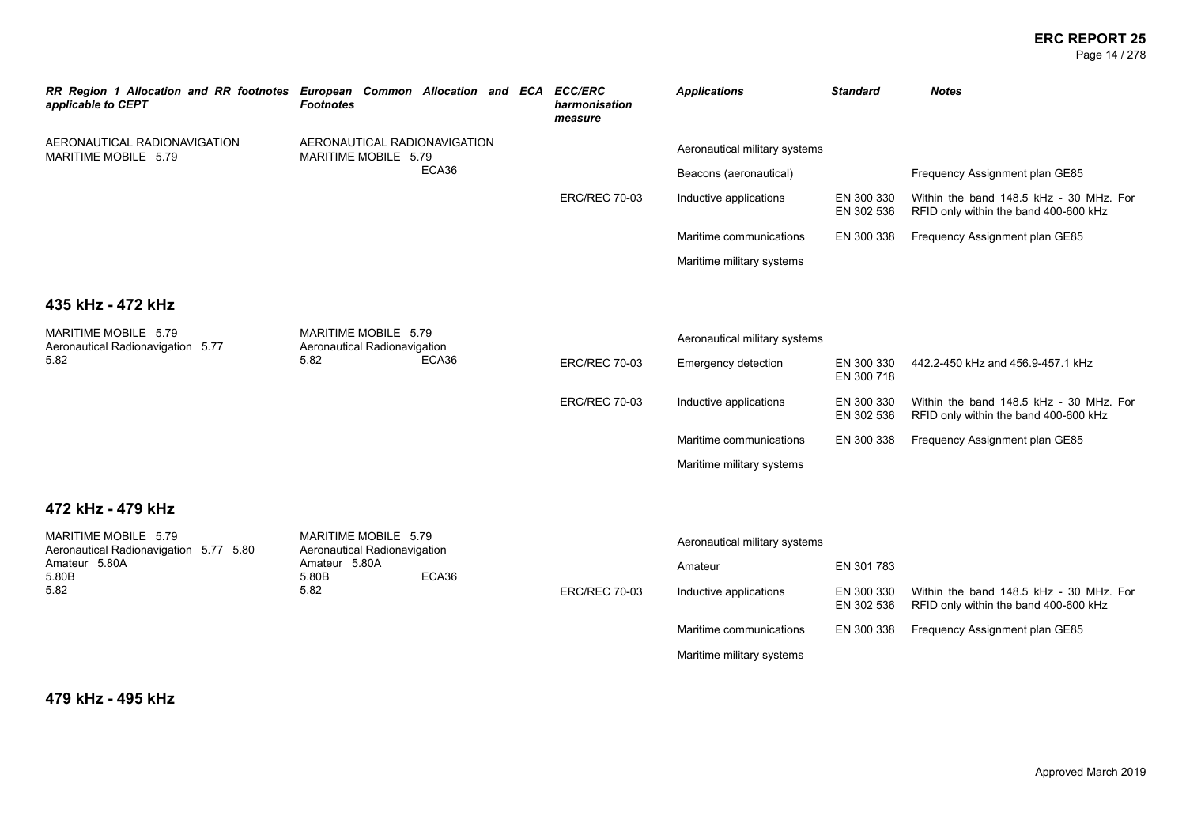| *RR Region 1 Allocation and RR footnotes applicable to CEPT* | *European Common Allocation and ECA Footnotes* | *ECC/ERC harmonisation measure* | *Applications* | *Standard* | *Notes* |
|---|---|---|---|---|---|
| AERONAUTICAL RADIONAVIGATION<br>MARITIME MOBILE 5.79 | AERONAUTICAL RADIONAVIGATION<br>MARITIME MOBILE 5.79<br>ECA36 | | Aeronautical military systems | | |
| | | | Beacons (aeronautical) | | Frequency Assignment plan GE85 |
| | | ERC/REC 70-03 | Inductive applications | EN 300 330<br>EN 302 536 | Within the band 148.5 kHz - 30 MHz. For RFID only within the band 400-600 kHz |
| | | | Maritime communications | EN 300 338 | Frequency Assignment plan GE85 |
| | | | Maritime military systems | | |

## 435 kHz - 472 kHz

| *RR Region 1 Allocation and RR footnotes applicable to CEPT* | *European Common Allocation and ECA Footnotes* | *ECC/ERC harmonisation measure* | *Applications* | *Standard* | *Notes* |
|---|---|---|---|---|---|
| MARITIME MOBILE 5.79<br>Aeronautical Radionavigation 5.77<br>5.82 | MARITIME MOBILE 5.79<br>Aeronautical Radionavigation<br>5.82 ECA36 | | Aeronautical military systems | | |
| | | ERC/REC 70-03 | Emergency detection | EN 300 330<br>EN 300 718 | 442.2-450 kHz and 456.9-457.1 kHz |
| | | ERC/REC 70-03 | Inductive applications | EN 300 330<br>EN 302 536 | Within the band 148.5 kHz - 30 MHz. For RFID only within the band 400-600 kHz |
| | | | Maritime communications | EN 300 338 | Frequency Assignment plan GE85 |
| | | | Maritime military systems | | |

## 472 kHz - 479 kHz

| *RR Region 1 Allocation and RR footnotes applicable to CEPT* | *European Common Allocation and ECA Footnotes* | *ECC/ERC harmonisation measure* | *Applications* | *Standard* | *Notes* |
|---|---|---|---|---|---|
| MARITIME MOBILE 5.79<br>Aeronautical Radionavigation 5.77 5.80<br>Amateur 5.80A<br>5.80B<br>5.82 | MARITIME MOBILE 5.79<br>Aeronautical Radionavigation<br>Amateur 5.80A<br>5.80B ECA36<br>5.82 | | Aeronautical military systems | | |
| | | | Amateur | EN 301 783 | |
| | | ERC/REC 70-03 | Inductive applications | EN 300 330<br>EN 302 536 | Within the band 148.5 kHz - 30 MHz. For RFID only within the band 400-600 kHz |
| | | | Maritime communications | EN 300 338 | Frequency Assignment plan GE85 |
| | | | Maritime military systems | | |

## 479 kHz - 495 kHz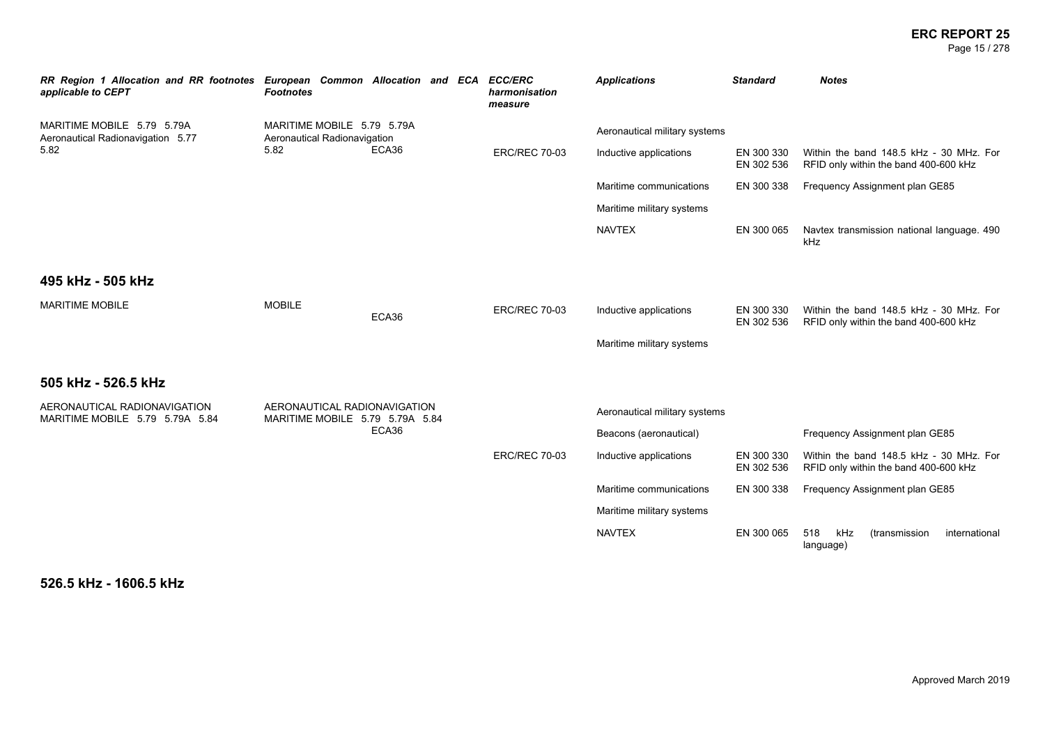| RR Region 1 Allocation and RR footnotes applicable to CEPT | European Common Allocation and ECA Footnotes | ECC/ERC harmonisation measure | Applications | Standard | Notes |
|---|---|---|---|---|---|
| MARITIME MOBILE 5.79 5.79A Aeronautical Radionavigation 5.77 5.82 | MARITIME MOBILE 5.79 5.79A Aeronautical Radionavigation 5.82 ECA36 | | Aeronautical military systems | | |
| | | ERC/REC 70-03 | Inductive applications | EN 300 330 EN 302 536 | Within the band 148.5 kHz - 30 MHz. For RFID only within the band 400-600 kHz |
| | | | Maritime communications | EN 300 338 | Frequency Assignment plan GE85 |
| | | | Maritime military systems | | |
| | | | NAVTEX | EN 300 065 | Navtex transmission national language. 490 kHz |

## 495 kHz - 505 kHz

| RR Region 1 Allocation and RR footnotes applicable to CEPT | European Common Allocation and ECA Footnotes | ECC/ERC harmonisation measure | Applications | Standard | Notes |
|---|---|---|---|---|---|
| MARITIME MOBILE | MOBILE ECA36 | ERC/REC 70-03 | Inductive applications | EN 300 330 EN 302 536 | Within the band 148.5 kHz - 30 MHz. For RFID only within the band 400-600 kHz |
| | | | Maritime military systems | | |

## 505 kHz - 526.5 kHz

| RR Region 1 Allocation and RR footnotes applicable to CEPT | European Common Allocation and ECA Footnotes | ECC/ERC harmonisation measure | Applications | Standard | Notes |
|---|---|---|---|---|---|
| AERONAUTICAL RADIONAVIGATION MARITIME MOBILE 5.79 5.79A 5.84 | AERONAUTICAL RADIONAVIGATION MARITIME MOBILE 5.79 5.79A 5.84 ECA36 | | Aeronautical military systems | | |
| | | | Beacons (aeronautical) | | Frequency Assignment plan GE85 |
| | | ERC/REC 70-03 | Inductive applications | EN 300 330 EN 302 536 | Within the band 148.5 kHz - 30 MHz. For RFID only within the band 400-600 kHz |
| | | | Maritime communications | EN 300 338 | Frequency Assignment plan GE85 |
| | | | Maritime military systems | | |
| | | | NAVTEX | EN 300 065 | 518 kHz (transmission international language) |

## 526.5 kHz - 1606.5 kHz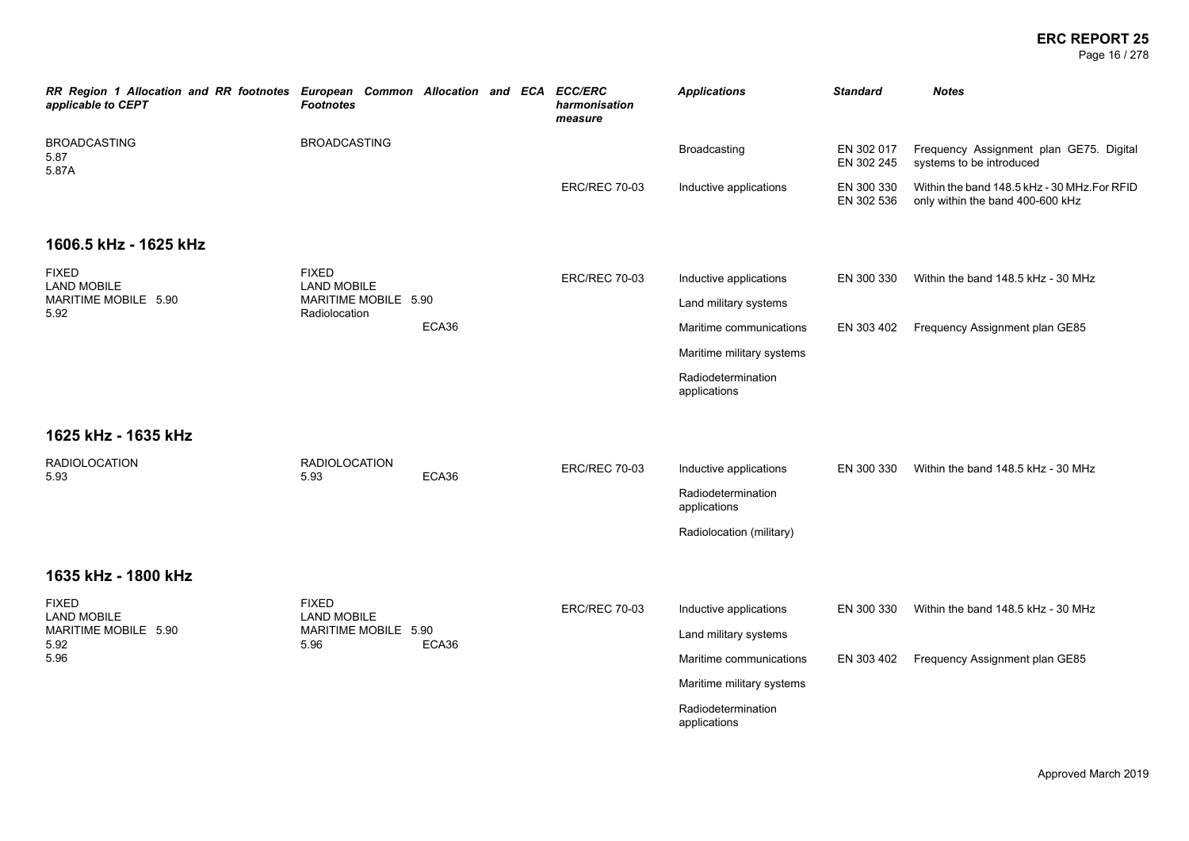| RR Region 1 Allocation and RR footnotes applicable to CEPT | European Common Allocation and ECA Footnotes | ECC/ERC harmonisation measure | Applications | Standard | Notes |
|---|---|---|---|---|---|
| BROADCASTING 5.87 5.87A | BROADCASTING | | Broadcasting | EN 302 017 EN 302 245 | Frequency Assignment plan GE75. Digital systems to be introduced |
| | | ERC/REC 70-03 | Inductive applications | EN 300 330 EN 302 536 | Within the band 148.5 kHz - 30 MHz. For RFID only within the band 400-600 kHz |

## 1606.5 kHz - 1625 kHz

| RR Region 1 Allocation and RR footnotes applicable to CEPT | European Common Allocation and ECA Footnotes | ECC/ERC harmonisation measure | Applications | Standard | Notes |
|---|---|---|---|---|---|
| FIXED LAND MOBILE MARITIME MOBILE 5.90 5.92 | FIXED LAND MOBILE MARITIME MOBILE 5.90 Radiolocation ECA36 | ERC/REC 70-03 | Inductive applications | EN 300 330 | Within the band 148.5 kHz - 30 MHz |
| | | | Land military systems | | |
| | | | Maritime communications | EN 303 402 | Frequency Assignment plan GE85 |
| | | | Maritime military systems | | |
| | | | Radiodetermination applications | | |

## 1625 kHz - 1635 kHz

| RR Region 1 Allocation and RR footnotes applicable to CEPT | European Common Allocation and ECA Footnotes | ECC/ERC harmonisation measure | Applications | Standard | Notes |
|---|---|---|---|---|---|
| RADIOLOCATION 5.93 | RADIOLOCATION 5.93 ECA36 | ERC/REC 70-03 | Inductive applications | EN 300 330 | Within the band 148.5 kHz - 30 MHz |
| | | | Radiodetermination applications | | |
| | | | Radiolocation (military) | | |

## 1635 kHz - 1800 kHz

| RR Region 1 Allocation and RR footnotes applicable to CEPT | European Common Allocation and ECA Footnotes | ECC/ERC harmonisation measure | Applications | Standard | Notes |
|---|---|---|---|---|---|
| FIXED LAND MOBILE MARITIME MOBILE 5.90 5.92 5.96 | FIXED LAND MOBILE MARITIME MOBILE 5.90 5.96 ECA36 | ERC/REC 70-03 | Inductive applications | EN 300 330 | Within the band 148.5 kHz - 30 MHz |
| | | | Land military systems | | |
| | | | Maritime communications | EN 303 402 | Frequency Assignment plan GE85 |
| | | | Maritime military systems | | |
| | | | Radiodetermination applications | | |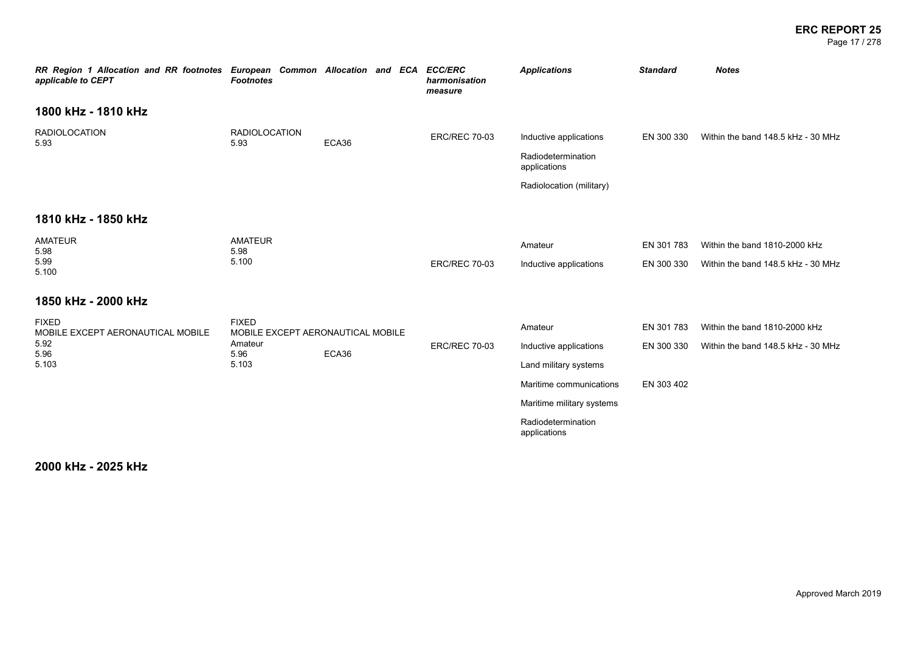| RR Region 1 Allocation and RR footnotes applicable to CEPT | European Common Allocation and ECA Footnotes | | ECC/ERC harmonisation measure | Applications | Standard | Notes |
|---|---|---|---|---|---|---|
| **1800 kHz - 1810 kHz** | | | | | | |
| RADIOLOCATION<br>5.93 | RADIOLOCATION<br>5.93 | ECA36 | ERC/REC 70-03 | Inductive applications | EN 300 330 | Within the band 148.5 kHz - 30 MHz |
| | | | | Radiodetermination applications | | |
| | | | | Radiolocation (military) | | |
| **1810 kHz - 1850 kHz** | | | | | | |
| AMATEUR<br>5.98<br>5.99<br>5.100 | AMATEUR<br>5.98<br>5.100 | | | Amateur | EN 301 783 | Within the band 1810-2000 kHz |
| | | | ERC/REC 70-03 | Inductive applications | EN 300 330 | Within the band 148.5 kHz - 30 MHz |
| **1850 kHz - 2000 kHz** | | | | | | |
| FIXED<br>MOBILE EXCEPT AERONAUTICAL MOBILE<br>5.92<br>5.96<br>5.103 | FIXED<br>MOBILE EXCEPT AERONAUTICAL MOBILE<br>Amateur<br>5.96<br>5.103 | ECA36 | | Amateur | EN 301 783 | Within the band 1810-2000 kHz |
| | | | ERC/REC 70-03 | Inductive applications | EN 300 330 | Within the band 148.5 kHz - 30 MHz |
| | | | | Land military systems | | |
| | | | | Maritime communications | EN 303 402 | |
| | | | | Maritime military systems | | |
| | | | | Radiodetermination applications | | |

## 2000 kHz - 2025 kHz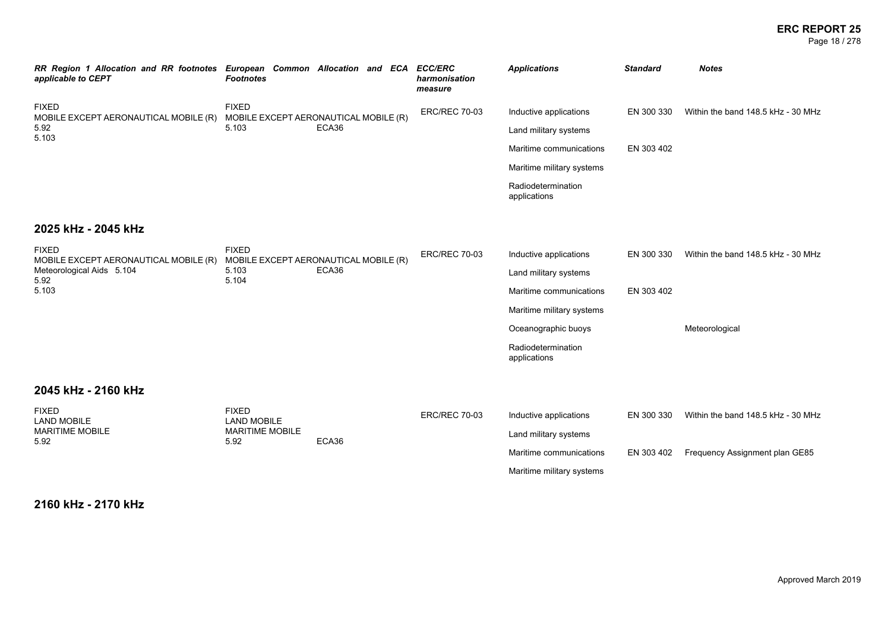| RR Region 1 Allocation and RR footnotes applicable to CEPT | European Common Allocation and ECA Footnotes | ECC/ERC harmonisation measure | Applications | Standard | Notes |
|---|---|---|---|---|---|
| FIXED<br>MOBILE EXCEPT AERONAUTICAL MOBILE (R)<br>5.92<br>5.103 | FIXED<br>MOBILE EXCEPT AERONAUTICAL MOBILE (R)<br>5.103 ECA36 | ERC/REC 70-03 | Inductive applications | EN 300 330 | Within the band 148.5 kHz - 30 MHz |
| | | | Land military systems | | |
| | | | Maritime communications | EN 303 402 | |
| | | | Maritime military systems | | |
| | | | Radiodetermination applications | | |

## 2025 kHz - 2045 kHz

| RR Region 1 Allocation and RR footnotes applicable to CEPT | European Common Allocation and ECA Footnotes | ECC/ERC harmonisation measure | Applications | Standard | Notes |
|---|---|---|---|---|---|
| FIXED<br>MOBILE EXCEPT AERONAUTICAL MOBILE (R)<br>Meteorological Aids 5.104<br>5.92<br>5.103 | FIXED<br>MOBILE EXCEPT AERONAUTICAL MOBILE (R)<br>5.103 ECA36<br>5.104 | ERC/REC 70-03 | Inductive applications | EN 300 330 | Within the band 148.5 kHz - 30 MHz |
| | | | Land military systems | | |
| | | | Maritime communications | EN 303 402 | |
| | | | Maritime military systems | | |
| | | | Oceanographic buoys | | Meteorological |
| | | | Radiodetermination applications | | |

## 2045 kHz - 2160 kHz

| RR Region 1 Allocation and RR footnotes applicable to CEPT | European Common Allocation and ECA Footnotes | ECC/ERC harmonisation measure | Applications | Standard | Notes |
|---|---|---|---|---|---|
| FIXED<br>LAND MOBILE<br>MARITIME MOBILE<br>5.92 | FIXED<br>LAND MOBILE<br>MARITIME MOBILE<br>5.92 ECA36 | ERC/REC 70-03 | Inductive applications | EN 300 330 | Within the band 148.5 kHz - 30 MHz |
| | | | Land military systems | | |
| | | | Maritime communications | EN 303 402 | Frequency Assignment plan GE85 |
| | | | Maritime military systems | | |

## 2160 kHz - 2170 kHz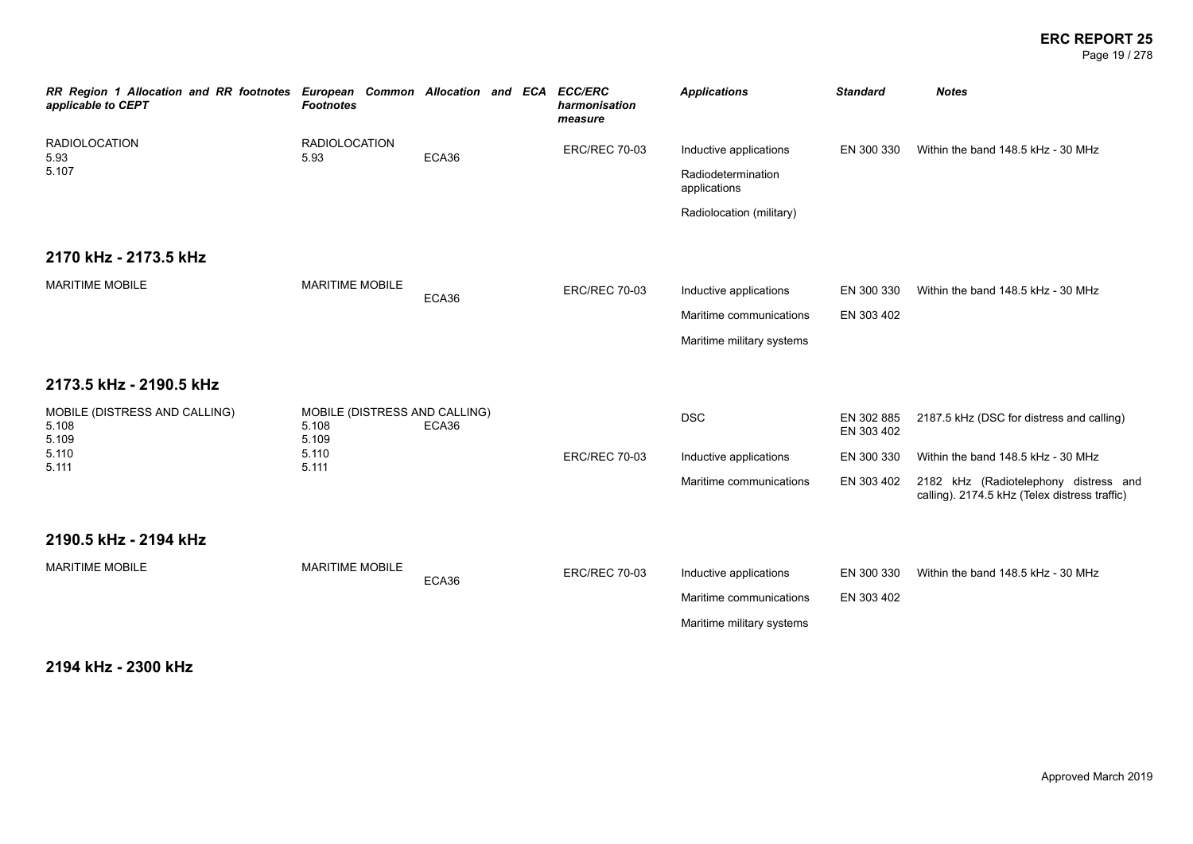| RR Region 1 Allocation and RR footnotes applicable to CEPT | European Common Allocation and ECA Footnotes | | ECC/ERC harmonisation measure | Applications | Standard | Notes |
|---|---|---|---|---|---|---|
| RADIOLOCATION 5.93 5.107 | RADIOLOCATION 5.93 | ECA36 | ERC/REC 70-03 | Inductive applications | EN 300 330 | Within the band 148.5 kHz - 30 MHz |
| | | | | Radiodetermination applications | | |
| | | | | Radiolocation (military) | | |

## 2170 kHz - 2173.5 kHz

| RR Region 1 Allocation and RR footnotes applicable to CEPT | European Common Allocation and ECA Footnotes | | ECC/ERC harmonisation measure | Applications | Standard | Notes |
|---|---|---|---|---|---|---|
| MARITIME MOBILE | MARITIME MOBILE | ECA36 | ERC/REC 70-03 | Inductive applications | EN 300 330 | Within the band 148.5 kHz - 30 MHz |
| | | | | Maritime communications | EN 303 402 | |
| | | | | Maritime military systems | | |

## 2173.5 kHz - 2190.5 kHz

| RR Region 1 Allocation and RR footnotes applicable to CEPT | European Common Allocation and ECA Footnotes | | ECC/ERC harmonisation measure | Applications | Standard | Notes |
|---|---|---|---|---|---|---|
| MOBILE (DISTRESS AND CALLING) 5.108 5.109 5.110 5.111 | MOBILE (DISTRESS AND CALLING) 5.108 5.109 5.110 5.111 | ECA36 | | DSC | EN 302 885 EN 303 402 | 2187.5 kHz (DSC for distress and calling) |
| | | | ERC/REC 70-03 | Inductive applications | EN 300 330 | Within the band 148.5 kHz - 30 MHz |
| | | | | Maritime communications | EN 303 402 | 2182 kHz (Radiotelephony distress and calling). 2174.5 kHz (Telex distress traffic) |

## 2190.5 kHz - 2194 kHz

| RR Region 1 Allocation and RR footnotes applicable to CEPT | European Common Allocation and ECA Footnotes | | ECC/ERC harmonisation measure | Applications | Standard | Notes |
|---|---|---|---|---|---|---|
| MARITIME MOBILE | MARITIME MOBILE | ECA36 | ERC/REC 70-03 | Inductive applications | EN 300 330 | Within the band 148.5 kHz - 30 MHz |
| | | | | Maritime communications | EN 303 402 | |
| | | | | Maritime military systems | | |

## 2194 kHz - 2300 kHz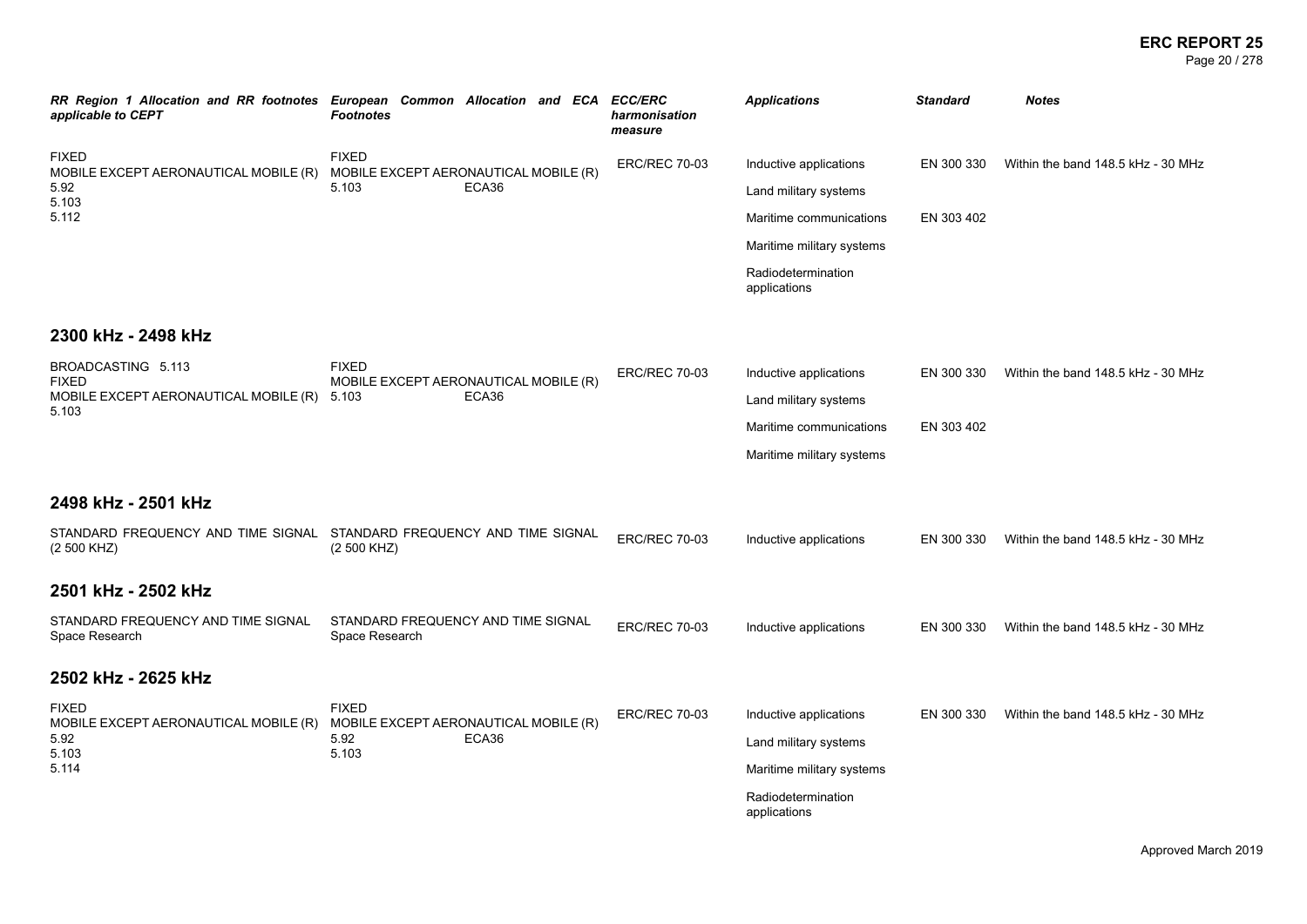| RR Region 1 Allocation and RR footnotes applicable to CEPT | European Common Allocation and ECA Footnotes | ECC/ERC harmonisation measure | Applications | Standard | Notes |
|---|---|---|---|---|---|
| FIXED<br>MOBILE EXCEPT AERONAUTICAL MOBILE (R)<br>5.92<br>5.103<br>5.112 | FIXED<br>MOBILE EXCEPT AERONAUTICAL MOBILE (R)<br>5.103 ECA36 | ERC/REC 70-03 | Inductive applications | EN 300 330 | Within the band 148.5 kHz - 30 MHz |
| | | | Land military systems | | |
| | | | Maritime communications | EN 303 402 | |
| | | | Maritime military systems | | |
| | | | Radiodetermination applications | | |

## 2300 kHz - 2498 kHz

| RR Region 1 Allocation and RR footnotes applicable to CEPT | European Common Allocation and ECA Footnotes | ECC/ERC harmonisation measure | Applications | Standard | Notes |
|---|---|---|---|---|---|
| BROADCASTING 5.113<br>FIXED<br>MOBILE EXCEPT AERONAUTICAL MOBILE (R)<br>5.103 | FIXED<br>MOBILE EXCEPT AERONAUTICAL MOBILE (R)<br>5.103 ECA36 | ERC/REC 70-03 | Inductive applications | EN 300 330 | Within the band 148.5 kHz - 30 MHz |
| | | | Land military systems | | |
| | | | Maritime communications | EN 303 402 | |
| | | | Maritime military systems | | |

## 2498 kHz - 2501 kHz

| RR Region 1 Allocation and RR footnotes applicable to CEPT | European Common Allocation and ECA Footnotes | ECC/ERC harmonisation measure | Applications | Standard | Notes |
|---|---|---|---|---|---|
| STANDARD FREQUENCY AND TIME SIGNAL (2 500 KHZ) | STANDARD FREQUENCY AND TIME SIGNAL (2 500 KHZ) | ERC/REC 70-03 | Inductive applications | EN 300 330 | Within the band 148.5 kHz - 30 MHz |

## 2501 kHz - 2502 kHz

| RR Region 1 Allocation and RR footnotes applicable to CEPT | European Common Allocation and ECA Footnotes | ECC/ERC harmonisation measure | Applications | Standard | Notes |
|---|---|---|---|---|---|
| STANDARD FREQUENCY AND TIME SIGNAL<br>Space Research | STANDARD FREQUENCY AND TIME SIGNAL<br>Space Research | ERC/REC 70-03 | Inductive applications | EN 300 330 | Within the band 148.5 kHz - 30 MHz |

## 2502 kHz - 2625 kHz

| RR Region 1 Allocation and RR footnotes applicable to CEPT | European Common Allocation and ECA Footnotes | ECC/ERC harmonisation measure | Applications | Standard | Notes |
|---|---|---|---|---|---|
| FIXED<br>MOBILE EXCEPT AERONAUTICAL MOBILE (R)<br>5.92<br>5.103<br>5.114 | FIXED<br>MOBILE EXCEPT AERONAUTICAL MOBILE (R)<br>5.92 ECA36<br>5.103 | ERC/REC 70-03 | Inductive applications | EN 300 330 | Within the band 148.5 kHz - 30 MHz |
| | | | Land military systems | | |
| | | | Maritime military systems | | |
| | | | Radiodetermination applications | | |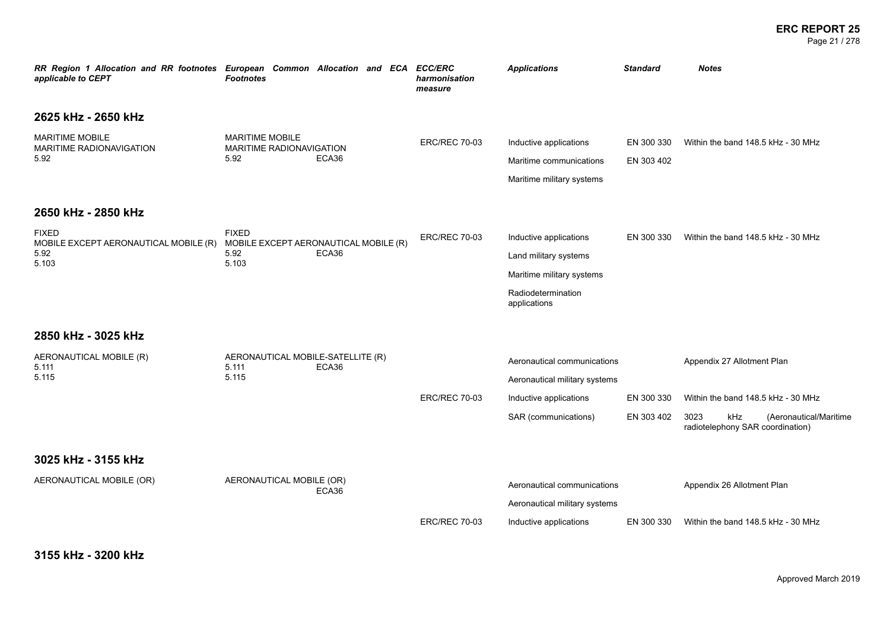| RR Region 1 Allocation and RR footnotes applicable to CEPT | European Common Allocation and ECA Footnotes | ECC/ERC harmonisation measure | Applications | Standard | Notes |
|---|---|---|---|---|---|

## 2625 kHz - 2650 kHz

| RR Region 1 Allocation and RR footnotes applicable to CEPT | European Common Allocation and ECA Footnotes | ECC/ERC harmonisation measure | Applications | Standard | Notes |
|---|---|---|---|---|---|
| MARITIME MOBILE<br>MARITIME RADIONAVIGATION<br>5.92 | MARITIME MOBILE<br>MARITIME RADIONAVIGATION<br>5.92 ECA36 | ERC/REC 70-03 | Inductive applications | EN 300 330 | Within the band 148.5 kHz - 30 MHz |
| | | | Maritime communications | EN 303 402 | |
| | | | Maritime military systems | | |

## 2650 kHz - 2850 kHz

| RR Region 1 Allocation and RR footnotes applicable to CEPT | European Common Allocation and ECA Footnotes | ECC/ERC harmonisation measure | Applications | Standard | Notes |
|---|---|---|---|---|---|
| FIXED<br>MOBILE EXCEPT AERONAUTICAL MOBILE (R)<br>5.92<br>5.103 | FIXED<br>MOBILE EXCEPT AERONAUTICAL MOBILE (R)<br>5.92 ECA36<br>5.103 | ERC/REC 70-03 | Inductive applications | EN 300 330 | Within the band 148.5 kHz - 30 MHz |
| | | | Land military systems | | |
| | | | Maritime military systems | | |
| | | | Radiodetermination applications | | |

## 2850 kHz - 3025 kHz

| RR Region 1 Allocation and RR footnotes applicable to CEPT | European Common Allocation and ECA Footnotes | ECC/ERC harmonisation measure | Applications | Standard | Notes |
|---|---|---|---|---|---|
| AERONAUTICAL MOBILE (R)<br>5.111<br>5.115 | AERONAUTICAL MOBILE-SATELLITE (R)<br>5.111 ECA36<br>5.115 | | Aeronautical communications | | Appendix 27 Allotment Plan |
| | | | Aeronautical military systems | | |
| | | ERC/REC 70-03 | Inductive applications | EN 300 330 | Within the band 148.5 kHz - 30 MHz |
| | | | SAR (communications) | EN 303 402 | 3023 kHz (Aeronautical/Maritime radiotelephony SAR coordination) |

## 3025 kHz - 3155 kHz

| RR Region 1 Allocation and RR footnotes applicable to CEPT | European Common Allocation and ECA Footnotes | ECC/ERC harmonisation measure | Applications | Standard | Notes |
|---|---|---|---|---|---|
| AERONAUTICAL MOBILE (OR) | AERONAUTICAL MOBILE (OR)<br>ECA36 | | Aeronautical communications | | Appendix 26 Allotment Plan |
| | | | Aeronautical military systems | | |
| | | ERC/REC 70-03 | Inductive applications | EN 300 330 | Within the band 148.5 kHz - 30 MHz |

## 3155 kHz - 3200 kHz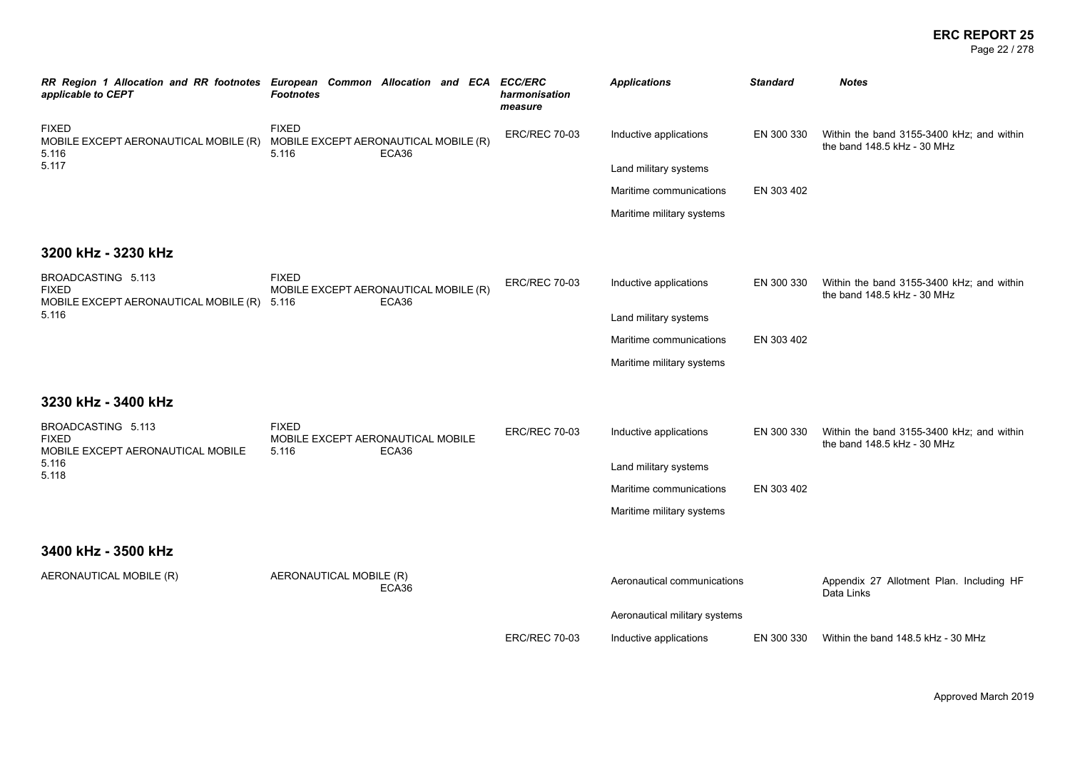| RR Region 1 Allocation and RR footnotes applicable to CEPT | European Common Allocation and ECA Footnotes | ECC/ERC harmonisation measure | Applications | Standard | Notes |
|---|---|---|---|---|---|
| FIXED<br>MOBILE EXCEPT AERONAUTICAL MOBILE (R)<br>5.116<br>5.117 | FIXED<br>MOBILE EXCEPT AERONAUTICAL MOBILE (R)<br>5.116 ECA36 | ERC/REC 70-03 | Inductive applications | EN 300 330 | Within the band 3155-3400 kHz; and within the band 148.5 kHz - 30 MHz |
| | | | Land military systems | | |
| | | | Maritime communications | EN 303 402 | |
| | | | Maritime military systems | | |

## 3200 kHz - 3230 kHz

| RR Region 1 Allocation and RR footnotes applicable to CEPT | European Common Allocation and ECA Footnotes | ECC/ERC harmonisation measure | Applications | Standard | Notes |
|---|---|---|---|---|---|
| BROADCASTING 5.113<br>FIXED<br>MOBILE EXCEPT AERONAUTICAL MOBILE (R)<br>5.116 | FIXED<br>MOBILE EXCEPT AERONAUTICAL MOBILE (R)<br>5.116 ECA36 | ERC/REC 70-03 | Inductive applications | EN 300 330 | Within the band 3155-3400 kHz; and within the band 148.5 kHz - 30 MHz |
| | | | Land military systems | | |
| | | | Maritime communications | EN 303 402 | |
| | | | Maritime military systems | | |

## 3230 kHz - 3400 kHz

| RR Region 1 Allocation and RR footnotes applicable to CEPT | European Common Allocation and ECA Footnotes | ECC/ERC harmonisation measure | Applications | Standard | Notes |
|---|---|---|---|---|---|
| BROADCASTING 5.113<br>FIXED<br>MOBILE EXCEPT AERONAUTICAL MOBILE<br>5.116<br>5.118 | FIXED<br>MOBILE EXCEPT AERONAUTICAL MOBILE<br>5.116 ECA36 | ERC/REC 70-03 | Inductive applications | EN 300 330 | Within the band 3155-3400 kHz; and within the band 148.5 kHz - 30 MHz |
| | | | Land military systems | | |
| | | | Maritime communications | EN 303 402 | |
| | | | Maritime military systems | | |

## 3400 kHz - 3500 kHz

| RR Region 1 Allocation and RR footnotes applicable to CEPT | European Common Allocation and ECA Footnotes | ECC/ERC harmonisation measure | Applications | Standard | Notes |
|---|---|---|---|---|---|
| AERONAUTICAL MOBILE (R) | AERONAUTICAL MOBILE (R)<br>ECA36 | | Aeronautical communications | | Appendix 27 Allotment Plan. Including HF Data Links |
| | | | Aeronautical military systems | | |
| | | ERC/REC 70-03 | Inductive applications | EN 300 330 | Within the band 148.5 kHz - 30 MHz |

Approved March 2019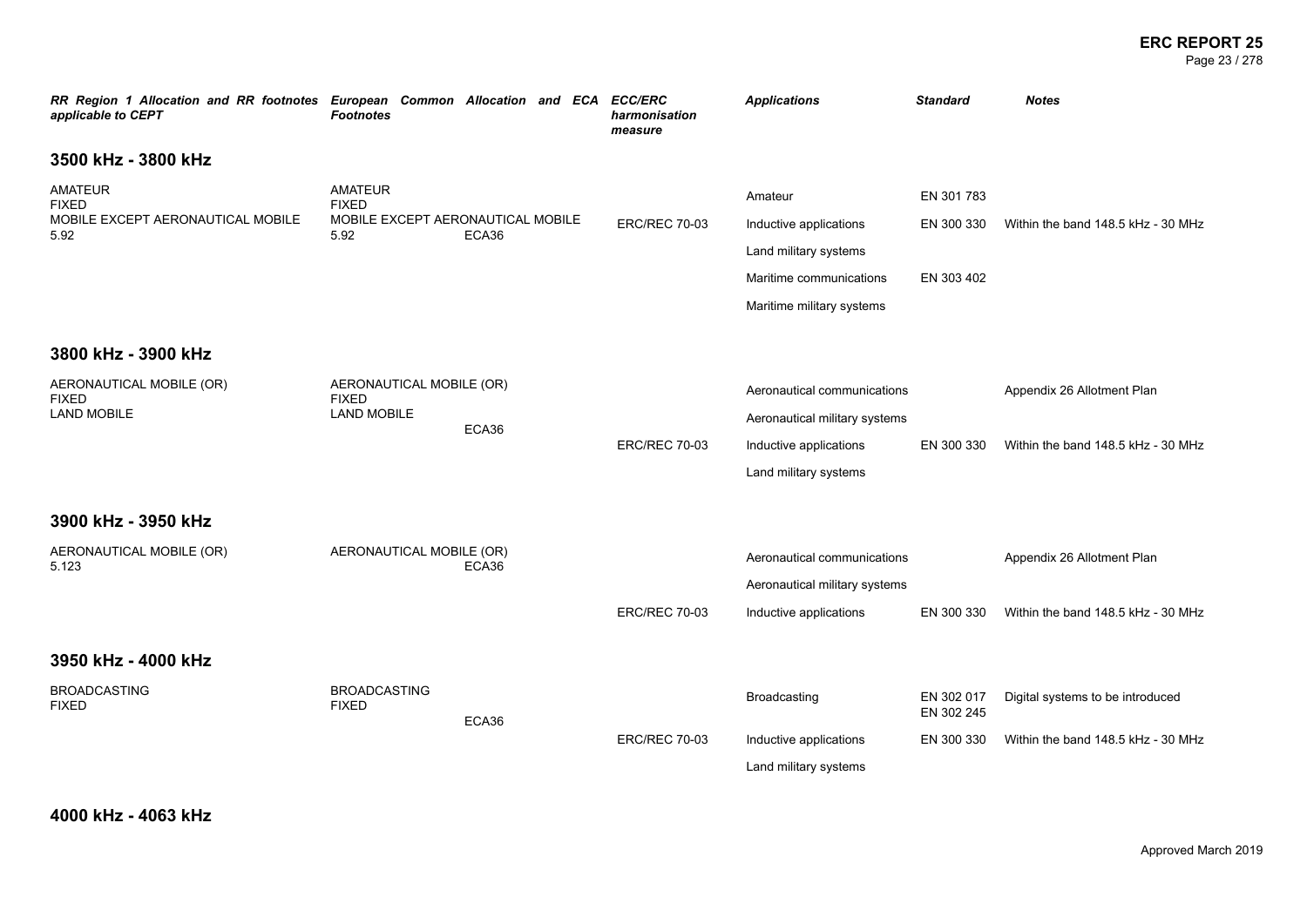| RR Region 1 Allocation and RR footnotes applicable to CEPT | European Common Allocation and ECA Footnotes | ECC/ERC harmonisation measure | Applications | Standard | Notes |
|---|---|---|---|---|---|
| **3500 kHz - 3800 kHz** | | | | | |
| AMATEUR<br>FIXED<br>MOBILE EXCEPT AERONAUTICAL MOBILE<br>5.92 | AMATEUR<br>FIXED<br>MOBILE EXCEPT AERONAUTICAL MOBILE<br>5.92 ECA36 | | Amateur | EN 301 783 | |
| | | ERC/REC 70-03 | Inductive applications | EN 300 330 | Within the band 148.5 kHz - 30 MHz |
| | | | Land military systems | | |
| | | | Maritime communications | EN 303 402 | |
| | | | Maritime military systems | | |
| **3800 kHz - 3900 kHz** | | | | | |
| AERONAUTICAL MOBILE (OR)<br>FIXED<br>LAND MOBILE | AERONAUTICAL MOBILE (OR)<br>FIXED<br>LAND MOBILE<br>ECA36 | | Aeronautical communications | | Appendix 26 Allotment Plan |
| | | | Aeronautical military systems | | |
| | | ERC/REC 70-03 | Inductive applications | EN 300 330 | Within the band 148.5 kHz - 30 MHz |
| | | | Land military systems | | |
| **3900 kHz - 3950 kHz** | | | | | |
| AERONAUTICAL MOBILE (OR)<br>5.123 | AERONAUTICAL MOBILE (OR)<br>ECA36 | | Aeronautical communications | | Appendix 26 Allotment Plan |
| | | | Aeronautical military systems | | |
| | | ERC/REC 70-03 | Inductive applications | EN 300 330 | Within the band 148.5 kHz - 30 MHz |
| **3950 kHz - 4000 kHz** | | | | | |
| BROADCASTING<br>FIXED | BROADCASTING<br>FIXED<br>ECA36 | | Broadcasting | EN 302 017<br>EN 302 245 | Digital systems to be introduced |
| | | ERC/REC 70-03 | Inductive applications | EN 300 330 | Within the band 148.5 kHz - 30 MHz |
| | | | Land military systems | | |
| **4000 kHz - 4063 kHz** | | | | | |

Approved March 2019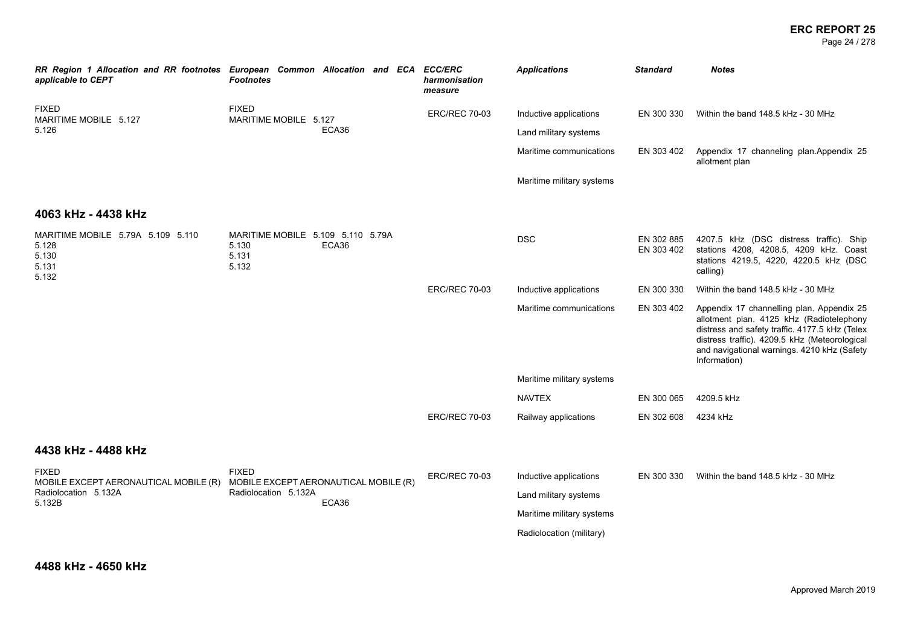| RR Region 1 Allocation and RR footnotes applicable to CEPT | European Common Allocation and ECA Footnotes | ECC/ERC harmonisation measure | Applications | Standard | Notes |
|---|---|---|---|---|---|
| FIXED<br>MARITIME MOBILE 5.127<br>5.126 | FIXED<br>MARITIME MOBILE 5.127<br>ECA36 | ERC/REC 70-03 | Inductive applications | EN 300 330 | Within the band 148.5 kHz - 30 MHz |
| | | | Land military systems | | |
| | | | Maritime communications | EN 303 402 | Appendix 17 channeling plan.Appendix 25 allotment plan |
| | | | Maritime military systems | | |

## 4063 kHz - 4438 kHz

| RR Region 1 Allocation and RR footnotes applicable to CEPT | European Common Allocation and ECA Footnotes | ECC/ERC harmonisation measure | Applications | Standard | Notes |
|---|---|---|---|---|---|
| MARITIME MOBILE 5.79A 5.109 5.110<br>5.128<br>5.130<br>5.131<br>5.132 | MARITIME MOBILE 5.109 5.110 5.79A<br>5.130<br>5.131<br>5.132<br>ECA36 | | DSC | EN 302 885<br>EN 303 402 | 4207.5 kHz (DSC distress traffic). Ship stations 4208, 4208.5, 4209 kHz. Coast stations 4219.5, 4220, 4220.5 kHz (DSC calling) |
| | | ERC/REC 70-03 | Inductive applications | EN 300 330 | Within the band 148.5 kHz - 30 MHz |
| | | | Maritime communications | EN 303 402 | Appendix 17 channelling plan. Appendix 25 allotment plan. 4125 kHz (Radiotelephony distress and safety traffic. 4177.5 kHz (Telex distress traffic). 4209.5 kHz (Meteorological and navigational warnings. 4210 kHz (Safety Information) |
| | | | Maritime military systems | | |
| | | | NAVTEX | EN 300 065 | 4209.5 kHz |
| | | ERC/REC 70-03 | Railway applications | EN 302 608 | 4234 kHz |

## 4438 kHz - 4488 kHz

| RR Region 1 Allocation and RR footnotes applicable to CEPT | European Common Allocation and ECA Footnotes | ECC/ERC harmonisation measure | Applications | Standard | Notes |
|---|---|---|---|---|---|
| FIXED<br>MOBILE EXCEPT AERONAUTICAL MOBILE (R)<br>Radiolocation 5.132A<br>5.132B | FIXED<br>MOBILE EXCEPT AERONAUTICAL MOBILE (R)<br>Radiolocation 5.132A<br>ECA36 | ERC/REC 70-03 | Inductive applications | EN 300 330 | Within the band 148.5 kHz - 30 MHz |
| | | | Land military systems | | |
| | | | Maritime military systems | | |
| | | | Radiolocation (military) | | |

## 4488 kHz - 4650 kHz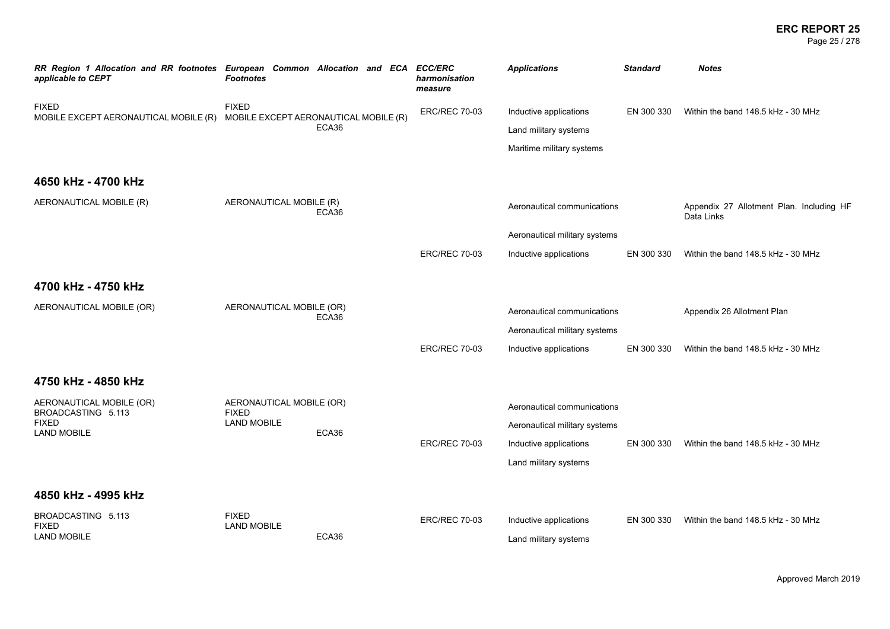| RR Region 1 Allocation and RR footnotes applicable to CEPT | European Common Allocation and ECA Footnotes | ECC/ERC harmonisation measure | Applications | Standard | Notes |
|---|---|---|---|---|---|
| FIXED<br>MOBILE EXCEPT AERONAUTICAL MOBILE (R) | FIXED<br>MOBILE EXCEPT AERONAUTICAL MOBILE (R)<br>ECA36 | ERC/REC 70-03 | Inductive applications | EN 300 330 | Within the band 148.5 kHz - 30 MHz |
| | | | Land military systems | | |
| | | | Maritime military systems | | |

## 4650 kHz - 4700 kHz

| RR Region 1 Allocation and RR footnotes applicable to CEPT | European Common Allocation and ECA Footnotes | ECC/ERC harmonisation measure | Applications | Standard | Notes |
|---|---|---|---|---|---|
| AERONAUTICAL MOBILE (R) | AERONAUTICAL MOBILE (R)<br>ECA36 | | Aeronautical communications | | Appendix 27 Allotment Plan. Including HF Data Links |
| | | | Aeronautical military systems | | |
| | | ERC/REC 70-03 | Inductive applications | EN 300 330 | Within the band 148.5 kHz - 30 MHz |

## 4700 kHz - 4750 kHz

| RR Region 1 Allocation and RR footnotes applicable to CEPT | European Common Allocation and ECA Footnotes | ECC/ERC harmonisation measure | Applications | Standard | Notes |
|---|---|---|---|---|---|
| AERONAUTICAL MOBILE (OR) | AERONAUTICAL MOBILE (OR)<br>ECA36 | | Aeronautical communications | | Appendix 26 Allotment Plan |
| | | | Aeronautical military systems | | |
| | | ERC/REC 70-03 | Inductive applications | EN 300 330 | Within the band 148.5 kHz - 30 MHz |

## 4750 kHz - 4850 kHz

| RR Region 1 Allocation and RR footnotes applicable to CEPT | European Common Allocation and ECA Footnotes | ECC/ERC harmonisation measure | Applications | Standard | Notes |
|---|---|---|---|---|---|
| AERONAUTICAL MOBILE (OR)<br>BROADCASTING 5.113<br>FIXED<br>LAND MOBILE | AERONAUTICAL MOBILE (OR)<br>FIXED<br>LAND MOBILE<br>ECA36 | | Aeronautical communications | | |
| | | | Aeronautical military systems | | |
| | | ERC/REC 70-03 | Inductive applications | EN 300 330 | Within the band 148.5 kHz - 30 MHz |
| | | | Land military systems | | |

## 4850 kHz - 4995 kHz

| RR Region 1 Allocation and RR footnotes applicable to CEPT | European Common Allocation and ECA Footnotes | ECC/ERC harmonisation measure | Applications | Standard | Notes |
|---|---|---|---|---|---|
| BROADCASTING 5.113<br>FIXED<br>LAND MOBILE | FIXED<br>LAND MOBILE<br>ECA36 | ERC/REC 70-03 | Inductive applications | EN 300 330 | Within the band 148.5 kHz - 30 MHz |
| | | | Land military systems | | |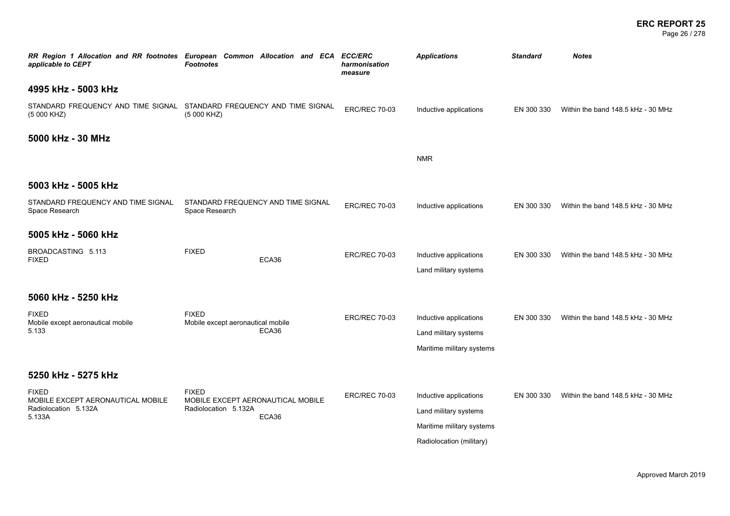| *RR Region 1 Allocation and RR footnotes applicable to CEPT* | *European Common Allocation and ECA Footnotes* | *ECC/ERC harmonisation measure* | *Applications* | *Standard* | *Notes* |
|---|---|---|---|---|---|
| **4995 kHz - 5003 kHz** | | | | | |
| STANDARD FREQUENCY AND TIME SIGNAL (5 000 KHZ) | STANDARD FREQUENCY AND TIME SIGNAL (5 000 KHZ) | ERC/REC 70-03 | Inductive applications | EN 300 330 | Within the band 148.5 kHz - 30 MHz |
| **5000 kHz - 30 MHz** | | | | | |
| | | | NMR | | |
| **5003 kHz - 5005 kHz** | | | | | |
| STANDARD FREQUENCY AND TIME SIGNAL<br>Space Research | STANDARD FREQUENCY AND TIME SIGNAL<br>Space Research | ERC/REC 70-03 | Inductive applications | EN 300 330 | Within the band 148.5 kHz - 30 MHz |
| **5005 kHz - 5060 kHz** | | | | | |
| BROADCASTING 5.113<br>FIXED | FIXED<br>ECA36 | ERC/REC 70-03 | Inductive applications<br>Land military systems | EN 300 330 | Within the band 148.5 kHz - 30 MHz |
| **5060 kHz - 5250 kHz** | | | | | |
| FIXED<br>Mobile except aeronautical mobile<br>5.133 | FIXED<br>Mobile except aeronautical mobile<br>ECA36 | ERC/REC 70-03 | Inductive applications<br>Land military systems<br>Maritime military systems | EN 300 330 | Within the band 148.5 kHz - 30 MHz |
| **5250 kHz - 5275 kHz** | | | | | |
| FIXED<br>MOBILE EXCEPT AERONAUTICAL MOBILE<br>Radiolocation 5.132A<br>5.133A | FIXED<br>MOBILE EXCEPT AERONAUTICAL MOBILE<br>Radiolocation 5.132A<br>ECA36 | ERC/REC 70-03 | Inductive applications<br>Land military systems<br>Maritime military systems<br>Radiolocation (military) | EN 300 330 | Within the band 148.5 kHz - 30 MHz |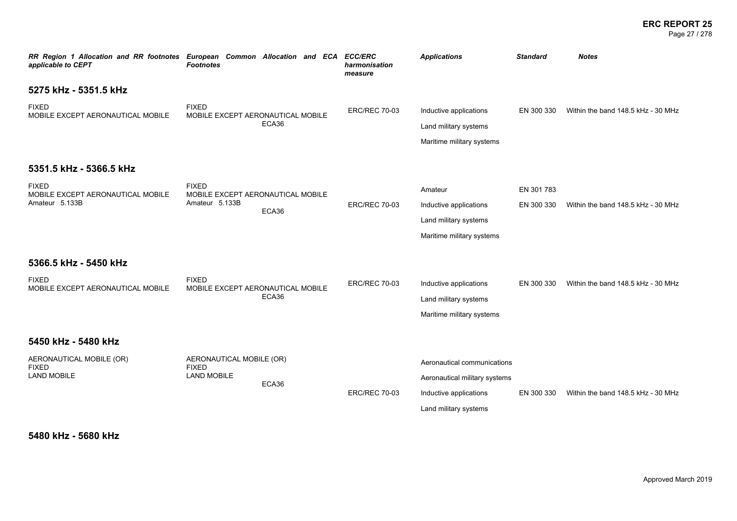| RR Region 1 Allocation and RR footnotes applicable to CEPT | European Common Allocation and ECA Footnotes | ECC/ERC harmonisation measure | Applications | Standard | Notes |
|---|---|---|---|---|---|
| **5275 kHz - 5351.5 kHz** | | | | | |
| FIXED<br>MOBILE EXCEPT AERONAUTICAL MOBILE | FIXED<br>MOBILE EXCEPT AERONAUTICAL MOBILE<br>ECA36 | ERC/REC 70-03 | Inductive applications | EN 300 330 | Within the band 148.5 kHz - 30 MHz |
| | | | Land military systems | | |
| | | | Maritime military systems | | |
| **5351.5 kHz - 5366.5 kHz** | | | | | |
| FIXED<br>MOBILE EXCEPT AERONAUTICAL MOBILE<br>Amateur 5.133B | FIXED<br>MOBILE EXCEPT AERONAUTICAL MOBILE<br>Amateur 5.133B<br>ECA36 | | Amateur | EN 301 783 | |
| | | ERC/REC 70-03 | Inductive applications | EN 300 330 | Within the band 148.5 kHz - 30 MHz |
| | | | Land military systems | | |
| | | | Maritime military systems | | |
| **5366.5 kHz - 5450 kHz** | | | | | |
| FIXED<br>MOBILE EXCEPT AERONAUTICAL MOBILE | FIXED<br>MOBILE EXCEPT AERONAUTICAL MOBILE<br>ECA36 | ERC/REC 70-03 | Inductive applications | EN 300 330 | Within the band 148.5 kHz - 30 MHz |
| | | | Land military systems | | |
| | | | Maritime military systems | | |
| **5450 kHz - 5480 kHz** | | | | | |
| AERONAUTICAL MOBILE (OR)<br>FIXED<br>LAND MOBILE | AERONAUTICAL MOBILE (OR)<br>FIXED<br>LAND MOBILE<br>ECA36 | | Aeronautical communications | | |
| | | | Aeronautical military systems | | |
| | | ERC/REC 70-03 | Inductive applications | EN 300 330 | Within the band 148.5 kHz - 30 MHz |
| | | | Land military systems | | |
| **5480 kHz - 5680 kHz** | | | | | |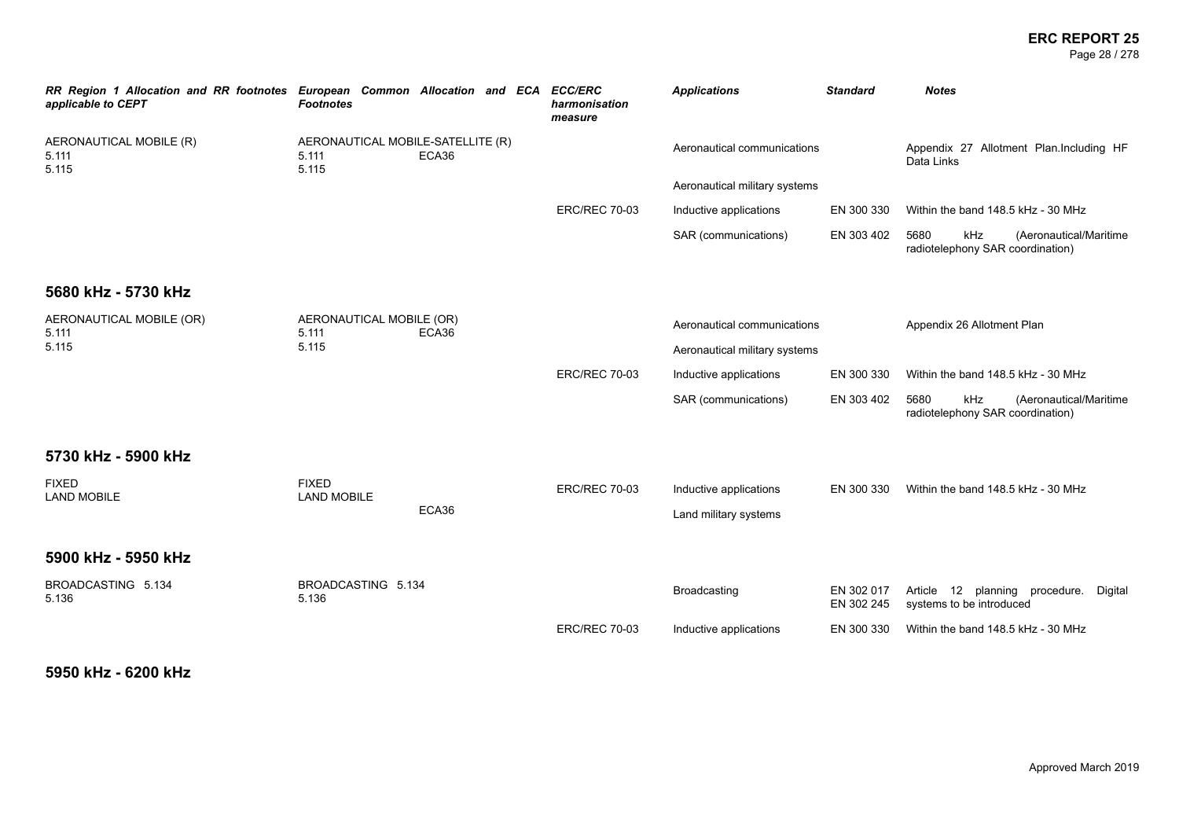| RR Region 1 Allocation and RR footnotes applicable to CEPT | European Common Allocation and ECA Footnotes | ECC/ERC harmonisation measure | Applications | Standard | Notes |
|---|---|---|---|---|---|
| AERONAUTICAL MOBILE (R) 5.111 5.115 | AERONAUTICAL MOBILE-SATELLITE (R) 5.111 5.115 ECA36 | | Aeronautical communications | | Appendix 27 Allotment Plan.Including HF Data Links |
| | | | Aeronautical military systems | | |
| | | ERC/REC 70-03 | Inductive applications | EN 300 330 | Within the band 148.5 kHz - 30 MHz |
| | | | SAR (communications) | EN 303 402 | 5680 kHz (Aeronautical/Maritime radiotelephony SAR coordination) |

## 5680 kHz - 5730 kHz

| RR Region 1 Allocation and RR footnotes applicable to CEPT | European Common Allocation and ECA Footnotes | ECC/ERC harmonisation measure | Applications | Standard | Notes |
|---|---|---|---|---|---|
| AERONAUTICAL MOBILE (OR) 5.111 5.115 | AERONAUTICAL MOBILE (OR) 5.111 5.115 ECA36 | | Aeronautical communications | | Appendix 26 Allotment Plan |
| | | | Aeronautical military systems | | |
| | | ERC/REC 70-03 | Inductive applications | EN 300 330 | Within the band 148.5 kHz - 30 MHz |
| | | | SAR (communications) | EN 303 402 | 5680 kHz (Aeronautical/Maritime radiotelephony SAR coordination) |

## 5730 kHz - 5900 kHz

| RR Region 1 Allocation and RR footnotes applicable to CEPT | European Common Allocation and ECA Footnotes | ECC/ERC harmonisation measure | Applications | Standard | Notes |
|---|---|---|---|---|---|
| FIXED LAND MOBILE | FIXED LAND MOBILE ECA36 | ERC/REC 70-03 | Inductive applications | EN 300 330 | Within the band 148.5 kHz - 30 MHz |
| | | | Land military systems | | |

## 5900 kHz - 5950 kHz

| RR Region 1 Allocation and RR footnotes applicable to CEPT | European Common Allocation and ECA Footnotes | ECC/ERC harmonisation measure | Applications | Standard | Notes |
|---|---|---|---|---|---|
| BROADCASTING 5.134 5.136 | BROADCASTING 5.134 5.136 | | Broadcasting | EN 302 017 EN 302 245 | Article 12 planning procedure. Digital systems to be introduced |
| | | ERC/REC 70-03 | Inductive applications | EN 300 330 | Within the band 148.5 kHz - 30 MHz |

## 5950 kHz - 6200 kHz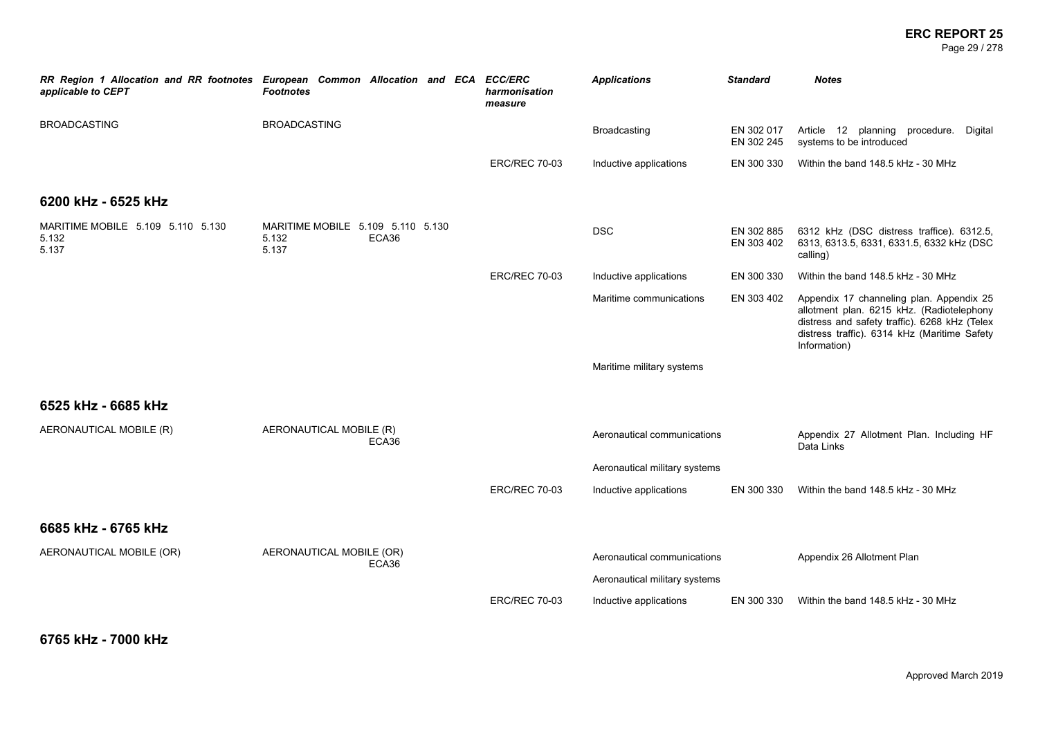| *RR Region 1 Allocation and RR footnotes applicable to CEPT* | *European Common Allocation and ECA Footnotes* | *ECC/ERC harmonisation measure* | *Applications* | *Standard* | *Notes* |
|---|---|---|---|---|---|
| BROADCASTING | BROADCASTING | | Broadcasting | EN 302 017 EN 302 245 | Article 12 planning procedure. Digital systems to be introduced |
| | | ERC/REC 70-03 | Inductive applications | EN 300 330 | Within the band 148.5 kHz - 30 MHz |

## 6200 kHz - 6525 kHz

| *RR Region 1 Allocation and RR footnotes applicable to CEPT* | *European Common Allocation and ECA Footnotes* | *ECC/ERC harmonisation measure* | *Applications* | *Standard* | *Notes* |
|---|---|---|---|---|---|
| MARITIME MOBILE 5.109 5.110 5.130 5.132 5.137 | MARITIME MOBILE 5.109 5.110 5.130 5.132 5.137 ECA36 | | DSC | EN 302 885 EN 303 402 | 6312 kHz (DSC distress traffic). 6312.5, 6313, 6313.5, 6331, 6331.5, 6332 kHz (DSC calling) |
| | | ERC/REC 70-03 | Inductive applications | EN 300 330 | Within the band 148.5 kHz - 30 MHz |
| | | | Maritime communications | EN 303 402 | Appendix 17 channeling plan. Appendix 25 allotment plan. 6215 kHz. (Radiotelephony distress and safety traffic). 6268 kHz (Telex distress traffic). 6314 kHz (Maritime Safety Information) |
| | | | Maritime military systems | | |

## 6525 kHz - 6685 kHz

| *RR Region 1 Allocation and RR footnotes applicable to CEPT* | *European Common Allocation and ECA Footnotes* | *ECC/ERC harmonisation measure* | *Applications* | *Standard* | *Notes* |
|---|---|---|---|---|---|
| AERONAUTICAL MOBILE (R) | AERONAUTICAL MOBILE (R) ECA36 | | Aeronautical communications | | Appendix 27 Allotment Plan. Including HF Data Links |
| | | | Aeronautical military systems | | |
| | | ERC/REC 70-03 | Inductive applications | EN 300 330 | Within the band 148.5 kHz - 30 MHz |

## 6685 kHz - 6765 kHz

| *RR Region 1 Allocation and RR footnotes applicable to CEPT* | *European Common Allocation and ECA Footnotes* | *ECC/ERC harmonisation measure* | *Applications* | *Standard* | *Notes* |
|---|---|---|---|---|---|
| AERONAUTICAL MOBILE (OR) | AERONAUTICAL MOBILE (OR) ECA36 | | Aeronautical communications | | Appendix 26 Allotment Plan |
| | | | Aeronautical military systems | | |
| | | ERC/REC 70-03 | Inductive applications | EN 300 330 | Within the band 148.5 kHz - 30 MHz |

## 6765 kHz - 7000 kHz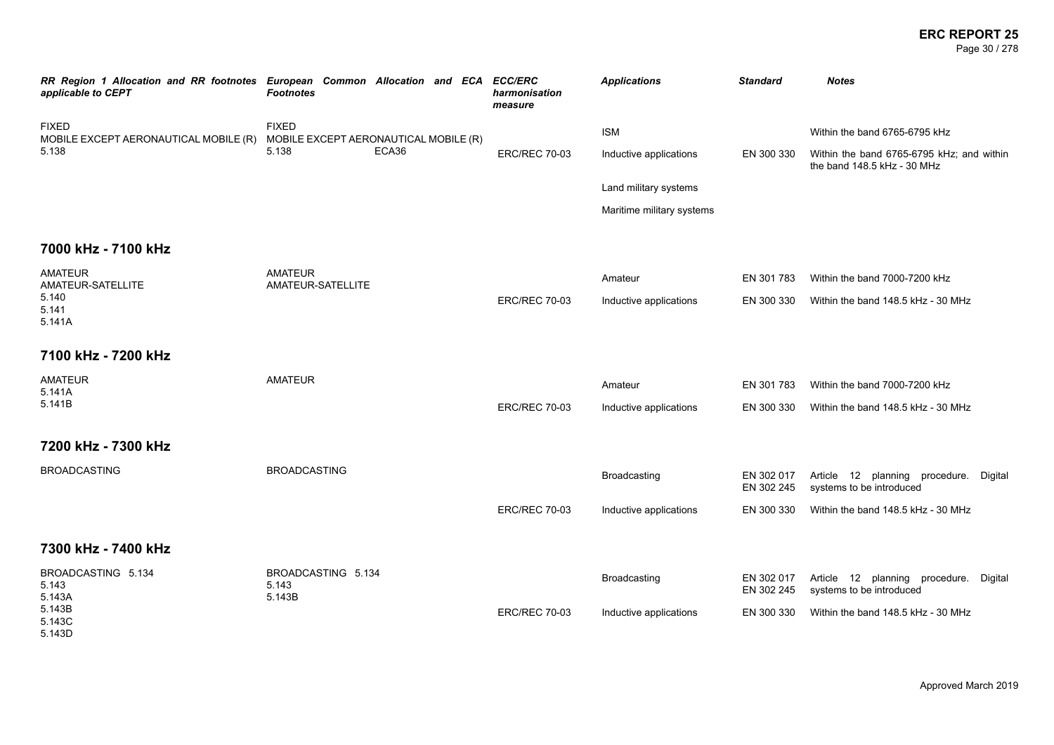| RR Region 1 Allocation and RR footnotes applicable to CEPT | European Common Allocation and ECA Footnotes | ECC/ERC harmonisation measure | Applications | Standard | Notes |
|---|---|---|---|---|---|
| FIXED<br>MOBILE EXCEPT AERONAUTICAL MOBILE (R)<br>5.138 | FIXED<br>MOBILE EXCEPT AERONAUTICAL MOBILE (R)<br>5.138 ECA36 | | ISM | | Within the band 6765-6795 kHz |
| | | ERC/REC 70-03 | Inductive applications | EN 300 330 | Within the band 6765-6795 kHz; and within the band 148.5 kHz - 30 MHz |
| | | | Land military systems | | |
| | | | Maritime military systems | | |

## 7000 kHz - 7100 kHz

| RR Region 1 Allocation and RR footnotes applicable to CEPT | European Common Allocation and ECA Footnotes | ECC/ERC harmonisation measure | Applications | Standard | Notes |
|---|---|---|---|---|---|
| AMATEUR<br>AMATEUR-SATELLITE<br>5.140<br>5.141<br>5.141A | AMATEUR<br>AMATEUR-SATELLITE | | Amateur | EN 301 783 | Within the band 7000-7200 kHz |
| | | ERC/REC 70-03 | Inductive applications | EN 300 330 | Within the band 148.5 kHz - 30 MHz |

## 7100 kHz - 7200 kHz

| RR Region 1 Allocation and RR footnotes applicable to CEPT | European Common Allocation and ECA Footnotes | ECC/ERC harmonisation measure | Applications | Standard | Notes |
|---|---|---|---|---|---|
| AMATEUR<br>5.141A<br>5.141B | AMATEUR | | Amateur | EN 301 783 | Within the band 7000-7200 kHz |
| | | ERC/REC 70-03 | Inductive applications | EN 300 330 | Within the band 148.5 kHz - 30 MHz |

## 7200 kHz - 7300 kHz

| RR Region 1 Allocation and RR footnotes applicable to CEPT | European Common Allocation and ECA Footnotes | ECC/ERC harmonisation measure | Applications | Standard | Notes |
|---|---|---|---|---|---|
| BROADCASTING | BROADCASTING | | Broadcasting | EN 302 017<br>EN 302 245 | Article 12 planning procedure. Digital systems to be introduced |
| | | ERC/REC 70-03 | Inductive applications | EN 300 330 | Within the band 148.5 kHz - 30 MHz |

## 7300 kHz - 7400 kHz

| RR Region 1 Allocation and RR footnotes applicable to CEPT | European Common Allocation and ECA Footnotes | ECC/ERC harmonisation measure | Applications | Standard | Notes |
|---|---|---|---|---|---|
| BROADCASTING 5.134<br>5.143<br>5.143A<br>5.143B<br>5.143C<br>5.143D | BROADCASTING 5.134<br>5.143<br>5.143B | | Broadcasting | EN 302 017<br>EN 302 245 | Article 12 planning procedure. Digital systems to be introduced |
| | | ERC/REC 70-03 | Inductive applications | EN 300 330 | Within the band 148.5 kHz - 30 MHz |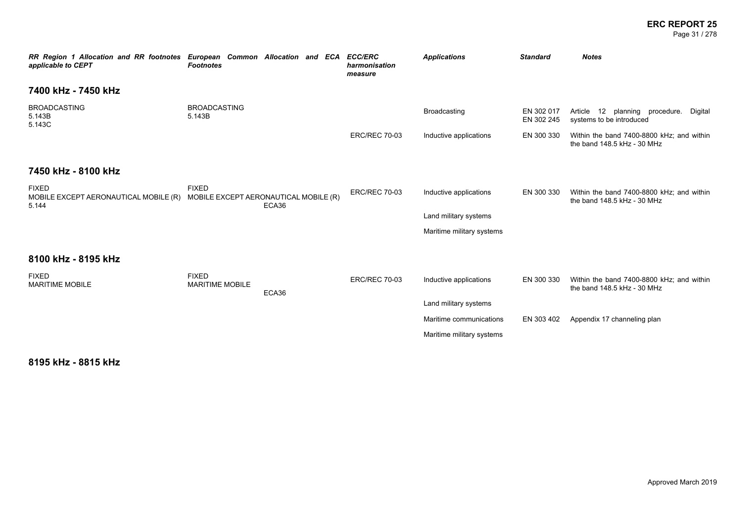| *RR Region 1 Allocation and RR footnotes applicable to CEPT* | *European Common Allocation and ECA Footnotes* | *ECC/ERC harmonisation measure* | *Applications* | *Standard* | *Notes* |
|---|---|---|---|---|---|
| **7400 kHz - 7450 kHz** | | | | | |
| BROADCASTING 5.143B 5.143C | BROADCASTING 5.143B | | Broadcasting | EN 302 017 EN 302 245 | Article 12 planning procedure. Digital systems to be introduced |
| | | ERC/REC 70-03 | Inductive applications | EN 300 330 | Within the band 7400-8800 kHz; and within the band 148.5 kHz - 30 MHz |
| **7450 kHz - 8100 kHz** | | | | | |
| FIXED MOBILE EXCEPT AERONAUTICAL MOBILE (R) 5.144 | FIXED MOBILE EXCEPT AERONAUTICAL MOBILE (R) ECA36 | ERC/REC 70-03 | Inductive applications | EN 300 330 | Within the band 7400-8800 kHz; and within the band 148.5 kHz - 30 MHz |
| | | | Land military systems | | |
| | | | Maritime military systems | | |
| **8100 kHz - 8195 kHz** | | | | | |
| FIXED MARITIME MOBILE | FIXED MARITIME MOBILE ECA36 | ERC/REC 70-03 | Inductive applications | EN 300 330 | Within the band 7400-8800 kHz; and within the band 148.5 kHz - 30 MHz |
| | | | Land military systems | | |
| | | | Maritime communications | EN 303 402 | Appendix 17 channeling plan |
| | | | Maritime military systems | | |
| **8195 kHz - 8815 kHz** | | | | | |

Approved March 2019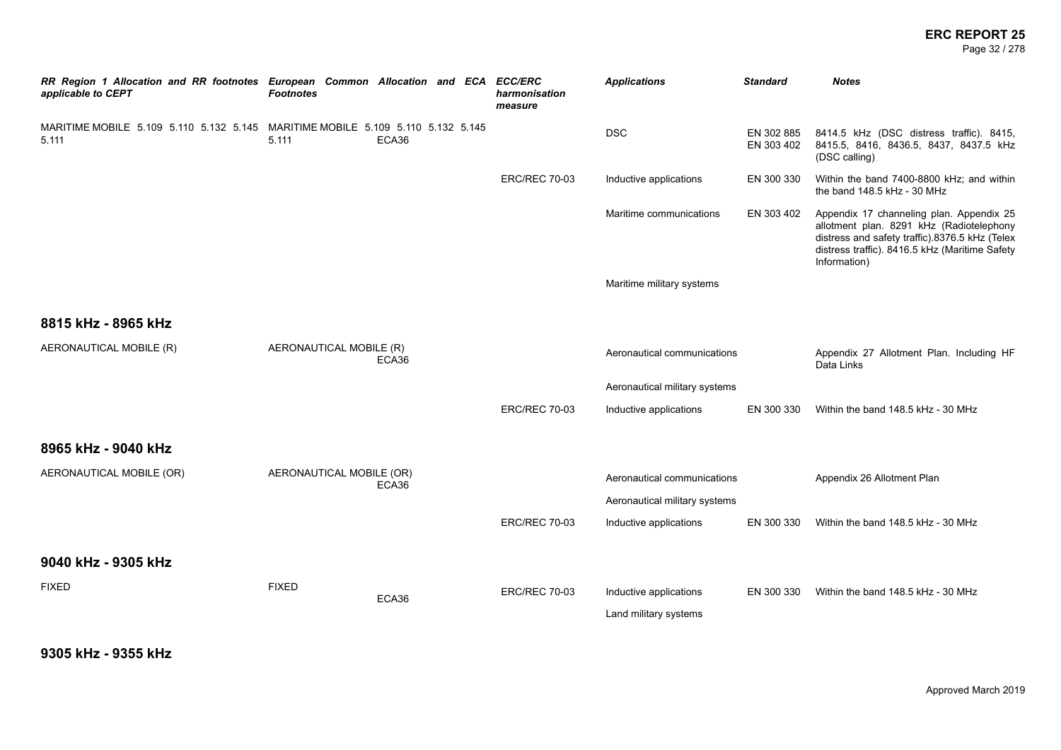| RR Region 1 Allocation and RR footnotes applicable to CEPT | European Common Allocation and ECA Footnotes | ECC/ERC harmonisation measure | Applications | Standard | Notes |
|---|---|---|---|---|---|
| MARITIME MOBILE 5.109 5.110 5.132 5.145 5.111 | MARITIME MOBILE 5.109 5.110 5.132 5.145 5.111 ECA36 | | DSC | EN 302 885 EN 303 402 | 8414.5 kHz (DSC distress traffic). 8415, 8415.5, 8416, 8436.5, 8437, 8437.5 kHz (DSC calling) |
| | | ERC/REC 70-03 | Inductive applications | EN 300 330 | Within the band 7400-8800 kHz; and within the band 148.5 kHz - 30 MHz |
| | | | Maritime communications | EN 303 402 | Appendix 17 channeling plan. Appendix 25 allotment plan. 8291 kHz (Radiotelephony distress and safety traffic).8376.5 kHz (Telex distress traffic). 8416.5 kHz (Maritime Safety Information) |
| | | | Maritime military systems | | |

## 8815 kHz - 8965 kHz

| RR Region 1 Allocation and RR footnotes applicable to CEPT | European Common Allocation and ECA Footnotes | ECC/ERC harmonisation measure | Applications | Standard | Notes |
|---|---|---|---|---|---|
| AERONAUTICAL MOBILE (R) | AERONAUTICAL MOBILE (R) ECA36 | | Aeronautical communications | | Appendix 27 Allotment Plan. Including HF Data Links |
| | | | Aeronautical military systems | | |
| | | ERC/REC 70-03 | Inductive applications | EN 300 330 | Within the band 148.5 kHz - 30 MHz |

## 8965 kHz - 9040 kHz

| RR Region 1 Allocation and RR footnotes applicable to CEPT | European Common Allocation and ECA Footnotes | ECC/ERC harmonisation measure | Applications | Standard | Notes |
|---|---|---|---|---|---|
| AERONAUTICAL MOBILE (OR) | AERONAUTICAL MOBILE (OR) ECA36 | | Aeronautical communications | | Appendix 26 Allotment Plan |
| | | | Aeronautical military systems | | |
| | | ERC/REC 70-03 | Inductive applications | EN 300 330 | Within the band 148.5 kHz - 30 MHz |

## 9040 kHz - 9305 kHz

| RR Region 1 Allocation and RR footnotes applicable to CEPT | European Common Allocation and ECA Footnotes | ECC/ERC harmonisation measure | Applications | Standard | Notes |
|---|---|---|---|---|---|
| FIXED | FIXED ECA36 | ERC/REC 70-03 | Inductive applications | EN 300 330 | Within the band 148.5 kHz - 30 MHz |
| | | | Land military systems | | |

## 9305 kHz - 9355 kHz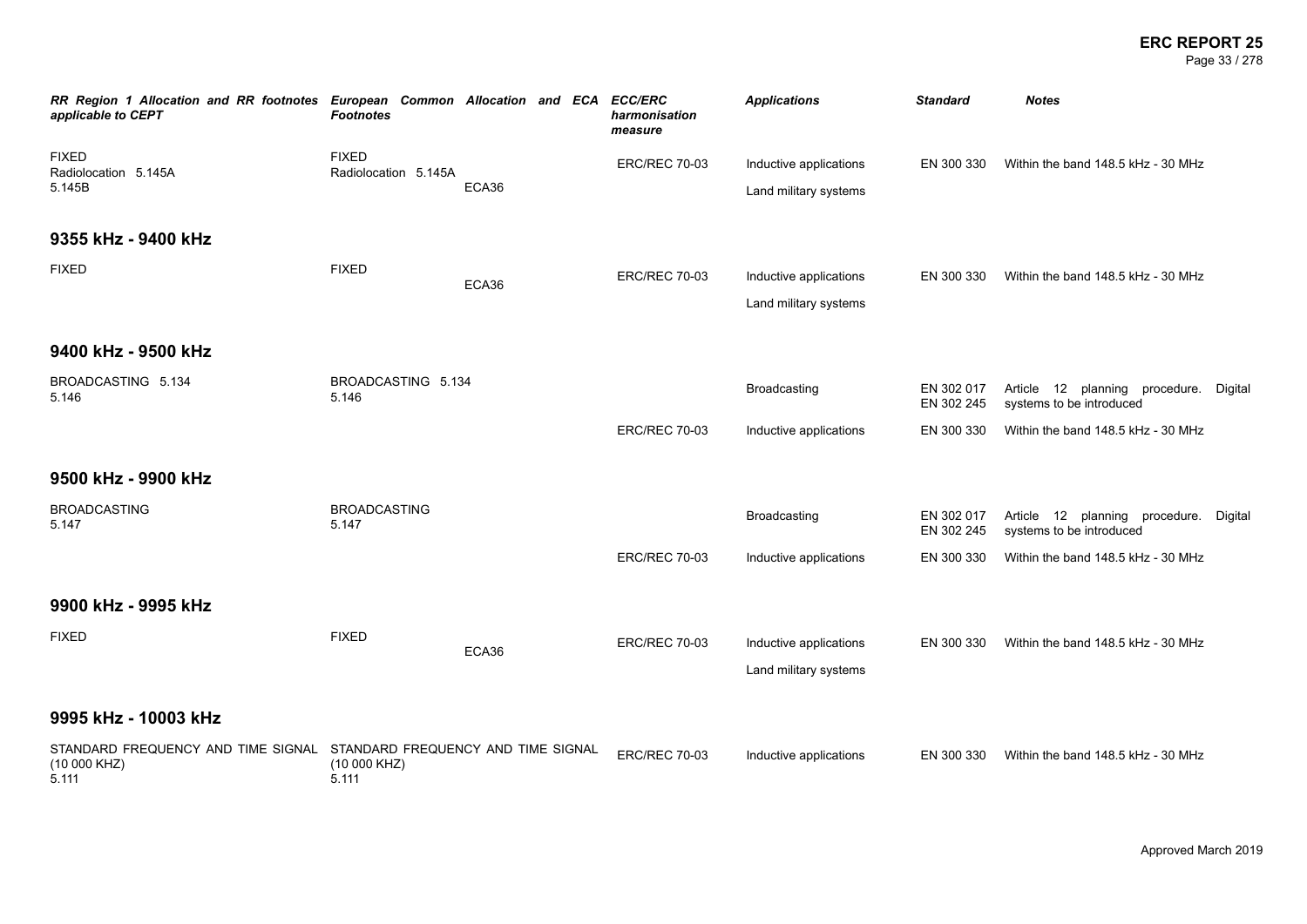| *RR Region 1 Allocation and RR footnotes applicable to CEPT* | *European Common Allocation and ECA Footnotes* | *ECC/ERC harmonisation measure* | *Applications* | *Standard* | *Notes* |
|---|---|---|---|---|---|
| FIXED<br>Radiolocation 5.145A<br>5.145B | FIXED<br>Radiolocation 5.145A<br>ECA36 | ERC/REC 70-03 | Inductive applications | EN 300 330 | Within the band 148.5 kHz - 30 MHz |
| | | | Land military systems | | |

## 9355 kHz - 9400 kHz

| | | | | | |
|---|---|---|---|---|---|
| FIXED | FIXED<br>ECA36 | ERC/REC 70-03 | Inductive applications | EN 300 330 | Within the band 148.5 kHz - 30 MHz |
| | | | Land military systems | | |

## 9400 kHz - 9500 kHz

| | | | | | |
|---|---|---|---|---|---|
| BROADCASTING 5.134<br>5.146 | BROADCASTING 5.134<br>5.146 | | Broadcasting | EN 302 017<br>EN 302 245 | Article 12 planning procedure. Digital systems to be introduced |
| | | ERC/REC 70-03 | Inductive applications | EN 300 330 | Within the band 148.5 kHz - 30 MHz |

## 9500 kHz - 9900 kHz

| | | | | | |
|---|---|---|---|---|---|
| BROADCASTING<br>5.147 | BROADCASTING<br>5.147 | | Broadcasting | EN 302 017<br>EN 302 245 | Article 12 planning procedure. Digital systems to be introduced |
| | | ERC/REC 70-03 | Inductive applications | EN 300 330 | Within the band 148.5 kHz - 30 MHz |

## 9900 kHz - 9995 kHz

| | | | | | |
|---|---|---|---|---|---|
| FIXED | FIXED<br>ECA36 | ERC/REC 70-03 | Inductive applications | EN 300 330 | Within the band 148.5 kHz - 30 MHz |
| | | | Land military systems | | |

## 9995 kHz - 10003 kHz

| | | | | | |
|---|---|---|---|---|---|
| STANDARD FREQUENCY AND TIME SIGNAL (10 000 KHZ)<br>5.111 | STANDARD FREQUENCY AND TIME SIGNAL (10 000 KHZ)<br>5.111 | ERC/REC 70-03 | Inductive applications | EN 300 330 | Within the band 148.5 kHz - 30 MHz |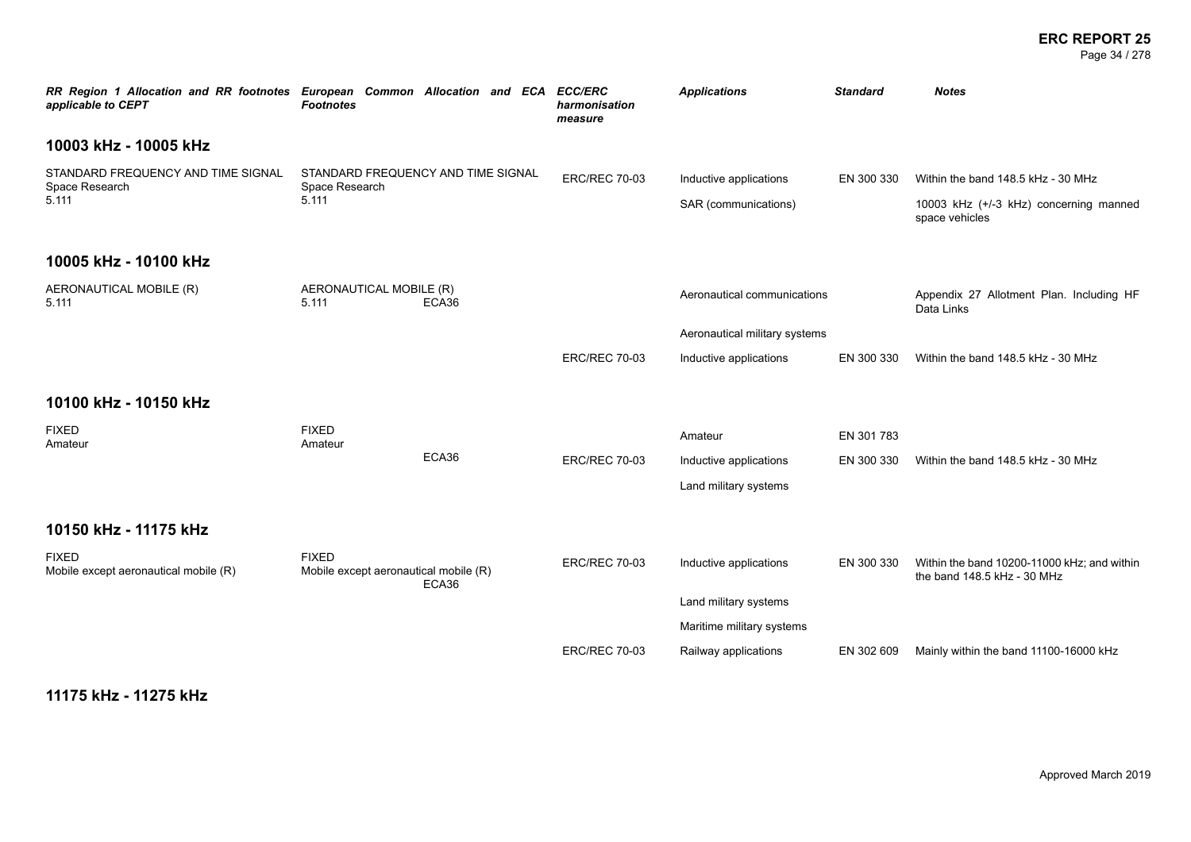| RR Region 1 Allocation and RR footnotes applicable to CEPT | European Common Allocation and ECA Footnotes | ECC/ERC harmonisation measure | Applications | Standard | Notes |
|---|---|---|---|---|---|
| **10003 kHz - 10005 kHz** | | | | | |
| STANDARD FREQUENCY AND TIME SIGNAL<br>Space Research<br>5.111 | STANDARD FREQUENCY AND TIME SIGNAL<br>Space Research<br>5.111 | ERC/REC 70-03 | Inductive applications | EN 300 330 | Within the band 148.5 kHz - 30 MHz |
| | | | SAR (communications) | | 10003 kHz (+/-3 kHz) concerning manned space vehicles |
| **10005 kHz - 10100 kHz** | | | | | |
| AERONAUTICAL MOBILE (R)<br>5.111 | AERONAUTICAL MOBILE (R)<br>5.111 ECA36 | | Aeronautical communications | | Appendix 27 Allotment Plan. Including HF Data Links |
| | | | Aeronautical military systems | | |
| | | ERC/REC 70-03 | Inductive applications | EN 300 330 | Within the band 148.5 kHz - 30 MHz |
| **10100 kHz - 10150 kHz** | | | | | |
| FIXED<br>Amateur | FIXED<br>Amateur<br>ECA36 | | Amateur | EN 301 783 | |
| | | ERC/REC 70-03 | Inductive applications | EN 300 330 | Within the band 148.5 kHz - 30 MHz |
| | | | Land military systems | | |
| **10150 kHz - 11175 kHz** | | | | | |
| FIXED<br>Mobile except aeronautical mobile (R) | FIXED<br>Mobile except aeronautical mobile (R)<br>ECA36 | ERC/REC 70-03 | Inductive applications | EN 300 330 | Within the band 10200-11000 kHz; and within the band 148.5 kHz - 30 MHz |
| | | | Land military systems | | |
| | | | Maritime military systems | | |
| | | ERC/REC 70-03 | Railway applications | EN 302 609 | Mainly within the band 11100-16000 kHz |
| **11175 kHz - 11275 kHz** | | | | | |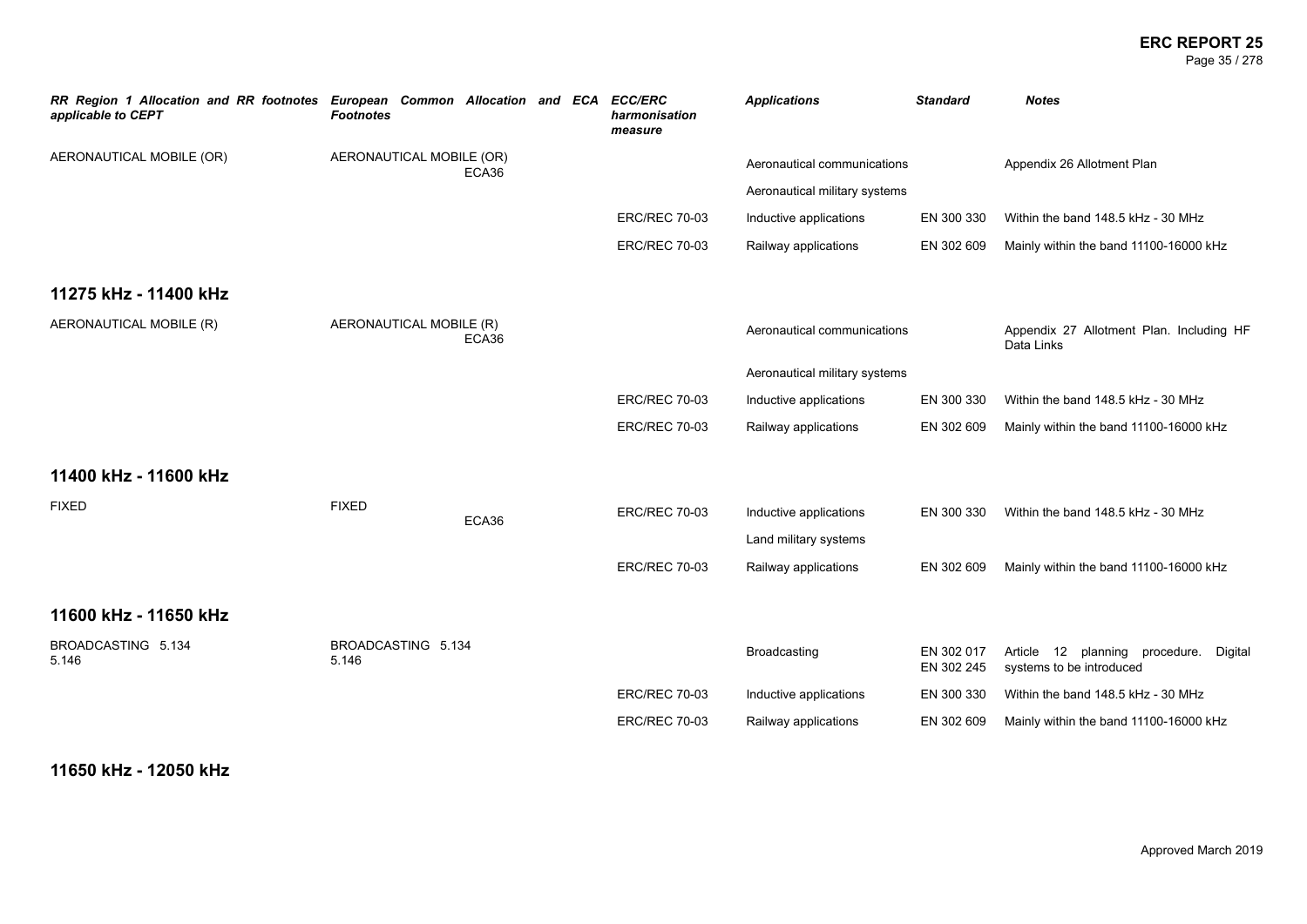| RR Region 1 Allocation and RR footnotes applicable to CEPT | European Common Allocation and ECA Footnotes | ECC/ERC harmonisation measure | Applications | Standard | Notes |
|---|---|---|---|---|---|
| AERONAUTICAL MOBILE (OR) | AERONAUTICAL MOBILE (OR) ECA36 | | Aeronautical communications | | Appendix 26 Allotment Plan |
| | | | Aeronautical military systems | | |
| | | ERC/REC 70-03 | Inductive applications | EN 300 330 | Within the band 148.5 kHz - 30 MHz |
| | | ERC/REC 70-03 | Railway applications | EN 302 609 | Mainly within the band 11100-16000 kHz |

## 11275 kHz - 11400 kHz

| RR Region 1 Allocation and RR footnotes applicable to CEPT | European Common Allocation and ECA Footnotes | ECC/ERC harmonisation measure | Applications | Standard | Notes |
|---|---|---|---|---|---|
| AERONAUTICAL MOBILE (R) | AERONAUTICAL MOBILE (R) ECA36 | | Aeronautical communications | | Appendix 27 Allotment Plan. Including HF Data Links |
| | | | Aeronautical military systems | | |
| | | ERC/REC 70-03 | Inductive applications | EN 300 330 | Within the band 148.5 kHz - 30 MHz |
| | | ERC/REC 70-03 | Railway applications | EN 302 609 | Mainly within the band 11100-16000 kHz |

## 11400 kHz - 11600 kHz

| RR Region 1 Allocation and RR footnotes applicable to CEPT | European Common Allocation and ECA Footnotes | ECC/ERC harmonisation measure | Applications | Standard | Notes |
|---|---|---|---|---|---|
| FIXED | FIXED ECA36 | ERC/REC 70-03 | Inductive applications | EN 300 330 | Within the band 148.5 kHz - 30 MHz |
| | | | Land military systems | | |
| | | ERC/REC 70-03 | Railway applications | EN 302 609 | Mainly within the band 11100-16000 kHz |

## 11600 kHz - 11650 kHz

| RR Region 1 Allocation and RR footnotes applicable to CEPT | European Common Allocation and ECA Footnotes | ECC/ERC harmonisation measure | Applications | Standard | Notes |
|---|---|---|---|---|---|
| BROADCASTING 5.134 5.146 | BROADCASTING 5.134 5.146 | | Broadcasting | EN 302 017 EN 302 245 | Article 12 planning procedure. Digital systems to be introduced |
| | | ERC/REC 70-03 | Inductive applications | EN 300 330 | Within the band 148.5 kHz - 30 MHz |
| | | ERC/REC 70-03 | Railway applications | EN 302 609 | Mainly within the band 11100-16000 kHz |

## 11650 kHz - 12050 kHz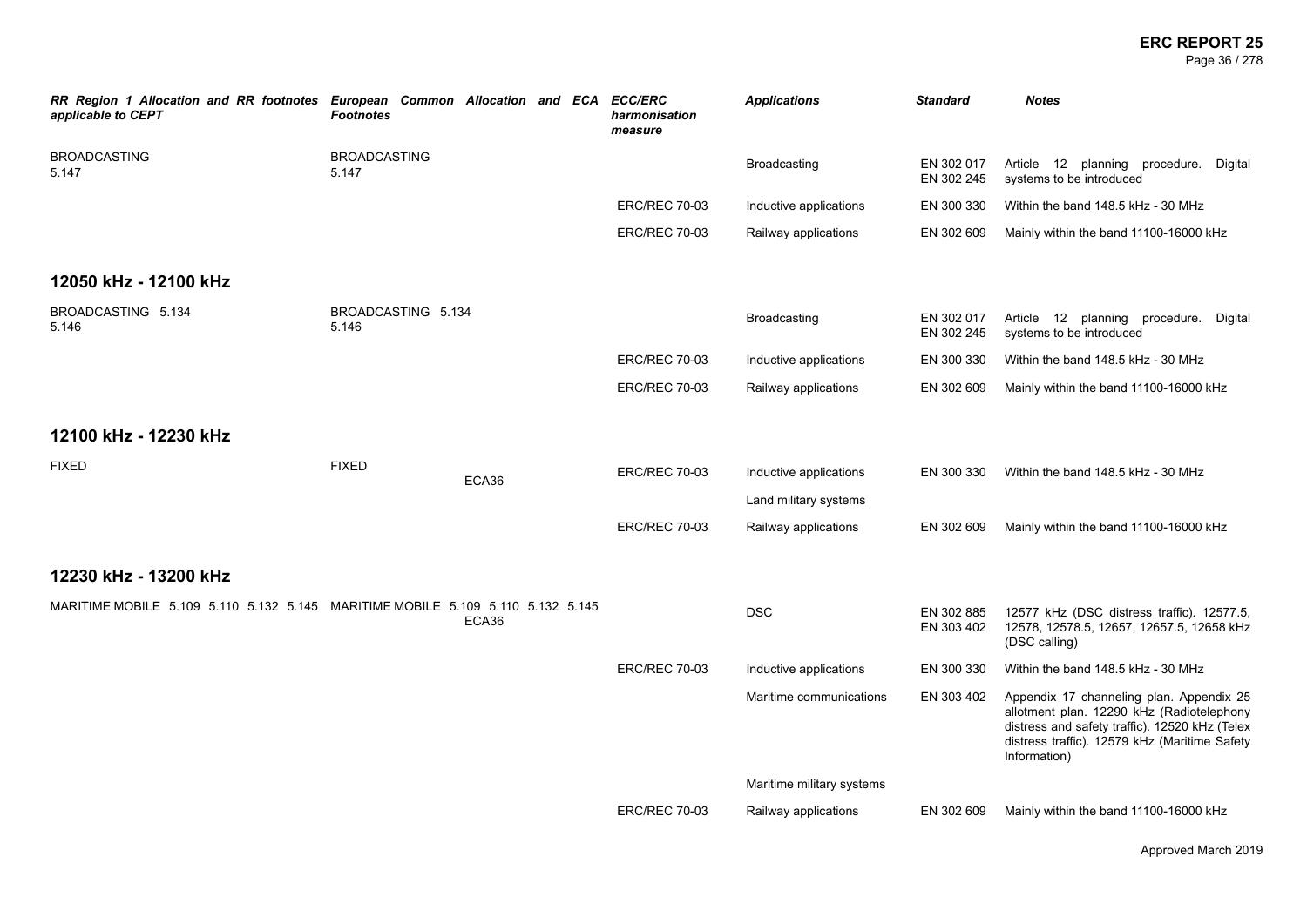| RR Region 1 Allocation and RR footnotes applicable to CEPT | European Common Allocation and ECA Footnotes | ECC/ERC harmonisation measure | Applications | Standard | Notes |
|---|---|---|---|---|---|
| BROADCASTING 5.147 | BROADCASTING 5.147 | | Broadcasting | EN 302 017 EN 302 245 | Article 12 planning procedure. Digital systems to be introduced |
| | | ERC/REC 70-03 | Inductive applications | EN 300 330 | Within the band 148.5 kHz - 30 MHz |
| | | ERC/REC 70-03 | Railway applications | EN 302 609 | Mainly within the band 11100-16000 kHz |

## 12050 kHz - 12100 kHz

| RR Region 1 Allocation and RR footnotes applicable to CEPT | European Common Allocation and ECA Footnotes | ECC/ERC harmonisation measure | Applications | Standard | Notes |
|---|---|---|---|---|---|
| BROADCASTING 5.134 5.146 | BROADCASTING 5.134 5.146 | | Broadcasting | EN 302 017 EN 302 245 | Article 12 planning procedure. Digital systems to be introduced |
| | | ERC/REC 70-03 | Inductive applications | EN 300 330 | Within the band 148.5 kHz - 30 MHz |
| | | ERC/REC 70-03 | Railway applications | EN 302 609 | Mainly within the band 11100-16000 kHz |

## 12100 kHz - 12230 kHz

| RR Region 1 Allocation and RR footnotes applicable to CEPT | European Common Allocation and ECA Footnotes | ECC/ERC harmonisation measure | Applications | Standard | Notes |
|---|---|---|---|---|---|
| FIXED | FIXED ECA36 | ERC/REC 70-03 | Inductive applications | EN 300 330 | Within the band 148.5 kHz - 30 MHz |
| | | | Land military systems | | |
| | | ERC/REC 70-03 | Railway applications | EN 302 609 | Mainly within the band 11100-16000 kHz |

## 12230 kHz - 13200 kHz

| RR Region 1 Allocation and RR footnotes applicable to CEPT | European Common Allocation and ECA Footnotes | ECC/ERC harmonisation measure | Applications | Standard | Notes |
|---|---|---|---|---|---|
| MARITIME MOBILE 5.109 5.110 5.132 5.145 | MARITIME MOBILE 5.109 5.110 5.132 5.145 ECA36 | | DSC | EN 302 885 EN 303 402 | 12577 kHz (DSC distress traffic). 12577.5, 12578, 12578.5, 12657, 12657.5, 12658 kHz (DSC calling) |
| | | ERC/REC 70-03 | Inductive applications | EN 300 330 | Within the band 148.5 kHz - 30 MHz |
| | | | Maritime communications | EN 303 402 | Appendix 17 channeling plan. Appendix 25 allotment plan. 12290 kHz (Radiotelephony distress and safety traffic). 12520 kHz (Telex distress traffic). 12579 kHz (Maritime Safety Information) |
| | | | Maritime military systems | | |
| | | ERC/REC 70-03 | Railway applications | EN 302 609 | Mainly within the band 11100-16000 kHz |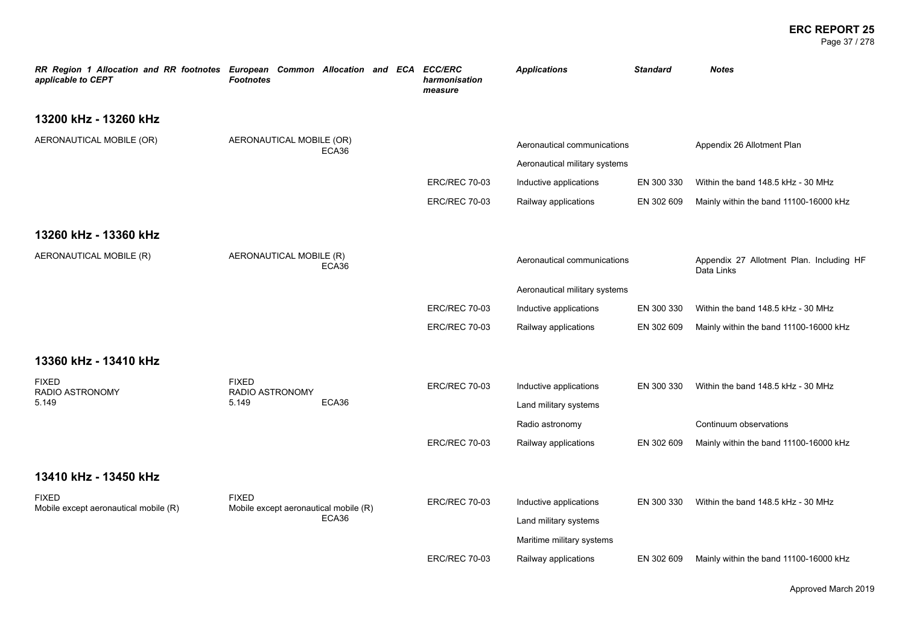| RR Region 1 Allocation and RR footnotes applicable to CEPT | European Common Allocation and ECA Footnotes | ECC/ERC harmonisation measure | Applications | Standard | Notes |
|---|---|---|---|---|---|
| **13200 kHz - 13260 kHz** | | | | | |
| AERONAUTICAL MOBILE (OR) | AERONAUTICAL MOBILE (OR) ECA36 | | Aeronautical communications | | Appendix 26 Allotment Plan |
| | | | Aeronautical military systems | | |
| | | ERC/REC 70-03 | Inductive applications | EN 300 330 | Within the band 148.5 kHz - 30 MHz |
| | | ERC/REC 70-03 | Railway applications | EN 302 609 | Mainly within the band 11100-16000 kHz |
| **13260 kHz - 13360 kHz** | | | | | |
| AERONAUTICAL MOBILE (R) | AERONAUTICAL MOBILE (R) ECA36 | | Aeronautical communications | | Appendix 27 Allotment Plan. Including HF Data Links |
| | | | Aeronautical military systems | | |
| | | ERC/REC 70-03 | Inductive applications | EN 300 330 | Within the band 148.5 kHz - 30 MHz |
| | | ERC/REC 70-03 | Railway applications | EN 302 609 | Mainly within the band 11100-16000 kHz |
| **13360 kHz - 13410 kHz** | | | | | |
| FIXED RADIO ASTRONOMY 5.149 | FIXED RADIO ASTRONOMY 5.149 ECA36 | ERC/REC 70-03 | Inductive applications | EN 300 330 | Within the band 148.5 kHz - 30 MHz |
| | | | Land military systems | | |
| | | | Radio astronomy | | Continuum observations |
| | | ERC/REC 70-03 | Railway applications | EN 302 609 | Mainly within the band 11100-16000 kHz |
| **13410 kHz - 13450 kHz** | | | | | |
| FIXED Mobile except aeronautical mobile (R) | FIXED Mobile except aeronautical mobile (R) ECA36 | ERC/REC 70-03 | Inductive applications | EN 300 330 | Within the band 148.5 kHz - 30 MHz |
| | | | Land military systems | | |
| | | | Maritime military systems | | |
| | | ERC/REC 70-03 | Railway applications | EN 302 609 | Mainly within the band 11100-16000 kHz |

Approved March 2019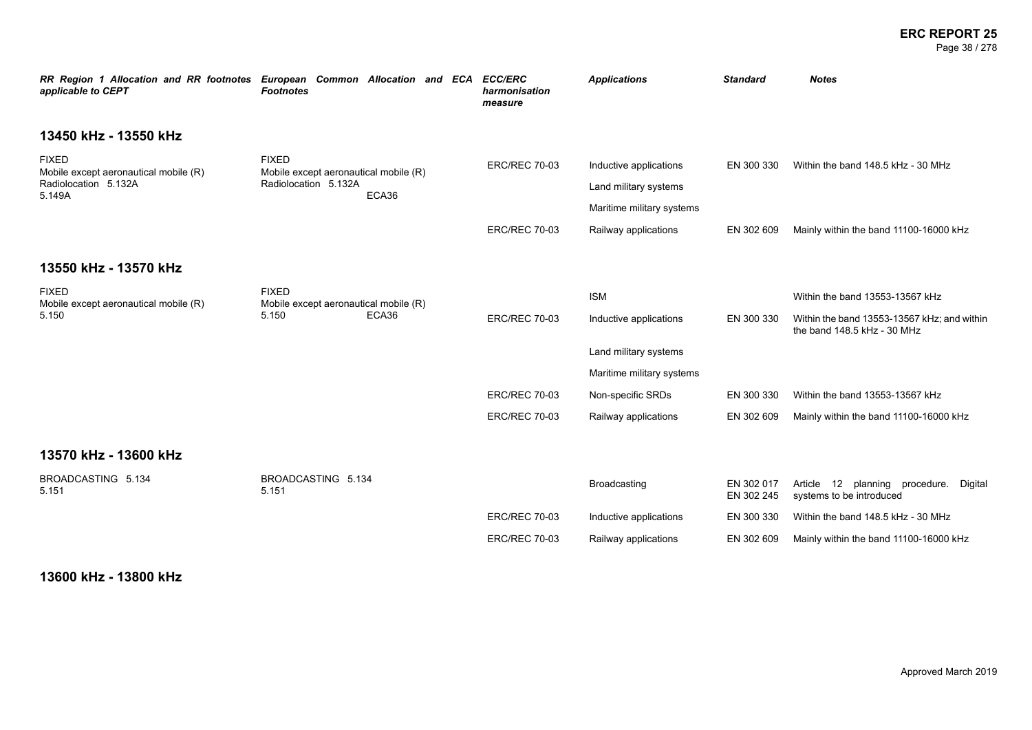| RR Region 1 Allocation and RR footnotes applicable to CEPT | European Common Allocation and ECA Footnotes | ECC/ERC harmonisation measure | Applications | Standard | Notes |
|---|---|---|---|---|---|

## 13450 kHz - 13550 kHz

| | | | | | |
|---|---|---|---|---|---|
| FIXED<br>Mobile except aeronautical mobile (R)<br>Radiolocation 5.132A<br>5.149A | FIXED<br>Mobile except aeronautical mobile (R)<br>Radiolocation 5.132A<br>ECA36 | ERC/REC 70-03 | Inductive applications | EN 300 330 | Within the band 148.5 kHz - 30 MHz |
| | | | Land military systems | | |
| | | | Maritime military systems | | |
| | | ERC/REC 70-03 | Railway applications | EN 302 609 | Mainly within the band 11100-16000 kHz |

## 13550 kHz - 13570 kHz

| | | | | | |
|---|---|---|---|---|---|
| FIXED<br>Mobile except aeronautical mobile (R)<br>5.150 | FIXED<br>Mobile except aeronautical mobile (R)<br>5.150 ECA36 | | ISM | | Within the band 13553-13567 kHz |
| | | ERC/REC 70-03 | Inductive applications | EN 300 330 | Within the band 13553-13567 kHz; and within the band 148.5 kHz - 30 MHz |
| | | | Land military systems | | |
| | | | Maritime military systems | | |
| | | ERC/REC 70-03 | Non-specific SRDs | EN 300 330 | Within the band 13553-13567 kHz |
| | | ERC/REC 70-03 | Railway applications | EN 302 609 | Mainly within the band 11100-16000 kHz |

## 13570 kHz - 13600 kHz

| | | | | | |
|---|---|---|---|---|---|
| BROADCASTING 5.134<br>5.151 | BROADCASTING 5.134<br>5.151 | | Broadcasting | EN 302 017<br>EN 302 245 | Article 12 planning procedure. Digital systems to be introduced |
| | | ERC/REC 70-03 | Inductive applications | EN 300 330 | Within the band 148.5 kHz - 30 MHz |
| | | ERC/REC 70-03 | Railway applications | EN 302 609 | Mainly within the band 11100-16000 kHz |

## 13600 kHz - 13800 kHz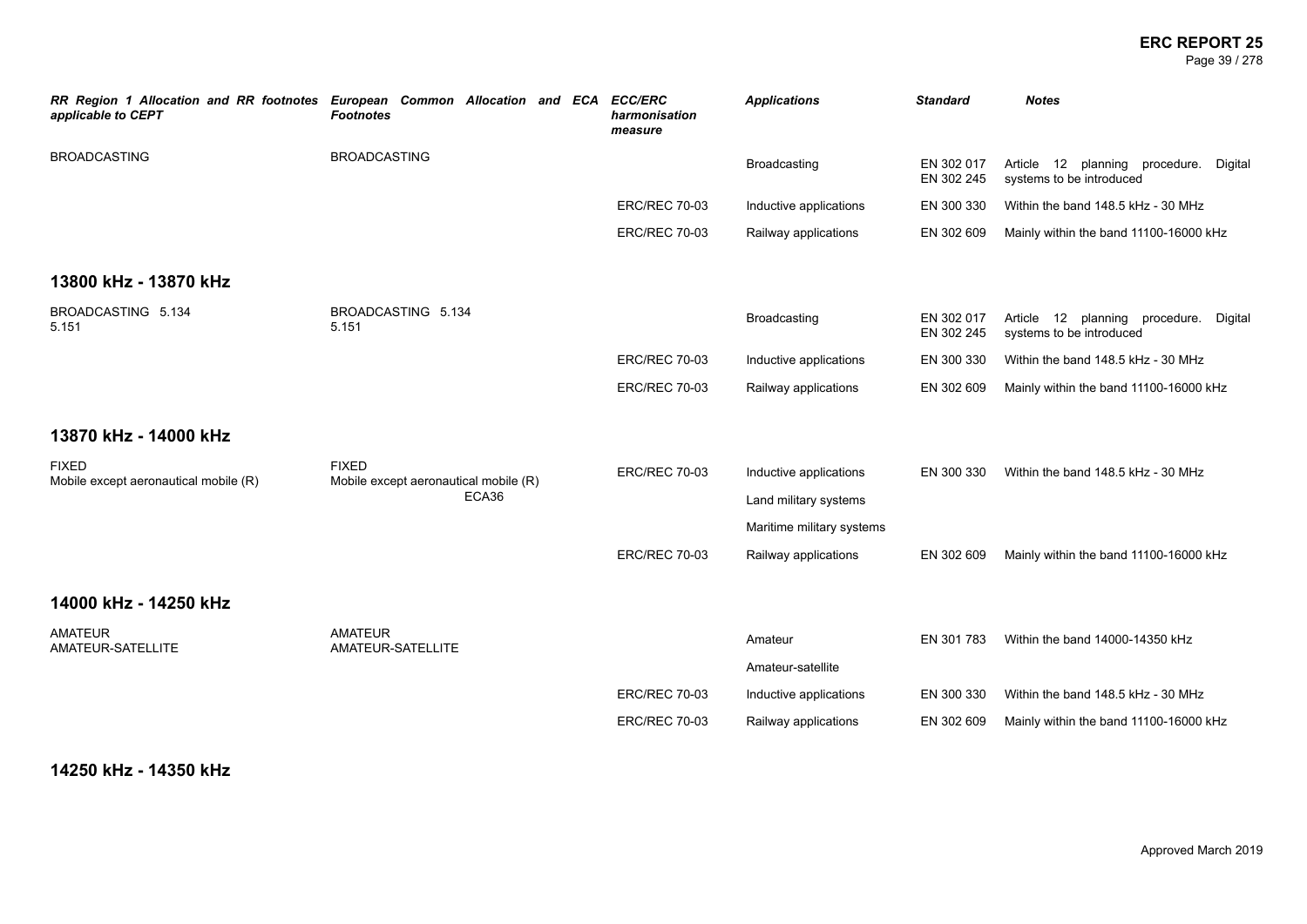| RR Region 1 Allocation and RR footnotes applicable to CEPT | European Common Allocation and ECA Footnotes | ECC/ERC harmonisation measure | Applications | Standard | Notes |
|---|---|---|---|---|---|
| BROADCASTING | BROADCASTING | | Broadcasting | EN 302 017<br>EN 302 245 | Article 12 planning procedure. Digital systems to be introduced |
| | | ERC/REC 70-03 | Inductive applications | EN 300 330 | Within the band 148.5 kHz - 30 MHz |
| | | ERC/REC 70-03 | Railway applications | EN 302 609 | Mainly within the band 11100-16000 kHz |

## 13800 kHz - 13870 kHz

| RR Region 1 Allocation and RR footnotes applicable to CEPT | European Common Allocation and ECA Footnotes | ECC/ERC harmonisation measure | Applications | Standard | Notes |
|---|---|---|---|---|---|
| BROADCASTING 5.134<br>5.151 | BROADCASTING 5.134<br>5.151 | | Broadcasting | EN 302 017<br>EN 302 245 | Article 12 planning procedure. Digital systems to be introduced |
| | | ERC/REC 70-03 | Inductive applications | EN 300 330 | Within the band 148.5 kHz - 30 MHz |
| | | ERC/REC 70-03 | Railway applications | EN 302 609 | Mainly within the band 11100-16000 kHz |

## 13870 kHz - 14000 kHz

| RR Region 1 Allocation and RR footnotes applicable to CEPT | European Common Allocation and ECA Footnotes | ECC/ERC harmonisation measure | Applications | Standard | Notes |
|---|---|---|---|---|---|
| FIXED<br>Mobile except aeronautical mobile (R) | FIXED<br>Mobile except aeronautical mobile (R)<br>ECA36 | ERC/REC 70-03 | Inductive applications | EN 300 330 | Within the band 148.5 kHz - 30 MHz |
| | | | Land military systems | | |
| | | | Maritime military systems | | |
| | | ERC/REC 70-03 | Railway applications | EN 302 609 | Mainly within the band 11100-16000 kHz |

## 14000 kHz - 14250 kHz

| RR Region 1 Allocation and RR footnotes applicable to CEPT | European Common Allocation and ECA Footnotes | ECC/ERC harmonisation measure | Applications | Standard | Notes |
|---|---|---|---|---|---|
| AMATEUR<br>AMATEUR-SATELLITE | AMATEUR<br>AMATEUR-SATELLITE | | Amateur | EN 301 783 | Within the band 14000-14350 kHz |
| | | | Amateur-satellite | | |
| | | ERC/REC 70-03 | Inductive applications | EN 300 330 | Within the band 148.5 kHz - 30 MHz |
| | | ERC/REC 70-03 | Railway applications | EN 302 609 | Mainly within the band 11100-16000 kHz |

## 14250 kHz - 14350 kHz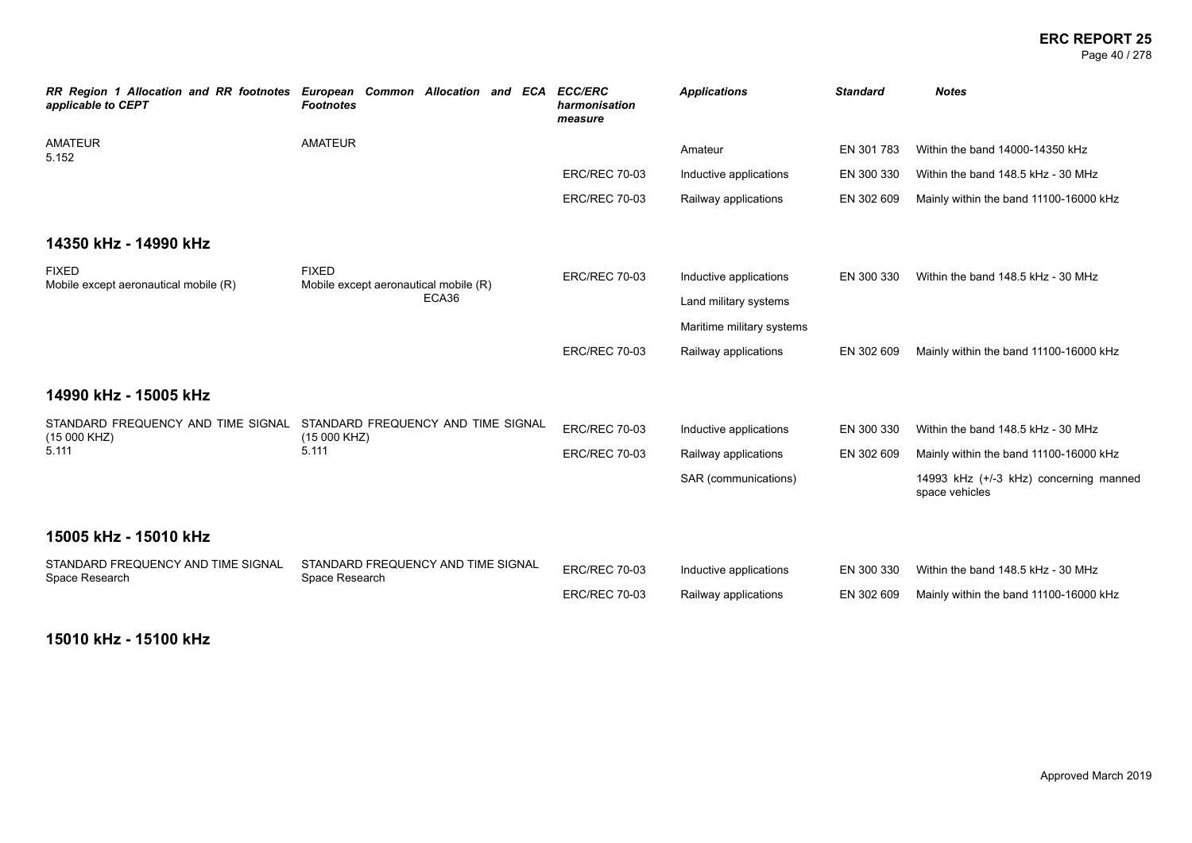| *RR Region 1 Allocation and RR footnotes applicable to CEPT* | *European Common Allocation and ECA Footnotes* | *ECC/ERC harmonisation measure* | *Applications* | *Standard* | *Notes* |
|---|---|---|---|---|---|
| AMATEUR<br>5.152 | AMATEUR | | Amateur | EN 301 783 | Within the band 14000-14350 kHz |
| | | ERC/REC 70-03 | Inductive applications | EN 300 330 | Within the band 148.5 kHz - 30 MHz |
| | | ERC/REC 70-03 | Railway applications | EN 302 609 | Mainly within the band 11100-16000 kHz |

## 14350 kHz - 14990 kHz

| *RR Region 1 Allocation and RR footnotes applicable to CEPT* | *European Common Allocation and ECA Footnotes* | *ECC/ERC harmonisation measure* | *Applications* | *Standard* | *Notes* |
|---|---|---|---|---|---|
| FIXED<br>Mobile except aeronautical mobile (R) | FIXED<br>Mobile except aeronautical mobile (R)<br>ECA36 | ERC/REC 70-03 | Inductive applications | EN 300 330 | Within the band 148.5 kHz - 30 MHz |
| | | | Land military systems | | |
| | | | Maritime military systems | | |
| | | ERC/REC 70-03 | Railway applications | EN 302 609 | Mainly within the band 11100-16000 kHz |

## 14990 kHz - 15005 kHz

| *RR Region 1 Allocation and RR footnotes applicable to CEPT* | *European Common Allocation and ECA Footnotes* | *ECC/ERC harmonisation measure* | *Applications* | *Standard* | *Notes* |
|---|---|---|---|---|---|
| STANDARD FREQUENCY AND TIME SIGNAL (15 000 KHZ)<br>5.111 | STANDARD FREQUENCY AND TIME SIGNAL (15 000 KHZ)<br>5.111 | ERC/REC 70-03 | Inductive applications | EN 300 330 | Within the band 148.5 kHz - 30 MHz |
| | | ERC/REC 70-03 | Railway applications | EN 302 609 | Mainly within the band 11100-16000 kHz |
| | | | SAR (communications) | | 14993 kHz (+/-3 kHz) concerning manned space vehicles |

## 15005 kHz - 15010 kHz

| *RR Region 1 Allocation and RR footnotes applicable to CEPT* | *European Common Allocation and ECA Footnotes* | *ECC/ERC harmonisation measure* | *Applications* | *Standard* | *Notes* |
|---|---|---|---|---|---|
| STANDARD FREQUENCY AND TIME SIGNAL<br>Space Research | STANDARD FREQUENCY AND TIME SIGNAL<br>Space Research | ERC/REC 70-03 | Inductive applications | EN 300 330 | Within the band 148.5 kHz - 30 MHz |
| | | ERC/REC 70-03 | Railway applications | EN 302 609 | Mainly within the band 11100-16000 kHz |

## 15010 kHz - 15100 kHz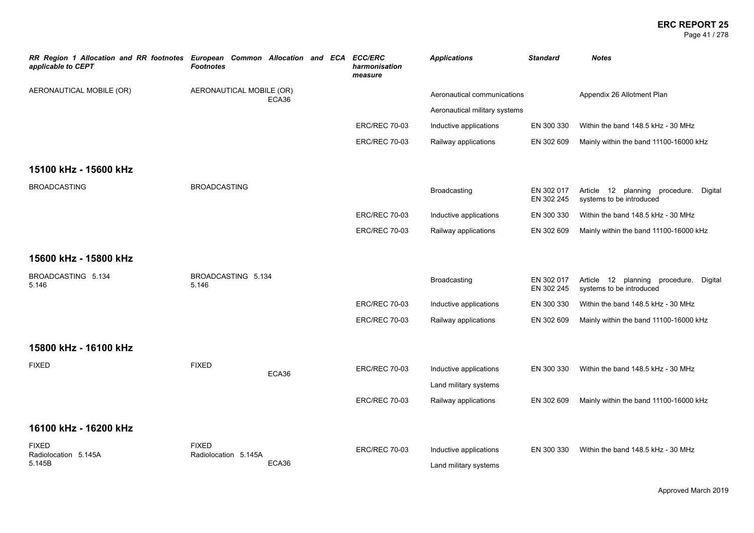| RR Region 1 Allocation and RR footnotes applicable to CEPT | European Common Allocation and ECA Footnotes | ECC/ERC harmonisation measure | Applications | Standard | Notes |
|---|---|---|---|---|---|
| AERONAUTICAL MOBILE (OR) | AERONAUTICAL MOBILE (OR) ECA36 | | Aeronautical communications | | Appendix 26 Allotment Plan |
| | | | Aeronautical military systems | | |
| | | ERC/REC 70-03 | Inductive applications | EN 300 330 | Within the band 148.5 kHz - 30 MHz |
| | | ERC/REC 70-03 | Railway applications | EN 302 609 | Mainly within the band 11100-16000 kHz |

## 15100 kHz - 15600 kHz

| RR Region 1 Allocation and RR footnotes applicable to CEPT | European Common Allocation and ECA Footnotes | ECC/ERC harmonisation measure | Applications | Standard | Notes |
|---|---|---|---|---|---|
| BROADCASTING | BROADCASTING | | Broadcasting | EN 302 017<br>EN 302 245 | Article 12 planning procedure. Digital systems to be introduced |
| | | ERC/REC 70-03 | Inductive applications | EN 300 330 | Within the band 148.5 kHz - 30 MHz |
| | | ERC/REC 70-03 | Railway applications | EN 302 609 | Mainly within the band 11100-16000 kHz |

## 15600 kHz - 15800 kHz

| RR Region 1 Allocation and RR footnotes applicable to CEPT | European Common Allocation and ECA Footnotes | ECC/ERC harmonisation measure | Applications | Standard | Notes |
|---|---|---|---|---|---|
| BROADCASTING 5.134<br>5.146 | BROADCASTING 5.134<br>5.146 | | Broadcasting | EN 302 017<br>EN 302 245 | Article 12 planning procedure. Digital systems to be introduced |
| | | ERC/REC 70-03 | Inductive applications | EN 300 330 | Within the band 148.5 kHz - 30 MHz |
| | | ERC/REC 70-03 | Railway applications | EN 302 609 | Mainly within the band 11100-16000 kHz |

## 15800 kHz - 16100 kHz

| RR Region 1 Allocation and RR footnotes applicable to CEPT | European Common Allocation and ECA Footnotes | ECC/ERC harmonisation measure | Applications | Standard | Notes |
|---|---|---|---|---|---|
| FIXED | FIXED ECA36 | ERC/REC 70-03 | Inductive applications | EN 300 330 | Within the band 148.5 kHz - 30 MHz |
| | | | Land military systems | | |
| | | ERC/REC 70-03 | Railway applications | EN 302 609 | Mainly within the band 11100-16000 kHz |

## 16100 kHz - 16200 kHz

| RR Region 1 Allocation and RR footnotes applicable to CEPT | European Common Allocation and ECA Footnotes | ECC/ERC harmonisation measure | Applications | Standard | Notes |
|---|---|---|---|---|---|
| FIXED<br>Radiolocation 5.145A<br>5.145B | FIXED<br>Radiolocation 5.145A<br>ECA36 | ERC/REC 70-03 | Inductive applications | EN 300 330 | Within the band 148.5 kHz - 30 MHz |
| | | | Land military systems | | |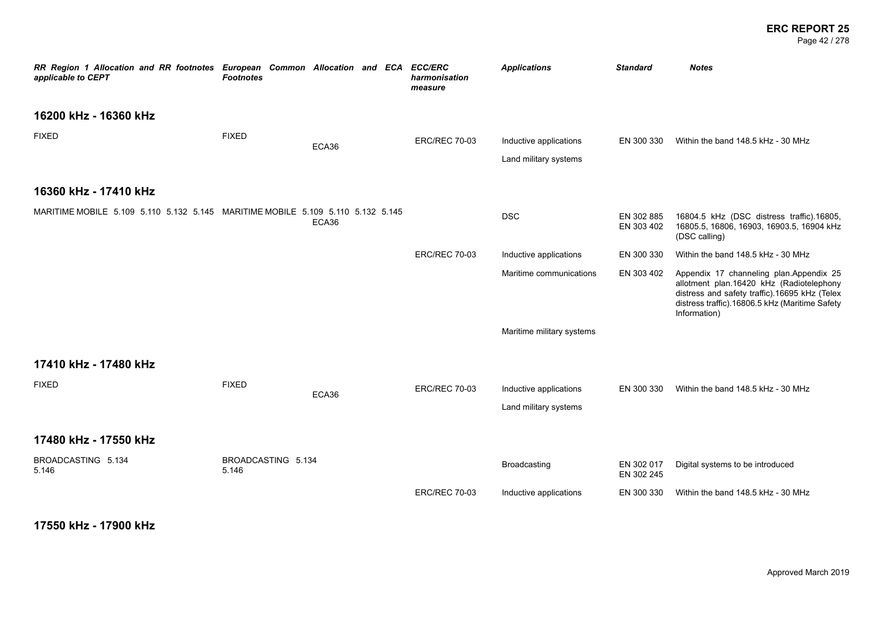| RR Region 1 Allocation and RR footnotes applicable to CEPT | European Common Allocation and ECA Footnotes | ECC/ERC harmonisation measure | Applications | Standard | Notes |
|---|---|---|---|---|---|

## 16200 kHz - 16360 kHz

| RR Region 1 Allocation and RR footnotes applicable to CEPT | European Common Allocation and ECA Footnotes | ECC/ERC harmonisation measure | Applications | Standard | Notes |
|---|---|---|---|---|---|
| FIXED | FIXED ECA36 | ERC/REC 70-03 | Inductive applications | EN 300 330 | Within the band 148.5 kHz - 30 MHz |
| | | | Land military systems | | |

## 16360 kHz - 17410 kHz

| RR Region 1 Allocation and RR footnotes applicable to CEPT | European Common Allocation and ECA Footnotes | ECC/ERC harmonisation measure | Applications | Standard | Notes |
|---|---|---|---|---|---|
| MARITIME MOBILE 5.109 5.110 5.132 5.145 | MARITIME MOBILE 5.109 5.110 5.132 5.145 ECA36 | | DSC | EN 302 885 EN 303 402 | 16804.5 kHz (DSC distress traffic).16805, 16805.5, 16806, 16903, 16903.5, 16904 kHz (DSC calling) |
| | | ERC/REC 70-03 | Inductive applications | EN 300 330 | Within the band 148.5 kHz - 30 MHz |
| | | | Maritime communications | EN 303 402 | Appendix 17 channeling plan.Appendix 25 allotment plan.16420 kHz (Radiotelephony distress and safety traffic).16695 kHz (Telex distress traffic).16806.5 kHz (Maritime Safety Information) |
| | | | Maritime military systems | | |

## 17410 kHz - 17480 kHz

| RR Region 1 Allocation and RR footnotes applicable to CEPT | European Common Allocation and ECA Footnotes | ECC/ERC harmonisation measure | Applications | Standard | Notes |
|---|---|---|---|---|---|
| FIXED | FIXED ECA36 | ERC/REC 70-03 | Inductive applications | EN 300 330 | Within the band 148.5 kHz - 30 MHz |
| | | | Land military systems | | |

## 17480 kHz - 17550 kHz

| RR Region 1 Allocation and RR footnotes applicable to CEPT | European Common Allocation and ECA Footnotes | ECC/ERC harmonisation measure | Applications | Standard | Notes |
|---|---|---|---|---|---|
| BROADCASTING 5.134 5.146 | BROADCASTING 5.134 5.146 | | Broadcasting | EN 302 017 EN 302 245 | Digital systems to be introduced |
| | | ERC/REC 70-03 | Inductive applications | EN 300 330 | Within the band 148.5 kHz - 30 MHz |

## 17550 kHz - 17900 kHz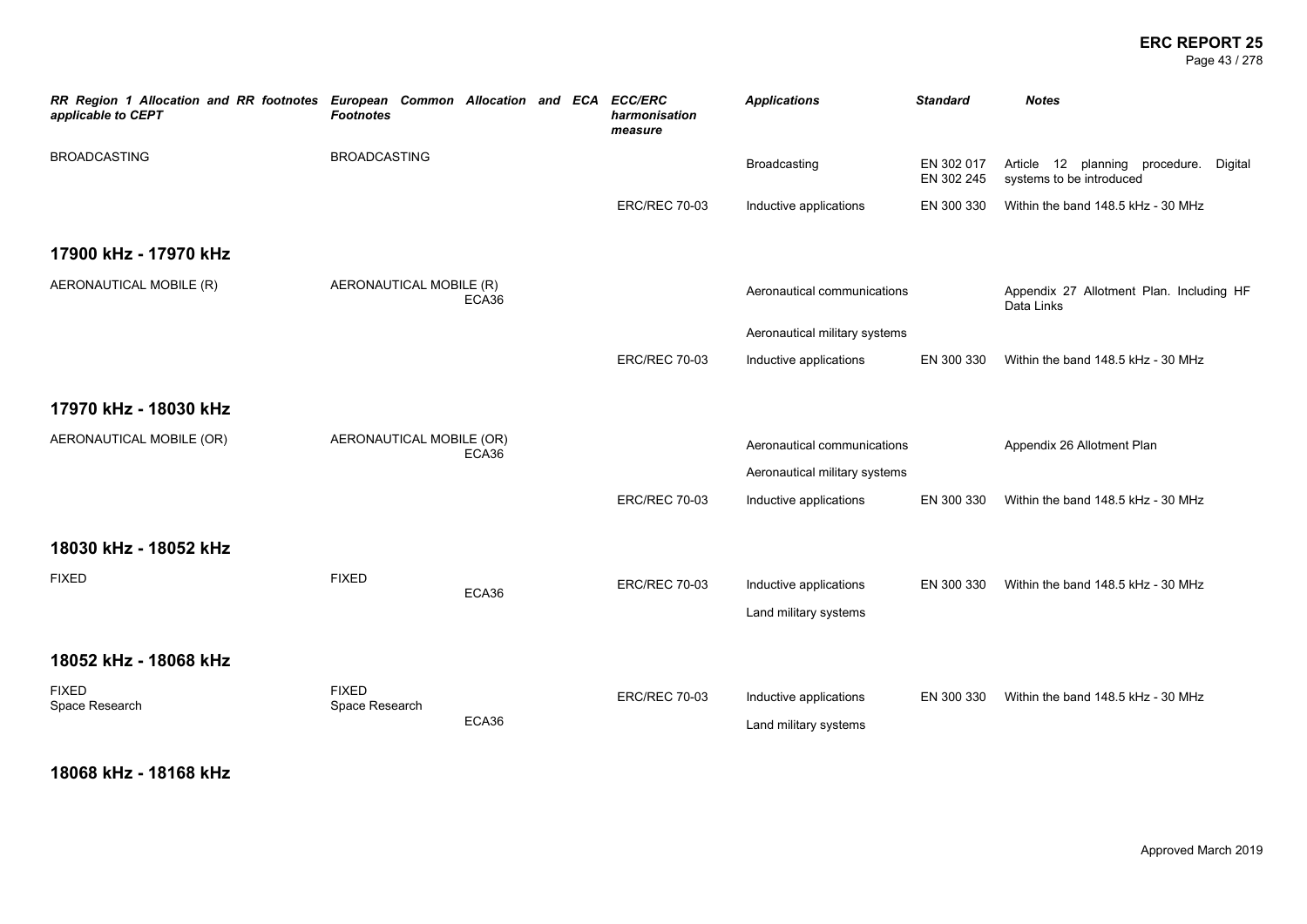| RR Region 1 Allocation and RR footnotes applicable to CEPT | European Common Allocation and ECA Footnotes | ECC/ERC harmonisation measure | Applications | Standard | Notes |
|---|---|---|---|---|---|
| BROADCASTING | BROADCASTING | | Broadcasting | EN 302 017 EN 302 245 | Article 12 planning procedure. Digital systems to be introduced |
| | | ERC/REC 70-03 | Inductive applications | EN 300 330 | Within the band 148.5 kHz - 30 MHz |

## 17900 kHz - 17970 kHz

| RR Region 1 Allocation and RR footnotes applicable to CEPT | European Common Allocation and ECA Footnotes | ECC/ERC harmonisation measure | Applications | Standard | Notes |
|---|---|---|---|---|---|
| AERONAUTICAL MOBILE (R) | AERONAUTICAL MOBILE (R) ECA36 | | Aeronautical communications | | Appendix 27 Allotment Plan. Including HF Data Links |
| | | | Aeronautical military systems | | |
| | | ERC/REC 70-03 | Inductive applications | EN 300 330 | Within the band 148.5 kHz - 30 MHz |

## 17970 kHz - 18030 kHz

| RR Region 1 Allocation and RR footnotes applicable to CEPT | European Common Allocation and ECA Footnotes | ECC/ERC harmonisation measure | Applications | Standard | Notes |
|---|---|---|---|---|---|
| AERONAUTICAL MOBILE (OR) | AERONAUTICAL MOBILE (OR) ECA36 | | Aeronautical communications | | Appendix 26 Allotment Plan |
| | | | Aeronautical military systems | | |
| | | ERC/REC 70-03 | Inductive applications | EN 300 330 | Within the band 148.5 kHz - 30 MHz |

## 18030 kHz - 18052 kHz

| RR Region 1 Allocation and RR footnotes applicable to CEPT | European Common Allocation and ECA Footnotes | ECC/ERC harmonisation measure | Applications | Standard | Notes |
|---|---|---|---|---|---|
| FIXED | FIXED ECA36 | ERC/REC 70-03 | Inductive applications | EN 300 330 | Within the band 148.5 kHz - 30 MHz |
| | | | Land military systems | | |

## 18052 kHz - 18068 kHz

| RR Region 1 Allocation and RR footnotes applicable to CEPT | European Common Allocation and ECA Footnotes | ECC/ERC harmonisation measure | Applications | Standard | Notes |
|---|---|---|---|---|---|
| FIXED Space Research | FIXED Space Research ECA36 | ERC/REC 70-03 | Inductive applications | EN 300 330 | Within the band 148.5 kHz - 30 MHz |
| | | | Land military systems | | |

## 18068 kHz - 18168 kHz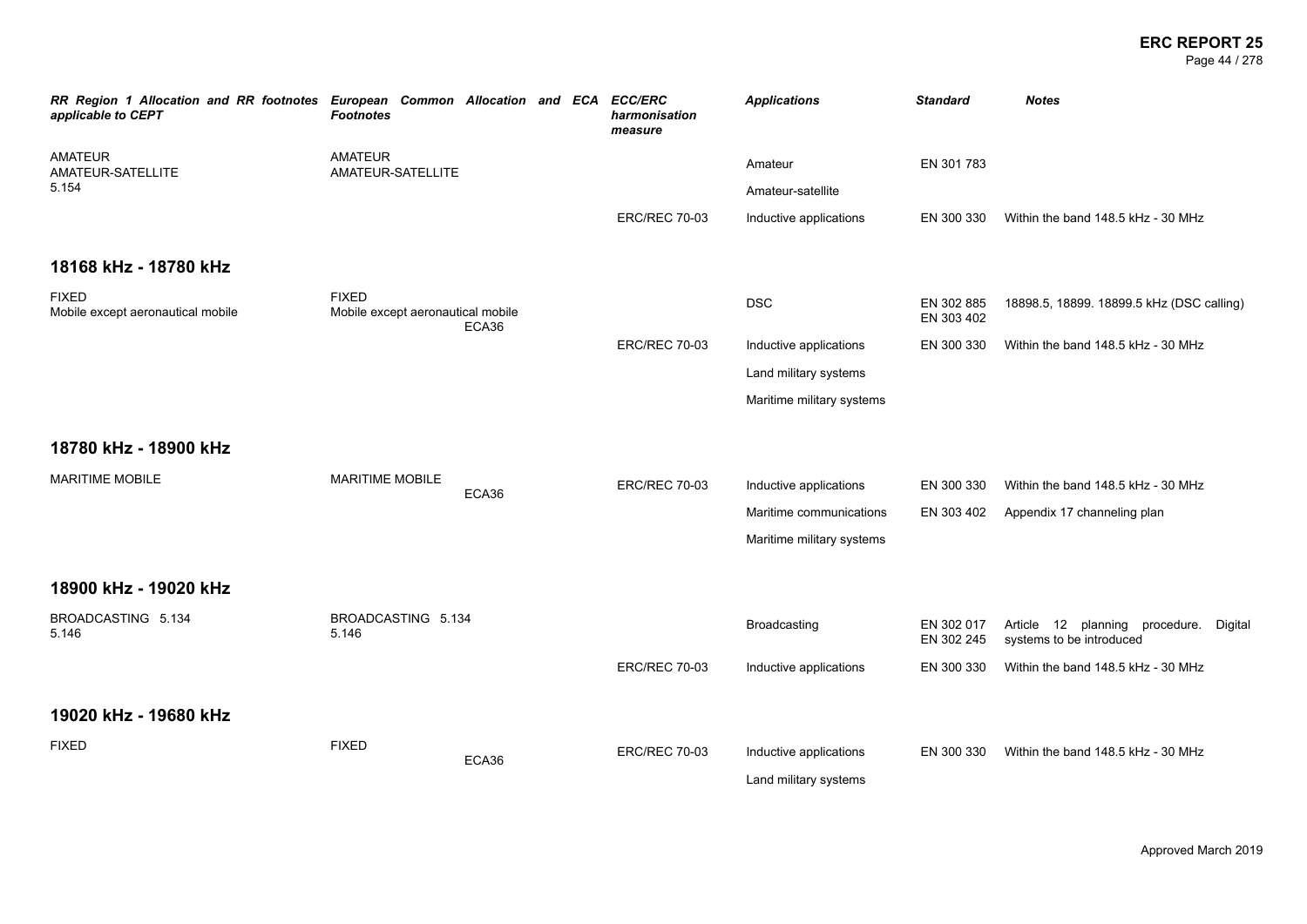| RR Region 1 Allocation and RR footnotes applicable to CEPT | European Common Allocation and ECA Footnotes | ECC/ERC harmonisation measure | Applications | Standard | Notes |
|---|---|---|---|---|---|
| AMATEUR<br>AMATEUR-SATELLITE<br>5.154 | AMATEUR<br>AMATEUR-SATELLITE | | Amateur | EN 301 783 | |
| | | | Amateur-satellite | | |
| | | ERC/REC 70-03 | Inductive applications | EN 300 330 | Within the band 148.5 kHz - 30 MHz |

## 18168 kHz - 18780 kHz

| RR Region 1 Allocation and RR footnotes applicable to CEPT | European Common Allocation and ECA Footnotes | ECC/ERC harmonisation measure | Applications | Standard | Notes |
|---|---|---|---|---|---|
| FIXED<br>Mobile except aeronautical mobile | FIXED<br>Mobile except aeronautical mobile<br>ECA36 | | DSC | EN 302 885<br>EN 303 402 | 18898.5, 18899. 18899.5 kHz (DSC calling) |
| | | ERC/REC 70-03 | Inductive applications | EN 300 330 | Within the band 148.5 kHz - 30 MHz |
| | | | Land military systems | | |
| | | | Maritime military systems | | |

## 18780 kHz - 18900 kHz

| RR Region 1 Allocation and RR footnotes applicable to CEPT | European Common Allocation and ECA Footnotes | ECC/ERC harmonisation measure | Applications | Standard | Notes |
|---|---|---|---|---|---|
| MARITIME MOBILE | MARITIME MOBILE<br>ECA36 | ERC/REC 70-03 | Inductive applications | EN 300 330 | Within the band 148.5 kHz - 30 MHz |
| | | | Maritime communications | EN 303 402 | Appendix 17 channeling plan |
| | | | Maritime military systems | | |

## 18900 kHz - 19020 kHz

| RR Region 1 Allocation and RR footnotes applicable to CEPT | European Common Allocation and ECA Footnotes | ECC/ERC harmonisation measure | Applications | Standard | Notes |
|---|---|---|---|---|---|
| BROADCASTING 5.134<br>5.146 | BROADCASTING 5.134<br>5.146 | | Broadcasting | EN 302 017<br>EN 302 245 | Article 12 planning procedure. Digital systems to be introduced |
| | | ERC/REC 70-03 | Inductive applications | EN 300 330 | Within the band 148.5 kHz - 30 MHz |

## 19020 kHz - 19680 kHz

| RR Region 1 Allocation and RR footnotes applicable to CEPT | European Common Allocation and ECA Footnotes | ECC/ERC harmonisation measure | Applications | Standard | Notes |
|---|---|---|---|---|---|
| FIXED | FIXED<br>ECA36 | ERC/REC 70-03 | Inductive applications | EN 300 330 | Within the band 148.5 kHz - 30 MHz |
| | | | Land military systems | | |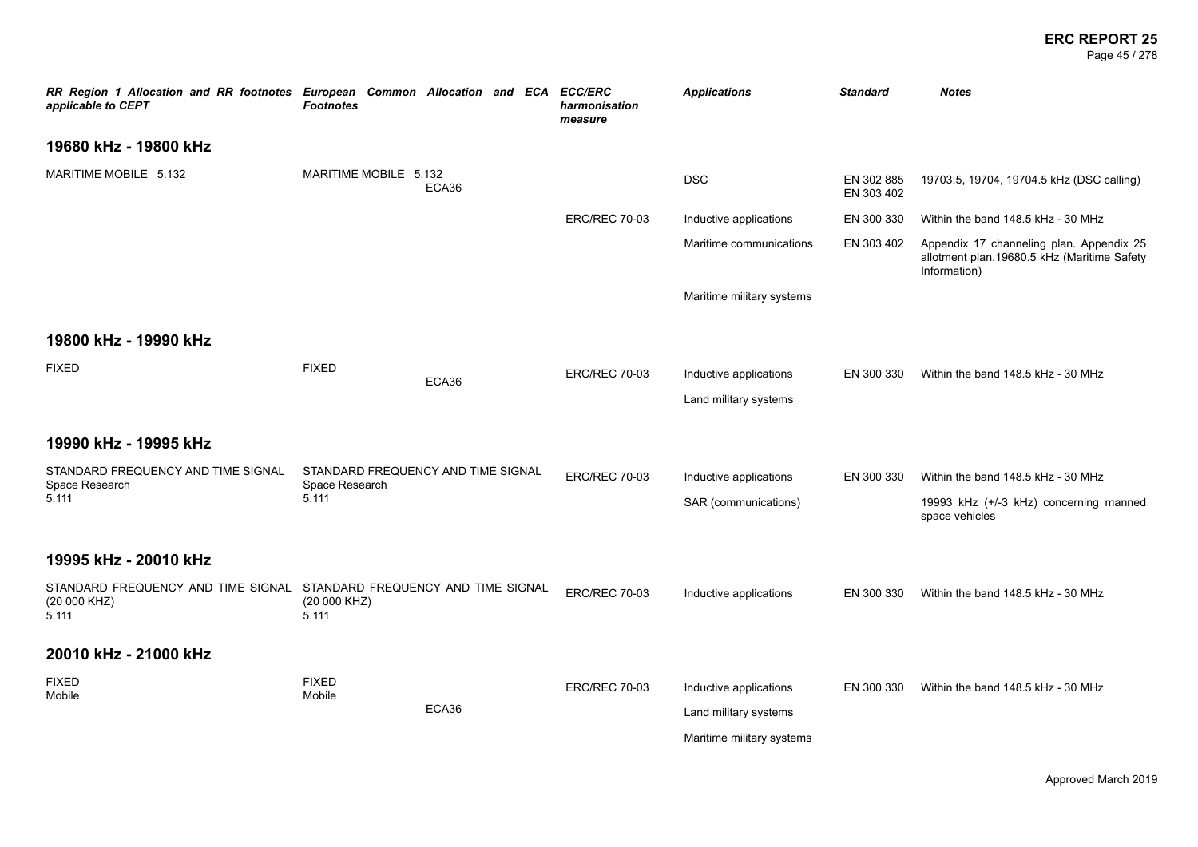| RR Region 1 Allocation and RR footnotes applicable to CEPT | European Common Allocation and ECA Footnotes | ECC/ERC harmonisation measure | Applications | Standard | Notes |
|---|---|---|---|---|---|
| **19680 kHz - 19800 kHz** | | | | | |
| MARITIME MOBILE 5.132 | MARITIME MOBILE 5.132 ECA36 | | DSC | EN 302 885 EN 303 402 | 19703.5, 19704, 19704.5 kHz (DSC calling) |
| | | ERC/REC 70-03 | Inductive applications | EN 300 330 | Within the band 148.5 kHz - 30 MHz |
| | | | Maritime communications | EN 303 402 | Appendix 17 channeling plan. Appendix 25 allotment plan.19680.5 kHz (Maritime Safety Information) |
| | | | Maritime military systems | | |
| **19800 kHz - 19990 kHz** | | | | | |
| FIXED | FIXED ECA36 | ERC/REC 70-03 | Inductive applications | EN 300 330 | Within the band 148.5 kHz - 30 MHz |
| | | | Land military systems | | |
| **19990 kHz - 19995 kHz** | | | | | |
| STANDARD FREQUENCY AND TIME SIGNAL Space Research 5.111 | STANDARD FREQUENCY AND TIME SIGNAL Space Research 5.111 | ERC/REC 70-03 | Inductive applications | EN 300 330 | Within the band 148.5 kHz - 30 MHz |
| | | | SAR (communications) | | 19993 kHz (+/-3 kHz) concerning manned space vehicles |
| **19995 kHz - 20010 kHz** | | | | | |
| STANDARD FREQUENCY AND TIME SIGNAL (20 000 KHZ) 5.111 | STANDARD FREQUENCY AND TIME SIGNAL (20 000 KHZ) 5.111 | ERC/REC 70-03 | Inductive applications | EN 300 330 | Within the band 148.5 kHz - 30 MHz |
| **20010 kHz - 21000 kHz** | | | | | |
| FIXED Mobile | FIXED Mobile ECA36 | ERC/REC 70-03 | Inductive applications | EN 300 330 | Within the band 148.5 kHz - 30 MHz |
| | | | Land military systems | | |
| | | | Maritime military systems | | |

Approved March 2019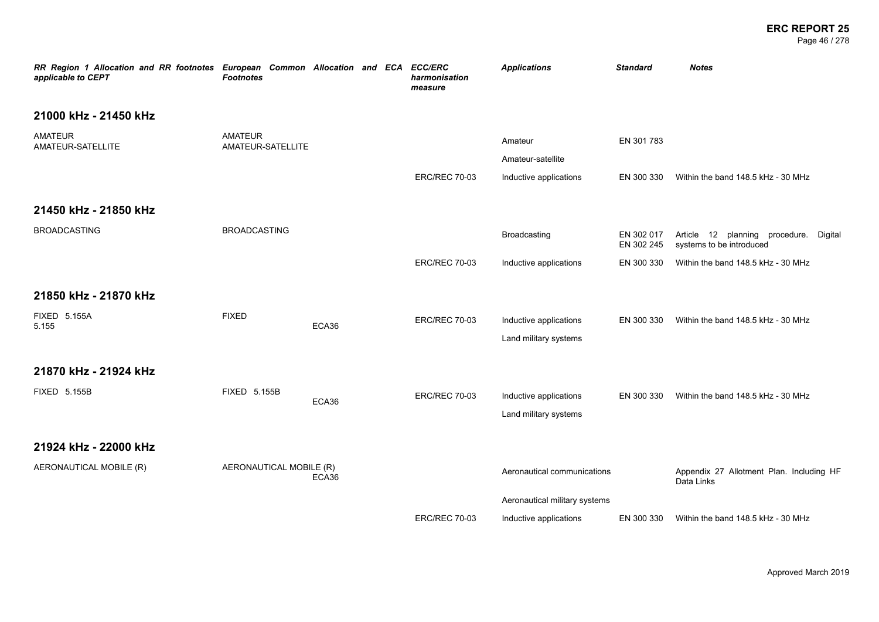| RR Region 1 Allocation and RR footnotes applicable to CEPT | European Common Allocation and ECA Footnotes | ECC/ERC harmonisation measure | Applications | Standard | Notes |
|---|---|---|---|---|---|
| **21000 kHz - 21450 kHz** | | | | | |
| AMATEUR<br>AMATEUR-SATELLITE | AMATEUR<br>AMATEUR-SATELLITE | | Amateur | EN 301 783 | |
| | | | Amateur-satellite | | |
| | | ERC/REC 70-03 | Inductive applications | EN 300 330 | Within the band 148.5 kHz - 30 MHz |
| **21450 kHz - 21850 kHz** | | | | | |
| BROADCASTING | BROADCASTING | | Broadcasting | EN 302 017<br>EN 302 245 | Article 12 planning procedure. Digital systems to be introduced |
| | | ERC/REC 70-03 | Inductive applications | EN 300 330 | Within the band 148.5 kHz - 30 MHz |
| **21850 kHz - 21870 kHz** | | | | | |
| FIXED 5.155A<br>5.155 | FIXED<br>ECA36 | ERC/REC 70-03 | Inductive applications | EN 300 330 | Within the band 148.5 kHz - 30 MHz |
| | | | Land military systems | | |
| **21870 kHz - 21924 kHz** | | | | | |
| FIXED 5.155B | FIXED 5.155B<br>ECA36 | ERC/REC 70-03 | Inductive applications | EN 300 330 | Within the band 148.5 kHz - 30 MHz |
| | | | Land military systems | | |
| **21924 kHz - 22000 kHz** | | | | | |
| AERONAUTICAL MOBILE (R) | AERONAUTICAL MOBILE (R)<br>ECA36 | | Aeronautical communications | | Appendix 27 Allotment Plan. Including HF Data Links |
| | | | Aeronautical military systems | | |
| | | ERC/REC 70-03 | Inductive applications | EN 300 330 | Within the band 148.5 kHz - 30 MHz |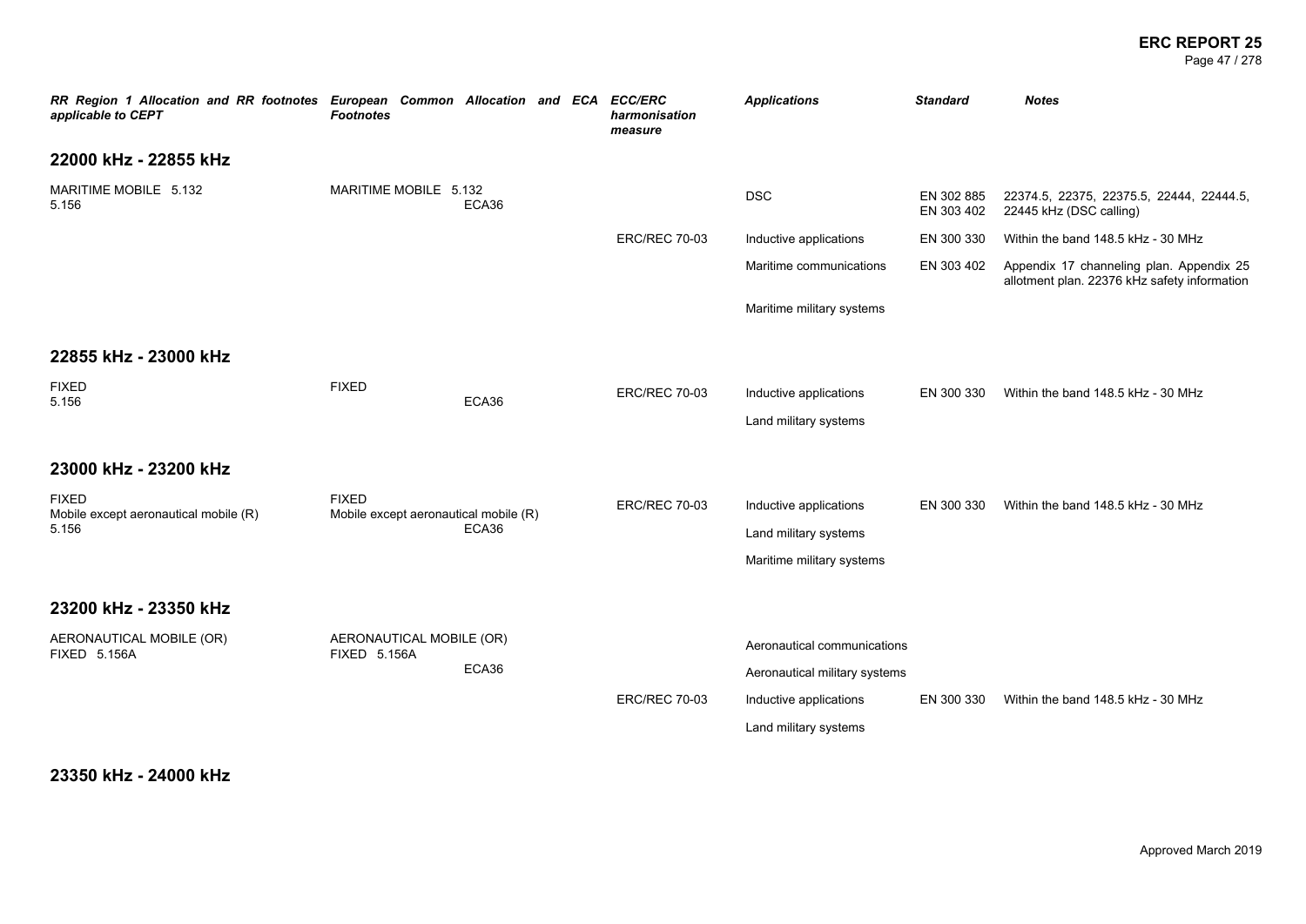| RR Region 1 Allocation and RR footnotes applicable to CEPT | European Common Allocation and ECA Footnotes | ECC/ERC harmonisation measure | Applications | Standard | Notes |
|---|---|---|---|---|---|
| **22000 kHz - 22855 kHz** | | | | | |
| MARITIME MOBILE 5.132<br>5.156 | MARITIME MOBILE 5.132<br>ECA36 | | DSC | EN 302 885<br>EN 303 402 | 22374.5, 22375, 22375.5, 22444, 22444.5, 22445 kHz (DSC calling) |
| | | ERC/REC 70-03 | Inductive applications | EN 300 330 | Within the band 148.5 kHz - 30 MHz |
| | | | Maritime communications | EN 303 402 | Appendix 17 channeling plan. Appendix 25 allotment plan. 22376 kHz safety information |
| | | | Maritime military systems | | |
| **22855 kHz - 23000 kHz** | | | | | |
| FIXED<br>5.156 | FIXED<br>ECA36 | ERC/REC 70-03 | Inductive applications | EN 300 330 | Within the band 148.5 kHz - 30 MHz |
| | | | Land military systems | | |
| **23000 kHz - 23200 kHz** | | | | | |
| FIXED<br>Mobile except aeronautical mobile (R)<br>5.156 | FIXED<br>Mobile except aeronautical mobile (R)<br>ECA36 | ERC/REC 70-03 | Inductive applications | EN 300 330 | Within the band 148.5 kHz - 30 MHz |
| | | | Land military systems | | |
| | | | Maritime military systems | | |
| **23200 kHz - 23350 kHz** | | | | | |
| AERONAUTICAL MOBILE (OR)<br>FIXED 5.156A | AERONAUTICAL MOBILE (OR)<br>FIXED 5.156A<br>ECA36 | | Aeronautical communications | | |
| | | | Aeronautical military systems | | |
| | | ERC/REC 70-03 | Inductive applications | EN 300 330 | Within the band 148.5 kHz - 30 MHz |
| | | | Land military systems | | |
| **23350 kHz - 24000 kHz** | | | | | |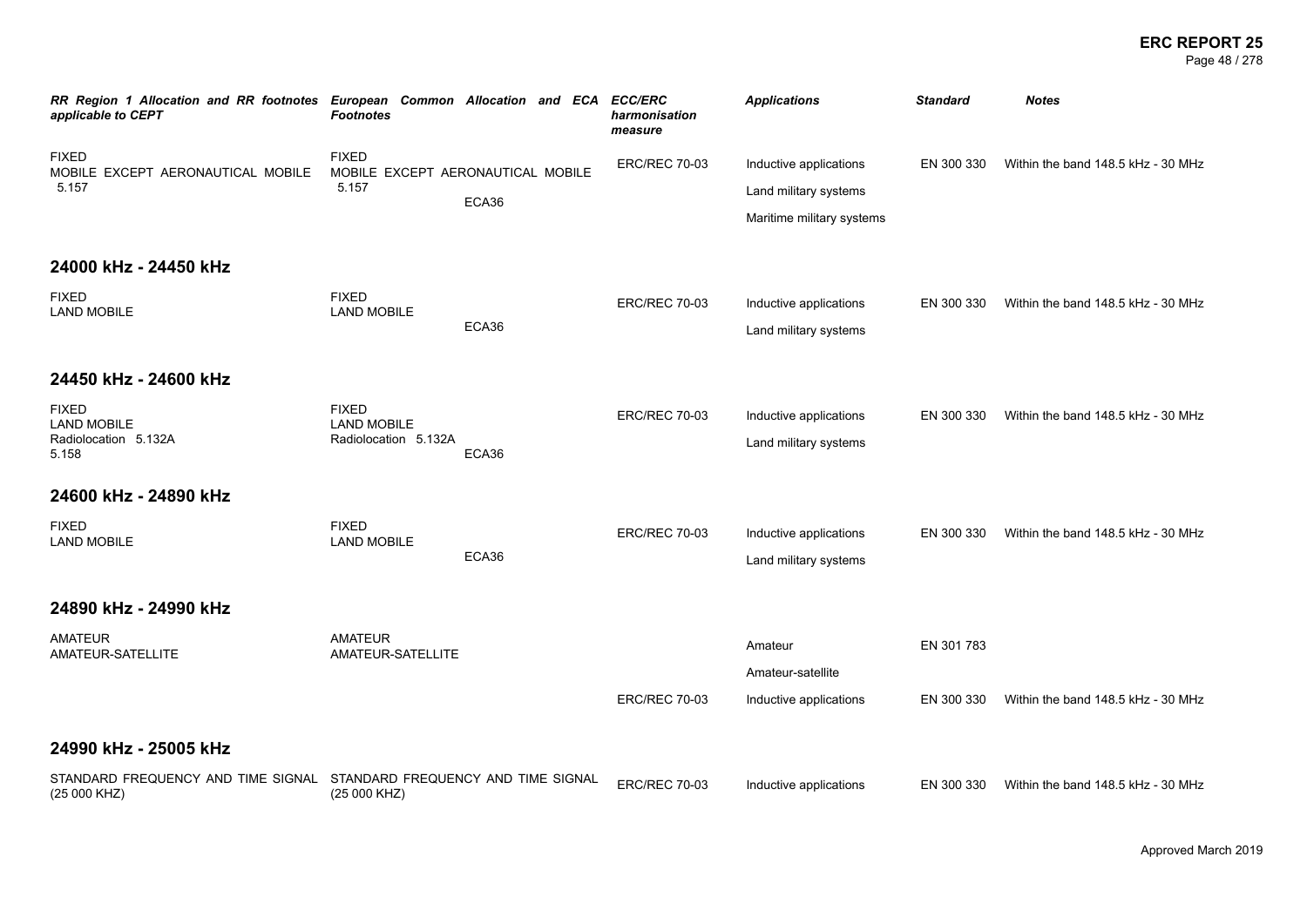| RR Region 1 Allocation and RR footnotes applicable to CEPT | European Common Allocation and ECA Footnotes | ECC/ERC harmonisation measure | Applications | Standard | Notes |
|---|---|---|---|---|---|
| FIXED<br>MOBILE EXCEPT AERONAUTICAL MOBILE<br>5.157 | FIXED<br>MOBILE EXCEPT AERONAUTICAL MOBILE<br>5.157<br>ECA36 | ERC/REC 70-03 | Inductive applications<br>Land military systems<br>Maritime military systems | EN 300 330 | Within the band 148.5 kHz - 30 MHz |

## 24000 kHz - 24450 kHz

| RR Region 1 Allocation and RR footnotes applicable to CEPT | European Common Allocation and ECA Footnotes | ECC/ERC harmonisation measure | Applications | Standard | Notes |
|---|---|---|---|---|---|
| FIXED<br>LAND MOBILE | FIXED<br>LAND MOBILE<br>ECA36 | ERC/REC 70-03 | Inductive applications<br>Land military systems | EN 300 330 | Within the band 148.5 kHz - 30 MHz |

## 24450 kHz - 24600 kHz

| RR Region 1 Allocation and RR footnotes applicable to CEPT | European Common Allocation and ECA Footnotes | ECC/ERC harmonisation measure | Applications | Standard | Notes |
|---|---|---|---|---|---|
| FIXED<br>LAND MOBILE<br>Radiolocation 5.132A<br>5.158 | FIXED<br>LAND MOBILE<br>Radiolocation 5.132A<br>ECA36 | ERC/REC 70-03 | Inductive applications<br>Land military systems | EN 300 330 | Within the band 148.5 kHz - 30 MHz |

## 24600 kHz - 24890 kHz

| RR Region 1 Allocation and RR footnotes applicable to CEPT | European Common Allocation and ECA Footnotes | ECC/ERC harmonisation measure | Applications | Standard | Notes |
|---|---|---|---|---|---|
| FIXED<br>LAND MOBILE | FIXED<br>LAND MOBILE<br>ECA36 | ERC/REC 70-03 | Inductive applications<br>Land military systems | EN 300 330 | Within the band 148.5 kHz - 30 MHz |

## 24890 kHz - 24990 kHz

| RR Region 1 Allocation and RR footnotes applicable to CEPT | European Common Allocation and ECA Footnotes | ECC/ERC harmonisation measure | Applications | Standard | Notes |
|---|---|---|---|---|---|
| AMATEUR<br>AMATEUR-SATELLITE | AMATEUR<br>AMATEUR-SATELLITE | | Amateur<br>Amateur-satellite | EN 301 783 | |
| | | ERC/REC 70-03 | Inductive applications | EN 300 330 | Within the band 148.5 kHz - 30 MHz |

## 24990 kHz - 25005 kHz

| RR Region 1 Allocation and RR footnotes applicable to CEPT | European Common Allocation and ECA Footnotes | ECC/ERC harmonisation measure | Applications | Standard | Notes |
|---|---|---|---|---|---|
| STANDARD FREQUENCY AND TIME SIGNAL (25 000 KHZ) | STANDARD FREQUENCY AND TIME SIGNAL (25 000 KHZ) | ERC/REC 70-03 | Inductive applications | EN 300 330 | Within the band 148.5 kHz - 30 MHz |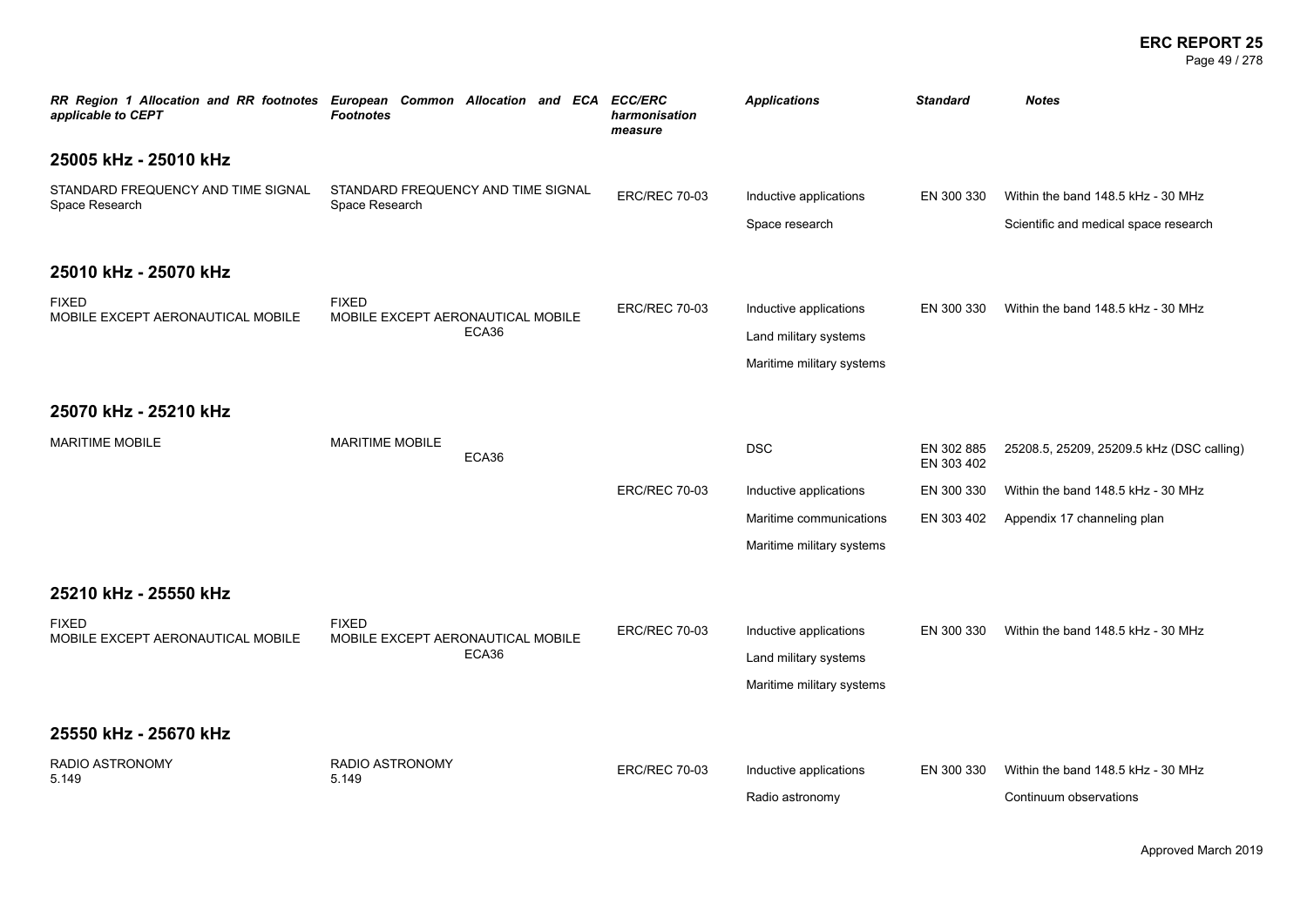| RR Region 1 Allocation and RR footnotes applicable to CEPT | European Common Allocation and ECA Footnotes | ECC/ERC harmonisation measure | Applications | Standard | Notes |
|---|---|---|---|---|---|
| **25005 kHz - 25010 kHz** | | | | | |
| STANDARD FREQUENCY AND TIME SIGNAL<br>Space Research | STANDARD FREQUENCY AND TIME SIGNAL<br>Space Research | ERC/REC 70-03 | Inductive applications | EN 300 330 | Within the band 148.5 kHz - 30 MHz |
| | | | Space research | | Scientific and medical space research |
| **25010 kHz - 25070 kHz** | | | | | |
| FIXED<br>MOBILE EXCEPT AERONAUTICAL MOBILE | FIXED<br>MOBILE EXCEPT AERONAUTICAL MOBILE<br>ECA36 | ERC/REC 70-03 | Inductive applications | EN 300 330 | Within the band 148.5 kHz - 30 MHz |
| | | | Land military systems | | |
| | | | Maritime military systems | | |
| **25070 kHz - 25210 kHz** | | | | | |
| MARITIME MOBILE | MARITIME MOBILE<br>ECA36 | | DSC | EN 302 885<br>EN 303 402 | 25208.5, 25209, 25209.5 kHz (DSC calling) |
| | | ERC/REC 70-03 | Inductive applications | EN 300 330 | Within the band 148.5 kHz - 30 MHz |
| | | | Maritime communications | EN 303 402 | Appendix 17 channeling plan |
| | | | Maritime military systems | | |
| **25210 kHz - 25550 kHz** | | | | | |
| FIXED<br>MOBILE EXCEPT AERONAUTICAL MOBILE | FIXED<br>MOBILE EXCEPT AERONAUTICAL MOBILE<br>ECA36 | ERC/REC 70-03 | Inductive applications | EN 300 330 | Within the band 148.5 kHz - 30 MHz |
| | | | Land military systems | | |
| | | | Maritime military systems | | |
| **25550 kHz - 25670 kHz** | | | | | |
| RADIO ASTRONOMY<br>5.149 | RADIO ASTRONOMY<br>5.149 | ERC/REC 70-03 | Inductive applications | EN 300 330 | Within the band 148.5 kHz - 30 MHz |
| | | | Radio astronomy | | Continuum observations |

Approved March 2019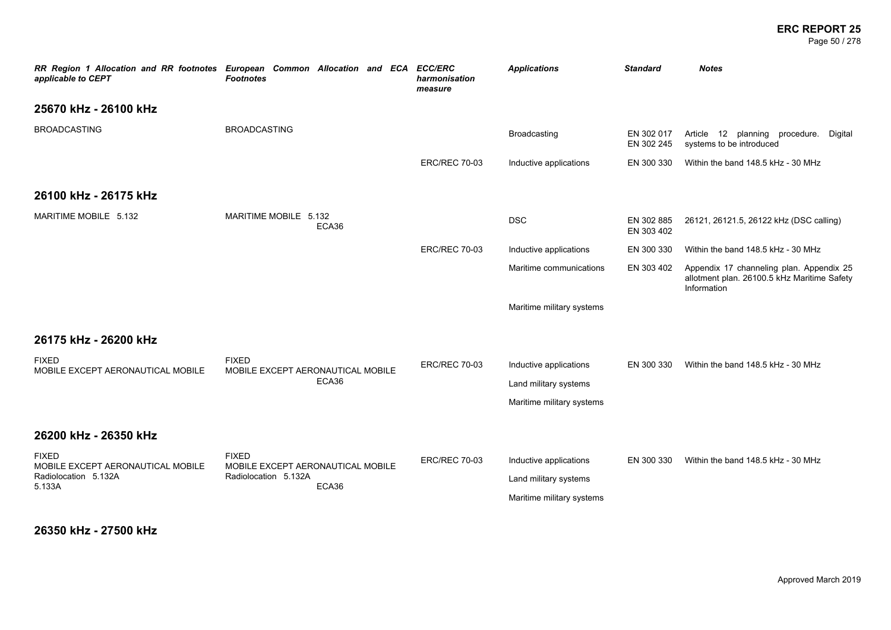| *RR Region 1 Allocation and RR footnotes applicable to CEPT* | *European Common Allocation and ECA Footnotes* | *ECC/ERC harmonisation measure* | *Applications* | *Standard* | *Notes* |
|---|---|---|---|---|---|

## 25670 kHz - 26100 kHz

| *RR Region 1 Allocation and RR footnotes applicable to CEPT* | *European Common Allocation and ECA Footnotes* | *ECC/ERC harmonisation measure* | *Applications* | *Standard* | *Notes* |
|---|---|---|---|---|---|
| BROADCASTING | BROADCASTING | | Broadcasting | EN 302 017<br>EN 302 245 | Article 12 planning procedure. Digital systems to be introduced |
| | | ERC/REC 70-03 | Inductive applications | EN 300 330 | Within the band 148.5 kHz - 30 MHz |

## 26100 kHz - 26175 kHz

| *RR Region 1 Allocation and RR footnotes applicable to CEPT* | *European Common Allocation and ECA Footnotes* | *ECC/ERC harmonisation measure* | *Applications* | *Standard* | *Notes* |
|---|---|---|---|---|---|
| MARITIME MOBILE 5.132 | MARITIME MOBILE 5.132<br>ECA36 | | DSC | EN 302 885<br>EN 303 402 | 26121, 26121.5, 26122 kHz (DSC calling) |
| | | ERC/REC 70-03 | Inductive applications | EN 300 330 | Within the band 148.5 kHz - 30 MHz |
| | | | Maritime communications | EN 303 402 | Appendix 17 channeling plan. Appendix 25 allotment plan. 26100.5 kHz Maritime Safety Information |
| | | | Maritime military systems | | |

## 26175 kHz - 26200 kHz

| *RR Region 1 Allocation and RR footnotes applicable to CEPT* | *European Common Allocation and ECA Footnotes* | *ECC/ERC harmonisation measure* | *Applications* | *Standard* | *Notes* |
|---|---|---|---|---|---|
| FIXED<br>MOBILE EXCEPT AERONAUTICAL MOBILE | FIXED<br>MOBILE EXCEPT AERONAUTICAL MOBILE<br>ECA36 | ERC/REC 70-03 | Inductive applications | EN 300 330 | Within the band 148.5 kHz - 30 MHz |
| | | | Land military systems | | |
| | | | Maritime military systems | | |

## 26200 kHz - 26350 kHz

| *RR Region 1 Allocation and RR footnotes applicable to CEPT* | *European Common Allocation and ECA Footnotes* | *ECC/ERC harmonisation measure* | *Applications* | *Standard* | *Notes* |
|---|---|---|---|---|---|
| FIXED<br>MOBILE EXCEPT AERONAUTICAL MOBILE<br>Radiolocation 5.132A<br>5.133A | FIXED<br>MOBILE EXCEPT AERONAUTICAL MOBILE<br>Radiolocation 5.132A<br>ECA36 | ERC/REC 70-03 | Inductive applications | EN 300 330 | Within the band 148.5 kHz - 30 MHz |
| | | | Land military systems | | |
| | | | Maritime military systems | | |

## 26350 kHz - 27500 kHz

Approved March 2019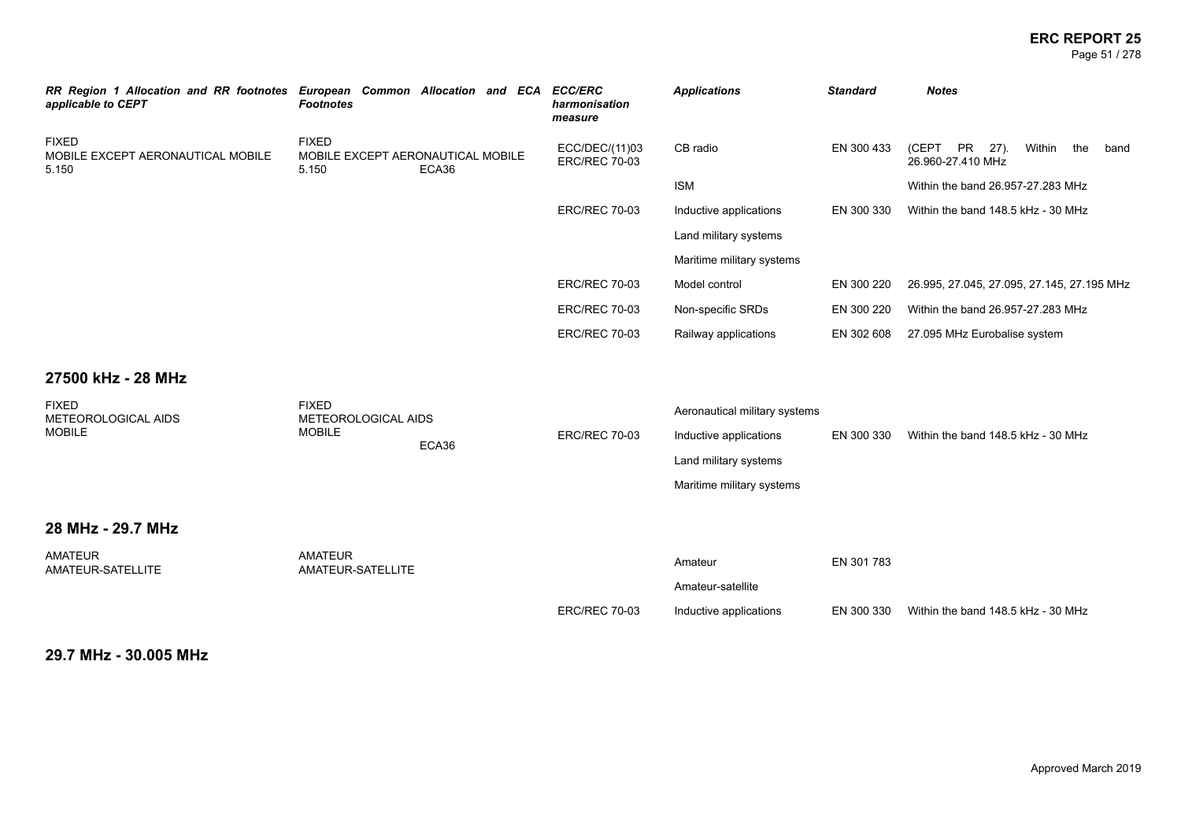| *RR Region 1 Allocation and RR footnotes applicable to CEPT* | *European Common Allocation and ECA Footnotes* | *ECC/ERC harmonisation measure* | *Applications* | *Standard* | *Notes* |
|---|---|---|---|---|---|
| FIXED<br>MOBILE EXCEPT AERONAUTICAL MOBILE<br>5.150 | FIXED<br>MOBILE EXCEPT AERONAUTICAL MOBILE<br>5.150 ECA36 | ECC/DEC/(11)03<br>ERC/REC 70-03 | CB radio | EN 300 433 | (CEPT PR 27). Within the band 26.960-27.410 MHz |
| | | | ISM | | Within the band 26.957-27.283 MHz |
| | | ERC/REC 70-03 | Inductive applications | EN 300 330 | Within the band 148.5 kHz - 30 MHz |
| | | | Land military systems | | |
| | | | Maritime military systems | | |
| | | ERC/REC 70-03 | Model control | EN 300 220 | 26.995, 27.045, 27.095, 27.145, 27.195 MHz |
| | | ERC/REC 70-03 | Non-specific SRDs | EN 300 220 | Within the band 26.957-27.283 MHz |
| | | ERC/REC 70-03 | Railway applications | EN 302 608 | 27.095 MHz Eurobalise system |

## 27500 kHz - 28 MHz

| *RR Region 1 Allocation and RR footnotes applicable to CEPT* | *European Common Allocation and ECA Footnotes* | *ECC/ERC harmonisation measure* | *Applications* | *Standard* | *Notes* |
|---|---|---|---|---|---|
| FIXED<br>METEOROLOGICAL AIDS<br>MOBILE | FIXED<br>METEOROLOGICAL AIDS<br>MOBILE<br>ECA36 | | Aeronautical military systems | | |
| | | ERC/REC 70-03 | Inductive applications | EN 300 330 | Within the band 148.5 kHz - 30 MHz |
| | | | Land military systems | | |
| | | | Maritime military systems | | |

## 28 MHz - 29.7 MHz

| *RR Region 1 Allocation and RR footnotes applicable to CEPT* | *European Common Allocation and ECA Footnotes* | *ECC/ERC harmonisation measure* | *Applications* | *Standard* | *Notes* |
|---|---|---|---|---|---|
| AMATEUR<br>AMATEUR-SATELLITE | AMATEUR<br>AMATEUR-SATELLITE | | Amateur | EN 301 783 | |
| | | | Amateur-satellite | | |
| | | ERC/REC 70-03 | Inductive applications | EN 300 330 | Within the band 148.5 kHz - 30 MHz |

## 29.7 MHz - 30.005 MHz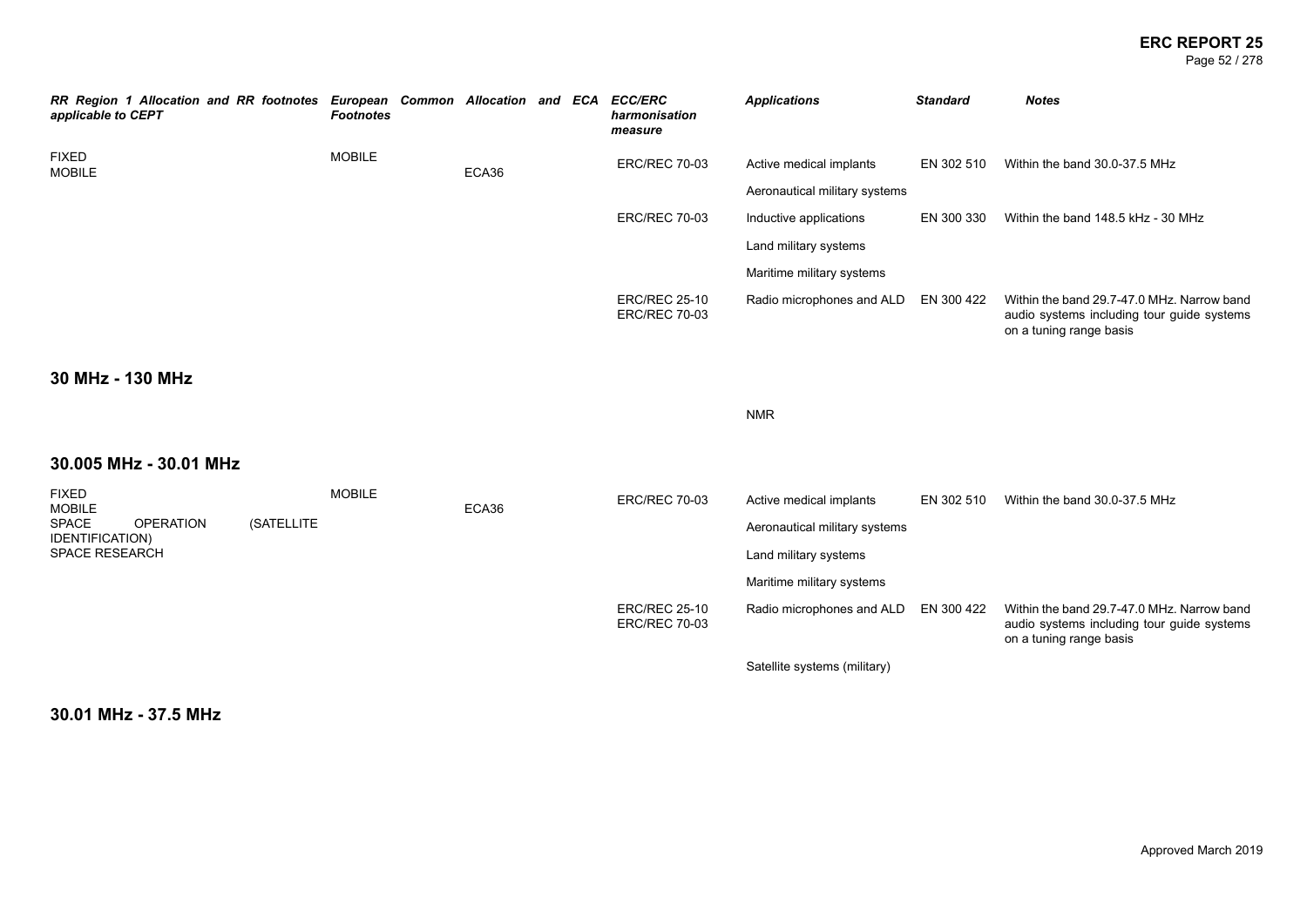| RR Region 1 Allocation and RR footnotes applicable to CEPT | European Common Allocation and ECA Footnotes | | ECC/ERC harmonisation measure | Applications | Standard | Notes |
|---|---|---|---|---|---|---|
| FIXED<br>MOBILE | MOBILE | ECA36 | ERC/REC 70-03 | Active medical implants | EN 302 510 | Within the band 30.0-37.5 MHz |
| | | | | Aeronautical military systems | | |
| | | | ERC/REC 70-03 | Inductive applications | EN 300 330 | Within the band 148.5 kHz - 30 MHz |
| | | | | Land military systems | | |
| | | | | Maritime military systems | | |
| | | | ERC/REC 25-10<br>ERC/REC 70-03 | Radio microphones and ALD | EN 300 422 | Within the band 29.7-47.0 MHz. Narrow band audio systems including tour guide systems on a tuning range basis |

## 30 MHz - 130 MHz

| RR Region 1 Allocation and RR footnotes applicable to CEPT | European Common Allocation and ECA Footnotes | | ECC/ERC harmonisation measure | Applications | Standard | Notes |
|---|---|---|---|---|---|---|
| | | | | NMR | | |

## 30.005 MHz - 30.01 MHz

| RR Region 1 Allocation and RR footnotes applicable to CEPT | European Common Allocation and ECA Footnotes | | ECC/ERC harmonisation measure | Applications | Standard | Notes |
|---|---|---|---|---|---|---|
| FIXED<br>MOBILE<br>SPACE OPERATION (SATELLITE IDENTIFICATION)<br>SPACE RESEARCH | MOBILE | ECA36 | ERC/REC 70-03 | Active medical implants | EN 302 510 | Within the band 30.0-37.5 MHz |
| | | | | Aeronautical military systems | | |
| | | | | Land military systems | | |
| | | | | Maritime military systems | | |
| | | | ERC/REC 25-10<br>ERC/REC 70-03 | Radio microphones and ALD | EN 300 422 | Within the band 29.7-47.0 MHz. Narrow band audio systems including tour guide systems on a tuning range basis |
| | | | | Satellite systems (military) | | |

## 30.01 MHz - 37.5 MHz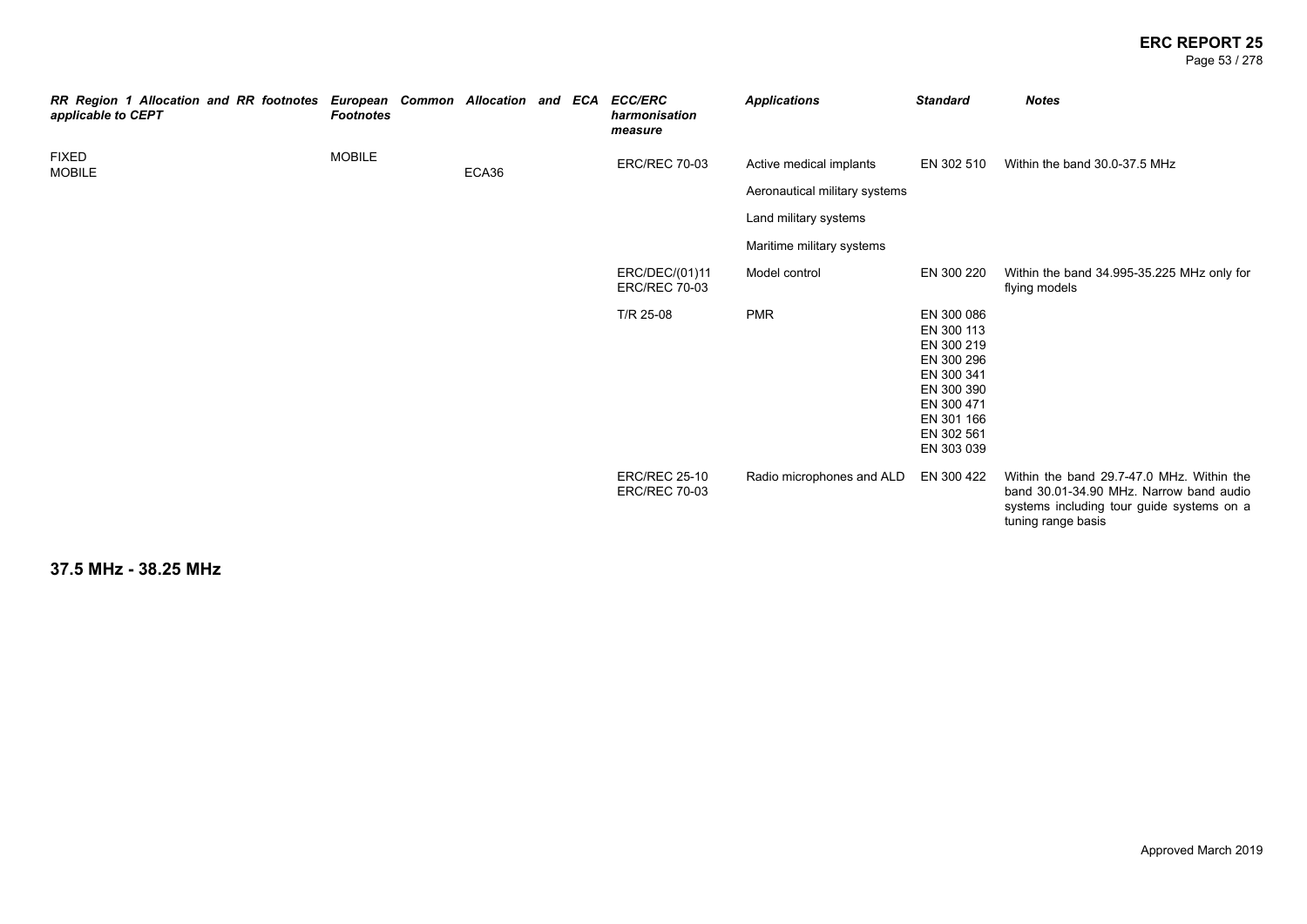| RR Region 1 Allocation and RR footnotes applicable to CEPT | European Common Allocation and ECA Footnotes | | ECC/ERC harmonisation measure | Applications | Standard | Notes |
|---|---|---|---|---|---|---|
| FIXED<br>MOBILE | MOBILE | ECA36 | ERC/REC 70-03 | Active medical implants | EN 302 510 | Within the band 30.0-37.5 MHz |
| | | | | Aeronautical military systems | | |
| | | | | Land military systems | | |
| | | | | Maritime military systems | | |
| | | | ERC/DEC/(01)11<br>ERC/REC 70-03 | Model control | EN 300 220 | Within the band 34.995-35.225 MHz only for flying models |
| | | | T/R 25-08 | PMR | EN 300 086<br>EN 300 113<br>EN 300 219<br>EN 300 296<br>EN 300 341<br>EN 300 390<br>EN 300 471<br>EN 301 166<br>EN 302 561<br>EN 303 039 | |
| | | | ERC/REC 25-10<br>ERC/REC 70-03 | Radio microphones and ALD | EN 300 422 | Within the band 29.7-47.0 MHz. Within the band 30.01-34.90 MHz. Narrow band audio systems including tour guide systems on a tuning range basis |

## 37.5 MHz - 38.25 MHz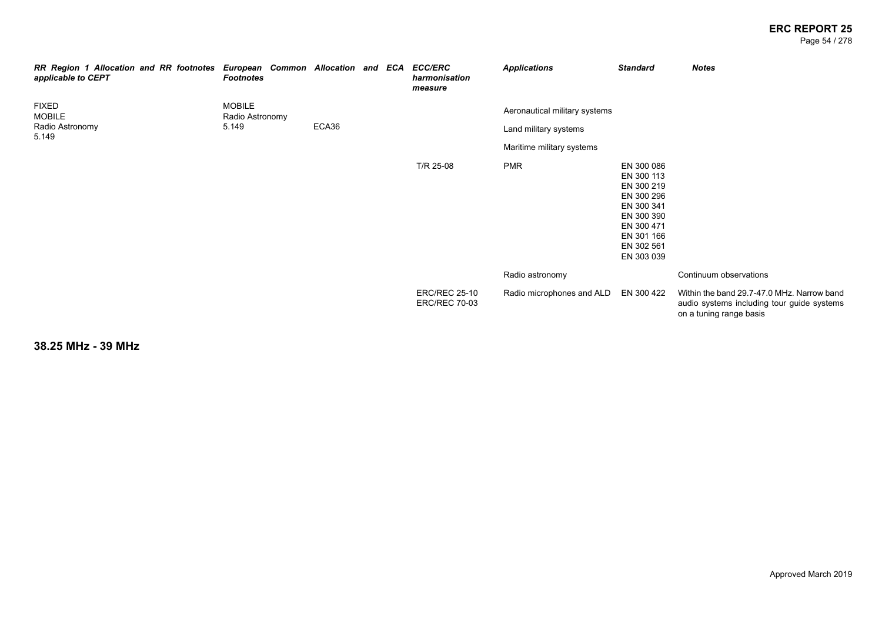| RR Region 1 Allocation and RR footnotes applicable to CEPT | European Common Allocation and ECA Footnotes | | ECC/ERC harmonisation measure | Applications | Standard | Notes |
|---|---|---|---|---|---|---|
| FIXED<br>MOBILE<br>Radio Astronomy<br>5.149 | MOBILE<br>Radio Astronomy<br>5.149 | ECA36 | | Aeronautical military systems | | |
| | | | | Land military systems | | |
| | | | | Maritime military systems | | |
| | | | T/R 25-08 | PMR | EN 300 086<br>EN 300 113<br>EN 300 219<br>EN 300 296<br>EN 300 341<br>EN 300 390<br>EN 300 471<br>EN 301 166<br>EN 302 561<br>EN 303 039 | |
| | | | | Radio astronomy | | Continuum observations |
| | | | ERC/REC 25-10<br>ERC/REC 70-03 | Radio microphones and ALD | EN 300 422 | Within the band 29.7-47.0 MHz. Narrow band audio systems including tour guide systems on a tuning range basis |

## 38.25 MHz - 39 MHz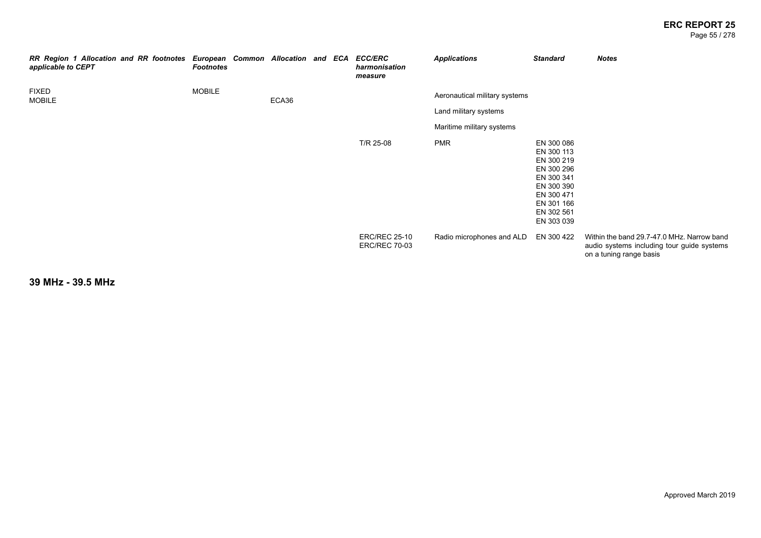| *RR Region 1 Allocation and RR footnotes applicable to CEPT* | *European Common Allocation and ECA Footnotes* | *ECC/ERC harmonisation measure* | *Applications* | *Standard* | *Notes* |
|---|---|---|---|---|---|
| FIXED<br>MOBILE | MOBILE<br>ECA36 | | Aeronautical military systems | | |
| | | | Land military systems | | |
| | | | Maritime military systems | | |
| | | T/R 25-08 | PMR | EN 300 086<br>EN 300 113<br>EN 300 219<br>EN 300 296<br>EN 300 341<br>EN 300 390<br>EN 300 471<br>EN 301 166<br>EN 302 561<br>EN 303 039 | |
| | | ERC/REC 25-10<br>ERC/REC 70-03 | Radio microphones and ALD | EN 300 422 | Within the band 29.7-47.0 MHz. Narrow band audio systems including tour guide systems on a tuning range basis |

## 39 MHz - 39.5 MHz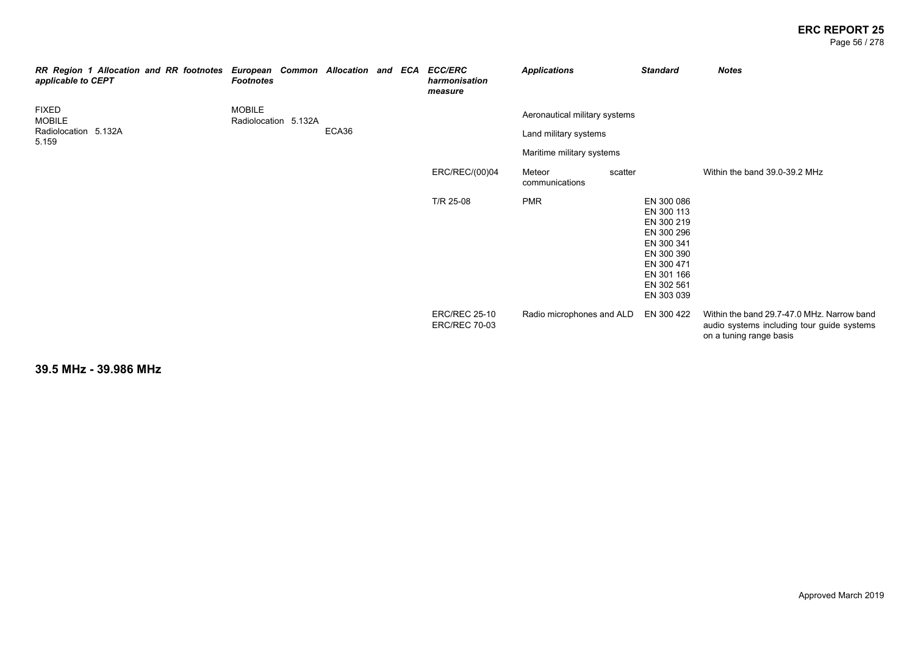| RR Region 1 Allocation and RR footnotes applicable to CEPT | European Common Allocation and ECA Footnotes | | ECC/ERC harmonisation measure | Applications | Standard | Notes |
|---|---|---|---|---|---|---|
| FIXED<br>MOBILE<br>Radiolocation 5.132A<br>5.159 | MOBILE<br>Radiolocation 5.132A | ECA36 | | Aeronautical military systems | | |
| | | | | Land military systems | | |
| | | | | Maritime military systems | | |
| | | | ERC/REC/(00)04 | Meteor scatter communications | | Within the band 39.0-39.2 MHz |
| | | | T/R 25-08 | PMR | EN 300 086<br>EN 300 113<br>EN 300 219<br>EN 300 296<br>EN 300 341<br>EN 300 390<br>EN 300 471<br>EN 301 166<br>EN 302 561<br>EN 303 039 | |
| | | | ERC/REC 25-10<br>ERC/REC 70-03 | Radio microphones and ALD | EN 300 422 | Within the band 29.7-47.0 MHz. Narrow band audio systems including tour guide systems on a tuning range basis |

## 39.5 MHz - 39.986 MHz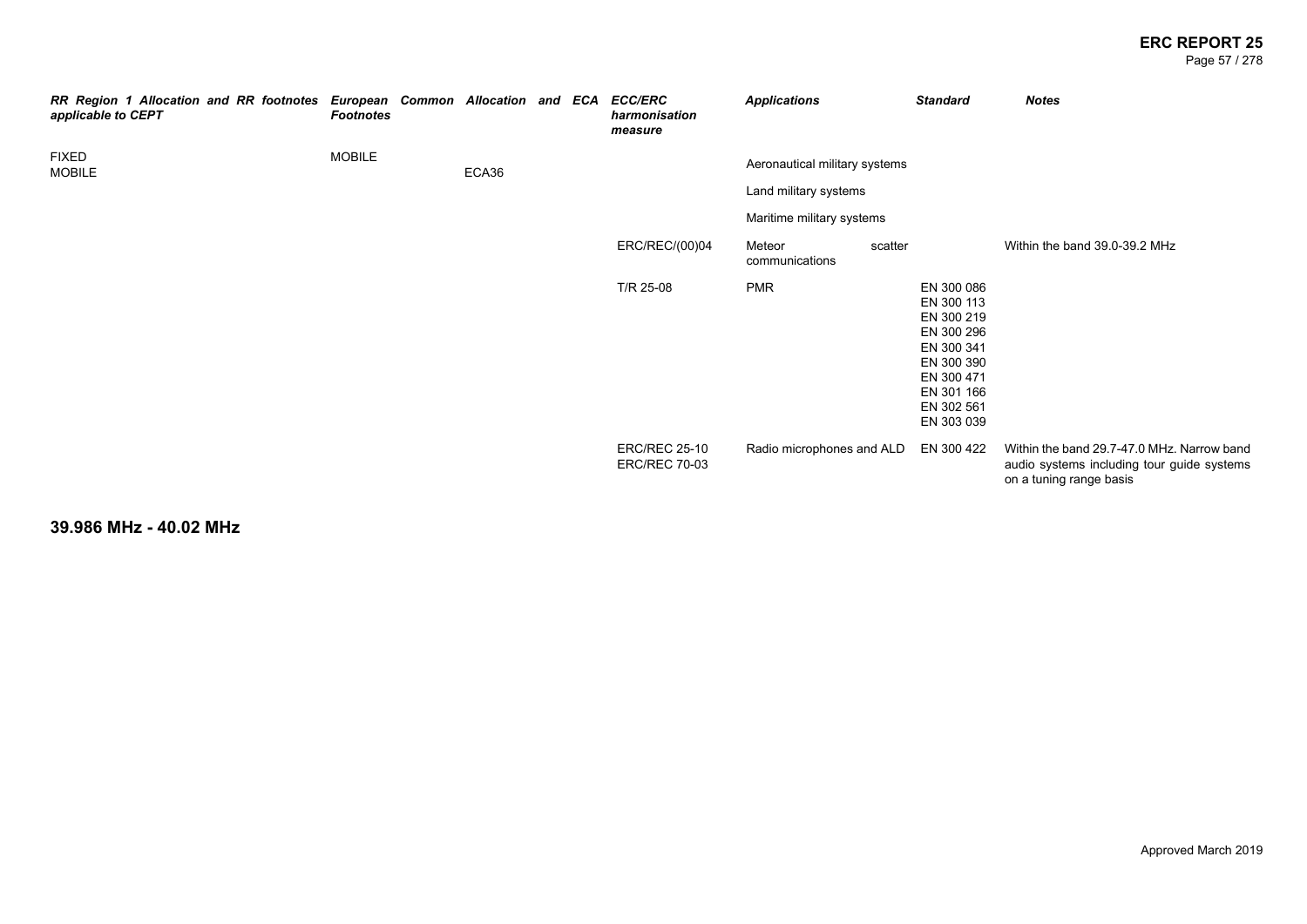| RR Region 1 Allocation and RR footnotes applicable to CEPT | European Common Allocation and ECA Footnotes | | ECC/ERC harmonisation measure | Applications | Standard | Notes |
|---|---|---|---|---|---|---|
| FIXED<br>MOBILE | MOBILE | ECA36 | | Aeronautical military systems | | |
| | | | | Land military systems | | |
| | | | | Maritime military systems | | |
| | | | ERC/REC/(00)04 | Meteor scatter communications | | Within the band 39.0-39.2 MHz |
| | | | T/R 25-08 | PMR | EN 300 086<br>EN 300 113<br>EN 300 219<br>EN 300 296<br>EN 300 341<br>EN 300 390<br>EN 300 471<br>EN 301 166<br>EN 302 561<br>EN 303 039 | |
| | | | ERC/REC 25-10<br>ERC/REC 70-03 | Radio microphones and ALD | EN 300 422 | Within the band 29.7-47.0 MHz. Narrow band audio systems including tour guide systems on a tuning range basis |

## 39.986 MHz - 40.02 MHz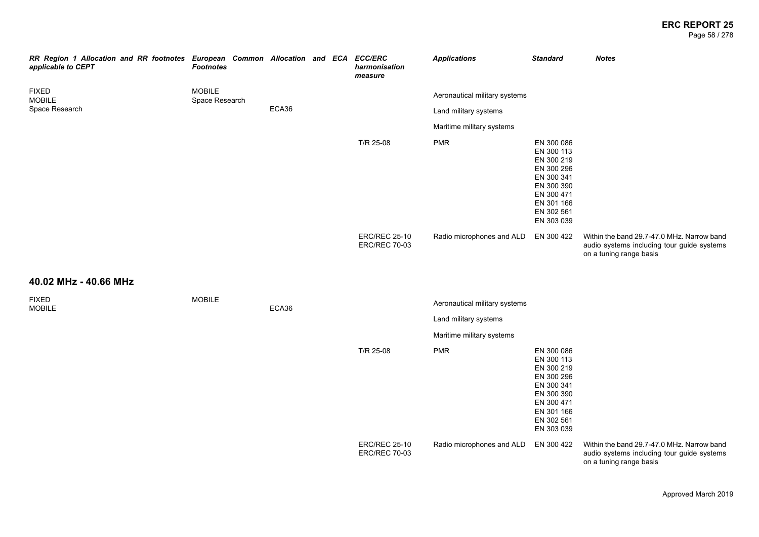| RR Region 1 Allocation and RR footnotes applicable to CEPT | European Common Allocation and ECA Footnotes | | ECC/ERC harmonisation measure | Applications | Standard | Notes |
|---|---|---|---|---|---|---|
| FIXED<br>MOBILE<br>Space Research | MOBILE<br>Space Research | ECA36 | | Aeronautical military systems | | |
| | | | | Land military systems | | |
| | | | | Maritime military systems | | |
| | | | T/R 25-08 | PMR | EN 300 086<br>EN 300 113<br>EN 300 219<br>EN 300 296<br>EN 300 341<br>EN 300 390<br>EN 300 471<br>EN 301 166<br>EN 302 561<br>EN 303 039 | |
| | | | ERC/REC 25-10<br>ERC/REC 70-03 | Radio microphones and ALD | EN 300 422 | Within the band 29.7-47.0 MHz. Narrow band audio systems including tour guide systems on a tuning range basis |

## 40.02 MHz - 40.66 MHz

| RR Region 1 Allocation and RR footnotes applicable to CEPT | European Common Allocation and ECA Footnotes | | ECC/ERC harmonisation measure | Applications | Standard | Notes |
|---|---|---|---|---|---|---|
| FIXED<br>MOBILE | MOBILE | ECA36 | | Aeronautical military systems | | |
| | | | | Land military systems | | |
| | | | | Maritime military systems | | |
| | | | T/R 25-08 | PMR | EN 300 086<br>EN 300 113<br>EN 300 219<br>EN 300 296<br>EN 300 341<br>EN 300 390<br>EN 300 471<br>EN 301 166<br>EN 302 561<br>EN 303 039 | |
| | | | ERC/REC 25-10<br>ERC/REC 70-03 | Radio microphones and ALD | EN 300 422 | Within the band 29.7-47.0 MHz. Narrow band audio systems including tour guide systems on a tuning range basis |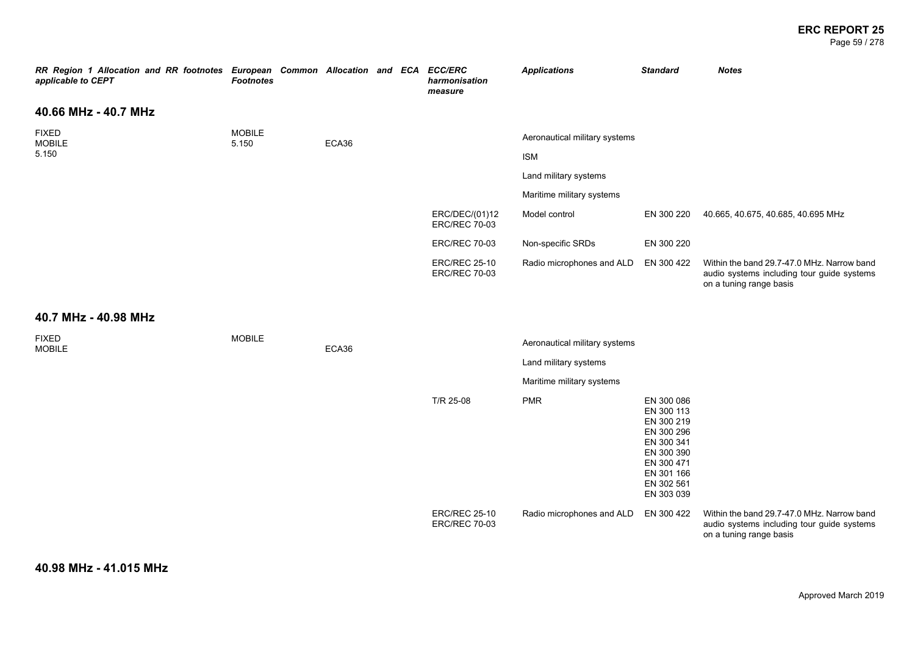| RR Region 1 Allocation and RR footnotes applicable to CEPT | European Common Allocation and ECA Footnotes | | ECC/ERC harmonisation measure | Applications | Standard | Notes |
|---|---|---|---|---|---|---|

## 40.66 MHz - 40.7 MHz

| RR Region 1 Allocation and RR footnotes applicable to CEPT | European Common Allocation and ECA Footnotes | | ECC/ERC harmonisation measure | Applications | Standard | Notes |
|---|---|---|---|---|---|---|
| FIXED<br>MOBILE<br>5.150 | MOBILE<br>5.150 | ECA36 | | Aeronautical military systems | | |
| | | | | ISM | | |
| | | | | Land military systems | | |
| | | | | Maritime military systems | | |
| | | | ERC/DEC/(01)12<br>ERC/REC 70-03 | Model control | EN 300 220 | 40.665, 40.675, 40.685, 40.695 MHz |
| | | | ERC/REC 70-03 | Non-specific SRDs | EN 300 220 | |
| | | | ERC/REC 25-10<br>ERC/REC 70-03 | Radio microphones and ALD | EN 300 422 | Within the band 29.7-47.0 MHz. Narrow band audio systems including tour guide systems on a tuning range basis |

## 40.7 MHz - 40.98 MHz

| RR Region 1 Allocation and RR footnotes applicable to CEPT | European Common Allocation and ECA Footnotes | | ECC/ERC harmonisation measure | Applications | Standard | Notes |
|---|---|---|---|---|---|---|
| FIXED<br>MOBILE | MOBILE | ECA36 | | Aeronautical military systems | | |
| | | | | Land military systems | | |
| | | | | Maritime military systems | | |
| | | | T/R 25-08 | PMR | EN 300 086<br>EN 300 113<br>EN 300 219<br>EN 300 296<br>EN 300 341<br>EN 300 390<br>EN 300 471<br>EN 301 166<br>EN 302 561<br>EN 303 039 | |
| | | | ERC/REC 25-10<br>ERC/REC 70-03 | Radio microphones and ALD | EN 300 422 | Within the band 29.7-47.0 MHz. Narrow band audio systems including tour guide systems on a tuning range basis |

## 40.98 MHz - 41.015 MHz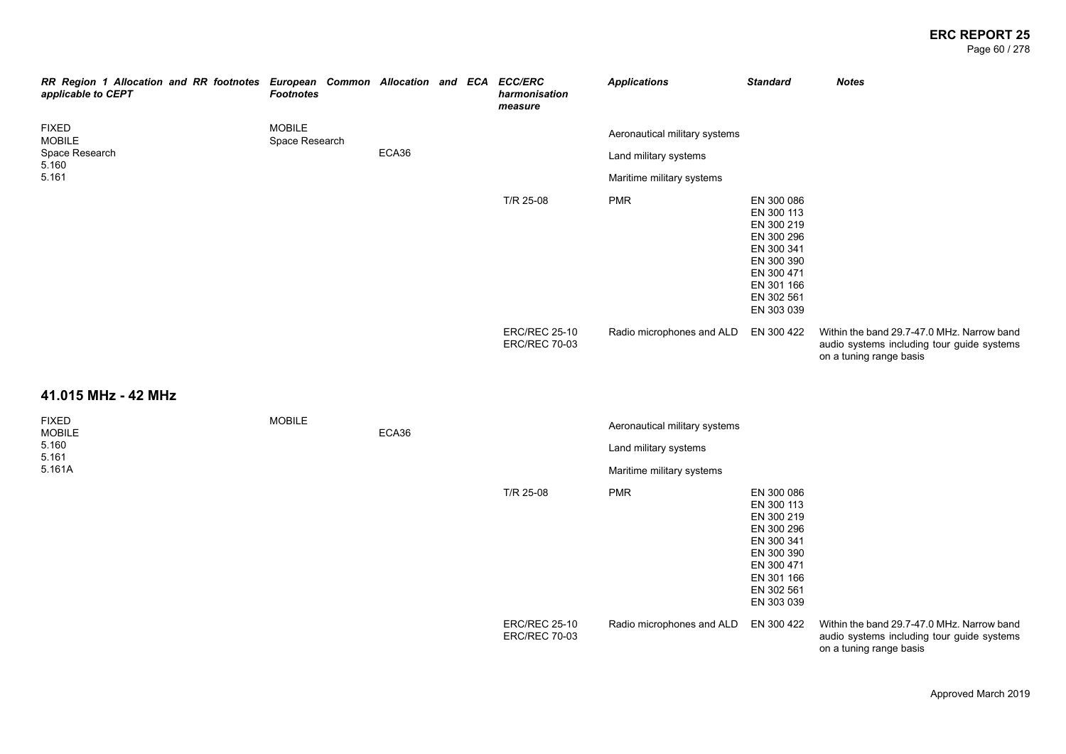| RR Region 1 Allocation and RR footnotes applicable to CEPT | European Common Allocation and ECA Footnotes | | ECC/ERC harmonisation measure | Applications | Standard | Notes |
|---|---|---|---|---|---|---|
| FIXED<br>MOBILE<br>Space Research<br>5.160<br>5.161 | MOBILE<br>Space Research | ECA36 | | Aeronautical military systems<br>Land military systems<br>Maritime military systems | | |
| | | | T/R 25-08 | PMR | EN 300 086<br>EN 300 113<br>EN 300 219<br>EN 300 296<br>EN 300 341<br>EN 300 390<br>EN 300 471<br>EN 301 166<br>EN 302 561<br>EN 303 039 | |
| | | | ERC/REC 25-10<br>ERC/REC 70-03 | Radio microphones and ALD | EN 300 422 | Within the band 29.7-47.0 MHz. Narrow band audio systems including tour guide systems on a tuning range basis |

## 41.015 MHz - 42 MHz

| RR Region 1 Allocation and RR footnotes applicable to CEPT | European Common Allocation and ECA Footnotes | | ECC/ERC harmonisation measure | Applications | Standard | Notes |
|---|---|---|---|---|---|---|
| FIXED<br>MOBILE<br>5.160<br>5.161<br>5.161A | MOBILE | ECA36 | | Aeronautical military systems<br>Land military systems<br>Maritime military systems | | |
| | | | T/R 25-08 | PMR | EN 300 086<br>EN 300 113<br>EN 300 219<br>EN 300 296<br>EN 300 341<br>EN 300 390<br>EN 300 471<br>EN 301 166<br>EN 302 561<br>EN 303 039 | |
| | | | ERC/REC 25-10<br>ERC/REC 70-03 | Radio microphones and ALD | EN 300 422 | Within the band 29.7-47.0 MHz. Narrow band audio systems including tour guide systems on a tuning range basis |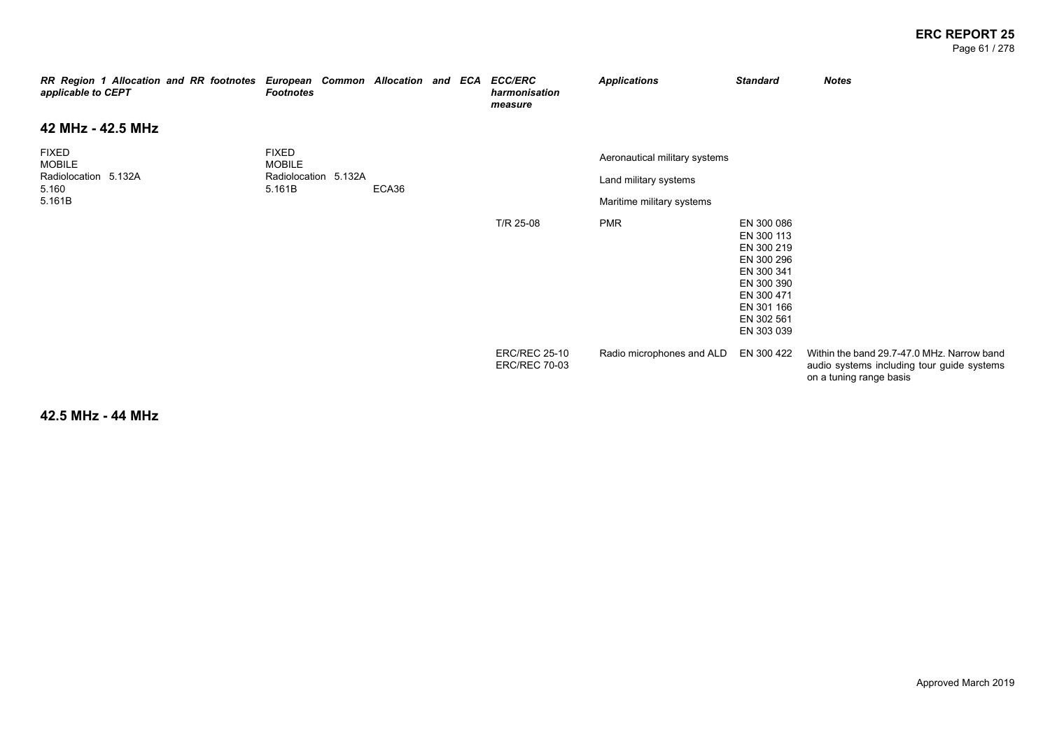| RR Region 1 Allocation and RR footnotes applicable to CEPT | European Common Allocation and ECA Footnotes | ECC/ERC harmonisation measure | Applications | Standard | Notes |
|---|---|---|---|---|---|

## 42 MHz - 42.5 MHz

| RR Region 1 Allocation and RR footnotes applicable to CEPT | European Common Allocation and ECA Footnotes | ECC/ERC harmonisation measure | Applications | Standard | Notes |
|---|---|---|---|---|---|
| FIXED<br>MOBILE<br>Radiolocation 5.132A<br>5.160<br>5.161B | FIXED<br>MOBILE<br>Radiolocation 5.132A<br>5.161B ECA36 | | Aeronautical military systems<br>Land military systems<br>Maritime military systems | | |
| | | T/R 25-08 | PMR | EN 300 086<br>EN 300 113<br>EN 300 219<br>EN 300 296<br>EN 300 341<br>EN 300 390<br>EN 300 471<br>EN 301 166<br>EN 302 561<br>EN 303 039 | |
| | | ERC/REC 25-10<br>ERC/REC 70-03 | Radio microphones and ALD | EN 300 422 | Within the band 29.7-47.0 MHz. Narrow band audio systems including tour guide systems on a tuning range basis |

## 42.5 MHz - 44 MHz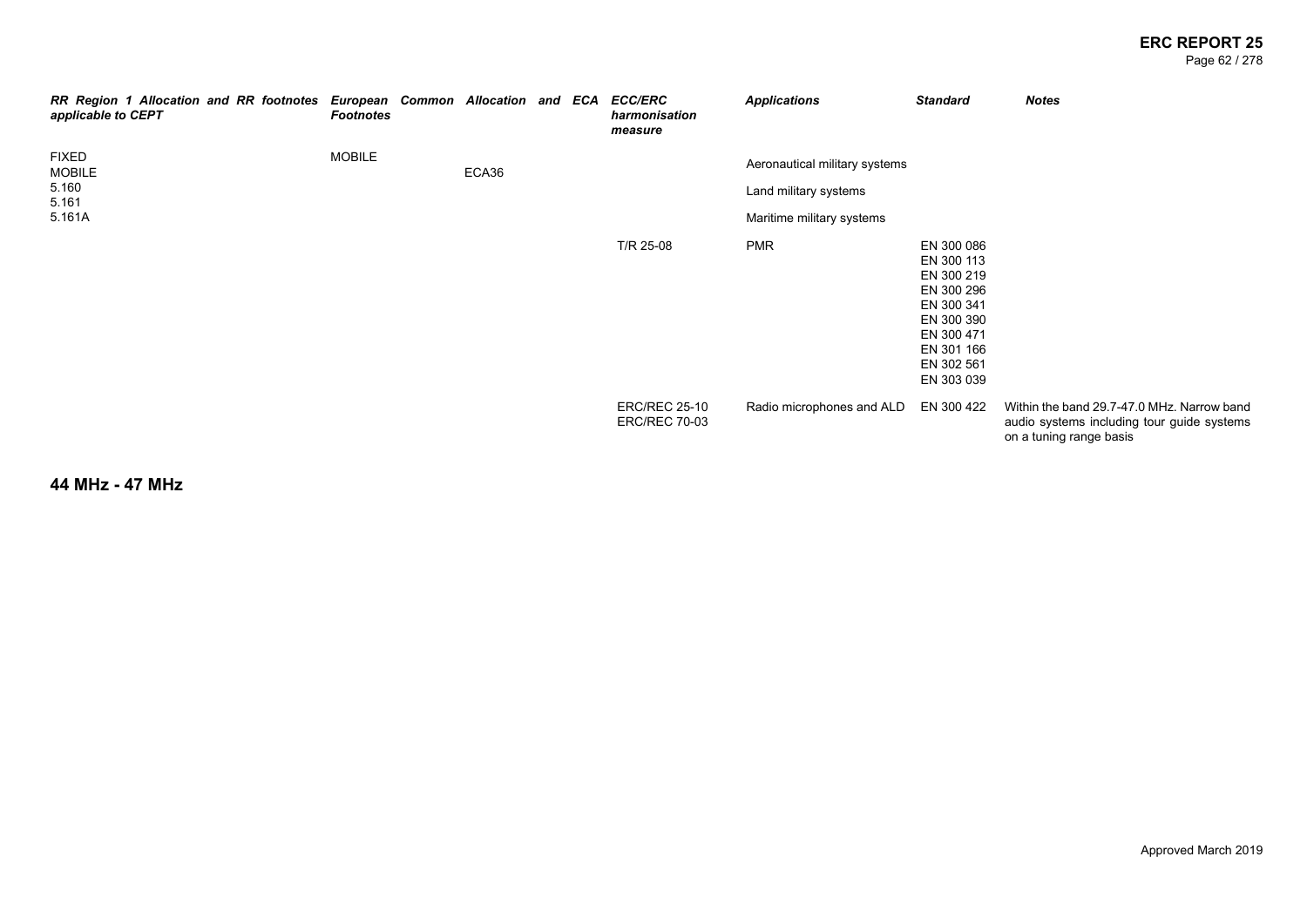| RR Region 1 Allocation and RR footnotes applicable to CEPT | European Common Allocation and ECA Footnotes | | ECC/ERC harmonisation measure | Applications | Standard | Notes |
|---|---|---|---|---|---|---|
| FIXED<br>MOBILE<br>5.160<br>5.161<br>5.161A | MOBILE | ECA36 | | Aeronautical military systems | | |
| | | | | Land military systems | | |
| | | | | Maritime military systems | | |
| | | | T/R 25-08 | PMR | EN 300 086<br>EN 300 113<br>EN 300 219<br>EN 300 296<br>EN 300 341<br>EN 300 390<br>EN 300 471<br>EN 301 166<br>EN 302 561<br>EN 303 039 | |
| | | | ERC/REC 25-10<br>ERC/REC 70-03 | Radio microphones and ALD | EN 300 422 | Within the band 29.7-47.0 MHz. Narrow band audio systems including tour guide systems on a tuning range basis |

## 44 MHz - 47 MHz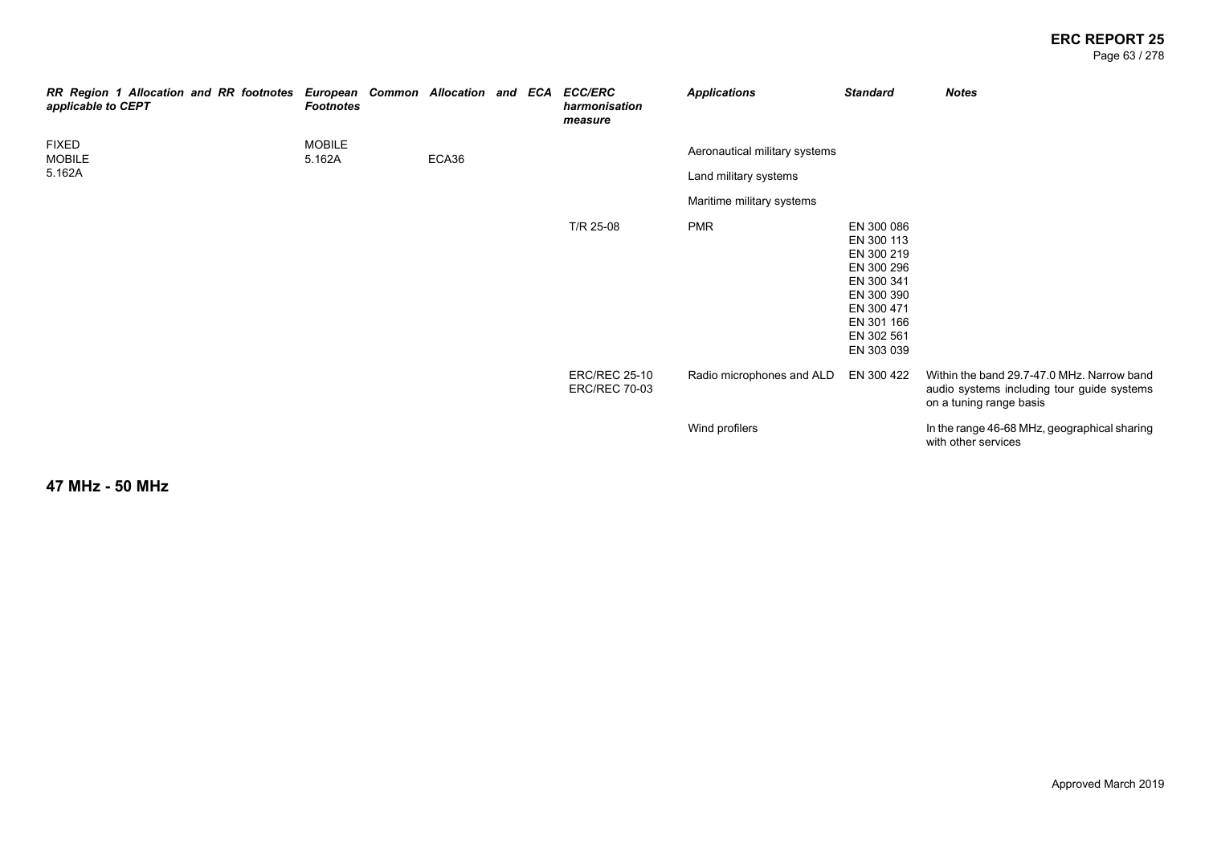| RR Region 1 Allocation and RR footnotes applicable to CEPT | European Common Allocation and ECA Footnotes | | ECC/ERC harmonisation measure | Applications | Standard | Notes |
|---|---|---|---|---|---|---|
| FIXED<br>MOBILE<br>5.162A | MOBILE<br>5.162A | ECA36 | | Aeronautical military systems | | |
| | | | | Land military systems | | |
| | | | | Maritime military systems | | |
| | | | T/R 25-08 | PMR | EN 300 086<br>EN 300 113<br>EN 300 219<br>EN 300 296<br>EN 300 341<br>EN 300 390<br>EN 300 471<br>EN 301 166<br>EN 302 561<br>EN 303 039 | |
| | | | ERC/REC 25-10<br>ERC/REC 70-03 | Radio microphones and ALD | EN 300 422 | Within the band 29.7-47.0 MHz. Narrow band audio systems including tour guide systems on a tuning range basis |
| | | | | Wind profilers | | In the range 46-68 MHz, geographical sharing with other services |

**47 MHz - 50 MHz**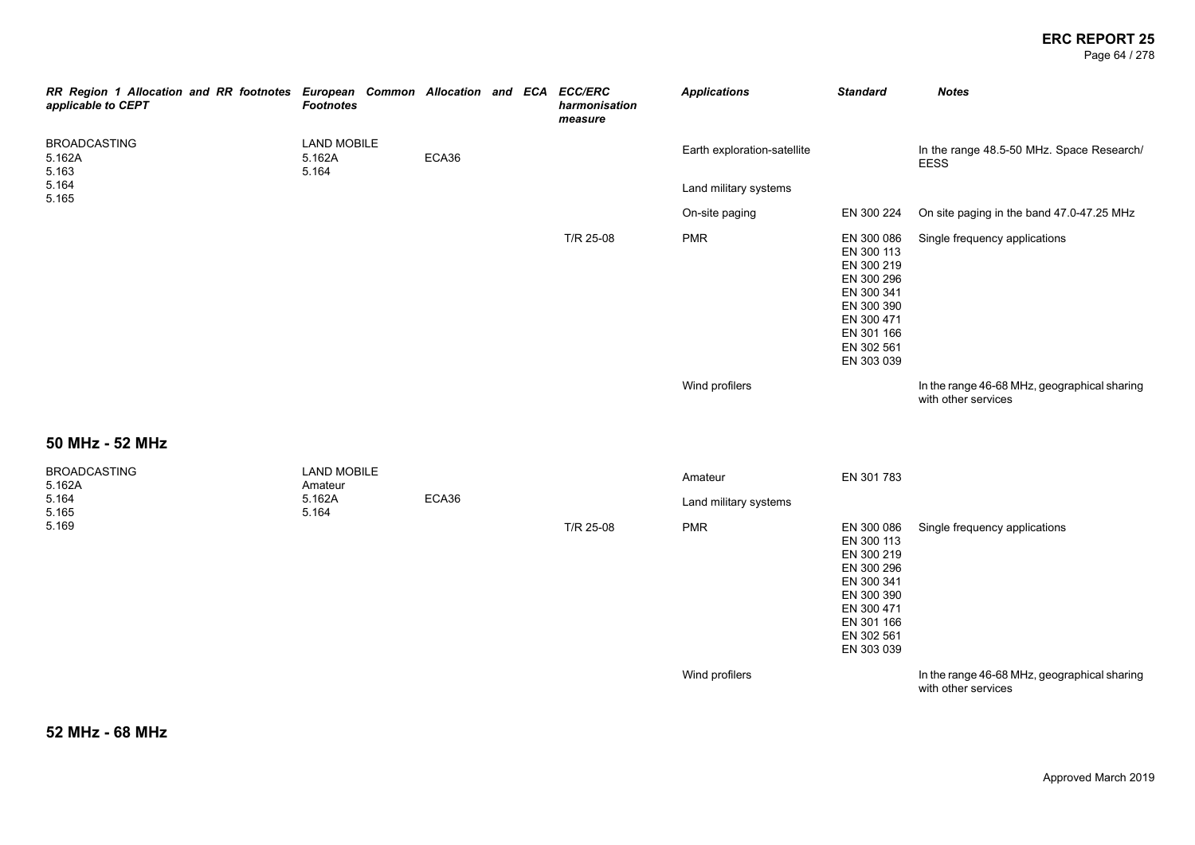| RR Region 1 Allocation and RR footnotes applicable to CEPT | European Common Allocation and ECA Footnotes | | ECC/ERC harmonisation measure | Applications | Standard | Notes |
|---|---|---|---|---|---|---|
| BROADCASTING<br>5.162A<br>5.163<br>5.164<br>5.165 | LAND MOBILE<br>5.162A<br>5.164 | ECA36 | | Earth exploration-satellite | | In the range 48.5-50 MHz. Space Research/ EESS |
| | | | | Land military systems | | |
| | | | | On-site paging | EN 300 224 | On site paging in the band 47.0-47.25 MHz |
| | | | T/R 25-08 | PMR | EN 300 086<br>EN 300 113<br>EN 300 219<br>EN 300 296<br>EN 300 341<br>EN 300 390<br>EN 300 471<br>EN 301 166<br>EN 302 561<br>EN 303 039 | Single frequency applications |
| | | | | Wind profilers | | In the range 46-68 MHz, geographical sharing with other services |

## 50 MHz - 52 MHz

| RR Region 1 Allocation and RR footnotes applicable to CEPT | European Common Allocation and ECA Footnotes | | ECC/ERC harmonisation measure | Applications | Standard | Notes |
|---|---|---|---|---|---|---|
| BROADCASTING<br>5.162A<br>5.164<br>5.165<br>5.169 | LAND MOBILE<br>Amateur<br>5.162A<br>5.164 | ECA36 | | Amateur | EN 301 783 | |
| | | | | Land military systems | | |
| | | | T/R 25-08 | PMR | EN 300 086<br>EN 300 113<br>EN 300 219<br>EN 300 296<br>EN 300 341<br>EN 300 390<br>EN 300 471<br>EN 301 166<br>EN 302 561<br>EN 303 039 | Single frequency applications |
| | | | | Wind profilers | | In the range 46-68 MHz, geographical sharing with other services |

## 52 MHz - 68 MHz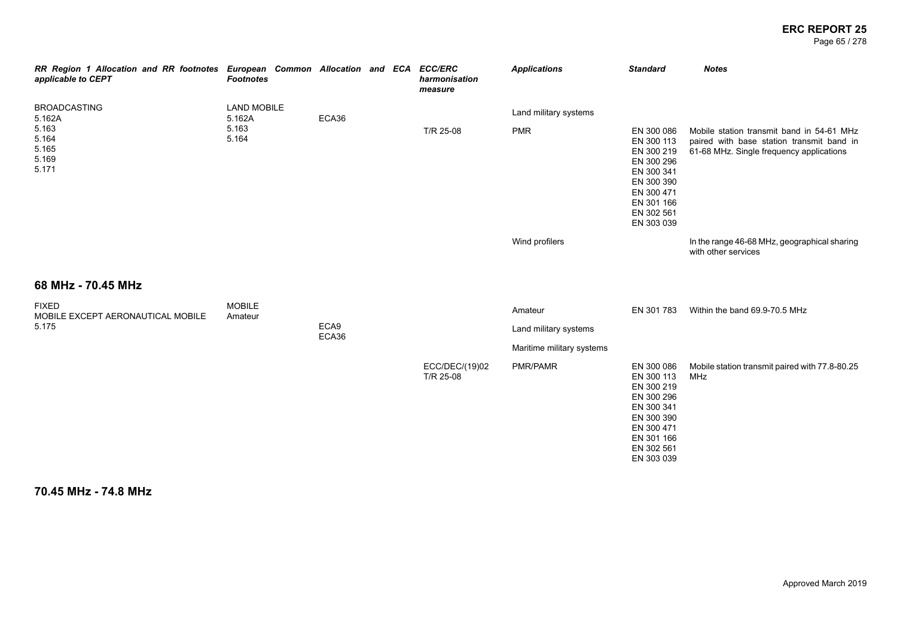| RR Region 1 Allocation and RR footnotes applicable to CEPT | European Common Allocation and ECA Footnotes | | ECC/ERC harmonisation measure | Applications | Standard | Notes |
|---|---|---|---|---|---|---|
| BROADCASTING<br>5.162A<br>5.163<br>5.164<br>5.165<br>5.169<br>5.171 | LAND MOBILE<br>5.162A<br>5.163<br>5.164 | ECA36 | | Land military systems | | |
| | | | T/R 25-08 | PMR | EN 300 086<br>EN 300 113<br>EN 300 219<br>EN 300 296<br>EN 300 341<br>EN 300 390<br>EN 300 471<br>EN 301 166<br>EN 302 561<br>EN 303 039 | Mobile station transmit band in 54-61 MHz paired with base station transmit band in 61-68 MHz. Single frequency applications |
| | | | | Wind profilers | | In the range 46-68 MHz, geographical sharing with other services |

## 68 MHz - 70.45 MHz

| RR Region 1 Allocation and RR footnotes applicable to CEPT | European Common Allocation and ECA Footnotes | | ECC/ERC harmonisation measure | Applications | Standard | Notes |
|---|---|---|---|---|---|---|
| FIXED<br>MOBILE EXCEPT AERONAUTICAL MOBILE<br>5.175 | MOBILE<br>Amateur | ECA9<br>ECA36 | | Amateur | EN 301 783 | Within the band 69.9-70.5 MHz |
| | | | | Land military systems | | |
| | | | | Maritime military systems | | |
| | | | ECC/DEC/(19)02<br>T/R 25-08 | PMR/PAMR | EN 300 086<br>EN 300 113<br>EN 300 219<br>EN 300 296<br>EN 300 341<br>EN 300 390<br>EN 300 471<br>EN 301 166<br>EN 302 561<br>EN 303 039 | Mobile station transmit paired with 77.8-80.25 MHz |

## 70.45 MHz - 74.8 MHz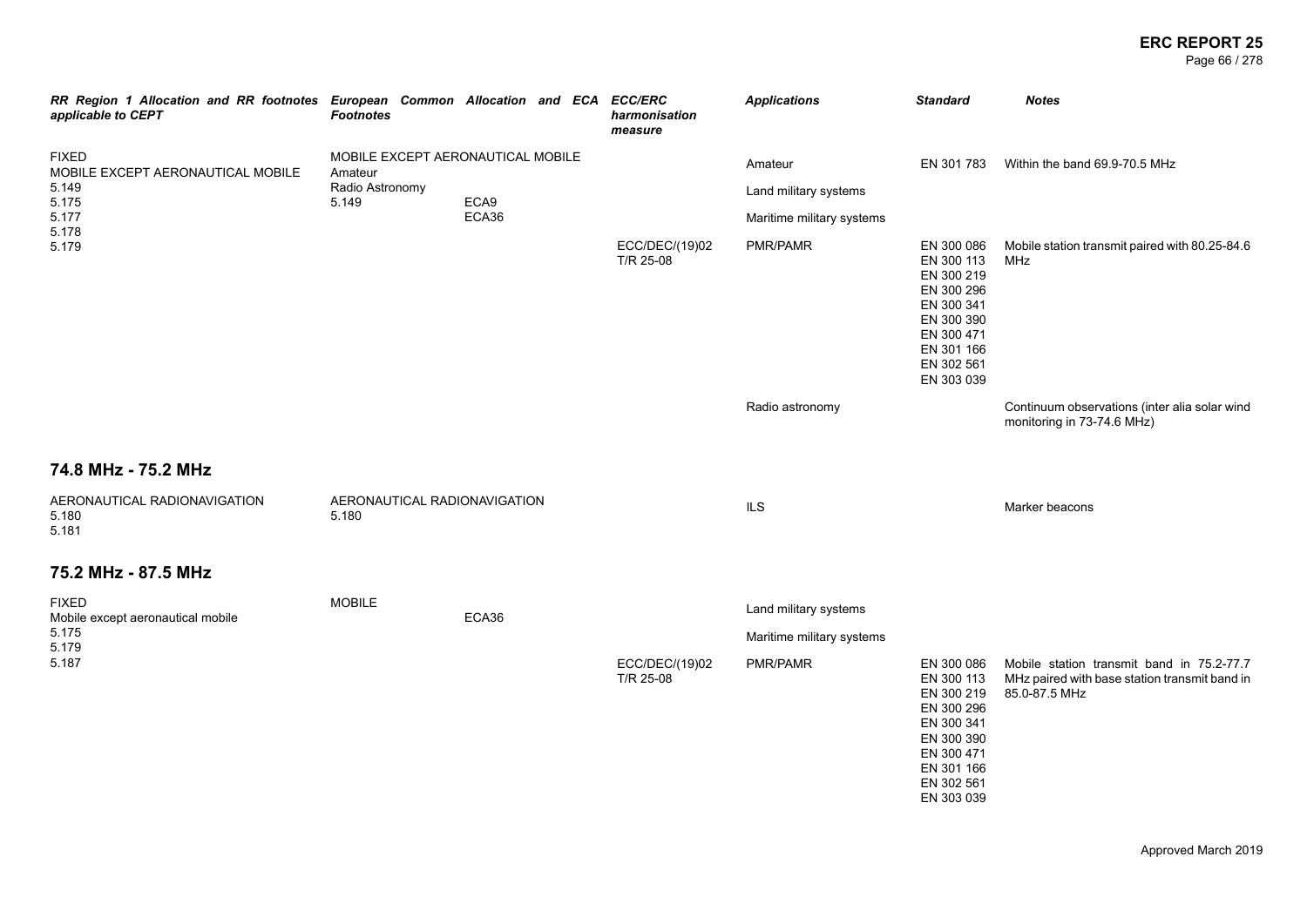| RR Region 1 Allocation and RR footnotes applicable to CEPT | European Common Allocation and ECA Footnotes | | ECC/ERC harmonisation measure | Applications | Standard | Notes |
|---|---|---|---|---|---|---|
| FIXED<br>MOBILE EXCEPT AERONAUTICAL MOBILE<br>5.149<br>5.175<br>5.177<br>5.178<br>5.179 | MOBILE EXCEPT AERONAUTICAL MOBILE<br>Amateur<br>Radio Astronomy<br>5.149 | ECA9<br>ECA36 | | Amateur | EN 301 783 | Within the band 69.9-70.5 MHz |
| | | | | Land military systems | | |
| | | | | Maritime military systems | | |
| | | | ECC/DEC/(19)02<br>T/R 25-08 | PMR/PAMR | EN 300 086<br>EN 300 113<br>EN 300 219<br>EN 300 296<br>EN 300 341<br>EN 300 390<br>EN 300 471<br>EN 301 166<br>EN 302 561<br>EN 303 039 | Mobile station transmit paired with 80.25-84.6 MHz |
| | | | | Radio astronomy | | Continuum observations (inter alia solar wind monitoring in 73-74.6 MHz) |

## 74.8 MHz - 75.2 MHz

| RR Region 1 Allocation and RR footnotes applicable to CEPT | European Common Allocation and ECA Footnotes | | ECC/ERC harmonisation measure | Applications | Standard | Notes |
|---|---|---|---|---|---|---|
| AERONAUTICAL RADIONAVIGATION<br>5.180<br>5.181 | AERONAUTICAL RADIONAVIGATION<br>5.180 | | | ILS | | Marker beacons |

## 75.2 MHz - 87.5 MHz

| RR Region 1 Allocation and RR footnotes applicable to CEPT | European Common Allocation and ECA Footnotes | | ECC/ERC harmonisation measure | Applications | Standard | Notes |
|---|---|---|---|---|---|---|
| FIXED<br>Mobile except aeronautical mobile<br>5.175<br>5.179<br>5.187 | MOBILE | ECA36 | | Land military systems | | |
| | | | | Maritime military systems | | |
| | | | ECC/DEC/(19)02<br>T/R 25-08 | PMR/PAMR | EN 300 086<br>EN 300 113<br>EN 300 219<br>EN 300 296<br>EN 300 341<br>EN 300 390<br>EN 300 471<br>EN 301 166<br>EN 302 561<br>EN 303 039 | Mobile station transmit band in 75.2-77.7 MHz paired with base station transmit band in 85.0-87.5 MHz |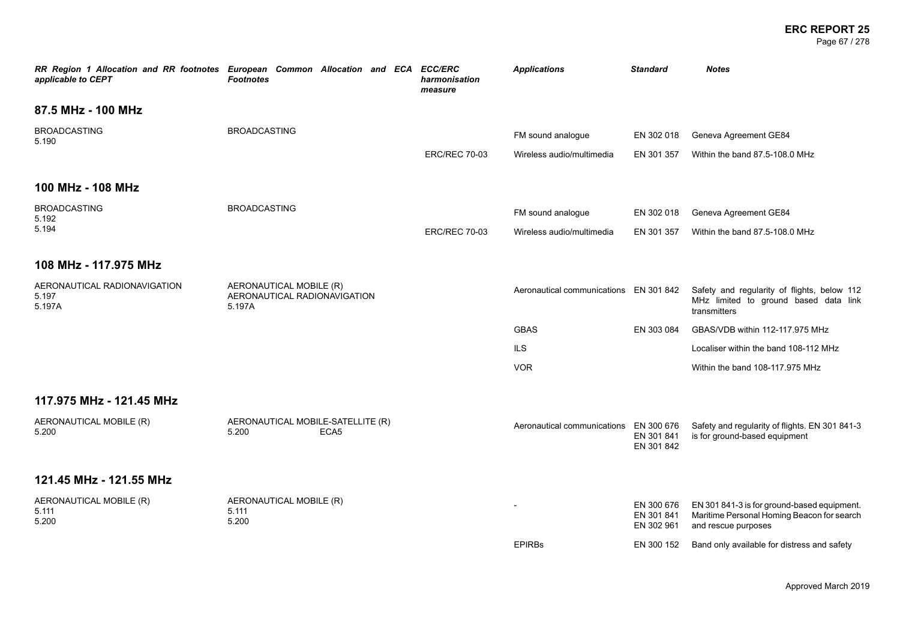| RR Region 1 Allocation and RR footnotes applicable to CEPT | European Common Allocation and ECA Footnotes | ECC/ERC harmonisation measure | Applications | Standard | Notes |
|---|---|---|---|---|---|
| **87.5 MHz - 100 MHz** | | | | | |
| BROADCASTING<br>5.190 | BROADCASTING | | FM sound analogue | EN 302 018 | Geneva Agreement GE84 |
| | | ERC/REC 70-03 | Wireless audio/multimedia | EN 301 357 | Within the band 87.5-108.0 MHz |
| **100 MHz - 108 MHz** | | | | | |
| BROADCASTING<br>5.192<br>5.194 | BROADCASTING | | FM sound analogue | EN 302 018 | Geneva Agreement GE84 |
| | | ERC/REC 70-03 | Wireless audio/multimedia | EN 301 357 | Within the band 87.5-108.0 MHz |
| **108 MHz - 117.975 MHz** | | | | | |
| AERONAUTICAL RADIONAVIGATION<br>5.197<br>5.197A | AERONAUTICAL MOBILE (R)<br>AERONAUTICAL RADIONAVIGATION<br>5.197A | | Aeronautical communications | EN 301 842 | Safety and regularity of flights, below 112 MHz limited to ground based data link transmitters |
| | | | GBAS | EN 303 084 | GBAS/VDB within 112-117.975 MHz |
| | | | ILS | | Localiser within the band 108-112 MHz |
| | | | VOR | | Within the band 108-117.975 MHz |
| **117.975 MHz - 121.45 MHz** | | | | | |
| AERONAUTICAL MOBILE (R)<br>5.200 | AERONAUTICAL MOBILE-SATELLITE (R)<br>5.200 ECA5 | | Aeronautical communications | EN 300 676<br>EN 301 841<br>EN 301 842 | Safety and regularity of flights. EN 301 841-3 is for ground-based equipment |
| **121.45 MHz - 121.55 MHz** | | | | | |
| AERONAUTICAL MOBILE (R)<br>5.111<br>5.200 | AERONAUTICAL MOBILE (R)<br>5.111<br>5.200 | | - | EN 300 676<br>EN 301 841<br>EN 302 961 | EN 301 841-3 is for ground-based equipment. Maritime Personal Homing Beacon for search and rescue purposes |
| | | | EPIRBs | EN 300 152 | Band only available for distress and safety |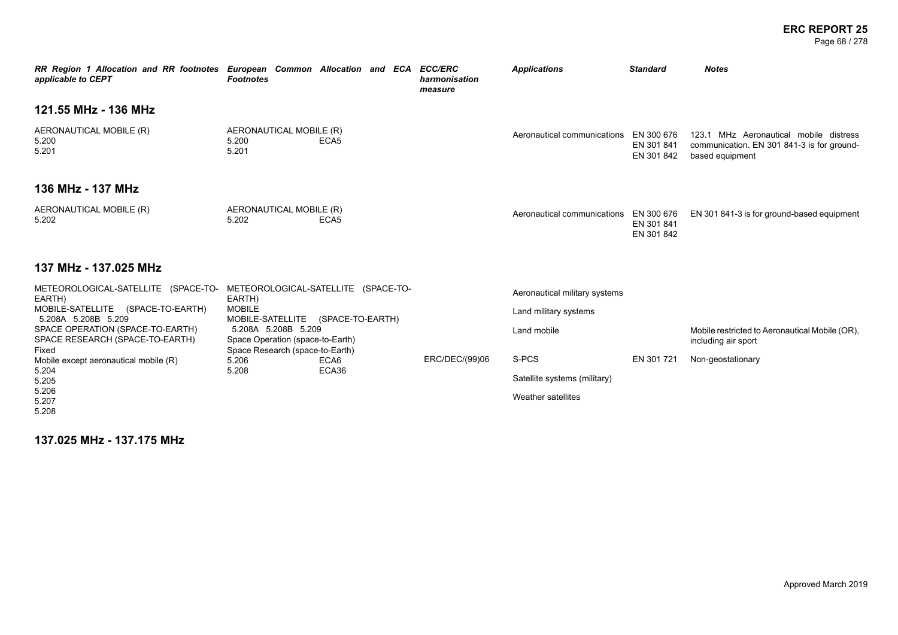| RR Region 1 Allocation and RR footnotes applicable to CEPT | European Common Allocation and ECA Footnotes | ECC/ERC harmonisation measure | Applications | Standard | Notes |
|---|---|---|---|---|---|

## 121.55 MHz - 136 MHz

| RR Region 1 Allocation and RR footnotes applicable to CEPT | European Common Allocation and ECA Footnotes | ECC/ERC harmonisation measure | Applications | Standard | Notes |
|---|---|---|---|---|---|
| AERONAUTICAL MOBILE (R)<br>5.200<br>5.201 | AERONAUTICAL MOBILE (R)<br>5.200 ECA5<br>5.201 | | Aeronautical communications | EN 300 676<br>EN 301 841<br>EN 301 842 | 123.1 MHz Aeronautical mobile distress communication. EN 301 841-3 is for ground-based equipment |

## 136 MHz - 137 MHz

| RR Region 1 Allocation and RR footnotes applicable to CEPT | European Common Allocation and ECA Footnotes | ECC/ERC harmonisation measure | Applications | Standard | Notes |
|---|---|---|---|---|---|
| AERONAUTICAL MOBILE (R)<br>5.202 | AERONAUTICAL MOBILE (R)<br>5.202 ECA5 | | Aeronautical communications | EN 300 676<br>EN 301 841<br>EN 301 842 | EN 301 841-3 is for ground-based equipment |

## 137 MHz - 137.025 MHz

| RR Region 1 Allocation and RR footnotes applicable to CEPT | European Common Allocation and ECA Footnotes | ECC/ERC harmonisation measure | Applications | Standard | Notes |
|---|---|---|---|---|---|
| METEOROLOGICAL-SATELLITE (SPACE-TO-EARTH)<br>MOBILE-SATELLITE (SPACE-TO-EARTH) 5.208A 5.208B 5.209<br>SPACE OPERATION (SPACE-TO-EARTH)<br>SPACE RESEARCH (SPACE-TO-EARTH)<br>Fixed<br>Mobile except aeronautical mobile (R)<br>5.204<br>5.205<br>5.206<br>5.207<br>5.208 | METEOROLOGICAL-SATELLITE (SPACE-TO-EARTH)<br>MOBILE<br>MOBILE-SATELLITE (SPACE-TO-EARTH) 5.208A 5.208B 5.209<br>Space Operation (space-to-Earth)<br>Space Research (space-to-Earth)<br>5.206 ECA6<br>5.208 ECA36 | | Aeronautical military systems | | |
| | | | Land military systems | | |
| | | | Land mobile | | Mobile restricted to Aeronautical Mobile (OR), including air sport |
| | | ERC/DEC/(99)06 | S-PCS | EN 301 721 | Non-geostationary |
| | | | Satellite systems (military) | | |
| | | | Weather satellites | | |

## 137.025 MHz - 137.175 MHz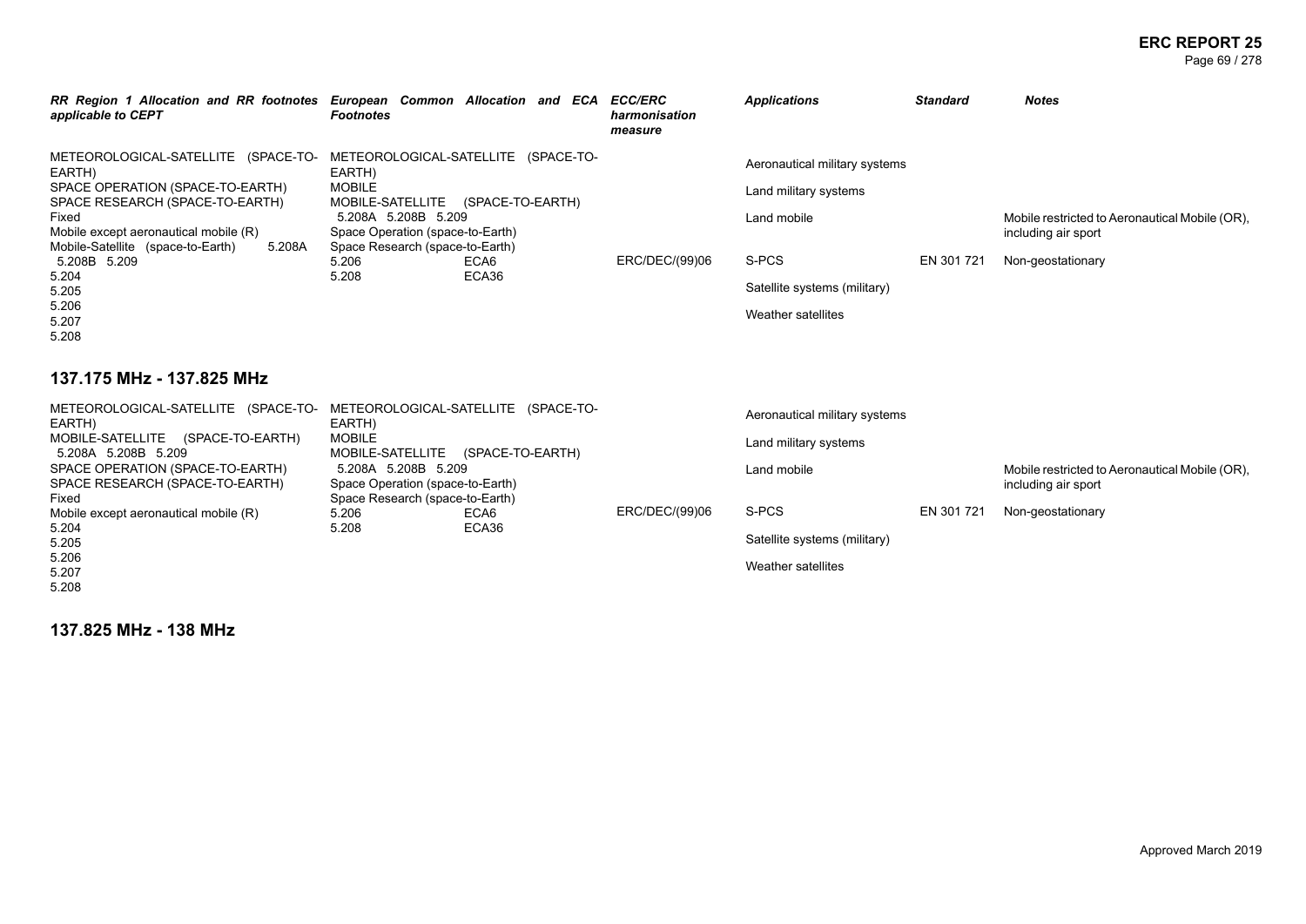| RR Region 1 Allocation and RR footnotes applicable to CEPT | European Common Allocation and ECA Footnotes | ECC/ERC harmonisation measure | Applications | Standard | Notes |
|---|---|---|---|---|---|
| METEOROLOGICAL-SATELLITE (SPACE-TO-EARTH)<br>SPACE OPERATION (SPACE-TO-EARTH)<br>SPACE RESEARCH (SPACE-TO-EARTH)<br>Fixed<br>Mobile except aeronautical mobile (R)<br>Mobile-Satellite (space-to-Earth) 5.208A 5.208B 5.209<br>5.204<br>5.205<br>5.206<br>5.207<br>5.208 | METEOROLOGICAL-SATELLITE (SPACE-TO-EARTH)<br>MOBILE<br>MOBILE-SATELLITE (SPACE-TO-EARTH) 5.208A 5.208B 5.209<br>Space Operation (space-to-Earth)<br>Space Research (space-to-Earth)<br>5.206 ECA6<br>5.208 ECA36 | | Aeronautical military systems | | |
| | | | Land military systems | | |
| | | | Land mobile | | Mobile restricted to Aeronautical Mobile (OR), including air sport |
| | | ERC/DEC/(99)06 | S-PCS | EN 301 721 | Non-geostationary |
| | | | Satellite systems (military) | | |
| | | | Weather satellites | | |

## 137.175 MHz - 137.825 MHz

| RR Region 1 Allocation and RR footnotes applicable to CEPT | European Common Allocation and ECA Footnotes | ECC/ERC harmonisation measure | Applications | Standard | Notes |
|---|---|---|---|---|---|
| METEOROLOGICAL-SATELLITE (SPACE-TO-EARTH)<br>MOBILE-SATELLITE (SPACE-TO-EARTH) 5.208A 5.208B 5.209<br>SPACE OPERATION (SPACE-TO-EARTH)<br>SPACE RESEARCH (SPACE-TO-EARTH)<br>Fixed<br>Mobile except aeronautical mobile (R)<br>5.204<br>5.205<br>5.206<br>5.207<br>5.208 | METEOROLOGICAL-SATELLITE (SPACE-TO-EARTH)<br>MOBILE<br>MOBILE-SATELLITE (SPACE-TO-EARTH) 5.208A 5.208B 5.209<br>Space Operation (space-to-Earth)<br>Space Research (space-to-Earth)<br>5.206 ECA6<br>5.208 ECA36 | | Aeronautical military systems | | |
| | | | Land military systems | | |
| | | | Land mobile | | Mobile restricted to Aeronautical Mobile (OR), including air sport |
| | | ERC/DEC/(99)06 | S-PCS | EN 301 721 | Non-geostationary |
| | | | Satellite systems (military) | | |
| | | | Weather satellites | | |

## 137.825 MHz - 138 MHz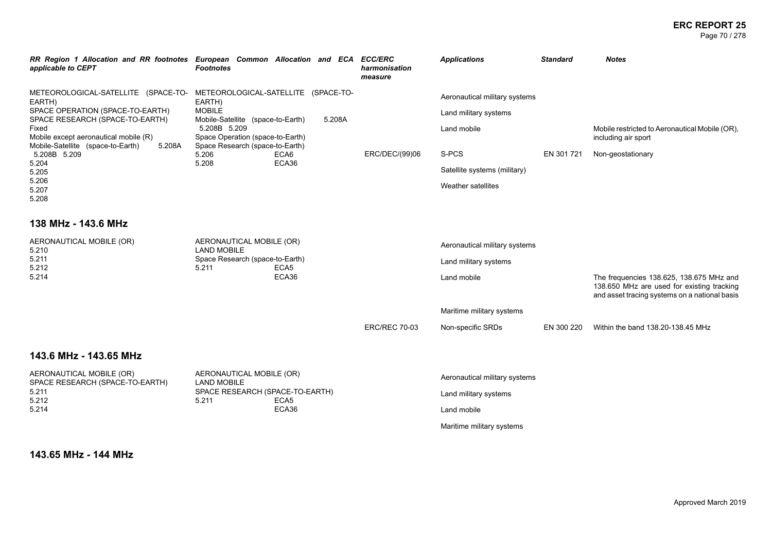| RR Region 1 Allocation and RR footnotes applicable to CEPT | European Common Allocation and ECA Footnotes | ECC/ERC harmonisation measure | Applications | Standard | Notes |
|---|---|---|---|---|---|
| METEOROLOGICAL-SATELLITE (SPACE-TO-EARTH)<br>SPACE OPERATION (SPACE-TO-EARTH)<br>SPACE RESEARCH (SPACE-TO-EARTH)<br>Fixed<br>Mobile except aeronautical mobile (R)<br>Mobile-Satellite (space-to-Earth) 5.208A 5.208B 5.209<br>5.204<br>5.205<br>5.206<br>5.207<br>5.208 | METEOROLOGICAL-SATELLITE (SPACE-TO-EARTH)<br>MOBILE<br>Mobile-Satellite (space-to-Earth) 5.208A 5.208B 5.209<br>Space Operation (space-to-Earth)<br>Space Research (space-to-Earth)<br>5.206 ECA6<br>5.208 ECA36 | | Aeronautical military systems | | |
| | | | Land military systems | | |
| | | | Land mobile | | Mobile restricted to Aeronautical Mobile (OR), including air sport |
| | | ERC/DEC/(99)06 | S-PCS | EN 301 721 | Non-geostationary |
| | | | Satellite systems (military) | | |
| | | | Weather satellites | | |

## 138 MHz - 143.6 MHz

| RR Region 1 Allocation and RR footnotes applicable to CEPT | European Common Allocation and ECA Footnotes | ECC/ERC harmonisation measure | Applications | Standard | Notes |
|---|---|---|---|---|---|
| AERONAUTICAL MOBILE (OR)<br>5.210<br>5.211<br>5.212<br>5.214 | AERONAUTICAL MOBILE (OR)<br>LAND MOBILE<br>Space Research (space-to-Earth)<br>5.211 ECA5<br>ECA36 | | Aeronautical military systems | | |
| | | | Land military systems | | |
| | | | Land mobile | | The frequencies 138.625, 138.675 MHz and 138.650 MHz are used for existing tracking and asset tracing systems on a national basis |
| | | | Maritime military systems | | |
| | | ERC/REC 70-03 | Non-specific SRDs | EN 300 220 | Within the band 138.20-138.45 MHz |

## 143.6 MHz - 143.65 MHz

| RR Region 1 Allocation and RR footnotes applicable to CEPT | European Common Allocation and ECA Footnotes | ECC/ERC harmonisation measure | Applications | Standard | Notes |
|---|---|---|---|---|---|
| AERONAUTICAL MOBILE (OR)<br>SPACE RESEARCH (SPACE-TO-EARTH)<br>5.211<br>5.212<br>5.214 | AERONAUTICAL MOBILE (OR)<br>LAND MOBILE<br>SPACE RESEARCH (SPACE-TO-EARTH)<br>5.211 ECA5<br>ECA36 | | Aeronautical military systems | | |
| | | | Land military systems | | |
| | | | Land mobile | | |
| | | | Maritime military systems | | |

## 143.65 MHz - 144 MHz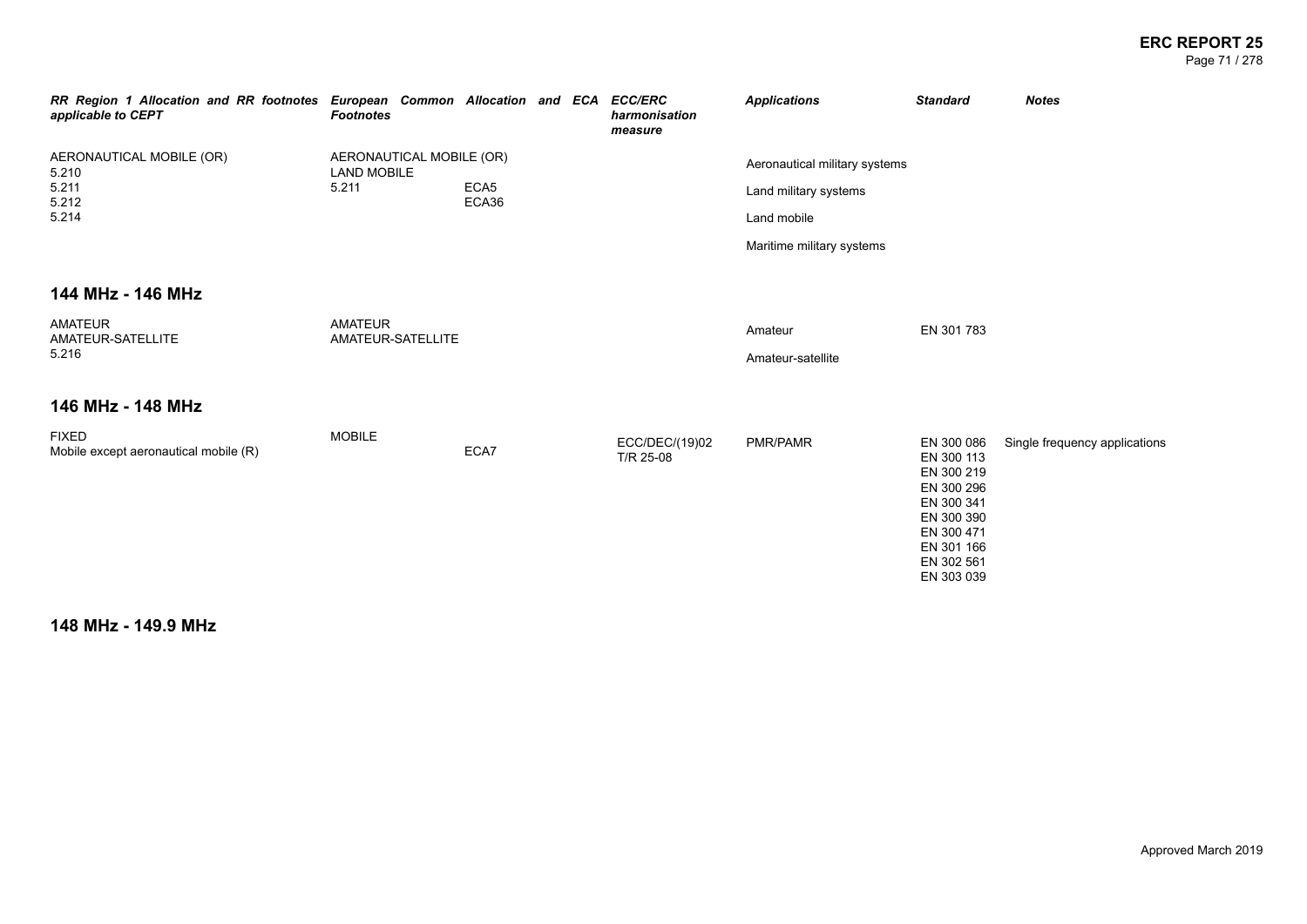| RR Region 1 Allocation and RR footnotes applicable to CEPT | European Common Allocation and ECA Footnotes | | ECC/ERC harmonisation measure | Applications | Standard | Notes |
|---|---|---|---|---|---|---|
| AERONAUTICAL MOBILE (OR)<br>5.210<br>5.211<br>5.212<br>5.214 | AERONAUTICAL MOBILE (OR)<br>LAND MOBILE<br>5.211 | ECA5<br>ECA36 | | Aeronautical military systems<br>Land military systems<br>Land mobile<br>Maritime military systems | | |

## 144 MHz - 146 MHz

| RR Region 1 Allocation and RR footnotes applicable to CEPT | European Common Allocation and ECA Footnotes | | ECC/ERC harmonisation measure | Applications | Standard | Notes |
|---|---|---|---|---|---|---|
| AMATEUR<br>AMATEUR-SATELLITE<br>5.216 | AMATEUR<br>AMATEUR-SATELLITE | | | Amateur<br>Amateur-satellite | EN 301 783 | |

## 146 MHz - 148 MHz

| RR Region 1 Allocation and RR footnotes applicable to CEPT | European Common Allocation and ECA Footnotes | | ECC/ERC harmonisation measure | Applications | Standard | Notes |
|---|---|---|---|---|---|---|
| FIXED<br>Mobile except aeronautical mobile (R) | MOBILE | ECA7 | ECC/DEC/(19)02<br>T/R 25-08 | PMR/PAMR | EN 300 086<br>EN 300 113<br>EN 300 219<br>EN 300 296<br>EN 300 341<br>EN 300 390<br>EN 300 471<br>EN 301 166<br>EN 302 561<br>EN 303 039 | Single frequency applications |

## 148 MHz - 149.9 MHz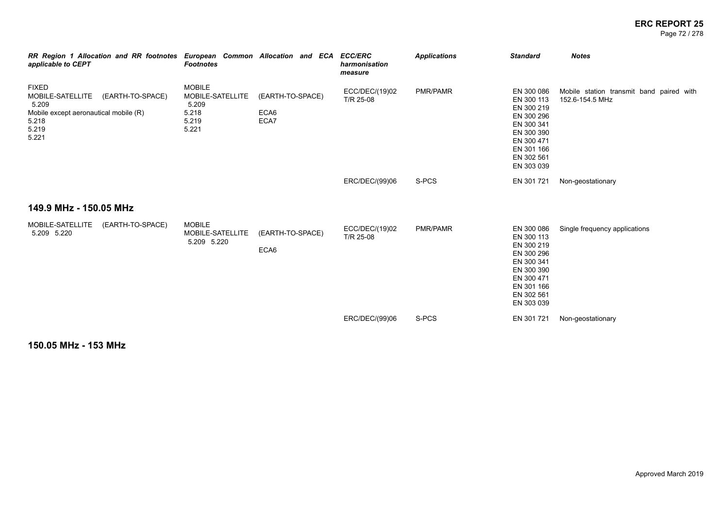| RR Region 1 Allocation and RR footnotes applicable to CEPT | European Common Allocation and ECA Footnotes | | ECC/ERC harmonisation measure | Applications | Standard | Notes |
|---|---|---|---|---|---|---|
| FIXED<br>MOBILE-SATELLITE (EARTH-TO-SPACE)<br>5.209<br>Mobile except aeronautical mobile (R)<br>5.218<br>5.219<br>5.221 | MOBILE<br>MOBILE-SATELLITE<br>5.209<br>5.218<br>5.219<br>5.221 | (EARTH-TO-SPACE)<br>ECA6<br>ECA7 | ECC/DEC/(19)02<br>T/R 25-08 | PMR/PAMR | EN 300 086<br>EN 300 113<br>EN 300 219<br>EN 300 296<br>EN 300 341<br>EN 300 390<br>EN 300 471<br>EN 301 166<br>EN 302 561<br>EN 303 039 | Mobile station transmit band paired with 152.6-154.5 MHz |
| | | | ERC/DEC/(99)06 | S-PCS | EN 301 721 | Non-geostationary |

## 149.9 MHz - 150.05 MHz

| RR Region 1 Allocation and RR footnotes applicable to CEPT | European Common Allocation and ECA Footnotes | | ECC/ERC harmonisation measure | Applications | Standard | Notes |
|---|---|---|---|---|---|---|
| MOBILE-SATELLITE (EARTH-TO-SPACE)<br>5.209 5.220 | MOBILE<br>MOBILE-SATELLITE<br>5.209 5.220 | (EARTH-TO-SPACE)<br>ECA6 | ECC/DEC/(19)02<br>T/R 25-08 | PMR/PAMR | EN 300 086<br>EN 300 113<br>EN 300 219<br>EN 300 296<br>EN 300 341<br>EN 300 390<br>EN 300 471<br>EN 301 166<br>EN 302 561<br>EN 303 039 | Single frequency applications |
| | | | ERC/DEC/(99)06 | S-PCS | EN 301 721 | Non-geostationary |

## 150.05 MHz - 153 MHz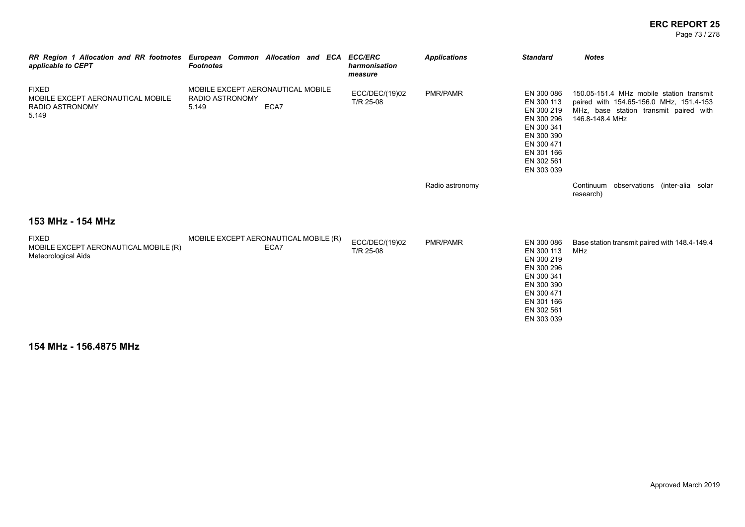| RR Region 1 Allocation and RR footnotes applicable to CEPT | European Common Allocation and ECA Footnotes | ECC/ERC harmonisation measure | Applications | Standard | Notes |
|---|---|---|---|---|---|
| FIXED<br>MOBILE EXCEPT AERONAUTICAL MOBILE<br>RADIO ASTRONOMY<br>5.149 | MOBILE EXCEPT AERONAUTICAL MOBILE<br>RADIO ASTRONOMY<br>5.149 ECA7 | ECC/DEC/(19)02<br>T/R 25-08 | PMR/PAMR | EN 300 086<br>EN 300 113<br>EN 300 219<br>EN 300 296<br>EN 300 341<br>EN 300 390<br>EN 300 471<br>EN 301 166<br>EN 302 561<br>EN 303 039 | 150.05-151.4 MHz mobile station transmit paired with 154.65-156.0 MHz, 151.4-153 MHz, base station transmit paired with 146.8-148.4 MHz |
| | | | Radio astronomy | | Continuum observations (inter-alia solar research) |

## 153 MHz - 154 MHz

| RR Region 1 Allocation and RR footnotes applicable to CEPT | European Common Allocation and ECA Footnotes | ECC/ERC harmonisation measure | Applications | Standard | Notes |
|---|---|---|---|---|---|
| FIXED<br>MOBILE EXCEPT AERONAUTICAL MOBILE (R)<br>Meteorological Aids | MOBILE EXCEPT AERONAUTICAL MOBILE (R)<br>ECA7 | ECC/DEC/(19)02<br>T/R 25-08 | PMR/PAMR | EN 300 086<br>EN 300 113<br>EN 300 219<br>EN 300 296<br>EN 300 341<br>EN 300 390<br>EN 300 471<br>EN 301 166<br>EN 302 561<br>EN 303 039 | Base station transmit paired with 148.4-149.4 MHz |

## 154 MHz - 156.4875 MHz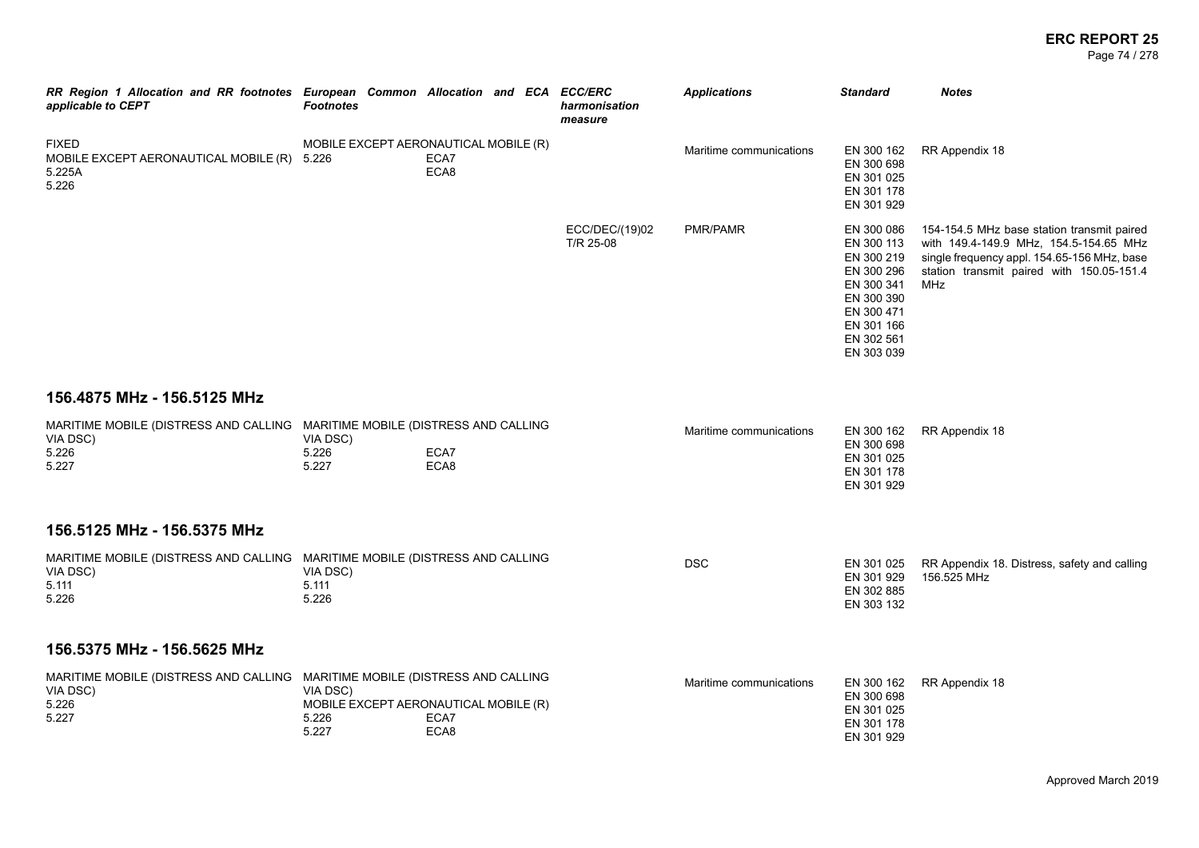| RR Region 1 Allocation and RR footnotes applicable to CEPT | European Common Allocation and ECA Footnotes | ECC/ERC harmonisation measure | Applications | Standard | Notes |
|---|---|---|---|---|---|
| FIXED<br>MOBILE EXCEPT AERONAUTICAL MOBILE (R)<br>5.225A<br>5.226 | MOBILE EXCEPT AERONAUTICAL MOBILE (R)<br>5.226 ECA7<br>ECA8 | | Maritime communications | EN 300 162<br>EN 300 698<br>EN 301 025<br>EN 301 178<br>EN 301 929 | RR Appendix 18 |
| | | ECC/DEC/(19)02<br>T/R 25-08 | PMR/PAMR | EN 300 086<br>EN 300 113<br>EN 300 219<br>EN 300 296<br>EN 300 341<br>EN 300 390<br>EN 300 471<br>EN 301 166<br>EN 302 561<br>EN 303 039 | 154-154.5 MHz base station transmit paired with 149.4-149.9 MHz, 154.5-154.65 MHz single frequency appl. 154.65-156 MHz, base station transmit paired with 150.05-151.4 MHz |

## 156.4875 MHz - 156.5125 MHz

| RR Region 1 Allocation and RR footnotes applicable to CEPT | European Common Allocation and ECA Footnotes | ECC/ERC harmonisation measure | Applications | Standard | Notes |
|---|---|---|---|---|---|
| MARITIME MOBILE (DISTRESS AND CALLING VIA DSC)<br>5.226<br>5.227 | MARITIME MOBILE (DISTRESS AND CALLING VIA DSC)<br>5.226 ECA7<br>5.227 ECA8 | | Maritime communications | EN 300 162<br>EN 300 698<br>EN 301 025<br>EN 301 178<br>EN 301 929 | RR Appendix 18 |

## 156.5125 MHz - 156.5375 MHz

| RR Region 1 Allocation and RR footnotes applicable to CEPT | European Common Allocation and ECA Footnotes | ECC/ERC harmonisation measure | Applications | Standard | Notes |
|---|---|---|---|---|---|
| MARITIME MOBILE (DISTRESS AND CALLING VIA DSC)<br>5.111<br>5.226 | MARITIME MOBILE (DISTRESS AND CALLING VIA DSC)<br>5.111<br>5.226 | | DSC | EN 301 025<br>EN 301 929<br>EN 302 885<br>EN 303 132 | RR Appendix 18. Distress, safety and calling 156.525 MHz |

## 156.5375 MHz - 156.5625 MHz

| RR Region 1 Allocation and RR footnotes applicable to CEPT | European Common Allocation and ECA Footnotes | ECC/ERC harmonisation measure | Applications | Standard | Notes |
|---|---|---|---|---|---|
| MARITIME MOBILE (DISTRESS AND CALLING VIA DSC)<br>5.226<br>5.227 | MARITIME MOBILE (DISTRESS AND CALLING VIA DSC)<br>MOBILE EXCEPT AERONAUTICAL MOBILE (R)<br>5.226 ECA7<br>5.227 ECA8 | | Maritime communications | EN 300 162<br>EN 300 698<br>EN 301 025<br>EN 301 178<br>EN 301 929 | RR Appendix 18 |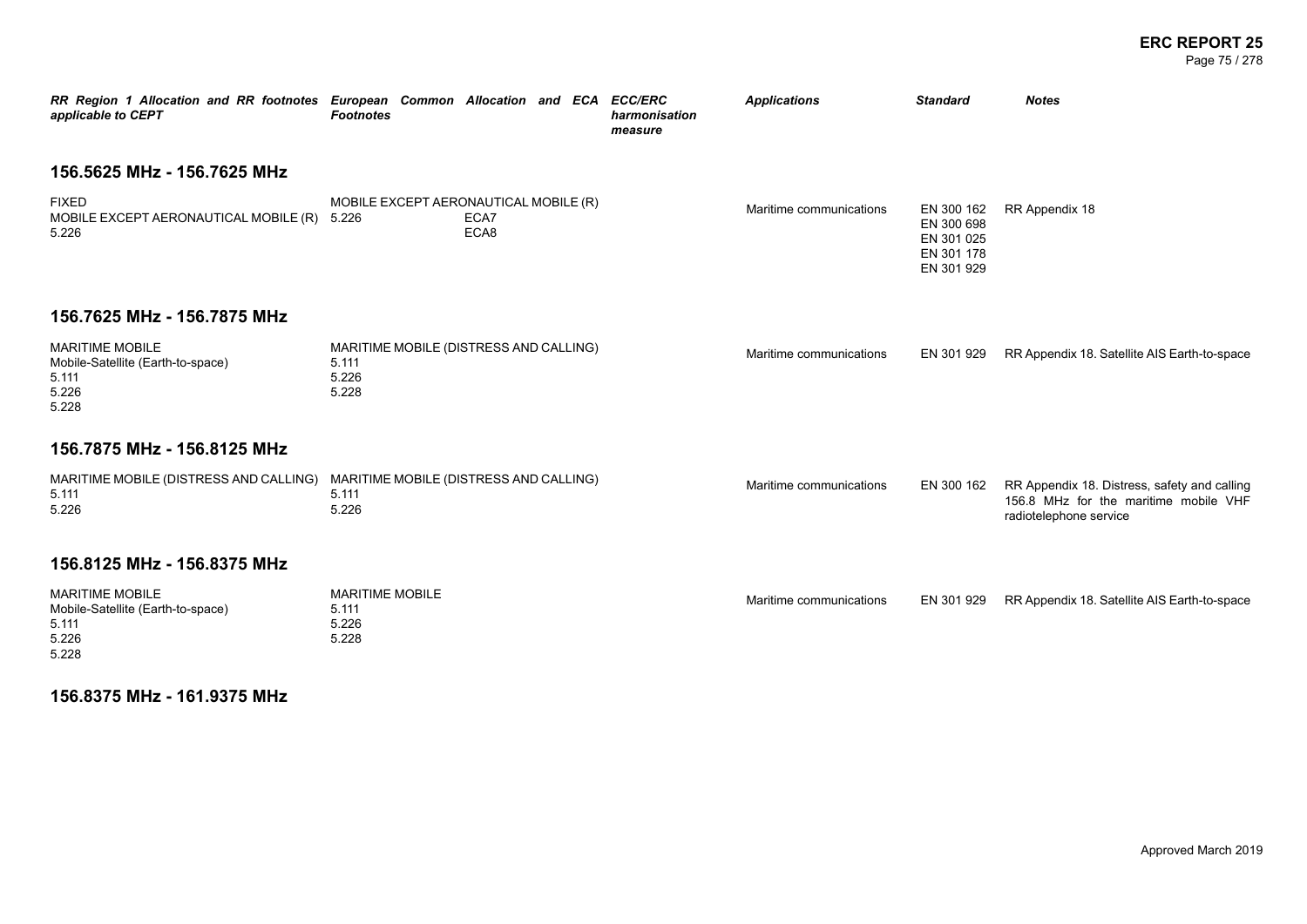| RR Region 1 Allocation and RR footnotes applicable to CEPT | European Common Allocation and ECA Footnotes | ECC/ERC harmonisation measure | Applications | Standard | Notes |
|---|---|---|---|---|---|

## 156.5625 MHz - 156.7625 MHz

| RR Region 1 Allocation and RR footnotes applicable to CEPT | European Common Allocation and ECA Footnotes | ECC/ERC harmonisation measure | Applications | Standard | Notes |
|---|---|---|---|---|---|
| FIXED<br>MOBILE EXCEPT AERONAUTICAL MOBILE (R)<br>5.226 | MOBILE EXCEPT AERONAUTICAL MOBILE (R)<br>5.226 ECA7<br>ECA8 | | Maritime communications | EN 300 162<br>EN 300 698<br>EN 301 025<br>EN 301 178<br>EN 301 929 | RR Appendix 18 |

## 156.7625 MHz - 156.7875 MHz

| RR Region 1 Allocation and RR footnotes applicable to CEPT | European Common Allocation and ECA Footnotes | ECC/ERC harmonisation measure | Applications | Standard | Notes |
|---|---|---|---|---|---|
| MARITIME MOBILE<br>Mobile-Satellite (Earth-to-space)<br>5.111<br>5.226<br>5.228 | MARITIME MOBILE (DISTRESS AND CALLING)<br>5.111<br>5.226<br>5.228 | | Maritime communications | EN 301 929 | RR Appendix 18. Satellite AIS Earth-to-space |

## 156.7875 MHz - 156.8125 MHz

| RR Region 1 Allocation and RR footnotes applicable to CEPT | European Common Allocation and ECA Footnotes | ECC/ERC harmonisation measure | Applications | Standard | Notes |
|---|---|---|---|---|---|
| MARITIME MOBILE (DISTRESS AND CALLING)<br>5.111<br>5.226 | MARITIME MOBILE (DISTRESS AND CALLING)<br>5.111<br>5.226 | | Maritime communications | EN 300 162 | RR Appendix 18. Distress, safety and calling 156.8 MHz for the maritime mobile VHF radiotelephone service |

## 156.8125 MHz - 156.8375 MHz

| RR Region 1 Allocation and RR footnotes applicable to CEPT | European Common Allocation and ECA Footnotes | ECC/ERC harmonisation measure | Applications | Standard | Notes |
|---|---|---|---|---|---|
| MARITIME MOBILE<br>Mobile-Satellite (Earth-to-space)<br>5.111<br>5.226<br>5.228 | MARITIME MOBILE<br>5.111<br>5.226<br>5.228 | | Maritime communications | EN 301 929 | RR Appendix 18. Satellite AIS Earth-to-space |

## 156.8375 MHz - 161.9375 MHz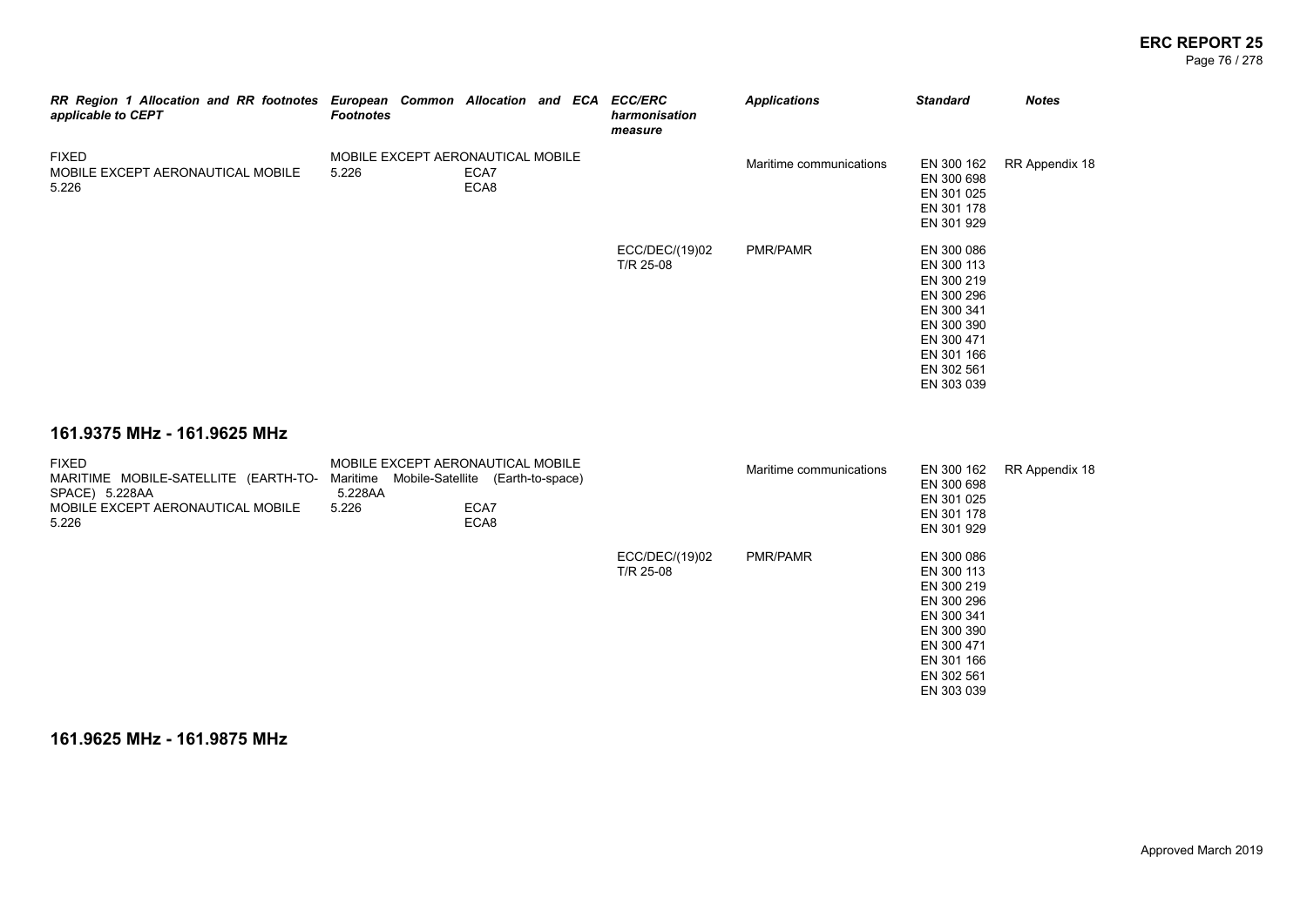| RR Region 1 Allocation and RR footnotes applicable to CEPT | European Common Allocation and ECA Footnotes | ECC/ERC harmonisation measure | Applications | Standard | Notes |
|---|---|---|---|---|---|
| FIXED<br>MOBILE EXCEPT AERONAUTICAL MOBILE<br>5.226 | MOBILE EXCEPT AERONAUTICAL MOBILE<br>5.226 ECA7<br>ECA8 | | Maritime communications | EN 300 162<br>EN 300 698<br>EN 301 025<br>EN 301 178<br>EN 301 929 | RR Appendix 18 |
| | | ECC/DEC/(19)02<br>T/R 25-08 | PMR/PAMR | EN 300 086<br>EN 300 113<br>EN 300 219<br>EN 300 296<br>EN 300 341<br>EN 300 390<br>EN 300 471<br>EN 301 166<br>EN 302 561<br>EN 303 039 | |

## 161.9375 MHz - 161.9625 MHz

| RR Region 1 Allocation and RR footnotes applicable to CEPT | European Common Allocation and ECA Footnotes | ECC/ERC harmonisation measure | Applications | Standard | Notes |
|---|---|---|---|---|---|
| FIXED<br>MARITIME MOBILE-SATELLITE (EARTH-TO-SPACE) 5.228AA<br>MOBILE EXCEPT AERONAUTICAL MOBILE<br>5.226 | MOBILE EXCEPT AERONAUTICAL MOBILE<br>Maritime Mobile-Satellite (Earth-to-space)<br>5.228AA<br>5.226 ECA7<br>ECA8 | | Maritime communications | EN 300 162<br>EN 300 698<br>EN 301 025<br>EN 301 178<br>EN 301 929 | RR Appendix 18 |
| | | ECC/DEC/(19)02<br>T/R 25-08 | PMR/PAMR | EN 300 086<br>EN 300 113<br>EN 300 219<br>EN 300 296<br>EN 300 341<br>EN 300 390<br>EN 300 471<br>EN 301 166<br>EN 302 561<br>EN 303 039 | |

## 161.9625 MHz - 161.9875 MHz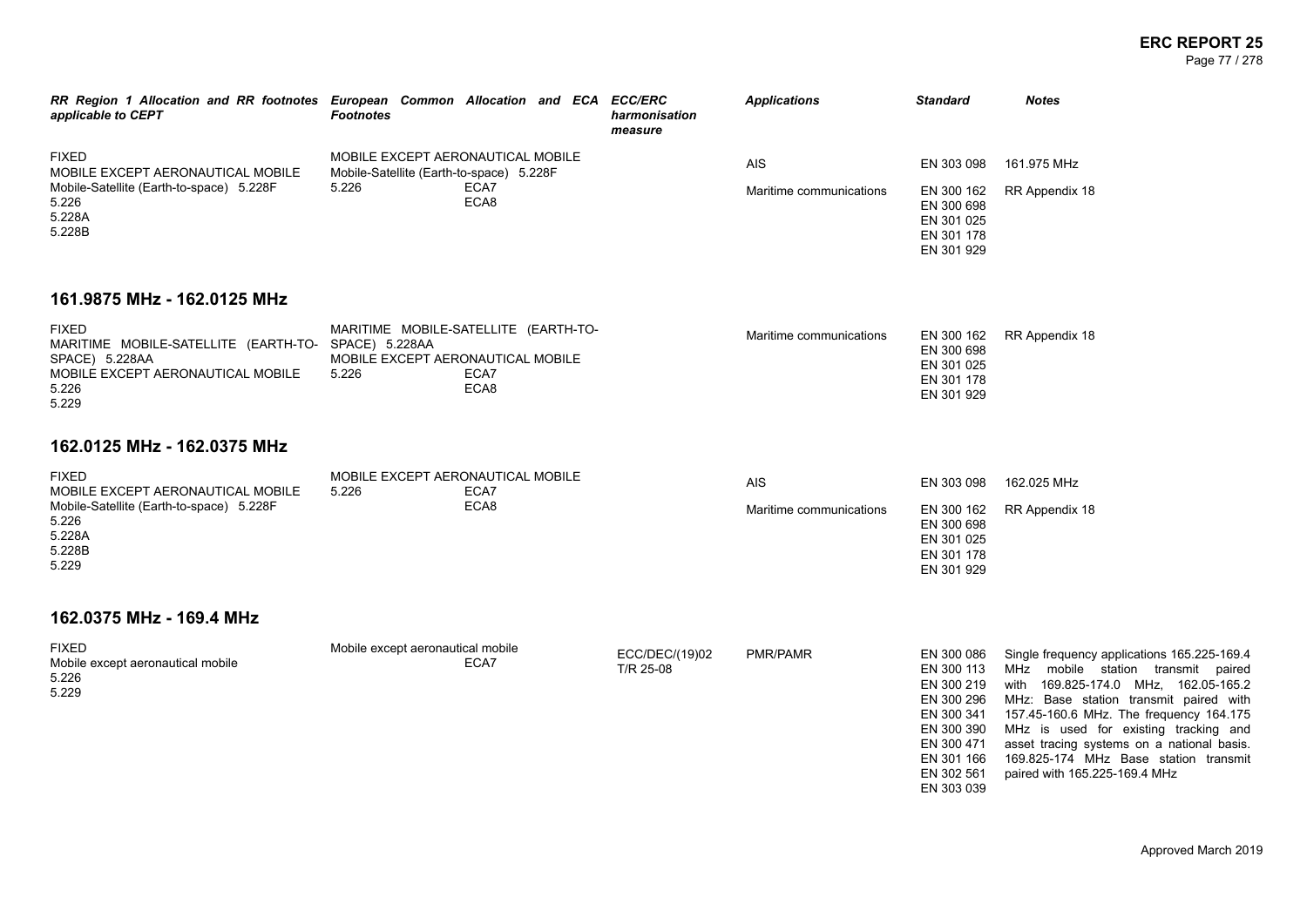| RR Region 1 Allocation and RR footnotes applicable to CEPT | European Common Allocation and ECA Footnotes | ECC/ERC harmonisation measure | Applications | Standard | Notes |
|---|---|---|---|---|---|
| FIXED<br>MOBILE EXCEPT AERONAUTICAL MOBILE<br>Mobile-Satellite (Earth-to-space) 5.228F<br>5.226<br>5.228A<br>5.228B | MOBILE EXCEPT AERONAUTICAL MOBILE<br>Mobile-Satellite (Earth-to-space) 5.228F<br>5.226 ECA7<br>ECA8 | | AIS | EN 303 098 | 161.975 MHz |
| | | | Maritime communications | EN 300 162<br>EN 300 698<br>EN 301 025<br>EN 301 178<br>EN 301 929 | RR Appendix 18 |

## 161.9875 MHz - 162.0125 MHz

| RR Region 1 Allocation and RR footnotes applicable to CEPT | European Common Allocation and ECA Footnotes | ECC/ERC harmonisation measure | Applications | Standard | Notes |
|---|---|---|---|---|---|
| FIXED<br>MARITIME MOBILE-SATELLITE (EARTH-TO-SPACE) 5.228AA<br>MOBILE EXCEPT AERONAUTICAL MOBILE<br>5.226<br>5.229 | MARITIME MOBILE-SATELLITE (EARTH-TO-SPACE) 5.228AA<br>MOBILE EXCEPT AERONAUTICAL MOBILE<br>5.226 ECA7<br>ECA8 | | Maritime communications | EN 300 162<br>EN 300 698<br>EN 301 025<br>EN 301 178<br>EN 301 929 | RR Appendix 18 |

## 162.0125 MHz - 162.0375 MHz

| RR Region 1 Allocation and RR footnotes applicable to CEPT | European Common Allocation and ECA Footnotes | ECC/ERC harmonisation measure | Applications | Standard | Notes |
|---|---|---|---|---|---|
| FIXED<br>MOBILE EXCEPT AERONAUTICAL MOBILE<br>Mobile-Satellite (Earth-to-space) 5.228F<br>5.226<br>5.228A<br>5.228B<br>5.229 | MOBILE EXCEPT AERONAUTICAL MOBILE<br>5.226 ECA7<br>ECA8 | | AIS | EN 303 098 | 162.025 MHz |
| | | | Maritime communications | EN 300 162<br>EN 300 698<br>EN 301 025<br>EN 301 178<br>EN 301 929 | RR Appendix 18 |

## 162.0375 MHz - 169.4 MHz

| RR Region 1 Allocation and RR footnotes applicable to CEPT | European Common Allocation and ECA Footnotes | ECC/ERC harmonisation measure | Applications | Standard | Notes |
|---|---|---|---|---|---|
| FIXED<br>Mobile except aeronautical mobile<br>5.226<br>5.229 | Mobile except aeronautical mobile<br>ECA7 | ECC/DEC/(19)02<br>T/R 25-08 | PMR/PAMR | EN 300 086<br>EN 300 113<br>EN 300 219<br>EN 300 296<br>EN 300 341<br>EN 300 390<br>EN 300 471<br>EN 301 166<br>EN 302 561<br>EN 303 039 | Single frequency applications 165.225-169.4 MHz mobile station transmit paired with 169.825-174.0 MHz, 162.05-165.2 MHz: Base station transmit paired with 157.45-160.6 MHz. The frequency 164.175 MHz is used for existing tracking and asset tracing systems on a national basis. 169.825-174 MHz Base station transmit paired with 165.225-169.4 MHz |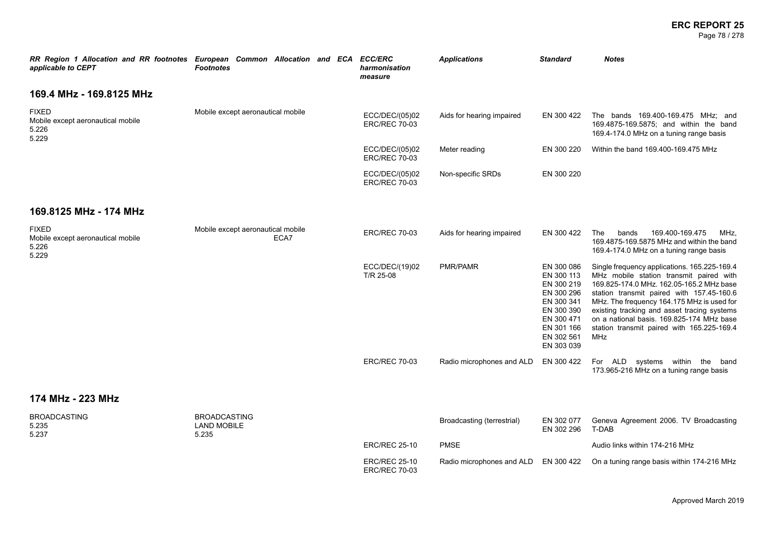| RR Region 1 Allocation and RR footnotes applicable to CEPT | European Common Allocation and ECA Footnotes | ECC/ERC harmonisation measure | Applications | Standard | Notes |
|---|---|---|---|---|---|
| **169.4 MHz - 169.8125 MHz** | | | | | |
| FIXED<br>Mobile except aeronautical mobile<br>5.226<br>5.229 | Mobile except aeronautical mobile | ECC/DEC/(05)02<br>ERC/REC 70-03 | Aids for hearing impaired | EN 300 422 | The bands 169.400-169.475 MHz; and 169.4875-169.5875; and within the band 169.4-174.0 MHz on a tuning range basis |
| | | ECC/DEC/(05)02<br>ERC/REC 70-03 | Meter reading | EN 300 220 | Within the band 169.400-169.475 MHz |
| | | ECC/DEC/(05)02<br>ERC/REC 70-03 | Non-specific SRDs | EN 300 220 | |
| **169.8125 MHz - 174 MHz** | | | | | |
| FIXED<br>Mobile except aeronautical mobile<br>5.226<br>5.229 | Mobile except aeronautical mobile<br>ECA7 | ERC/REC 70-03 | Aids for hearing impaired | EN 300 422 | The bands 169.400-169.475 MHz, 169.4875-169.5875 MHz and within the band 169.4-174.0 MHz on a tuning range basis |
| | | ECC/DEC/(19)02<br>T/R 25-08 | PMR/PAMR | EN 300 086<br>EN 300 113<br>EN 300 219<br>EN 300 296<br>EN 300 341<br>EN 300 390<br>EN 300 471<br>EN 301 166<br>EN 302 561<br>EN 303 039 | Single frequency applications. 165.225-169.4 MHz mobile station transmit paired with 169.825-174.0 MHz. 162.05-165.2 MHz base station transmit paired with 157.45-160.6 MHz. The frequency 164.175 MHz is used for existing tracking and asset tracing systems on a national basis. 169.825-174 MHz base station transmit paired with 165.225-169.4 MHz |
| | | ERC/REC 70-03 | Radio microphones and ALD | EN 300 422 | For ALD systems within the band 173.965-216 MHz on a tuning range basis |
| **174 MHz - 223 MHz** | | | | | |
| BROADCASTING<br>5.235<br>5.237 | BROADCASTING<br>LAND MOBILE<br>5.235 | | Broadcasting (terrestrial) | EN 302 077<br>EN 302 296 | Geneva Agreement 2006. TV Broadcasting T-DAB |
| | | ERC/REC 25-10 | PMSE | | Audio links within 174-216 MHz |
| | | ERC/REC 25-10<br>ERC/REC 70-03 | Radio microphones and ALD | EN 300 422 | On a tuning range basis within 174-216 MHz |

Approved March 2019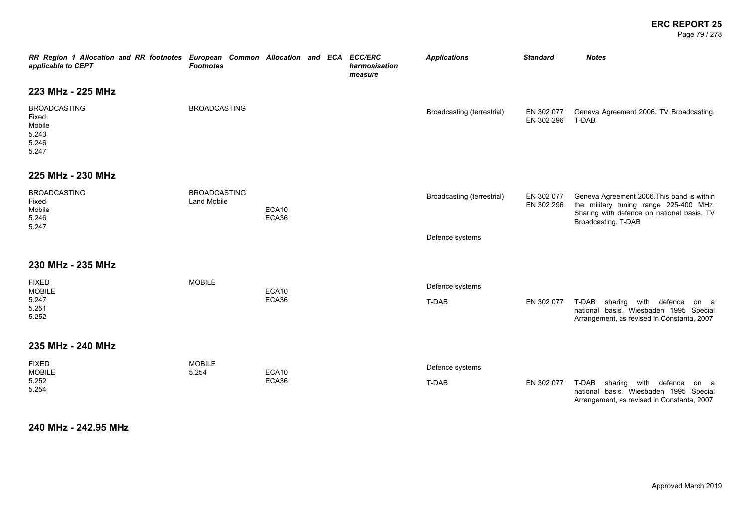| RR Region 1 Allocation and RR footnotes applicable to CEPT | European Common Allocation and ECA Footnotes | | ECC/ERC harmonisation measure | Applications | Standard | Notes |
|---|---|---|---|---|---|---|
| **223 MHz - 225 MHz** | | | | | | |
| BROADCASTING<br>Fixed<br>Mobile<br>5.243<br>5.246<br>5.247 | BROADCASTING | | | Broadcasting (terrestrial) | EN 302 077<br>EN 302 296 | Geneva Agreement 2006. TV Broadcasting, T-DAB |
| **225 MHz - 230 MHz** | | | | | | |
| BROADCASTING<br>Fixed<br>Mobile<br>5.246<br>5.247 | BROADCASTING<br>Land Mobile | ECA10<br>ECA36 | | Broadcasting (terrestrial) | EN 302 077<br>EN 302 296 | Geneva Agreement 2006.This band is within the military tuning range 225-400 MHz. Sharing with defence on national basis. TV Broadcasting, T-DAB |
| | | | | Defence systems | | |
| **230 MHz - 235 MHz** | | | | | | |
| FIXED<br>MOBILE<br>5.247<br>5.251<br>5.252 | MOBILE | ECA10<br>ECA36 | | Defence systems | | |
| | | | | T-DAB | EN 302 077 | T-DAB sharing with defence on a national basis. Wiesbaden 1995 Special Arrangement, as revised in Constanta, 2007 |
| **235 MHz - 240 MHz** | | | | | | |
| FIXED<br>MOBILE<br>5.252<br>5.254 | MOBILE<br>5.254 | ECA10<br>ECA36 | | Defence systems | | |
| | | | | T-DAB | EN 302 077 | T-DAB sharing with defence on a national basis. Wiesbaden 1995 Special Arrangement, as revised in Constanta, 2007 |
| **240 MHz - 242.95 MHz** | | | | | | |

Approved March 2019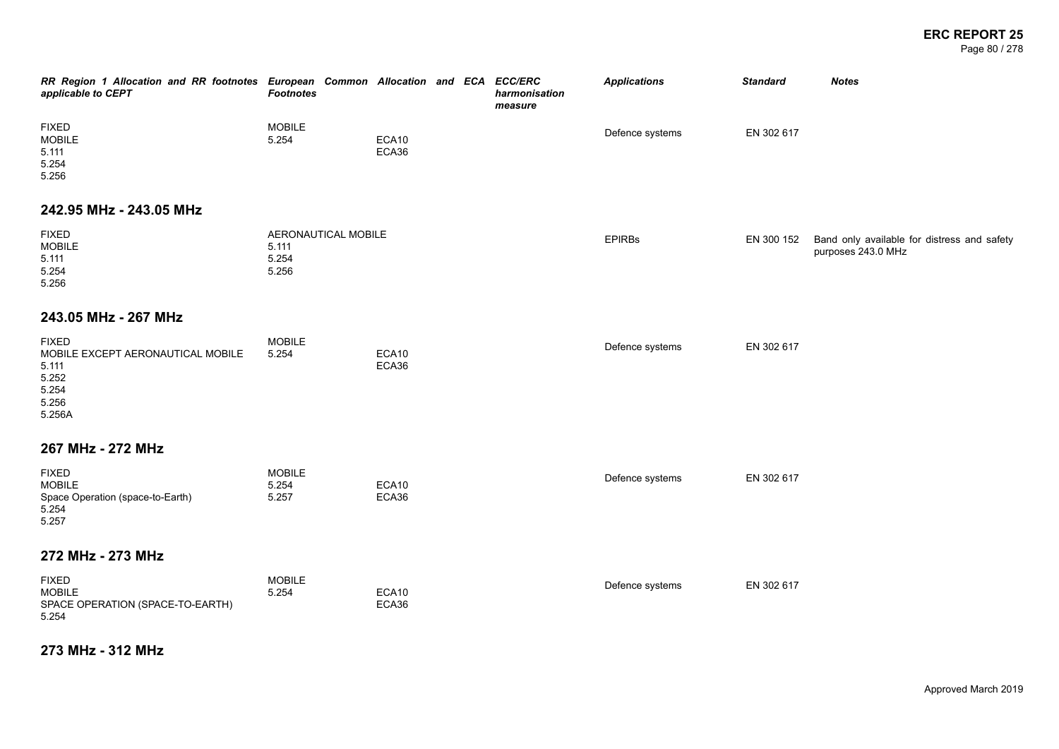| RR Region 1 Allocation and RR footnotes applicable to CEPT | European Common Allocation and ECA Footnotes | | ECC/ERC harmonisation measure | Applications | Standard | Notes |
|---|---|---|---|---|---|---|
| FIXED<br>MOBILE<br>5.111<br>5.254<br>5.256 | MOBILE<br>5.254 | ECA10<br>ECA36 | | Defence systems | EN 302 617 | |

## 242.95 MHz - 243.05 MHz

| RR Region 1 Allocation and RR footnotes applicable to CEPT | European Common Allocation and ECA Footnotes | | ECC/ERC harmonisation measure | Applications | Standard | Notes |
|---|---|---|---|---|---|---|
| FIXED<br>MOBILE<br>5.111<br>5.254<br>5.256 | AERONAUTICAL MOBILE<br>5.111<br>5.254<br>5.256 | | | EPIRBs | EN 300 152 | Band only available for distress and safety purposes 243.0 MHz |

## 243.05 MHz - 267 MHz

| RR Region 1 Allocation and RR footnotes applicable to CEPT | European Common Allocation and ECA Footnotes | | ECC/ERC harmonisation measure | Applications | Standard | Notes |
|---|---|---|---|---|---|---|
| FIXED<br>MOBILE EXCEPT AERONAUTICAL MOBILE<br>5.111<br>5.252<br>5.254<br>5.256<br>5.256A | MOBILE<br>5.254 | ECA10<br>ECA36 | | Defence systems | EN 302 617 | |

## 267 MHz - 272 MHz

| RR Region 1 Allocation and RR footnotes applicable to CEPT | European Common Allocation and ECA Footnotes | | ECC/ERC harmonisation measure | Applications | Standard | Notes |
|---|---|---|---|---|---|---|
| FIXED<br>MOBILE<br>Space Operation (space-to-Earth)<br>5.254<br>5.257 | MOBILE<br>5.254<br>5.257 | ECA10<br>ECA36 | | Defence systems | EN 302 617 | |

## 272 MHz - 273 MHz

| RR Region 1 Allocation and RR footnotes applicable to CEPT | European Common Allocation and ECA Footnotes | | ECC/ERC harmonisation measure | Applications | Standard | Notes |
|---|---|---|---|---|---|---|
| FIXED<br>MOBILE<br>SPACE OPERATION (SPACE-TO-EARTH)<br>5.254 | MOBILE<br>5.254 | ECA10<br>ECA36 | | Defence systems | EN 302 617 | |

## 273 MHz - 312 MHz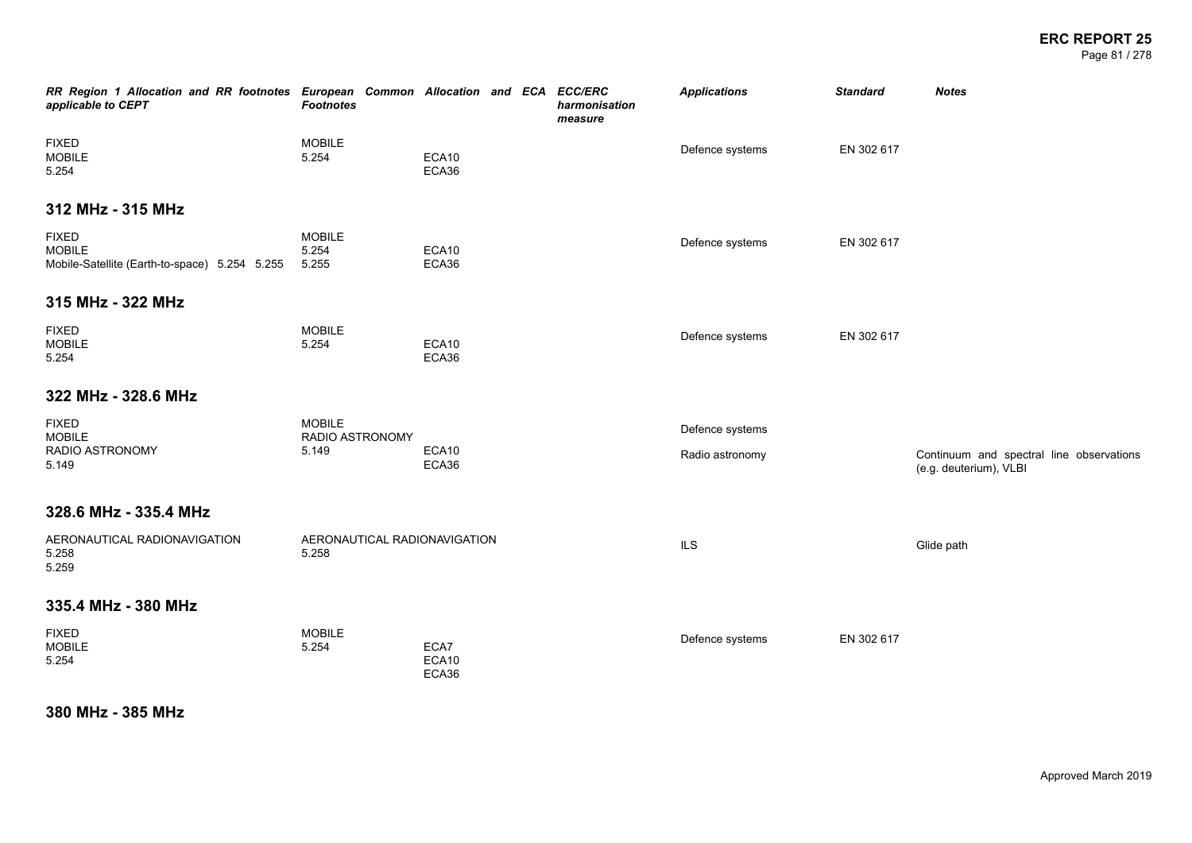| RR Region 1 Allocation and RR footnotes applicable to CEPT | European Common Allocation and ECA Footnotes | | ECC/ERC harmonisation measure | Applications | Standard | Notes |
|---|---|---|---|---|---|---|
| FIXED<br>MOBILE<br>5.254 | MOBILE<br>5.254 | ECA10<br>ECA36 | | Defence systems | EN 302 617 | |

## 312 MHz - 315 MHz

| RR Region 1 Allocation and RR footnotes applicable to CEPT | European Common Allocation and ECA Footnotes | | ECC/ERC harmonisation measure | Applications | Standard | Notes |
|---|---|---|---|---|---|---|
| FIXED<br>MOBILE<br>Mobile-Satellite (Earth-to-space) 5.254 5.255 | MOBILE<br>5.254<br>5.255 | ECA10<br>ECA36 | | Defence systems | EN 302 617 | |

## 315 MHz - 322 MHz

| RR Region 1 Allocation and RR footnotes applicable to CEPT | European Common Allocation and ECA Footnotes | | ECC/ERC harmonisation measure | Applications | Standard | Notes |
|---|---|---|---|---|---|---|
| FIXED<br>MOBILE<br>5.254 | MOBILE<br>5.254 | ECA10<br>ECA36 | | Defence systems | EN 302 617 | |

## 322 MHz - 328.6 MHz

| RR Region 1 Allocation and RR footnotes applicable to CEPT | European Common Allocation and ECA Footnotes | | ECC/ERC harmonisation measure | Applications | Standard | Notes |
|---|---|---|---|---|---|---|
| FIXED<br>MOBILE<br>RADIO ASTRONOMY<br>5.149 | MOBILE<br>RADIO ASTRONOMY<br>5.149 | ECA10<br>ECA36 | | Defence systems | | |
| | | | | Radio astronomy | | Continuum and spectral line observations (e.g. deuterium), VLBI |

## 328.6 MHz - 335.4 MHz

| RR Region 1 Allocation and RR footnotes applicable to CEPT | European Common Allocation and ECA Footnotes | | ECC/ERC harmonisation measure | Applications | Standard | Notes |
|---|---|---|---|---|---|---|
| AERONAUTICAL RADIONAVIGATION<br>5.258<br>5.259 | AERONAUTICAL RADIONAVIGATION<br>5.258 | | | ILS | | Glide path |

## 335.4 MHz - 380 MHz

| RR Region 1 Allocation and RR footnotes applicable to CEPT | European Common Allocation and ECA Footnotes | | ECC/ERC harmonisation measure | Applications | Standard | Notes |
|---|---|---|---|---|---|---|
| FIXED<br>MOBILE<br>5.254 | MOBILE<br>5.254 | ECA7<br>ECA10<br>ECA36 | | Defence systems | EN 302 617 | |

## 380 MHz - 385 MHz

Approved March 2019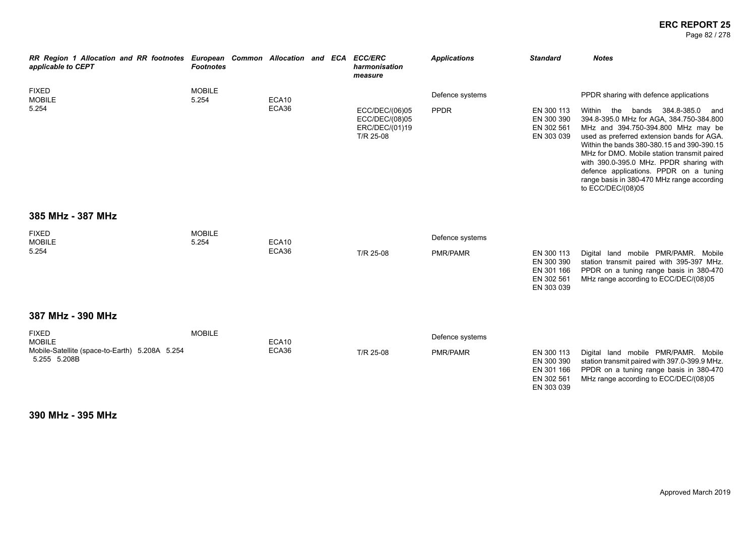| RR Region 1 Allocation and RR footnotes applicable to CEPT | European Common Allocation and ECA Footnotes | | ECC/ERC harmonisation measure | Applications | Standard | Notes |
|---|---|---|---|---|---|---|
| FIXED<br>MOBILE<br>5.254 | MOBILE<br>5.254 | ECA10<br>ECA36 | | Defence systems | | PPDR sharing with defence applications |
| | | | ECC/DEC/(06)05<br>ECC/DEC/(08)05<br>ERC/DEC/(01)19<br>T/R 25-08 | PPDR | EN 300 113<br>EN 300 390<br>EN 302 561<br>EN 303 039 | Within the bands 384.8-385.0 and 394.8-395.0 MHz for AGA, 384.750-384.800 MHz and 394.750-394.800 MHz may be used as preferred extension bands for AGA. Within the bands 380-380.15 and 390-390.15 MHz for DMO. Mobile station transmit paired with 390.0-395.0 MHz. PPDR sharing with defence applications. PPDR on a tuning range basis in 380-470 MHz range according to ECC/DEC/(08)05 |

## 385 MHz - 387 MHz

| RR Region 1 Allocation and RR footnotes applicable to CEPT | European Common Allocation and ECA Footnotes | | ECC/ERC harmonisation measure | Applications | Standard | Notes |
|---|---|---|---|---|---|---|
| FIXED<br>MOBILE<br>5.254 | MOBILE<br>5.254 | ECA10<br>ECA36 | | Defence systems | | |
| | | | T/R 25-08 | PMR/PAMR | EN 300 113<br>EN 300 390<br>EN 301 166<br>EN 302 561<br>EN 303 039 | Digital land mobile PMR/PAMR. Mobile station transmit paired with 395-397 MHz. PPDR on a tuning range basis in 380-470 MHz range according to ECC/DEC/(08)05 |

## 387 MHz - 390 MHz

| RR Region 1 Allocation and RR footnotes applicable to CEPT | European Common Allocation and ECA Footnotes | | ECC/ERC harmonisation measure | Applications | Standard | Notes |
|---|---|---|---|---|---|---|
| FIXED<br>MOBILE<br>Mobile-Satellite (space-to-Earth) 5.208A 5.254 5.255 5.208B | MOBILE | ECA10<br>ECA36 | | Defence systems | | |
| | | | T/R 25-08 | PMR/PAMR | EN 300 113<br>EN 300 390<br>EN 301 166<br>EN 302 561<br>EN 303 039 | Digital land mobile PMR/PAMR. Mobile station transmit paired with 397.0-399.9 MHz. PPDR on a tuning range basis in 380-470 MHz range according to ECC/DEC/(08)05 |

## 390 MHz - 395 MHz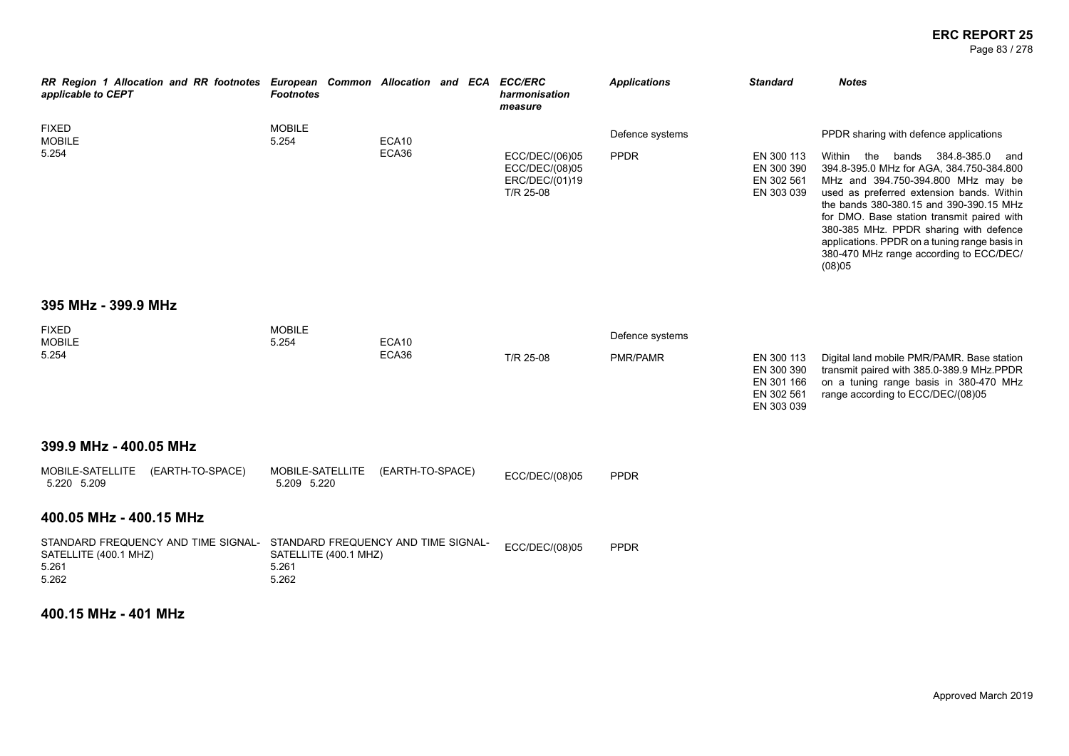| RR Region 1 Allocation and RR footnotes applicable to CEPT | European Common Allocation and ECA Footnotes | | ECC/ERC harmonisation measure | Applications | Standard | Notes |
|---|---|---|---|---|---|---|
| FIXED<br>MOBILE<br>5.254 | MOBILE<br>5.254 | ECA10<br>ECA36 | | Defence systems | | PPDR sharing with defence applications |
| | | | ECC/DEC/(06)05<br>ECC/DEC/(08)05<br>ERC/DEC/(01)19<br>T/R 25-08 | PPDR | EN 300 113<br>EN 300 390<br>EN 302 561<br>EN 303 039 | Within the bands 384.8-385.0 and 394.8-395.0 MHz for AGA, 384.750-384.800 MHz and 394.750-394.800 MHz may be used as preferred extension bands. Within the bands 380-380.15 and 390-390.15 MHz for DMO. Base station transmit paired with 380-385 MHz. PPDR sharing with defence applications. PPDR on a tuning range basis in 380-470 MHz range according to ECC/DEC/(08)05 |

## 395 MHz - 399.9 MHz

| RR Region 1 Allocation and RR footnotes applicable to CEPT | European Common Allocation and ECA Footnotes | | ECC/ERC harmonisation measure | Applications | Standard | Notes |
|---|---|---|---|---|---|---|
| FIXED<br>MOBILE<br>5.254 | MOBILE<br>5.254 | ECA10<br>ECA36 | | Defence systems | | |
| | | | T/R 25-08 | PMR/PAMR | EN 300 113<br>EN 300 390<br>EN 301 166<br>EN 302 561<br>EN 303 039 | Digital land mobile PMR/PAMR. Base station transmit paired with 385.0-389.9 MHz.PPDR on a tuning range basis in 380-470 MHz range according to ECC/DEC/(08)05 |

## 399.9 MHz - 400.05 MHz

| RR Region 1 Allocation and RR footnotes applicable to CEPT | European Common Allocation and ECA Footnotes | ECC/ERC harmonisation measure | Applications | Standard | Notes |
|---|---|---|---|---|---|
| MOBILE-SATELLITE (EARTH-TO-SPACE)<br>5.220 5.209 | MOBILE-SATELLITE (EARTH-TO-SPACE)<br>5.209 5.220 | ECC/DEC/(08)05 | PPDR | | |

## 400.05 MHz - 400.15 MHz

| RR Region 1 Allocation and RR footnotes applicable to CEPT | European Common Allocation and ECA Footnotes | ECC/ERC harmonisation measure | Applications | Standard | Notes |
|---|---|---|---|---|---|
| STANDARD FREQUENCY AND TIME SIGNAL-SATELLITE (400.1 MHZ)<br>5.261<br>5.262 | STANDARD FREQUENCY AND TIME SIGNAL-SATELLITE (400.1 MHZ)<br>5.261<br>5.262 | ECC/DEC/(08)05 | PPDR | | |

## 400.15 MHz - 401 MHz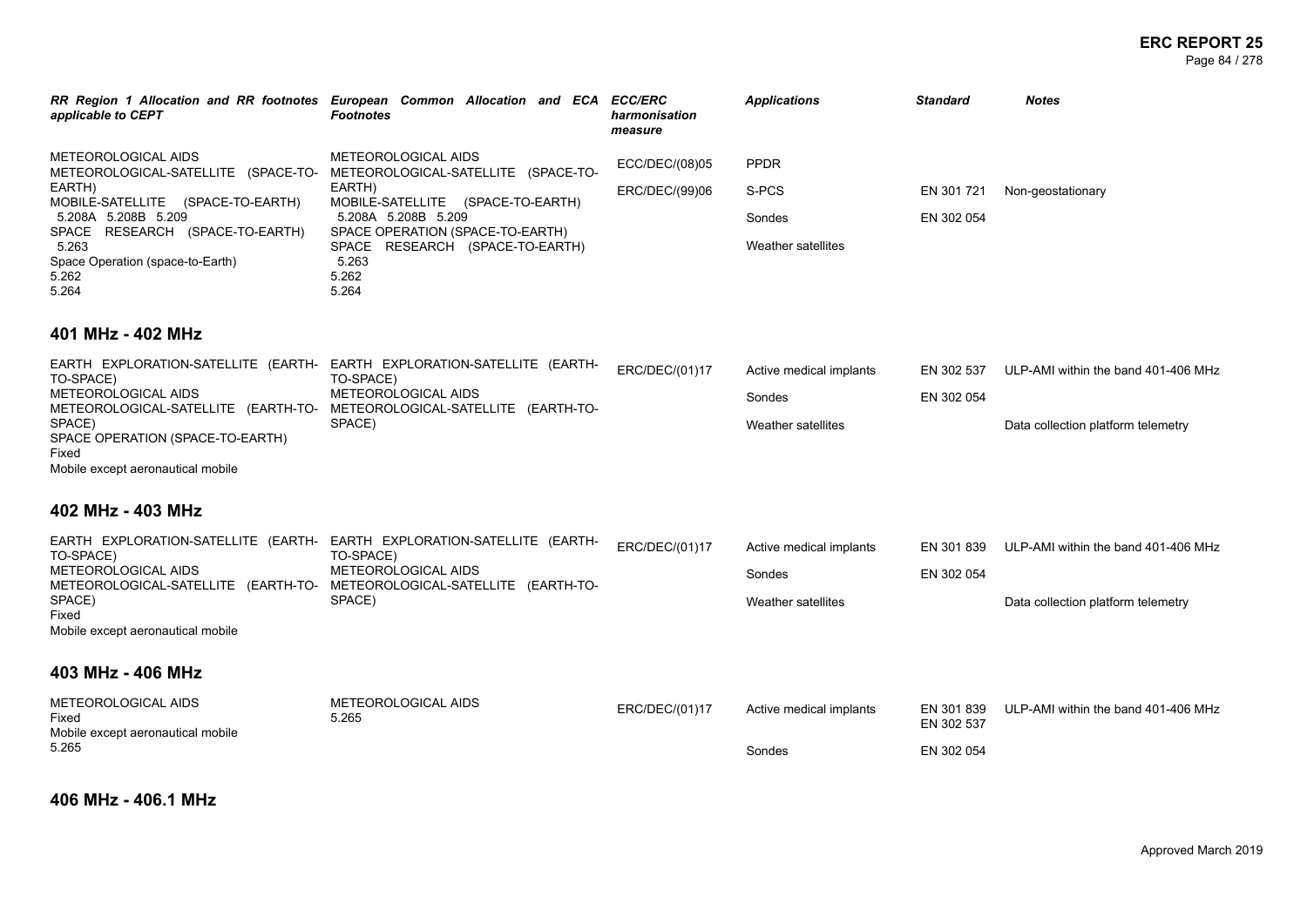| RR Region 1 Allocation and RR footnotes applicable to CEPT | European Common Allocation and ECA Footnotes | ECC/ERC harmonisation measure | Applications | Standard | Notes |
|---|---|---|---|---|---|
| METEOROLOGICAL AIDS<br>METEOROLOGICAL-SATELLITE (SPACE-TO-EARTH)<br>MOBILE-SATELLITE (SPACE-TO-EARTH) 5.208A 5.208B 5.209<br>SPACE RESEARCH (SPACE-TO-EARTH) 5.263<br>Space Operation (space-to-Earth)<br>5.262<br>5.264 | METEOROLOGICAL AIDS<br>METEOROLOGICAL-SATELLITE (SPACE-TO-EARTH)<br>MOBILE-SATELLITE (SPACE-TO-EARTH) 5.208A 5.208B 5.209<br>SPACE OPERATION (SPACE-TO-EARTH)<br>SPACE RESEARCH (SPACE-TO-EARTH) 5.263<br>5.262<br>5.264 | ECC/DEC/(08)05 | PPDR | | |
| | | ERC/DEC/(99)06 | S-PCS | EN 301 721 | Non-geostationary |
| | | | Sondes | EN 302 054 | |
| | | | Weather satellites | | |

## 401 MHz - 402 MHz

| RR Region 1 Allocation and RR footnotes applicable to CEPT | European Common Allocation and ECA Footnotes | ECC/ERC harmonisation measure | Applications | Standard | Notes |
|---|---|---|---|---|---|
| EARTH EXPLORATION-SATELLITE (EARTH-TO-SPACE)<br>METEOROLOGICAL AIDS<br>METEOROLOGICAL-SATELLITE (EARTH-TO-SPACE)<br>SPACE OPERATION (SPACE-TO-EARTH)<br>Fixed<br>Mobile except aeronautical mobile | EARTH EXPLORATION-SATELLITE (EARTH-TO-SPACE)<br>METEOROLOGICAL AIDS<br>METEOROLOGICAL-SATELLITE (EARTH-TO-SPACE) | ERC/DEC/(01)17 | Active medical implants | EN 302 537 | ULP-AMI within the band 401-406 MHz |
| | | | Sondes | EN 302 054 | |
| | | | Weather satellites | | Data collection platform telemetry |

## 402 MHz - 403 MHz

| RR Region 1 Allocation and RR footnotes applicable to CEPT | European Common Allocation and ECA Footnotes | ECC/ERC harmonisation measure | Applications | Standard | Notes |
|---|---|---|---|---|---|
| EARTH EXPLORATION-SATELLITE (EARTH-TO-SPACE)<br>METEOROLOGICAL AIDS<br>METEOROLOGICAL-SATELLITE (EARTH-TO-SPACE)<br>Fixed<br>Mobile except aeronautical mobile | EARTH EXPLORATION-SATELLITE (EARTH-TO-SPACE)<br>METEOROLOGICAL AIDS<br>METEOROLOGICAL-SATELLITE (EARTH-TO-SPACE) | ERC/DEC/(01)17 | Active medical implants | EN 301 839 | ULP-AMI within the band 401-406 MHz |
| | | | Sondes | EN 302 054 | |
| | | | Weather satellites | | Data collection platform telemetry |

## 403 MHz - 406 MHz

| RR Region 1 Allocation and RR footnotes applicable to CEPT | European Common Allocation and ECA Footnotes | ECC/ERC harmonisation measure | Applications | Standard | Notes |
|---|---|---|---|---|---|
| METEOROLOGICAL AIDS<br>Fixed<br>Mobile except aeronautical mobile<br>5.265 | METEOROLOGICAL AIDS<br>5.265 | ERC/DEC/(01)17 | Active medical implants | EN 301 839<br>EN 302 537 | ULP-AMI within the band 401-406 MHz |
| | | | Sondes | EN 302 054 | |

## 406 MHz - 406.1 MHz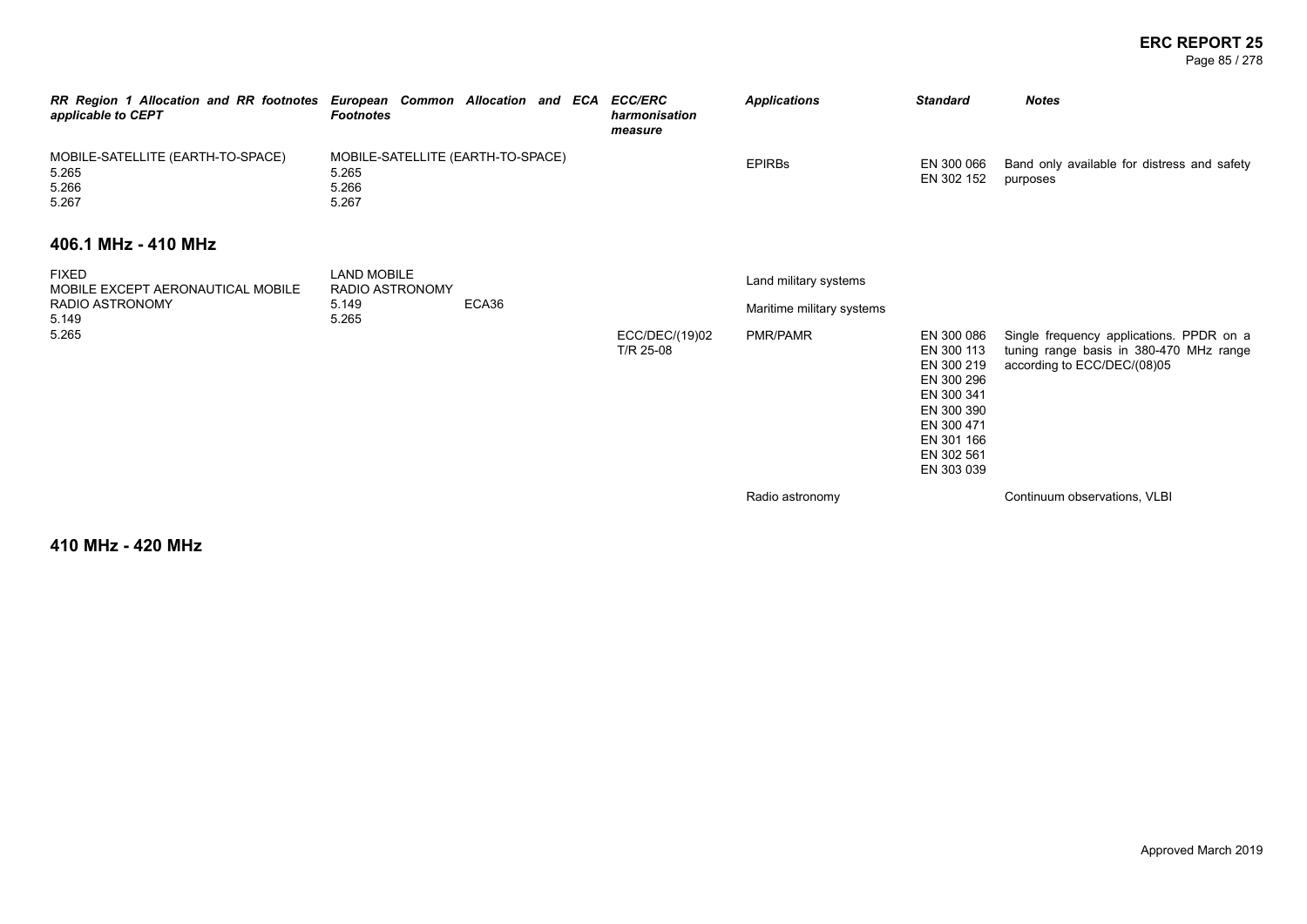| RR Region 1 Allocation and RR footnotes applicable to CEPT | European Common Allocation and ECA Footnotes | | ECC/ERC harmonisation measure | Applications | Standard | Notes |
|---|---|---|---|---|---|---|
| MOBILE-SATELLITE (EARTH-TO-SPACE)<br>5.265<br>5.266<br>5.267 | MOBILE-SATELLITE (EARTH-TO-SPACE)<br>5.265<br>5.266<br>5.267 | | | EPIRBs | EN 300 066<br>EN 302 152 | Band only available for distress and safety purposes |

## 406.1 MHz - 410 MHz

| RR Region 1 Allocation and RR footnotes applicable to CEPT | European Common Allocation and ECA Footnotes | | ECC/ERC harmonisation measure | Applications | Standard | Notes |
|---|---|---|---|---|---|---|
| FIXED<br>MOBILE EXCEPT AERONAUTICAL MOBILE<br>RADIO ASTRONOMY<br>5.149<br>5.265 | LAND MOBILE<br>RADIO ASTRONOMY<br>5.149<br>5.265 | ECA36 | | Land military systems | | |
| | | | | Maritime military systems | | |
| | | | ECC/DEC/(19)02<br>T/R 25-08 | PMR/PAMR | EN 300 086<br>EN 300 113<br>EN 300 219<br>EN 300 296<br>EN 300 341<br>EN 300 390<br>EN 300 471<br>EN 301 166<br>EN 302 561<br>EN 303 039 | Single frequency applications. PPDR on a tuning range basis in 380-470 MHz range according to ECC/DEC/(08)05 |
| | | | | Radio astronomy | | Continuum observations, VLBI |

## 410 MHz - 420 MHz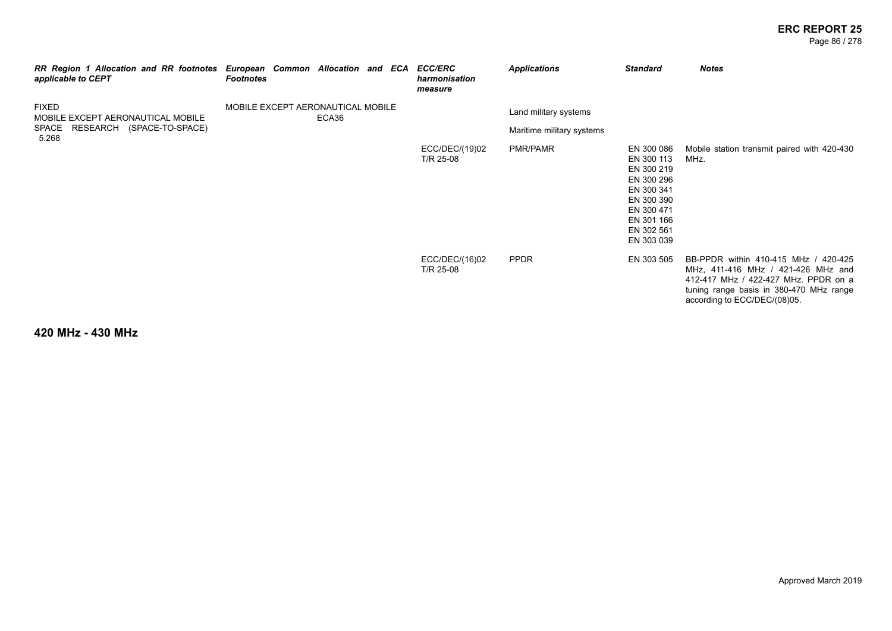| *RR Region 1 Allocation and RR footnotes applicable to CEPT* | *European Common Allocation and ECA Footnotes* | *ECC/ERC harmonisation measure* | *Applications* | *Standard* | *Notes* |
|---|---|---|---|---|---|
| FIXED<br>MOBILE EXCEPT AERONAUTICAL MOBILE<br>SPACE RESEARCH (SPACE-TO-SPACE)<br>5.268 | MOBILE EXCEPT AERONAUTICAL MOBILE<br>ECA36 | | Land military systems | | |
| | | | Maritime military systems | | |
| | | ECC/DEC/(19)02<br>T/R 25-08 | PMR/PAMR | EN 300 086<br>EN 300 113<br>EN 300 219<br>EN 300 296<br>EN 300 341<br>EN 300 390<br>EN 300 471<br>EN 301 166<br>EN 302 561<br>EN 303 039 | Mobile station transmit paired with 420-430 MHz. |
| | | ECC/DEC/(16)02<br>T/R 25-08 | PPDR | EN 303 505 | BB-PPDR within 410-415 MHz / 420-425 MHz, 411-416 MHz / 421-426 MHz and 412-417 MHz / 422-427 MHz. PPDR on a tuning range basis in 380-470 MHz range according to ECC/DEC/(08)05. |

## 420 MHz - 430 MHz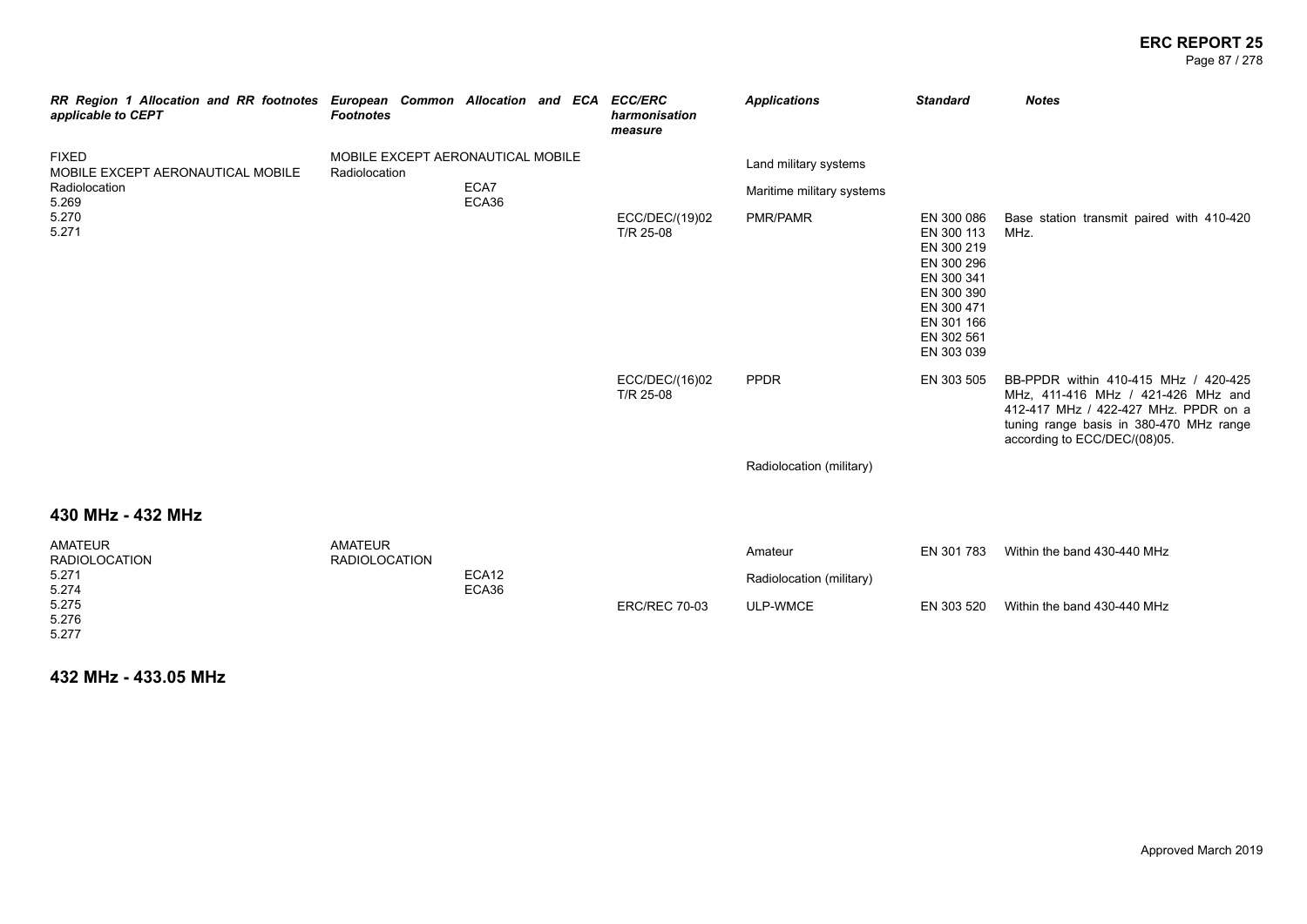| *RR Region 1 Allocation and RR footnotes applicable to CEPT* | *European Common Allocation and ECA Footnotes* | *ECC/ERC harmonisation measure* | *Applications* | *Standard* | *Notes* |
|---|---|---|---|---|---|
| FIXED<br>MOBILE EXCEPT AERONAUTICAL MOBILE<br>Radiolocation<br>5.269<br>5.270<br>5.271 | MOBILE EXCEPT AERONAUTICAL MOBILE<br>Radiolocation<br>ECA7<br>ECA36 | | Land military systems | | |
| | | | Maritime military systems | | |
| | | ECC/DEC/(19)02<br>T/R 25-08 | PMR/PAMR | EN 300 086<br>EN 300 113<br>EN 300 219<br>EN 300 296<br>EN 300 341<br>EN 300 390<br>EN 300 471<br>EN 301 166<br>EN 302 561<br>EN 303 039 | Base station transmit paired with 410-420 MHz. |
| | | ECC/DEC/(16)02<br>T/R 25-08 | PPDR | EN 303 505 | BB-PPDR within 410-415 MHz / 420-425 MHz, 411-416 MHz / 421-426 MHz and 412-417 MHz / 422-427 MHz. PPDR on a tuning range basis in 380-470 MHz range according to ECC/DEC/(08)05. |
| | | | Radiolocation (military) | | |

## 430 MHz - 432 MHz

| *RR Region 1 Allocation and RR footnotes applicable to CEPT* | *European Common Allocation and ECA Footnotes* | *ECC/ERC harmonisation measure* | *Applications* | *Standard* | *Notes* |
|---|---|---|---|---|---|
| AMATEUR<br>RADIOLOCATION<br>5.271<br>5.274<br>5.275<br>5.276<br>5.277 | AMATEUR<br>RADIOLOCATION<br>ECA12<br>ECA36 | | Amateur | EN 301 783 | Within the band 430-440 MHz |
| | | | Radiolocation (military) | | |
| | | ERC/REC 70-03 | ULP-WMCE | EN 303 520 | Within the band 430-440 MHz |

## 432 MHz - 433.05 MHz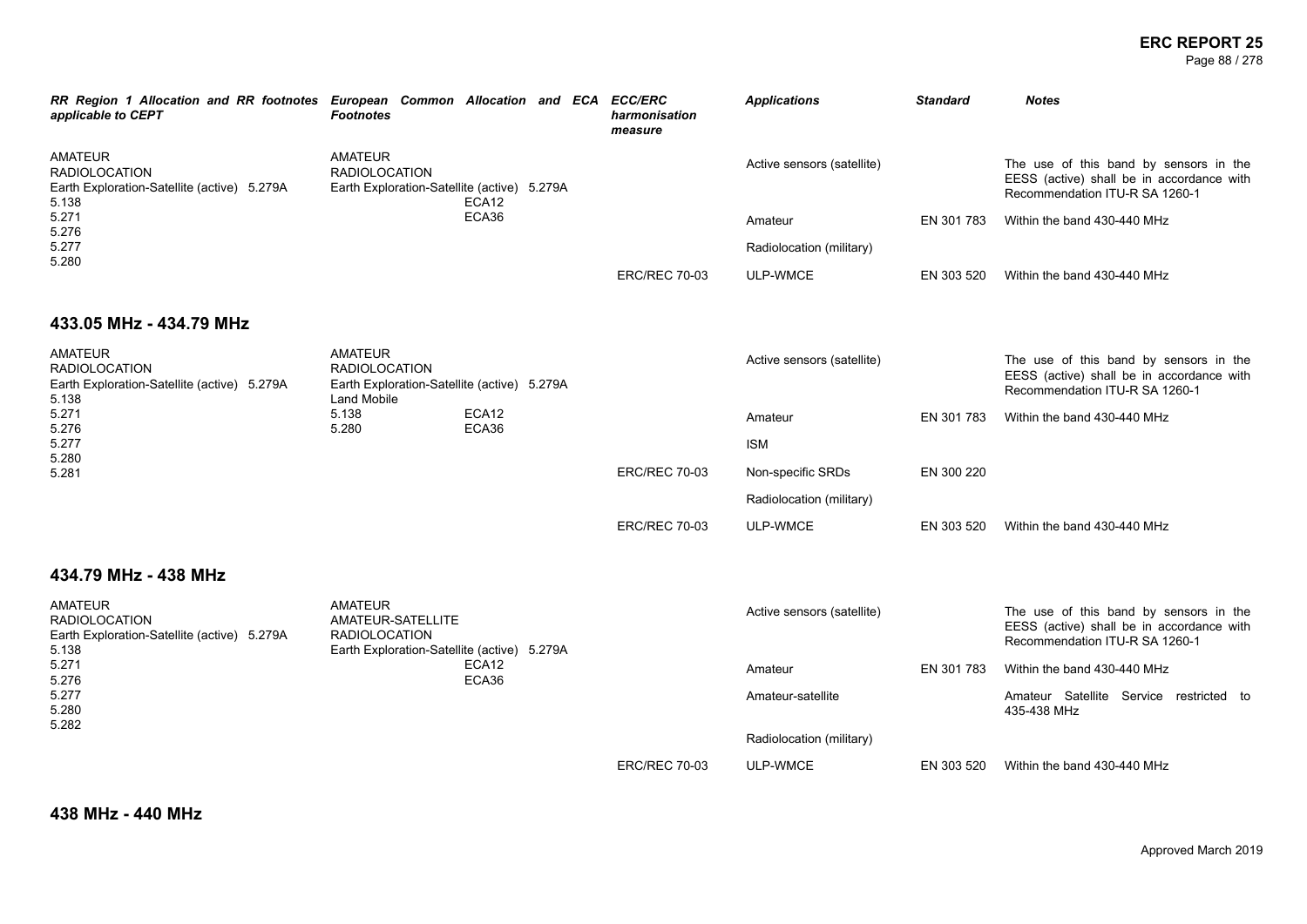| RR Region 1 Allocation and RR footnotes applicable to CEPT | European Common Allocation and ECA Footnotes | ECC/ERC harmonisation measure | Applications | Standard | Notes |
|---|---|---|---|---|---|
| AMATEUR<br>RADIOLOCATION<br>Earth Exploration-Satellite (active) 5.279A<br>5.138<br>5.271<br>5.276<br>5.277<br>5.280 | AMATEUR<br>RADIOLOCATION<br>Earth Exploration-Satellite (active) 5.279A<br>ECA12<br>ECA36 | | Active sensors (satellite) | | The use of this band by sensors in the EESS (active) shall be in accordance with Recommendation ITU-R SA 1260-1 |
| | | | Amateur | EN 301 783 | Within the band 430-440 MHz |
| | | | Radiolocation (military) | | |
| | | ERC/REC 70-03 | ULP-WMCE | EN 303 520 | Within the band 430-440 MHz |

## 433.05 MHz - 434.79 MHz

| RR Region 1 Allocation and RR footnotes applicable to CEPT | European Common Allocation and ECA Footnotes | ECC/ERC harmonisation measure | Applications | Standard | Notes |
|---|---|---|---|---|---|
| AMATEUR<br>RADIOLOCATION<br>Earth Exploration-Satellite (active) 5.279A<br>5.138<br>5.271<br>5.276<br>5.277<br>5.280<br>5.281 | AMATEUR<br>RADIOLOCATION<br>Earth Exploration-Satellite (active) 5.279A<br>Land Mobile<br>5.138 ECA12<br>5.280 ECA36 | | Active sensors (satellite) | | The use of this band by sensors in the EESS (active) shall be in accordance with Recommendation ITU-R SA 1260-1 |
| | | | Amateur | EN 301 783 | Within the band 430-440 MHz |
| | | | ISM | | |
| | | ERC/REC 70-03 | Non-specific SRDs | EN 300 220 | |
| | | | Radiolocation (military) | | |
| | | ERC/REC 70-03 | ULP-WMCE | EN 303 520 | Within the band 430-440 MHz |

## 434.79 MHz - 438 MHz

| RR Region 1 Allocation and RR footnotes applicable to CEPT | European Common Allocation and ECA Footnotes | ECC/ERC harmonisation measure | Applications | Standard | Notes |
|---|---|---|---|---|---|
| AMATEUR<br>RADIOLOCATION<br>Earth Exploration-Satellite (active) 5.279A<br>5.138<br>5.271<br>5.276<br>5.277<br>5.280<br>5.282 | AMATEUR<br>AMATEUR-SATELLITE<br>RADIOLOCATION<br>Earth Exploration-Satellite (active) 5.279A<br>ECA12<br>ECA36 | | Active sensors (satellite) | | The use of this band by sensors in the EESS (active) shall be in accordance with Recommendation ITU-R SA 1260-1 |
| | | | Amateur | EN 301 783 | Within the band 430-440 MHz |
| | | | Amateur-satellite | | Amateur Satellite Service restricted to 435-438 MHz |
| | | | Radiolocation (military) | | |
| | | ERC/REC 70-03 | ULP-WMCE | EN 303 520 | Within the band 430-440 MHz |

## 438 MHz - 440 MHz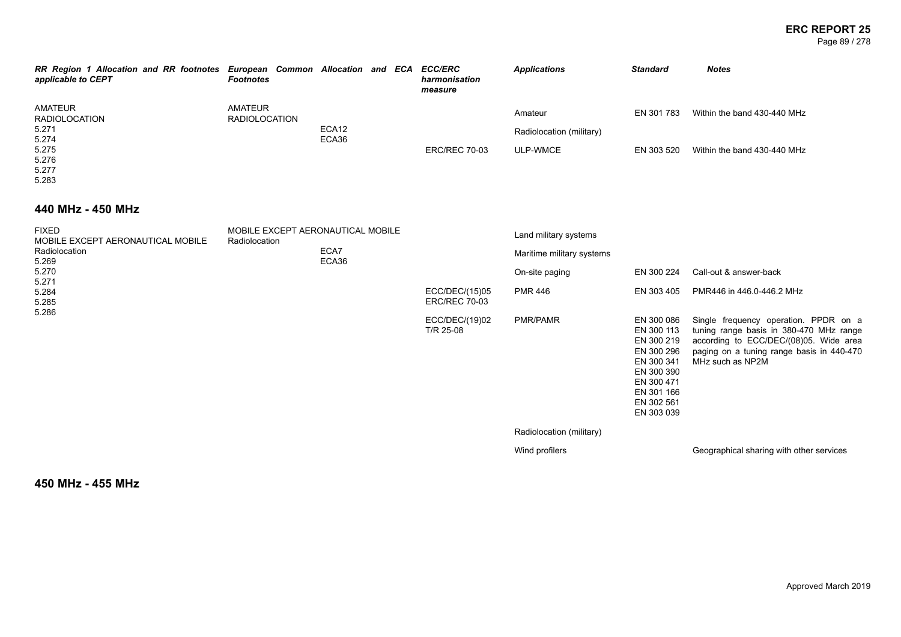| RR Region 1 Allocation and RR footnotes applicable to CEPT | European Common Allocation and ECA Footnotes | | ECC/ERC harmonisation measure | Applications | Standard | Notes |
|---|---|---|---|---|---|---|
| AMATEUR<br>RADIOLOCATION<br>5.271<br>5.274<br>5.275<br>5.276<br>5.277<br>5.283 | AMATEUR<br>RADIOLOCATION | ECA12<br>ECA36 | | Amateur | EN 301 783 | Within the band 430-440 MHz |
| | | | | Radiolocation (military) | | |
| | | | ERC/REC 70-03 | ULP-WMCE | EN 303 520 | Within the band 430-440 MHz |

## 440 MHz - 450 MHz

| RR Region 1 Allocation and RR footnotes applicable to CEPT | European Common Allocation and ECA Footnotes | | ECC/ERC harmonisation measure | Applications | Standard | Notes |
|---|---|---|---|---|---|---|
| FIXED<br>MOBILE EXCEPT AERONAUTICAL MOBILE<br>Radiolocation<br>5.269<br>5.270<br>5.271<br>5.284<br>5.285<br>5.286 | MOBILE EXCEPT AERONAUTICAL MOBILE<br>Radiolocation | ECA7<br>ECA36 | | Land military systems | | |
| | | | | Maritime military systems | | |
| | | | | On-site paging | EN 300 224 | Call-out & answer-back |
| | | | ECC/DEC/(15)05<br>ERC/REC 70-03 | PMR 446 | EN 303 405 | PMR446 in 446.0-446.2 MHz |
| | | | ECC/DEC/(19)02<br>T/R 25-08 | PMR/PAMR | EN 300 086<br>EN 300 113<br>EN 300 219<br>EN 300 296<br>EN 300 341<br>EN 300 390<br>EN 300 471<br>EN 301 166<br>EN 302 561<br>EN 303 039 | Single frequency operation. PPDR on a tuning range basis in 380-470 MHz range according to ECC/DEC/(08)05. Wide area paging on a tuning range basis in 440-470 MHz such as NP2M |
| | | | | Radiolocation (military) | | |
| | | | | Wind profilers | | Geographical sharing with other services |

## 450 MHz - 455 MHz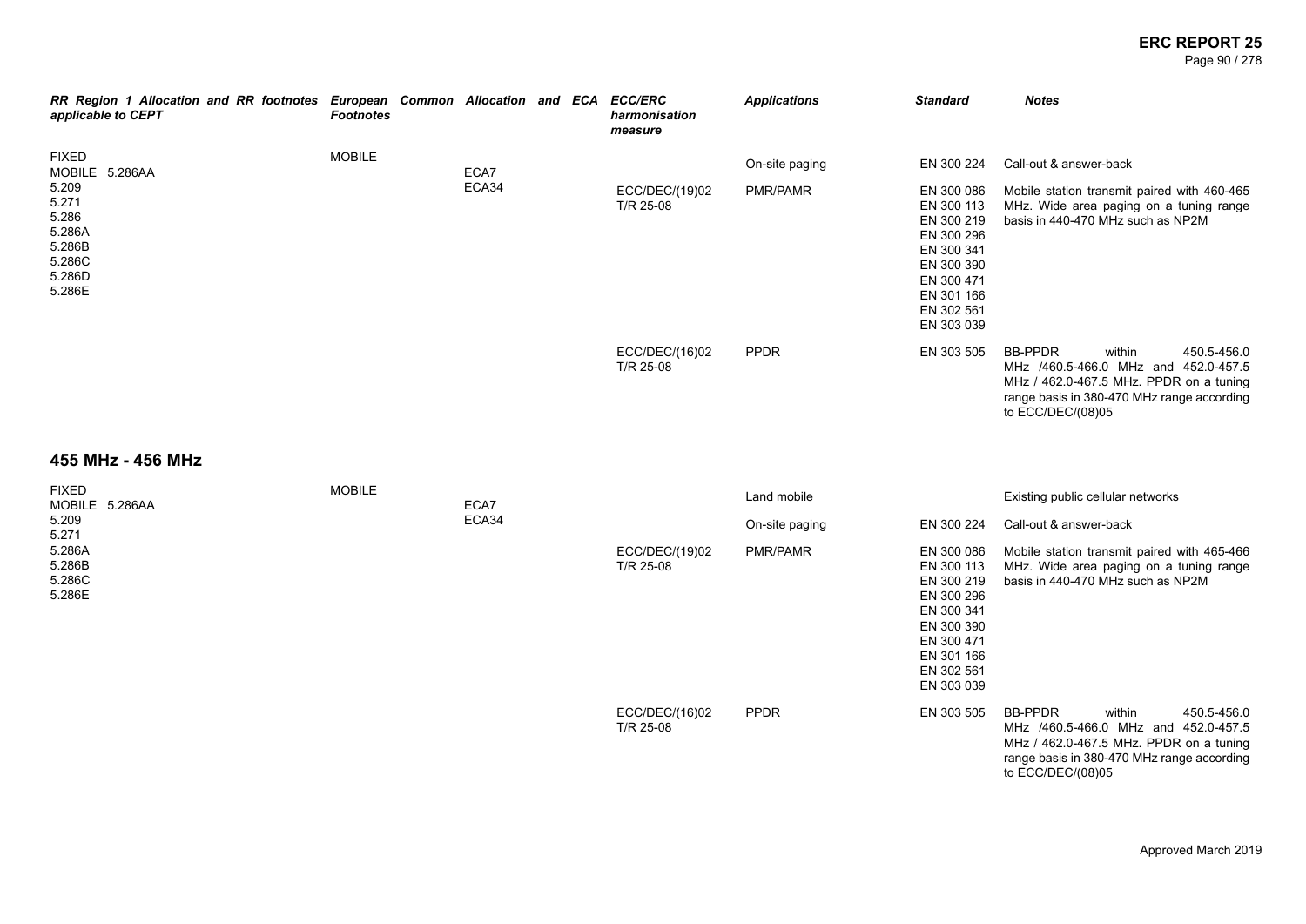| RR Region 1 Allocation and RR footnotes applicable to CEPT | European Common Allocation and ECA Footnotes | | ECC/ERC harmonisation measure | Applications | Standard | Notes |
|---|---|---|---|---|---|---|
| FIXED<br>MOBILE 5.286AA<br>5.209<br>5.271<br>5.286<br>5.286A<br>5.286B<br>5.286C<br>5.286D<br>5.286E | MOBILE | ECA7<br>ECA34 | | On-site paging | EN 300 224 | Call-out & answer-back |
| | | | ECC/DEC/(19)02<br>T/R 25-08 | PMR/PAMR | EN 300 086<br>EN 300 113<br>EN 300 219<br>EN 300 296<br>EN 300 341<br>EN 300 390<br>EN 300 471<br>EN 301 166<br>EN 302 561<br>EN 303 039 | Mobile station transmit paired with 460-465 MHz. Wide area paging on a tuning range basis in 440-470 MHz such as NP2M |
| | | | ECC/DEC/(16)02<br>T/R 25-08 | PPDR | EN 303 505 | BB-PPDR within 450.5-456.0 MHz /460.5-466.0 MHz and 452.0-457.5 MHz / 462.0-467.5 MHz. PPDR on a tuning range basis in 380-470 MHz range according to ECC/DEC/(08)05 |

## 455 MHz - 456 MHz

| RR Region 1 Allocation and RR footnotes applicable to CEPT | European Common Allocation and ECA Footnotes | | ECC/ERC harmonisation measure | Applications | Standard | Notes |
|---|---|---|---|---|---|---|
| FIXED<br>MOBILE 5.286AA<br>5.209<br>5.271<br>5.286A<br>5.286B<br>5.286C<br>5.286E | MOBILE | ECA7<br>ECA34 | | Land mobile | | Existing public cellular networks |
| | | | | On-site paging | EN 300 224 | Call-out & answer-back |
| | | | ECC/DEC/(19)02<br>T/R 25-08 | PMR/PAMR | EN 300 086<br>EN 300 113<br>EN 300 219<br>EN 300 296<br>EN 300 341<br>EN 300 390<br>EN 300 471<br>EN 301 166<br>EN 302 561<br>EN 303 039 | Mobile station transmit paired with 465-466 MHz. Wide area paging on a tuning range basis in 440-470 MHz such as NP2M |
| | | | ECC/DEC/(16)02<br>T/R 25-08 | PPDR | EN 303 505 | BB-PPDR within 450.5-456.0 MHz /460.5-466.0 MHz and 452.0-457.5 MHz / 462.0-467.5 MHz. PPDR on a tuning range basis in 380-470 MHz range according to ECC/DEC/(08)05 |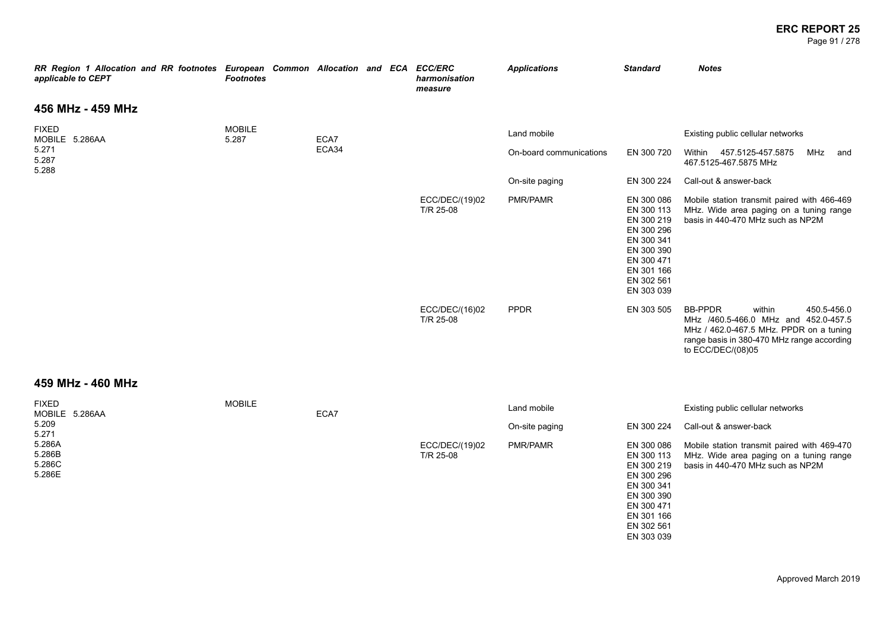| RR Region 1 Allocation and RR footnotes applicable to CEPT | European Common Allocation and ECA Footnotes | | ECC/ERC harmonisation measure | Applications | Standard | Notes |
|---|---|---|---|---|---|---|

## 456 MHz - 459 MHz

| RR Region 1 Allocation and RR footnotes applicable to CEPT | European Common Allocation and ECA Footnotes | | ECC/ERC harmonisation measure | Applications | Standard | Notes |
|---|---|---|---|---|---|---|
| FIXED<br>MOBILE 5.286AA<br>5.271<br>5.287<br>5.288 | MOBILE<br>5.287 | ECA7<br>ECA34 | | Land mobile | | Existing public cellular networks |
| | | | | On-board communications | EN 300 720 | Within 457.5125-457.5875 MHz and 467.5125-467.5875 MHz |
| | | | | On-site paging | EN 300 224 | Call-out & answer-back |
| | | | ECC/DEC/(19)02<br>T/R 25-08 | PMR/PAMR | EN 300 086<br>EN 300 113<br>EN 300 219<br>EN 300 296<br>EN 300 341<br>EN 300 390<br>EN 300 471<br>EN 301 166<br>EN 302 561<br>EN 303 039 | Mobile station transmit paired with 466-469 MHz. Wide area paging on a tuning range basis in 440-470 MHz such as NP2M |
| | | | ECC/DEC/(16)02<br>T/R 25-08 | PPDR | EN 303 505 | BB-PPDR within 450.5-456.0 MHz /460.5-466.0 MHz and 452.0-457.5 MHz / 462.0-467.5 MHz. PPDR on a tuning range basis in 380-470 MHz range according to ECC/DEC/(08)05 |

## 459 MHz - 460 MHz

| RR Region 1 Allocation and RR footnotes applicable to CEPT | European Common Allocation and ECA Footnotes | | ECC/ERC harmonisation measure | Applications | Standard | Notes |
|---|---|---|---|---|---|---|
| FIXED<br>MOBILE 5.286AA<br>5.209<br>5.271<br>5.286A<br>5.286B<br>5.286C<br>5.286E | MOBILE | ECA7 | | Land mobile | | Existing public cellular networks |
| | | | | On-site paging | EN 300 224 | Call-out & answer-back |
| | | | ECC/DEC/(19)02<br>T/R 25-08 | PMR/PAMR | EN 300 086<br>EN 300 113<br>EN 300 219<br>EN 300 296<br>EN 300 341<br>EN 300 390<br>EN 300 471<br>EN 301 166<br>EN 302 561<br>EN 303 039 | Mobile station transmit paired with 469-470 MHz. Wide area paging on a tuning range basis in 440-470 MHz such as NP2M |

Approved March 2019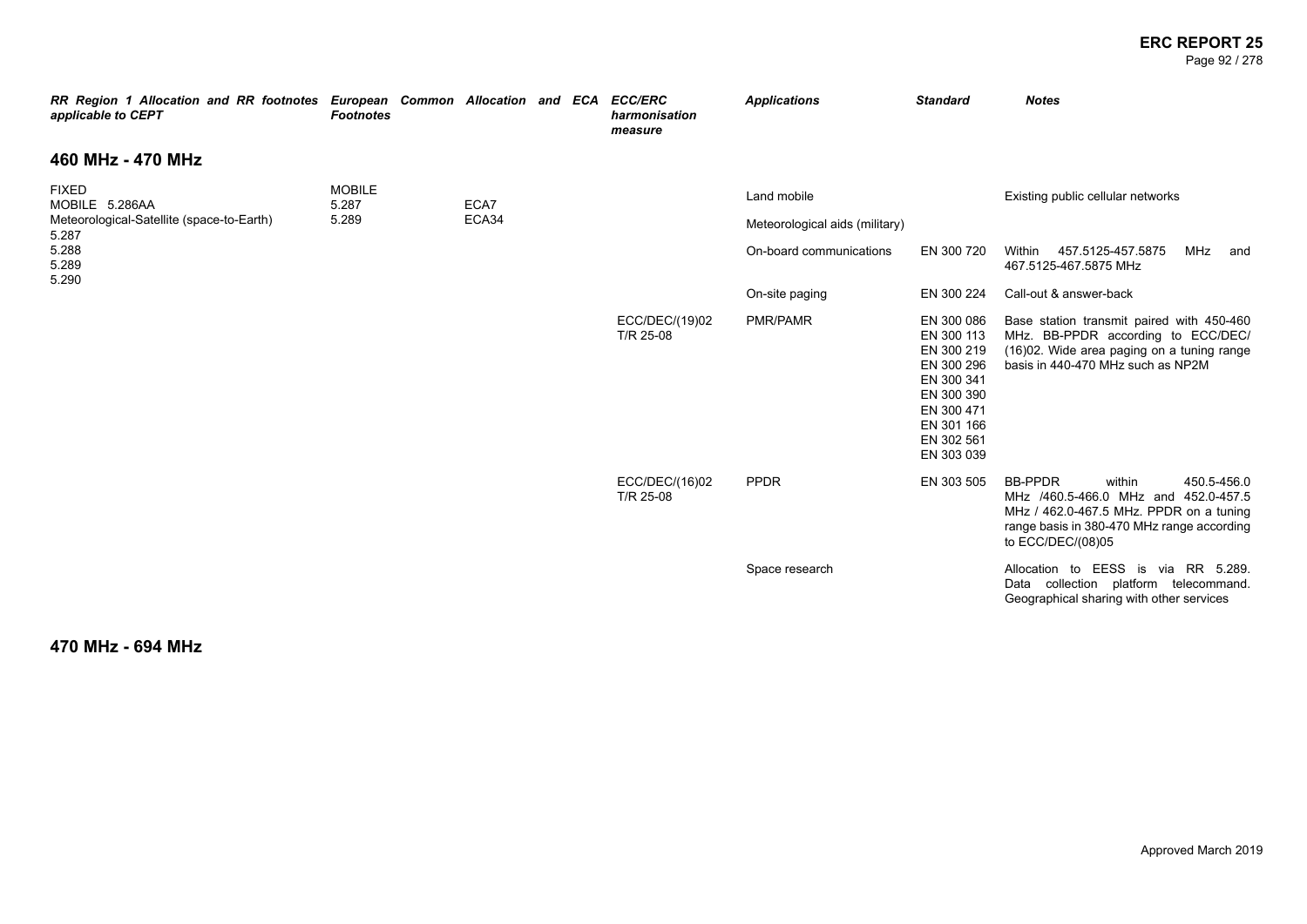| RR Region 1 Allocation and RR footnotes applicable to CEPT | European Common Allocation and ECA Footnotes | | ECC/ERC harmonisation measure | Applications | Standard | Notes |
|---|---|---|---|---|---|---|
| **460 MHz - 470 MHz** | | | | | | |
| FIXED<br>MOBILE 5.286AA<br>Meteorological-Satellite (space-to-Earth)<br>5.287<br>5.288<br>5.289<br>5.290 | MOBILE<br>5.287<br>5.289 | ECA7<br>ECA34 | | Land mobile | | Existing public cellular networks |
| | | | | Meteorological aids (military) | | |
| | | | | On-board communications | EN 300 720 | Within 457.5125-457.5875 MHz and 467.5125-467.5875 MHz |
| | | | | On-site paging | EN 300 224 | Call-out & answer-back |
| | | | ECC/DEC/(19)02<br>T/R 25-08 | PMR/PAMR | EN 300 086<br>EN 300 113<br>EN 300 219<br>EN 300 296<br>EN 300 341<br>EN 300 390<br>EN 300 471<br>EN 301 166<br>EN 302 561<br>EN 303 039 | Base station transmit paired with 450-460 MHz. BB-PPDR according to ECC/DEC/(16)02. Wide area paging on a tuning range basis in 440-470 MHz such as NP2M |
| | | | ECC/DEC/(16)02<br>T/R 25-08 | PPDR | EN 303 505 | BB-PPDR within 450.5-456.0 MHz /460.5-466.0 MHz and 452.0-457.5 MHz / 462.0-467.5 MHz. PPDR on a tuning range basis in 380-470 MHz range according to ECC/DEC/(08)05 |
| | | | | Space research | | Allocation to EESS is via RR 5.289. Data collection platform telecommand. Geographical sharing with other services |

## 470 MHz - 694 MHz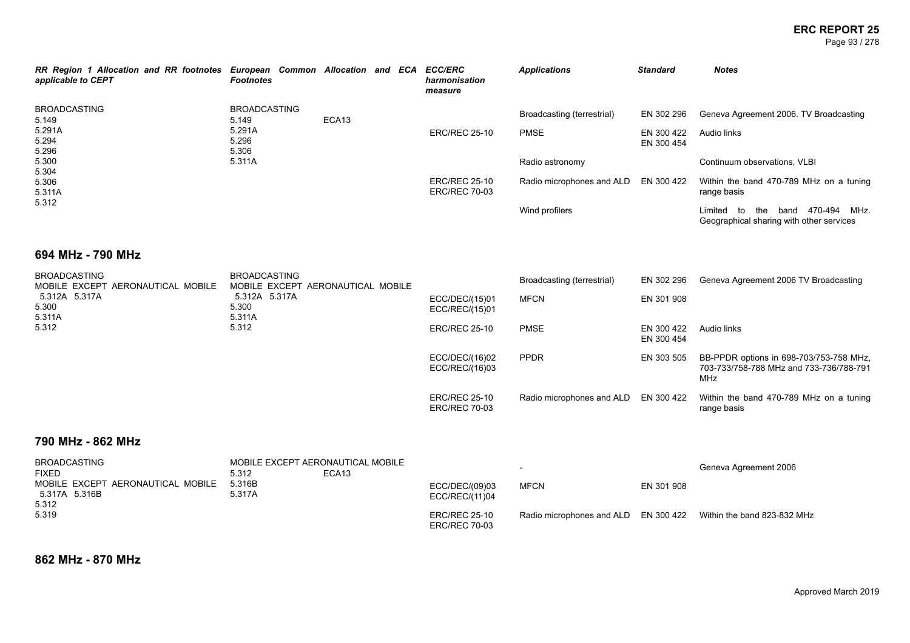| RR Region 1 Allocation and RR footnotes applicable to CEPT | European Common Allocation and ECA Footnotes | ECC/ERC harmonisation measure | Applications | Standard | Notes |
|---|---|---|---|---|---|
| BROADCASTING 5.149 5.291A 5.294 5.296 5.300 5.304 5.306 5.311A 5.312 | BROADCASTING 5.149 ECA13 5.291A 5.296 5.306 5.311A | | Broadcasting (terrestrial) | EN 302 296 | Geneva Agreement 2006. TV Broadcasting |
| | | ERC/REC 25-10 | PMSE | EN 300 422 EN 300 454 | Audio links |
| | | | Radio astronomy | | Continuum observations, VLBI |
| | | ERC/REC 25-10 ERC/REC 70-03 | Radio microphones and ALD | EN 300 422 | Within the band 470-789 MHz on a tuning range basis |
| | | | Wind profilers | | Limited to the band 470-494 MHz. Geographical sharing with other services |

## 694 MHz - 790 MHz

| RR Region 1 Allocation and RR footnotes applicable to CEPT | European Common Allocation and ECA Footnotes | ECC/ERC harmonisation measure | Applications | Standard | Notes |
|---|---|---|---|---|---|
| BROADCASTING MOBILE EXCEPT AERONAUTICAL MOBILE 5.312A 5.317A 5.300 5.311A 5.312 | BROADCASTING MOBILE EXCEPT AERONAUTICAL MOBILE 5.312A 5.317A 5.300 5.311A 5.312 | | Broadcasting (terrestrial) | EN 302 296 | Geneva Agreement 2006 TV Broadcasting |
| | | ECC/DEC/(15)01 ECC/REC/(15)01 | MFCN | EN 301 908 | |
| | | ERC/REC 25-10 | PMSE | EN 300 422 EN 300 454 | Audio links |
| | | ECC/DEC/(16)02 ECC/REC/(16)03 | PPDR | EN 303 505 | BB-PPDR options in 698-703/753-758 MHz, 703-733/758-788 MHz and 733-736/788-791 MHz |
| | | ERC/REC 25-10 ERC/REC 70-03 | Radio microphones and ALD | EN 300 422 | Within the band 470-789 MHz on a tuning range basis |

## 790 MHz - 862 MHz

| RR Region 1 Allocation and RR footnotes applicable to CEPT | European Common Allocation and ECA Footnotes | ECC/ERC harmonisation measure | Applications | Standard | Notes |
|---|---|---|---|---|---|
| BROADCASTING FIXED MOBILE EXCEPT AERONAUTICAL MOBILE 5.317A 5.316B 5.312 5.319 | MOBILE EXCEPT AERONAUTICAL MOBILE 5.312 ECA13 5.316B 5.317A | | - | | Geneva Agreement 2006 |
| | | ECC/DEC/(09)03 ECC/REC/(11)04 | MFCN | EN 301 908 | |
| | | ERC/REC 25-10 ERC/REC 70-03 | Radio microphones and ALD | EN 300 422 | Within the band 823-832 MHz |

## 862 MHz - 870 MHz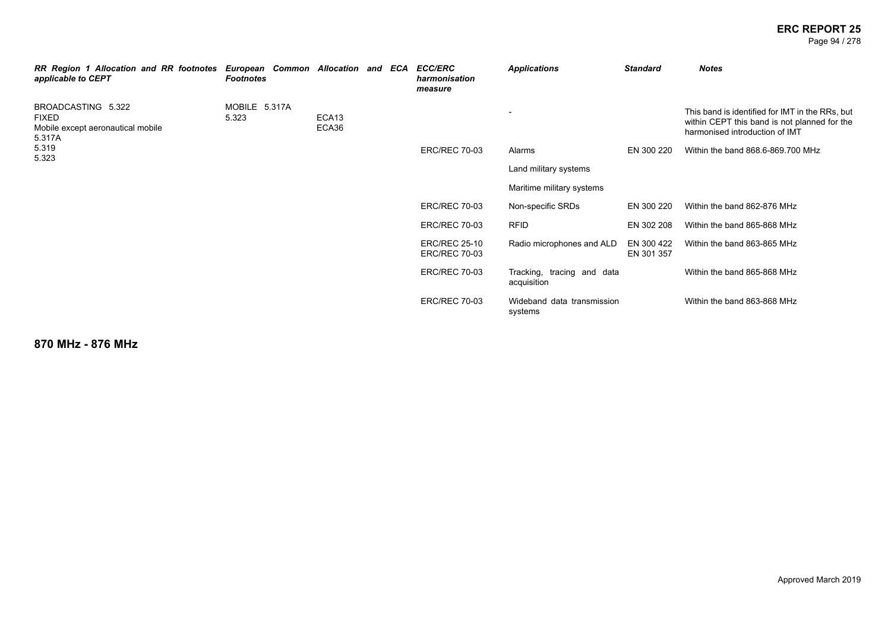| RR Region 1 Allocation and RR footnotes applicable to CEPT | European Common Allocation and ECA Footnotes | | ECC/ERC harmonisation measure | Applications | Standard | Notes |
|---|---|---|---|---|---|---|
| BROADCASTING 5.322<br>FIXED<br>Mobile except aeronautical mobile 5.317A<br>5.319<br>5.323 | MOBILE 5.317A<br>5.323 | ECA13<br>ECA36 | | - | | This band is identified for IMT in the RRs, but within CEPT this band is not planned for the harmonised introduction of IMT |
| | | | ERC/REC 70-03 | Alarms | EN 300 220 | Within the band 868.6-869.700 MHz |
| | | | | Land military systems | | |
| | | | | Maritime military systems | | |
| | | | ERC/REC 70-03 | Non-specific SRDs | EN 300 220 | Within the band 862-876 MHz |
| | | | ERC/REC 70-03 | RFID | EN 302 208 | Within the band 865-868 MHz |
| | | | ERC/REC 25-10<br>ERC/REC 70-03 | Radio microphones and ALD | EN 300 422<br>EN 301 357 | Within the band 863-865 MHz |
| | | | ERC/REC 70-03 | Tracking, tracing and data acquisition | | Within the band 865-868 MHz |
| | | | ERC/REC 70-03 | Wideband data transmission systems | | Within the band 863-868 MHz |

## 870 MHz - 876 MHz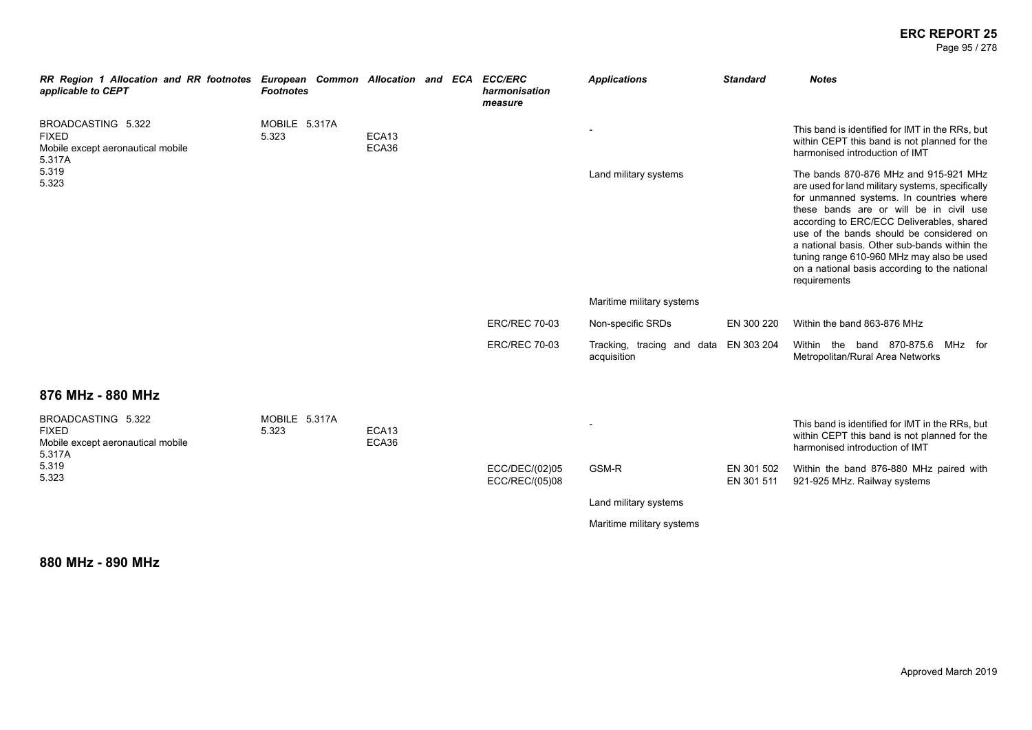| RR Region 1 Allocation and RR footnotes applicable to CEPT | European Common Allocation and ECA Footnotes | | ECC/ERC harmonisation measure | Applications | Standard | Notes |
|---|---|---|---|---|---|---|
| BROADCASTING 5.322<br>FIXED<br>Mobile except aeronautical mobile 5.317A<br>5.319<br>5.323 | MOBILE 5.317A<br>5.323 | ECA13<br>ECA36 | | - | | This band is identified for IMT in the RRs, but within CEPT this band is not planned for the harmonised introduction of IMT |
| | | | | Land military systems | | The bands 870-876 MHz and 915-921 MHz are used for land military systems, specifically for unmanned systems. In countries where these bands are or will be in civil use according to ERC/ECC Deliverables, shared use of the bands should be considered on a national basis. Other sub-bands within the tuning range 610-960 MHz may also be used on a national basis according to the national requirements |
| | | | | Maritime military systems | | |
| | | | ERC/REC 70-03 | Non-specific SRDs | EN 300 220 | Within the band 863-876 MHz |
| | | | ERC/REC 70-03 | Tracking, tracing and data acquisition | EN 303 204 | Within the band 870-875.6 MHz for Metropolitan/Rural Area Networks |

## 876 MHz - 880 MHz

| RR Region 1 Allocation and RR footnotes applicable to CEPT | European Common Allocation and ECA Footnotes | | ECC/ERC harmonisation measure | Applications | Standard | Notes |
|---|---|---|---|---|---|---|
| BROADCASTING 5.322<br>FIXED<br>Mobile except aeronautical mobile 5.317A<br>5.319<br>5.323 | MOBILE 5.317A<br>5.323 | ECA13<br>ECA36 | | - | | This band is identified for IMT in the RRs, but within CEPT this band is not planned for the harmonised introduction of IMT |
| | | | ECC/DEC/(02)05<br>ECC/REC/(05)08 | GSM-R | EN 301 502<br>EN 301 511 | Within the band 876-880 MHz paired with 921-925 MHz. Railway systems |
| | | | | Land military systems | | |
| | | | | Maritime military systems | | |

## 880 MHz - 890 MHz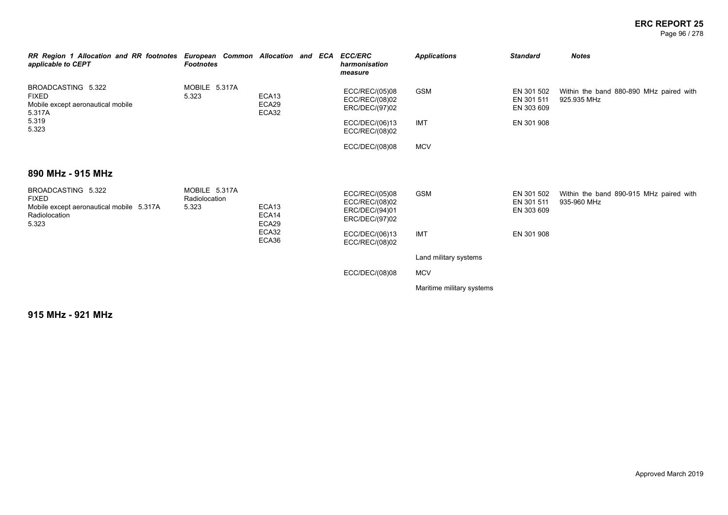| RR Region 1 Allocation and RR footnotes applicable to CEPT | European Common Allocation and ECA Footnotes | | ECC/ERC harmonisation measure | Applications | Standard | Notes |
|---|---|---|---|---|---|---|
| BROADCASTING 5.322<br>FIXED<br>Mobile except aeronautical mobile 5.317A<br>5.319<br>5.323 | MOBILE 5.317A<br>5.323 | ECA13<br>ECA29<br>ECA32 | ECC/REC/(05)08<br>ECC/REC/(08)02<br>ERC/DEC/(97)02 | GSM | EN 301 502<br>EN 301 511<br>EN 303 609 | Within the band 880-890 MHz paired with 925.935 MHz |
| | | | ECC/DEC/(06)13<br>ECC/REC/(08)02 | IMT | EN 301 908 | |
| | | | ECC/DEC/(08)08 | MCV | | |

## 890 MHz - 915 MHz

| RR Region 1 Allocation and RR footnotes applicable to CEPT | European Common Allocation and ECA Footnotes | | ECC/ERC harmonisation measure | Applications | Standard | Notes |
|---|---|---|---|---|---|---|
| BROADCASTING 5.322<br>FIXED<br>Mobile except aeronautical mobile 5.317A<br>Radiolocation<br>5.323 | MOBILE 5.317A<br>Radiolocation<br>5.323 | ECA13<br>ECA14<br>ECA29<br>ECA32<br>ECA36 | ECC/REC/(05)08<br>ECC/REC/(08)02<br>ERC/DEC/(94)01<br>ERC/DEC/(97)02 | GSM | EN 301 502<br>EN 301 511<br>EN 303 609 | Within the band 890-915 MHz paired with 935-960 MHz |
| | | | ECC/DEC/(06)13<br>ECC/REC/(08)02 | IMT | EN 301 908 | |
| | | | | Land military systems | | |
| | | | ECC/DEC/(08)08 | MCV | | |
| | | | | Maritime military systems | | |

## 915 MHz - 921 MHz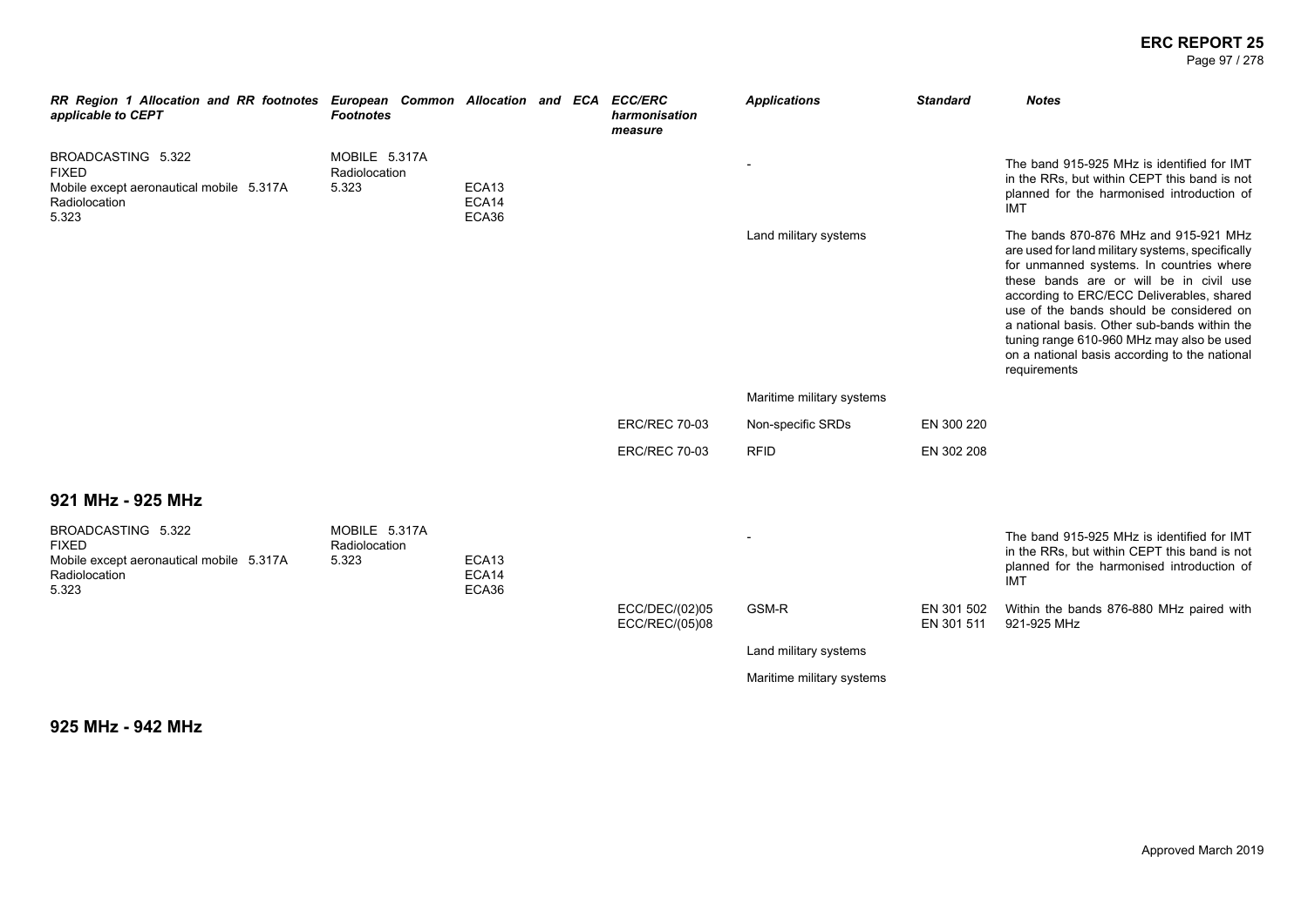| RR Region 1 Allocation and RR footnotes applicable to CEPT | European Common Allocation and ECA Footnotes | | ECC/ERC harmonisation measure | Applications | Standard | Notes |
|---|---|---|---|---|---|---|
| BROADCASTING 5.322<br>FIXED<br>Mobile except aeronautical mobile 5.317A<br>Radiolocation<br>5.323 | MOBILE 5.317A<br>Radiolocation<br>5.323 | ECA13<br>ECA14<br>ECA36 | | - | | The band 915-925 MHz is identified for IMT in the RRs, but within CEPT this band is not planned for the harmonised introduction of IMT |
| | | | | Land military systems | | The bands 870-876 MHz and 915-921 MHz are used for land military systems, specifically for unmanned systems. In countries where these bands are or will be in civil use according to ERC/ECC Deliverables, shared use of the bands should be considered on a national basis. Other sub-bands within the tuning range 610-960 MHz may also be used on a national basis according to the national requirements |
| | | | | Maritime military systems | | |
| | | | ERC/REC 70-03 | Non-specific SRDs | EN 300 220 | |
| | | | ERC/REC 70-03 | RFID | EN 302 208 | |

## 921 MHz - 925 MHz

| RR Region 1 Allocation and RR footnotes applicable to CEPT | European Common Allocation and ECA Footnotes | | ECC/ERC harmonisation measure | Applications | Standard | Notes |
|---|---|---|---|---|---|---|
| BROADCASTING 5.322<br>FIXED<br>Mobile except aeronautical mobile 5.317A<br>Radiolocation<br>5.323 | MOBILE 5.317A<br>Radiolocation<br>5.323 | ECA13<br>ECA14<br>ECA36 | | - | | The band 915-925 MHz is identified for IMT in the RRs, but within CEPT this band is not planned for the harmonised introduction of IMT |
| | | | ECC/DEC/(02)05<br>ECC/REC/(05)08 | GSM-R | EN 301 502<br>EN 301 511 | Within the bands 876-880 MHz paired with 921-925 MHz |
| | | | | Land military systems | | |
| | | | | Maritime military systems | | |

## 925 MHz - 942 MHz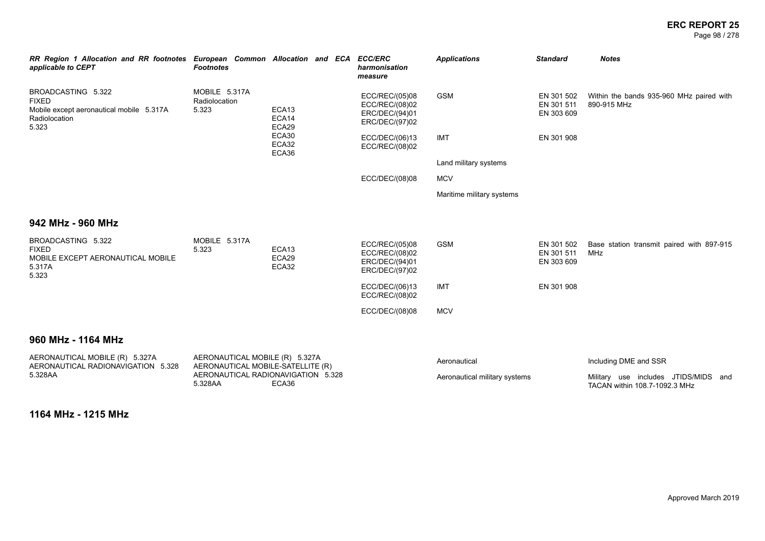| RR Region 1 Allocation and RR footnotes applicable to CEPT | European Common Allocation and ECA Footnotes | | ECC/ERC harmonisation measure | Applications | Standard | Notes |
|---|---|---|---|---|---|---|
| BROADCASTING 5.322<br>FIXED<br>Mobile except aeronautical mobile 5.317A<br>Radiolocation<br>5.323 | MOBILE 5.317A<br>Radiolocation<br>5.323 | ECA13<br>ECA14<br>ECA29<br>ECA30<br>ECA32<br>ECA36 | ECC/REC/(05)08<br>ECC/REC/(08)02<br>ERC/DEC/(94)01<br>ERC/DEC/(97)02 | GSM | EN 301 502<br>EN 301 511<br>EN 303 609 | Within the bands 935-960 MHz paired with 890-915 MHz |
| | | | ECC/DEC/(06)13<br>ECC/REC/(08)02 | IMT | EN 301 908 | |
| | | | | Land military systems | | |
| | | | ECC/DEC/(08)08 | MCV | | |
| | | | | Maritime military systems | | |

## 942 MHz - 960 MHz

| RR Region 1 Allocation and RR footnotes applicable to CEPT | European Common Allocation and ECA Footnotes | | ECC/ERC harmonisation measure | Applications | Standard | Notes |
|---|---|---|---|---|---|---|
| BROADCASTING 5.322<br>FIXED<br>MOBILE EXCEPT AERONAUTICAL MOBILE 5.317A<br>5.323 | MOBILE 5.317A<br>5.323 | ECA13<br>ECA29<br>ECA32 | ECC/REC/(05)08<br>ECC/REC/(08)02<br>ERC/DEC/(94)01<br>ERC/DEC/(97)02 | GSM | EN 301 502<br>EN 301 511<br>EN 303 609 | Base station transmit paired with 897-915 MHz |
| | | | ECC/DEC/(06)13<br>ECC/REC/(08)02 | IMT | EN 301 908 | |
| | | | ECC/DEC/(08)08 | MCV | | |

## 960 MHz - 1164 MHz

| RR Region 1 Allocation and RR footnotes applicable to CEPT | European Common Allocation and ECA Footnotes | | ECC/ERC harmonisation measure | Applications | Standard | Notes |
|---|---|---|---|---|---|---|
| AERONAUTICAL MOBILE (R) 5.327A<br>AERONAUTICAL RADIONAVIGATION 5.328<br>5.328AA | AERONAUTICAL MOBILE (R) 5.327A<br>AERONAUTICAL MOBILE-SATELLITE (R)<br>AERONAUTICAL RADIONAVIGATION 5.328<br>5.328AA | ECA36 | | Aeronautical | | Including DME and SSR |
| | | | | Aeronautical military systems | | Military use includes JTIDS/MIDS and TACAN within 108.7-1092.3 MHz |

## 1164 MHz - 1215 MHz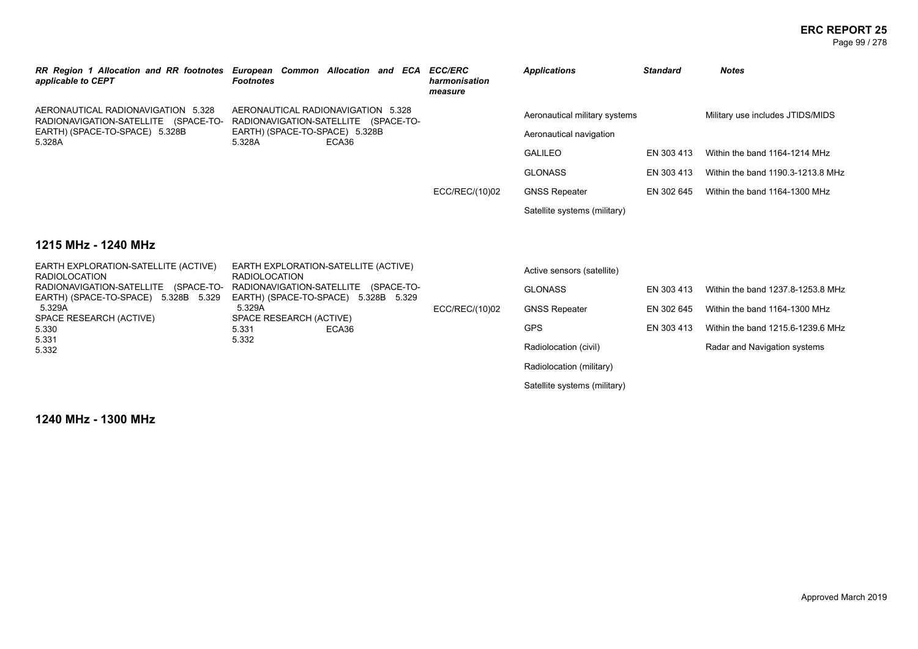| RR Region 1 Allocation and RR footnotes applicable to CEPT | European Common Allocation and ECA Footnotes | ECC/ERC harmonisation measure | Applications | Standard | Notes |
|---|---|---|---|---|---|
| AERONAUTICAL RADIONAVIGATION 5.328 RADIONAVIGATION-SATELLITE (SPACE-TO-EARTH) (SPACE-TO-SPACE) 5.328B 5.328A | AERONAUTICAL RADIONAVIGATION 5.328 RADIONAVIGATION-SATELLITE (SPACE-TO-EARTH) (SPACE-TO-SPACE) 5.328B 5.328A ECA36 | | Aeronautical military systems | | Military use includes JTIDS/MIDS |
| | | | Aeronautical navigation | | |
| | | | GALILEO | EN 303 413 | Within the band 1164-1214 MHz |
| | | | GLONASS | EN 303 413 | Within the band 1190.3-1213.8 MHz |
| | | ECC/REC/(10)02 | GNSS Repeater | EN 302 645 | Within the band 1164-1300 MHz |
| | | | Satellite systems (military) | | |

## 1215 MHz - 1240 MHz

| RR Region 1 Allocation and RR footnotes applicable to CEPT | European Common Allocation and ECA Footnotes | ECC/ERC harmonisation measure | Applications | Standard | Notes |
|---|---|---|---|---|---|
| EARTH EXPLORATION-SATELLITE (ACTIVE) RADIOLOCATION RADIONAVIGATION-SATELLITE (SPACE-TO-EARTH) (SPACE-TO-SPACE) 5.328B 5.329 5.329A SPACE RESEARCH (ACTIVE) 5.330 5.331 5.332 | EARTH EXPLORATION-SATELLITE (ACTIVE) RADIOLOCATION RADIONAVIGATION-SATELLITE (SPACE-TO-EARTH) (SPACE-TO-SPACE) 5.328B 5.329 5.329A SPACE RESEARCH (ACTIVE) 5.331 5.332 ECA36 | | Active sensors (satellite) | | |
| | | | GLONASS | EN 303 413 | Within the band 1237.8-1253.8 MHz |
| | | ECC/REC/(10)02 | GNSS Repeater | EN 302 645 | Within the band 1164-1300 MHz |
| | | | GPS | EN 303 413 | Within the band 1215.6-1239.6 MHz |
| | | | Radiolocation (civil) | | Radar and Navigation systems |
| | | | Radiolocation (military) | | |
| | | | Satellite systems (military) | | |

## 1240 MHz - 1300 MHz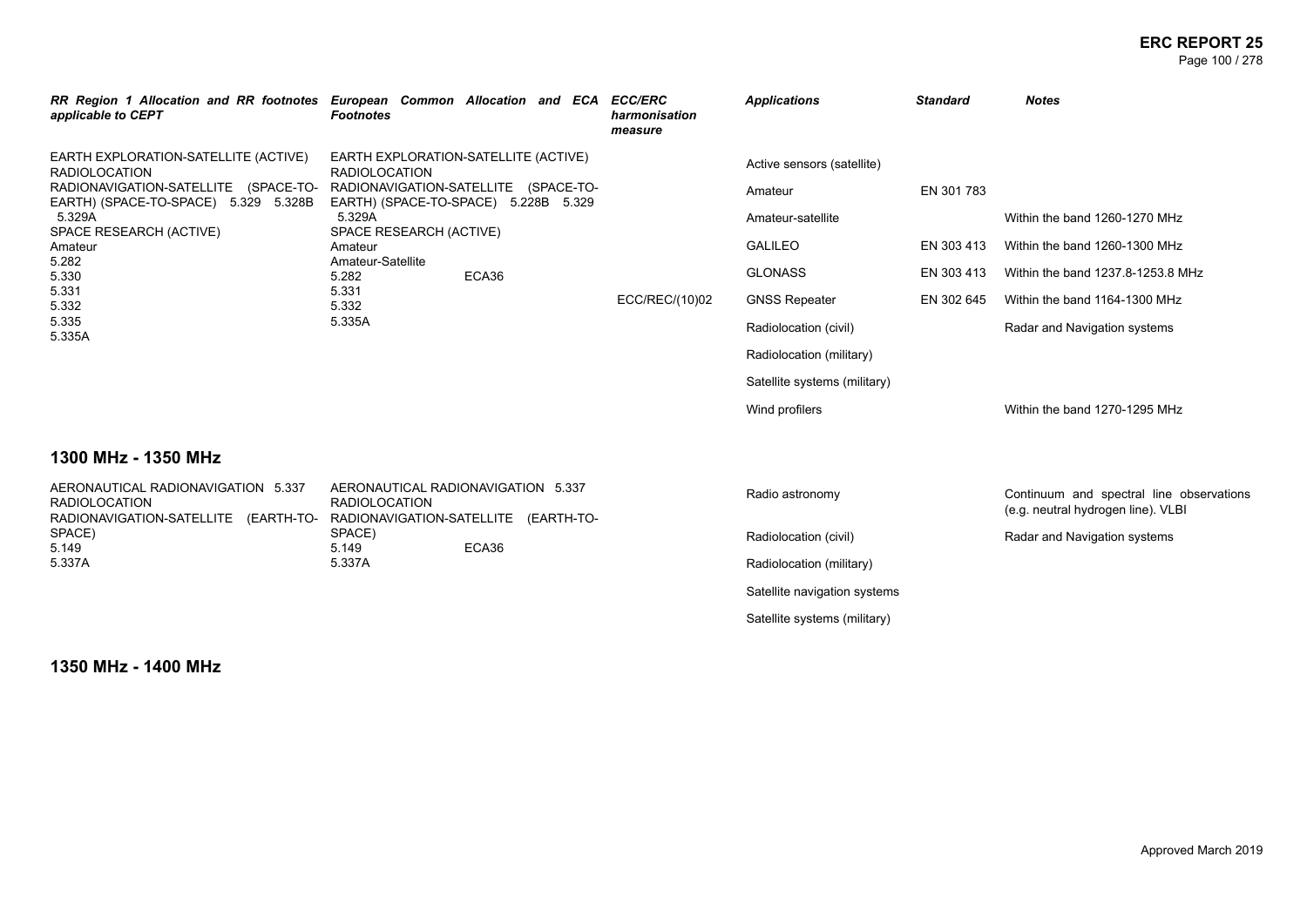| RR Region 1 Allocation and RR footnotes applicable to CEPT | European Common Allocation and ECA Footnotes | ECC/ERC harmonisation measure | Applications | Standard | Notes |
|---|---|---|---|---|---|
| EARTH EXPLORATION-SATELLITE (ACTIVE)<br>RADIOLOCATION<br>RADIONAVIGATION-SATELLITE (SPACE-TO-EARTH) (SPACE-TO-SPACE) 5.329 5.328B 5.329A<br>SPACE RESEARCH (ACTIVE)<br>Amateur<br>5.282<br>5.330<br>5.331<br>5.332<br>5.335<br>5.335A | EARTH EXPLORATION-SATELLITE (ACTIVE)<br>RADIOLOCATION<br>RADIONAVIGATION-SATELLITE (SPACE-TO-EARTH) (SPACE-TO-SPACE) 5.228B 5.329 5.329A<br>SPACE RESEARCH (ACTIVE)<br>Amateur<br>Amateur-Satellite<br>5.282 ECA36<br>5.331<br>5.332<br>5.335A | | Active sensors (satellite) | | |
| | | | Amateur | EN 301 783 | |
| | | | Amateur-satellite | | Within the band 1260-1270 MHz |
| | | | GALILEO | EN 303 413 | Within the band 1260-1300 MHz |
| | | | GLONASS | EN 303 413 | Within the band 1237.8-1253.8 MHz |
| | | ECC/REC/(10)02 | GNSS Repeater | EN 302 645 | Within the band 1164-1300 MHz |
| | | | Radiolocation (civil) | | Radar and Navigation systems |
| | | | Radiolocation (military) | | |
| | | | Satellite systems (military) | | |
| | | | Wind profilers | | Within the band 1270-1295 MHz |

## 1300 MHz - 1350 MHz

| RR Region 1 Allocation and RR footnotes applicable to CEPT | European Common Allocation and ECA Footnotes | ECC/ERC harmonisation measure | Applications | Standard | Notes |
|---|---|---|---|---|---|
| AERONAUTICAL RADIONAVIGATION 5.337<br>RADIOLOCATION<br>RADIONAVIGATION-SATELLITE (EARTH-TO-SPACE)<br>5.149<br>5.337A | AERONAUTICAL RADIONAVIGATION 5.337<br>RADIOLOCATION<br>RADIONAVIGATION-SATELLITE (EARTH-TO-SPACE)<br>5.149 ECA36<br>5.337A | | Radio astronomy | | Continuum and spectral line observations (e.g. neutral hydrogen line). VLBI |
| | | | Radiolocation (civil) | | Radar and Navigation systems |
| | | | Radiolocation (military) | | |
| | | | Satellite navigation systems | | |
| | | | Satellite systems (military) | | |

## 1350 MHz - 1400 MHz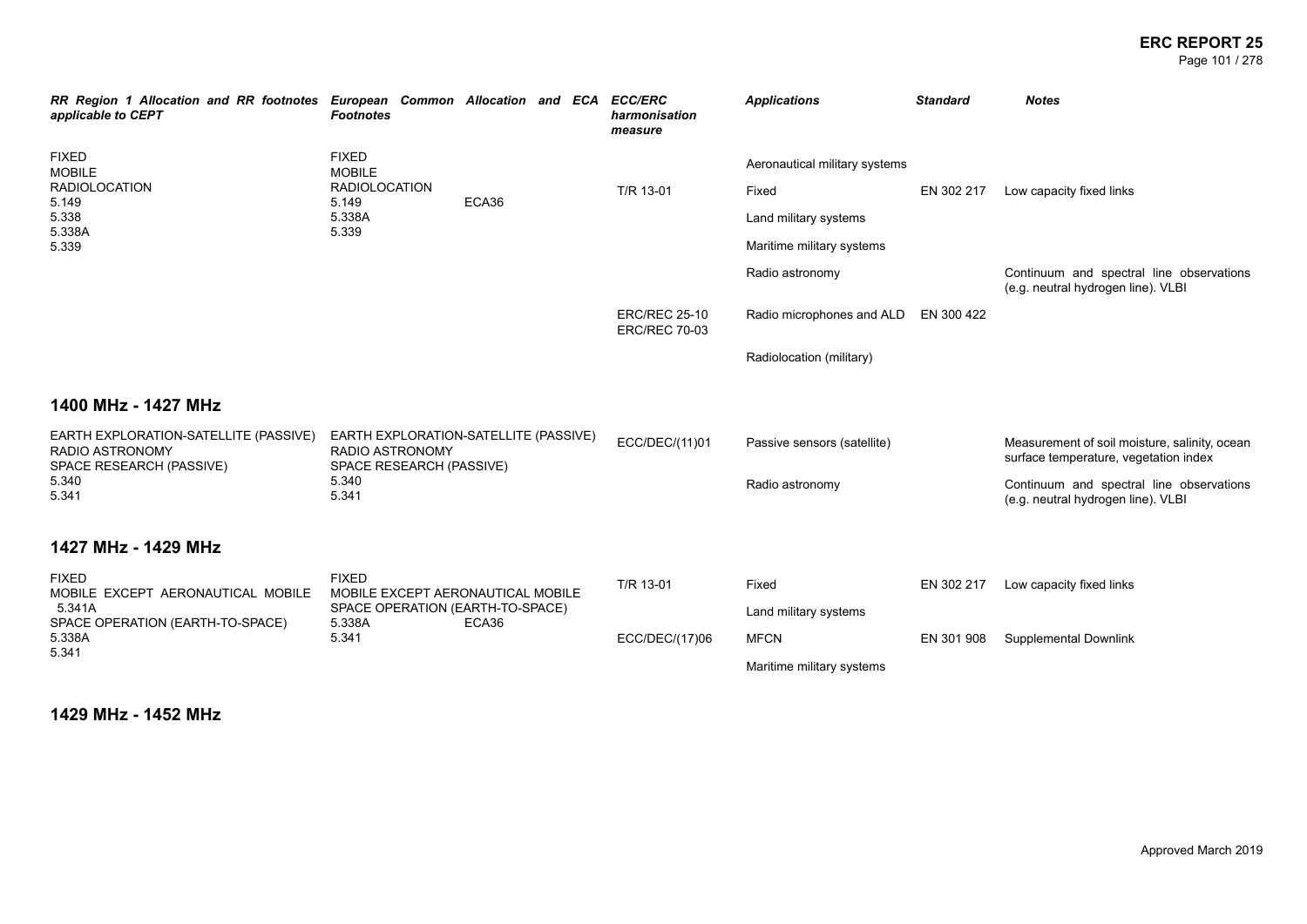| RR Region 1 Allocation and RR footnotes applicable to CEPT | European Common Allocation and ECA Footnotes | ECC/ERC harmonisation measure | Applications | Standard | Notes |
|---|---|---|---|---|---|
| FIXED<br>MOBILE<br>RADIOLOCATION<br>5.149<br>5.338<br>5.338A<br>5.339 | FIXED<br>MOBILE<br>RADIOLOCATION<br>5.149 ECA36<br>5.338A<br>5.339 | | Aeronautical military systems | | |
| | | T/R 13-01 | Fixed | EN 302 217 | Low capacity fixed links |
| | | | Land military systems | | |
| | | | Maritime military systems | | |
| | | | Radio astronomy | | Continuum and spectral line observations (e.g. neutral hydrogen line). VLBI |
| | | ERC/REC 25-10<br>ERC/REC 70-03 | Radio microphones and ALD | EN 300 422 | |
| | | | Radiolocation (military) | | |

## 1400 MHz - 1427 MHz

| RR Region 1 Allocation and RR footnotes applicable to CEPT | European Common Allocation and ECA Footnotes | ECC/ERC harmonisation measure | Applications | Standard | Notes |
|---|---|---|---|---|---|
| EARTH EXPLORATION-SATELLITE (PASSIVE)<br>RADIO ASTRONOMY<br>SPACE RESEARCH (PASSIVE)<br>5.340<br>5.341 | EARTH EXPLORATION-SATELLITE (PASSIVE)<br>RADIO ASTRONOMY<br>SPACE RESEARCH (PASSIVE)<br>5.340<br>5.341 | ECC/DEC/(11)01 | Passive sensors (satellite) | | Measurement of soil moisture, salinity, ocean surface temperature, vegetation index |
| | | | Radio astronomy | | Continuum and spectral line observations (e.g. neutral hydrogen line). VLBI |

## 1427 MHz - 1429 MHz

| RR Region 1 Allocation and RR footnotes applicable to CEPT | European Common Allocation and ECA Footnotes | ECC/ERC harmonisation measure | Applications | Standard | Notes |
|---|---|---|---|---|---|
| FIXED<br>MOBILE EXCEPT AERONAUTICAL MOBILE 5.341A<br>SPACE OPERATION (EARTH-TO-SPACE)<br>5.338A<br>5.341 | FIXED<br>MOBILE EXCEPT AERONAUTICAL MOBILE<br>SPACE OPERATION (EARTH-TO-SPACE)<br>5.338A ECA36<br>5.341 | T/R 13-01 | Fixed | EN 302 217 | Low capacity fixed links |
| | | | Land military systems | | |
| | | ECC/DEC/(17)06 | MFCN | EN 301 908 | Supplemental Downlink |
| | | | Maritime military systems | | |

## 1429 MHz - 1452 MHz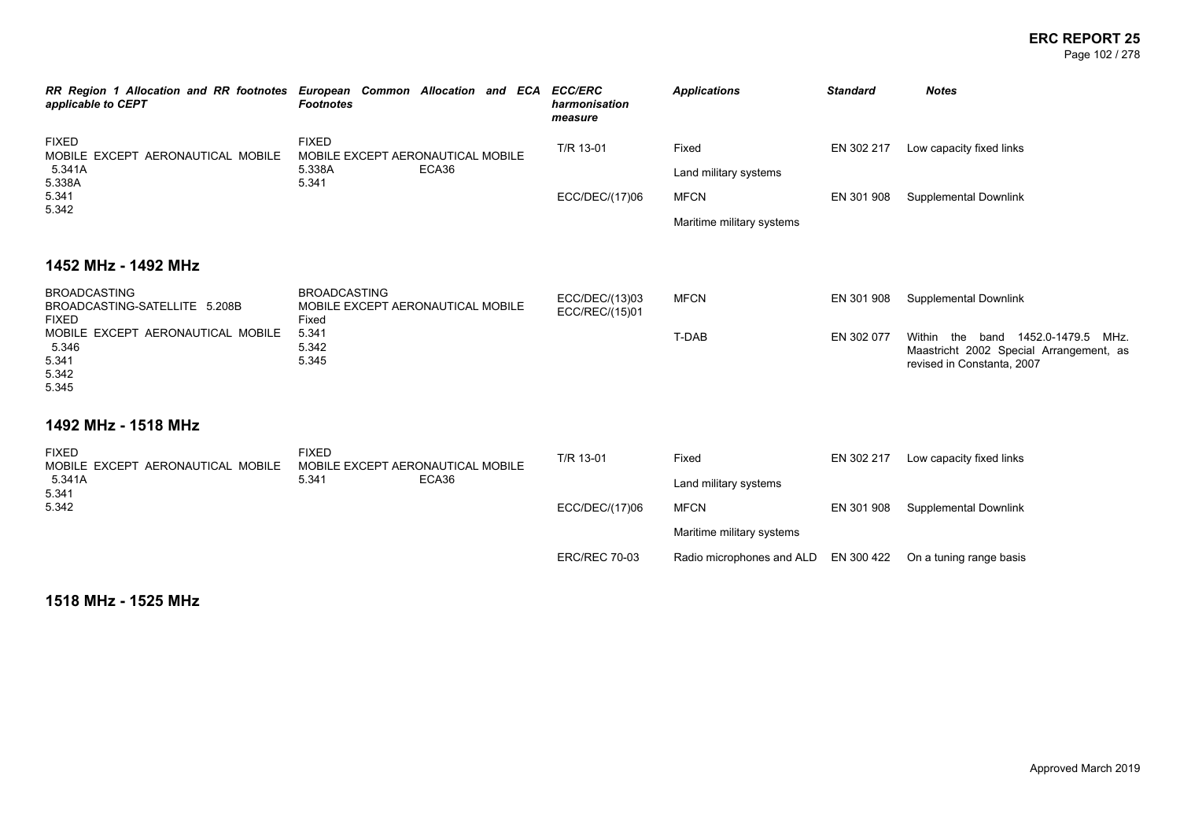| RR Region 1 Allocation and RR footnotes applicable to CEPT | European Common Allocation and ECA Footnotes | ECC/ERC harmonisation measure | Applications | Standard | Notes |
|---|---|---|---|---|---|
| FIXED<br>MOBILE EXCEPT AERONAUTICAL MOBILE 5.341A<br>5.338A<br>5.341<br>5.342 | FIXED<br>MOBILE EXCEPT AERONAUTICAL MOBILE<br>5.338A ECA36<br>5.341 | T/R 13-01 | Fixed | EN 302 217 | Low capacity fixed links |
| | | | Land military systems | | |
| | | ECC/DEC/(17)06 | MFCN | EN 301 908 | Supplemental Downlink |
| | | | Maritime military systems | | |

## 1452 MHz - 1492 MHz

| RR Region 1 Allocation and RR footnotes applicable to CEPT | European Common Allocation and ECA Footnotes | ECC/ERC harmonisation measure | Applications | Standard | Notes |
|---|---|---|---|---|---|
| BROADCASTING<br>BROADCASTING-SATELLITE 5.208B<br>FIXED<br>MOBILE EXCEPT AERONAUTICAL MOBILE 5.346<br>5.341<br>5.342<br>5.345 | BROADCASTING<br>MOBILE EXCEPT AERONAUTICAL MOBILE<br>Fixed<br>5.341<br>5.342<br>5.345 | ECC/DEC/(13)03<br>ECC/REC/(15)01 | MFCN | EN 301 908 | Supplemental Downlink |
| | | | T-DAB | EN 302 077 | Within the band 1452.0-1479.5 MHz. Maastricht 2002 Special Arrangement, as revised in Constanta, 2007 |

## 1492 MHz - 1518 MHz

| RR Region 1 Allocation and RR footnotes applicable to CEPT | European Common Allocation and ECA Footnotes | ECC/ERC harmonisation measure | Applications | Standard | Notes |
|---|---|---|---|---|---|
| FIXED<br>MOBILE EXCEPT AERONAUTICAL MOBILE 5.341A<br>5.341<br>5.342 | FIXED<br>MOBILE EXCEPT AERONAUTICAL MOBILE<br>5.341 ECA36 | T/R 13-01 | Fixed | EN 302 217 | Low capacity fixed links |
| | | | Land military systems | | |
| | | ECC/DEC/(17)06 | MFCN | EN 301 908 | Supplemental Downlink |
| | | | Maritime military systems | | |
| | | ERC/REC 70-03 | Radio microphones and ALD | EN 300 422 | On a tuning range basis |

## 1518 MHz - 1525 MHz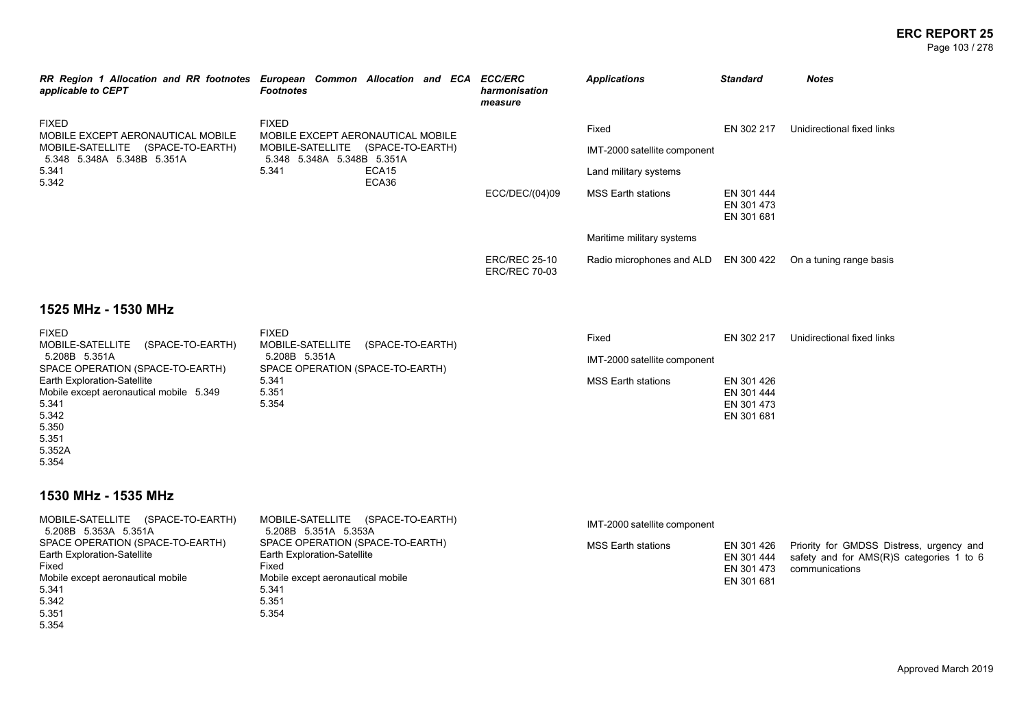| RR Region 1 Allocation and RR footnotes applicable to CEPT | European Common Allocation and ECA Footnotes | ECC/ERC harmonisation measure | Applications | Standard | Notes |
|---|---|---|---|---|---|
| FIXED<br>MOBILE EXCEPT AERONAUTICAL MOBILE<br>MOBILE-SATELLITE (SPACE-TO-EARTH) 5.348 5.348A 5.348B 5.351A<br>5.341<br>5.342 | FIXED<br>MOBILE EXCEPT AERONAUTICAL MOBILE<br>MOBILE-SATELLITE (SPACE-TO-EARTH) 5.348 5.348A 5.348B 5.351A<br>5.341 ECA15<br>ECA36 | | Fixed | EN 302 217 | Unidirectional fixed links |
| | | | IMT-2000 satellite component | | |
| | | | Land military systems | | |
| | | ECC/DEC/(04)09 | MSS Earth stations | EN 301 444<br>EN 301 473<br>EN 301 681 | |
| | | | Maritime military systems | | |
| | | ERC/REC 25-10<br>ERC/REC 70-03 | Radio microphones and ALD | EN 300 422 | On a tuning range basis |

## 1525 MHz - 1530 MHz

| RR Region 1 Allocation and RR footnotes applicable to CEPT | European Common Allocation and ECA Footnotes | ECC/ERC harmonisation measure | Applications | Standard | Notes |
|---|---|---|---|---|---|
| FIXED<br>MOBILE-SATELLITE (SPACE-TO-EARTH) 5.208B 5.351A<br>SPACE OPERATION (SPACE-TO-EARTH)<br>Earth Exploration-Satellite<br>Mobile except aeronautical mobile 5.349<br>5.341<br>5.342<br>5.350<br>5.351<br>5.352A<br>5.354 | FIXED<br>MOBILE-SATELLITE (SPACE-TO-EARTH) 5.208B 5.351A<br>SPACE OPERATION (SPACE-TO-EARTH)<br>5.341<br>5.351<br>5.354 | | Fixed | EN 302 217 | Unidirectional fixed links |
| | | | IMT-2000 satellite component | | |
| | | | MSS Earth stations | EN 301 426<br>EN 301 444<br>EN 301 473<br>EN 301 681 | |

## 1530 MHz - 1535 MHz

| RR Region 1 Allocation and RR footnotes applicable to CEPT | European Common Allocation and ECA Footnotes | ECC/ERC harmonisation measure | Applications | Standard | Notes |
|---|---|---|---|---|---|
| MOBILE-SATELLITE (SPACE-TO-EARTH) 5.208B 5.353A 5.351A<br>SPACE OPERATION (SPACE-TO-EARTH)<br>Earth Exploration-Satellite<br>Fixed<br>Mobile except aeronautical mobile<br>5.341<br>5.342<br>5.351<br>5.354 | MOBILE-SATELLITE (SPACE-TO-EARTH) 5.208B 5.351A 5.353A<br>SPACE OPERATION (SPACE-TO-EARTH)<br>Earth Exploration-Satellite<br>Fixed<br>Mobile except aeronautical mobile<br>5.341<br>5.351<br>5.354 | | IMT-2000 satellite component | | |
| | | | MSS Earth stations | EN 301 426<br>EN 301 444<br>EN 301 473<br>EN 301 681 | Priority for GMDSS Distress, urgency and safety and for AMS(R)S categories 1 to 6 communications |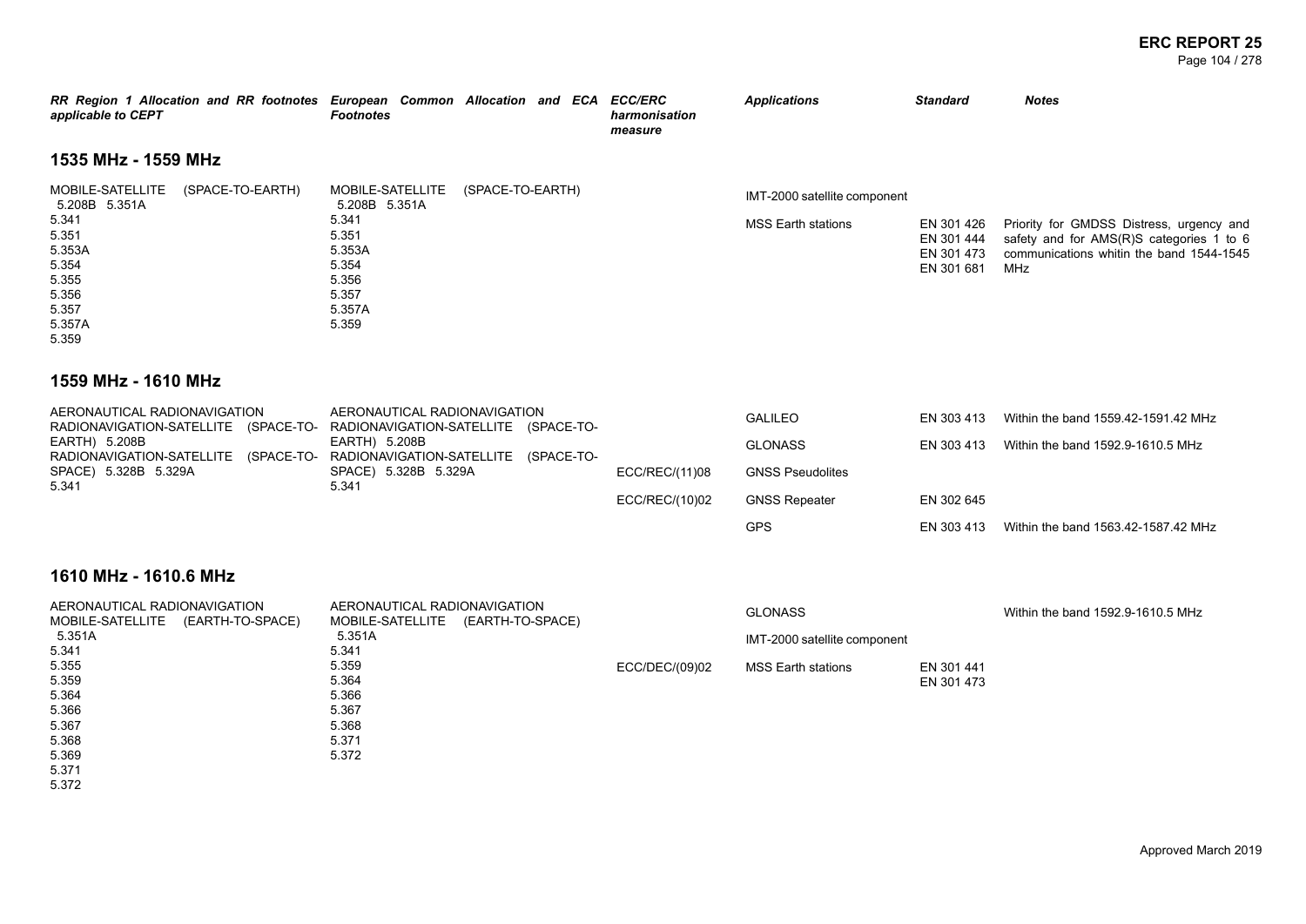| RR Region 1 Allocation and RR footnotes applicable to CEPT | European Common Allocation and ECA Footnotes | ECC/ERC harmonisation measure | Applications | Standard | Notes |
|---|---|---|---|---|---|

## 1535 MHz - 1559 MHz

| RR Region 1 Allocation and RR footnotes applicable to CEPT | European Common Allocation and ECA Footnotes | ECC/ERC harmonisation measure | Applications | Standard | Notes |
|---|---|---|---|---|---|
| MOBILE-SATELLITE (SPACE-TO-EARTH) 5.208B 5.351A<br>5.341<br>5.351<br>5.353A<br>5.354<br>5.355<br>5.356<br>5.357<br>5.357A<br>5.359 | MOBILE-SATELLITE (SPACE-TO-EARTH) 5.208B 5.351A<br>5.341<br>5.351<br>5.353A<br>5.354<br>5.356<br>5.357<br>5.357A<br>5.359 | | IMT-2000 satellite component | | |
| | | | MSS Earth stations | EN 301 426<br>EN 301 444<br>EN 301 473<br>EN 301 681 | Priority for GMDSS Distress, urgency and safety and for AMS(R)S categories 1 to 6 communications whitin the band 1544-1545 MHz |

## 1559 MHz - 1610 MHz

| RR Region 1 Allocation and RR footnotes applicable to CEPT | European Common Allocation and ECA Footnotes | ECC/ERC harmonisation measure | Applications | Standard | Notes |
|---|---|---|---|---|---|
| AERONAUTICAL RADIONAVIGATION<br>RADIONAVIGATION-SATELLITE (SPACE-TO-EARTH) 5.208B<br>RADIONAVIGATION-SATELLITE (SPACE-TO-SPACE) 5.328B 5.329A<br>5.341 | AERONAUTICAL RADIONAVIGATION<br>RADIONAVIGATION-SATELLITE (SPACE-TO-EARTH) 5.208B<br>RADIONAVIGATION-SATELLITE (SPACE-TO-SPACE) 5.328B 5.329A<br>5.341 | | GALILEO | EN 303 413 | Within the band 1559.42-1591.42 MHz |
| | | | GLONASS | EN 303 413 | Within the band 1592.9-1610.5 MHz |
| | | ECC/REC/(11)08 | GNSS Pseudolites | | |
| | | ECC/REC/(10)02 | GNSS Repeater | EN 302 645 | |
| | | | GPS | EN 303 413 | Within the band 1563.42-1587.42 MHz |

## 1610 MHz - 1610.6 MHz

| RR Region 1 Allocation and RR footnotes applicable to CEPT | European Common Allocation and ECA Footnotes | ECC/ERC harmonisation measure | Applications | Standard | Notes |
|---|---|---|---|---|---|
| AERONAUTICAL RADIONAVIGATION<br>MOBILE-SATELLITE (EARTH-TO-SPACE) 5.351A<br>5.341<br>5.355<br>5.359<br>5.364<br>5.366<br>5.367<br>5.368<br>5.369<br>5.371<br>5.372 | AERONAUTICAL RADIONAVIGATION<br>MOBILE-SATELLITE (EARTH-TO-SPACE) 5.351A<br>5.341<br>5.359<br>5.364<br>5.366<br>5.367<br>5.368<br>5.371<br>5.372 | | GLONASS | | Within the band 1592.9-1610.5 MHz |
| | | | IMT-2000 satellite component | | |
| | | ECC/DEC/(09)02 | MSS Earth stations | EN 301 441<br>EN 301 473 | |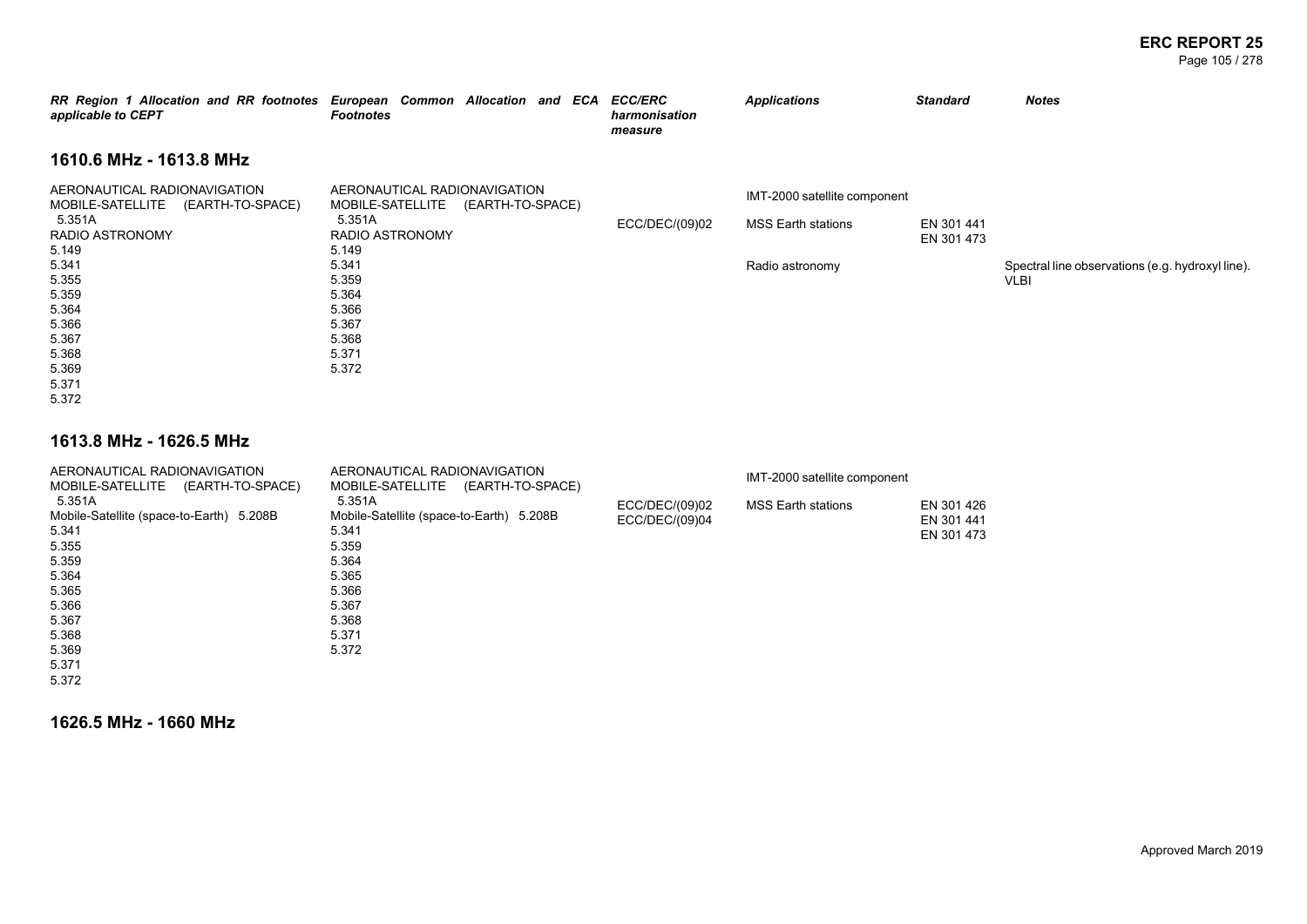| RR Region 1 Allocation and RR footnotes applicable to CEPT | European Common Allocation and ECA Footnotes | ECC/ERC harmonisation measure | Applications | Standard | Notes |
|---|---|---|---|---|---|

## 1610.6 MHz - 1613.8 MHz

| RR Region 1 Allocation and RR footnotes applicable to CEPT | European Common Allocation and ECA Footnotes | ECC/ERC harmonisation measure | Applications | Standard | Notes |
|---|---|---|---|---|---|
| AERONAUTICAL RADIONAVIGATION<br>MOBILE-SATELLITE (EARTH-TO-SPACE) 5.351A<br>RADIO ASTRONOMY<br>5.149<br>5.341<br>5.355<br>5.359<br>5.364<br>5.366<br>5.367<br>5.368<br>5.369<br>5.371<br>5.372 | AERONAUTICAL RADIONAVIGATION<br>MOBILE-SATELLITE (EARTH-TO-SPACE) 5.351A<br>RADIO ASTRONOMY<br>5.149<br>5.341<br>5.359<br>5.364<br>5.366<br>5.367<br>5.368<br>5.371<br>5.372 | ECC/DEC/(09)02 | IMT-2000 satellite component | | |
| | | | MSS Earth stations | EN 301 441<br>EN 301 473 | |
| | | | Radio astronomy | | Spectral line observations (e.g. hydroxyl line). VLBI |

## 1613.8 MHz - 1626.5 MHz

| RR Region 1 Allocation and RR footnotes applicable to CEPT | European Common Allocation and ECA Footnotes | ECC/ERC harmonisation measure | Applications | Standard | Notes |
|---|---|---|---|---|---|
| AERONAUTICAL RADIONAVIGATION<br>MOBILE-SATELLITE (EARTH-TO-SPACE) 5.351A<br>Mobile-Satellite (space-to-Earth) 5.208B<br>5.341<br>5.355<br>5.359<br>5.364<br>5.365<br>5.366<br>5.367<br>5.368<br>5.369<br>5.371<br>5.372 | AERONAUTICAL RADIONAVIGATION<br>MOBILE-SATELLITE (EARTH-TO-SPACE) 5.351A<br>Mobile-Satellite (space-to-Earth) 5.208B<br>5.341<br>5.359<br>5.364<br>5.365<br>5.366<br>5.367<br>5.368<br>5.371<br>5.372 | ECC/DEC/(09)02<br>ECC/DEC/(09)04 | IMT-2000 satellite component | | |
| | | | MSS Earth stations | EN 301 426<br>EN 301 441<br>EN 301 473 | |

## 1626.5 MHz - 1660 MHz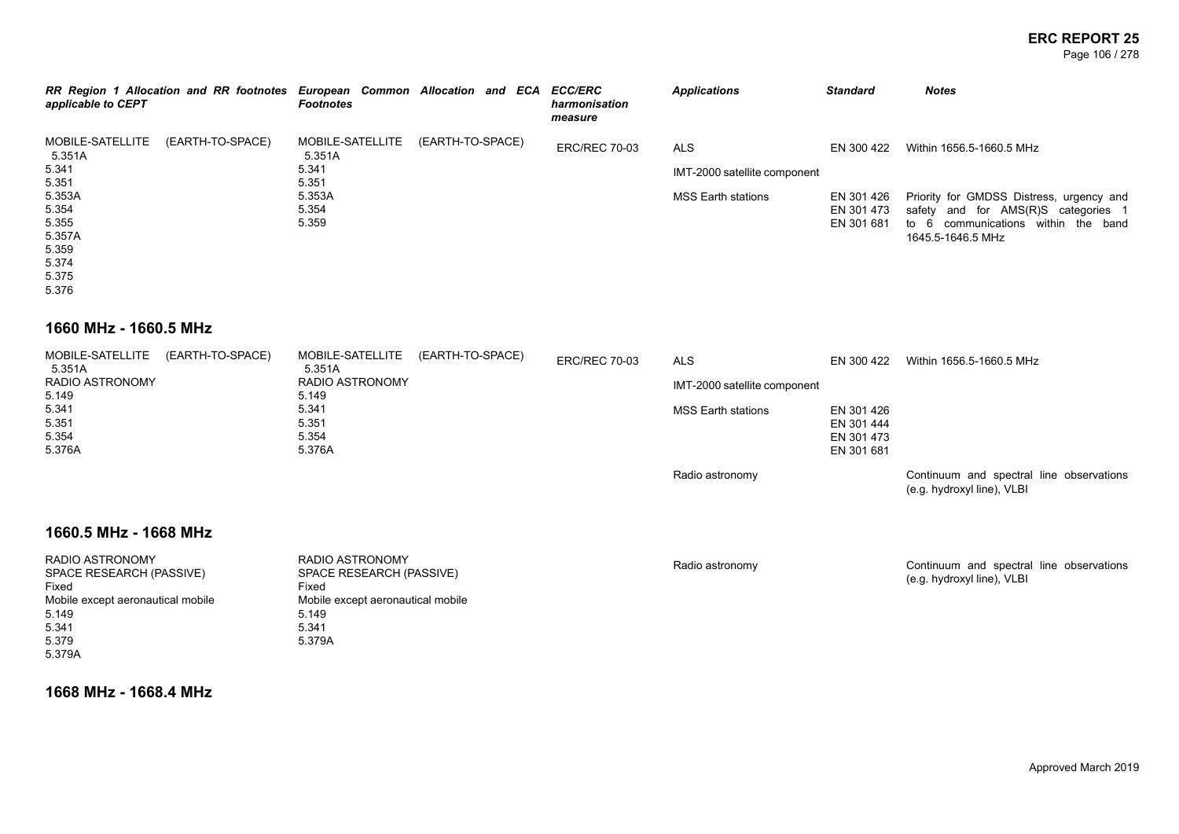| RR Region 1 Allocation and RR footnotes applicable to CEPT | European Common Allocation and ECA Footnotes | ECC/ERC harmonisation measure | Applications | Standard | Notes |
|---|---|---|---|---|---|
| MOBILE-SATELLITE (EARTH-TO-SPACE) 5.351A<br>5.341<br>5.351<br>5.353A<br>5.354<br>5.355<br>5.357A<br>5.359<br>5.374<br>5.375<br>5.376 | MOBILE-SATELLITE (EARTH-TO-SPACE) 5.351A<br>5.341<br>5.351<br>5.353A<br>5.354<br>5.359 | ERC/REC 70-03 | ALS | EN 300 422 | Within 1656.5-1660.5 MHz |
| | | | IMT-2000 satellite component | | |
| | | | MSS Earth stations | EN 301 426<br>EN 301 473<br>EN 301 681 | Priority for GMDSS Distress, urgency and safety and for AMS(R)S categories 1 to 6 communications within the band 1645.5-1646.5 MHz |

## 1660 MHz - 1660.5 MHz

| RR Region 1 Allocation and RR footnotes applicable to CEPT | European Common Allocation and ECA Footnotes | ECC/ERC harmonisation measure | Applications | Standard | Notes |
|---|---|---|---|---|---|
| MOBILE-SATELLITE (EARTH-TO-SPACE) 5.351A<br>RADIO ASTRONOMY<br>5.149<br>5.341<br>5.351<br>5.354<br>5.376A | MOBILE-SATELLITE (EARTH-TO-SPACE) 5.351A<br>RADIO ASTRONOMY<br>5.149<br>5.341<br>5.351<br>5.354<br>5.376A | ERC/REC 70-03 | ALS | EN 300 422 | Within 1656.5-1660.5 MHz |
| | | | IMT-2000 satellite component | | |
| | | | MSS Earth stations | EN 301 426<br>EN 301 444<br>EN 301 473<br>EN 301 681 | |
| | | | Radio astronomy | | Continuum and spectral line observations (e.g. hydroxyl line), VLBI |

## 1660.5 MHz - 1668 MHz

| RR Region 1 Allocation and RR footnotes applicable to CEPT | European Common Allocation and ECA Footnotes | ECC/ERC harmonisation measure | Applications | Standard | Notes |
|---|---|---|---|---|---|
| RADIO ASTRONOMY<br>SPACE RESEARCH (PASSIVE)<br>Fixed<br>Mobile except aeronautical mobile<br>5.149<br>5.341<br>5.379<br>5.379A | RADIO ASTRONOMY<br>SPACE RESEARCH (PASSIVE)<br>Fixed<br>Mobile except aeronautical mobile<br>5.149<br>5.341<br>5.379A | | Radio astronomy | | Continuum and spectral line observations (e.g. hydroxyl line), VLBI |

## 1668 MHz - 1668.4 MHz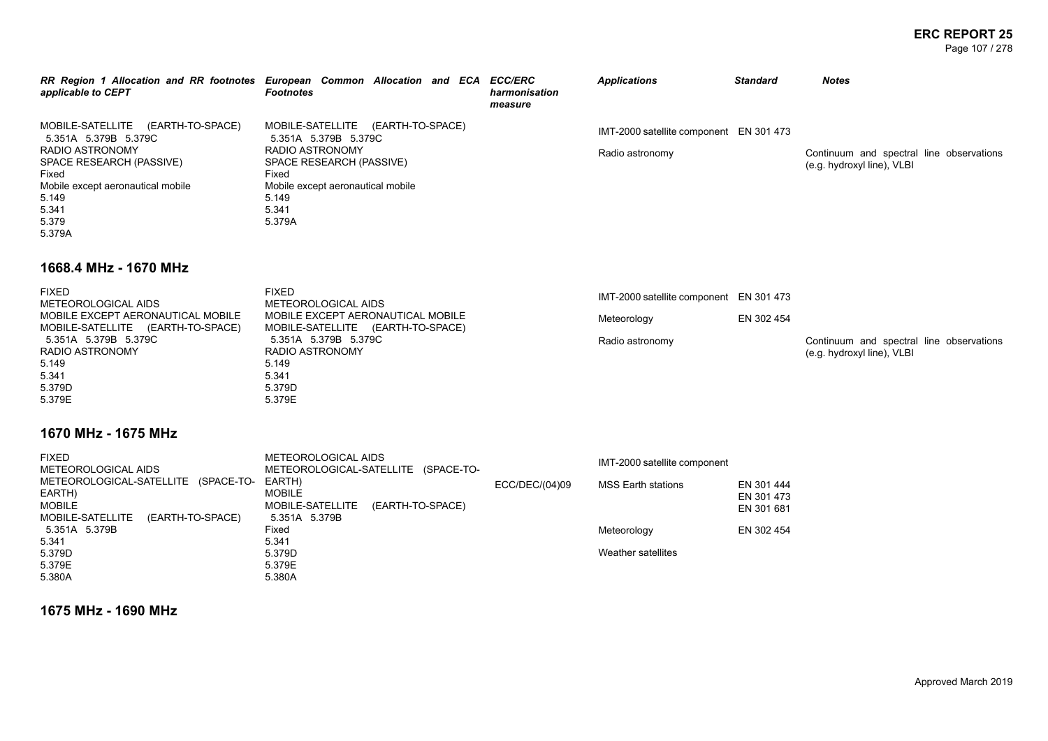| RR Region 1 Allocation and RR footnotes applicable to CEPT | European Common Allocation and ECA Footnotes | ECC/ERC harmonisation measure | Applications | Standard | Notes |
|---|---|---|---|---|---|
| MOBILE-SATELLITE (EARTH-TO-SPACE) 5.351A 5.379B 5.379C<br>RADIO ASTRONOMY<br>SPACE RESEARCH (PASSIVE)<br>Fixed<br>Mobile except aeronautical mobile<br>5.149<br>5.341<br>5.379<br>5.379A | MOBILE-SATELLITE (EARTH-TO-SPACE) 5.351A 5.379B 5.379C<br>RADIO ASTRONOMY<br>SPACE RESEARCH (PASSIVE)<br>Fixed<br>Mobile except aeronautical mobile<br>5.149<br>5.341<br>5.379A | | IMT-2000 satellite component | EN 301 473 | |
| | | | Radio astronomy | | Continuum and spectral line observations (e.g. hydroxyl line), VLBI |

## 1668.4 MHz - 1670 MHz

| RR Region 1 Allocation and RR footnotes applicable to CEPT | European Common Allocation and ECA Footnotes | ECC/ERC harmonisation measure | Applications | Standard | Notes |
|---|---|---|---|---|---|
| FIXED<br>METEOROLOGICAL AIDS<br>MOBILE EXCEPT AERONAUTICAL MOBILE<br>MOBILE-SATELLITE (EARTH-TO-SPACE) 5.351A 5.379B 5.379C<br>RADIO ASTRONOMY<br>5.149<br>5.341<br>5.379D<br>5.379E | FIXED<br>METEOROLOGICAL AIDS<br>MOBILE EXCEPT AERONAUTICAL MOBILE<br>MOBILE-SATELLITE (EARTH-TO-SPACE) 5.351A 5.379B 5.379C<br>RADIO ASTRONOMY<br>5.149<br>5.341<br>5.379D<br>5.379E | | IMT-2000 satellite component | EN 301 473 | |
| | | | Meteorology | EN 302 454 | |
| | | | Radio astronomy | | Continuum and spectral line observations (e.g. hydroxyl line), VLBI |

## 1670 MHz - 1675 MHz

| RR Region 1 Allocation and RR footnotes applicable to CEPT | European Common Allocation and ECA Footnotes | ECC/ERC harmonisation measure | Applications | Standard | Notes |
|---|---|---|---|---|---|
| FIXED<br>METEOROLOGICAL AIDS<br>METEOROLOGICAL-SATELLITE (SPACE-TO-EARTH)<br>MOBILE<br>MOBILE-SATELLITE (EARTH-TO-SPACE) 5.351A 5.379B<br>5.341<br>5.379D<br>5.379E<br>5.380A | METEOROLOGICAL AIDS<br>METEOROLOGICAL-SATELLITE (SPACE-TO-EARTH)<br>MOBILE<br>MOBILE-SATELLITE (EARTH-TO-SPACE) 5.351A 5.379B<br>Fixed<br>5.341<br>5.379D<br>5.379E<br>5.380A | ECC/DEC/(04)09 | IMT-2000 satellite component | | |
| | | | MSS Earth stations | EN 301 444<br>EN 301 473<br>EN 301 681 | |
| | | | Meteorology | EN 302 454 | |
| | | | Weather satellites | | |

## 1675 MHz - 1690 MHz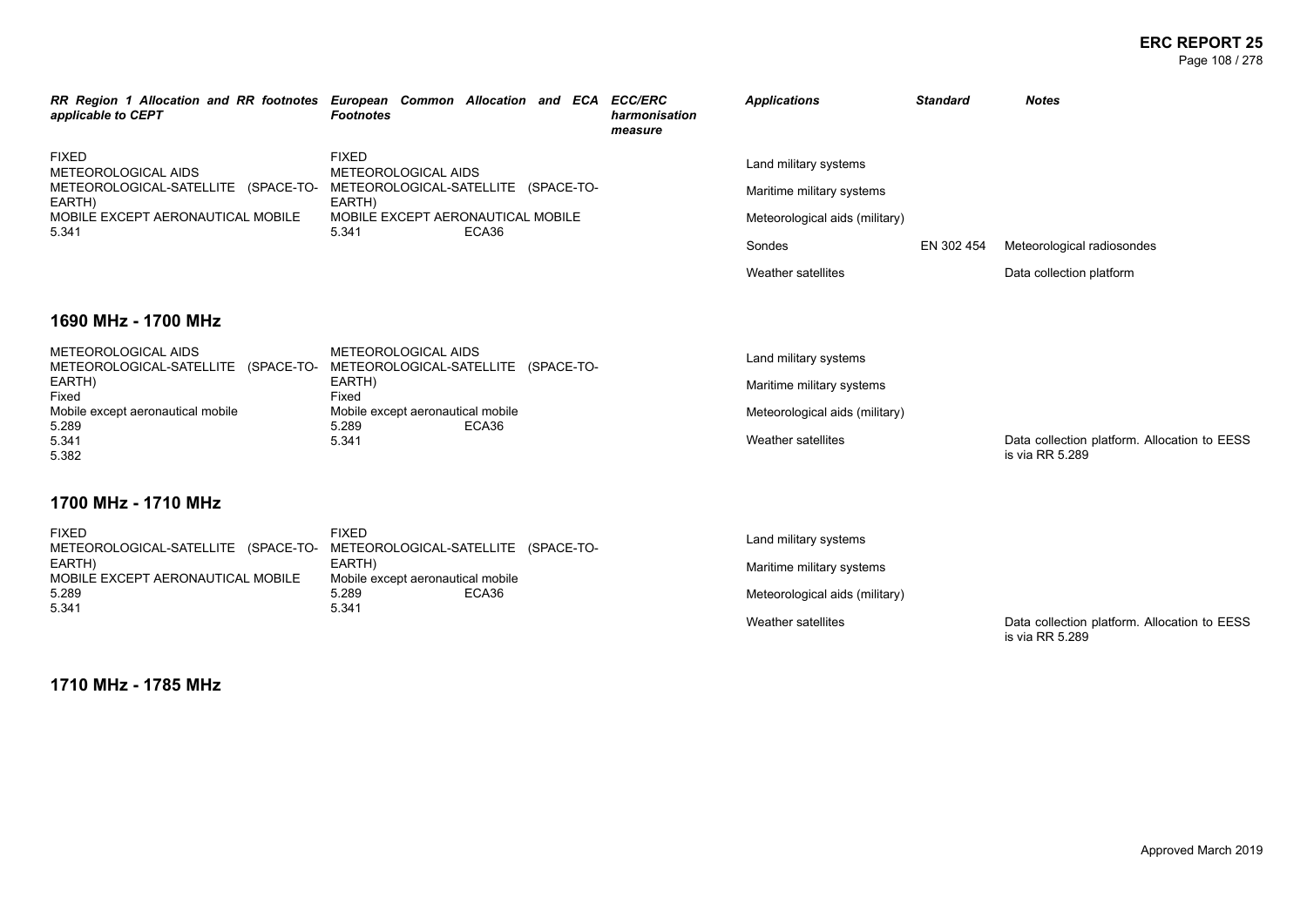| RR Region 1 Allocation and RR footnotes applicable to CEPT | European Common Allocation and ECA Footnotes | ECC/ERC harmonisation measure | Applications | Standard | Notes |
|---|---|---|---|---|---|
| FIXED<br>METEOROLOGICAL AIDS<br>METEOROLOGICAL-SATELLITE (SPACE-TO-EARTH)<br>MOBILE EXCEPT AERONAUTICAL MOBILE<br>5.341 | FIXED<br>METEOROLOGICAL AIDS<br>METEOROLOGICAL-SATELLITE (SPACE-TO-EARTH)<br>MOBILE EXCEPT AERONAUTICAL MOBILE<br>5.341 ECA36 | | Land military systems | | |
| | | | Maritime military systems | | |
| | | | Meteorological aids (military) | | |
| | | | Sondes | EN 302 454 | Meteorological radiosondes |
| | | | Weather satellites | | Data collection platform |

## 1690 MHz - 1700 MHz

| RR Region 1 Allocation and RR footnotes applicable to CEPT | European Common Allocation and ECA Footnotes | ECC/ERC harmonisation measure | Applications | Standard | Notes |
|---|---|---|---|---|---|
| METEOROLOGICAL AIDS<br>METEOROLOGICAL-SATELLITE (SPACE-TO-EARTH)<br>Fixed<br>Mobile except aeronautical mobile<br>5.289<br>5.341<br>5.382 | METEOROLOGICAL AIDS<br>METEOROLOGICAL-SATELLITE (SPACE-TO-EARTH)<br>Fixed<br>Mobile except aeronautical mobile<br>5.289 ECA36<br>5.341 | | Land military systems | | |
| | | | Maritime military systems | | |
| | | | Meteorological aids (military) | | |
| | | | Weather satellites | | Data collection platform. Allocation to EESS is via RR 5.289 |

## 1700 MHz - 1710 MHz

| RR Region 1 Allocation and RR footnotes applicable to CEPT | European Common Allocation and ECA Footnotes | ECC/ERC harmonisation measure | Applications | Standard | Notes |
|---|---|---|---|---|---|
| FIXED<br>METEOROLOGICAL-SATELLITE (SPACE-TO-EARTH)<br>MOBILE EXCEPT AERONAUTICAL MOBILE<br>5.289<br>5.341 | FIXED<br>METEOROLOGICAL-SATELLITE (SPACE-TO-EARTH)<br>Mobile except aeronautical mobile<br>5.289 ECA36<br>5.341 | | Land military systems | | |
| | | | Maritime military systems | | |
| | | | Meteorological aids (military) | | |
| | | | Weather satellites | | Data collection platform. Allocation to EESS is via RR 5.289 |

## 1710 MHz - 1785 MHz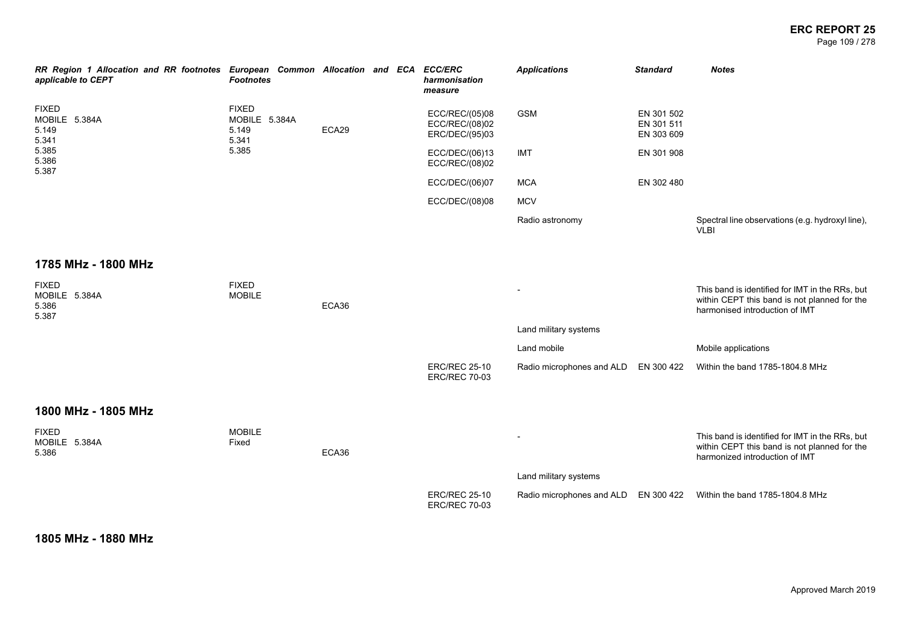| RR Region 1 Allocation and RR footnotes applicable to CEPT | European Common Allocation and ECA Footnotes | | ECC/ERC harmonisation measure | Applications | Standard | Notes |
|---|---|---|---|---|---|---|
| FIXED MOBILE 5.384A 5.149 5.341 5.385 5.386 5.387 | FIXED MOBILE 5.384A 5.149 5.341 5.385 | ECA29 | ECC/REC/(05)08 ECC/REC/(08)02 ERC/DEC/(95)03 | GSM | EN 301 502 EN 301 511 EN 303 609 | |
| | | | ECC/DEC/(06)13 ECC/REC/(08)02 | IMT | EN 301 908 | |
| | | | ECC/DEC/(06)07 | MCA | EN 302 480 | |
| | | | ECC/DEC/(08)08 | MCV | | |
| | | | | Radio astronomy | | Spectral line observations (e.g. hydroxyl line), VLBI |

## 1785 MHz - 1800 MHz

| RR Region 1 Allocation and RR footnotes applicable to CEPT | European Common Allocation and ECA Footnotes | | ECC/ERC harmonisation measure | Applications | Standard | Notes |
|---|---|---|---|---|---|---|
| FIXED MOBILE 5.384A 5.386 5.387 | FIXED MOBILE | ECA36 | | - | | This band is identified for IMT in the RRs, but within CEPT this band is not planned for the harmonised introduction of IMT |
| | | | | Land military systems | | |
| | | | | Land mobile | | Mobile applications |
| | | | ERC/REC 25-10 ERC/REC 70-03 | Radio microphones and ALD | EN 300 422 | Within the band 1785-1804.8 MHz |

## 1800 MHz - 1805 MHz

| RR Region 1 Allocation and RR footnotes applicable to CEPT | European Common Allocation and ECA Footnotes | | ECC/ERC harmonisation measure | Applications | Standard | Notes |
|---|---|---|---|---|---|---|
| FIXED MOBILE 5.384A 5.386 | MOBILE Fixed | ECA36 | | - | | This band is identified for IMT in the RRs, but within CEPT this band is not planned for the harmonized introduction of IMT |
| | | | | Land military systems | | |
| | | | ERC/REC 25-10 ERC/REC 70-03 | Radio microphones and ALD | EN 300 422 | Within the band 1785-1804.8 MHz |

## 1805 MHz - 1880 MHz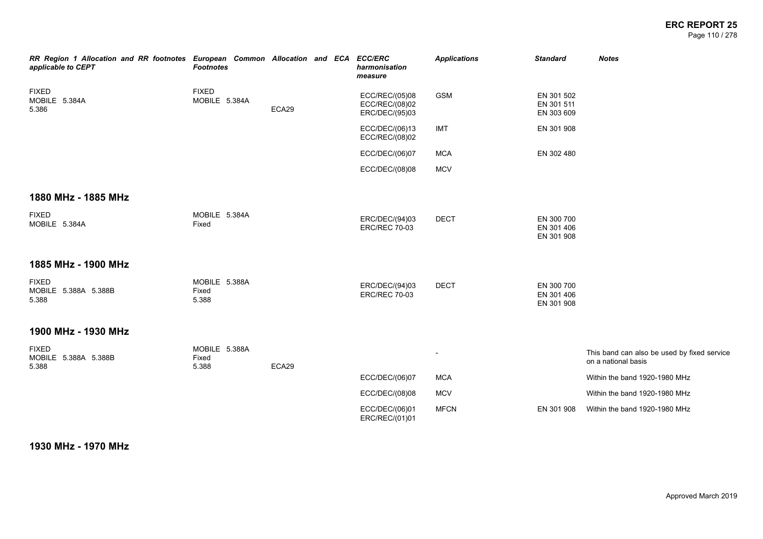| RR Region 1 Allocation and RR footnotes applicable to CEPT | European Common Allocation and ECA Footnotes | | ECC/ERC harmonisation measure | Applications | Standard | Notes |
|---|---|---|---|---|---|---|
| FIXED<br>MOBILE 5.384A<br>5.386 | FIXED<br>MOBILE 5.384A | ECA29 | ECC/REC/(05)08<br>ECC/REC/(08)02<br>ERC/DEC/(95)03 | GSM | EN 301 502<br>EN 301 511<br>EN 303 609 | |
| | | | ECC/DEC/(06)13<br>ECC/REC/(08)02 | IMT | EN 301 908 | |
| | | | ECC/DEC/(06)07 | MCA | EN 302 480 | |
| | | | ECC/DEC/(08)08 | MCV | | |

## 1880 MHz - 1885 MHz

| RR Region 1 Allocation and RR footnotes applicable to CEPT | European Common Allocation and ECA Footnotes | | ECC/ERC harmonisation measure | Applications | Standard | Notes |
|---|---|---|---|---|---|---|
| FIXED<br>MOBILE 5.384A | MOBILE 5.384A<br>Fixed | | ERC/DEC/(94)03<br>ERC/REC 70-03 | DECT | EN 300 700<br>EN 301 406<br>EN 301 908 | |

## 1885 MHz - 1900 MHz

| RR Region 1 Allocation and RR footnotes applicable to CEPT | European Common Allocation and ECA Footnotes | | ECC/ERC harmonisation measure | Applications | Standard | Notes |
|---|---|---|---|---|---|---|
| FIXED<br>MOBILE 5.388A 5.388B<br>5.388 | MOBILE 5.388A<br>Fixed<br>5.388 | | ERC/DEC/(94)03<br>ERC/REC 70-03 | DECT | EN 300 700<br>EN 301 406<br>EN 301 908 | |

## 1900 MHz - 1930 MHz

| RR Region 1 Allocation and RR footnotes applicable to CEPT | European Common Allocation and ECA Footnotes | | ECC/ERC harmonisation measure | Applications | Standard | Notes |
|---|---|---|---|---|---|---|
| FIXED<br>MOBILE 5.388A 5.388B<br>5.388 | MOBILE 5.388A<br>Fixed<br>5.388 | ECA29 | | - | | This band can also be used by fixed service on a national basis |
| | | | ECC/DEC/(06)07 | MCA | | Within the band 1920-1980 MHz |
| | | | ECC/DEC/(08)08 | MCV | | Within the band 1920-1980 MHz |
| | | | ECC/DEC/(06)01<br>ERC/REC/(01)01 | MFCN | EN 301 908 | Within the band 1920-1980 MHz |

## 1930 MHz - 1970 MHz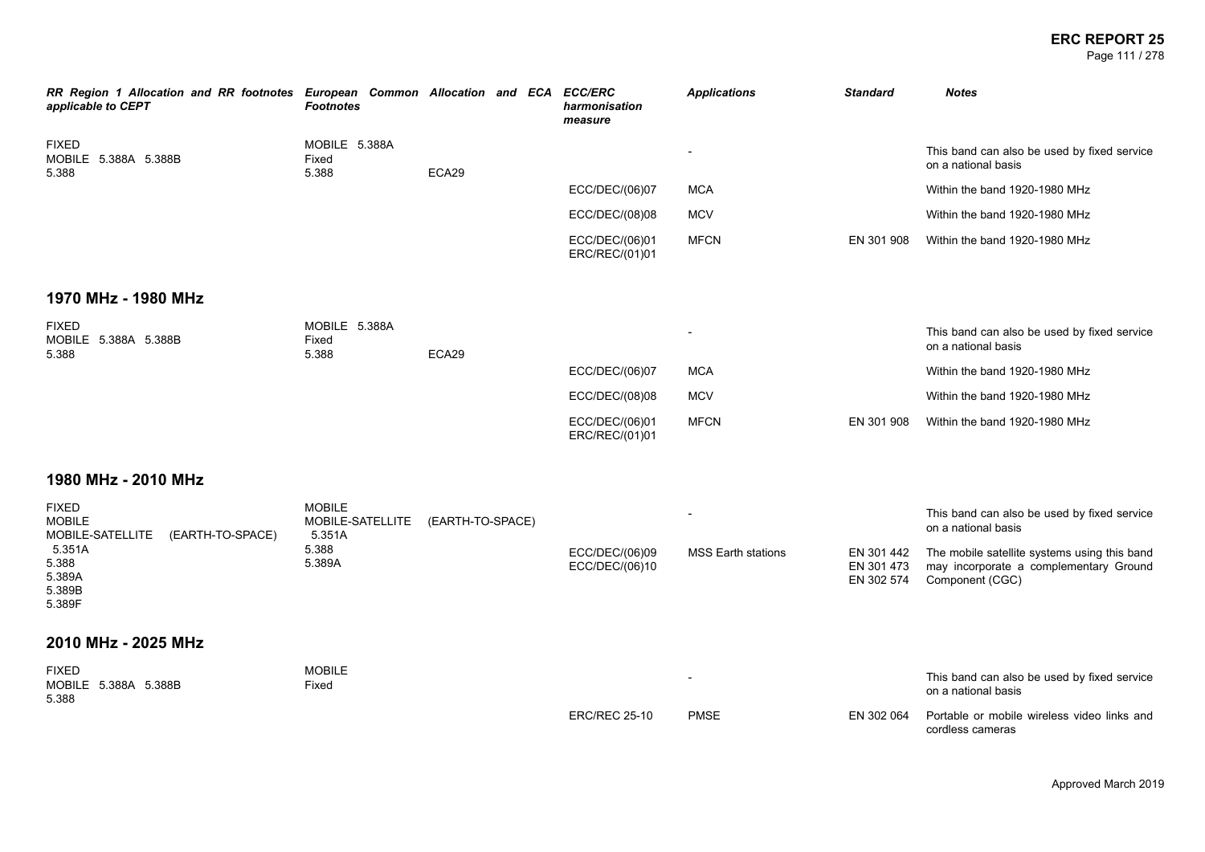| RR Region 1 Allocation and RR footnotes applicable to CEPT | European Common Allocation and ECA Footnotes | | ECC/ERC harmonisation measure | Applications | Standard | Notes |
|---|---|---|---|---|---|---|
| FIXED<br>MOBILE 5.388A 5.388B<br>5.388 | MOBILE 5.388A<br>Fixed<br>5.388 | ECA29 | | - | | This band can also be used by fixed service on a national basis |
| | | | ECC/DEC/(06)07 | MCA | | Within the band 1920-1980 MHz |
| | | | ECC/DEC/(08)08 | MCV | | Within the band 1920-1980 MHz |
| | | | ECC/DEC/(06)01<br>ERC/REC/(01)01 | MFCN | EN 301 908 | Within the band 1920-1980 MHz |

## 1970 MHz - 1980 MHz

| RR Region 1 Allocation and RR footnotes applicable to CEPT | European Common Allocation and ECA Footnotes | | ECC/ERC harmonisation measure | Applications | Standard | Notes |
|---|---|---|---|---|---|---|
| FIXED<br>MOBILE 5.388A 5.388B<br>5.388 | MOBILE 5.388A<br>Fixed<br>5.388 | ECA29 | | - | | This band can also be used by fixed service on a national basis |
| | | | ECC/DEC/(06)07 | MCA | | Within the band 1920-1980 MHz |
| | | | ECC/DEC/(08)08 | MCV | | Within the band 1920-1980 MHz |
| | | | ECC/DEC/(06)01<br>ERC/REC/(01)01 | MFCN | EN 301 908 | Within the band 1920-1980 MHz |

## 1980 MHz - 2010 MHz

| RR Region 1 Allocation and RR footnotes applicable to CEPT | European Common Allocation and ECA Footnotes | | ECC/ERC harmonisation measure | Applications | Standard | Notes |
|---|---|---|---|---|---|---|
| FIXED<br>MOBILE<br>MOBILE-SATELLITE (EARTH-TO-SPACE)<br>5.351A<br>5.388<br>5.389A<br>5.389B<br>5.389F | MOBILE<br>MOBILE-SATELLITE (EARTH-TO-SPACE)<br>5.351A<br>5.388<br>5.389A | | | - | | This band can also be used by fixed service on a national basis |
| | | | ECC/DEC/(06)09<br>ECC/DEC/(06)10 | MSS Earth stations | EN 301 442<br>EN 301 473<br>EN 302 574 | The mobile satellite systems using this band may incorporate a complementary Ground Component (CGC) |

## 2010 MHz - 2025 MHz

| RR Region 1 Allocation and RR footnotes applicable to CEPT | European Common Allocation and ECA Footnotes | | ECC/ERC harmonisation measure | Applications | Standard | Notes |
|---|---|---|---|---|---|---|
| FIXED<br>MOBILE 5.388A 5.388B<br>5.388 | MOBILE<br>Fixed | | | - | | This band can also be used by fixed service on a national basis |
| | | | ERC/REC 25-10 | PMSE | EN 302 064 | Portable or mobile wireless video links and cordless cameras |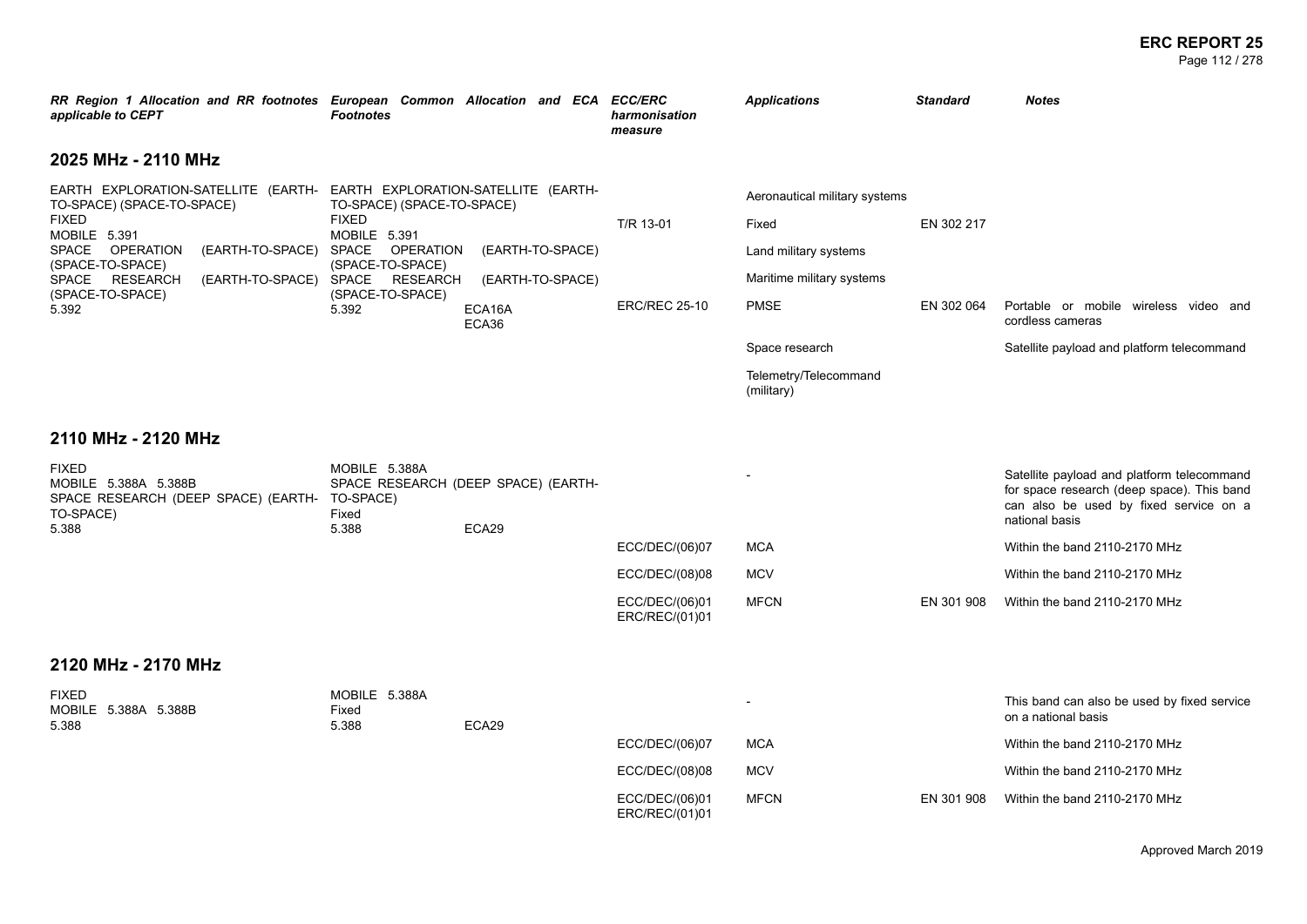| *RR Region 1 Allocation and RR footnotes applicable to CEPT* | *European Common Allocation and ECA Footnotes* | *ECC/ERC harmonisation measure* | *Applications* | *Standard* | *Notes* |
|---|---|---|---|---|---|
| **2025 MHz - 2110 MHz** | | | | | |
| EARTH EXPLORATION-SATELLITE (EARTH-TO-SPACE) (SPACE-TO-SPACE)<br>FIXED<br>MOBILE 5.391<br>SPACE OPERATION (EARTH-TO-SPACE) (SPACE-TO-SPACE)<br>SPACE RESEARCH (EARTH-TO-SPACE) (SPACE-TO-SPACE)<br>5.392 | EARTH EXPLORATION-SATELLITE (EARTH-TO-SPACE) (SPACE-TO-SPACE)<br>FIXED<br>MOBILE 5.391<br>SPACE OPERATION (EARTH-TO-SPACE) (SPACE-TO-SPACE)<br>SPACE RESEARCH (EARTH-TO-SPACE) (SPACE-TO-SPACE)<br>5.392 ECA16A ECA36 | | Aeronautical military systems | | |
| | | T/R 13-01 | Fixed | EN 302 217 | |
| | | | Land military systems | | |
| | | | Maritime military systems | | |
| | | ERC/REC 25-10 | PMSE | EN 302 064 | Portable or mobile wireless video and cordless cameras |
| | | | Space research | | Satellite payload and platform telecommand |
| | | | Telemetry/Telecommand (military) | | |
| **2110 MHz - 2120 MHz** | | | | | |
| FIXED<br>MOBILE 5.388A 5.388B<br>SPACE RESEARCH (DEEP SPACE) (EARTH-TO-SPACE)<br>5.388 | MOBILE 5.388A<br>SPACE RESEARCH (DEEP SPACE) (EARTH-TO-SPACE)<br>Fixed<br>5.388 ECA29 | | - | | Satellite payload and platform telecommand for space research (deep space). This band can also be used by fixed service on a national basis |
| | | ECC/DEC/(06)07 | MCA | | Within the band 2110-2170 MHz |
| | | ECC/DEC/(08)08 | MCV | | Within the band 2110-2170 MHz |
| | | ECC/DEC/(06)01<br>ERC/REC/(01)01 | MFCN | EN 301 908 | Within the band 2110-2170 MHz |
| **2120 MHz - 2170 MHz** | | | | | |
| FIXED<br>MOBILE 5.388A 5.388B<br>5.388 | MOBILE 5.388A<br>Fixed<br>5.388 ECA29 | | - | | This band can also be used by fixed service on a national basis |
| | | ECC/DEC/(06)07 | MCA | | Within the band 2110-2170 MHz |
| | | ECC/DEC/(08)08 | MCV | | Within the band 2110-2170 MHz |
| | | ECC/DEC/(06)01<br>ERC/REC/(01)01 | MFCN | EN 301 908 | Within the band 2110-2170 MHz |

Approved March 2019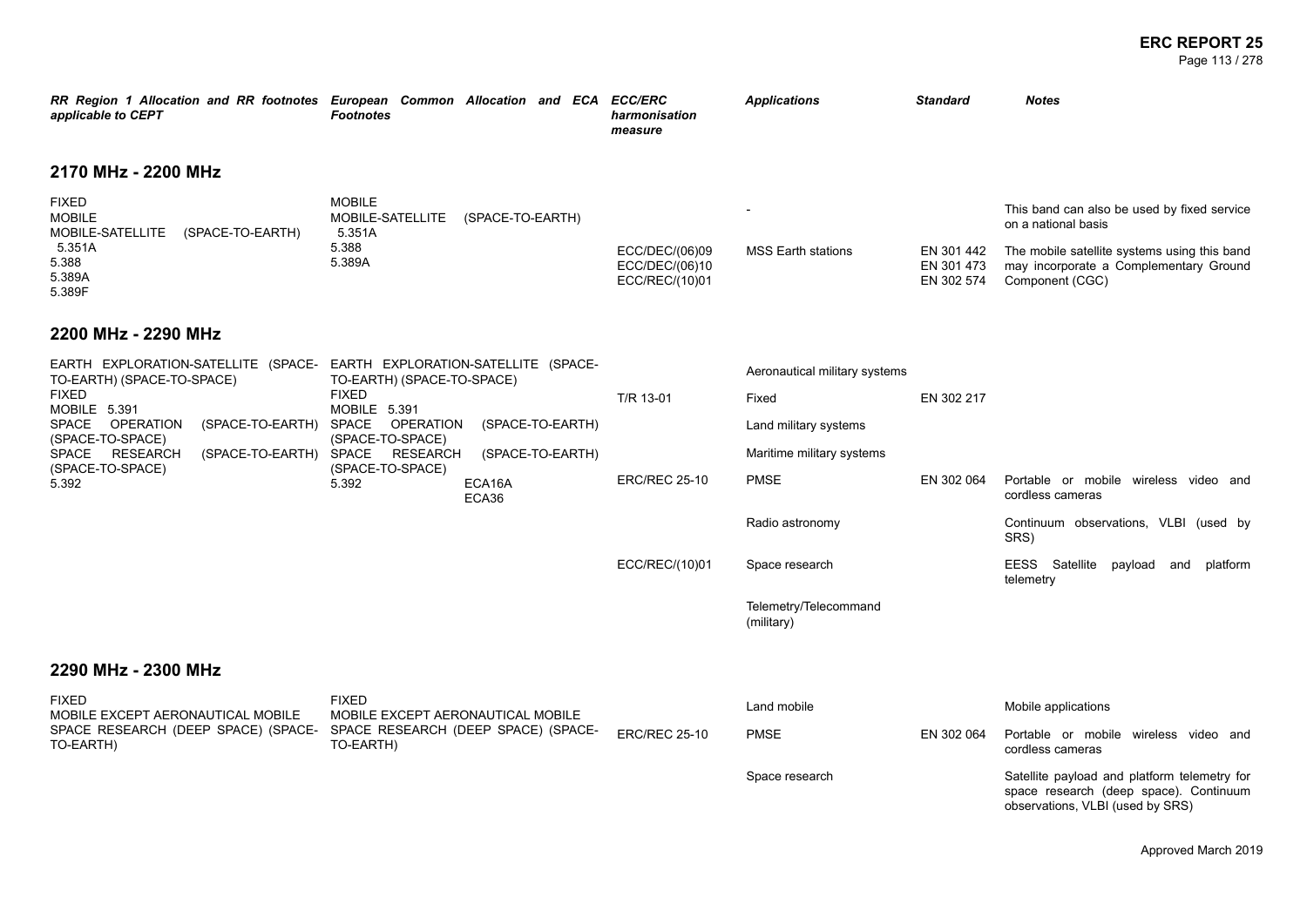| *RR Region 1 Allocation and RR footnotes applicable to CEPT* | *European Common Allocation and ECA Footnotes* | *ECC/ERC harmonisation measure* | *Applications* | *Standard* | *Notes* |
|---|---|---|---|---|---|

## 2170 MHz - 2200 MHz

| RR Region 1 Allocation and RR footnotes applicable to CEPT | European Common Allocation and ECA Footnotes | ECC/ERC harmonisation measure | Applications | Standard | Notes |
|---|---|---|---|---|---|
| FIXED<br>MOBILE<br>MOBILE-SATELLITE (SPACE-TO-EARTH)<br>5.351A<br>5.388<br>5.389A<br>5.389F | MOBILE<br>MOBILE-SATELLITE (SPACE-TO-EARTH)<br>5.351A<br>5.388<br>5.389A | | - | | This band can also be used by fixed service on a national basis |
| | | ECC/DEC/(06)09<br>ECC/DEC/(06)10<br>ECC/REC/(10)01 | MSS Earth stations | EN 301 442<br>EN 301 473<br>EN 302 574 | The mobile satellite systems using this band may incorporate a Complementary Ground Component (CGC) |

## 2200 MHz - 2290 MHz

| RR Region 1 Allocation and RR footnotes applicable to CEPT | European Common Allocation and ECA Footnotes | ECC/ERC harmonisation measure | Applications | Standard | Notes |
|---|---|---|---|---|---|
| EARTH EXPLORATION-SATELLITE (SPACE-TO-EARTH) (SPACE-TO-SPACE)<br>FIXED<br>MOBILE 5.391<br>SPACE OPERATION (SPACE-TO-EARTH) (SPACE-TO-SPACE)<br>SPACE RESEARCH (SPACE-TO-EARTH) (SPACE-TO-SPACE)<br>5.392 | EARTH EXPLORATION-SATELLITE (SPACE-TO-EARTH) (SPACE-TO-SPACE)<br>FIXED<br>MOBILE 5.391<br>SPACE OPERATION (SPACE-TO-EARTH) (SPACE-TO-SPACE)<br>SPACE RESEARCH (SPACE-TO-EARTH) (SPACE-TO-SPACE)<br>5.392 ECA16A ECA36 | | Aeronautical military systems | | |
| | | T/R 13-01 | Fixed | EN 302 217 | |
| | | | Land military systems | | |
| | | | Maritime military systems | | |
| | | ERC/REC 25-10 | PMSE | EN 302 064 | Portable or mobile wireless video and cordless cameras |
| | | | Radio astronomy | | Continuum observations, VLBI (used by SRS) |
| | | ECC/REC/(10)01 | Space research | | EESS Satellite payload and platform telemetry |
| | | | Telemetry/Telecommand (military) | | |

## 2290 MHz - 2300 MHz

| RR Region 1 Allocation and RR footnotes applicable to CEPT | European Common Allocation and ECA Footnotes | ECC/ERC harmonisation measure | Applications | Standard | Notes |
|---|---|---|---|---|---|
| FIXED<br>MOBILE EXCEPT AERONAUTICAL MOBILE<br>SPACE RESEARCH (DEEP SPACE) (SPACE-TO-EARTH) | FIXED<br>MOBILE EXCEPT AERONAUTICAL MOBILE<br>SPACE RESEARCH (DEEP SPACE) (SPACE-TO-EARTH) | | Land mobile | | Mobile applications |
| | | ERC/REC 25-10 | PMSE | EN 302 064 | Portable or mobile wireless video and cordless cameras |
| | | | Space research | | Satellite payload and platform telemetry for space research (deep space). Continuum observations, VLBI (used by SRS) |

Approved March 2019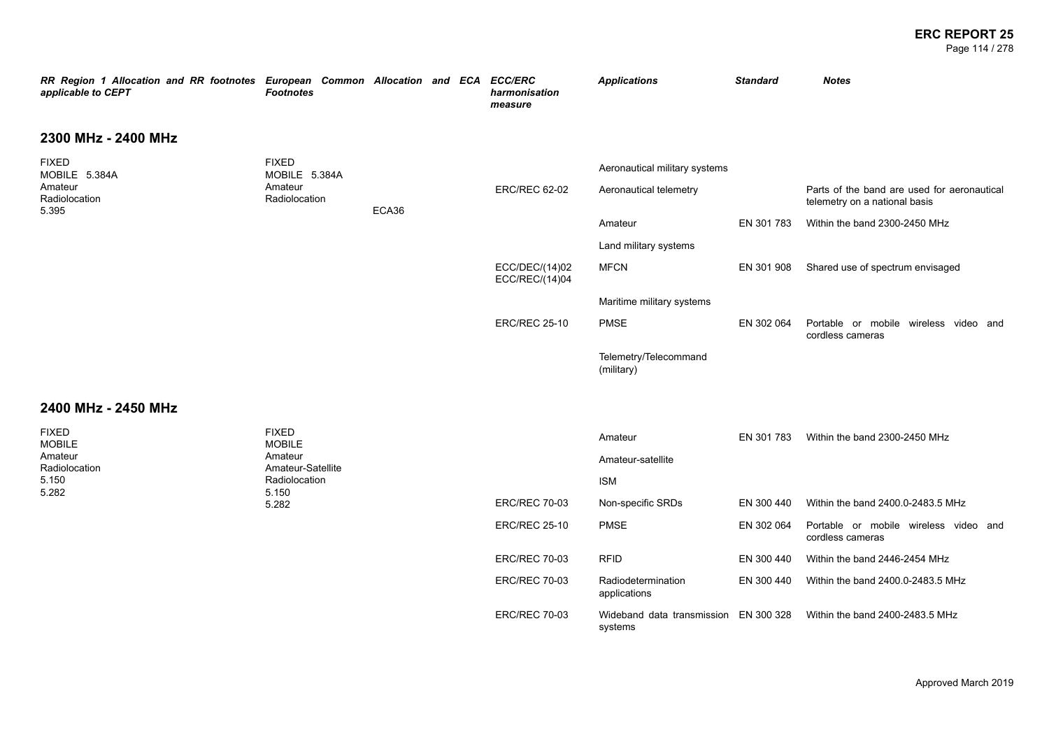| RR Region 1 Allocation and RR footnotes applicable to CEPT | European Common Allocation and ECA Footnotes | ECC/ERC harmonisation measure | Applications | Standard | Notes |
|---|---|---|---|---|---|

## 2300 MHz - 2400 MHz

| RR Region 1 Allocation and RR footnotes applicable to CEPT | European Common Allocation and ECA Footnotes | ECC/ERC harmonisation measure | Applications | Standard | Notes |
|---|---|---|---|---|---|
| FIXED<br>MOBILE 5.384A<br>Amateur<br>Radiolocation<br>5.395 | FIXED<br>MOBILE 5.384A<br>Amateur<br>Radiolocation<br>ECA36 | | Aeronautical military systems | | |
| | | ERC/REC 62-02 | Aeronautical telemetry | | Parts of the band are used for aeronautical telemetry on a national basis |
| | | | Amateur | EN 301 783 | Within the band 2300-2450 MHz |
| | | | Land military systems | | |
| | | ECC/DEC/(14)02<br>ECC/REC/(14)04 | MFCN | EN 301 908 | Shared use of spectrum envisaged |
| | | | Maritime military systems | | |
| | | ERC/REC 25-10 | PMSE | EN 302 064 | Portable or mobile wireless video and cordless cameras |
| | | | Telemetry/Telecommand (military) | | |

## 2400 MHz - 2450 MHz

| RR Region 1 Allocation and RR footnotes applicable to CEPT | European Common Allocation and ECA Footnotes | ECC/ERC harmonisation measure | Applications | Standard | Notes |
|---|---|---|---|---|---|
| FIXED<br>MOBILE<br>Amateur<br>Radiolocation<br>5.150<br>5.282 | FIXED<br>MOBILE<br>Amateur<br>Amateur-Satellite<br>Radiolocation<br>5.150<br>5.282 | | Amateur | EN 301 783 | Within the band 2300-2450 MHz |
| | | | Amateur-satellite | | |
| | | | ISM | | |
| | | ERC/REC 70-03 | Non-specific SRDs | EN 300 440 | Within the band 2400.0-2483.5 MHz |
| | | ERC/REC 25-10 | PMSE | EN 302 064 | Portable or mobile wireless video and cordless cameras |
| | | ERC/REC 70-03 | RFID | EN 300 440 | Within the band 2446-2454 MHz |
| | | ERC/REC 70-03 | Radiodetermination applications | EN 300 440 | Within the band 2400.0-2483.5 MHz |
| | | ERC/REC 70-03 | Wideband data transmission systems | EN 300 328 | Within the band 2400-2483.5 MHz |

Approved March 2019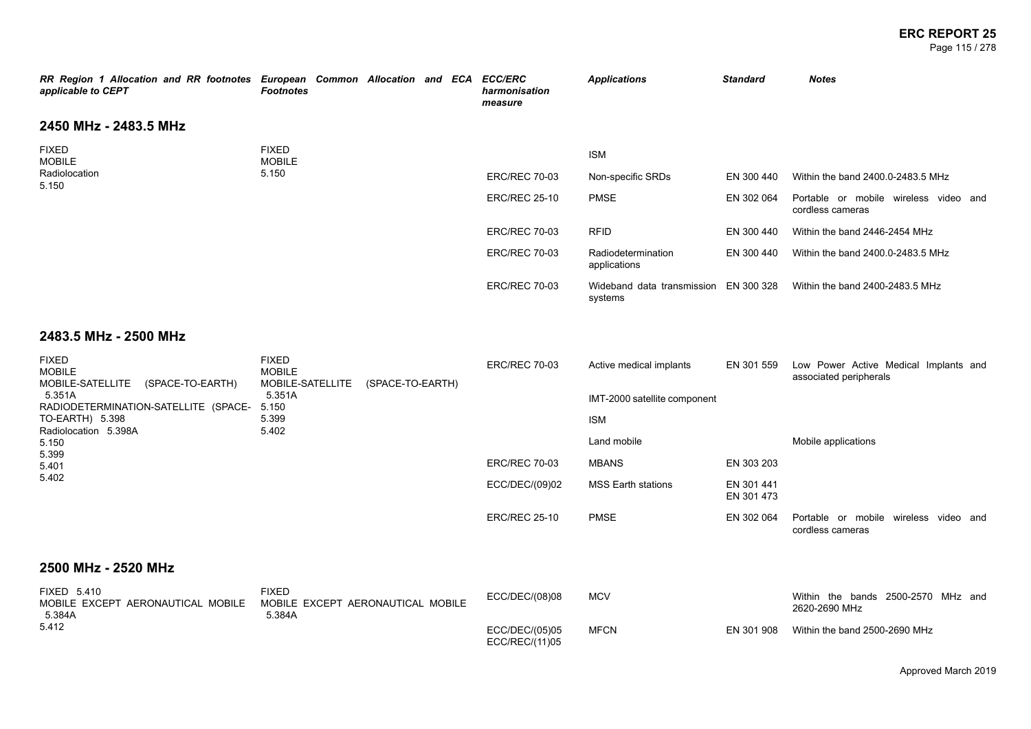| *RR Region 1 Allocation and RR footnotes applicable to CEPT* | *European Common Allocation and ECA Footnotes* | *ECC/ERC harmonisation measure* | *Applications* | *Standard* | *Notes* |
|---|---|---|---|---|---|

## 2450 MHz - 2483.5 MHz

| RR Region 1 Allocation and RR footnotes applicable to CEPT | European Common Allocation and ECA Footnotes | ECC/ERC harmonisation measure | Applications | Standard | Notes |
|---|---|---|---|---|---|
| FIXED<br>MOBILE<br>Radiolocation<br>5.150 | FIXED<br>MOBILE<br>5.150 | | ISM | | |
| | | ERC/REC 70-03 | Non-specific SRDs | EN 300 440 | Within the band 2400.0-2483.5 MHz |
| | | ERC/REC 25-10 | PMSE | EN 302 064 | Portable or mobile wireless video and cordless cameras |
| | | ERC/REC 70-03 | RFID | EN 300 440 | Within the band 2446-2454 MHz |
| | | ERC/REC 70-03 | Radiodetermination applications | EN 300 440 | Within the band 2400.0-2483.5 MHz |
| | | ERC/REC 70-03 | Wideband data transmission systems | EN 300 328 | Within the band 2400-2483.5 MHz |

## 2483.5 MHz - 2500 MHz

| RR Region 1 Allocation and RR footnotes applicable to CEPT | European Common Allocation and ECA Footnotes | ECC/ERC harmonisation measure | Applications | Standard | Notes |
|---|---|---|---|---|---|
| FIXED<br>MOBILE<br>MOBILE-SATELLITE (SPACE-TO-EARTH) 5.351A<br>RADIODETERMINATION-SATELLITE (SPACE-TO-EARTH) 5.398<br>Radiolocation 5.398A<br>5.150<br>5.399<br>5.401<br>5.402 | FIXED<br>MOBILE<br>MOBILE-SATELLITE (SPACE-TO-EARTH) 5.351A<br>5.150<br>5.399<br>5.402 | ERC/REC 70-03 | Active medical implants | EN 301 559 | Low Power Active Medical Implants and associated peripherals |
| | | | IMT-2000 satellite component | | |
| | | | ISM | | |
| | | | Land mobile | | Mobile applications |
| | | ERC/REC 70-03 | MBANS | EN 303 203 | |
| | | ECC/DEC/(09)02 | MSS Earth stations | EN 301 441<br>EN 301 473 | |
| | | ERC/REC 25-10 | PMSE | EN 302 064 | Portable or mobile wireless video and cordless cameras |

## 2500 MHz - 2520 MHz

| RR Region 1 Allocation and RR footnotes applicable to CEPT | European Common Allocation and ECA Footnotes | ECC/ERC harmonisation measure | Applications | Standard | Notes |
|---|---|---|---|---|---|
| FIXED 5.410<br>MOBILE EXCEPT AERONAUTICAL MOBILE 5.384A<br>5.412 | FIXED<br>MOBILE EXCEPT AERONAUTICAL MOBILE 5.384A | ECC/DEC/(08)08 | MCV | | Within the bands 2500-2570 MHz and 2620-2690 MHz |
| | | ECC/DEC/(05)05<br>ECC/REC/(11)05 | MFCN | EN 301 908 | Within the band 2500-2690 MHz |

Approved March 2019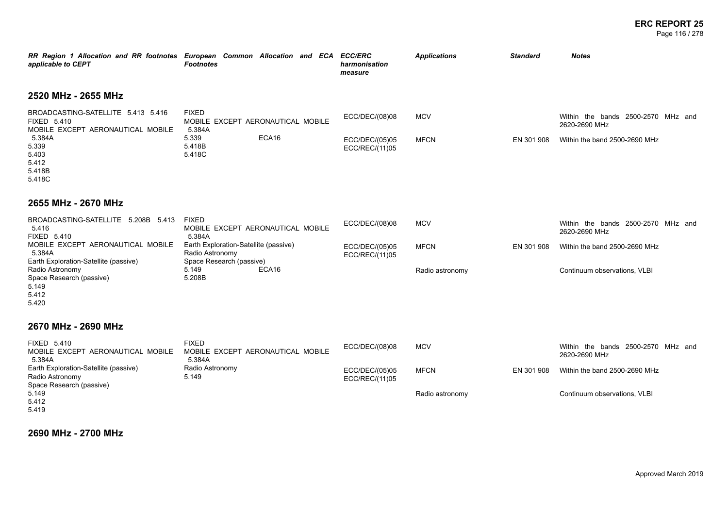| *RR Region 1 Allocation and RR footnotes applicable to CEPT* | *European Common Allocation and ECA Footnotes* | *ECC/ERC harmonisation measure* | *Applications* | *Standard* | *Notes* |
|---|---|---|---|---|---|

## 2520 MHz - 2655 MHz

| *RR Region 1 Allocation and RR footnotes applicable to CEPT* | *European Common Allocation and ECA Footnotes* | *ECC/ERC harmonisation measure* | *Applications* | *Standard* | *Notes* |
|---|---|---|---|---|---|
| BROADCASTING-SATELLITE 5.413 5.416<br>FIXED 5.410<br>MOBILE EXCEPT AERONAUTICAL MOBILE 5.384A<br>5.339<br>5.403<br>5.412<br>5.418B<br>5.418C | FIXED<br>MOBILE EXCEPT AERONAUTICAL MOBILE 5.384A<br>5.339 ECA16<br>5.418B<br>5.418C | ECC/DEC/(08)08 | MCV | | Within the bands 2500-2570 MHz and 2620-2690 MHz |
| | | ECC/DEC/(05)05<br>ECC/REC/(11)05 | MFCN | EN 301 908 | Within the band 2500-2690 MHz |

## 2655 MHz - 2670 MHz

| *RR Region 1 Allocation and RR footnotes applicable to CEPT* | *European Common Allocation and ECA Footnotes* | *ECC/ERC harmonisation measure* | *Applications* | *Standard* | *Notes* |
|---|---|---|---|---|---|
| BROADCASTING-SATELLITE 5.208B 5.413 5.416<br>FIXED 5.410<br>MOBILE EXCEPT AERONAUTICAL MOBILE 5.384A<br>Earth Exploration-Satellite (passive)<br>Radio Astronomy<br>Space Research (passive)<br>5.149<br>5.412<br>5.420 | FIXED<br>MOBILE EXCEPT AERONAUTICAL MOBILE 5.384A<br>Earth Exploration-Satellite (passive)<br>Radio Astronomy<br>Space Research (passive)<br>5.149 ECA16<br>5.208B | ECC/DEC/(08)08 | MCV | | Within the bands 2500-2570 MHz and 2620-2690 MHz |
| | | ECC/DEC/(05)05<br>ECC/REC/(11)05 | MFCN | EN 301 908 | Within the band 2500-2690 MHz |
| | | | Radio astronomy | | Continuum observations, VLBI |

## 2670 MHz - 2690 MHz

| *RR Region 1 Allocation and RR footnotes applicable to CEPT* | *European Common Allocation and ECA Footnotes* | *ECC/ERC harmonisation measure* | *Applications* | *Standard* | *Notes* |
|---|---|---|---|---|---|
| FIXED 5.410<br>MOBILE EXCEPT AERONAUTICAL MOBILE 5.384A<br>Earth Exploration-Satellite (passive)<br>Radio Astronomy<br>Space Research (passive)<br>5.149<br>5.412<br>5.419 | FIXED<br>MOBILE EXCEPT AERONAUTICAL MOBILE 5.384A<br>Radio Astronomy<br>5.149 | ECC/DEC/(08)08 | MCV | | Within the bands 2500-2570 MHz and 2620-2690 MHz |
| | | ECC/DEC/(05)05<br>ECC/REC/(11)05 | MFCN | EN 301 908 | Within the band 2500-2690 MHz |
| | | | Radio astronomy | | Continuum observations, VLBI |

## 2690 MHz - 2700 MHz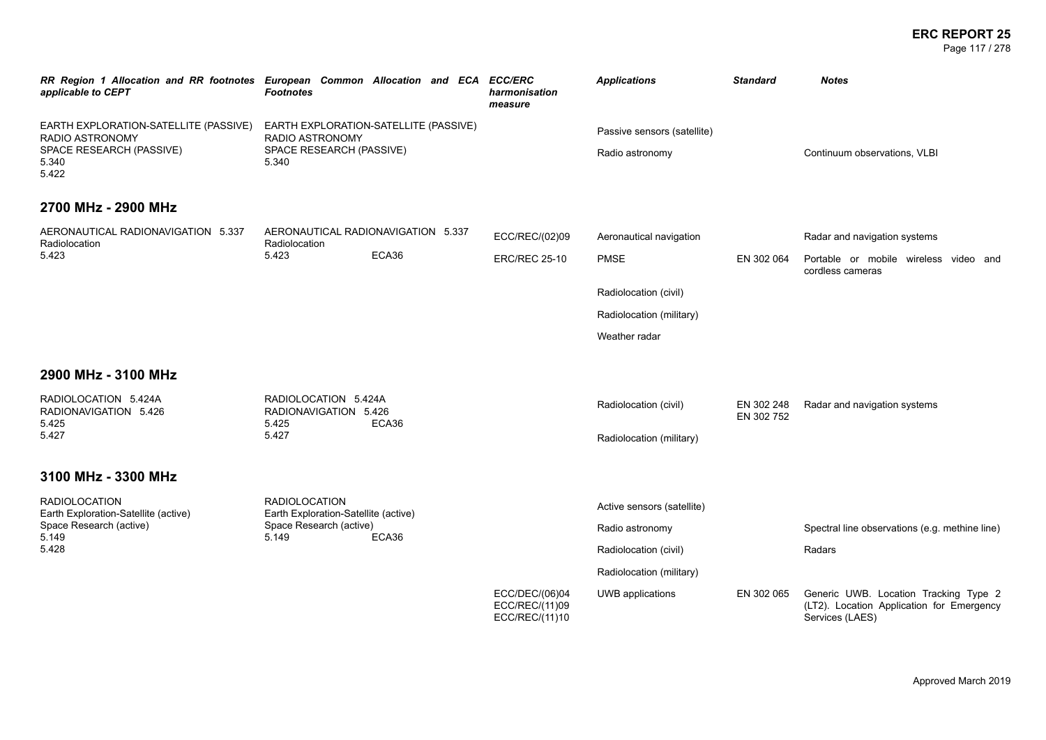| *RR Region 1 Allocation and RR footnotes applicable to CEPT* | *European Common Allocation and ECA Footnotes* | *ECC/ERC harmonisation measure* | *Applications* | *Standard* | *Notes* |
|---|---|---|---|---|---|
| EARTH EXPLORATION-SATELLITE (PASSIVE)<br>RADIO ASTRONOMY<br>SPACE RESEARCH (PASSIVE)<br>5.340<br>5.422 | EARTH EXPLORATION-SATELLITE (PASSIVE)<br>RADIO ASTRONOMY<br>SPACE RESEARCH (PASSIVE)<br>5.340 | | Passive sensors (satellite) | | |
| | | | Radio astronomy | | Continuum observations, VLBI |

## 2700 MHz - 2900 MHz

| *RR Region 1 Allocation and RR footnotes applicable to CEPT* | *European Common Allocation and ECA Footnotes* | *ECC/ERC harmonisation measure* | *Applications* | *Standard* | *Notes* |
|---|---|---|---|---|---|
| AERONAUTICAL RADIONAVIGATION 5.337<br>Radiolocation<br>5.423 | AERONAUTICAL RADIONAVIGATION 5.337<br>Radiolocation<br>5.423 ECA36 | ECC/REC/(02)09 | Aeronautical navigation | | Radar and navigation systems |
| | | ERC/REC 25-10 | PMSE | EN 302 064 | Portable or mobile wireless video and cordless cameras |
| | | | Radiolocation (civil) | | |
| | | | Radiolocation (military) | | |
| | | | Weather radar | | |

## 2900 MHz - 3100 MHz

| *RR Region 1 Allocation and RR footnotes applicable to CEPT* | *European Common Allocation and ECA Footnotes* | *ECC/ERC harmonisation measure* | *Applications* | *Standard* | *Notes* |
|---|---|---|---|---|---|
| RADIOLOCATION 5.424A<br>RADIONAVIGATION 5.426<br>5.425<br>5.427 | RADIOLOCATION 5.424A<br>RADIONAVIGATION 5.426<br>5.425 ECA36<br>5.427 | | Radiolocation (civil) | EN 302 248<br>EN 302 752 | Radar and navigation systems |
| | | | Radiolocation (military) | | |

## 3100 MHz - 3300 MHz

| *RR Region 1 Allocation and RR footnotes applicable to CEPT* | *European Common Allocation and ECA Footnotes* | *ECC/ERC harmonisation measure* | *Applications* | *Standard* | *Notes* |
|---|---|---|---|---|---|
| RADIOLOCATION<br>Earth Exploration-Satellite (active)<br>Space Research (active)<br>5.149<br>5.428 | RADIOLOCATION<br>Earth Exploration-Satellite (active)<br>Space Research (active)<br>5.149 ECA36 | | Active sensors (satellite) | | |
| | | | Radio astronomy | | Spectral line observations (e.g. methine line) |
| | | | Radiolocation (civil) | | Radars |
| | | | Radiolocation (military) | | |
| | | ECC/DEC/(06)04<br>ECC/REC/(11)09<br>ECC/REC/(11)10 | UWB applications | EN 302 065 | Generic UWB. Location Tracking Type 2 (LT2). Location Application for Emergency Services (LAES) |

Approved March 2019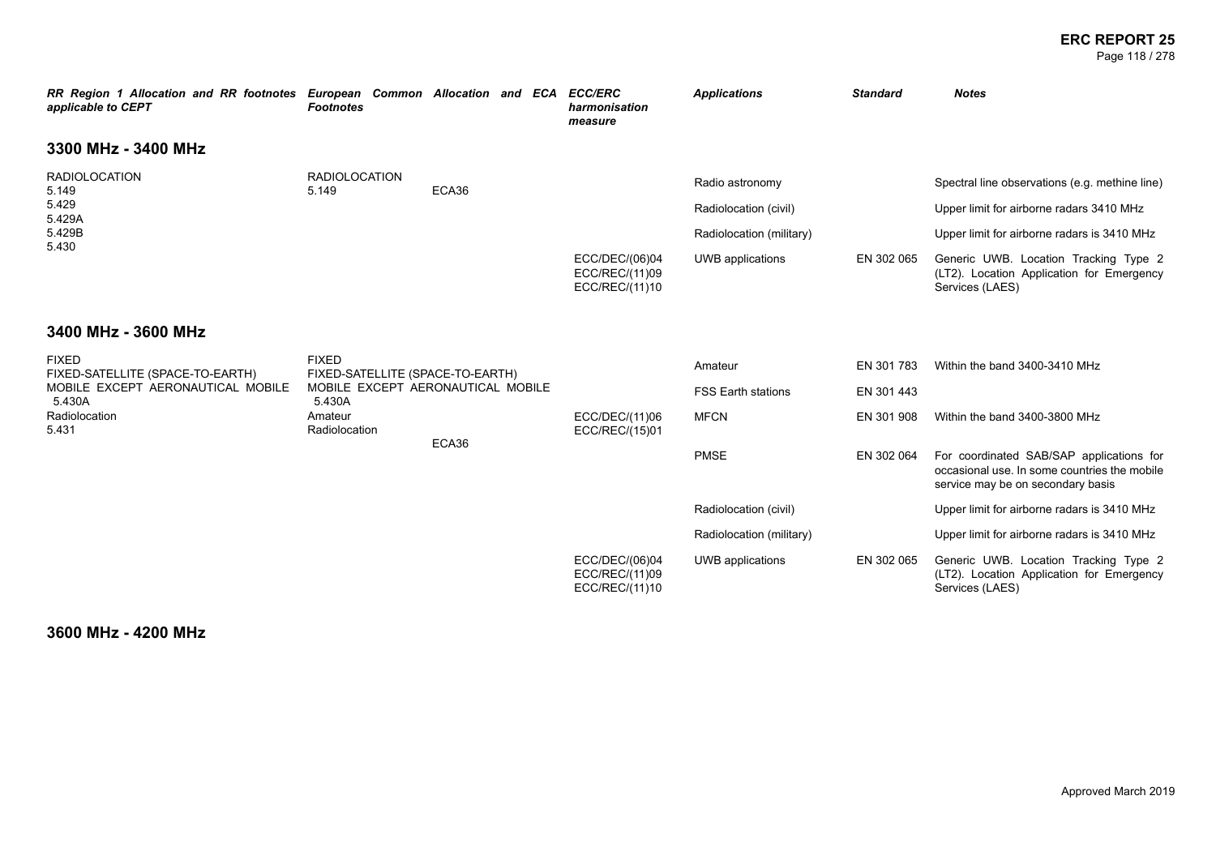| RR Region 1 Allocation and RR footnotes applicable to CEPT | European Common Allocation and ECA Footnotes | | ECC/ERC harmonisation measure | Applications | Standard | Notes |
|---|---|---|---|---|---|---|
| **3300 MHz - 3400 MHz** | | | | | | |
| RADIOLOCATION<br>5.149<br>5.429<br>5.429A<br>5.429B<br>5.430 | RADIOLOCATION<br>5.149 | ECA36 | | Radio astronomy | | Spectral line observations (e.g. methine line) |
| | | | | Radiolocation (civil) | | Upper limit for airborne radars 3410 MHz |
| | | | | Radiolocation (military) | | Upper limit for airborne radars is 3410 MHz |
| | | | ECC/DEC/(06)04<br>ECC/REC/(11)09<br>ECC/REC/(11)10 | UWB applications | EN 302 065 | Generic UWB. Location Tracking Type 2 (LT2). Location Application for Emergency Services (LAES) |
| **3400 MHz - 3600 MHz** | | | | | | |
| FIXED<br>FIXED-SATELLITE (SPACE-TO-EARTH)<br>MOBILE EXCEPT AERONAUTICAL MOBILE 5.430A<br>Radiolocation<br>5.431 | FIXED<br>FIXED-SATELLITE (SPACE-TO-EARTH)<br>MOBILE EXCEPT AERONAUTICAL MOBILE 5.430A<br>Amateur<br>Radiolocation | ECA36 | | Amateur | EN 301 783 | Within the band 3400-3410 MHz |
| | | | | FSS Earth stations | EN 301 443 | |
| | | | ECC/DEC/(11)06<br>ECC/REC/(15)01 | MFCN | EN 301 908 | Within the band 3400-3800 MHz |
| | | | | PMSE | EN 302 064 | For coordinated SAB/SAP applications for occasional use. In some countries the mobile service may be on secondary basis |
| | | | | Radiolocation (civil) | | Upper limit for airborne radars is 3410 MHz |
| | | | | Radiolocation (military) | | Upper limit for airborne radars is 3410 MHz |
| | | | ECC/DEC/(06)04<br>ECC/REC/(11)09<br>ECC/REC/(11)10 | UWB applications | EN 302 065 | Generic UWB. Location Tracking Type 2 (LT2). Location Application for Emergency Services (LAES) |
| **3600 MHz - 4200 MHz** | | | | | | |

Approved March 2019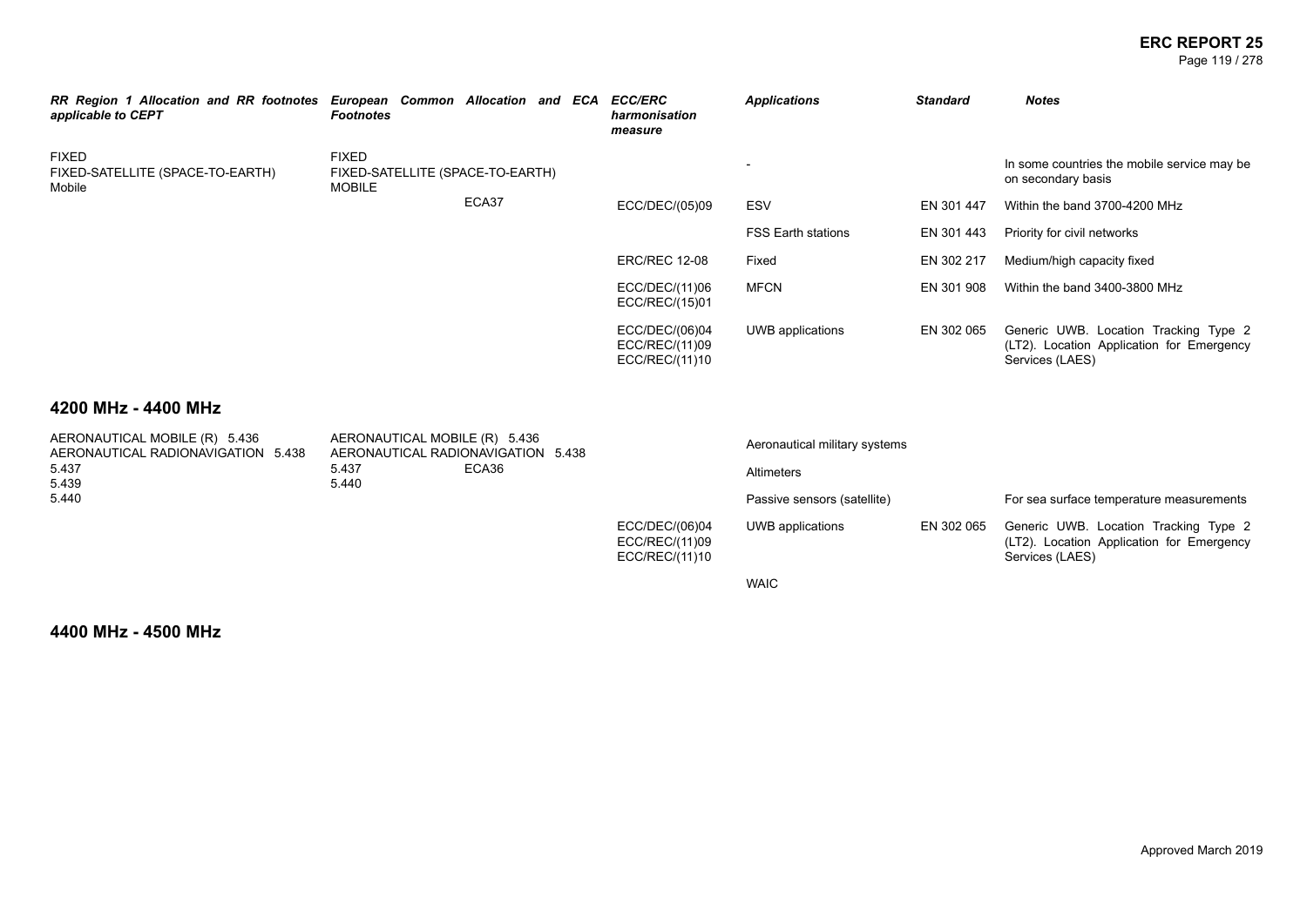| *RR Region 1 Allocation and RR footnotes applicable to CEPT* | *European Common Allocation and ECA Footnotes* | *ECC/ERC harmonisation measure* | *Applications* | *Standard* | *Notes* |
|---|---|---|---|---|---|
| FIXED<br>FIXED-SATELLITE (SPACE-TO-EARTH)<br>Mobile | FIXED<br>FIXED-SATELLITE (SPACE-TO-EARTH)<br>MOBILE | | - | | In some countries the mobile service may be on secondary basis |
| | ECA37 | ECC/DEC/(05)09 | ESV | EN 301 447 | Within the band 3700-4200 MHz |
| | | | FSS Earth stations | EN 301 443 | Priority for civil networks |
| | | ERC/REC 12-08 | Fixed | EN 302 217 | Medium/high capacity fixed |
| | | ECC/DEC/(11)06<br>ECC/REC/(15)01 | MFCN | EN 301 908 | Within the band 3400-3800 MHz |
| | | ECC/DEC/(06)04<br>ECC/REC/(11)09<br>ECC/REC/(11)10 | UWB applications | EN 302 065 | Generic UWB. Location Tracking Type 2 (LT2). Location Application for Emergency Services (LAES) |

## 4200 MHz - 4400 MHz

| *RR Region 1 Allocation and RR footnotes applicable to CEPT* | *European Common Allocation and ECA Footnotes* | *ECC/ERC harmonisation measure* | *Applications* | *Standard* | *Notes* |
|---|---|---|---|---|---|
| AERONAUTICAL MOBILE (R) 5.436<br>AERONAUTICAL RADIONAVIGATION 5.438<br>5.437<br>5.439<br>5.440 | AERONAUTICAL MOBILE (R) 5.436<br>AERONAUTICAL RADIONAVIGATION 5.438<br>5.437<br>5.440<br>ECA36 | | Aeronautical military systems | | |
| | | | Altimeters | | |
| | | | Passive sensors (satellite) | | For sea surface temperature measurements |
| | | ECC/DEC/(06)04<br>ECC/REC/(11)09<br>ECC/REC/(11)10 | UWB applications | EN 302 065 | Generic UWB. Location Tracking Type 2 (LT2). Location Application for Emergency Services (LAES) |
| | | | WAIC | | |

## 4400 MHz - 4500 MHz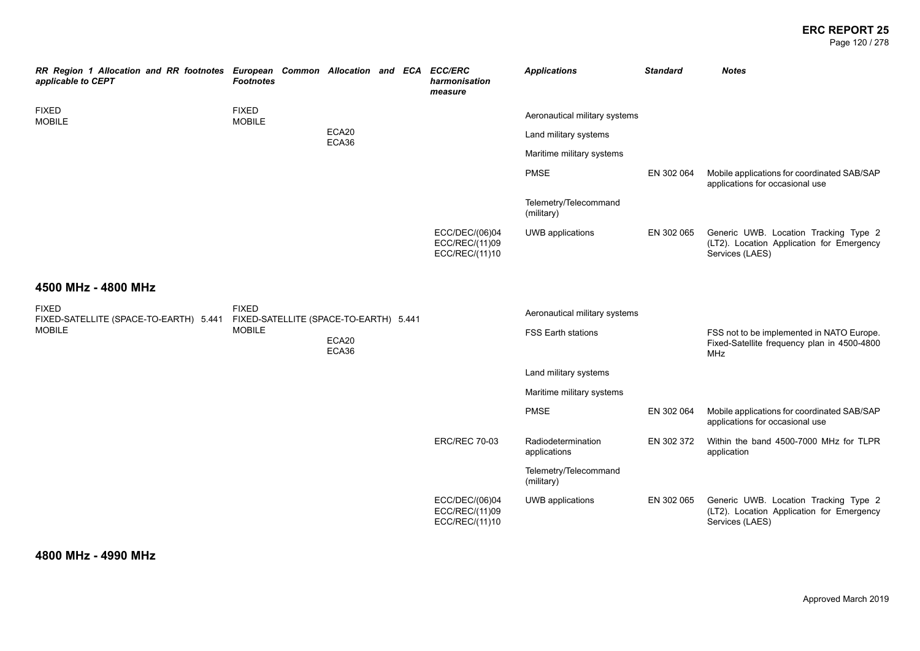| RR Region 1 Allocation and RR footnotes applicable to CEPT | European Common Allocation and ECA Footnotes | | ECC/ERC harmonisation measure | Applications | Standard | Notes |
|---|---|---|---|---|---|---|
| FIXED<br>MOBILE | FIXED<br>MOBILE | ECA20<br>ECA36 | | Aeronautical military systems | | |
| | | | | Land military systems | | |
| | | | | Maritime military systems | | |
| | | | | PMSE | EN 302 064 | Mobile applications for coordinated SAB/SAP applications for occasional use |
| | | | | Telemetry/Telecommand (military) | | |
| | | | ECC/DEC/(06)04<br>ECC/REC/(11)09<br>ECC/REC/(11)10 | UWB applications | EN 302 065 | Generic UWB. Location Tracking Type 2 (LT2). Location Application for Emergency Services (LAES) |

## 4500 MHz - 4800 MHz

| RR Region 1 Allocation and RR footnotes applicable to CEPT | European Common Allocation and ECA Footnotes | | ECC/ERC harmonisation measure | Applications | Standard | Notes |
|---|---|---|---|---|---|---|
| FIXED<br>FIXED-SATELLITE (SPACE-TO-EARTH) 5.441<br>MOBILE | FIXED<br>FIXED-SATELLITE (SPACE-TO-EARTH) 5.441<br>MOBILE | ECA20<br>ECA36 | | Aeronautical military systems | | |
| | | | | FSS Earth stations | | FSS not to be implemented in NATO Europe. Fixed-Satellite frequency plan in 4500-4800 MHz |
| | | | | Land military systems | | |
| | | | | Maritime military systems | | |
| | | | | PMSE | EN 302 064 | Mobile applications for coordinated SAB/SAP applications for occasional use |
| | | | ERC/REC 70-03 | Radiodetermination applications | EN 302 372 | Within the band 4500-7000 MHz for TLPR application |
| | | | | Telemetry/Telecommand (military) | | |
| | | | ECC/DEC/(06)04<br>ECC/REC/(11)09<br>ECC/REC/(11)10 | UWB applications | EN 302 065 | Generic UWB. Location Tracking Type 2 (LT2). Location Application for Emergency Services (LAES) |

## 4800 MHz - 4990 MHz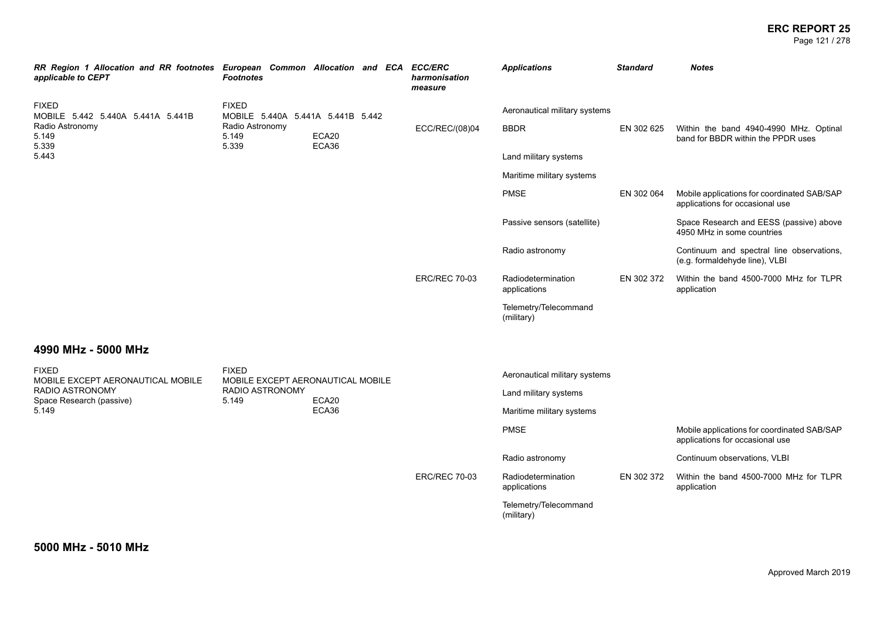| *RR Region 1 Allocation and RR footnotes applicable to CEPT* | *European Common Allocation and ECA Footnotes* | *ECC/ERC harmonisation measure* | *Applications* | *Standard* | *Notes* |
|---|---|---|---|---|---|
| FIXED<br>MOBILE 5.442 5.440A 5.441A 5.441B<br>Radio Astronomy<br>5.149<br>5.339<br>5.443 | FIXED<br>MOBILE 5.440A 5.441A 5.441B 5.442<br>Radio Astronomy<br>5.149 ECA20<br>5.339 ECA36 | | Aeronautical military systems | | |
| | | ECC/REC/(08)04 | BBDR | EN 302 625 | Within the band 4940-4990 MHz. Optinal band for BBDR within the PPDR uses |
| | | | Land military systems | | |
| | | | Maritime military systems | | |
| | | | PMSE | EN 302 064 | Mobile applications for coordinated SAB/SAP applications for occasional use |
| | | | Passive sensors (satellite) | | Space Research and EESS (passive) above 4950 MHz in some countries |
| | | | Radio astronomy | | Continuum and spectral line observations, (e.g. formaldehyde line), VLBI |
| | | ERC/REC 70-03 | Radiodetermination applications | EN 302 372 | Within the band 4500-7000 MHz for TLPR application |
| | | | Telemetry/Telecommand (military) | | |

## 4990 MHz - 5000 MHz

| *RR Region 1 Allocation and RR footnotes applicable to CEPT* | *European Common Allocation and ECA Footnotes* | *ECC/ERC harmonisation measure* | *Applications* | *Standard* | *Notes* |
|---|---|---|---|---|---|
| FIXED<br>MOBILE EXCEPT AERONAUTICAL MOBILE<br>RADIO ASTRONOMY<br>Space Research (passive)<br>5.149 | FIXED<br>MOBILE EXCEPT AERONAUTICAL MOBILE<br>RADIO ASTRONOMY<br>5.149 ECA20<br>ECA36 | | Aeronautical military systems | | |
| | | | Land military systems | | |
| | | | Maritime military systems | | |
| | | | PMSE | | Mobile applications for coordinated SAB/SAP applications for occasional use |
| | | | Radio astronomy | | Continuum observations, VLBI |
| | | ERC/REC 70-03 | Radiodetermination applications | EN 302 372 | Within the band 4500-7000 MHz for TLPR application |
| | | | Telemetry/Telecommand (military) | | |

## 5000 MHz - 5010 MHz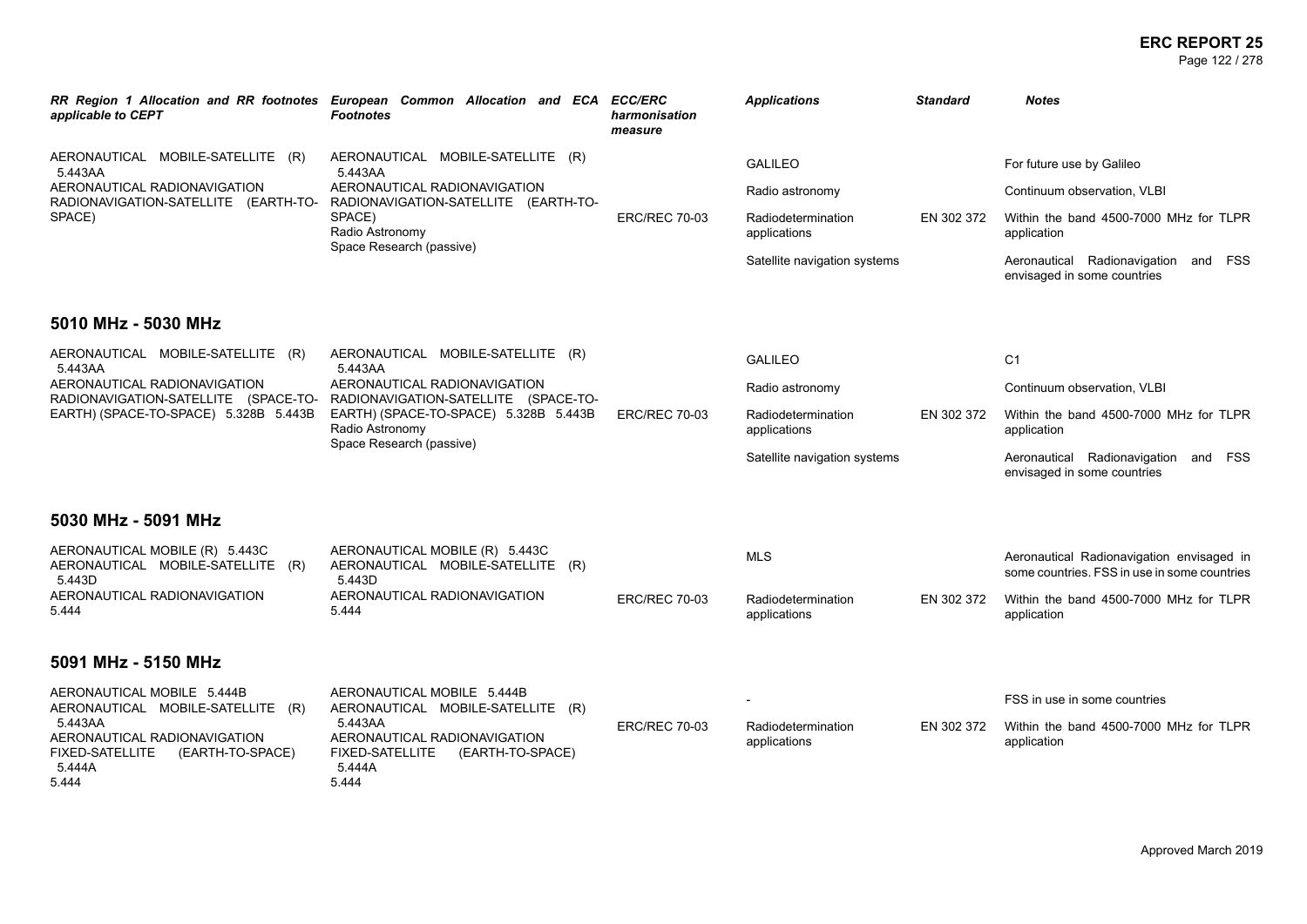| RR Region 1 Allocation and RR footnotes applicable to CEPT | European Common Allocation and ECA Footnotes | ECC/ERC harmonisation measure | Applications | Standard | Notes |
|---|---|---|---|---|---|
| AERONAUTICAL MOBILE-SATELLITE (R) 5.443AA<br>AERONAUTICAL RADIONAVIGATION<br>RADIONAVIGATION-SATELLITE (EARTH-TO-SPACE) | AERONAUTICAL MOBILE-SATELLITE (R) 5.443AA<br>AERONAUTICAL RADIONAVIGATION<br>RADIONAVIGATION-SATELLITE (EARTH-TO-SPACE)<br>Radio Astronomy<br>Space Research (passive) | ERC/REC 70-03 | GALILEO | | For future use by Galileo |
| | | | Radio astronomy | | Continuum observation, VLBI |
| | | | Radiodetermination applications | EN 302 372 | Within the band 4500-7000 MHz for TLPR application |
| | | | Satellite navigation systems | | Aeronautical Radionavigation and FSS envisaged in some countries |

## 5010 MHz - 5030 MHz

| RR Region 1 Allocation and RR footnotes applicable to CEPT | European Common Allocation and ECA Footnotes | ECC/ERC harmonisation measure | Applications | Standard | Notes |
|---|---|---|---|---|---|
| AERONAUTICAL MOBILE-SATELLITE (R) 5.443AA<br>AERONAUTICAL RADIONAVIGATION<br>RADIONAVIGATION-SATELLITE (SPACE-TO-EARTH) (SPACE-TO-SPACE) 5.328B 5.443B | AERONAUTICAL MOBILE-SATELLITE (R) 5.443AA<br>AERONAUTICAL RADIONAVIGATION<br>RADIONAVIGATION-SATELLITE (SPACE-TO-EARTH) (SPACE-TO-SPACE) 5.328B 5.443B<br>Radio Astronomy<br>Space Research (passive) | ERC/REC 70-03 | GALILEO | | C1 |
| | | | Radio astronomy | | Continuum observation, VLBI |
| | | | Radiodetermination applications | EN 302 372 | Within the band 4500-7000 MHz for TLPR application |
| | | | Satellite navigation systems | | Aeronautical Radionavigation and FSS envisaged in some countries |

## 5030 MHz - 5091 MHz

| RR Region 1 Allocation and RR footnotes applicable to CEPT | European Common Allocation and ECA Footnotes | ECC/ERC harmonisation measure | Applications | Standard | Notes |
|---|---|---|---|---|---|
| AERONAUTICAL MOBILE (R) 5.443C<br>AERONAUTICAL MOBILE-SATELLITE (R) 5.443D<br>AERONAUTICAL RADIONAVIGATION 5.444 | AERONAUTICAL MOBILE (R) 5.443C<br>AERONAUTICAL MOBILE-SATELLITE (R) 5.443D<br>AERONAUTICAL RADIONAVIGATION 5.444 | ERC/REC 70-03 | MLS | | Aeronautical Radionavigation envisaged in some countries. FSS in use in some countries |
| | | | Radiodetermination applications | EN 302 372 | Within the band 4500-7000 MHz for TLPR application |

## 5091 MHz - 5150 MHz

| RR Region 1 Allocation and RR footnotes applicable to CEPT | European Common Allocation and ECA Footnotes | ECC/ERC harmonisation measure | Applications | Standard | Notes |
|---|---|---|---|---|---|
| AERONAUTICAL MOBILE 5.444B<br>AERONAUTICAL MOBILE-SATELLITE (R) 5.443AA<br>AERONAUTICAL RADIONAVIGATION<br>FIXED-SATELLITE (EARTH-TO-SPACE) 5.444A<br>5.444 | AERONAUTICAL MOBILE 5.444B<br>AERONAUTICAL MOBILE-SATELLITE (R) 5.443AA<br>AERONAUTICAL RADIONAVIGATION<br>FIXED-SATELLITE (EARTH-TO-SPACE) 5.444A<br>5.444 | ERC/REC 70-03 | - | | FSS in use in some countries |
| | | | Radiodetermination applications | EN 302 372 | Within the band 4500-7000 MHz for TLPR application |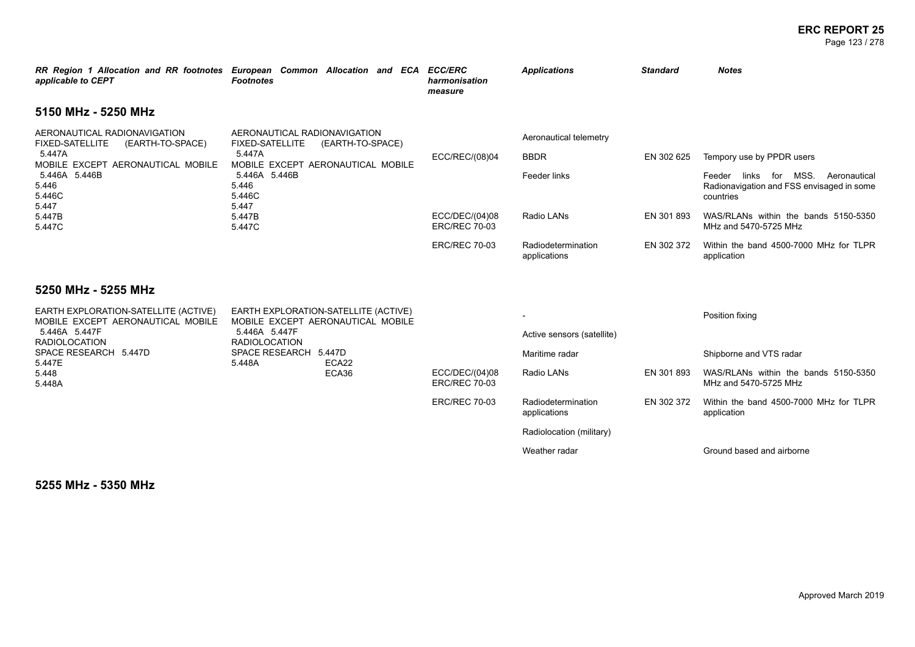| RR Region 1 Allocation and RR footnotes applicable to CEPT | European Common Allocation and ECA Footnotes | ECC/ERC harmonisation measure | Applications | Standard | Notes |
|---|---|---|---|---|---|

## 5150 MHz - 5250 MHz

| RR Region 1 Allocation and RR footnotes applicable to CEPT | European Common Allocation and ECA Footnotes | ECC/ERC harmonisation measure | Applications | Standard | Notes |
|---|---|---|---|---|---|
| AERONAUTICAL RADIONAVIGATION<br>FIXED-SATELLITE (EARTH-TO-SPACE) 5.447A<br>MOBILE EXCEPT AERONAUTICAL MOBILE 5.446A 5.446B<br>5.446<br>5.446C<br>5.447<br>5.447B<br>5.447C | AERONAUTICAL RADIONAVIGATION<br>FIXED-SATELLITE (EARTH-TO-SPACE) 5.447A<br>MOBILE EXCEPT AERONAUTICAL MOBILE 5.446A 5.446B<br>5.446<br>5.446C<br>5.447<br>5.447B<br>5.447C | | Aeronautical telemetry | | |
| | | ECC/REC/(08)04 | BBDR | EN 302 625 | Tempory use by PPDR users |
| | | | Feeder links | | Feeder links for MSS. Aeronautical Radionavigation and FSS envisaged in some countries |
| | | ECC/DEC/(04)08<br>ERC/REC 70-03 | Radio LANs | EN 301 893 | WAS/RLANs within the bands 5150-5350 MHz and 5470-5725 MHz |
| | | ERC/REC 70-03 | Radiodetermination applications | EN 302 372 | Within the band 4500-7000 MHz for TLPR application |

## 5250 MHz - 5255 MHz

| RR Region 1 Allocation and RR footnotes applicable to CEPT | European Common Allocation and ECA Footnotes | ECC/ERC harmonisation measure | Applications | Standard | Notes |
|---|---|---|---|---|---|
| EARTH EXPLORATION-SATELLITE (ACTIVE)<br>MOBILE EXCEPT AERONAUTICAL MOBILE 5.446A 5.447F<br>RADIOLOCATION<br>SPACE RESEARCH 5.447D<br>5.447E<br>5.448<br>5.448A | EARTH EXPLORATION-SATELLITE (ACTIVE)<br>MOBILE EXCEPT AERONAUTICAL MOBILE 5.446A 5.447F<br>RADIOLOCATION<br>SPACE RESEARCH 5.447D<br>5.448A ECA22<br>ECA36 | | - | | Position fixing |
| | | | Active sensors (satellite) | | |
| | | | Maritime radar | | Shipborne and VTS radar |
| | | ECC/DEC/(04)08<br>ERC/REC 70-03 | Radio LANs | EN 301 893 | WAS/RLANs within the bands 5150-5350 MHz and 5470-5725 MHz |
| | | ERC/REC 70-03 | Radiodetermination applications | EN 302 372 | Within the band 4500-7000 MHz for TLPR application |
| | | | Radiolocation (military) | | |
| | | | Weather radar | | Ground based and airborne |

## 5255 MHz - 5350 MHz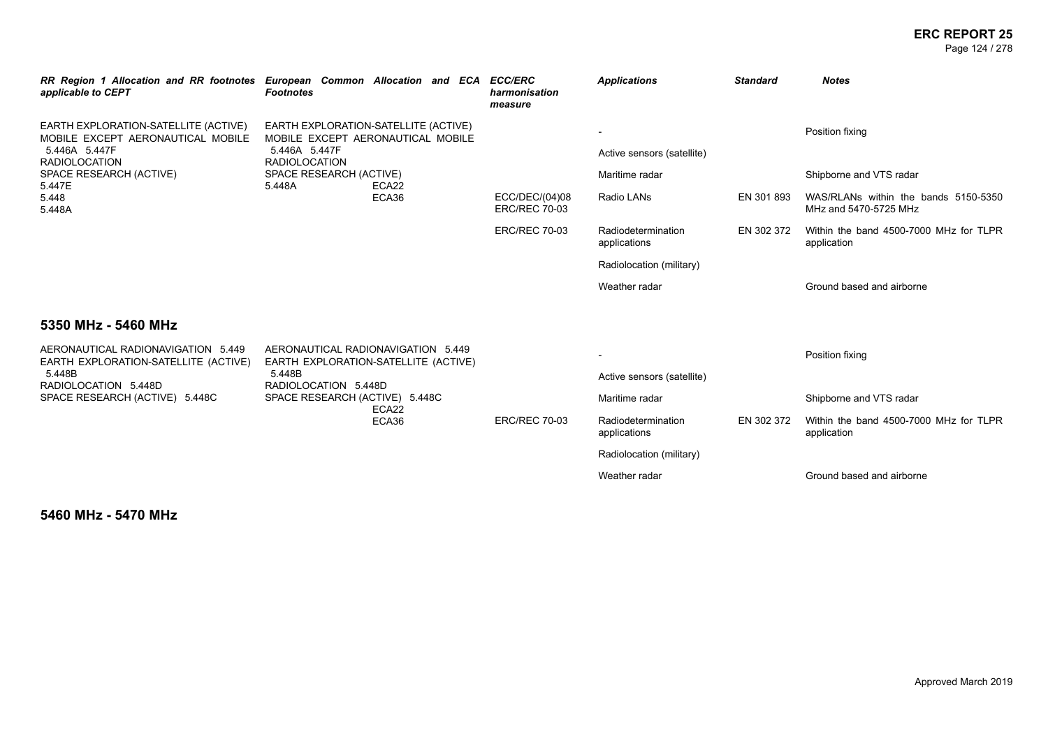| RR Region 1 Allocation and RR footnotes applicable to CEPT | European Common Allocation and ECA Footnotes | ECC/ERC harmonisation measure | Applications | Standard | Notes |
|---|---|---|---|---|---|
| EARTH EXPLORATION-SATELLITE (ACTIVE)<br>MOBILE EXCEPT AERONAUTICAL MOBILE 5.446A 5.447F<br>RADIOLOCATION<br>SPACE RESEARCH (ACTIVE)<br>5.447E<br>5.448<br>5.448A | EARTH EXPLORATION-SATELLITE (ACTIVE)<br>MOBILE EXCEPT AERONAUTICAL MOBILE 5.446A 5.447F<br>RADIOLOCATION<br>SPACE RESEARCH (ACTIVE)<br>5.448A ECA22<br>ECA36 | | - | | Position fixing |
| | | | Active sensors (satellite) | | |
| | | | Maritime radar | | Shipborne and VTS radar |
| | | ECC/DEC/(04)08<br>ERC/REC 70-03 | Radio LANs | EN 301 893 | WAS/RLANs within the bands 5150-5350 MHz and 5470-5725 MHz |
| | | ERC/REC 70-03 | Radiodetermination applications | EN 302 372 | Within the band 4500-7000 MHz for TLPR application |
| | | | Radiolocation (military) | | |
| | | | Weather radar | | Ground based and airborne |

## 5350 MHz - 5460 MHz

| RR Region 1 Allocation and RR footnotes applicable to CEPT | European Common Allocation and ECA Footnotes | ECC/ERC harmonisation measure | Applications | Standard | Notes |
|---|---|---|---|---|---|
| AERONAUTICAL RADIONAVIGATION 5.449<br>EARTH EXPLORATION-SATELLITE (ACTIVE) 5.448B<br>RADIOLOCATION 5.448D<br>SPACE RESEARCH (ACTIVE) 5.448C | AERONAUTICAL RADIONAVIGATION 5.449<br>EARTH EXPLORATION-SATELLITE (ACTIVE) 5.448B<br>RADIOLOCATION 5.448D<br>SPACE RESEARCH (ACTIVE) 5.448C<br>ECA22<br>ECA36 | | - | | Position fixing |
| | | | Active sensors (satellite) | | |
| | | | Maritime radar | | Shipborne and VTS radar |
| | | ERC/REC 70-03 | Radiodetermination applications | EN 302 372 | Within the band 4500-7000 MHz for TLPR application |
| | | | Radiolocation (military) | | |
| | | | Weather radar | | Ground based and airborne |

## 5460 MHz - 5470 MHz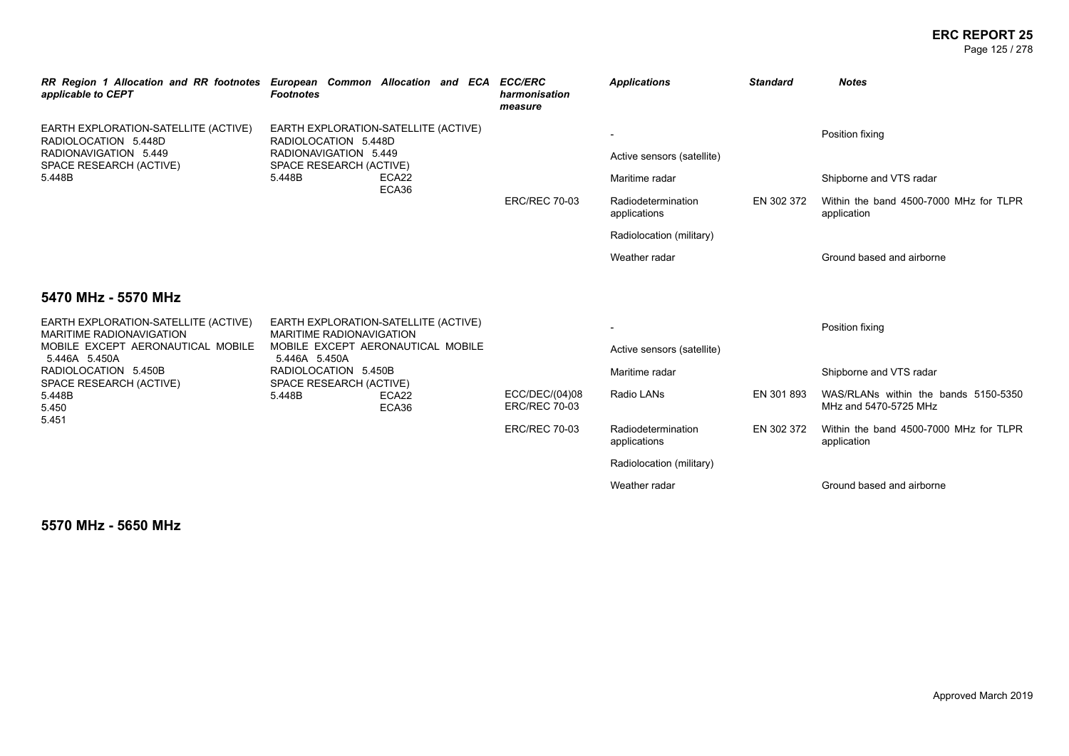| *RR Region 1 Allocation and RR footnotes applicable to CEPT* | *European Common Allocation and ECA Footnotes* | *ECC/ERC harmonisation measure* | *Applications* | *Standard* | *Notes* |
|---|---|---|---|---|---|
| EARTH EXPLORATION-SATELLITE (ACTIVE) RADIOLOCATION 5.448D RADIONAVIGATION 5.449 SPACE RESEARCH (ACTIVE) 5.448B | EARTH EXPLORATION-SATELLITE (ACTIVE) RADIOLOCATION 5.448D RADIONAVIGATION 5.449 SPACE RESEARCH (ACTIVE) 5.448B ECA22 ECA36 | | - | | Position fixing |
| | | | Active sensors (satellite) | | |
| | | | Maritime radar | | Shipborne and VTS radar |
| | | ERC/REC 70-03 | Radiodetermination applications | EN 302 372 | Within the band 4500-7000 MHz for TLPR application |
| | | | Radiolocation (military) | | |
| | | | Weather radar | | Ground based and airborne |

## 5470 MHz - 5570 MHz

| *RR Region 1 Allocation and RR footnotes applicable to CEPT* | *European Common Allocation and ECA Footnotes* | *ECC/ERC harmonisation measure* | *Applications* | *Standard* | *Notes* |
|---|---|---|---|---|---|
| EARTH EXPLORATION-SATELLITE (ACTIVE) MARITIME RADIONAVIGATION MOBILE EXCEPT AERONAUTICAL MOBILE 5.446A 5.450A RADIOLOCATION 5.450B SPACE RESEARCH (ACTIVE) 5.448B 5.450 5.451 | EARTH EXPLORATION-SATELLITE (ACTIVE) MARITIME RADIONAVIGATION MOBILE EXCEPT AERONAUTICAL MOBILE 5.446A 5.450A RADIOLOCATION 5.450B SPACE RESEARCH (ACTIVE) 5.448B ECA22 ECA36 | | - | | Position fixing |
| | | | Active sensors (satellite) | | |
| | | | Maritime radar | | Shipborne and VTS radar |
| | | ECC/DEC/(04)08 ERC/REC 70-03 | Radio LANs | EN 301 893 | WAS/RLANs within the bands 5150-5350 MHz and 5470-5725 MHz |
| | | ERC/REC 70-03 | Radiodetermination applications | EN 302 372 | Within the band 4500-7000 MHz for TLPR application |
| | | | Radiolocation (military) | | |
| | | | Weather radar | | Ground based and airborne |

## 5570 MHz - 5650 MHz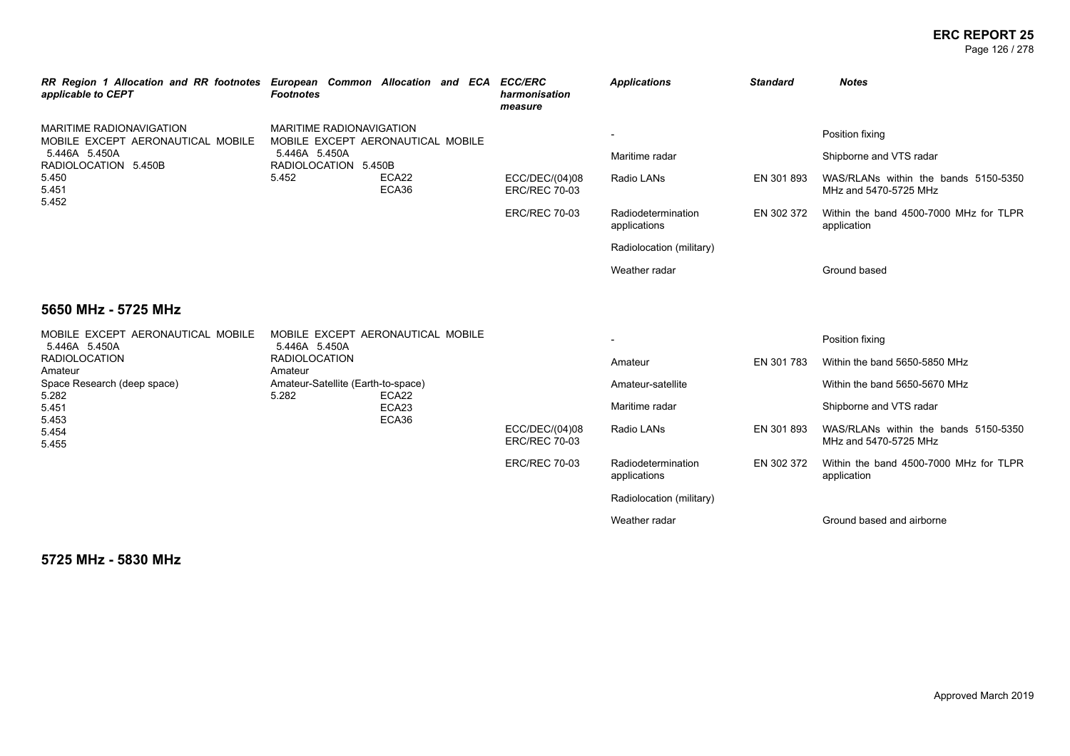| RR Region 1 Allocation and RR footnotes applicable to CEPT | European Common Allocation and ECA Footnotes | ECC/ERC harmonisation measure | Applications | Standard | Notes |
|---|---|---|---|---|---|
| MARITIME RADIONAVIGATION<br>MOBILE EXCEPT AERONAUTICAL MOBILE 5.446A 5.450A<br>RADIOLOCATION 5.450B<br>5.450<br>5.451<br>5.452 | MARITIME RADIONAVIGATION<br>MOBILE EXCEPT AERONAUTICAL MOBILE 5.446A 5.450A<br>RADIOLOCATION 5.450B<br>5.452 ECA22<br>ECA36 | | - | | Position fixing |
| | | | Maritime radar | | Shipborne and VTS radar |
| | | ECC/DEC/(04)08<br>ERC/REC 70-03 | Radio LANs | EN 301 893 | WAS/RLANs within the bands 5150-5350 MHz and 5470-5725 MHz |
| | | ERC/REC 70-03 | Radiodetermination applications | EN 302 372 | Within the band 4500-7000 MHz for TLPR application |
| | | | Radiolocation (military) | | |
| | | | Weather radar | | Ground based |

## 5650 MHz - 5725 MHz

| RR Region 1 Allocation and RR footnotes applicable to CEPT | European Common Allocation and ECA Footnotes | ECC/ERC harmonisation measure | Applications | Standard | Notes |
|---|---|---|---|---|---|
| MOBILE EXCEPT AERONAUTICAL MOBILE 5.446A 5.450A<br>RADIOLOCATION<br>Amateur<br>Space Research (deep space)<br>5.282<br>5.451<br>5.453<br>5.454<br>5.455 | MOBILE EXCEPT AERONAUTICAL MOBILE 5.446A 5.450A<br>RADIOLOCATION<br>Amateur<br>Amateur-Satellite (Earth-to-space)<br>5.282 ECA22<br>ECA23<br>ECA36 | | - | | Position fixing |
| | | | Amateur | EN 301 783 | Within the band 5650-5850 MHz |
| | | | Amateur-satellite | | Within the band 5650-5670 MHz |
| | | | Maritime radar | | Shipborne and VTS radar |
| | | ECC/DEC/(04)08<br>ERC/REC 70-03 | Radio LANs | EN 301 893 | WAS/RLANs within the bands 5150-5350 MHz and 5470-5725 MHz |
| | | ERC/REC 70-03 | Radiodetermination applications | EN 302 372 | Within the band 4500-7000 MHz for TLPR application |
| | | | Radiolocation (military) | | |
| | | | Weather radar | | Ground based and airborne |

## 5725 MHz - 5830 MHz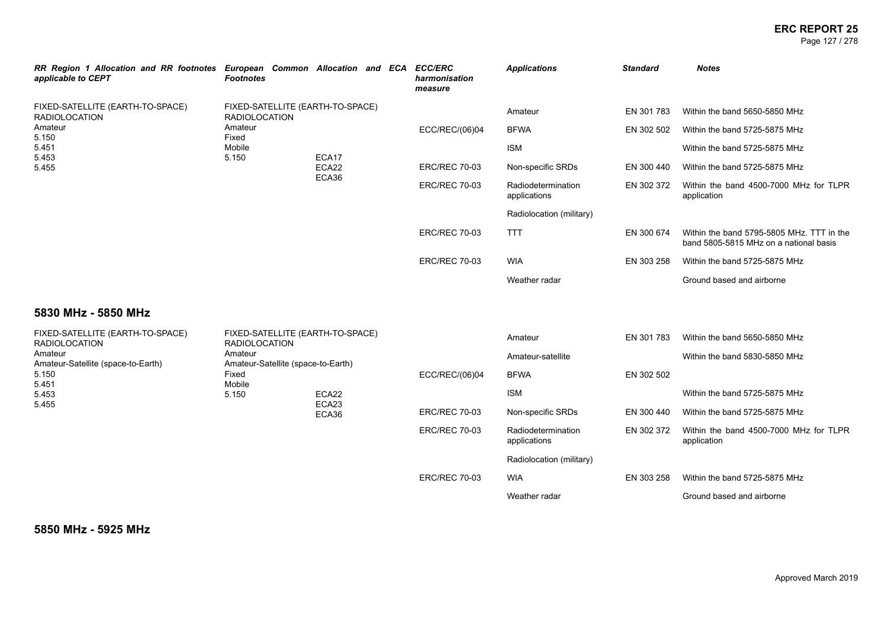| RR Region 1 Allocation and RR footnotes applicable to CEPT | European Common Allocation and ECA Footnotes | | ECC/ERC harmonisation measure | Applications | Standard | Notes |
|---|---|---|---|---|---|---|
| FIXED-SATELLITE (EARTH-TO-SPACE)<br>RADIOLOCATION<br>Amateur<br>5.150<br>5.451<br>5.453<br>5.455 | FIXED-SATELLITE (EARTH-TO-SPACE)<br>RADIOLOCATION<br>Amateur<br>Fixed<br>Mobile<br>5.150 | ECA17<br>ECA22<br>ECA36 | | Amateur | EN 301 783 | Within the band 5650-5850 MHz |
| | | | ECC/REC/(06)04 | BFWA | EN 302 502 | Within the band 5725-5875 MHz |
| | | | | ISM | | Within the band 5725-5875 MHz |
| | | | ERC/REC 70-03 | Non-specific SRDs | EN 300 440 | Within the band 5725-5875 MHz |
| | | | ERC/REC 70-03 | Radiodetermination applications | EN 302 372 | Within the band 4500-7000 MHz for TLPR application |
| | | | | Radiolocation (military) | | |
| | | | ERC/REC 70-03 | TTT | EN 300 674 | Within the band 5795-5805 MHz. TTT in the band 5805-5815 MHz on a national basis |
| | | | ERC/REC 70-03 | WIA | EN 303 258 | Within the band 5725-5875 MHz |
| | | | | Weather radar | | Ground based and airborne |

## 5830 MHz - 5850 MHz

| RR Region 1 Allocation and RR footnotes applicable to CEPT | European Common Allocation and ECA Footnotes | | ECC/ERC harmonisation measure | Applications | Standard | Notes |
|---|---|---|---|---|---|---|
| FIXED-SATELLITE (EARTH-TO-SPACE)<br>RADIOLOCATION<br>Amateur<br>Amateur-Satellite (space-to-Earth)<br>5.150<br>5.451<br>5.453<br>5.455 | FIXED-SATELLITE (EARTH-TO-SPACE)<br>RADIOLOCATION<br>Amateur<br>Amateur-Satellite (space-to-Earth)<br>Fixed<br>Mobile<br>5.150 | ECA22<br>ECA23<br>ECA36 | | Amateur | EN 301 783 | Within the band 5650-5850 MHz |
| | | | | Amateur-satellite | | Within the band 5830-5850 MHz |
| | | | ECC/REC/(06)04 | BFWA | EN 302 502 | |
| | | | | ISM | | Within the band 5725-5875 MHz |
| | | | ERC/REC 70-03 | Non-specific SRDs | EN 300 440 | Within the band 5725-5875 MHz |
| | | | ERC/REC 70-03 | Radiodetermination applications | EN 302 372 | Within the band 4500-7000 MHz for TLPR application |
| | | | | Radiolocation (military) | | |
| | | | ERC/REC 70-03 | WIA | EN 303 258 | Within the band 5725-5875 MHz |
| | | | | Weather radar | | Ground based and airborne |

## 5850 MHz - 5925 MHz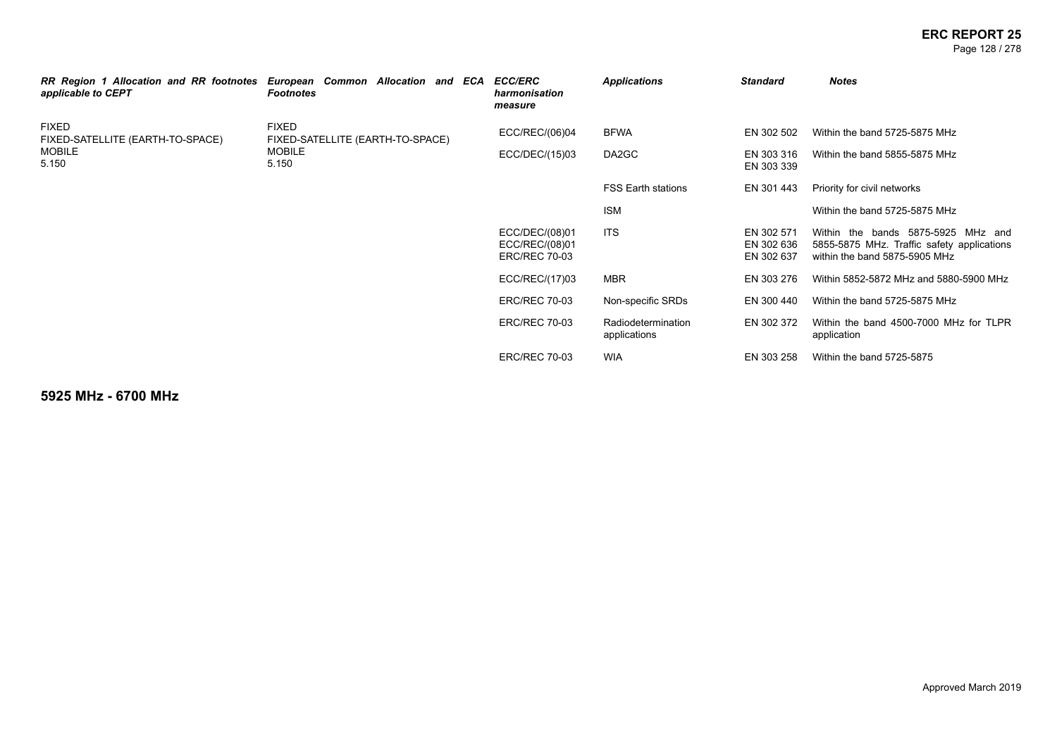| RR Region 1 Allocation and RR footnotes applicable to CEPT | European Common Allocation and ECA Footnotes | ECC/ERC harmonisation measure | Applications | Standard | Notes |
|---|---|---|---|---|---|
| FIXED<br>FIXED-SATELLITE (EARTH-TO-SPACE)<br>MOBILE<br>5.150 | FIXED<br>FIXED-SATELLITE (EARTH-TO-SPACE)<br>MOBILE<br>5.150 | ECC/REC/(06)04 | BFWA | EN 302 502 | Within the band 5725-5875 MHz |
| | | ECC/DEC/(15)03 | DA2GC | EN 303 316<br>EN 303 339 | Within the band 5855-5875 MHz |
| | | | FSS Earth stations | EN 301 443 | Priority for civil networks |
| | | | ISM | | Within the band 5725-5875 MHz |
| | | ECC/DEC/(08)01<br>ECC/REC/(08)01<br>ERC/REC 70-03 | ITS | EN 302 571<br>EN 302 636<br>EN 302 637 | Within the bands 5875-5925 MHz and 5855-5875 MHz. Traffic safety applications within the band 5875-5905 MHz |
| | | ECC/REC/(17)03 | MBR | EN 303 276 | Within 5852-5872 MHz and 5880-5900 MHz |
| | | ERC/REC 70-03 | Non-specific SRDs | EN 300 440 | Within the band 5725-5875 MHz |
| | | ERC/REC 70-03 | Radiodetermination applications | EN 302 372 | Within the band 4500-7000 MHz for TLPR application |
| | | ERC/REC 70-03 | WIA | EN 303 258 | Within the band 5725-5875 |

## 5925 MHz - 6700 MHz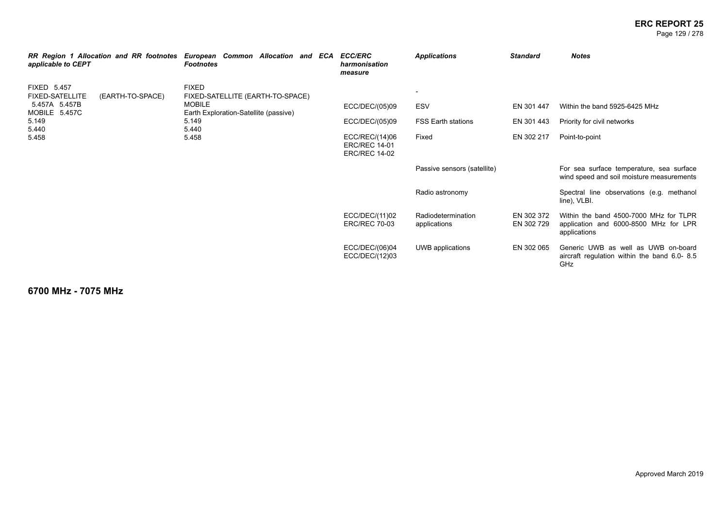| RR Region 1 Allocation and RR footnotes applicable to CEPT | European Common Allocation and ECA Footnotes | ECC/ERC harmonisation measure | Applications | Standard | Notes |
|---|---|---|---|---|---|
| FIXED 5.457<br>FIXED-SATELLITE (EARTH-TO-SPACE) 5.457A 5.457B<br>MOBILE 5.457C<br>5.149<br>5.440<br>5.458 | FIXED<br>FIXED-SATELLITE (EARTH-TO-SPACE)<br>MOBILE<br>Earth Exploration-Satellite (passive)<br>5.149<br>5.440<br>5.458 | | - | | |
| | | ECC/DEC/(05)09 | ESV | EN 301 447 | Within the band 5925-6425 MHz |
| | | ECC/DEC/(05)09 | FSS Earth stations | EN 301 443 | Priority for civil networks |
| | | ECC/REC/(14)06<br>ERC/REC 14-01<br>ERC/REC 14-02 | Fixed | EN 302 217 | Point-to-point |
| | | | Passive sensors (satellite) | | For sea surface temperature, sea surface wind speed and soil moisture measurements |
| | | | Radio astronomy | | Spectral line observations (e.g. methanol line), VLBI. |
| | | ECC/DEC/(11)02<br>ERC/REC 70-03 | Radiodetermination applications | EN 302 372<br>EN 302 729 | Within the band 4500-7000 MHz for TLPR application and 6000-8500 MHz for LPR applications |
| | | ECC/DEC/(06)04<br>ECC/DEC/(12)03 | UWB applications | EN 302 065 | Generic UWB as well as UWB on-board aircraft regulation within the band 6.0- 8.5 GHz |

## 6700 MHz - 7075 MHz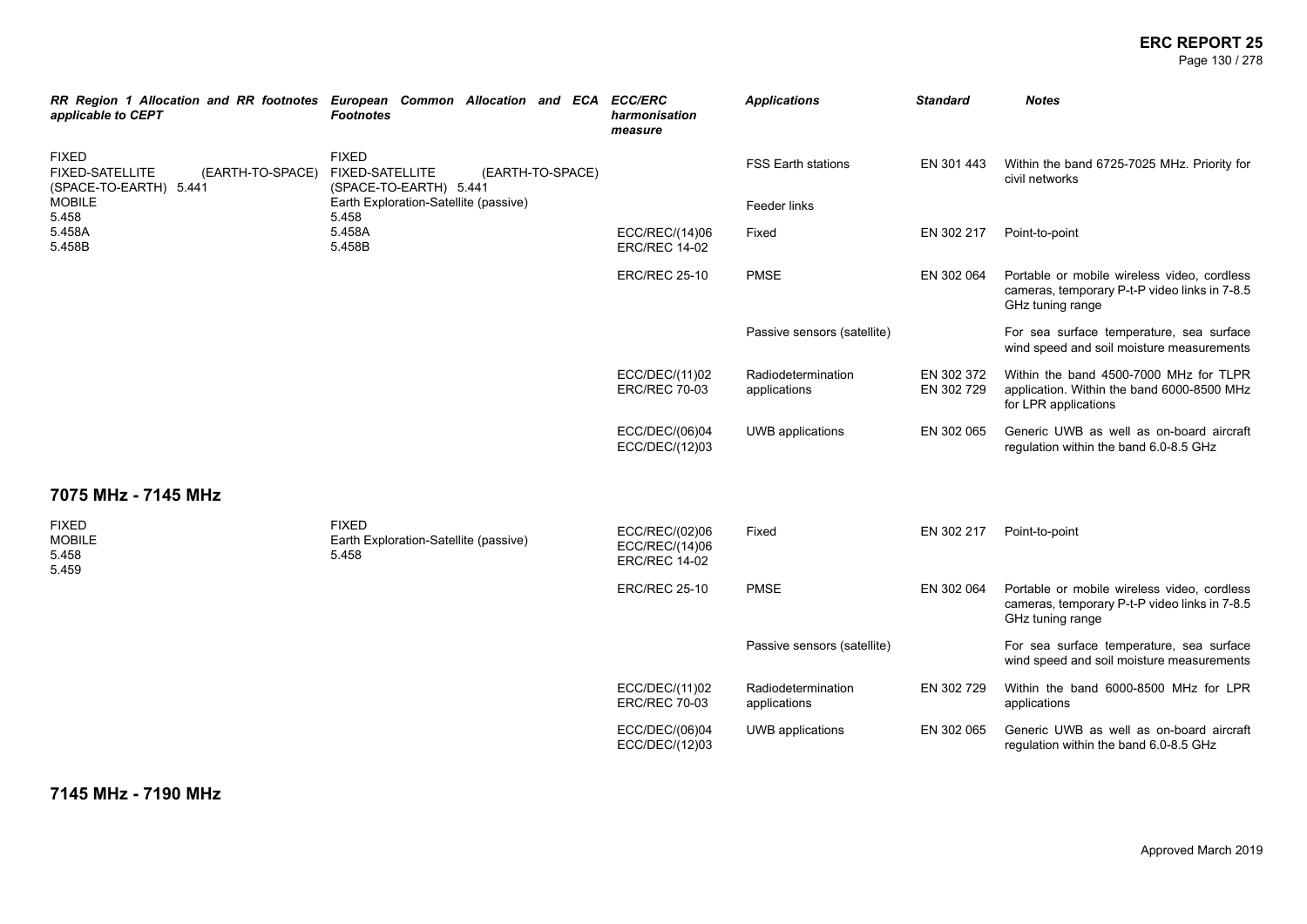| RR Region 1 Allocation and RR footnotes applicable to CEPT | European Common Allocation and ECA Footnotes | ECC/ERC harmonisation measure | Applications | Standard | Notes |
|---|---|---|---|---|---|
| FIXED<br>FIXED-SATELLITE (EARTH-TO-SPACE) (SPACE-TO-EARTH) 5.441<br>MOBILE<br>5.458<br>5.458A<br>5.458B | FIXED<br>FIXED-SATELLITE (EARTH-TO-SPACE) (SPACE-TO-EARTH) 5.441<br>Earth Exploration-Satellite (passive)<br>5.458<br>5.458A<br>5.458B | | FSS Earth stations | EN 301 443 | Within the band 6725-7025 MHz. Priority for civil networks |
| | | | Feeder links | | |
| | | ECC/REC/(14)06<br>ERC/REC 14-02 | Fixed | EN 302 217 | Point-to-point |
| | | ERC/REC 25-10 | PMSE | EN 302 064 | Portable or mobile wireless video, cordless cameras, temporary P-t-P video links in 7-8.5 GHz tuning range |
| | | | Passive sensors (satellite) | | For sea surface temperature, sea surface wind speed and soil moisture measurements |
| | | ECC/DEC/(11)02<br>ERC/REC 70-03 | Radiodetermination applications | EN 302 372<br>EN 302 729 | Within the band 4500-7000 MHz for TLPR application. Within the band 6000-8500 MHz for LPR applications |
| | | ECC/DEC/(06)04<br>ECC/DEC/(12)03 | UWB applications | EN 302 065 | Generic UWB as well as on-board aircraft regulation within the band 6.0-8.5 GHz |

## 7075 MHz - 7145 MHz

| RR Region 1 Allocation and RR footnotes applicable to CEPT | European Common Allocation and ECA Footnotes | ECC/ERC harmonisation measure | Applications | Standard | Notes |
|---|---|---|---|---|---|
| FIXED<br>MOBILE<br>5.458<br>5.459 | FIXED<br>Earth Exploration-Satellite (passive)<br>5.458 | ECC/REC/(02)06<br>ECC/REC/(14)06<br>ERC/REC 14-02 | Fixed | EN 302 217 | Point-to-point |
| | | ERC/REC 25-10 | PMSE | EN 302 064 | Portable or mobile wireless video, cordless cameras, temporary P-t-P video links in 7-8.5 GHz tuning range |
| | | | Passive sensors (satellite) | | For sea surface temperature, sea surface wind speed and soil moisture measurements |
| | | ECC/DEC/(11)02<br>ERC/REC 70-03 | Radiodetermination applications | EN 302 729 | Within the band 6000-8500 MHz for LPR applications |
| | | ECC/DEC/(06)04<br>ECC/DEC/(12)03 | UWB applications | EN 302 065 | Generic UWB as well as on-board aircraft regulation within the band 6.0-8.5 GHz |

## 7145 MHz - 7190 MHz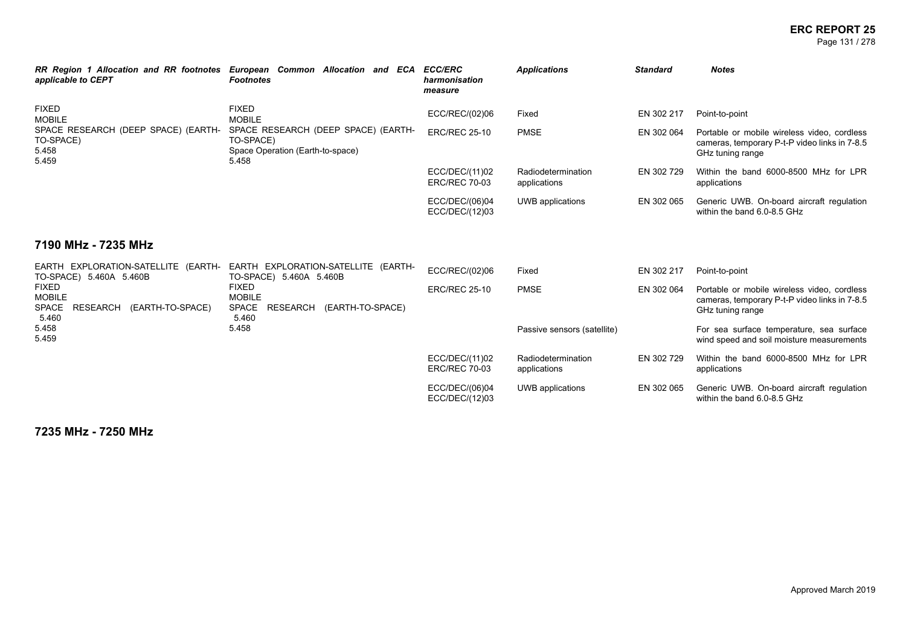| RR Region 1 Allocation and RR footnotes applicable to CEPT | European Common Allocation and ECA Footnotes | ECC/ERC harmonisation measure | Applications | Standard | Notes |
|---|---|---|---|---|---|
| FIXED<br>MOBILE<br>SPACE RESEARCH (DEEP SPACE) (EARTH-TO-SPACE)<br>5.458<br>5.459 | FIXED<br>MOBILE<br>SPACE RESEARCH (DEEP SPACE) (EARTH-TO-SPACE)<br>Space Operation (Earth-to-space)<br>5.458 | ECC/REC/(02)06 | Fixed | EN 302 217 | Point-to-point |
| | | ERC/REC 25-10 | PMSE | EN 302 064 | Portable or mobile wireless video, cordless cameras, temporary P-t-P video links in 7-8.5 GHz tuning range |
| | | ECC/DEC/(11)02<br>ERC/REC 70-03 | Radiodetermination applications | EN 302 729 | Within the band 6000-8500 MHz for LPR applications |
| | | ECC/DEC/(06)04<br>ECC/DEC/(12)03 | UWB applications | EN 302 065 | Generic UWB. On-board aircraft regulation within the band 6.0-8.5 GHz |

## 7190 MHz - 7235 MHz

| RR Region 1 Allocation and RR footnotes applicable to CEPT | European Common Allocation and ECA Footnotes | ECC/ERC harmonisation measure | Applications | Standard | Notes |
|---|---|---|---|---|---|
| EARTH EXPLORATION-SATELLITE (EARTH-TO-SPACE) 5.460A 5.460B<br>FIXED<br>MOBILE<br>SPACE RESEARCH (EARTH-TO-SPACE) 5.460<br>5.458<br>5.459 | EARTH EXPLORATION-SATELLITE (EARTH-TO-SPACE) 5.460A 5.460B<br>FIXED<br>MOBILE<br>SPACE RESEARCH (EARTH-TO-SPACE) 5.460<br>5.458 | ECC/REC/(02)06 | Fixed | EN 302 217 | Point-to-point |
| | | ERC/REC 25-10 | PMSE | EN 302 064 | Portable or mobile wireless video, cordless cameras, temporary P-t-P video links in 7-8.5 GHz tuning range |
| | | | Passive sensors (satellite) | | For sea surface temperature, sea surface wind speed and soil moisture measurements |
| | | ECC/DEC/(11)02<br>ERC/REC 70-03 | Radiodetermination applications | EN 302 729 | Within the band 6000-8500 MHz for LPR applications |
| | | ECC/DEC/(06)04<br>ECC/DEC/(12)03 | UWB applications | EN 302 065 | Generic UWB. On-board aircraft regulation within the band 6.0-8.5 GHz |

## 7235 MHz - 7250 MHz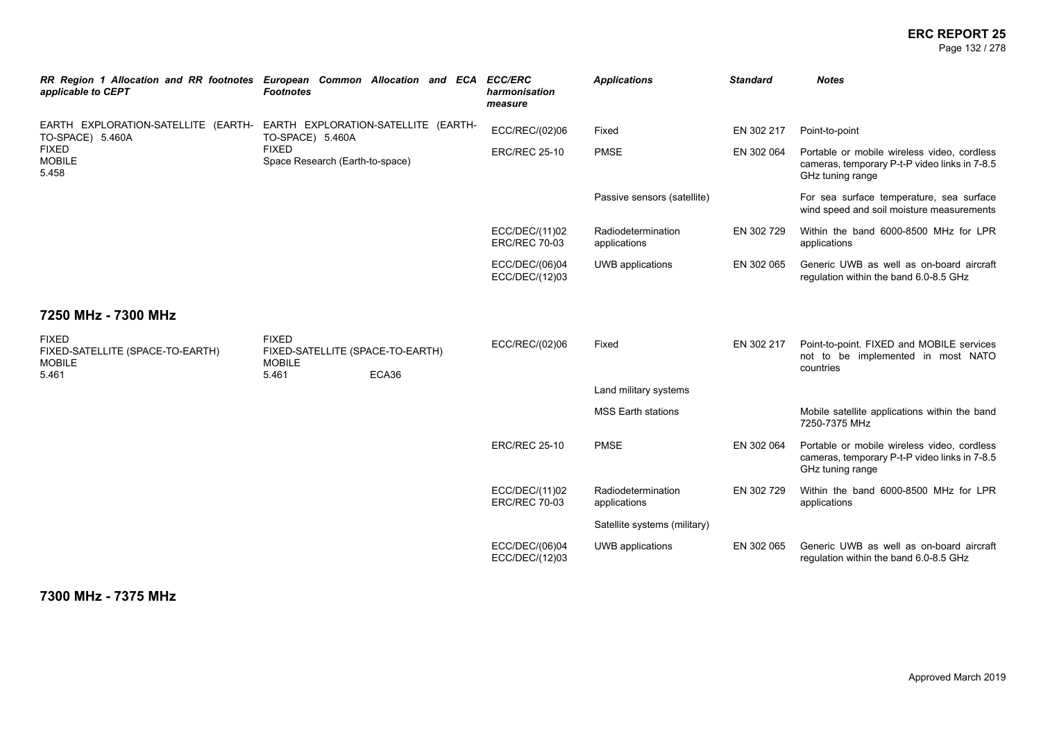| *RR Region 1 Allocation and RR footnotes applicable to CEPT* | *European Common Allocation and ECA Footnotes* | *ECC/ERC harmonisation measure* | *Applications* | *Standard* | *Notes* |
|---|---|---|---|---|---|
| EARTH EXPLORATION-SATELLITE (EARTH-TO-SPACE) 5.460A<br>FIXED<br>MOBILE<br>5.458 | EARTH EXPLORATION-SATELLITE (EARTH-TO-SPACE) 5.460A<br>FIXED<br>Space Research (Earth-to-space) | ECC/REC/(02)06 | Fixed | EN 302 217 | Point-to-point |
| | | ERC/REC 25-10 | PMSE | EN 302 064 | Portable or mobile wireless video, cordless cameras, temporary P-t-P video links in 7-8.5 GHz tuning range |
| | | | Passive sensors (satellite) | | For sea surface temperature, sea surface wind speed and soil moisture measurements |
| | | ECC/DEC/(11)02<br>ERC/REC 70-03 | Radiodetermination applications | EN 302 729 | Within the band 6000-8500 MHz for LPR applications |
| | | ECC/DEC/(06)04<br>ECC/DEC/(12)03 | UWB applications | EN 302 065 | Generic UWB as well as on-board aircraft regulation within the band 6.0-8.5 GHz |

## 7250 MHz - 7300 MHz

| *RR Region 1 Allocation and RR footnotes applicable to CEPT* | *European Common Allocation and ECA Footnotes* | *ECC/ERC harmonisation measure* | *Applications* | *Standard* | *Notes* |
|---|---|---|---|---|---|
| FIXED<br>FIXED-SATELLITE (SPACE-TO-EARTH)<br>MOBILE<br>5.461 | FIXED<br>FIXED-SATELLITE (SPACE-TO-EARTH)<br>MOBILE<br>5.461 ECA36 | ECC/REC/(02)06 | Fixed | EN 302 217 | Point-to-point. FIXED and MOBILE services not to be implemented in most NATO countries |
| | | | Land military systems | | |
| | | | MSS Earth stations | | Mobile satellite applications within the band 7250-7375 MHz |
| | | ERC/REC 25-10 | PMSE | EN 302 064 | Portable or mobile wireless video, cordless cameras, temporary P-t-P video links in 7-8.5 GHz tuning range |
| | | ECC/DEC/(11)02<br>ERC/REC 70-03 | Radiodetermination applications | EN 302 729 | Within the band 6000-8500 MHz for LPR applications |
| | | | Satellite systems (military) | | |
| | | ECC/DEC/(06)04<br>ECC/DEC/(12)03 | UWB applications | EN 302 065 | Generic UWB as well as on-board aircraft regulation within the band 6.0-8.5 GHz |

## 7300 MHz - 7375 MHz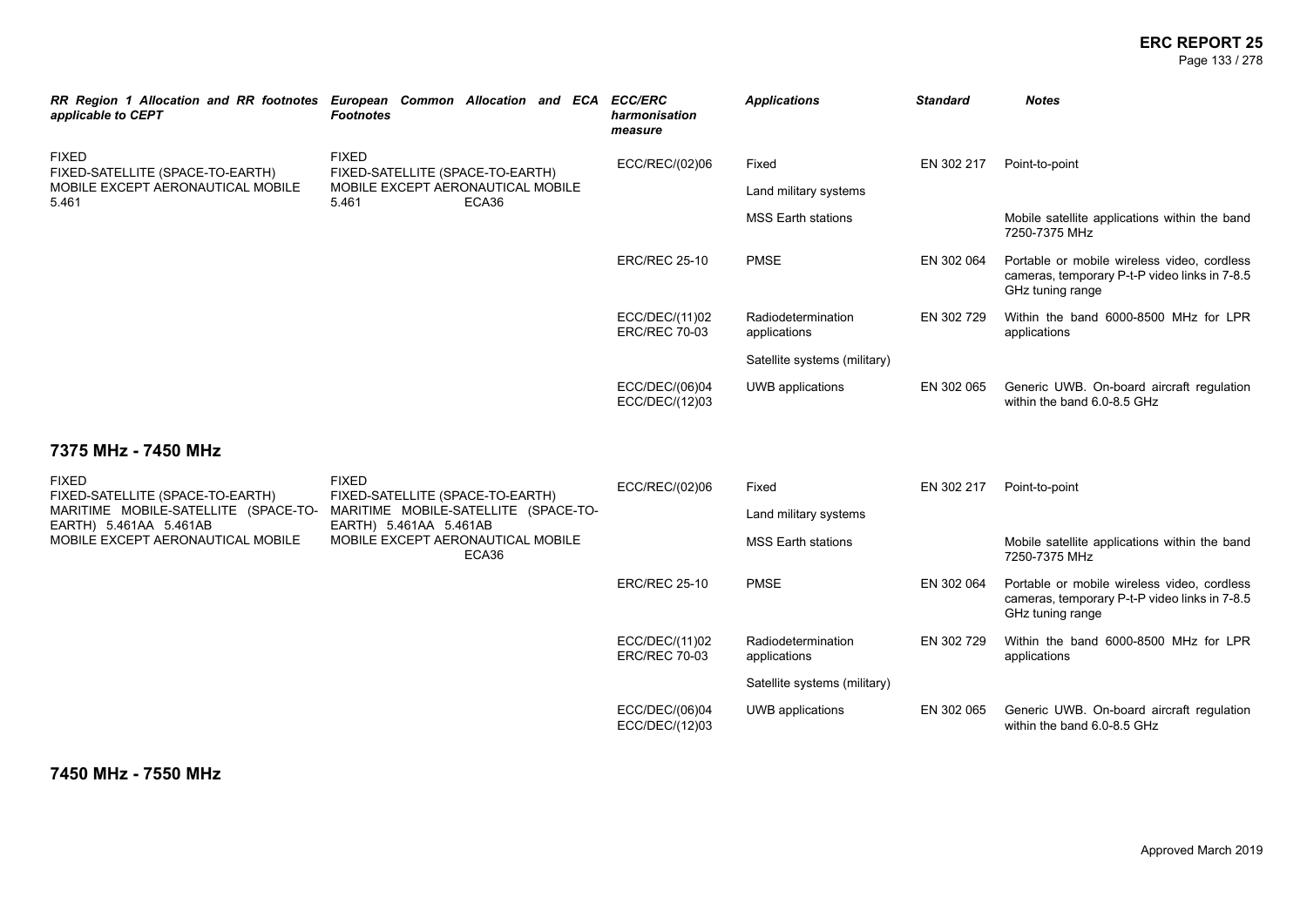| RR Region 1 Allocation and RR footnotes applicable to CEPT | European Common Allocation and ECA Footnotes | ECC/ERC harmonisation measure | Applications | Standard | Notes |
|---|---|---|---|---|---|
| FIXED<br>FIXED-SATELLITE (SPACE-TO-EARTH)<br>MOBILE EXCEPT AERONAUTICAL MOBILE<br>5.461 | FIXED<br>FIXED-SATELLITE (SPACE-TO-EARTH)<br>MOBILE EXCEPT AERONAUTICAL MOBILE<br>5.461 ECA36 | ECC/REC/(02)06 | Fixed | EN 302 217 | Point-to-point |
| | | | Land military systems | | |
| | | | MSS Earth stations | | Mobile satellite applications within the band 7250-7375 MHz |
| | | ERC/REC 25-10 | PMSE | EN 302 064 | Portable or mobile wireless video, cordless cameras, temporary P-t-P video links in 7-8.5 GHz tuning range |
| | | ECC/DEC/(11)02<br>ERC/REC 70-03 | Radiodetermination applications | EN 302 729 | Within the band 6000-8500 MHz for LPR applications |
| | | | Satellite systems (military) | | |
| | | ECC/DEC/(06)04<br>ECC/DEC/(12)03 | UWB applications | EN 302 065 | Generic UWB. On-board aircraft regulation within the band 6.0-8.5 GHz |

## 7375 MHz - 7450 MHz

| RR Region 1 Allocation and RR footnotes applicable to CEPT | European Common Allocation and ECA Footnotes | ECC/ERC harmonisation measure | Applications | Standard | Notes |
|---|---|---|---|---|---|
| FIXED<br>FIXED-SATELLITE (SPACE-TO-EARTH)<br>MARITIME MOBILE-SATELLITE (SPACE-TO-EARTH) 5.461AA 5.461AB<br>MOBILE EXCEPT AERONAUTICAL MOBILE | FIXED<br>FIXED-SATELLITE (SPACE-TO-EARTH)<br>MARITIME MOBILE-SATELLITE (SPACE-TO-EARTH) 5.461AA 5.461AB<br>MOBILE EXCEPT AERONAUTICAL MOBILE<br>ECA36 | ECC/REC/(02)06 | Fixed | EN 302 217 | Point-to-point |
| | | | Land military systems | | |
| | | | MSS Earth stations | | Mobile satellite applications within the band 7250-7375 MHz |
| | | ERC/REC 25-10 | PMSE | EN 302 064 | Portable or mobile wireless video, cordless cameras, temporary P-t-P video links in 7-8.5 GHz tuning range |
| | | ECC/DEC/(11)02<br>ERC/REC 70-03 | Radiodetermination applications | EN 302 729 | Within the band 6000-8500 MHz for LPR applications |
| | | | Satellite systems (military) | | |
| | | ECC/DEC/(06)04<br>ECC/DEC/(12)03 | UWB applications | EN 302 065 | Generic UWB. On-board aircraft regulation within the band 6.0-8.5 GHz |

## 7450 MHz - 7550 MHz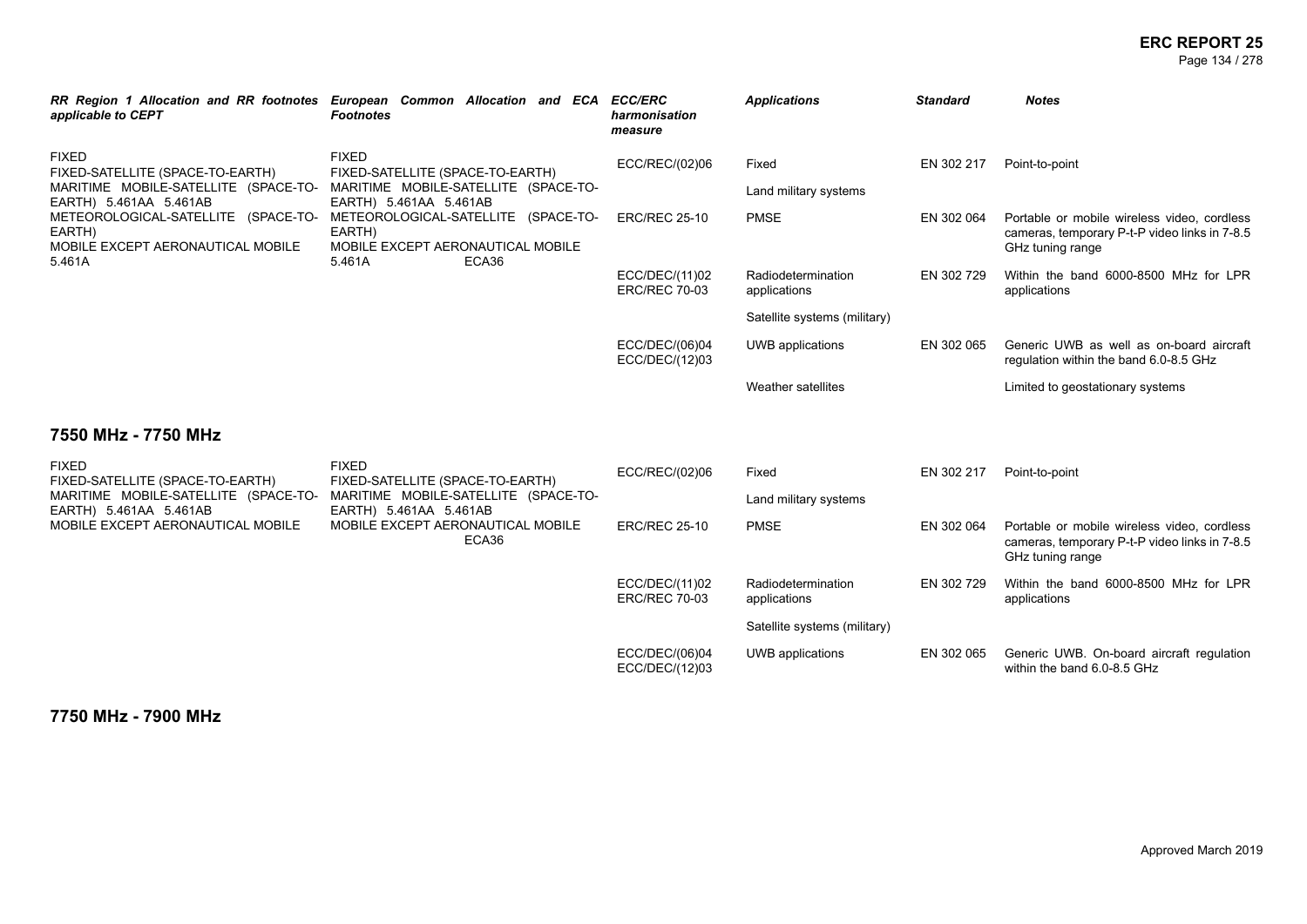| RR Region 1 Allocation and RR footnotes applicable to CEPT | European Common Allocation and ECA Footnotes | ECC/ERC harmonisation measure | Applications | Standard | Notes |
|---|---|---|---|---|---|
| FIXED<br>FIXED-SATELLITE (SPACE-TO-EARTH)<br>MARITIME MOBILE-SATELLITE (SPACE-TO-EARTH) 5.461AA 5.461AB<br>METEOROLOGICAL-SATELLITE (SPACE-TO-EARTH)<br>MOBILE EXCEPT AERONAUTICAL MOBILE<br>5.461A | FIXED<br>FIXED-SATELLITE (SPACE-TO-EARTH)<br>MARITIME MOBILE-SATELLITE (SPACE-TO-EARTH) 5.461AA 5.461AB<br>METEOROLOGICAL-SATELLITE (SPACE-TO-EARTH)<br>MOBILE EXCEPT AERONAUTICAL MOBILE<br>5.461A ECA36 | ECC/REC/(02)06 | Fixed | EN 302 217 | Point-to-point |
| | | | Land military systems | | |
| | | ERC/REC 25-10 | PMSE | EN 302 064 | Portable or mobile wireless video, cordless cameras, temporary P-t-P video links in 7-8.5 GHz tuning range |
| | | ECC/DEC/(11)02<br>ERC/REC 70-03 | Radiodetermination applications | EN 302 729 | Within the band 6000-8500 MHz for LPR applications |
| | | | Satellite systems (military) | | |
| | | ECC/DEC/(06)04<br>ECC/DEC/(12)03 | UWB applications | EN 302 065 | Generic UWB as well as on-board aircraft regulation within the band 6.0-8.5 GHz |
| | | | Weather satellites | | Limited to geostationary systems |

## 7550 MHz - 7750 MHz

| RR Region 1 Allocation and RR footnotes applicable to CEPT | European Common Allocation and ECA Footnotes | ECC/ERC harmonisation measure | Applications | Standard | Notes |
|---|---|---|---|---|---|
| FIXED<br>FIXED-SATELLITE (SPACE-TO-EARTH)<br>MARITIME MOBILE-SATELLITE (SPACE-TO-EARTH) 5.461AA 5.461AB<br>MOBILE EXCEPT AERONAUTICAL MOBILE | FIXED<br>FIXED-SATELLITE (SPACE-TO-EARTH)<br>MARITIME MOBILE-SATELLITE (SPACE-TO-EARTH) 5.461AA 5.461AB<br>MOBILE EXCEPT AERONAUTICAL MOBILE<br>ECA36 | ECC/REC/(02)06 | Fixed | EN 302 217 | Point-to-point |
| | | | Land military systems | | |
| | | ERC/REC 25-10 | PMSE | EN 302 064 | Portable or mobile wireless video, cordless cameras, temporary P-t-P video links in 7-8.5 GHz tuning range |
| | | ECC/DEC/(11)02<br>ERC/REC 70-03 | Radiodetermination applications | EN 302 729 | Within the band 6000-8500 MHz for LPR applications |
| | | | Satellite systems (military) | | |
| | | ECC/DEC/(06)04<br>ECC/DEC/(12)03 | UWB applications | EN 302 065 | Generic UWB. On-board aircraft regulation within the band 6.0-8.5 GHz |

## 7750 MHz - 7900 MHz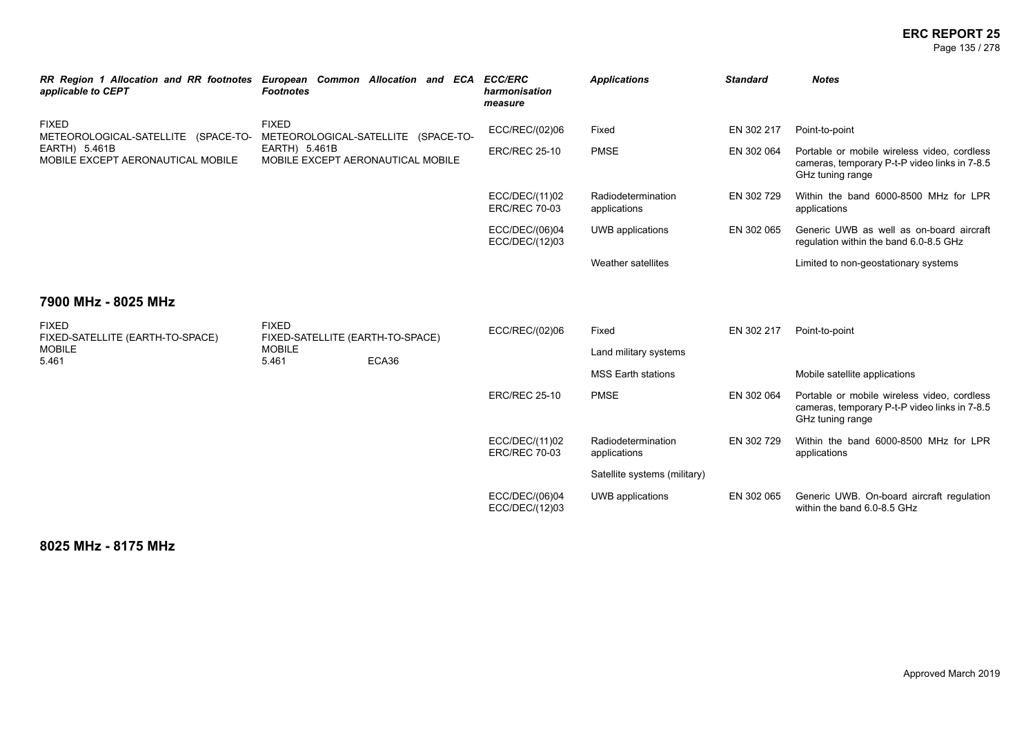| RR Region 1 Allocation and RR footnotes applicable to CEPT | European Common Allocation and ECA Footnotes | ECC/ERC harmonisation measure | Applications | Standard | Notes |
|---|---|---|---|---|---|
| FIXED<br>METEOROLOGICAL-SATELLITE (SPACE-TO-EARTH) 5.461B<br>MOBILE EXCEPT AERONAUTICAL MOBILE | FIXED<br>METEOROLOGICAL-SATELLITE (SPACE-TO-EARTH) 5.461B<br>MOBILE EXCEPT AERONAUTICAL MOBILE | ECC/REC/(02)06 | Fixed | EN 302 217 | Point-to-point |
| | | ERC/REC 25-10 | PMSE | EN 302 064 | Portable or mobile wireless video, cordless cameras, temporary P-t-P video links in 7-8.5 GHz tuning range |
| | | ECC/DEC/(11)02<br>ERC/REC 70-03 | Radiodetermination applications | EN 302 729 | Within the band 6000-8500 MHz for LPR applications |
| | | ECC/DEC/(06)04<br>ECC/DEC/(12)03 | UWB applications | EN 302 065 | Generic UWB as well as on-board aircraft regulation within the band 6.0-8.5 GHz |
| | | | Weather satellites | | Limited to non-geostationary systems |

## 7900 MHz - 8025 MHz

| RR Region 1 Allocation and RR footnotes applicable to CEPT | European Common Allocation and ECA Footnotes | ECC/ERC harmonisation measure | Applications | Standard | Notes |
|---|---|---|---|---|---|
| FIXED<br>FIXED-SATELLITE (EARTH-TO-SPACE)<br>MOBILE<br>5.461 | FIXED<br>FIXED-SATELLITE (EARTH-TO-SPACE)<br>MOBILE<br>5.461 ECA36 | ECC/REC/(02)06 | Fixed | EN 302 217 | Point-to-point |
| | | | Land military systems | | |
| | | | MSS Earth stations | | Mobile satellite applications |
| | | ERC/REC 25-10 | PMSE | EN 302 064 | Portable or mobile wireless video, cordless cameras, temporary P-t-P video links in 7-8.5 GHz tuning range |
| | | ECC/DEC/(11)02<br>ERC/REC 70-03 | Radiodetermination applications | EN 302 729 | Within the band 6000-8500 MHz for LPR applications |
| | | | Satellite systems (military) | | |
| | | ECC/DEC/(06)04<br>ECC/DEC/(12)03 | UWB applications | EN 302 065 | Generic UWB. On-board aircraft regulation within the band 6.0-8.5 GHz |

## 8025 MHz - 8175 MHz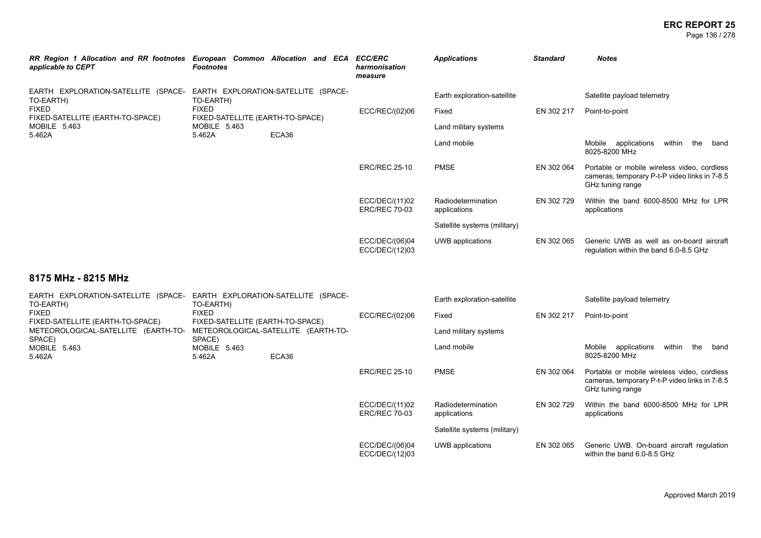| *RR Region 1 Allocation and RR footnotes applicable to CEPT* | *European Common Allocation and ECA Footnotes* | *ECC/ERC harmonisation measure* | *Applications* | *Standard* | *Notes* |
|---|---|---|---|---|---|
| EARTH EXPLORATION-SATELLITE (SPACE-TO-EARTH)<br>FIXED<br>FIXED-SATELLITE (EARTH-TO-SPACE)<br>MOBILE 5.463<br>5.462A | EARTH EXPLORATION-SATELLITE (SPACE-TO-EARTH)<br>FIXED<br>FIXED-SATELLITE (EARTH-TO-SPACE)<br>MOBILE 5.463<br>5.462A ECA36 | | Earth exploration-satellite | | Satellite payload telemetry |
| | | ECC/REC/(02)06 | Fixed | EN 302 217 | Point-to-point |
| | | | Land military systems | | |
| | | | Land mobile | | Mobile applications within the band 8025-8200 MHz |
| | | ERC/REC 25-10 | PMSE | EN 302 064 | Portable or mobile wireless video, cordless cameras, temporary P-t-P video links in 7-8.5 GHz tuning range |
| | | ECC/DEC/(11)02<br>ERC/REC 70-03 | Radiodetermination applications | EN 302 729 | Within the band 6000-8500 MHz for LPR applications |
| | | | Satellite systems (military) | | |
| | | ECC/DEC/(06)04<br>ECC/DEC/(12)03 | UWB applications | EN 302 065 | Generic UWB as well as on-board aircraft regulation within the band 6.0-8.5 GHz |

## 8175 MHz - 8215 MHz

| *RR Region 1 Allocation and RR footnotes applicable to CEPT* | *European Common Allocation and ECA Footnotes* | *ECC/ERC harmonisation measure* | *Applications* | *Standard* | *Notes* |
|---|---|---|---|---|---|
| EARTH EXPLORATION-SATELLITE (SPACE-TO-EARTH)<br>FIXED<br>FIXED-SATELLITE (EARTH-TO-SPACE)<br>METEOROLOGICAL-SATELLITE (EARTH-TO-SPACE)<br>MOBILE 5.463<br>5.462A | EARTH EXPLORATION-SATELLITE (SPACE-TO-EARTH)<br>FIXED<br>FIXED-SATELLITE (EARTH-TO-SPACE)<br>METEOROLOGICAL-SATELLITE (EARTH-TO-SPACE)<br>MOBILE 5.463<br>5.462A ECA36 | | Earth exploration-satellite | | Satellite payload telemetry |
| | | ECC/REC/(02)06 | Fixed | EN 302 217 | Point-to-point |
| | | | Land military systems | | |
| | | | Land mobile | | Mobile applications within the band 8025-8200 MHz |
| | | ERC/REC 25-10 | PMSE | EN 302 064 | Portable or mobile wireless video, cordless cameras, temporary P-t-P video links in 7-8.5 GHz tuning range |
| | | ECC/DEC/(11)02<br>ERC/REC 70-03 | Radiodetermination applications | EN 302 729 | Within the band 6000-8500 MHz for LPR applications |
| | | | Satellite systems (military) | | |
| | | ECC/DEC/(06)04<br>ECC/DEC/(12)03 | UWB applications | EN 302 065 | Generic UWB. On-board aircraft regulation within the band 6.0-8.5 GHz |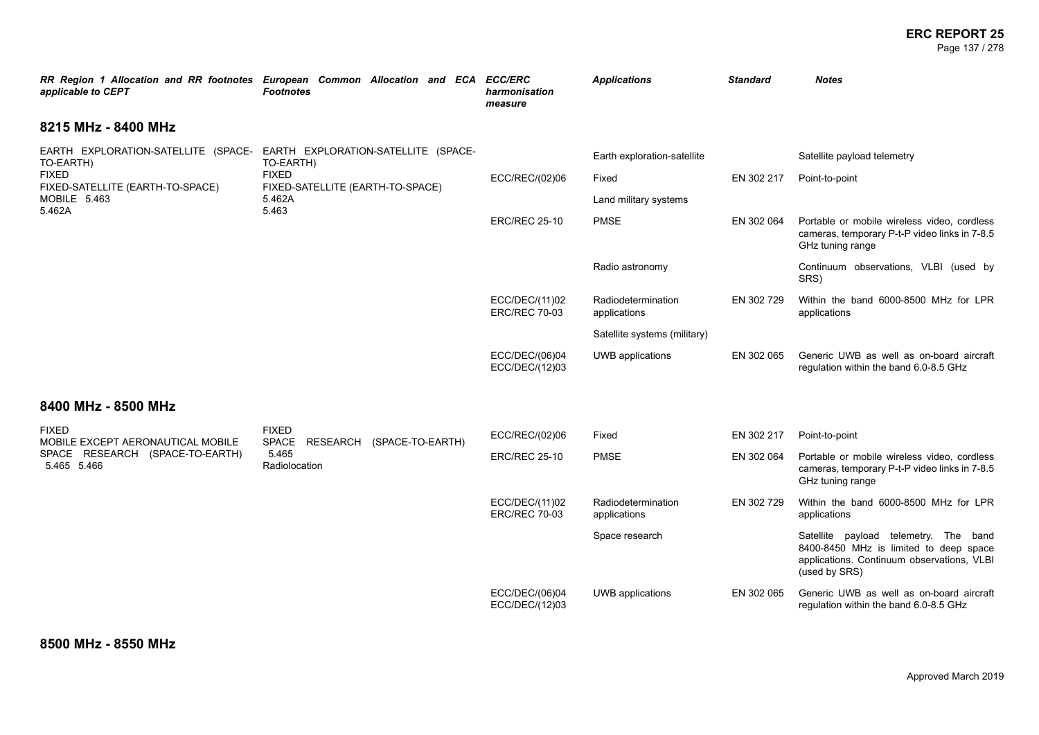| RR Region 1 Allocation and RR footnotes applicable to CEPT | European Common Allocation and ECA Footnotes | ECC/ERC harmonisation measure | Applications | Standard | Notes |
|---|---|---|---|---|---|

## 8215 MHz - 8400 MHz

| RR Region 1 Allocation and RR footnotes applicable to CEPT | European Common Allocation and ECA Footnotes | ECC/ERC harmonisation measure | Applications | Standard | Notes |
|---|---|---|---|---|---|
| EARTH EXPLORATION-SATELLITE (SPACE-TO-EARTH)<br>FIXED<br>FIXED-SATELLITE (EARTH-TO-SPACE)<br>MOBILE 5.463<br>5.462A | EARTH EXPLORATION-SATELLITE (SPACE-TO-EARTH)<br>FIXED<br>FIXED-SATELLITE (EARTH-TO-SPACE)<br>5.462A<br>5.463 | | Earth exploration-satellite | | Satellite payload telemetry |
| | | ECC/REC/(02)06 | Fixed | EN 302 217 | Point-to-point |
| | | | Land military systems | | |
| | | ERC/REC 25-10 | PMSE | EN 302 064 | Portable or mobile wireless video, cordless cameras, temporary P-t-P video links in 7-8.5 GHz tuning range |
| | | | Radio astronomy | | Continuum observations, VLBI (used by SRS) |
| | | ECC/DEC/(11)02<br>ERC/REC 70-03 | Radiodetermination applications | EN 302 729 | Within the band 6000-8500 MHz for LPR applications |
| | | | Satellite systems (military) | | |
| | | ECC/DEC/(06)04<br>ECC/DEC/(12)03 | UWB applications | EN 302 065 | Generic UWB as well as on-board aircraft regulation within the band 6.0-8.5 GHz |

## 8400 MHz - 8500 MHz

| RR Region 1 Allocation and RR footnotes applicable to CEPT | European Common Allocation and ECA Footnotes | ECC/ERC harmonisation measure | Applications | Standard | Notes |
|---|---|---|---|---|---|
| FIXED<br>MOBILE EXCEPT AERONAUTICAL MOBILE<br>SPACE RESEARCH (SPACE-TO-EARTH)<br>5.465 5.466 | FIXED<br>SPACE RESEARCH (SPACE-TO-EARTH)<br>5.465<br>Radiolocation | ECC/REC/(02)06 | Fixed | EN 302 217 | Point-to-point |
| | | ERC/REC 25-10 | PMSE | EN 302 064 | Portable or mobile wireless video, cordless cameras, temporary P-t-P video links in 7-8.5 GHz tuning range |
| | | ECC/DEC/(11)02<br>ERC/REC 70-03 | Radiodetermination applications | EN 302 729 | Within the band 6000-8500 MHz for LPR applications |
| | | | Space research | | Satellite payload telemetry. The band 8400-8450 MHz is limited to deep space applications. Continuum observations, VLBI (used by SRS) |
| | | ECC/DEC/(06)04<br>ECC/DEC/(12)03 | UWB applications | EN 302 065 | Generic UWB as well as on-board aircraft regulation within the band 6.0-8.5 GHz |

## 8500 MHz - 8550 MHz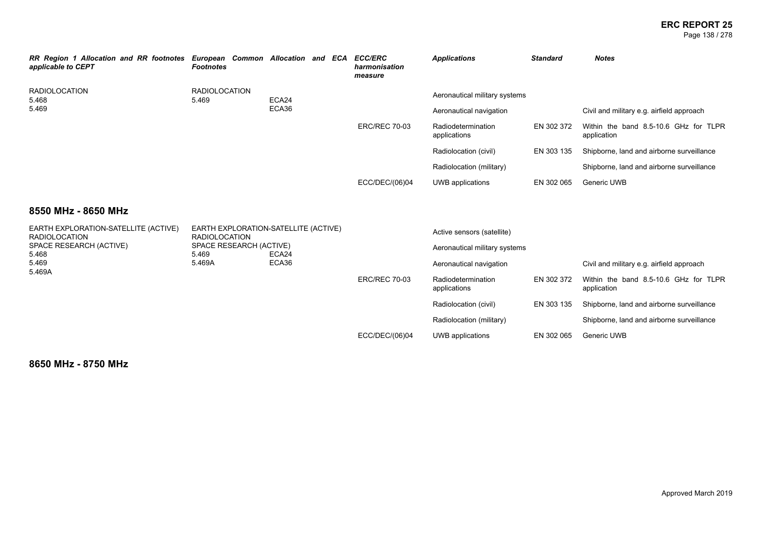| RR Region 1 Allocation and RR footnotes applicable to CEPT | European Common Allocation and ECA Footnotes | | ECC/ERC harmonisation measure | Applications | Standard | Notes |
|---|---|---|---|---|---|---|
| RADIOLOCATION 5.468 5.469 | RADIOLOCATION 5.469 | ECA24 ECA36 | | Aeronautical military systems | | |
| | | | | Aeronautical navigation | | Civil and military e.g. airfield approach |
| | | | ERC/REC 70-03 | Radiodetermination applications | EN 302 372 | Within the band 8.5-10.6 GHz for TLPR application |
| | | | | Radiolocation (civil) | EN 303 135 | Shipborne, land and airborne surveillance |
| | | | | Radiolocation (military) | | Shipborne, land and airborne surveillance |
| | | | ECC/DEC/(06)04 | UWB applications | EN 302 065 | Generic UWB |

## 8550 MHz - 8650 MHz

| RR Region 1 Allocation and RR footnotes applicable to CEPT | European Common Allocation and ECA Footnotes | | ECC/ERC harmonisation measure | Applications | Standard | Notes |
|---|---|---|---|---|---|---|
| EARTH EXPLORATION-SATELLITE (ACTIVE) RADIOLOCATION SPACE RESEARCH (ACTIVE) 5.468 5.469 5.469A | EARTH EXPLORATION-SATELLITE (ACTIVE) RADIOLOCATION SPACE RESEARCH (ACTIVE) 5.469 5.469A | ECA24 ECA36 | | Active sensors (satellite) | | |
| | | | | Aeronautical military systems | | |
| | | | | Aeronautical navigation | | Civil and military e.g. airfield approach |
| | | | ERC/REC 70-03 | Radiodetermination applications | EN 302 372 | Within the band 8.5-10.6 GHz for TLPR application |
| | | | | Radiolocation (civil) | EN 303 135 | Shipborne, land and airborne surveillance |
| | | | | Radiolocation (military) | | Shipborne, land and airborne surveillance |
| | | | ECC/DEC/(06)04 | UWB applications | EN 302 065 | Generic UWB |

## 8650 MHz - 8750 MHz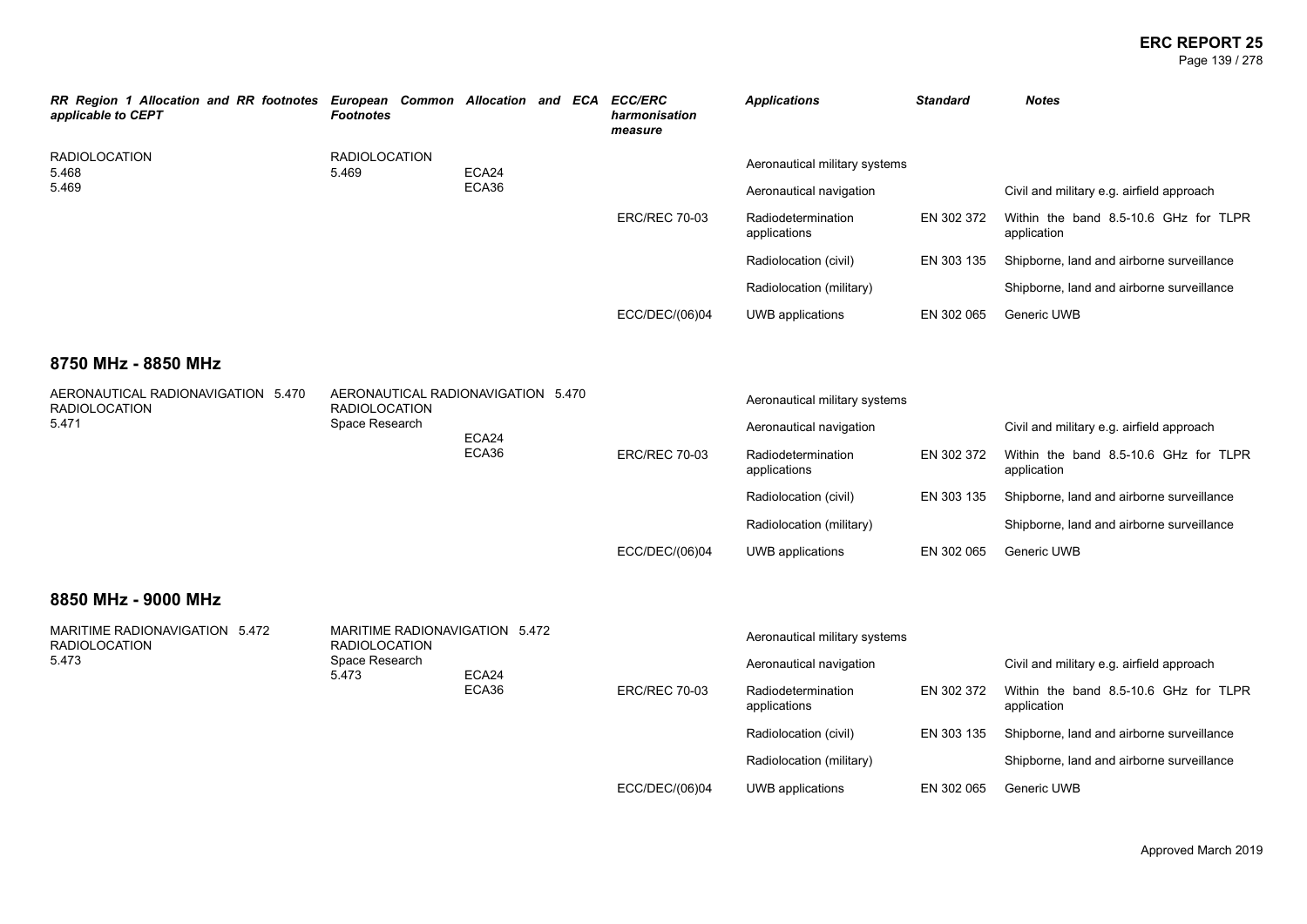| RR Region 1 Allocation and RR footnotes applicable to CEPT | European Common Allocation and ECA Footnotes | | ECC/ERC harmonisation measure | Applications | Standard | Notes |
|---|---|---|---|---|---|---|
| RADIOLOCATION<br>5.468<br>5.469 | RADIOLOCATION<br>5.469 | ECA24<br>ECA36 | | Aeronautical military systems | | |
| | | | | Aeronautical navigation | | Civil and military e.g. airfield approach |
| | | | ERC/REC 70-03 | Radiodetermination applications | EN 302 372 | Within the band 8.5-10.6 GHz for TLPR application |
| | | | | Radiolocation (civil) | EN 303 135 | Shipborne, land and airborne surveillance |
| | | | | Radiolocation (military) | | Shipborne, land and airborne surveillance |
| | | | ECC/DEC/(06)04 | UWB applications | EN 302 065 | Generic UWB |

## 8750 MHz - 8850 MHz

| RR Region 1 Allocation and RR footnotes applicable to CEPT | European Common Allocation and ECA Footnotes | | ECC/ERC harmonisation measure | Applications | Standard | Notes |
|---|---|---|---|---|---|---|
| AERONAUTICAL RADIONAVIGATION 5.470<br>RADIOLOCATION<br>5.471 | AERONAUTICAL RADIONAVIGATION 5.470<br>RADIOLOCATION<br>Space Research | ECA24<br>ECA36 | | Aeronautical military systems | | |
| | | | | Aeronautical navigation | | Civil and military e.g. airfield approach |
| | | | ERC/REC 70-03 | Radiodetermination applications | EN 302 372 | Within the band 8.5-10.6 GHz for TLPR application |
| | | | | Radiolocation (civil) | EN 303 135 | Shipborne, land and airborne surveillance |
| | | | | Radiolocation (military) | | Shipborne, land and airborne surveillance |
| | | | ECC/DEC/(06)04 | UWB applications | EN 302 065 | Generic UWB |

## 8850 MHz - 9000 MHz

| RR Region 1 Allocation and RR footnotes applicable to CEPT | European Common Allocation and ECA Footnotes | | ECC/ERC harmonisation measure | Applications | Standard | Notes |
|---|---|---|---|---|---|---|
| MARITIME RADIONAVIGATION 5.472<br>RADIOLOCATION<br>5.473 | MARITIME RADIONAVIGATION 5.472<br>RADIOLOCATION<br>Space Research<br>5.473 | ECA24<br>ECA36 | | Aeronautical military systems | | |
| | | | | Aeronautical navigation | | Civil and military e.g. airfield approach |
| | | | ERC/REC 70-03 | Radiodetermination applications | EN 302 372 | Within the band 8.5-10.6 GHz for TLPR application |
| | | | | Radiolocation (civil) | EN 303 135 | Shipborne, land and airborne surveillance |
| | | | | Radiolocation (military) | | Shipborne, land and airborne surveillance |
| | | | ECC/DEC/(06)04 | UWB applications | EN 302 065 | Generic UWB |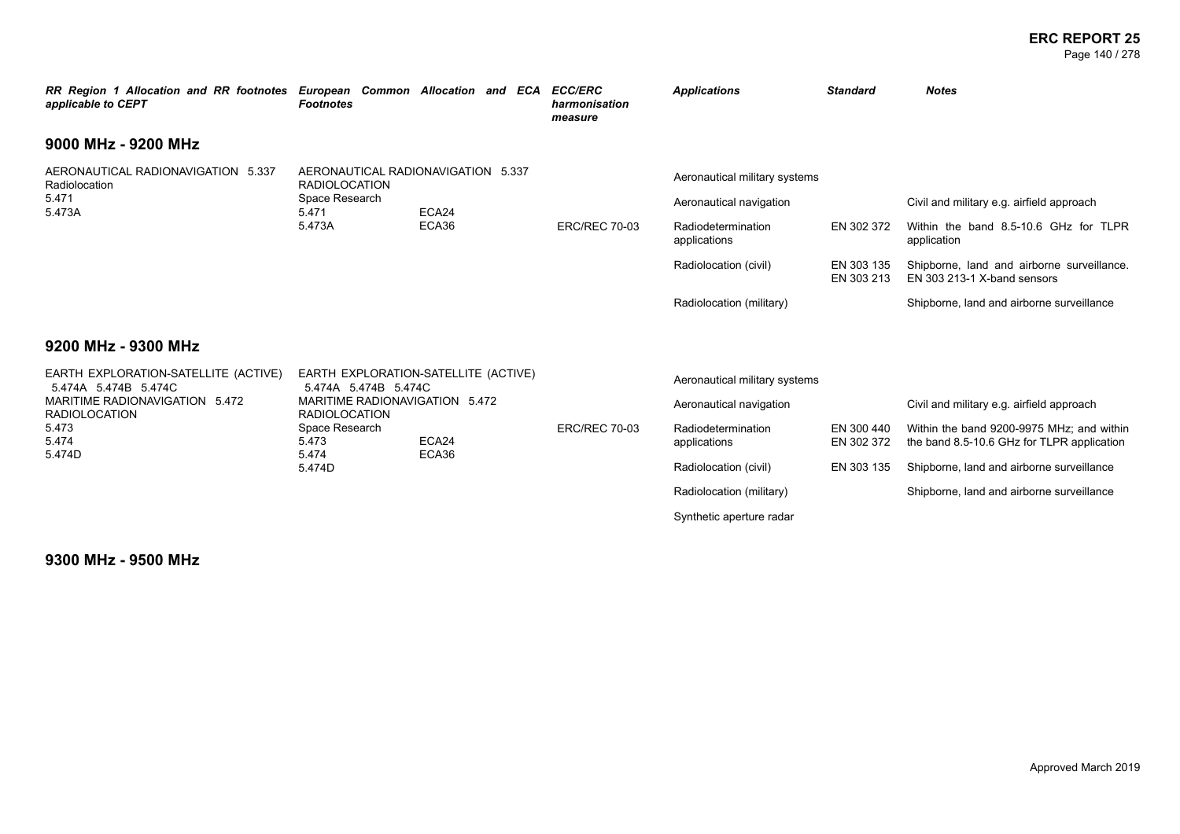| *RR Region 1 Allocation and RR footnotes applicable to CEPT* | *European Common Allocation and ECA Footnotes* | *ECC/ERC harmonisation measure* | *Applications* | *Standard* | *Notes* |
|---|---|---|---|---|---|

## 9000 MHz - 9200 MHz

| *RR Region 1 Allocation and RR footnotes applicable to CEPT* | *European Common Allocation and ECA Footnotes* | *ECC/ERC harmonisation measure* | *Applications* | *Standard* | *Notes* |
|---|---|---|---|---|---|
| AERONAUTICAL RADIONAVIGATION 5.337<br>Radiolocation<br>5.471<br>5.473A | AERONAUTICAL RADIONAVIGATION 5.337<br>RADIOLOCATION<br>Space Research<br>5.471 ECA24<br>5.473A ECA36 | ERC/REC 70-03 | Aeronautical military systems | | |
| | | | Aeronautical navigation | | Civil and military e.g. airfield approach |
| | | | Radiodetermination applications | EN 302 372 | Within the band 8.5-10.6 GHz for TLPR application |
| | | | Radiolocation (civil) | EN 303 135<br>EN 303 213 | Shipborne, land and airborne surveillance. EN 303 213-1 X-band sensors |
| | | | Radiolocation (military) | | Shipborne, land and airborne surveillance |

## 9200 MHz - 9300 MHz

| *RR Region 1 Allocation and RR footnotes applicable to CEPT* | *European Common Allocation and ECA Footnotes* | *ECC/ERC harmonisation measure* | *Applications* | *Standard* | *Notes* |
|---|---|---|---|---|---|
| EARTH EXPLORATION-SATELLITE (ACTIVE) 5.474A 5.474B 5.474C<br>MARITIME RADIONAVIGATION 5.472<br>RADIOLOCATION<br>5.473<br>5.474<br>5.474D | EARTH EXPLORATION-SATELLITE (ACTIVE) 5.474A 5.474B 5.474C<br>MARITIME RADIONAVIGATION 5.472<br>RADIOLOCATION<br>Space Research<br>5.473 ECA24<br>5.474 ECA36<br>5.474D | ERC/REC 70-03 | Aeronautical military systems | | |
| | | | Aeronautical navigation | | Civil and military e.g. airfield approach |
| | | | Radiodetermination applications | EN 300 440<br>EN 302 372 | Within the band 9200-9975 MHz; and within the band 8.5-10.6 GHz for TLPR application |
| | | | Radiolocation (civil) | EN 303 135 | Shipborne, land and airborne surveillance |
| | | | Radiolocation (military) | | Shipborne, land and airborne surveillance |
| | | | Synthetic aperture radar | | |

## 9300 MHz - 9500 MHz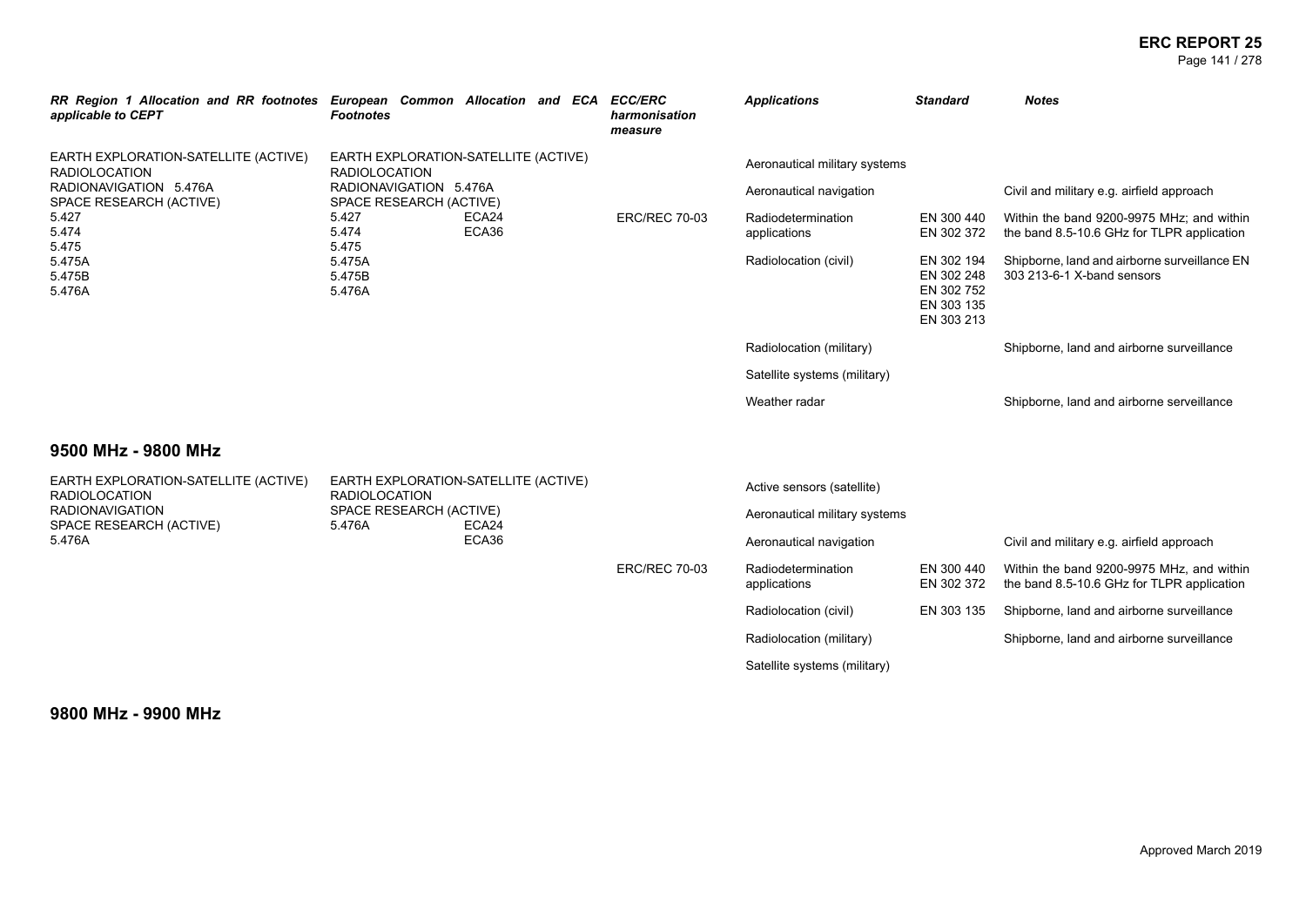| RR Region 1 Allocation and RR footnotes applicable to CEPT | European Common Allocation and ECA Footnotes | ECC/ERC harmonisation measure | Applications | Standard | Notes |
|---|---|---|---|---|---|
| EARTH EXPLORATION-SATELLITE (ACTIVE)<br>RADIOLOCATION<br>RADIONAVIGATION 5.476A<br>SPACE RESEARCH (ACTIVE)<br>5.427<br>5.474<br>5.475<br>5.475A<br>5.475B<br>5.476A | EARTH EXPLORATION-SATELLITE (ACTIVE)<br>RADIOLOCATION<br>RADIONAVIGATION 5.476A<br>SPACE RESEARCH (ACTIVE)<br>5.427 ECA24<br>5.474 ECA36<br>5.475<br>5.475A<br>5.475B<br>5.476A | | Aeronautical military systems | | |
| | | | Aeronautical navigation | | Civil and military e.g. airfield approach |
| | | ERC/REC 70-03 | Radiodetermination applications | EN 300 440<br>EN 302 372 | Within the band 9200-9975 MHz; and within the band 8.5-10.6 GHz for TLPR application |
| | | | Radiolocation (civil) | EN 302 194<br>EN 302 248<br>EN 302 752<br>EN 303 135<br>EN 303 213 | Shipborne, land and airborne surveillance EN 303 213-6-1 X-band sensors |
| | | | Radiolocation (military) | | Shipborne, land and airborne surveillance |
| | | | Satellite systems (military) | | |
| | | | Weather radar | | Shipborne, land and airborne serveillance |

## 9500 MHz - 9800 MHz

| RR Region 1 Allocation and RR footnotes applicable to CEPT | European Common Allocation and ECA Footnotes | ECC/ERC harmonisation measure | Applications | Standard | Notes |
|---|---|---|---|---|---|
| EARTH EXPLORATION-SATELLITE (ACTIVE)<br>RADIOLOCATION<br>RADIONAVIGATION<br>SPACE RESEARCH (ACTIVE)<br>5.476A | EARTH EXPLORATION-SATELLITE (ACTIVE)<br>RADIOLOCATION<br>SPACE RESEARCH (ACTIVE)<br>5.476A ECA24<br>ECA36 | | Active sensors (satellite) | | |
| | | | Aeronautical military systems | | |
| | | | Aeronautical navigation | | Civil and military e.g. airfield approach |
| | | ERC/REC 70-03 | Radiodetermination applications | EN 300 440<br>EN 302 372 | Within the band 9200-9975 MHz, and within the band 8.5-10.6 GHz for TLPR application |
| | | | Radiolocation (civil) | EN 303 135 | Shipborne, land and airborne surveillance |
| | | | Radiolocation (military) | | Shipborne, land and airborne surveillance |
| | | | Satellite systems (military) | | |

## 9800 MHz - 9900 MHz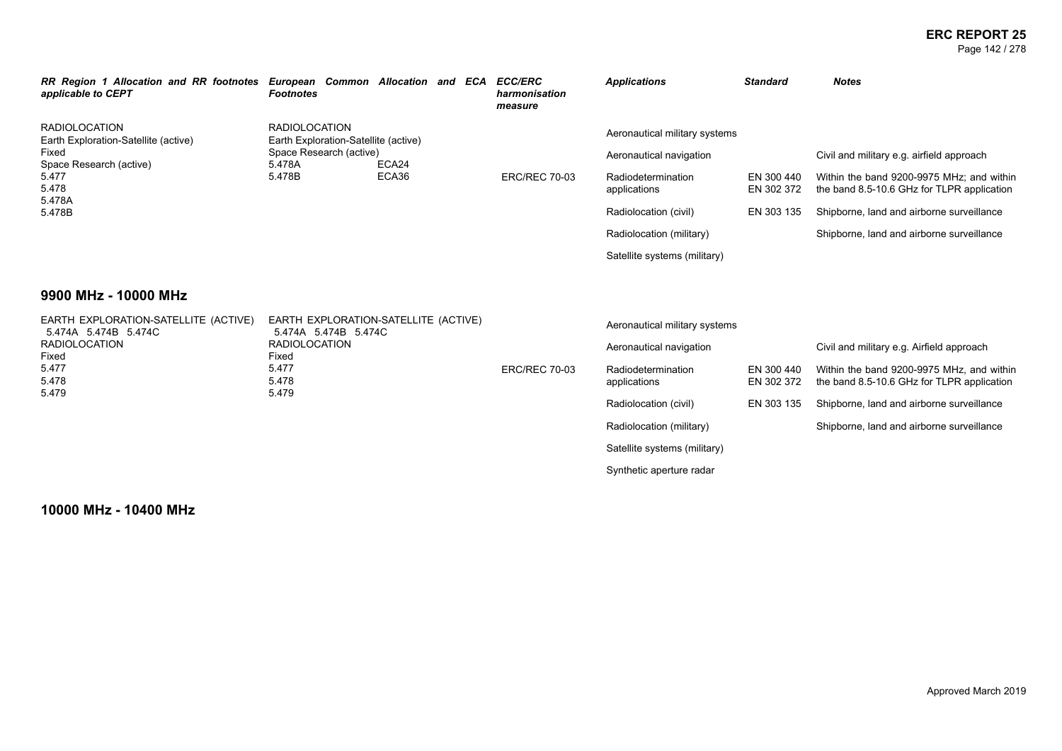| *RR Region 1 Allocation and RR footnotes applicable to CEPT* | *European Common Allocation and ECA Footnotes* | *ECC/ERC harmonisation measure* | *Applications* | *Standard* | *Notes* |
|---|---|---|---|---|---|
| RADIOLOCATION<br>Earth Exploration-Satellite (active)<br>Fixed<br>Space Research (active)<br>5.477<br>5.478<br>5.478A<br>5.478B | RADIOLOCATION<br>Earth Exploration-Satellite (active)<br>Space Research (active)<br>5.478A ECA24<br>5.478B ECA36 | | Aeronautical military systems | | |
| | | | Aeronautical navigation | | Civil and military e.g. airfield approach |
| | | ERC/REC 70-03 | Radiodetermination applications | EN 300 440<br>EN 302 372 | Within the band 9200-9975 MHz; and within the band 8.5-10.6 GHz for TLPR application |
| | | | Radiolocation (civil) | EN 303 135 | Shipborne, land and airborne surveillance |
| | | | Radiolocation (military) | | Shipborne, land and airborne surveillance |
| | | | Satellite systems (military) | | |

## 9900 MHz - 10000 MHz

| *RR Region 1 Allocation and RR footnotes applicable to CEPT* | *European Common Allocation and ECA Footnotes* | *ECC/ERC harmonisation measure* | *Applications* | *Standard* | *Notes* |
|---|---|---|---|---|---|
| EARTH EXPLORATION-SATELLITE (ACTIVE) 5.474A 5.474B 5.474C<br>RADIOLOCATION<br>Fixed<br>5.477<br>5.478<br>5.479 | EARTH EXPLORATION-SATELLITE (ACTIVE) 5.474A 5.474B 5.474C<br>RADIOLOCATION<br>Fixed<br>5.477<br>5.478<br>5.479 | | Aeronautical military systems | | |
| | | | Aeronautical navigation | | Civil and military e.g. Airfield approach |
| | | ERC/REC 70-03 | Radiodetermination applications | EN 300 440<br>EN 302 372 | Within the band 9200-9975 MHz, and within the band 8.5-10.6 GHz for TLPR application |
| | | | Radiolocation (civil) | EN 303 135 | Shipborne, land and airborne surveillance |
| | | | Radiolocation (military) | | Shipborne, land and airborne surveillance |
| | | | Satellite systems (military) | | |
| | | | Synthetic aperture radar | | |

## 10000 MHz - 10400 MHz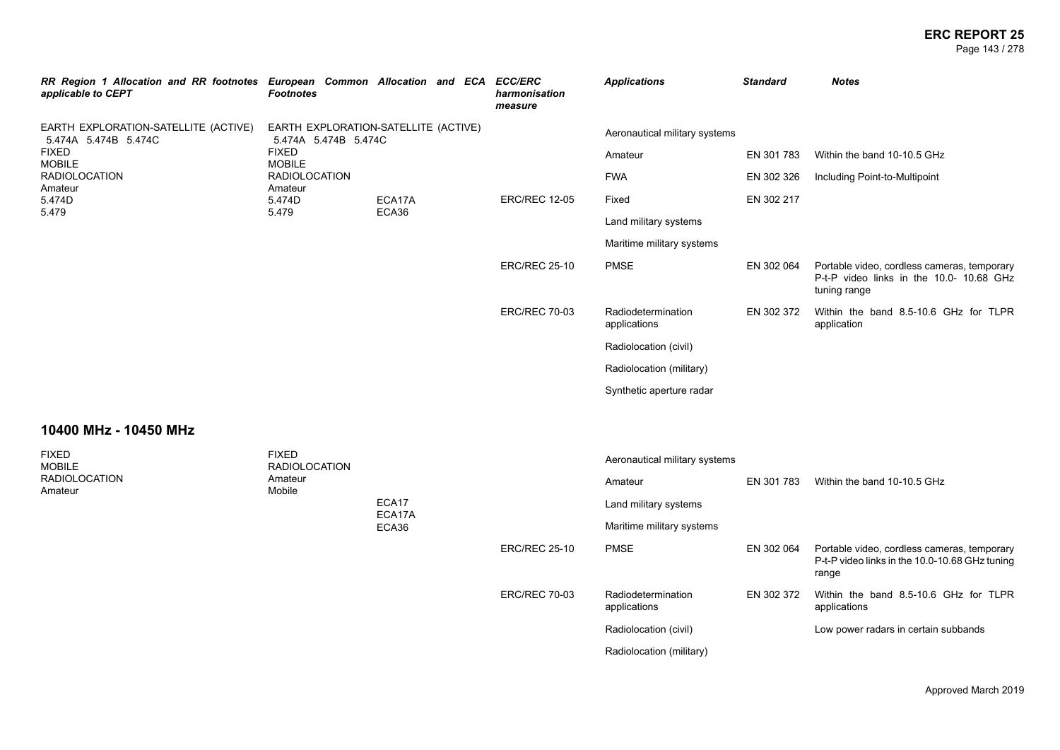| RR Region 1 Allocation and RR footnotes applicable to CEPT | European Common Allocation and ECA Footnotes | | ECC/ERC harmonisation measure | Applications | Standard | Notes |
|---|---|---|---|---|---|---|
| EARTH EXPLORATION-SATELLITE (ACTIVE) 5.474A 5.474B 5.474C<br>FIXED<br>MOBILE<br>RADIOLOCATION<br>Amateur<br>5.474D<br>5.479 | EARTH EXPLORATION-SATELLITE (ACTIVE) 5.474A 5.474B 5.474C<br>FIXED<br>MOBILE<br>RADIOLOCATION<br>Amateur<br>5.474D<br>5.479 | ECA17A<br>ECA36 | | Aeronautical military systems | | |
| | | | | Amateur | EN 301 783 | Within the band 10-10.5 GHz |
| | | | | FWA | EN 302 326 | Including Point-to-Multipoint |
| | | | ERC/REC 12-05 | Fixed | EN 302 217 | |
| | | | | Land military systems | | |
| | | | | Maritime military systems | | |
| | | | ERC/REC 25-10 | PMSE | EN 302 064 | Portable video, cordless cameras, temporary P-t-P video links in the 10.0- 10.68 GHz tuning range |
| | | | ERC/REC 70-03 | Radiodetermination applications | EN 302 372 | Within the band 8.5-10.6 GHz for TLPR application |
| | | | | Radiolocation (civil) | | |
| | | | | Radiolocation (military) | | |
| | | | | Synthetic aperture radar | | |

## 10400 MHz - 10450 MHz

| RR Region 1 Allocation and RR footnotes applicable to CEPT | European Common Allocation and ECA Footnotes | | ECC/ERC harmonisation measure | Applications | Standard | Notes |
|---|---|---|---|---|---|---|
| FIXED<br>MOBILE<br>RADIOLOCATION<br>Amateur | FIXED<br>RADIOLOCATION<br>Amateur<br>Mobile | ECA17<br>ECA17A<br>ECA36 | | Aeronautical military systems | | |
| | | | | Amateur | EN 301 783 | Within the band 10-10.5 GHz |
| | | | | Land military systems | | |
| | | | | Maritime military systems | | |
| | | | ERC/REC 25-10 | PMSE | EN 302 064 | Portable video, cordless cameras, temporary P-t-P video links in the 10.0-10.68 GHz tuning range |
| | | | ERC/REC 70-03 | Radiodetermination applications | EN 302 372 | Within the band 8.5-10.6 GHz for TLPR applications |
| | | | | Radiolocation (civil) | | Low power radars in certain subbands |
| | | | | Radiolocation (military) | | |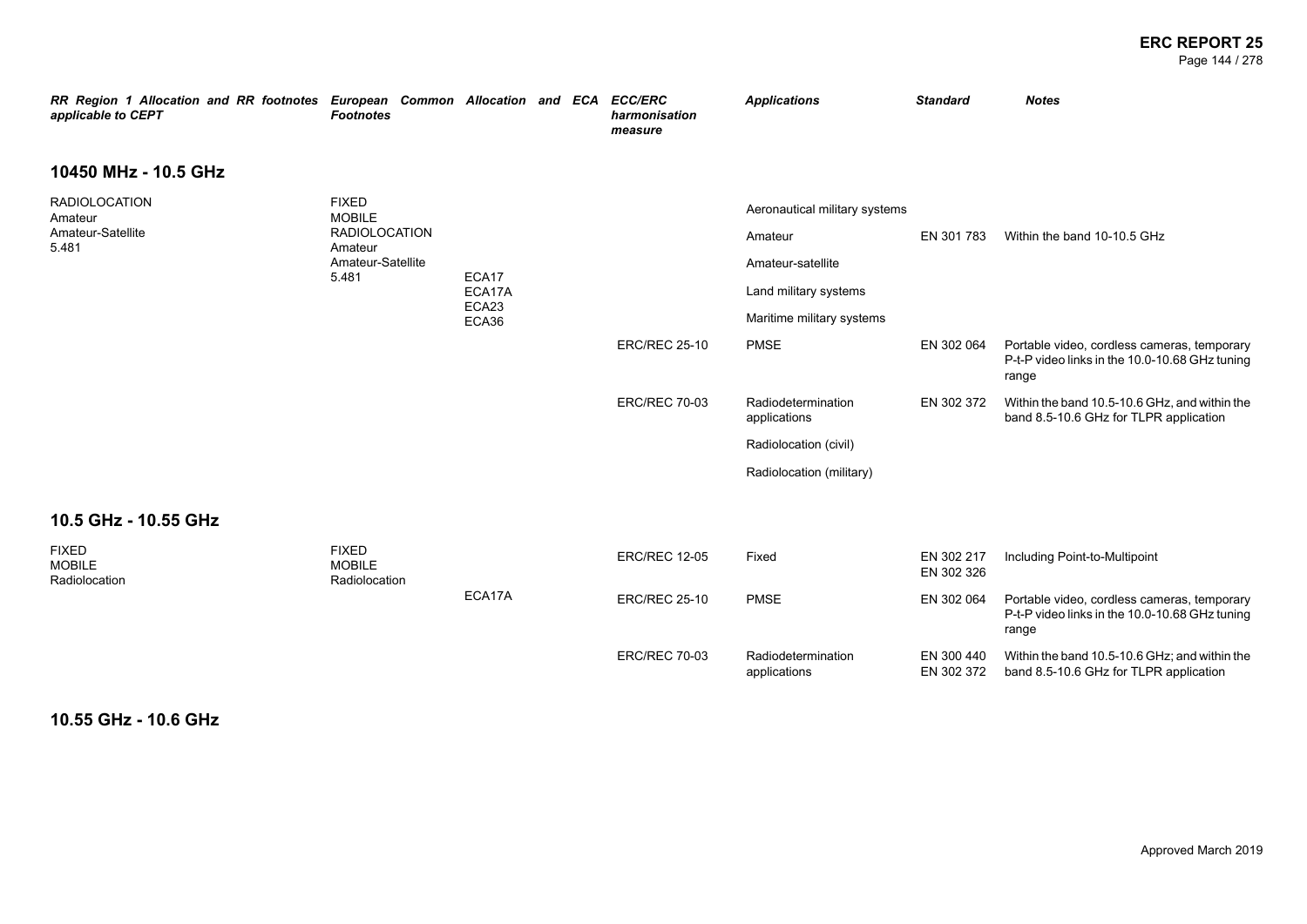| RR Region 1 Allocation and RR footnotes applicable to CEPT | European Common Allocation and ECA Footnotes | | ECC/ERC harmonisation measure | Applications | Standard | Notes |
|---|---|---|---|---|---|---|

## 10450 MHz - 10.5 GHz

| RR Region 1 Allocation and RR footnotes applicable to CEPT | European Common Allocation and ECA Footnotes | | ECC/ERC harmonisation measure | Applications | Standard | Notes |
|---|---|---|---|---|---|---|
| RADIOLOCATION<br>Amateur<br>Amateur-Satellite<br>5.481 | FIXED<br>MOBILE<br>RADIOLOCATION<br>Amateur<br>Amateur-Satellite<br>5.481 | ECA17<br>ECA17A<br>ECA23<br>ECA36 | | Aeronautical military systems | | |
| | | | | Amateur | EN 301 783 | Within the band 10-10.5 GHz |
| | | | | Amateur-satellite | | |
| | | | | Land military systems | | |
| | | | | Maritime military systems | | |
| | | | ERC/REC 25-10 | PMSE | EN 302 064 | Portable video, cordless cameras, temporary P-t-P video links in the 10.0-10.68 GHz tuning range |
| | | | ERC/REC 70-03 | Radiodetermination applications | EN 302 372 | Within the band 10.5-10.6 GHz, and within the band 8.5-10.6 GHz for TLPR application |
| | | | | Radiolocation (civil) | | |
| | | | | Radiolocation (military) | | |

## 10.5 GHz - 10.55 GHz

| RR Region 1 Allocation and RR footnotes applicable to CEPT | European Common Allocation and ECA Footnotes | | ECC/ERC harmonisation measure | Applications | Standard | Notes |
|---|---|---|---|---|---|---|
| FIXED<br>MOBILE<br>Radiolocation | FIXED<br>MOBILE<br>Radiolocation | ECA17A | ERC/REC 12-05 | Fixed | EN 302 217<br>EN 302 326 | Including Point-to-Multipoint |
| | | | ERC/REC 25-10 | PMSE | EN 302 064 | Portable video, cordless cameras, temporary P-t-P video links in the 10.0-10.68 GHz tuning range |
| | | | ERC/REC 70-03 | Radiodetermination applications | EN 300 440<br>EN 302 372 | Within the band 10.5-10.6 GHz; and within the band 8.5-10.6 GHz for TLPR application |

## 10.55 GHz - 10.6 GHz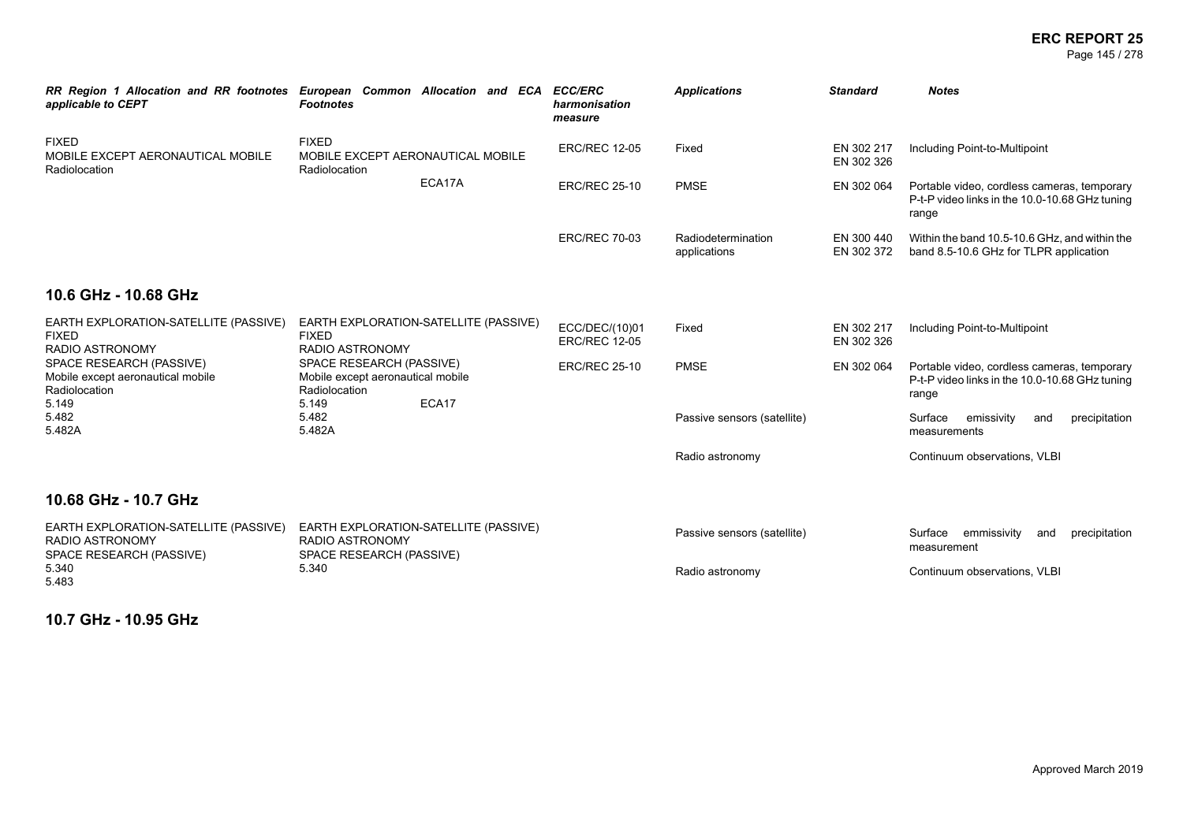| RR Region 1 Allocation and RR footnotes applicable to CEPT | European Common Allocation and ECA Footnotes | ECC/ERC harmonisation measure | Applications | Standard | Notes |
|---|---|---|---|---|---|
| FIXED<br>MOBILE EXCEPT AERONAUTICAL MOBILE<br>Radiolocation | FIXED<br>MOBILE EXCEPT AERONAUTICAL MOBILE<br>Radiolocation<br>ECA17A | ERC/REC 12-05 | Fixed | EN 302 217<br>EN 302 326 | Including Point-to-Multipoint |
| | | ERC/REC 25-10 | PMSE | EN 302 064 | Portable video, cordless cameras, temporary P-t-P video links in the 10.0-10.68 GHz tuning range |
| | | ERC/REC 70-03 | Radiodetermination applications | EN 300 440<br>EN 302 372 | Within the band 10.5-10.6 GHz, and within the band 8.5-10.6 GHz for TLPR application |

## 10.6 GHz - 10.68 GHz

| RR Region 1 Allocation and RR footnotes applicable to CEPT | European Common Allocation and ECA Footnotes | ECC/ERC harmonisation measure | Applications | Standard | Notes |
|---|---|---|---|---|---|
| EARTH EXPLORATION-SATELLITE (PASSIVE)<br>FIXED<br>RADIO ASTRONOMY<br>SPACE RESEARCH (PASSIVE)<br>Mobile except aeronautical mobile<br>Radiolocation<br>5.149<br>5.482<br>5.482A | EARTH EXPLORATION-SATELLITE (PASSIVE)<br>FIXED<br>RADIO ASTRONOMY<br>SPACE RESEARCH (PASSIVE)<br>Mobile except aeronautical mobile<br>Radiolocation<br>5.149 ECA17<br>5.482<br>5.482A | ECC/DEC/(10)01<br>ERC/REC 12-05 | Fixed | EN 302 217<br>EN 302 326 | Including Point-to-Multipoint |
| | | ERC/REC 25-10 | PMSE | EN 302 064 | Portable video, cordless cameras, temporary P-t-P video links in the 10.0-10.68 GHz tuning range |
| | | | Passive sensors (satellite) | | Surface emissivity and precipitation measurements |
| | | | Radio astronomy | | Continuum observations, VLBI |

## 10.68 GHz - 10.7 GHz

| RR Region 1 Allocation and RR footnotes applicable to CEPT | European Common Allocation and ECA Footnotes | ECC/ERC harmonisation measure | Applications | Standard | Notes |
|---|---|---|---|---|---|
| EARTH EXPLORATION-SATELLITE (PASSIVE)<br>RADIO ASTRONOMY<br>SPACE RESEARCH (PASSIVE)<br>5.340<br>5.483 | EARTH EXPLORATION-SATELLITE (PASSIVE)<br>RADIO ASTRONOMY<br>SPACE RESEARCH (PASSIVE)<br>5.340 | | Passive sensors (satellite) | | Surface emmissivity and precipitation measurement |
| | | | Radio astronomy | | Continuum observations, VLBI |

## 10.7 GHz - 10.95 GHz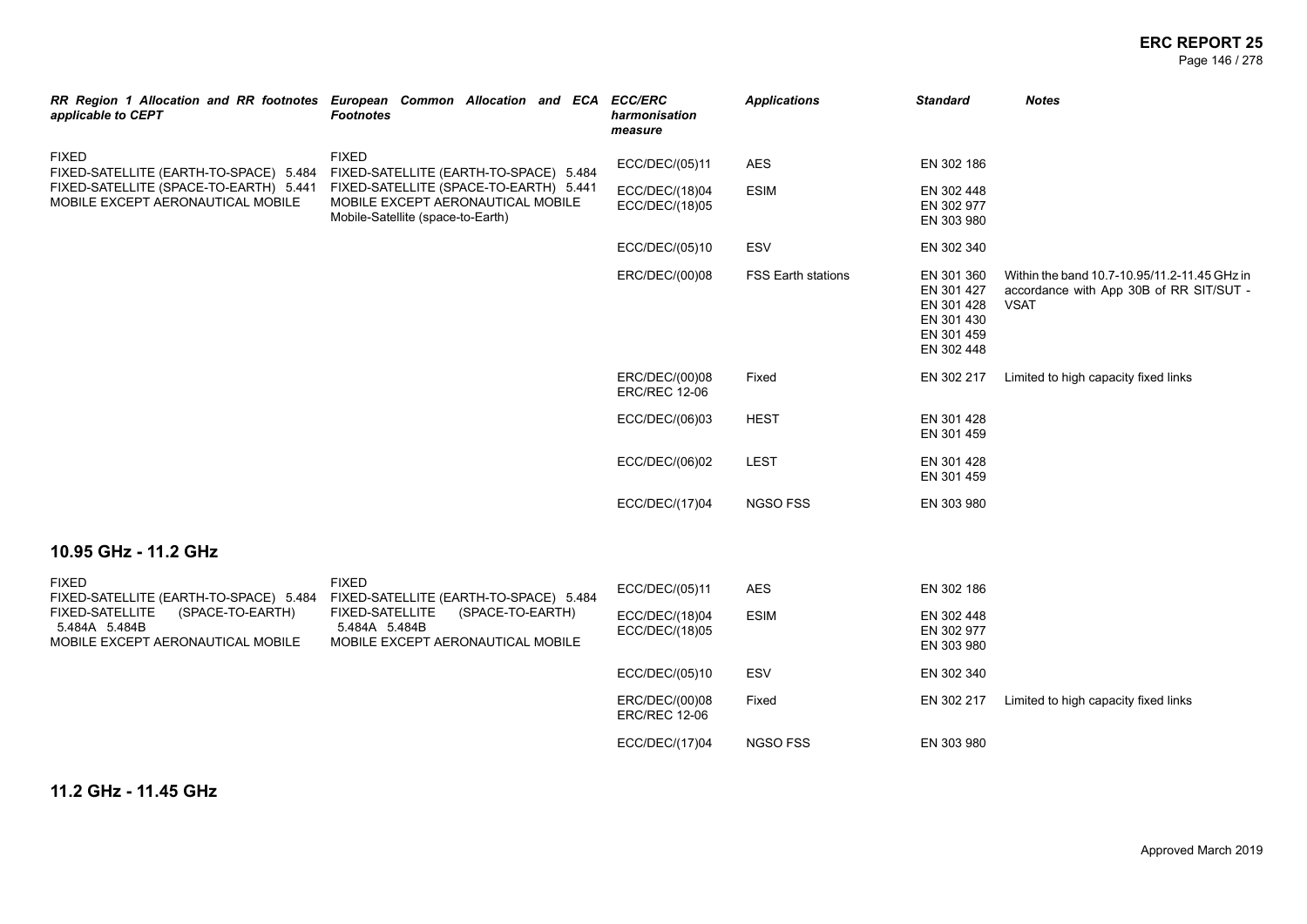| RR Region 1 Allocation and RR footnotes applicable to CEPT | European Common Allocation and ECA Footnotes | ECC/ERC harmonisation measure | Applications | Standard | Notes |
|---|---|---|---|---|---|
| FIXED<br>FIXED-SATELLITE (EARTH-TO-SPACE) 5.484<br>FIXED-SATELLITE (SPACE-TO-EARTH) 5.441<br>MOBILE EXCEPT AERONAUTICAL MOBILE | FIXED<br>FIXED-SATELLITE (EARTH-TO-SPACE) 5.484<br>FIXED-SATELLITE (SPACE-TO-EARTH) 5.441<br>MOBILE EXCEPT AERONAUTICAL MOBILE<br>Mobile-Satellite (space-to-Earth) | ECC/DEC/(05)11 | AES | EN 302 186 | |
| | | ECC/DEC/(18)04<br>ECC/DEC/(18)05 | ESIM | EN 302 448<br>EN 302 977<br>EN 303 980 | |
| | | ECC/DEC/(05)10 | ESV | EN 302 340 | |
| | | ERC/DEC/(00)08 | FSS Earth stations | EN 301 360<br>EN 301 427<br>EN 301 428<br>EN 301 430<br>EN 301 459<br>EN 302 448 | Within the band 10.7-10.95/11.2-11.45 GHz in accordance with App 30B of RR SIT/SUT - VSAT |
| | | ERC/DEC/(00)08<br>ERC/REC 12-06 | Fixed | EN 302 217 | Limited to high capacity fixed links |
| | | ECC/DEC/(06)03 | HEST | EN 301 428<br>EN 301 459 | |
| | | ECC/DEC/(06)02 | LEST | EN 301 428<br>EN 301 459 | |
| | | ECC/DEC/(17)04 | NGSO FSS | EN 303 980 | |

## 10.95 GHz - 11.2 GHz

| RR Region 1 Allocation and RR footnotes applicable to CEPT | European Common Allocation and ECA Footnotes | ECC/ERC harmonisation measure | Applications | Standard | Notes |
|---|---|---|---|---|---|
| FIXED<br>FIXED-SATELLITE (EARTH-TO-SPACE) 5.484<br>FIXED-SATELLITE (SPACE-TO-EARTH) 5.484A 5.484B<br>MOBILE EXCEPT AERONAUTICAL MOBILE | FIXED<br>FIXED-SATELLITE (EARTH-TO-SPACE) 5.484<br>FIXED-SATELLITE (SPACE-TO-EARTH) 5.484A 5.484B<br>MOBILE EXCEPT AERONAUTICAL MOBILE | ECC/DEC/(05)11 | AES | EN 302 186 | |
| | | ECC/DEC/(18)04<br>ECC/DEC/(18)05 | ESIM | EN 302 448<br>EN 302 977<br>EN 303 980 | |
| | | ECC/DEC/(05)10 | ESV | EN 302 340 | |
| | | ERC/DEC/(00)08<br>ERC/REC 12-06 | Fixed | EN 302 217 | Limited to high capacity fixed links |
| | | ECC/DEC/(17)04 | NGSO FSS | EN 303 980 | |

## 11.2 GHz - 11.45 GHz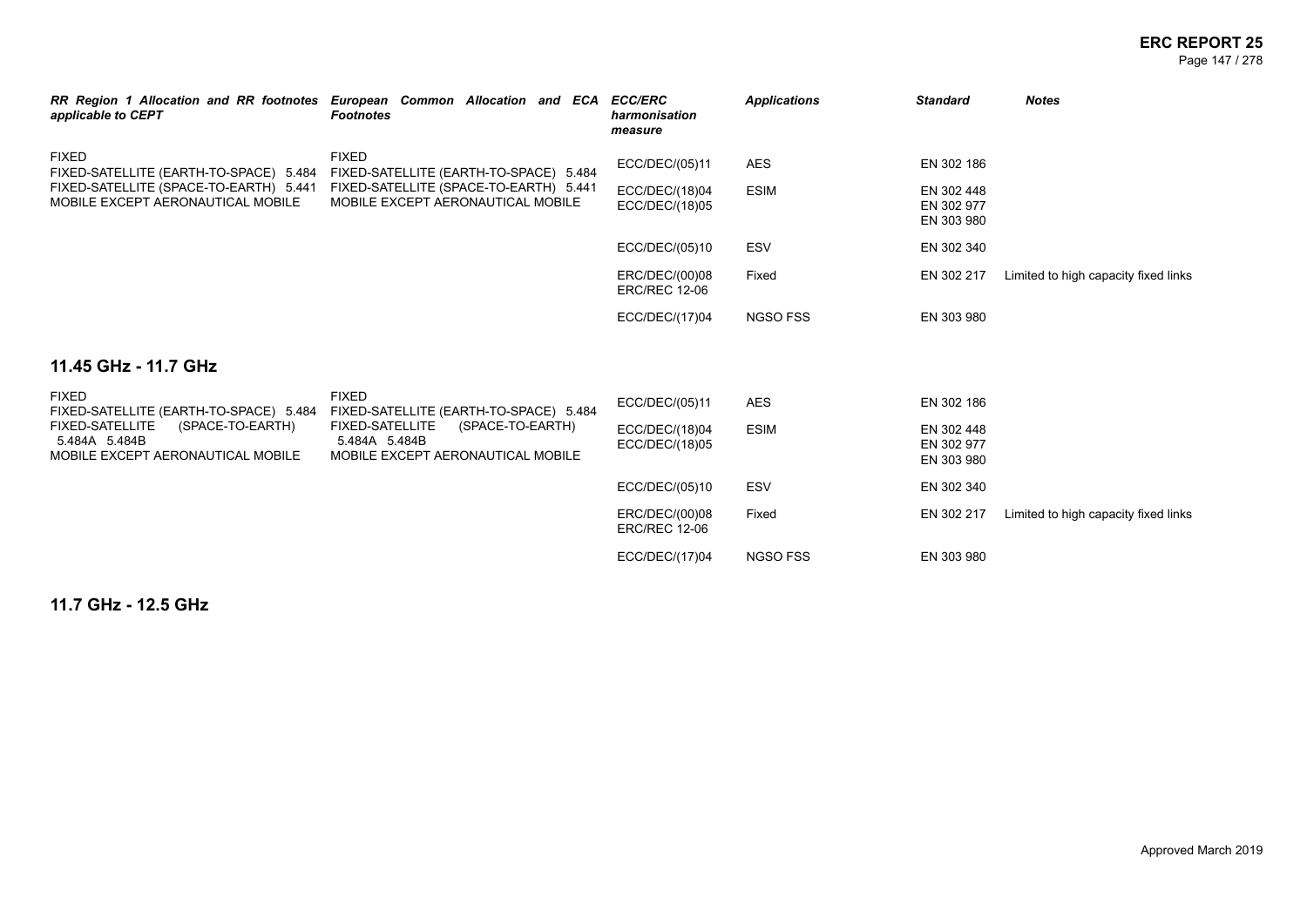| RR Region 1 Allocation and RR footnotes applicable to CEPT | European Common Allocation and ECA Footnotes | ECC/ERC harmonisation measure | Applications | Standard | Notes |
|---|---|---|---|---|---|
| FIXED<br>FIXED-SATELLITE (EARTH-TO-SPACE) 5.484<br>FIXED-SATELLITE (SPACE-TO-EARTH) 5.441<br>MOBILE EXCEPT AERONAUTICAL MOBILE | FIXED<br>FIXED-SATELLITE (EARTH-TO-SPACE) 5.484<br>FIXED-SATELLITE (SPACE-TO-EARTH) 5.441<br>MOBILE EXCEPT AERONAUTICAL MOBILE | ECC/DEC/(05)11 | AES | EN 302 186 | |
| | | ECC/DEC/(18)04<br>ECC/DEC/(18)05 | ESIM | EN 302 448<br>EN 302 977<br>EN 303 980 | |
| | | ECC/DEC/(05)10 | ESV | EN 302 340 | |
| | | ERC/DEC/(00)08<br>ERC/REC 12-06 | Fixed | EN 302 217 | Limited to high capacity fixed links |
| | | ECC/DEC/(17)04 | NGSO FSS | EN 303 980 | |

## 11.45 GHz - 11.7 GHz

| RR Region 1 Allocation and RR footnotes applicable to CEPT | European Common Allocation and ECA Footnotes | ECC/ERC harmonisation measure | Applications | Standard | Notes |
|---|---|---|---|---|---|
| FIXED<br>FIXED-SATELLITE (EARTH-TO-SPACE) 5.484<br>FIXED-SATELLITE (SPACE-TO-EARTH) 5.484A 5.484B<br>MOBILE EXCEPT AERONAUTICAL MOBILE | FIXED<br>FIXED-SATELLITE (EARTH-TO-SPACE) 5.484<br>FIXED-SATELLITE (SPACE-TO-EARTH) 5.484A 5.484B<br>MOBILE EXCEPT AERONAUTICAL MOBILE | ECC/DEC/(05)11 | AES | EN 302 186 | |
| | | ECC/DEC/(18)04<br>ECC/DEC/(18)05 | ESIM | EN 302 448<br>EN 302 977<br>EN 303 980 | |
| | | ECC/DEC/(05)10 | ESV | EN 302 340 | |
| | | ERC/DEC/(00)08<br>ERC/REC 12-06 | Fixed | EN 302 217 | Limited to high capacity fixed links |
| | | ECC/DEC/(17)04 | NGSO FSS | EN 303 980 | |

## 11.7 GHz - 12.5 GHz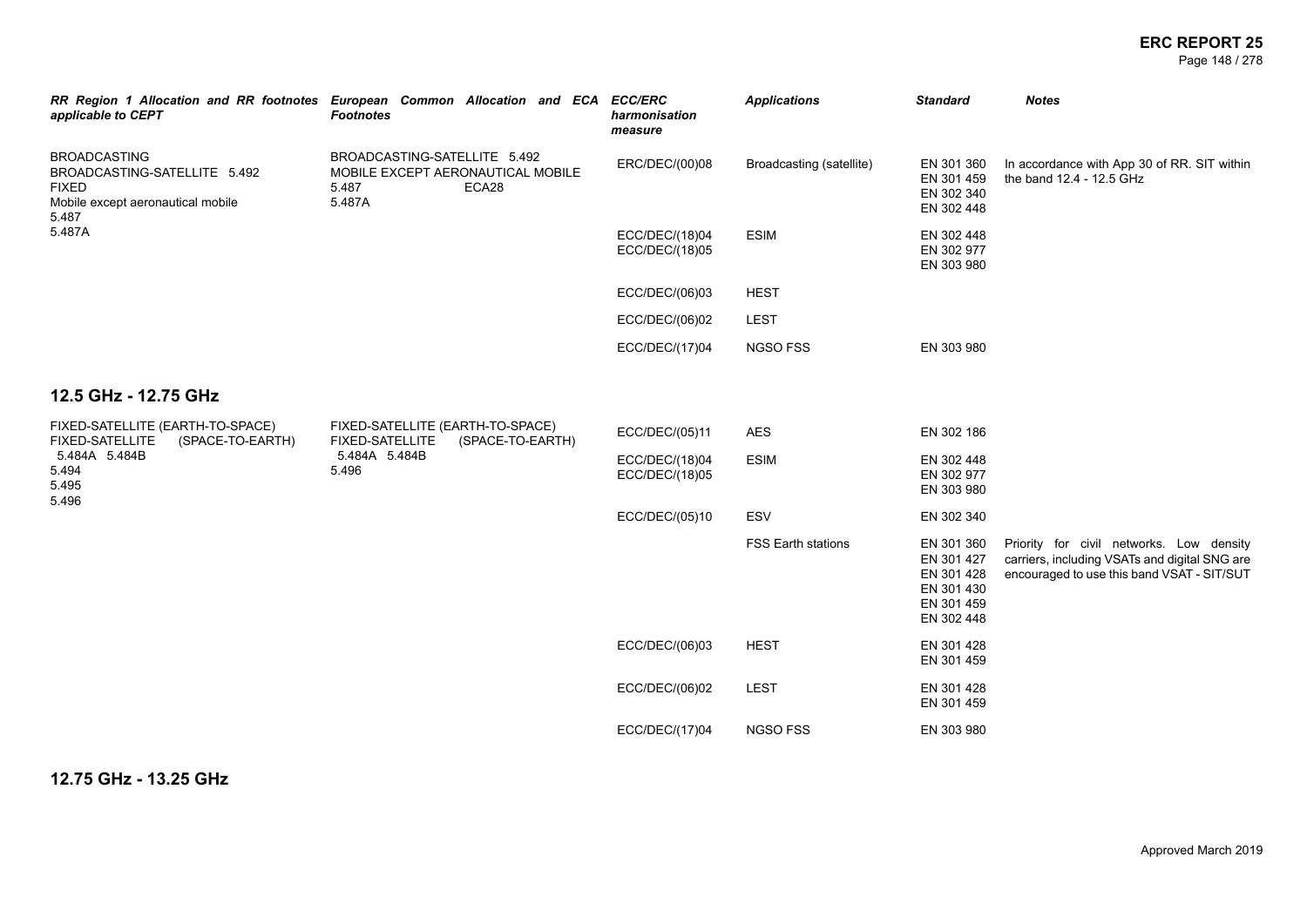| RR Region 1 Allocation and RR footnotes applicable to CEPT | European Common Allocation and ECA Footnotes | ECC/ERC harmonisation measure | Applications | Standard | Notes |
|---|---|---|---|---|---|
| BROADCASTING<br>BROADCASTING-SATELLITE 5.492<br>FIXED<br>Mobile except aeronautical mobile<br>5.487<br>5.487A | BROADCASTING-SATELLITE 5.492<br>MOBILE EXCEPT AERONAUTICAL MOBILE<br>5.487 ECA28<br>5.487A | ERC/DEC/(00)08 | Broadcasting (satellite) | EN 301 360<br>EN 301 459<br>EN 302 340<br>EN 302 448 | In accordance with App 30 of RR. SIT within the band 12.4 - 12.5 GHz |
| | | ECC/DEC/(18)04<br>ECC/DEC/(18)05 | ESIM | EN 302 448<br>EN 302 977<br>EN 303 980 | |
| | | ECC/DEC/(06)03 | HEST | | |
| | | ECC/DEC/(06)02 | LEST | | |
| | | ECC/DEC/(17)04 | NGSO FSS | EN 303 980 | |

## 12.5 GHz - 12.75 GHz

| RR Region 1 Allocation and RR footnotes applicable to CEPT | European Common Allocation and ECA Footnotes | ECC/ERC harmonisation measure | Applications | Standard | Notes |
|---|---|---|---|---|---|
| FIXED-SATELLITE (EARTH-TO-SPACE)<br>FIXED-SATELLITE (SPACE-TO-EARTH)<br>5.484A 5.484B<br>5.494<br>5.495<br>5.496 | FIXED-SATELLITE (EARTH-TO-SPACE)<br>FIXED-SATELLITE (SPACE-TO-EARTH)<br>5.484A 5.484B<br>5.496 | ECC/DEC/(05)11 | AES | EN 302 186 | |
| | | ECC/DEC/(18)04<br>ECC/DEC/(18)05 | ESIM | EN 302 448<br>EN 302 977<br>EN 303 980 | |
| | | ECC/DEC/(05)10 | ESV | EN 302 340 | |
| | | | FSS Earth stations | EN 301 360<br>EN 301 427<br>EN 301 428<br>EN 301 430<br>EN 301 459<br>EN 302 448 | Priority for civil networks. Low density carriers, including VSATs and digital SNG are encouraged to use this band VSAT - SIT/SUT |
| | | ECC/DEC/(06)03 | HEST | EN 301 428<br>EN 301 459 | |
| | | ECC/DEC/(06)02 | LEST | EN 301 428<br>EN 301 459 | |
| | | ECC/DEC/(17)04 | NGSO FSS | EN 303 980 | |

## 12.75 GHz - 13.25 GHz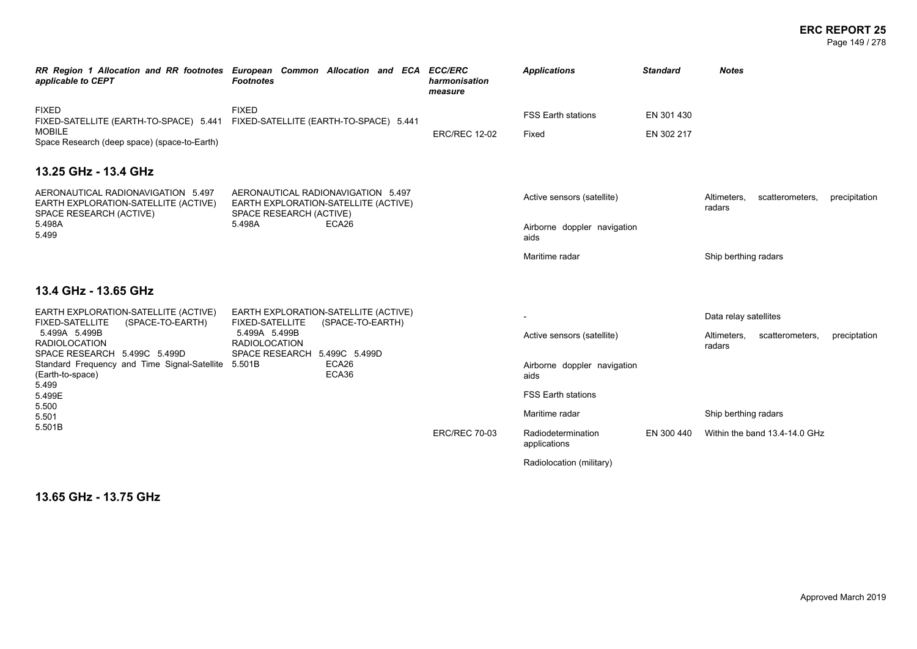| RR Region 1 Allocation and RR footnotes applicable to CEPT | European Common Allocation and ECA Footnotes | ECC/ERC harmonisation measure | Applications | Standard | Notes |
|---|---|---|---|---|---|
| FIXED<br>FIXED-SATELLITE (EARTH-TO-SPACE) 5.441<br>MOBILE<br>Space Research (deep space) (space-to-Earth) | FIXED<br>FIXED-SATELLITE (EARTH-TO-SPACE) 5.441 | | FSS Earth stations | EN 301 430 | |
| | | ERC/REC 12-02 | Fixed | EN 302 217 | |

## 13.25 GHz - 13.4 GHz

| RR Region 1 Allocation and RR footnotes applicable to CEPT | European Common Allocation and ECA Footnotes | ECC/ERC harmonisation measure | Applications | Standard | Notes |
|---|---|---|---|---|---|
| AERONAUTICAL RADIONAVIGATION 5.497<br>EARTH EXPLORATION-SATELLITE (ACTIVE)<br>SPACE RESEARCH (ACTIVE)<br>5.498A<br>5.499 | AERONAUTICAL RADIONAVIGATION 5.497<br>EARTH EXPLORATION-SATELLITE (ACTIVE)<br>SPACE RESEARCH (ACTIVE)<br>5.498A ECA26 | | Active sensors (satellite) | | Altimeters, scatterometers, precipitation radars |
| | | | Airborne doppler navigation aids | | |
| | | | Maritime radar | | Ship berthing radars |

## 13.4 GHz - 13.65 GHz

| RR Region 1 Allocation and RR footnotes applicable to CEPT | European Common Allocation and ECA Footnotes | ECC/ERC harmonisation measure | Applications | Standard | Notes |
|---|---|---|---|---|---|
| EARTH EXPLORATION-SATELLITE (ACTIVE)<br>FIXED-SATELLITE (SPACE-TO-EARTH) 5.499A 5.499B<br>RADIOLOCATION<br>SPACE RESEARCH 5.499C 5.499D<br>Standard Frequency and Time Signal-Satellite (Earth-to-space)<br>5.499<br>5.499E<br>5.500<br>5.501<br>5.501B | EARTH EXPLORATION-SATELLITE (ACTIVE)<br>FIXED-SATELLITE (SPACE-TO-EARTH) 5.499A 5.499B<br>RADIOLOCATION<br>SPACE RESEARCH 5.499C 5.499D<br>5.501B ECA26 ECA36 | | - | | Data relay satellites |
| | | | Active sensors (satellite) | | Altimeters, scatterometers, preciptation radars |
| | | | Airborne doppler navigation aids | | |
| | | | FSS Earth stations | | |
| | | | Maritime radar | | Ship berthing radars |
| | | ERC/REC 70-03 | Radiodetermination applications | EN 300 440 | Within the band 13.4-14.0 GHz |
| | | | Radiolocation (military) | | |

## 13.65 GHz - 13.75 GHz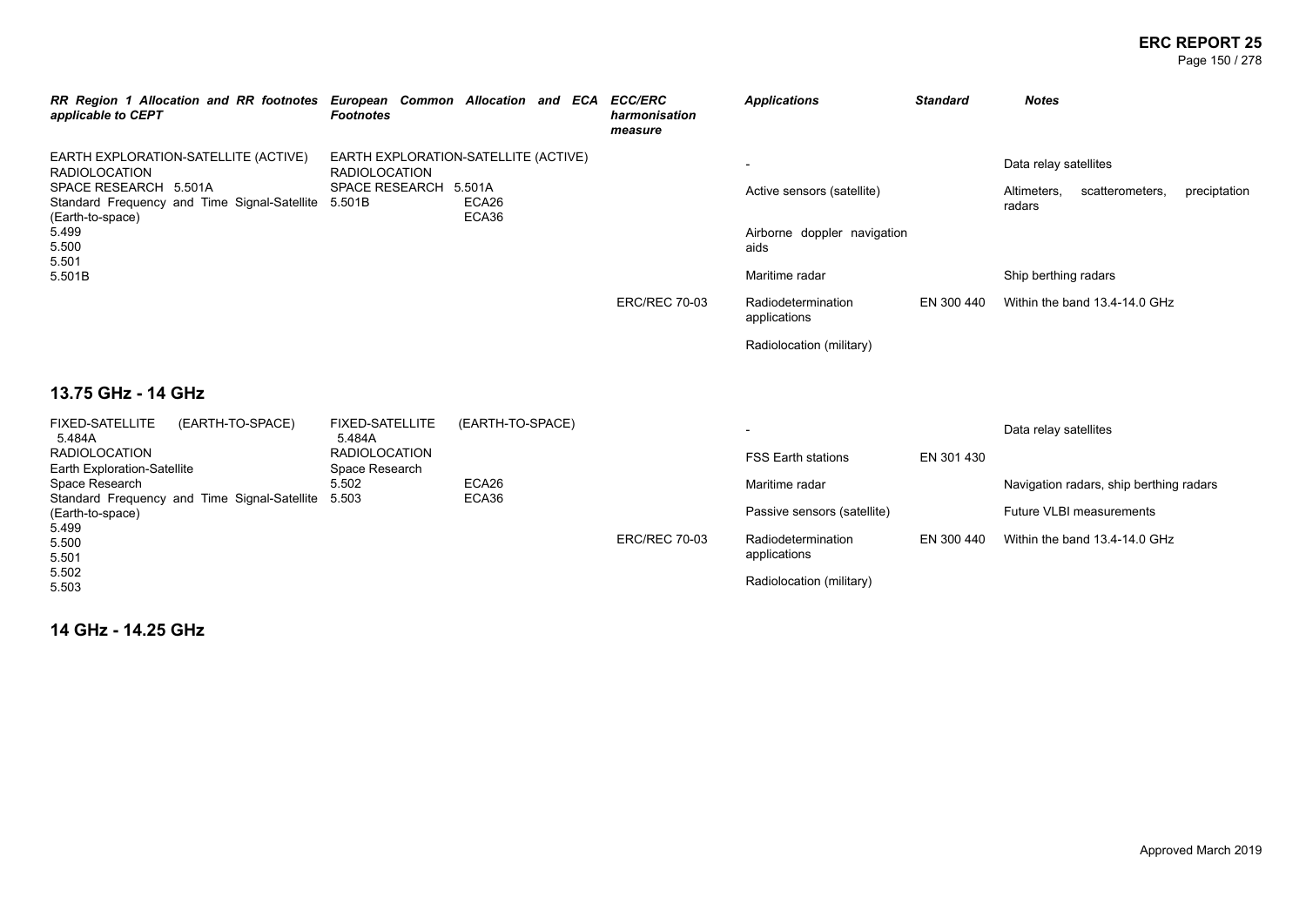| RR Region 1 Allocation and RR footnotes applicable to CEPT | European Common Allocation and ECA Footnotes | ECC/ERC harmonisation measure | Applications | Standard | Notes |
|---|---|---|---|---|---|
| EARTH EXPLORATION-SATELLITE (ACTIVE)<br>RADIOLOCATION<br>SPACE RESEARCH 5.501A<br>Standard Frequency and Time Signal-Satellite (Earth-to-space)<br>5.499<br>5.500<br>5.501<br>5.501B | EARTH EXPLORATION-SATELLITE (ACTIVE)<br>RADIOLOCATION<br>SPACE RESEARCH 5.501A<br>5.501B ECA26<br>ECA36 | | - | | Data relay satellites |
| | | | Active sensors (satellite) | | Altimeters, scatterometers, preciptation radars |
| | | | Airborne doppler navigation aids | | |
| | | | Maritime radar | | Ship berthing radars |
| | | ERC/REC 70-03 | Radiodetermination applications | EN 300 440 | Within the band 13.4-14.0 GHz |
| | | | Radiolocation (military) | | |

## 13.75 GHz - 14 GHz

| RR Region 1 Allocation and RR footnotes applicable to CEPT | European Common Allocation and ECA Footnotes | ECC/ERC harmonisation measure | Applications | Standard | Notes |
|---|---|---|---|---|---|
| FIXED-SATELLITE (EARTH-TO-SPACE) 5.484A<br>RADIOLOCATION<br>Earth Exploration-Satellite<br>Space Research<br>Standard Frequency and Time Signal-Satellite (Earth-to-space)<br>5.499<br>5.500<br>5.501<br>5.502<br>5.503 | FIXED-SATELLITE (EARTH-TO-SPACE) 5.484A<br>RADIOLOCATION<br>Space Research<br>5.502 ECA26<br>5.503 ECA36 | | - | | Data relay satellites |
| | | | FSS Earth stations | EN 301 430 | |
| | | | Maritime radar | | Navigation radars, ship berthing radars |
| | | | Passive sensors (satellite) | | Future VLBI measurements |
| | | ERC/REC 70-03 | Radiodetermination applications | EN 300 440 | Within the band 13.4-14.0 GHz |
| | | | Radiolocation (military) | | |

## 14 GHz - 14.25 GHz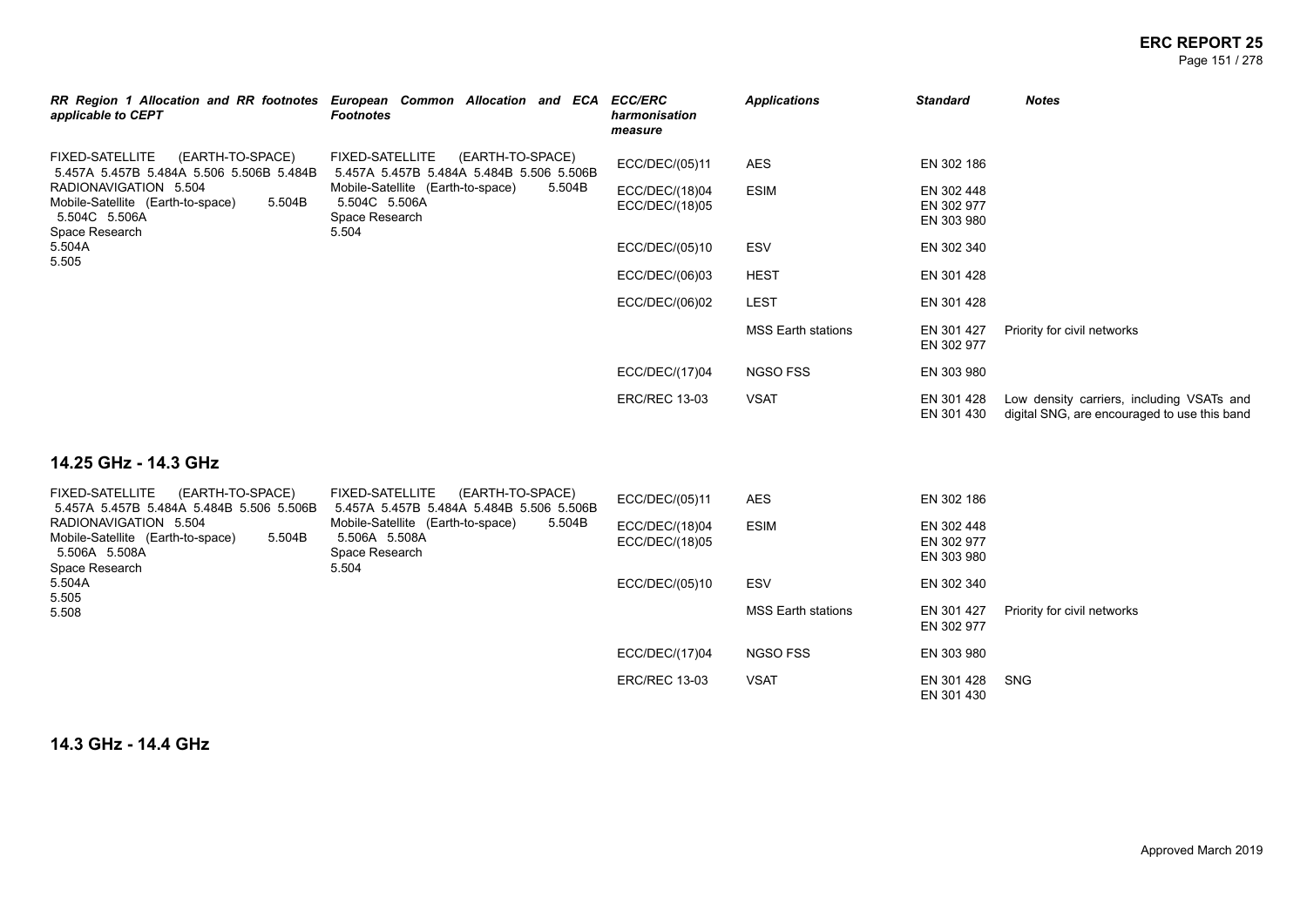| RR Region 1 Allocation and RR footnotes applicable to CEPT | European Common Allocation and ECA Footnotes | ECC/ERC harmonisation measure | Applications | Standard | Notes |
|---|---|---|---|---|---|
| FIXED-SATELLITE (EARTH-TO-SPACE) 5.457A 5.457B 5.484A 5.506 5.506B 5.484B<br>RADIONAVIGATION 5.504<br>Mobile-Satellite (Earth-to-space) 5.504B 5.504C 5.506A<br>Space Research<br>5.504A<br>5.505 | FIXED-SATELLITE (EARTH-TO-SPACE) 5.457A 5.457B 5.484A 5.484B 5.506 5.506B<br>Mobile-Satellite (Earth-to-space) 5.504B 5.504C 5.506A<br>Space Research<br>5.504 | ECC/DEC/(05)11 | AES | EN 302 186 | |
| | | ECC/DEC/(18)04<br>ECC/DEC/(18)05 | ESIM | EN 302 448<br>EN 302 977<br>EN 303 980 | |
| | | ECC/DEC/(05)10 | ESV | EN 302 340 | |
| | | ECC/DEC/(06)03 | HEST | EN 301 428 | |
| | | ECC/DEC/(06)02 | LEST | EN 301 428 | |
| | | | MSS Earth stations | EN 301 427<br>EN 302 977 | Priority for civil networks |
| | | ECC/DEC/(17)04 | NGSO FSS | EN 303 980 | |
| | | ERC/REC 13-03 | VSAT | EN 301 428<br>EN 301 430 | Low density carriers, including VSATs and digital SNG, are encouraged to use this band |

## 14.25 GHz - 14.3 GHz

| RR Region 1 Allocation and RR footnotes applicable to CEPT | European Common Allocation and ECA Footnotes | ECC/ERC harmonisation measure | Applications | Standard | Notes |
|---|---|---|---|---|---|
| FIXED-SATELLITE (EARTH-TO-SPACE) 5.457A 5.457B 5.484A 5.484B 5.506 5.506B<br>RADIONAVIGATION 5.504<br>Mobile-Satellite (Earth-to-space) 5.504B 5.506A 5.508A<br>Space Research<br>5.504A<br>5.505<br>5.508 | FIXED-SATELLITE (EARTH-TO-SPACE) 5.457A 5.457B 5.484A 5.484B 5.506 5.506B<br>Mobile-Satellite (Earth-to-space) 5.504B 5.506A 5.508A<br>Space Research<br>5.504 | ECC/DEC/(05)11 | AES | EN 302 186 | |
| | | ECC/DEC/(18)04<br>ECC/DEC/(18)05 | ESIM | EN 302 448<br>EN 302 977<br>EN 303 980 | |
| | | ECC/DEC/(05)10 | ESV | EN 302 340 | |
| | | | MSS Earth stations | EN 301 427<br>EN 302 977 | Priority for civil networks |
| | | ECC/DEC/(17)04 | NGSO FSS | EN 303 980 | |
| | | ERC/REC 13-03 | VSAT | EN 301 428<br>EN 301 430 | SNG |

## 14.3 GHz - 14.4 GHz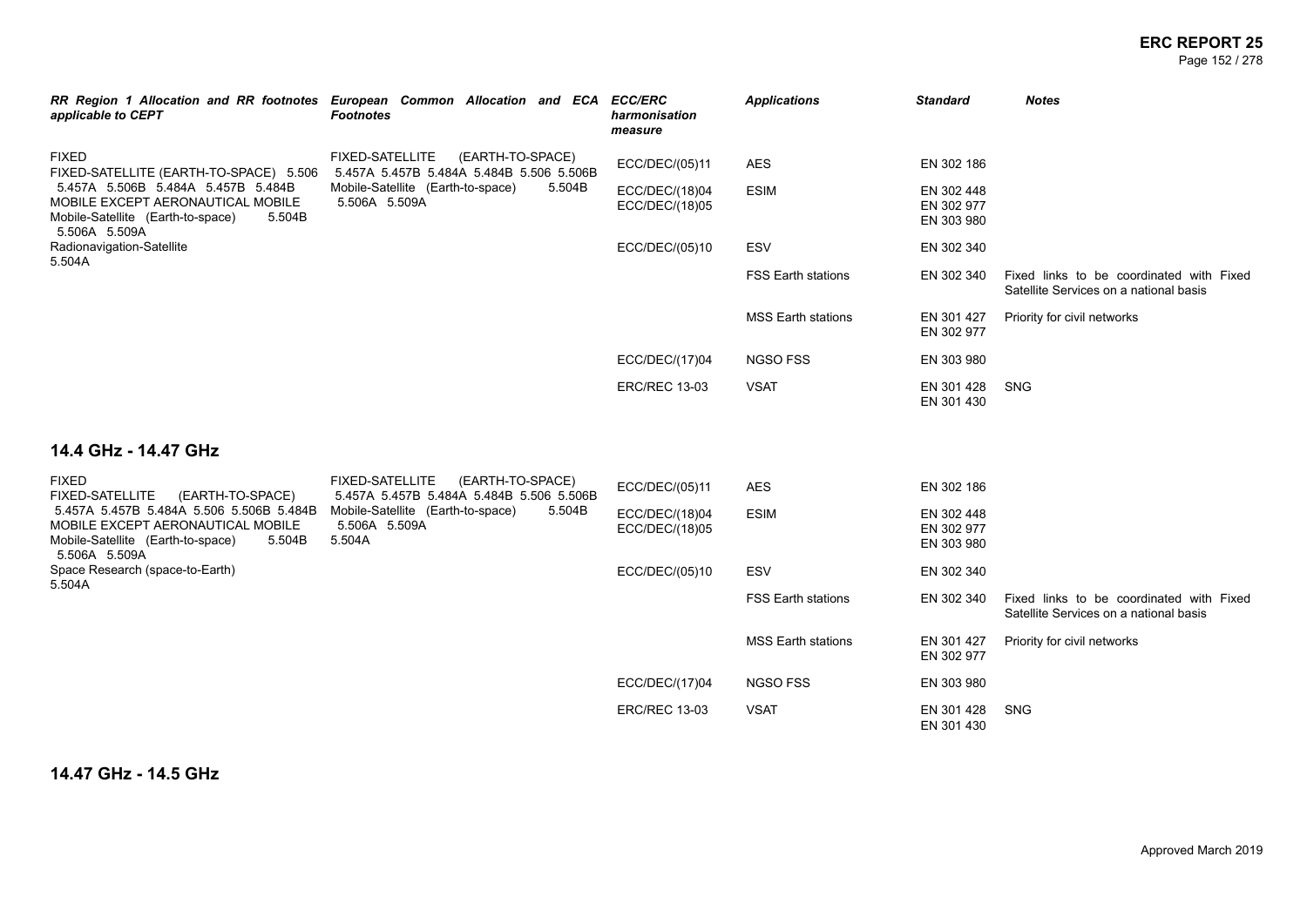| RR Region 1 Allocation and RR footnotes applicable to CEPT | European Common Allocation and ECA Footnotes | ECC/ERC harmonisation measure | Applications | Standard | Notes |
|---|---|---|---|---|---|
| FIXED<br>FIXED-SATELLITE (EARTH-TO-SPACE) 5.506 5.457A 5.506B 5.484A 5.457B 5.484B<br>MOBILE EXCEPT AERONAUTICAL MOBILE<br>Mobile-Satellite (Earth-to-space) 5.504B 5.506A 5.509A<br>Radionavigation-Satellite<br>5.504A | FIXED-SATELLITE (EARTH-TO-SPACE) 5.457A 5.457B 5.484A 5.484B 5.506 5.506B<br>Mobile-Satellite (Earth-to-space) 5.504B 5.506A 5.509A | ECC/DEC/(05)11 | AES | EN 302 186 | |
| | | ECC/DEC/(18)04<br>ECC/DEC/(18)05 | ESIM | EN 302 448<br>EN 302 977<br>EN 303 980 | |
| | | ECC/DEC/(05)10 | ESV | EN 302 340 | |
| | | | FSS Earth stations | EN 302 340 | Fixed links to be coordinated with Fixed Satellite Services on a national basis |
| | | | MSS Earth stations | EN 301 427<br>EN 302 977 | Priority for civil networks |
| | | ECC/DEC/(17)04 | NGSO FSS | EN 303 980 | |
| | | ERC/REC 13-03 | VSAT | EN 301 428<br>EN 301 430 | SNG |

## 14.4 GHz - 14.47 GHz

| RR Region 1 Allocation and RR footnotes applicable to CEPT | European Common Allocation and ECA Footnotes | ECC/ERC harmonisation measure | Applications | Standard | Notes |
|---|---|---|---|---|---|
| FIXED<br>FIXED-SATELLITE (EARTH-TO-SPACE) 5.457A 5.457B 5.484A 5.506 5.506B 5.484B<br>MOBILE EXCEPT AERONAUTICAL MOBILE<br>Mobile-Satellite (Earth-to-space) 5.504B 5.506A 5.509A<br>Space Research (space-to-Earth)<br>5.504A | FIXED-SATELLITE (EARTH-TO-SPACE) 5.457A 5.457B 5.484A 5.484B 5.506 5.506B<br>Mobile-Satellite (Earth-to-space) 5.504B 5.506A 5.509A<br>5.504A | ECC/DEC/(05)11 | AES | EN 302 186 | |
| | | ECC/DEC/(18)04<br>ECC/DEC/(18)05 | ESIM | EN 302 448<br>EN 302 977<br>EN 303 980 | |
| | | ECC/DEC/(05)10 | ESV | EN 302 340 | |
| | | | FSS Earth stations | EN 302 340 | Fixed links to be coordinated with Fixed Satellite Services on a national basis |
| | | | MSS Earth stations | EN 301 427<br>EN 302 977 | Priority for civil networks |
| | | ECC/DEC/(17)04 | NGSO FSS | EN 303 980 | |
| | | ERC/REC 13-03 | VSAT | EN 301 428<br>EN 301 430 | SNG |

## 14.47 GHz - 14.5 GHz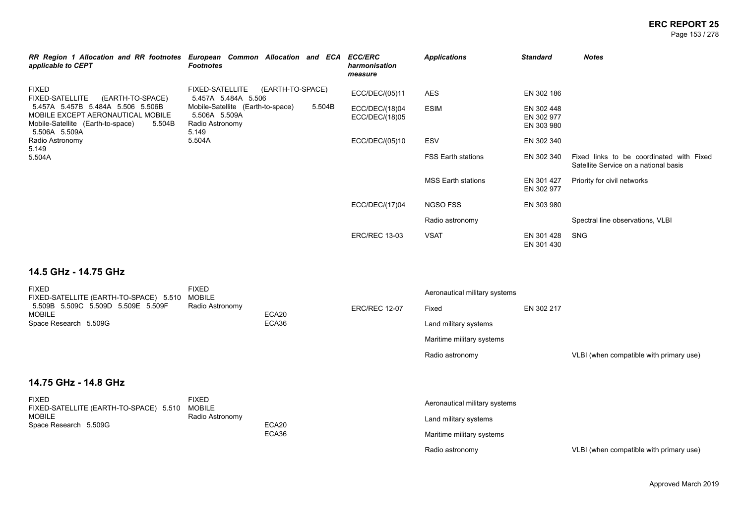| RR Region 1 Allocation and RR footnotes applicable to CEPT | European Common Allocation and ECA Footnotes | ECC/ERC harmonisation measure | Applications | Standard | Notes |
|---|---|---|---|---|---|
| FIXED<br>FIXED-SATELLITE (EARTH-TO-SPACE)<br>5.457A 5.457B 5.484A 5.506 5.506B<br>MOBILE EXCEPT AERONAUTICAL MOBILE<br>Mobile-Satellite (Earth-to-space) 5.504B 5.506A 5.509A<br>Radio Astronomy<br>5.149<br>5.504A | FIXED-SATELLITE (EARTH-TO-SPACE)<br>5.457A 5.484A 5.506<br>Mobile-Satellite (Earth-to-space) 5.504B 5.506A 5.509A<br>Radio Astronomy<br>5.149<br>5.504A | ECC/DEC/(05)11 | AES | EN 302 186 | |
| | | ECC/DEC/(18)04<br>ECC/DEC/(18)05 | ESIM | EN 302 448<br>EN 302 977<br>EN 303 980 | |
| | | ECC/DEC/(05)10 | ESV | EN 302 340 | |
| | | | FSS Earth stations | EN 302 340 | Fixed links to be coordinated with Fixed Satellite Service on a national basis |
| | | | MSS Earth stations | EN 301 427<br>EN 302 977 | Priority for civil networks |
| | | ECC/DEC/(17)04 | NGSO FSS | EN 303 980 | |
| | | | Radio astronomy | | Spectral line observations, VLBI |
| | | ERC/REC 13-03 | VSAT | EN 301 428<br>EN 301 430 | SNG |

## 14.5 GHz - 14.75 GHz

| RR Region 1 Allocation and RR footnotes applicable to CEPT | European Common Allocation and ECA Footnotes | ECC/ERC harmonisation measure | Applications | Standard | Notes |
|---|---|---|---|---|---|
| FIXED<br>FIXED-SATELLITE (EARTH-TO-SPACE) 5.510<br>5.509B 5.509C 5.509D 5.509E 5.509F<br>MOBILE<br>Space Research 5.509G | FIXED<br>MOBILE<br>Radio Astronomy<br>ECA20<br>ECA36 | | Aeronautical military systems | | |
| | | ERC/REC 12-07 | Fixed | EN 302 217 | |
| | | | Land military systems | | |
| | | | Maritime military systems | | |
| | | | Radio astronomy | | VLBI (when compatible with primary use) |

## 14.75 GHz - 14.8 GHz

| RR Region 1 Allocation and RR footnotes applicable to CEPT | European Common Allocation and ECA Footnotes | ECC/ERC harmonisation measure | Applications | Standard | Notes |
|---|---|---|---|---|---|
| FIXED<br>FIXED-SATELLITE (EARTH-TO-SPACE) 5.510<br>MOBILE<br>Space Research 5.509G | FIXED<br>MOBILE<br>Radio Astronomy<br>ECA20<br>ECA36 | | Aeronautical military systems | | |
| | | | Land military systems | | |
| | | | Maritime military systems | | |
| | | | Radio astronomy | | VLBI (when compatible with primary use) |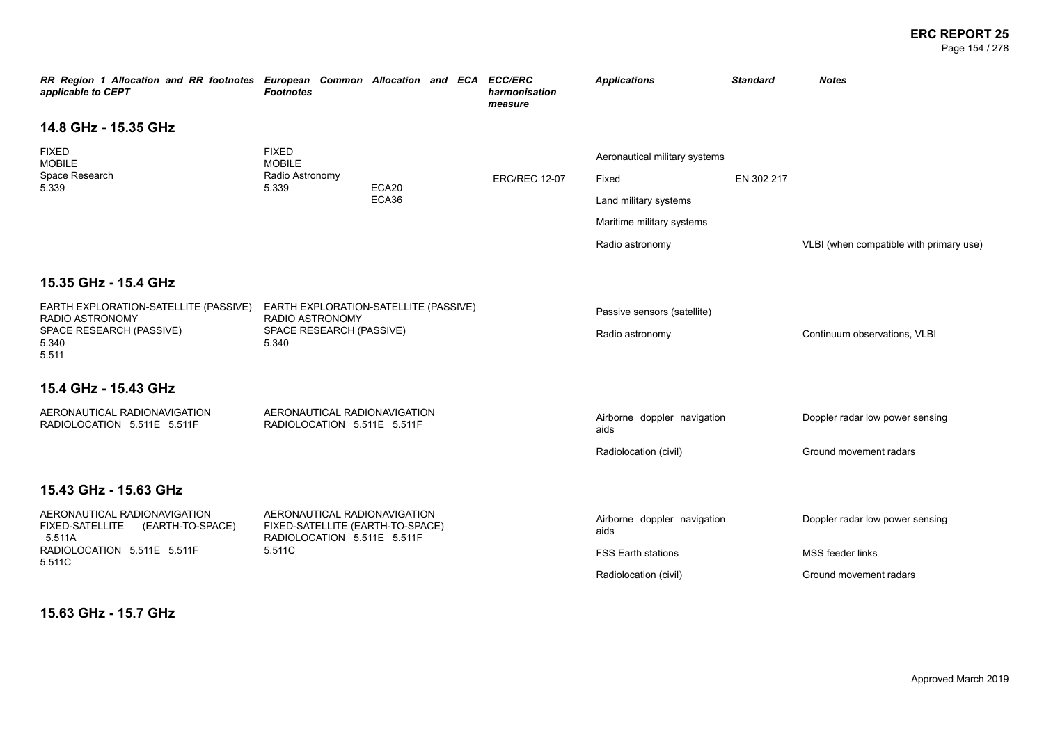| RR Region 1 Allocation and RR footnotes applicable to CEPT | European Common Allocation and ECA Footnotes | ECC/ERC harmonisation measure | Applications | Standard | Notes |
|---|---|---|---|---|---|

## 14.8 GHz - 15.35 GHz

| RR Region 1 Allocation and RR footnotes applicable to CEPT | European Common Allocation and ECA Footnotes | ECC/ERC harmonisation measure | Applications | Standard | Notes |
|---|---|---|---|---|---|
| FIXED<br>MOBILE<br>Space Research<br>5.339 | FIXED<br>MOBILE<br>Radio Astronomy<br>5.339 ECA20 ECA36 | ERC/REC 12-07 | Aeronautical military systems | | |
| | | | Fixed | EN 302 217 | |
| | | | Land military systems | | |
| | | | Maritime military systems | | |
| | | | Radio astronomy | | VLBI (when compatible with primary use) |

## 15.35 GHz - 15.4 GHz

| RR Region 1 Allocation and RR footnotes applicable to CEPT | European Common Allocation and ECA Footnotes | ECC/ERC harmonisation measure | Applications | Standard | Notes |
|---|---|---|---|---|---|
| EARTH EXPLORATION-SATELLITE (PASSIVE)<br>RADIO ASTRONOMY<br>SPACE RESEARCH (PASSIVE)<br>5.340<br>5.511 | EARTH EXPLORATION-SATELLITE (PASSIVE)<br>RADIO ASTRONOMY<br>SPACE RESEARCH (PASSIVE)<br>5.340 | | Passive sensors (satellite) | | |
| | | | Radio astronomy | | Continuum observations, VLBI |

## 15.4 GHz - 15.43 GHz

| RR Region 1 Allocation and RR footnotes applicable to CEPT | European Common Allocation and ECA Footnotes | ECC/ERC harmonisation measure | Applications | Standard | Notes |
|---|---|---|---|---|---|
| AERONAUTICAL RADIONAVIGATION<br>RADIOLOCATION 5.511E 5.511F | AERONAUTICAL RADIONAVIGATION<br>RADIOLOCATION 5.511E 5.511F | | Airborne doppler navigation aids | | Doppler radar low power sensing |
| | | | Radiolocation (civil) | | Ground movement radars |

## 15.43 GHz - 15.63 GHz

| RR Region 1 Allocation and RR footnotes applicable to CEPT | European Common Allocation and ECA Footnotes | ECC/ERC harmonisation measure | Applications | Standard | Notes |
|---|---|---|---|---|---|
| AERONAUTICAL RADIONAVIGATION<br>FIXED-SATELLITE (EARTH-TO-SPACE) 5.511A<br>RADIOLOCATION 5.511E 5.511F<br>5.511C | AERONAUTICAL RADIONAVIGATION<br>FIXED-SATELLITE (EARTH-TO-SPACE)<br>RADIOLOCATION 5.511E 5.511F<br>5.511C | | Airborne doppler navigation aids | | Doppler radar low power sensing |
| | | | FSS Earth stations | | MSS feeder links |
| | | | Radiolocation (civil) | | Ground movement radars |

## 15.63 GHz - 15.7 GHz

Approved March 2019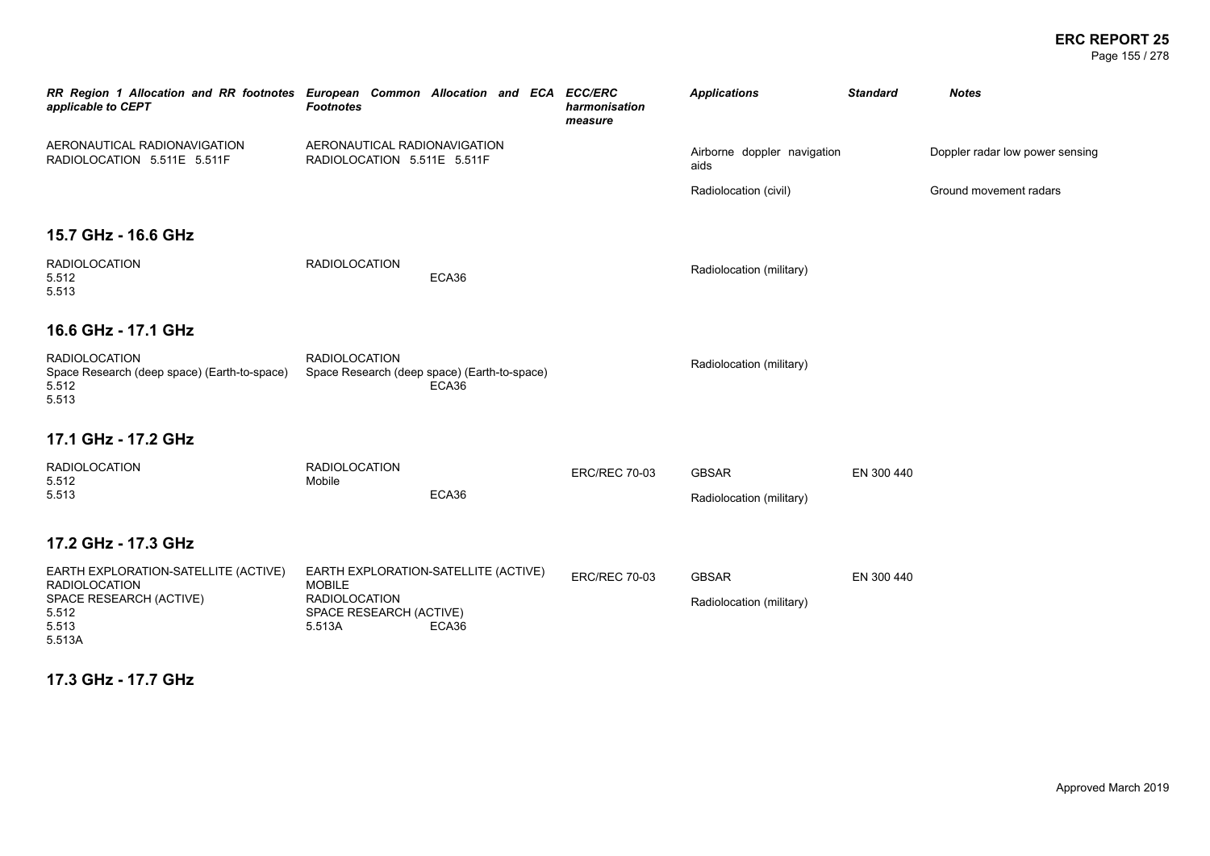| RR Region 1 Allocation and RR footnotes applicable to CEPT | European Common Allocation and ECA Footnotes | ECC/ERC harmonisation measure | Applications | Standard | Notes |
|---|---|---|---|---|---|
| AERONAUTICAL RADIONAVIGATION<br>RADIOLOCATION 5.511E 5.511F | AERONAUTICAL RADIONAVIGATION<br>RADIOLOCATION 5.511E 5.511F | | Airborne doppler navigation aids | | Doppler radar low power sensing |
| | | | Radiolocation (civil) | | Ground movement radars |

## 15.7 GHz - 16.6 GHz

| RR Region 1 Allocation and RR footnotes applicable to CEPT | European Common Allocation and ECA Footnotes | ECC/ERC harmonisation measure | Applications | Standard | Notes |
|---|---|---|---|---|---|
| RADIOLOCATION<br>5.512<br>5.513 | RADIOLOCATION<br>ECA36 | | Radiolocation (military) | | |

## 16.6 GHz - 17.1 GHz

| RR Region 1 Allocation and RR footnotes applicable to CEPT | European Common Allocation and ECA Footnotes | ECC/ERC harmonisation measure | Applications | Standard | Notes |
|---|---|---|---|---|---|
| RADIOLOCATION<br>Space Research (deep space) (Earth-to-space)<br>5.512<br>5.513 | RADIOLOCATION<br>Space Research (deep space) (Earth-to-space)<br>ECA36 | | Radiolocation (military) | | |

## 17.1 GHz - 17.2 GHz

| RR Region 1 Allocation and RR footnotes applicable to CEPT | European Common Allocation and ECA Footnotes | ECC/ERC harmonisation measure | Applications | Standard | Notes |
|---|---|---|---|---|---|
| RADIOLOCATION<br>5.512<br>5.513 | RADIOLOCATION<br>Mobile<br>ECA36 | ERC/REC 70-03 | GBSAR | EN 300 440 | |
| | | | Radiolocation (military) | | |

## 17.2 GHz - 17.3 GHz

| RR Region 1 Allocation and RR footnotes applicable to CEPT | European Common Allocation and ECA Footnotes | ECC/ERC harmonisation measure | Applications | Standard | Notes |
|---|---|---|---|---|---|
| EARTH EXPLORATION-SATELLITE (ACTIVE)<br>RADIOLOCATION<br>SPACE RESEARCH (ACTIVE)<br>5.512<br>5.513<br>5.513A | EARTH EXPLORATION-SATELLITE (ACTIVE)<br>MOBILE<br>RADIOLOCATION<br>SPACE RESEARCH (ACTIVE)<br>5.513A ECA36 | ERC/REC 70-03 | GBSAR | EN 300 440 | |
| | | | Radiolocation (military) | | |

## 17.3 GHz - 17.7 GHz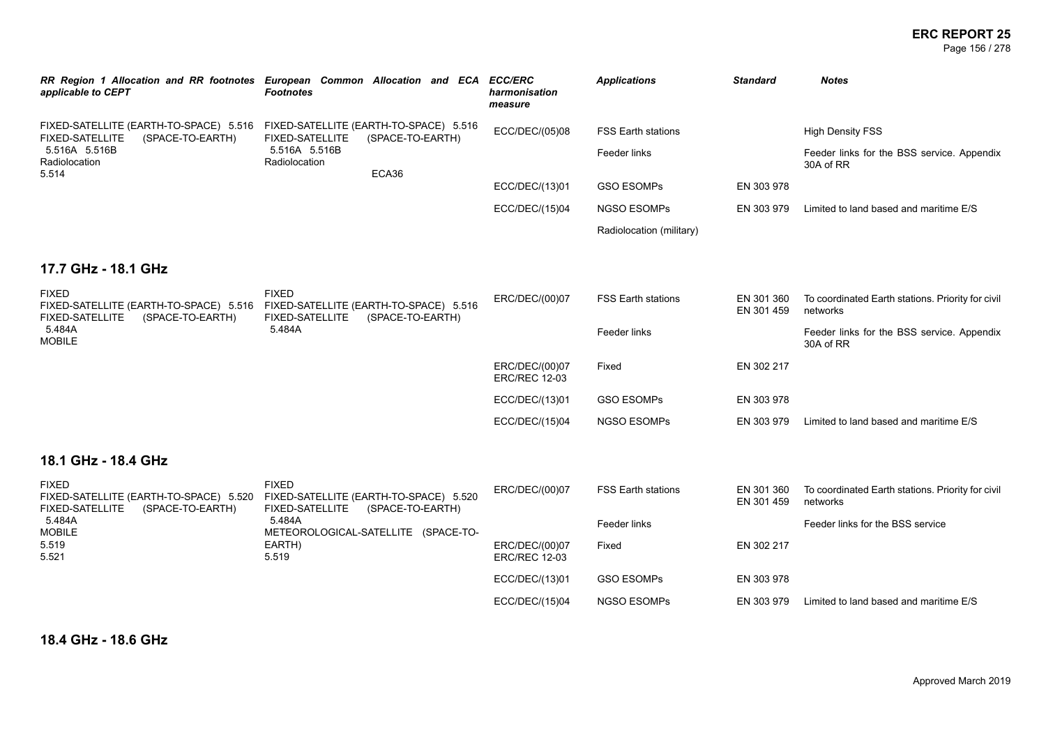| RR Region 1 Allocation and RR footnotes applicable to CEPT | European Common Allocation and ECA Footnotes | ECC/ERC harmonisation measure | Applications | Standard | Notes |
|---|---|---|---|---|---|
| FIXED-SATELLITE (EARTH-TO-SPACE) 5.516<br>FIXED-SATELLITE (SPACE-TO-EARTH)<br>5.516A 5.516B<br>Radiolocation<br>5.514 | FIXED-SATELLITE (EARTH-TO-SPACE) 5.516<br>FIXED-SATELLITE (SPACE-TO-EARTH)<br>5.516A 5.516B<br>Radiolocation<br>ECA36 | ECC/DEC/(05)08 | FSS Earth stations | | High Density FSS |
| | | | Feeder links | | Feeder links for the BSS service. Appendix 30A of RR |
| | | ECC/DEC/(13)01 | GSO ESOMPs | EN 303 978 | |
| | | ECC/DEC/(15)04 | NGSO ESOMPs | EN 303 979 | Limited to land based and maritime E/S |
| | | | Radiolocation (military) | | |

## 17.7 GHz - 18.1 GHz

| RR Region 1 Allocation and RR footnotes applicable to CEPT | European Common Allocation and ECA Footnotes | ECC/ERC harmonisation measure | Applications | Standard | Notes |
|---|---|---|---|---|---|
| FIXED<br>FIXED-SATELLITE (EARTH-TO-SPACE) 5.516<br>FIXED-SATELLITE (SPACE-TO-EARTH)<br>5.484A<br>MOBILE | FIXED<br>FIXED-SATELLITE (EARTH-TO-SPACE) 5.516<br>FIXED-SATELLITE (SPACE-TO-EARTH)<br>5.484A | ERC/DEC/(00)07 | FSS Earth stations | EN 301 360<br>EN 301 459 | To coordinated Earth stations. Priority for civil networks |
| | | | Feeder links | | Feeder links for the BSS service. Appendix 30A of RR |
| | | ERC/DEC/(00)07<br>ERC/REC 12-03 | Fixed | EN 302 217 | |
| | | ECC/DEC/(13)01 | GSO ESOMPs | EN 303 978 | |
| | | ECC/DEC/(15)04 | NGSO ESOMPs | EN 303 979 | Limited to land based and maritime E/S |

## 18.1 GHz - 18.4 GHz

| RR Region 1 Allocation and RR footnotes applicable to CEPT | European Common Allocation and ECA Footnotes | ECC/ERC harmonisation measure | Applications | Standard | Notes |
|---|---|---|---|---|---|
| FIXED<br>FIXED-SATELLITE (EARTH-TO-SPACE) 5.520<br>FIXED-SATELLITE (SPACE-TO-EARTH)<br>5.484A<br>MOBILE<br>5.519<br>5.521 | FIXED<br>FIXED-SATELLITE (EARTH-TO-SPACE) 5.520<br>FIXED-SATELLITE (SPACE-TO-EARTH)<br>5.484A<br>METEOROLOGICAL-SATELLITE (SPACE-TO-EARTH)<br>5.519 | ERC/DEC/(00)07 | FSS Earth stations | EN 301 360<br>EN 301 459 | To coordinated Earth stations. Priority for civil networks |
| | | | Feeder links | | Feeder links for the BSS service |
| | | ERC/DEC/(00)07<br>ERC/REC 12-03 | Fixed | EN 302 217 | |
| | | ECC/DEC/(13)01 | GSO ESOMPs | EN 303 978 | |
| | | ECC/DEC/(15)04 | NGSO ESOMPs | EN 303 979 | Limited to land based and maritime E/S |

## 18.4 GHz - 18.6 GHz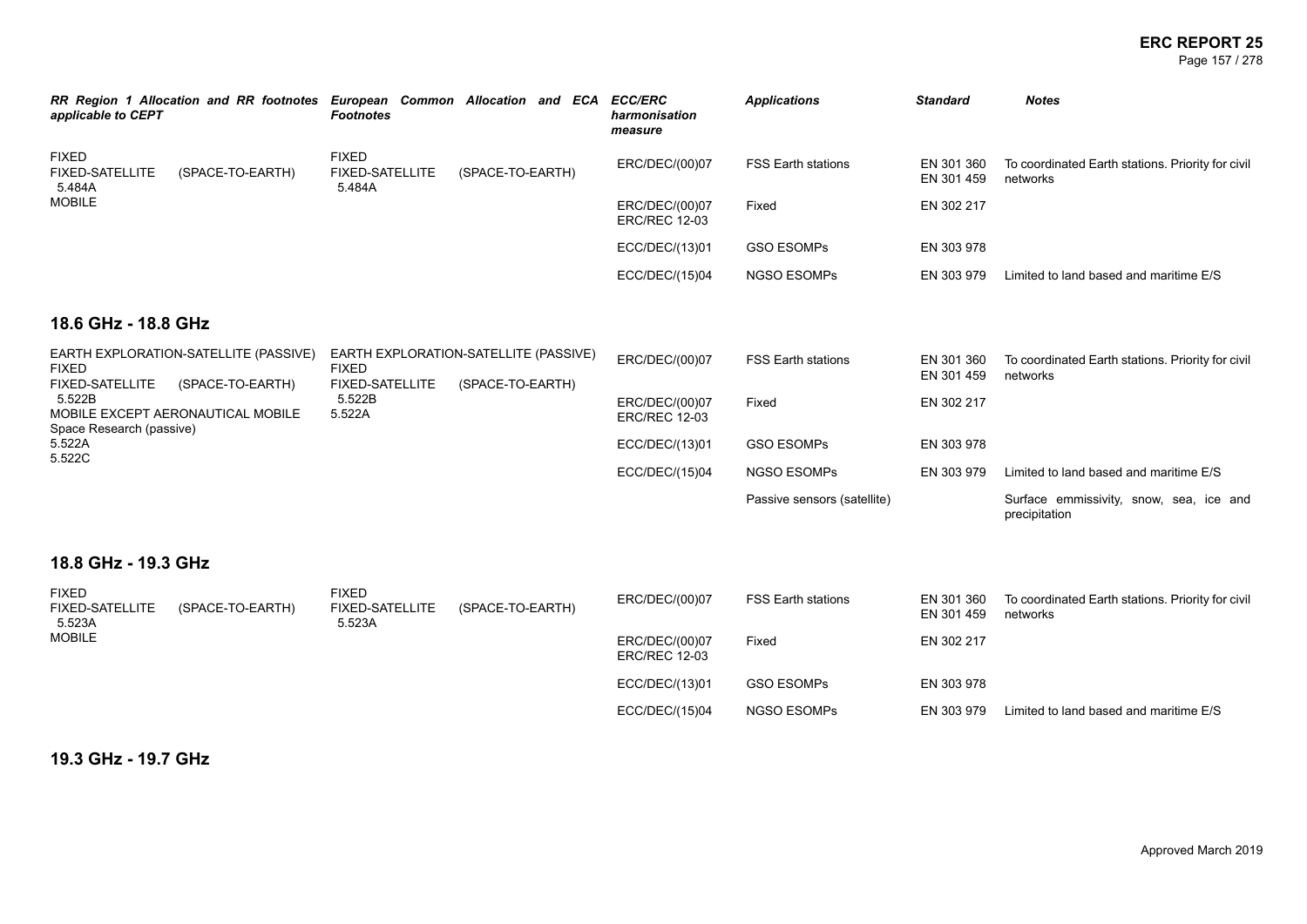| RR Region 1 Allocation and RR footnotes applicable to CEPT | European Common Allocation and ECA Footnotes | ECC/ERC harmonisation measure | Applications | Standard | Notes |
|---|---|---|---|---|---|
| FIXED<br>FIXED-SATELLITE (SPACE-TO-EARTH)<br>5.484A<br>MOBILE | FIXED<br>FIXED-SATELLITE (SPACE-TO-EARTH)<br>5.484A | ERC/DEC/(00)07 | FSS Earth stations | EN 301 360<br>EN 301 459 | To coordinated Earth stations. Priority for civil networks |
| | | ERC/DEC/(00)07<br>ERC/REC 12-03 | Fixed | EN 302 217 | |
| | | ECC/DEC/(13)01 | GSO ESOMPs | EN 303 978 | |
| | | ECC/DEC/(15)04 | NGSO ESOMPs | EN 303 979 | Limited to land based and maritime E/S |

## 18.6 GHz - 18.8 GHz

| RR Region 1 Allocation and RR footnotes applicable to CEPT | European Common Allocation and ECA Footnotes | ECC/ERC harmonisation measure | Applications | Standard | Notes |
|---|---|---|---|---|---|
| EARTH EXPLORATION-SATELLITE (PASSIVE)<br>FIXED<br>FIXED-SATELLITE (SPACE-TO-EARTH)<br>5.522B<br>MOBILE EXCEPT AERONAUTICAL MOBILE<br>Space Research (passive)<br>5.522A<br>5.522C | EARTH EXPLORATION-SATELLITE (PASSIVE)<br>FIXED<br>FIXED-SATELLITE (SPACE-TO-EARTH)<br>5.522B<br>5.522A | ERC/DEC/(00)07 | FSS Earth stations | EN 301 360<br>EN 301 459 | To coordinated Earth stations. Priority for civil networks |
| | | ERC/DEC/(00)07<br>ERC/REC 12-03 | Fixed | EN 302 217 | |
| | | ECC/DEC/(13)01 | GSO ESOMPs | EN 303 978 | |
| | | ECC/DEC/(15)04 | NGSO ESOMPs | EN 303 979 | Limited to land based and maritime E/S |
| | | | Passive sensors (satellite) | | Surface emmissivity, snow, sea, ice and precipitation |

## 18.8 GHz - 19.3 GHz

| RR Region 1 Allocation and RR footnotes applicable to CEPT | European Common Allocation and ECA Footnotes | ECC/ERC harmonisation measure | Applications | Standard | Notes |
|---|---|---|---|---|---|
| FIXED<br>FIXED-SATELLITE (SPACE-TO-EARTH)<br>5.523A<br>MOBILE | FIXED<br>FIXED-SATELLITE (SPACE-TO-EARTH)<br>5.523A | ERC/DEC/(00)07 | FSS Earth stations | EN 301 360<br>EN 301 459 | To coordinated Earth stations. Priority for civil networks |
| | | ERC/DEC/(00)07<br>ERC/REC 12-03 | Fixed | EN 302 217 | |
| | | ECC/DEC/(13)01 | GSO ESOMPs | EN 303 978 | |
| | | ECC/DEC/(15)04 | NGSO ESOMPs | EN 303 979 | Limited to land based and maritime E/S |

## 19.3 GHz - 19.7 GHz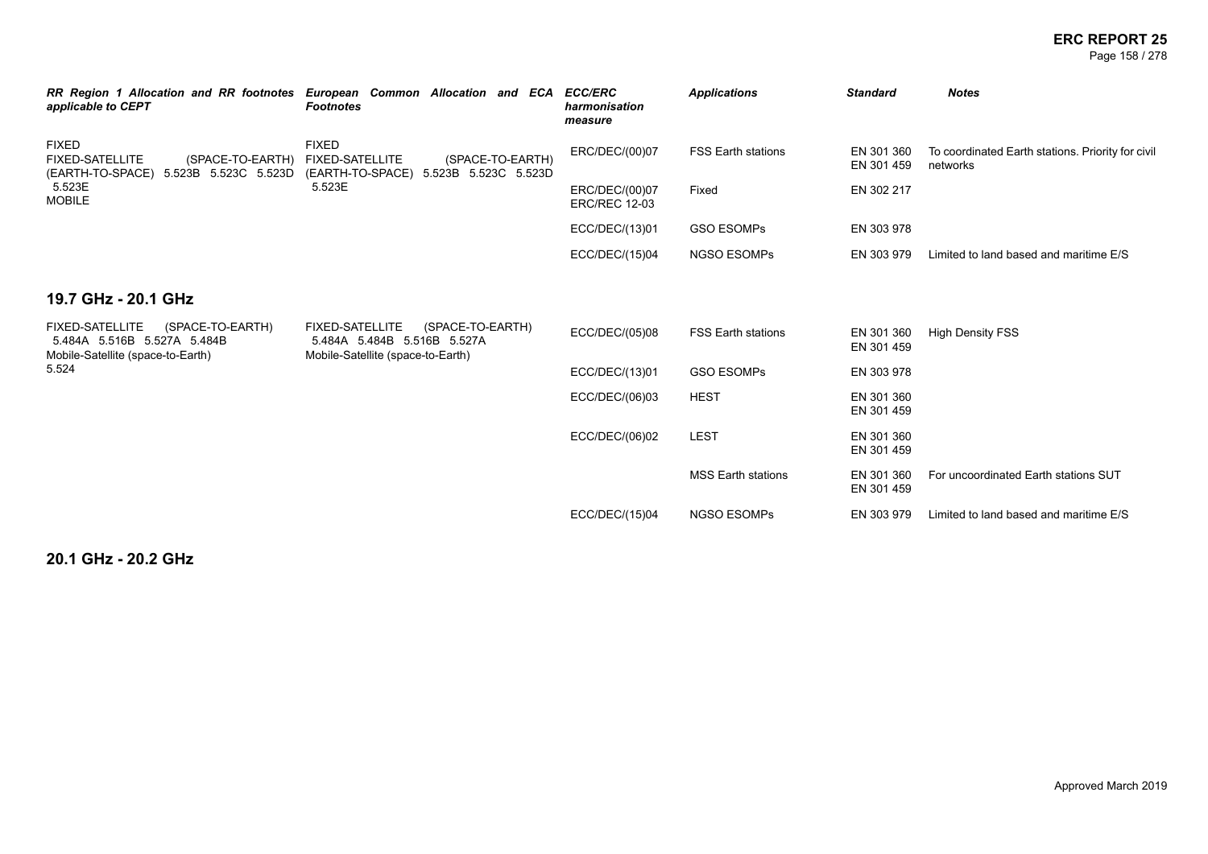| *RR Region 1 Allocation and RR footnotes applicable to CEPT* | *European Common Allocation and ECA Footnotes* | *ECC/ERC harmonisation measure* | *Applications* | *Standard* | *Notes* |
|---|---|---|---|---|---|
| FIXED<br>FIXED-SATELLITE (SPACE-TO-EARTH) (EARTH-TO-SPACE) 5.523B 5.523C 5.523D 5.523E<br>MOBILE | FIXED<br>FIXED-SATELLITE (SPACE-TO-EARTH) (EARTH-TO-SPACE) 5.523B 5.523C 5.523D 5.523E | ERC/DEC/(00)07 | FSS Earth stations | EN 301 360<br>EN 301 459 | To coordinated Earth stations. Priority for civil networks |
| | | ERC/DEC/(00)07<br>ERC/REC 12-03 | Fixed | EN 302 217 | |
| | | ECC/DEC/(13)01 | GSO ESOMPs | EN 303 978 | |
| | | ECC/DEC/(15)04 | NGSO ESOMPs | EN 303 979 | Limited to land based and maritime E/S |

## 19.7 GHz - 20.1 GHz

| *RR Region 1 Allocation and RR footnotes applicable to CEPT* | *European Common Allocation and ECA Footnotes* | *ECC/ERC harmonisation measure* | *Applications* | *Standard* | *Notes* |
|---|---|---|---|---|---|
| FIXED-SATELLITE (SPACE-TO-EARTH) 5.484A 5.516B 5.527A 5.484B<br>Mobile-Satellite (space-to-Earth)<br>5.524 | FIXED-SATELLITE (SPACE-TO-EARTH) 5.484A 5.484B 5.516B 5.527A<br>Mobile-Satellite (space-to-Earth) | ECC/DEC/(05)08 | FSS Earth stations | EN 301 360<br>EN 301 459 | High Density FSS |
| | | ECC/DEC/(13)01 | GSO ESOMPs | EN 303 978 | |
| | | ECC/DEC/(06)03 | HEST | EN 301 360<br>EN 301 459 | |
| | | ECC/DEC/(06)02 | LEST | EN 301 360<br>EN 301 459 | |
| | | | MSS Earth stations | EN 301 360<br>EN 301 459 | For uncoordinated Earth stations SUT |
| | | ECC/DEC/(15)04 | NGSO ESOMPs | EN 303 979 | Limited to land based and maritime E/S |

## 20.1 GHz - 20.2 GHz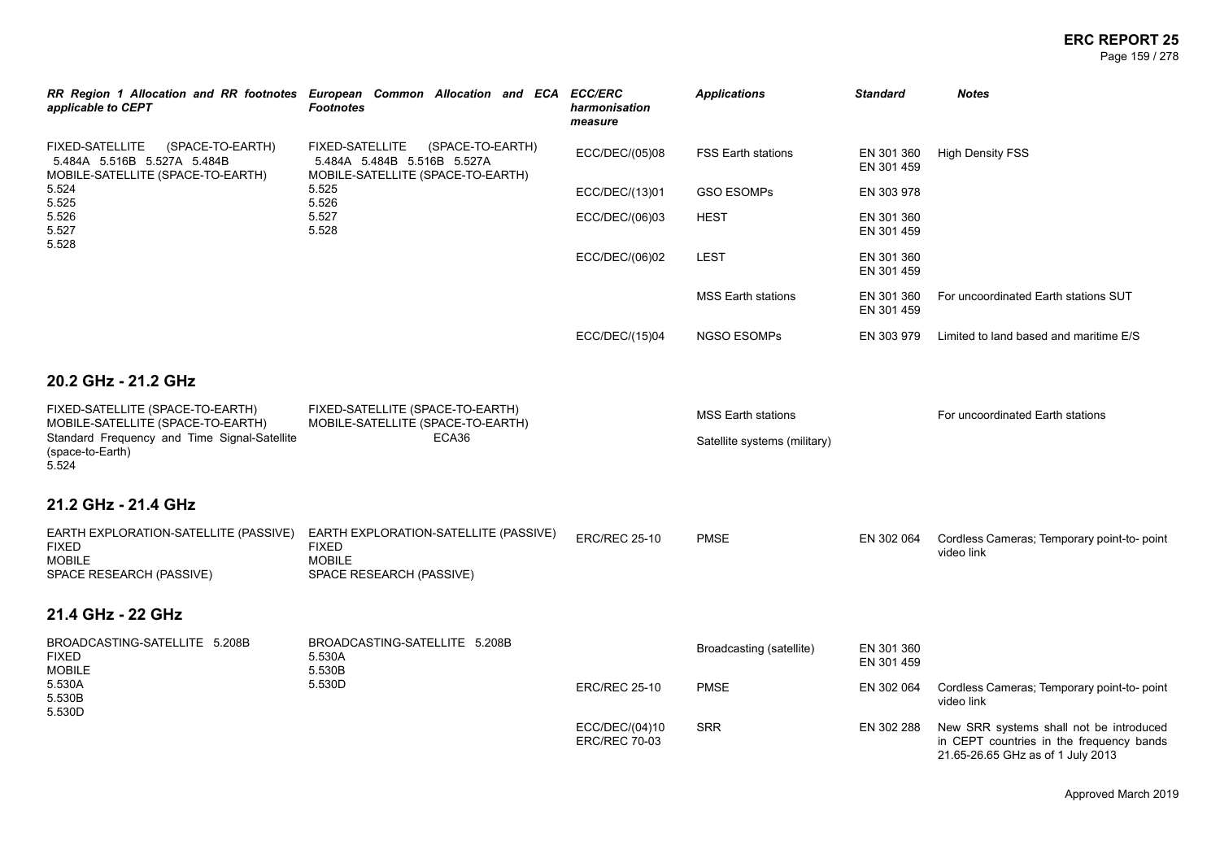| RR Region 1 Allocation and RR footnotes applicable to CEPT | European Common Allocation and ECA Footnotes | ECC/ERC harmonisation measure | Applications | Standard | Notes |
|---|---|---|---|---|---|
| FIXED-SATELLITE (SPACE-TO-EARTH) 5.484A 5.516B 5.527A 5.484B<br>MOBILE-SATELLITE (SPACE-TO-EARTH)<br>5.524<br>5.525<br>5.526<br>5.527<br>5.528 | FIXED-SATELLITE (SPACE-TO-EARTH) 5.484A 5.484B 5.516B 5.527A<br>MOBILE-SATELLITE (SPACE-TO-EARTH)<br>5.525<br>5.526<br>5.527<br>5.528 | ECC/DEC/(05)08 | FSS Earth stations | EN 301 360<br>EN 301 459 | High Density FSS |
| | | ECC/DEC/(13)01 | GSO ESOMPs | EN 303 978 | |
| | | ECC/DEC/(06)03 | HEST | EN 301 360<br>EN 301 459 | |
| | | ECC/DEC/(06)02 | LEST | EN 301 360<br>EN 301 459 | |
| | | | MSS Earth stations | EN 301 360<br>EN 301 459 | For uncoordinated Earth stations SUT |
| | | ECC/DEC/(15)04 | NGSO ESOMPs | EN 303 979 | Limited to land based and maritime E/S |

## 20.2 GHz - 21.2 GHz

| RR Region 1 Allocation and RR footnotes applicable to CEPT | European Common Allocation and ECA Footnotes | ECC/ERC harmonisation measure | Applications | Standard | Notes |
|---|---|---|---|---|---|
| FIXED-SATELLITE (SPACE-TO-EARTH)<br>MOBILE-SATELLITE (SPACE-TO-EARTH)<br>Standard Frequency and Time Signal-Satellite (space-to-Earth)<br>5.524 | FIXED-SATELLITE (SPACE-TO-EARTH)<br>MOBILE-SATELLITE (SPACE-TO-EARTH)<br>ECA36 | | MSS Earth stations | | For uncoordinated Earth stations |
| | | | Satellite systems (military) | | |

## 21.2 GHz - 21.4 GHz

| RR Region 1 Allocation and RR footnotes applicable to CEPT | European Common Allocation and ECA Footnotes | ECC/ERC harmonisation measure | Applications | Standard | Notes |
|---|---|---|---|---|---|
| EARTH EXPLORATION-SATELLITE (PASSIVE)<br>FIXED<br>MOBILE<br>SPACE RESEARCH (PASSIVE) | EARTH EXPLORATION-SATELLITE (PASSIVE)<br>FIXED<br>MOBILE<br>SPACE RESEARCH (PASSIVE) | ERC/REC 25-10 | PMSE | EN 302 064 | Cordless Cameras; Temporary point-to- point video link |

## 21.4 GHz - 22 GHz

| RR Region 1 Allocation and RR footnotes applicable to CEPT | European Common Allocation and ECA Footnotes | ECC/ERC harmonisation measure | Applications | Standard | Notes |
|---|---|---|---|---|---|
| BROADCASTING-SATELLITE 5.208B<br>FIXED<br>MOBILE<br>5.530A<br>5.530B<br>5.530D | BROADCASTING-SATELLITE 5.208B<br>5.530A<br>5.530B<br>5.530D | | Broadcasting (satellite) | EN 301 360<br>EN 301 459 | |
| | | ERC/REC 25-10 | PMSE | EN 302 064 | Cordless Cameras; Temporary point-to- point video link |
| | | ECC/DEC/(04)10<br>ERC/REC 70-03 | SRR | EN 302 288 | New SRR systems shall not be introduced in CEPT countries in the frequency bands 21.65-26.65 GHz as of 1 July 2013 |

Approved March 2019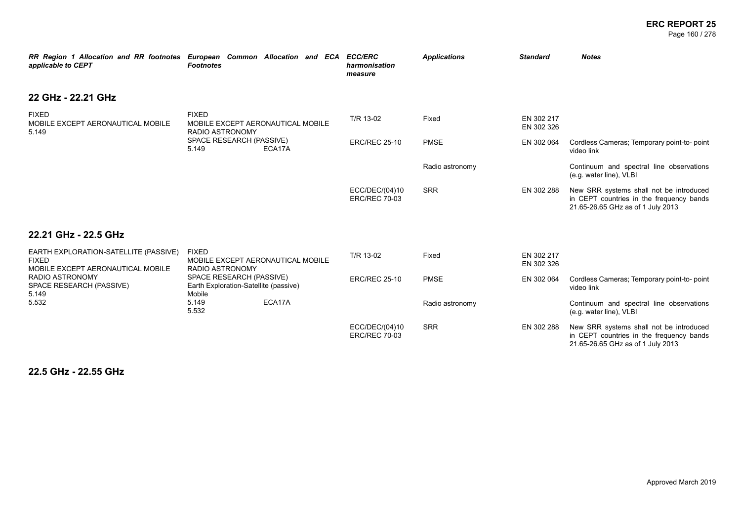| *RR Region 1 Allocation and RR footnotes applicable to CEPT* | *European Common Allocation and ECA Footnotes* | *ECC/ERC harmonisation measure* | *Applications* | *Standard* | *Notes* |
|---|---|---|---|---|---|

## 22 GHz - 22.21 GHz

| *RR Region 1 Allocation and RR footnotes applicable to CEPT* | *European Common Allocation and ECA Footnotes* | *ECC/ERC harmonisation measure* | *Applications* | *Standard* | *Notes* |
|---|---|---|---|---|---|
| FIXED<br>MOBILE EXCEPT AERONAUTICAL MOBILE<br>5.149 | FIXED<br>MOBILE EXCEPT AERONAUTICAL MOBILE<br>RADIO ASTRONOMY<br>SPACE RESEARCH (PASSIVE)<br>5.149 ECA17A | T/R 13-02 | Fixed | EN 302 217<br>EN 302 326 | |
| | | ERC/REC 25-10 | PMSE | EN 302 064 | Cordless Cameras; Temporary point-to- point video link |
| | | | Radio astronomy | | Continuum and spectral line observations (e.g. water line), VLBI |
| | | ECC/DEC/(04)10<br>ERC/REC 70-03 | SRR | EN 302 288 | New SRR systems shall not be introduced in CEPT countries in the frequency bands 21.65-26.65 GHz as of 1 July 2013 |

## 22.21 GHz - 22.5 GHz

| *RR Region 1 Allocation and RR footnotes applicable to CEPT* | *European Common Allocation and ECA Footnotes* | *ECC/ERC harmonisation measure* | *Applications* | *Standard* | *Notes* |
|---|---|---|---|---|---|
| EARTH EXPLORATION-SATELLITE (PASSIVE)<br>FIXED<br>MOBILE EXCEPT AERONAUTICAL MOBILE<br>RADIO ASTRONOMY<br>SPACE RESEARCH (PASSIVE)<br>5.149<br>5.532 | FIXED<br>MOBILE EXCEPT AERONAUTICAL MOBILE<br>RADIO ASTRONOMY<br>SPACE RESEARCH (PASSIVE)<br>Earth Exploration-Satellite (passive)<br>Mobile<br>5.149 ECA17A<br>5.532 | T/R 13-02 | Fixed | EN 302 217<br>EN 302 326 | |
| | | ERC/REC 25-10 | PMSE | EN 302 064 | Cordless Cameras; Temporary point-to- point video link |
| | | | Radio astronomy | | Continuum and spectral line observations (e.g. water line), VLBI |
| | | ECC/DEC/(04)10<br>ERC/REC 70-03 | SRR | EN 302 288 | New SRR systems shall not be introduced in CEPT countries in the frequency bands 21.65-26.65 GHz as of 1 July 2013 |

## 22.5 GHz - 22.55 GHz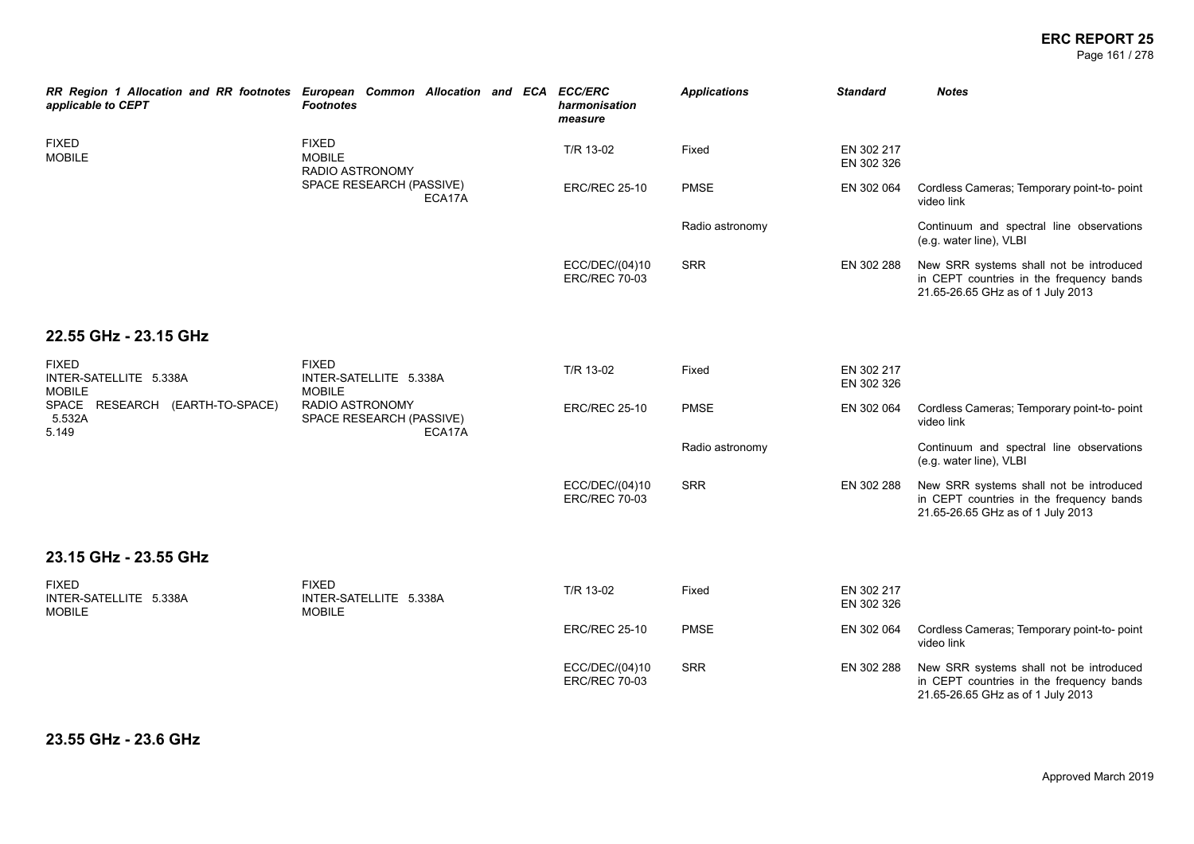| *RR Region 1 Allocation and RR footnotes applicable to CEPT* | *European Common Allocation and ECA Footnotes* | *ECC/ERC harmonisation measure* | *Applications* | *Standard* | *Notes* |
|---|---|---|---|---|---|
| FIXED<br>MOBILE | FIXED<br>MOBILE<br>RADIO ASTRONOMY<br>SPACE RESEARCH (PASSIVE)<br>ECA17A | T/R 13-02 | Fixed | EN 302 217<br>EN 302 326 | |
| | | ERC/REC 25-10 | PMSE | EN 302 064 | Cordless Cameras; Temporary point-to- point video link |
| | | | Radio astronomy | | Continuum and spectral line observations (e.g. water line), VLBI |
| | | ECC/DEC/(04)10<br>ERC/REC 70-03 | SRR | EN 302 288 | New SRR systems shall not be introduced in CEPT countries in the frequency bands 21.65-26.65 GHz as of 1 July 2013 |

## 22.55 GHz - 23.15 GHz

| | | | | | |
|---|---|---|---|---|---|
| FIXED<br>INTER-SATELLITE 5.338A<br>MOBILE<br>SPACE RESEARCH (EARTH-TO-SPACE) 5.532A<br>5.149 | FIXED<br>INTER-SATELLITE 5.338A<br>MOBILE<br>RADIO ASTRONOMY<br>SPACE RESEARCH (PASSIVE)<br>ECA17A | T/R 13-02 | Fixed | EN 302 217<br>EN 302 326 | |
| | | ERC/REC 25-10 | PMSE | EN 302 064 | Cordless Cameras; Temporary point-to- point video link |
| | | | Radio astronomy | | Continuum and spectral line observations (e.g. water line), VLBI |
| | | ECC/DEC/(04)10<br>ERC/REC 70-03 | SRR | EN 302 288 | New SRR systems shall not be introduced in CEPT countries in the frequency bands 21.65-26.65 GHz as of 1 July 2013 |

## 23.15 GHz - 23.55 GHz

| | | | | | |
|---|---|---|---|---|---|
| FIXED<br>INTER-SATELLITE 5.338A<br>MOBILE | FIXED<br>INTER-SATELLITE 5.338A<br>MOBILE | T/R 13-02 | Fixed | EN 302 217<br>EN 302 326 | |
| | | ERC/REC 25-10 | PMSE | EN 302 064 | Cordless Cameras; Temporary point-to- point video link |
| | | ECC/DEC/(04)10<br>ERC/REC 70-03 | SRR | EN 302 288 | New SRR systems shall not be introduced in CEPT countries in the frequency bands 21.65-26.65 GHz as of 1 July 2013 |

## 23.55 GHz - 23.6 GHz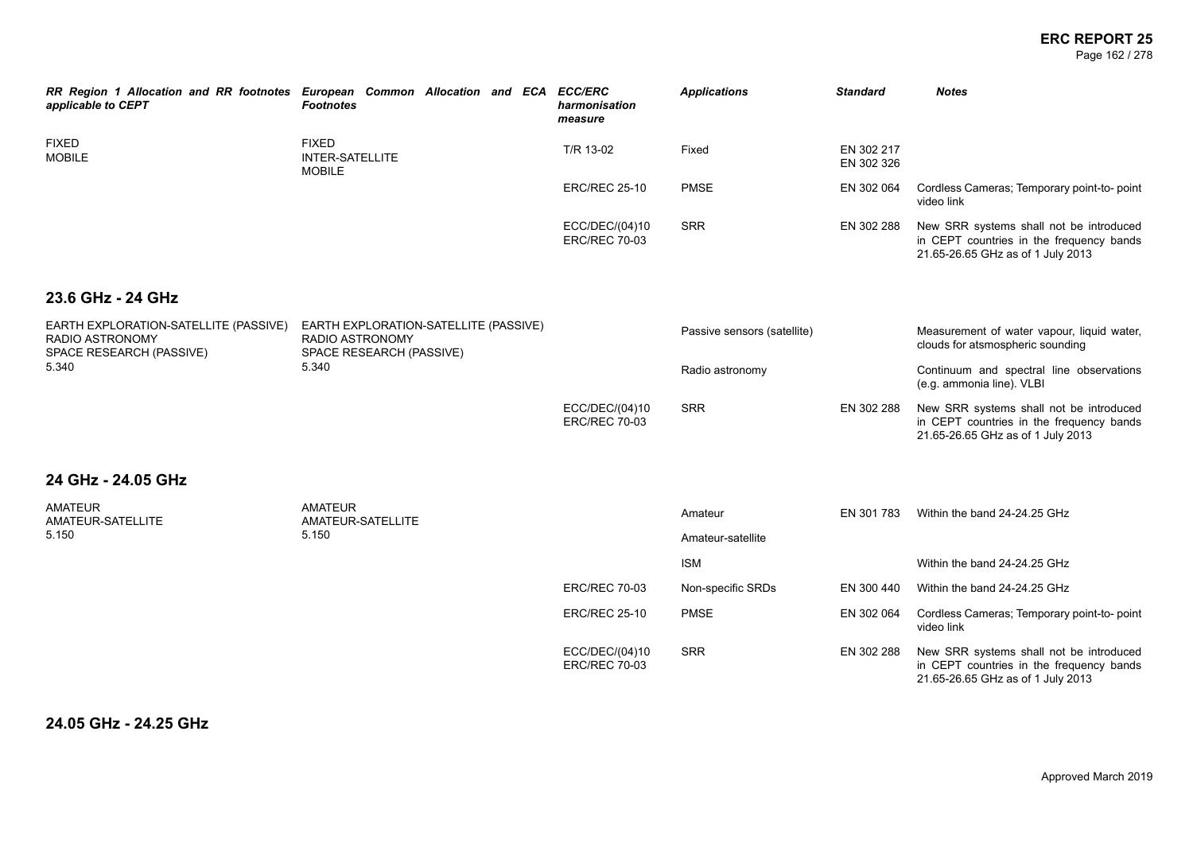| RR Region 1 Allocation and RR footnotes applicable to CEPT | European Common Allocation and ECA Footnotes | ECC/ERC harmonisation measure | Applications | Standard | Notes |
|---|---|---|---|---|---|
| FIXED<br>MOBILE | FIXED<br>INTER-SATELLITE<br>MOBILE | T/R 13-02 | Fixed | EN 302 217<br>EN 302 326 | |
| | | ERC/REC 25-10 | PMSE | EN 302 064 | Cordless Cameras; Temporary point-to- point video link |
| | | ECC/DEC/(04)10<br>ERC/REC 70-03 | SRR | EN 302 288 | New SRR systems shall not be introduced in CEPT countries in the frequency bands 21.65-26.65 GHz as of 1 July 2013 |

## 23.6 GHz - 24 GHz

| RR Region 1 Allocation and RR footnotes applicable to CEPT | European Common Allocation and ECA Footnotes | ECC/ERC harmonisation measure | Applications | Standard | Notes |
|---|---|---|---|---|---|
| EARTH EXPLORATION-SATELLITE (PASSIVE)<br>RADIO ASTRONOMY<br>SPACE RESEARCH (PASSIVE)<br>5.340 | EARTH EXPLORATION-SATELLITE (PASSIVE)<br>RADIO ASTRONOMY<br>SPACE RESEARCH (PASSIVE)<br>5.340 | | Passive sensors (satellite) | | Measurement of water vapour, liquid water, clouds for atsmospheric sounding |
| | | | Radio astronomy | | Continuum and spectral line observations (e.g. ammonia line). VLBI |
| | | ECC/DEC/(04)10<br>ERC/REC 70-03 | SRR | EN 302 288 | New SRR systems shall not be introduced in CEPT countries in the frequency bands 21.65-26.65 GHz as of 1 July 2013 |

## 24 GHz - 24.05 GHz

| RR Region 1 Allocation and RR footnotes applicable to CEPT | European Common Allocation and ECA Footnotes | ECC/ERC harmonisation measure | Applications | Standard | Notes |
|---|---|---|---|---|---|
| AMATEUR<br>AMATEUR-SATELLITE<br>5.150 | AMATEUR<br>AMATEUR-SATELLITE<br>5.150 | | Amateur | EN 301 783 | Within the band 24-24.25 GHz |
| | | | Amateur-satellite | | |
| | | | ISM | | Within the band 24-24.25 GHz |
| | | ERC/REC 70-03 | Non-specific SRDs | EN 300 440 | Within the band 24-24.25 GHz |
| | | ERC/REC 25-10 | PMSE | EN 302 064 | Cordless Cameras; Temporary point-to- point video link |
| | | ECC/DEC/(04)10<br>ERC/REC 70-03 | SRR | EN 302 288 | New SRR systems shall not be introduced in CEPT countries in the frequency bands 21.65-26.65 GHz as of 1 July 2013 |

## 24.05 GHz - 24.25 GHz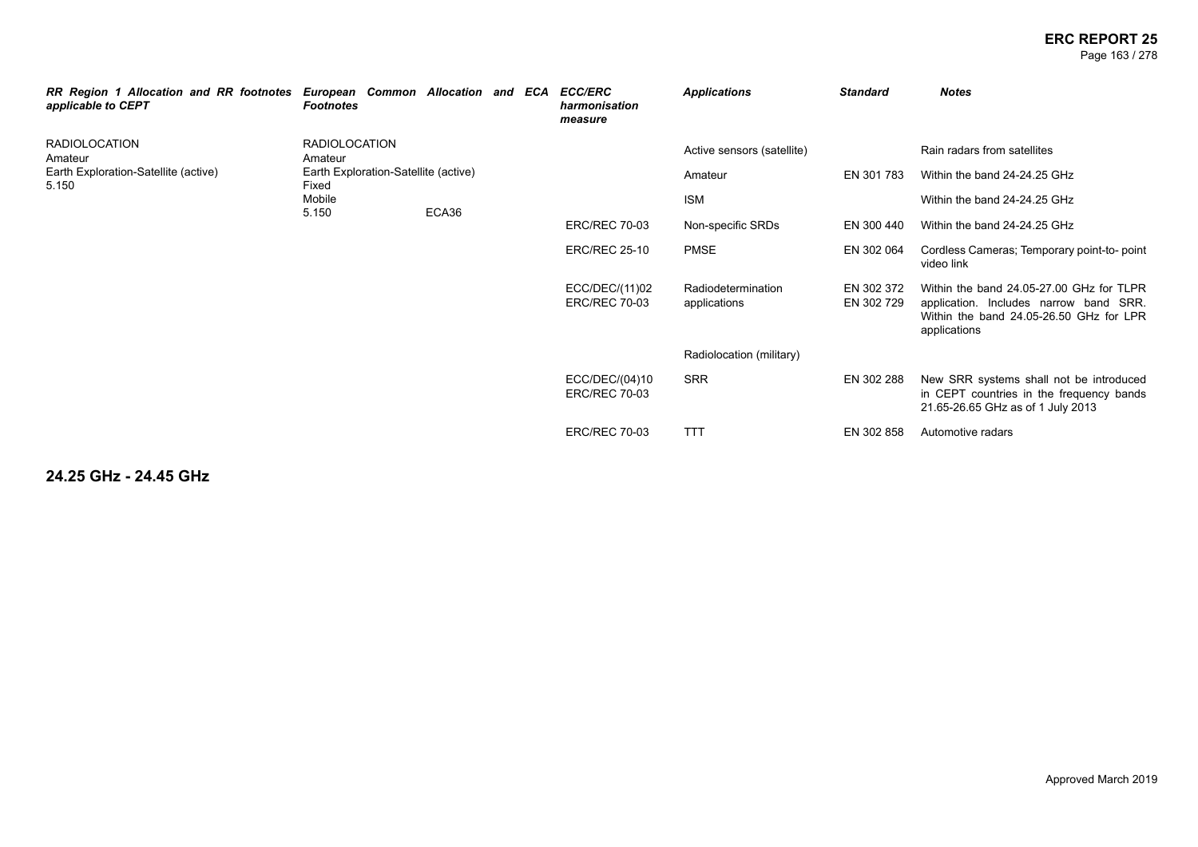| RR Region 1 Allocation and RR footnotes applicable to CEPT | European Common Allocation and ECA Footnotes | ECC/ERC harmonisation measure | Applications | Standard | Notes |
|---|---|---|---|---|---|
| RADIOLOCATION<br>Amateur<br>Earth Exploration-Satellite (active)<br>5.150 | RADIOLOCATION<br>Amateur<br>Earth Exploration-Satellite (active)<br>Fixed<br>Mobile<br>5.150 ECA36 | | Active sensors (satellite) | | Rain radars from satellites |
| | | | Amateur | EN 301 783 | Within the band 24-24.25 GHz |
| | | | ISM | | Within the band 24-24.25 GHz |
| | | ERC/REC 70-03 | Non-specific SRDs | EN 300 440 | Within the band 24-24.25 GHz |
| | | ERC/REC 25-10 | PMSE | EN 302 064 | Cordless Cameras; Temporary point-to- point video link |
| | | ECC/DEC/(11)02<br>ERC/REC 70-03 | Radiodetermination applications | EN 302 372<br>EN 302 729 | Within the band 24.05-27.00 GHz for TLPR application. Includes narrow band SRR. Within the band 24.05-26.50 GHz for LPR applications |
| | | | Radiolocation (military) | | |
| | | ECC/DEC/(04)10<br>ERC/REC 70-03 | SRR | EN 302 288 | New SRR systems shall not be introduced in CEPT countries in the frequency bands 21.65-26.65 GHz as of 1 July 2013 |
| | | ERC/REC 70-03 | TTT | EN 302 858 | Automotive radars |

## 24.25 GHz - 24.45 GHz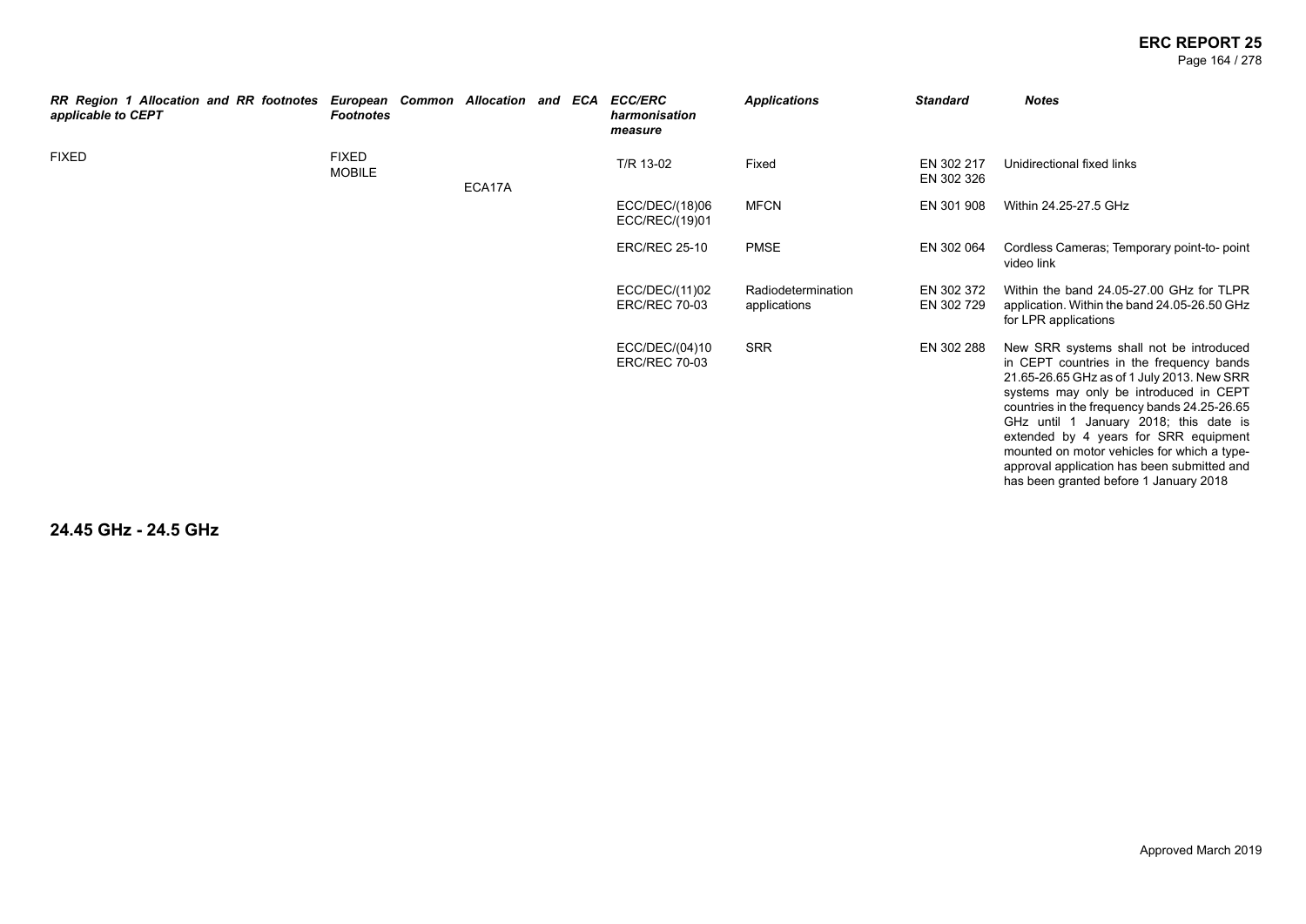| RR Region 1 Allocation and RR footnotes applicable to CEPT | European Common Allocation and ECA Footnotes | | ECC/ERC harmonisation measure | Applications | Standard | Notes |
|---|---|---|---|---|---|---|
| FIXED | FIXED MOBILE | ECA17A | T/R 13-02 | Fixed | EN 302 217 EN 302 326 | Unidirectional fixed links |
| | | | ECC/DEC/(18)06 ECC/REC/(19)01 | MFCN | EN 301 908 | Within 24.25-27.5 GHz |
| | | | ERC/REC 25-10 | PMSE | EN 302 064 | Cordless Cameras; Temporary point-to- point video link |
| | | | ECC/DEC/(11)02 ERC/REC 70-03 | Radiodetermination applications | EN 302 372 EN 302 729 | Within the band 24.05-27.00 GHz for TLPR application. Within the band 24.05-26.50 GHz for LPR applications |
| | | | ECC/DEC/(04)10 ERC/REC 70-03 | SRR | EN 302 288 | New SRR systems shall not be introduced in CEPT countries in the frequency bands 21.65-26.65 GHz as of 1 July 2013. New SRR systems may only be introduced in CEPT countries in the frequency bands 24.25-26.65 GHz until 1 January 2018; this date is extended by 4 years for SRR equipment mounted on motor vehicles for which a type-approval application has been submitted and has been granted before 1 January 2018 |

## 24.45 GHz - 24.5 GHz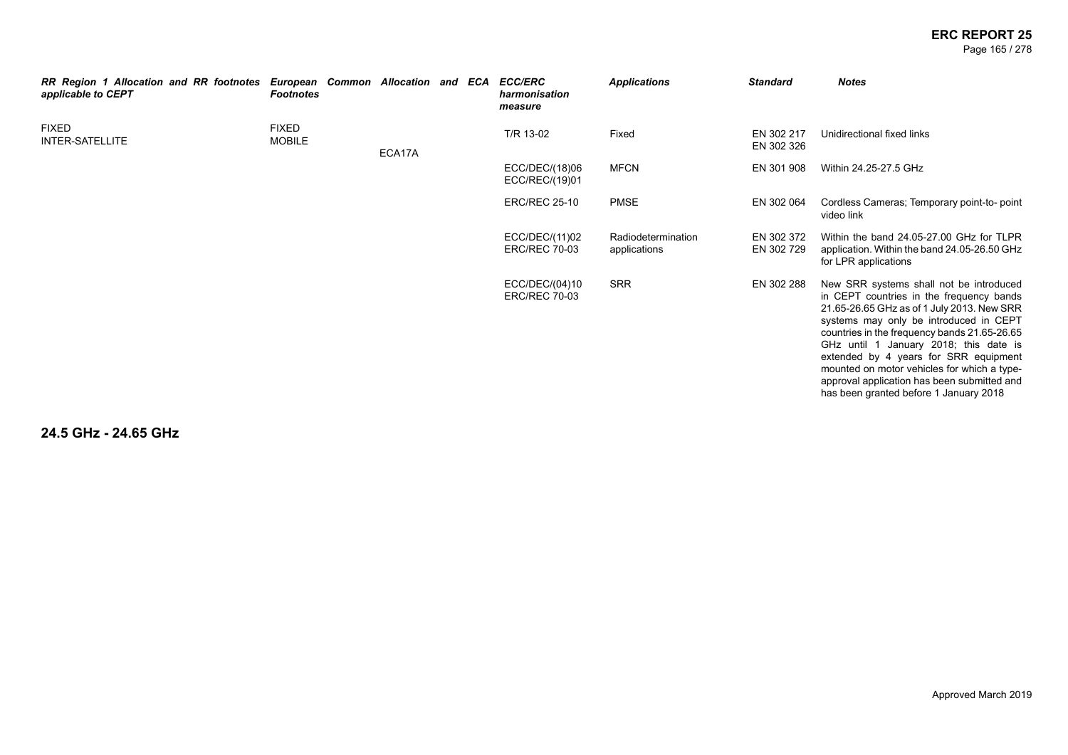| RR Region 1 Allocation and RR footnotes applicable to CEPT | European Common Allocation and ECA Footnotes | | ECC/ERC harmonisation measure | Applications | Standard | Notes |
|---|---|---|---|---|---|---|
| FIXED<br>INTER-SATELLITE | FIXED<br>MOBILE | ECA17A | T/R 13-02 | Fixed | EN 302 217<br>EN 302 326 | Unidirectional fixed links |
| | | | ECC/DEC/(18)06<br>ECC/REC/(19)01 | MFCN | EN 301 908 | Within 24.25-27.5 GHz |
| | | | ERC/REC 25-10 | PMSE | EN 302 064 | Cordless Cameras; Temporary point-to- point video link |
| | | | ECC/DEC/(11)02<br>ERC/REC 70-03 | Radiodetermination applications | EN 302 372<br>EN 302 729 | Within the band 24.05-27.00 GHz for TLPR application. Within the band 24.05-26.50 GHz for LPR applications |
| | | | ECC/DEC/(04)10<br>ERC/REC 70-03 | SRR | EN 302 288 | New SRR systems shall not be introduced in CEPT countries in the frequency bands 21.65-26.65 GHz as of 1 July 2013. New SRR systems may only be introduced in CEPT countries in the frequency bands 21.65-26.65 GHz until 1 January 2018; this date is extended by 4 years for SRR equipment mounted on motor vehicles for which a type-approval application has been submitted and has been granted before 1 January 2018 |

## 24.5 GHz - 24.65 GHz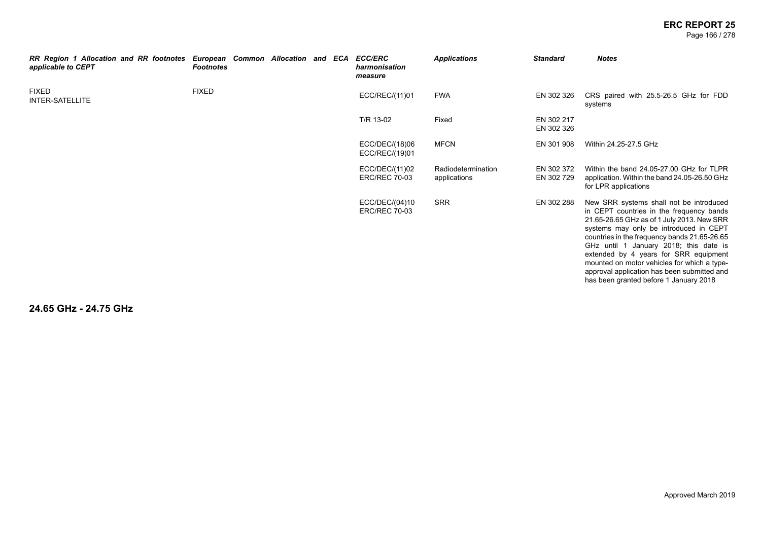| RR Region 1 Allocation and RR footnotes applicable to CEPT | European Common Allocation and ECA Footnotes | ECC/ERC harmonisation measure | Applications | Standard | Notes |
|---|---|---|---|---|---|
| FIXED<br>INTER-SATELLITE | FIXED | ECC/REC/(11)01 | FWA | EN 302 326 | CRS paired with 25.5-26.5 GHz for FDD systems |
| | | T/R 13-02 | Fixed | EN 302 217<br>EN 302 326 | |
| | | ECC/DEC/(18)06<br>ECC/REC/(19)01 | MFCN | EN 301 908 | Within 24.25-27.5 GHz |
| | | ECC/DEC/(11)02<br>ERC/REC 70-03 | Radiodetermination applications | EN 302 372<br>EN 302 729 | Within the band 24.05-27.00 GHz for TLPR application. Within the band 24.05-26.50 GHz for LPR applications |
| | | ECC/DEC/(04)10<br>ERC/REC 70-03 | SRR | EN 302 288 | New SRR systems shall not be introduced in CEPT countries in the frequency bands 21.65-26.65 GHz as of 1 July 2013. New SRR systems may only be introduced in CEPT countries in the frequency bands 21.65-26.65 GHz until 1 January 2018; this date is extended by 4 years for SRR equipment mounted on motor vehicles for which a type-approval application has been submitted and has been granted before 1 January 2018 |

## 24.65 GHz - 24.75 GHz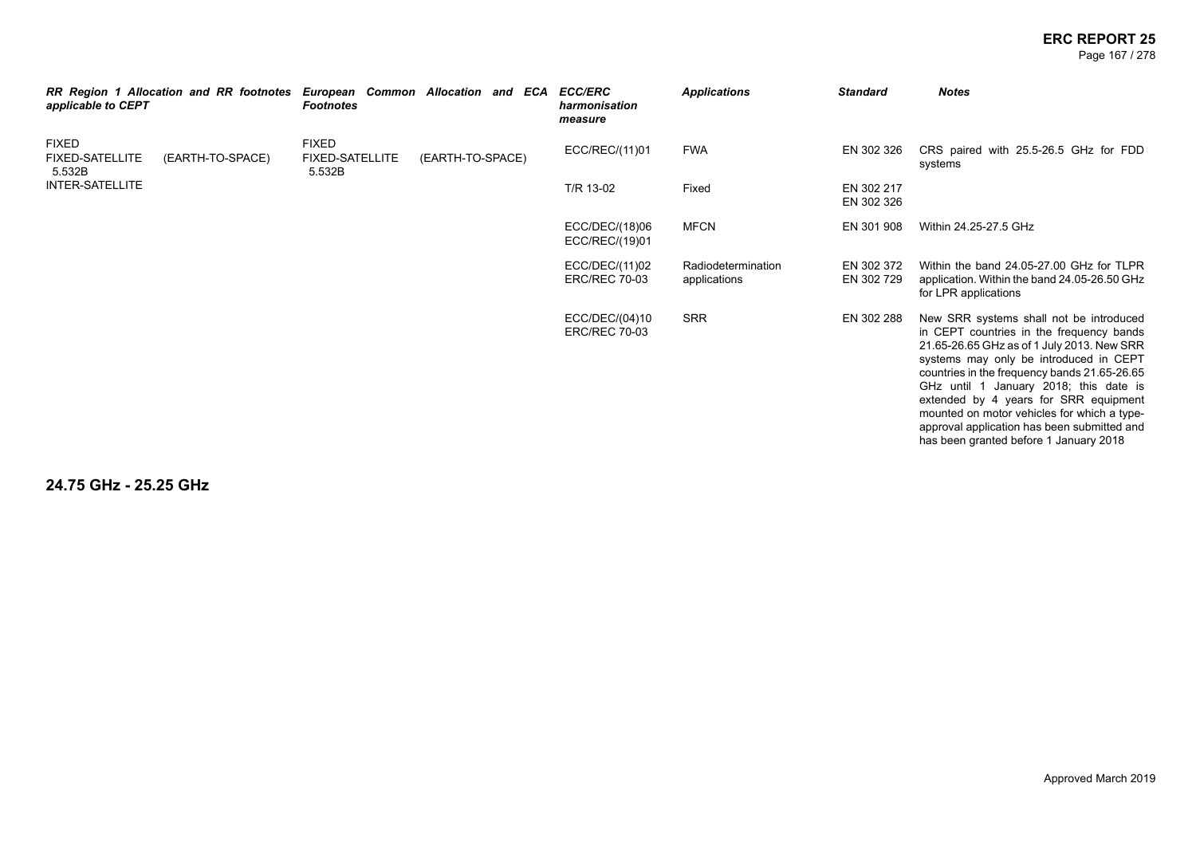| *RR Region 1 Allocation and RR footnotes applicable to CEPT* | *European Common Allocation and ECA Footnotes* | *ECC/ERC harmonisation measure* | *Applications* | *Standard* | *Notes* |
|---|---|---|---|---|---|
| FIXED<br>FIXED-SATELLITE (EARTH-TO-SPACE) 5.532B<br>INTER-SATELLITE | FIXED<br>FIXED-SATELLITE (EARTH-TO-SPACE) 5.532B | ECC/REC/(11)01 | FWA | EN 302 326 | CRS paired with 25.5-26.5 GHz for FDD systems |
| | | T/R 13-02 | Fixed | EN 302 217<br>EN 302 326 | |
| | | ECC/DEC/(18)06<br>ECC/REC/(19)01 | MFCN | EN 301 908 | Within 24.25-27.5 GHz |
| | | ECC/DEC/(11)02<br>ERC/REC 70-03 | Radiodetermination applications | EN 302 372<br>EN 302 729 | Within the band 24.05-27.00 GHz for TLPR application. Within the band 24.05-26.50 GHz for LPR applications |
| | | ECC/DEC/(04)10<br>ERC/REC 70-03 | SRR | EN 302 288 | New SRR systems shall not be introduced in CEPT countries in the frequency bands 21.65-26.65 GHz as of 1 July 2013. New SRR systems may only be introduced in CEPT countries in the frequency bands 21.65-26.65 GHz until 1 January 2018; this date is extended by 4 years for SRR equipment mounted on motor vehicles for which a type-approval application has been submitted and has been granted before 1 January 2018 |

## 24.75 GHz - 25.25 GHz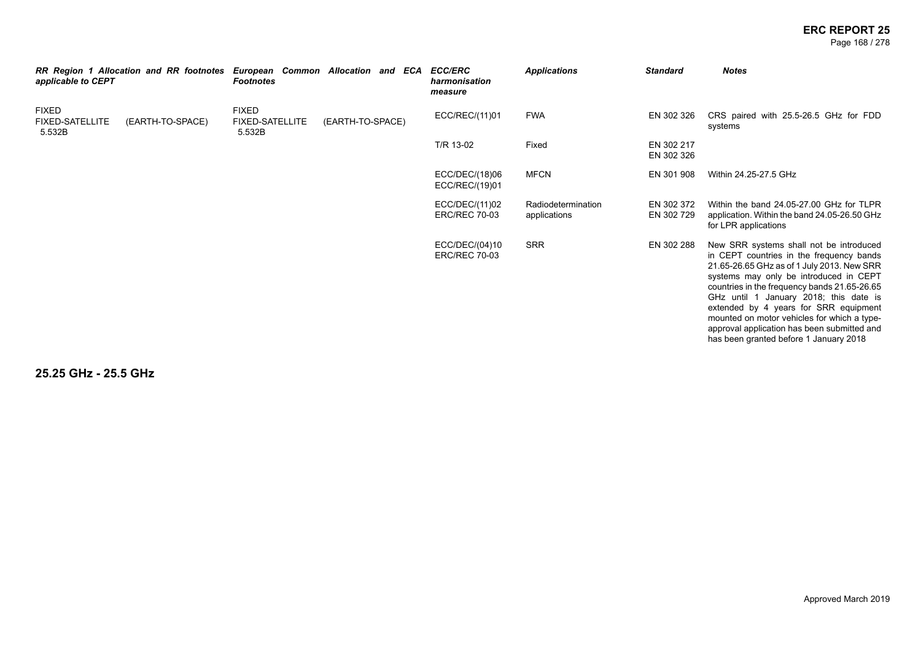| RR Region 1 Allocation and RR footnotes applicable to CEPT | European Common Allocation and ECA Footnotes | ECC/ERC harmonisation measure | Applications | Standard | Notes |
|---|---|---|---|---|---|
| FIXED<br>FIXED-SATELLITE (EARTH-TO-SPACE) 5.532B | FIXED<br>FIXED-SATELLITE (EARTH-TO-SPACE) 5.532B | ECC/REC/(11)01 | FWA | EN 302 326 | CRS paired with 25.5-26.5 GHz for FDD systems |
| | | T/R 13-02 | Fixed | EN 302 217<br>EN 302 326 | |
| | | ECC/DEC/(18)06<br>ECC/REC/(19)01 | MFCN | EN 301 908 | Within 24.25-27.5 GHz |
| | | ECC/DEC/(11)02<br>ERC/REC 70-03 | Radiodetermination applications | EN 302 372<br>EN 302 729 | Within the band 24.05-27.00 GHz for TLPR application. Within the band 24.05-26.50 GHz for LPR applications |
| | | ECC/DEC/(04)10<br>ERC/REC 70-03 | SRR | EN 302 288 | New SRR systems shall not be introduced in CEPT countries in the frequency bands 21.65-26.65 GHz as of 1 July 2013. New SRR systems may only be introduced in CEPT countries in the frequency bands 21.65-26.65 GHz until 1 January 2018; this date is extended by 4 years for SRR equipment mounted on motor vehicles for which a type-approval application has been submitted and has been granted before 1 January 2018 |

## 25.25 GHz - 25.5 GHz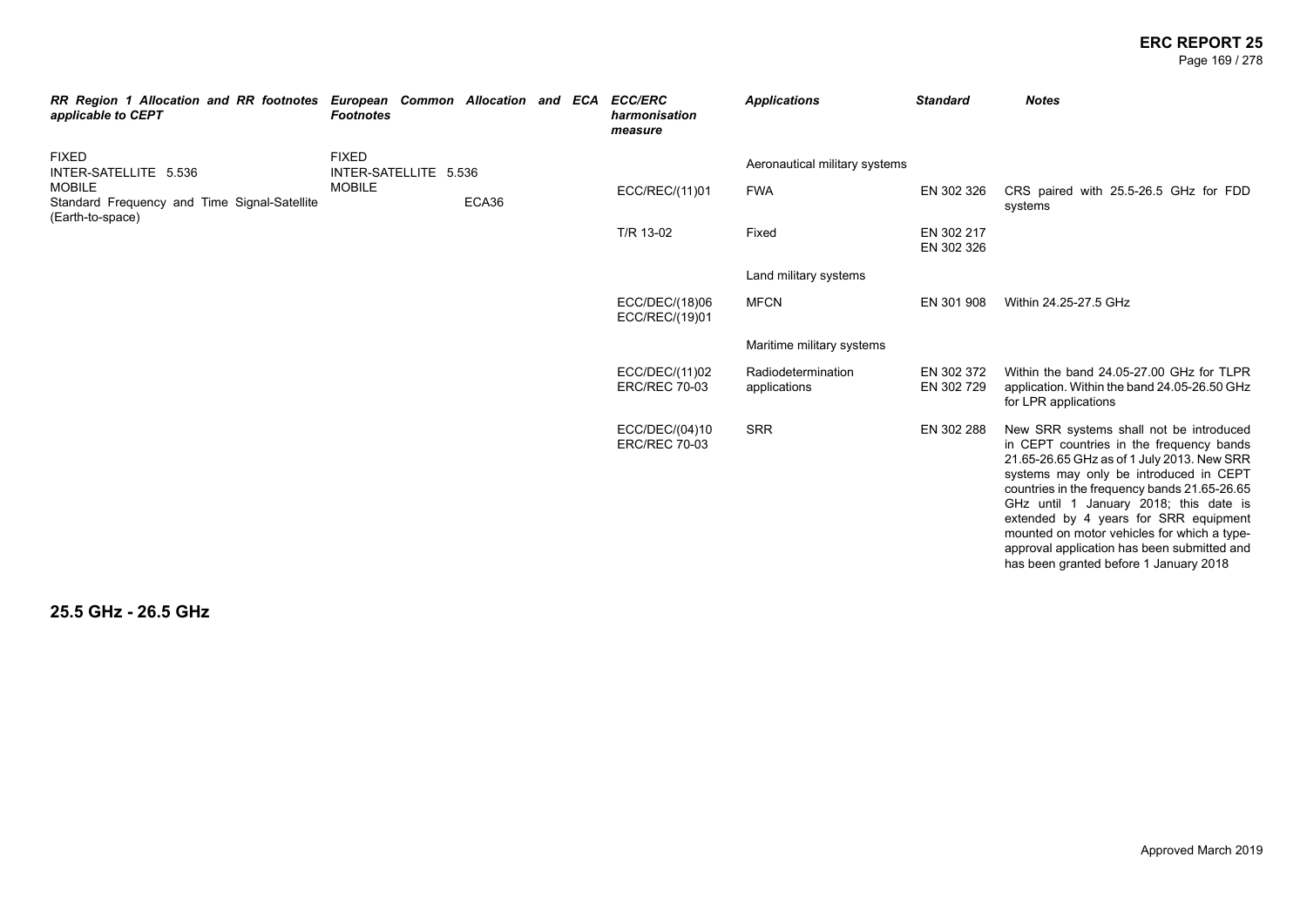| *RR Region 1 Allocation and RR footnotes applicable to CEPT* | *European Common Allocation and ECA Footnotes* | *ECC/ERC harmonisation measure* | *Applications* | *Standard* | *Notes* |
|---|---|---|---|---|---|
| FIXED<br>INTER-SATELLITE 5.536<br>MOBILE<br>Standard Frequency and Time Signal-Satellite (Earth-to-space) | FIXED<br>INTER-SATELLITE 5.536<br>MOBILE ECA36 | | Aeronautical military systems | | |
| | | ECC/REC/(11)01 | FWA | EN 302 326 | CRS paired with 25.5-26.5 GHz for FDD systems |
| | | T/R 13-02 | Fixed | EN 302 217<br>EN 302 326 | |
| | | | Land military systems | | |
| | | ECC/DEC/(18)06<br>ECC/REC/(19)01 | MFCN | EN 301 908 | Within 24.25-27.5 GHz |
| | | | Maritime military systems | | |
| | | ECC/DEC/(11)02<br>ERC/REC 70-03 | Radiodetermination applications | EN 302 372<br>EN 302 729 | Within the band 24.05-27.00 GHz for TLPR application. Within the band 24.05-26.50 GHz for LPR applications |
| | | ECC/DEC/(04)10<br>ERC/REC 70-03 | SRR | EN 302 288 | New SRR systems shall not be introduced in CEPT countries in the frequency bands 21.65-26.65 GHz as of 1 July 2013. New SRR systems may only be introduced in CEPT countries in the frequency bands 21.65-26.65 GHz until 1 January 2018; this date is extended by 4 years for SRR equipment mounted on motor vehicles for which a type-approval application has been submitted and has been granted before 1 January 2018 |

## 25.5 GHz - 26.5 GHz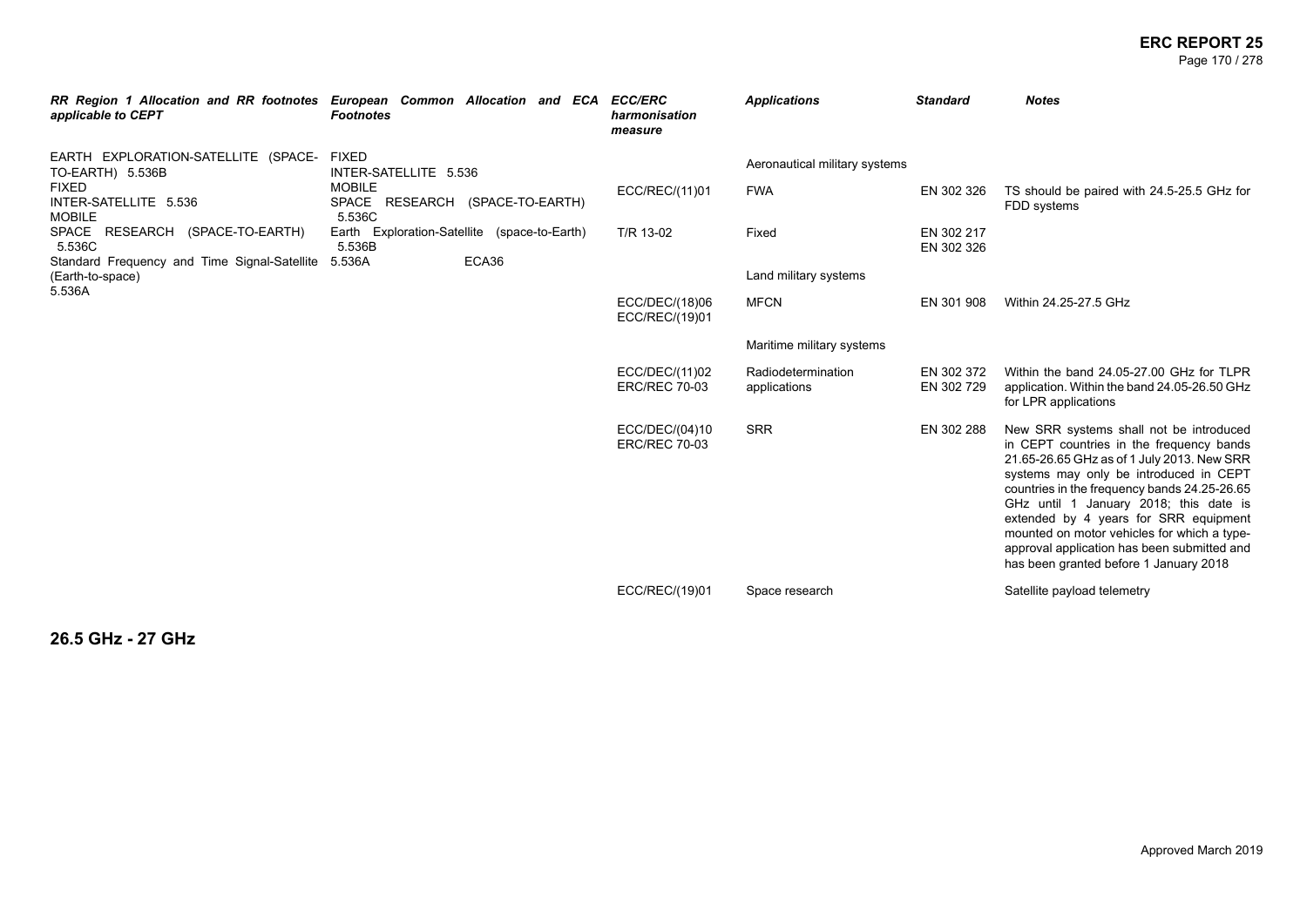| RR Region 1 Allocation and RR footnotes applicable to CEPT | European Common Allocation and ECA Footnotes | ECC/ERC harmonisation measure | Applications | Standard | Notes |
|---|---|---|---|---|---|
| EARTH EXPLORATION-SATELLITE (SPACE-TO-EARTH) 5.536B<br>FIXED<br>INTER-SATELLITE 5.536<br>MOBILE<br>SPACE RESEARCH (SPACE-TO-EARTH) 5.536C<br>Standard Frequency and Time Signal-Satellite (Earth-to-space)<br>5.536A | FIXED<br>INTER-SATELLITE 5.536<br>MOBILE<br>SPACE RESEARCH (SPACE-TO-EARTH) 5.536C<br>Earth Exploration-Satellite (space-to-Earth) 5.536B<br>5.536A ECA36 | | Aeronautical military systems | | |
| | | ECC/REC/(11)01 | FWA | EN 302 326 | TS should be paired with 24.5-25.5 GHz for FDD systems |
| | | T/R 13-02 | Fixed | EN 302 217<br>EN 302 326 | |
| | | | Land military systems | | |
| | | ECC/DEC/(18)06<br>ECC/REC/(19)01 | MFCN | EN 301 908 | Within 24.25-27.5 GHz |
| | | | Maritime military systems | | |
| | | ECC/DEC/(11)02<br>ERC/REC 70-03 | Radiodetermination applications | EN 302 372<br>EN 302 729 | Within the band 24.05-27.00 GHz for TLPR application. Within the band 24.05-26.50 GHz for LPR applications |
| | | ECC/DEC/(04)10<br>ERC/REC 70-03 | SRR | EN 302 288 | New SRR systems shall not be introduced in CEPT countries in the frequency bands 21.65-26.65 GHz as of 1 July 2013. New SRR systems may only be introduced in CEPT countries in the frequency bands 24.25-26.65 GHz until 1 January 2018; this date is extended by 4 years for SRR equipment mounted on motor vehicles for which a type-approval application has been submitted and has been granted before 1 January 2018 |
| | | ECC/REC/(19)01 | Space research | | Satellite payload telemetry |

## 26.5 GHz - 27 GHz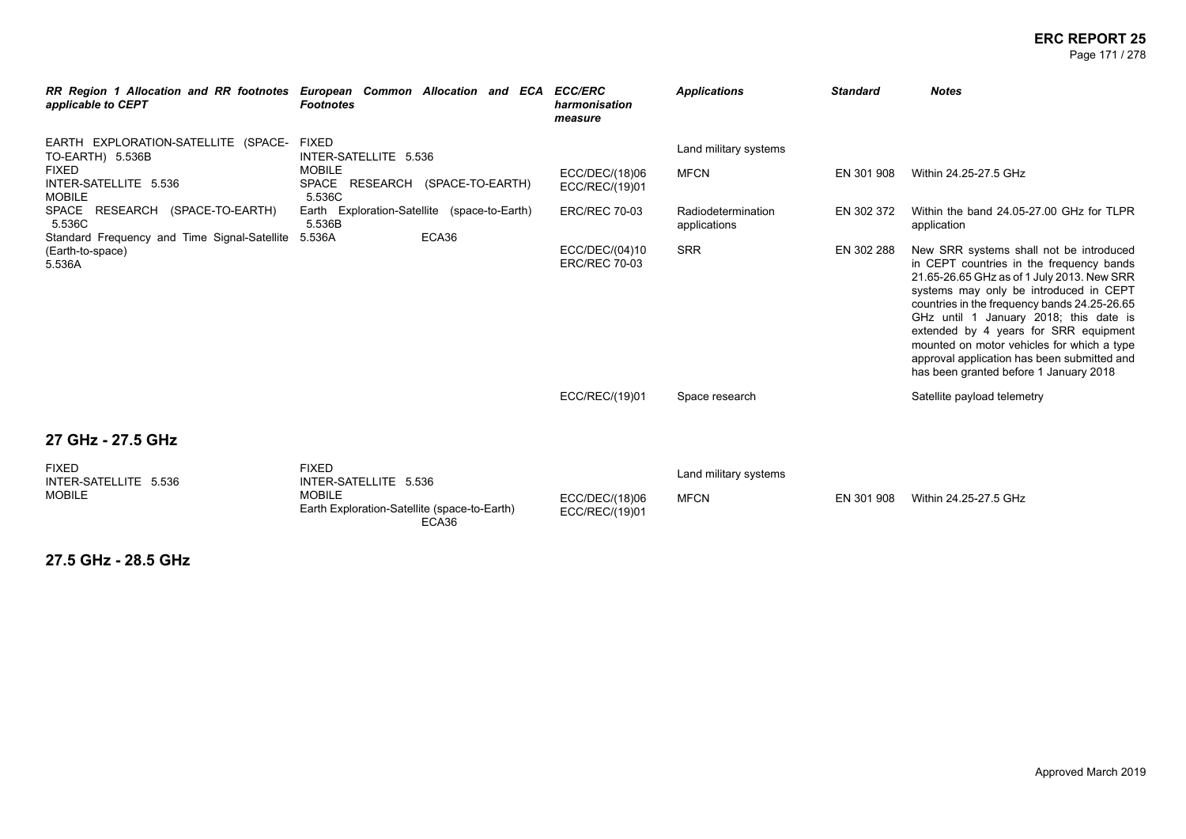| RR Region 1 Allocation and RR footnotes applicable to CEPT | European Common Allocation and ECA Footnotes | ECC/ERC harmonisation measure | Applications | Standard | Notes |
|---|---|---|---|---|---|
| EARTH EXPLORATION-SATELLITE (SPACE-TO-EARTH) 5.536B<br>FIXED<br>INTER-SATELLITE 5.536<br>MOBILE<br>SPACE RESEARCH (SPACE-TO-EARTH) 5.536C<br>Standard Frequency and Time Signal-Satellite (Earth-to-space)<br>5.536A | FIXED<br>INTER-SATELLITE 5.536<br>MOBILE<br>SPACE RESEARCH (SPACE-TO-EARTH) 5.536C<br>Earth Exploration-Satellite (space-to-Earth) 5.536B<br>5.536A ECA36 | | Land military systems | | |
| | | ECC/DEC/(18)06<br>ECC/REC/(19)01 | MFCN | EN 301 908 | Within 24.25-27.5 GHz |
| | | ERC/REC 70-03 | Radiodetermination applications | EN 302 372 | Within the band 24.05-27.00 GHz for TLPR application |
| | | ECC/DEC/(04)10<br>ERC/REC 70-03 | SRR | EN 302 288 | New SRR systems shall not be introduced in CEPT countries in the frequency bands 21.65-26.65 GHz as of 1 July 2013. New SRR systems may only be introduced in CEPT countries in the frequency bands 24.25-26.65 GHz until 1 January 2018; this date is extended by 4 years for SRR equipment mounted on motor vehicles for which a type approval application has been submitted and has been granted before 1 January 2018 |
| | | ECC/REC/(19)01 | Space research | | Satellite payload telemetry |

## 27 GHz - 27.5 GHz

| RR Region 1 Allocation and RR footnotes applicable to CEPT | European Common Allocation and ECA Footnotes | ECC/ERC harmonisation measure | Applications | Standard | Notes |
|---|---|---|---|---|---|
| FIXED<br>INTER-SATELLITE 5.536<br>MOBILE | FIXED<br>INTER-SATELLITE 5.536<br>MOBILE<br>Earth Exploration-Satellite (space-to-Earth)<br>ECA36 | | Land military systems | | |
| | | ECC/DEC/(18)06<br>ECC/REC/(19)01 | MFCN | EN 301 908 | Within 24.25-27.5 GHz |

## 27.5 GHz - 28.5 GHz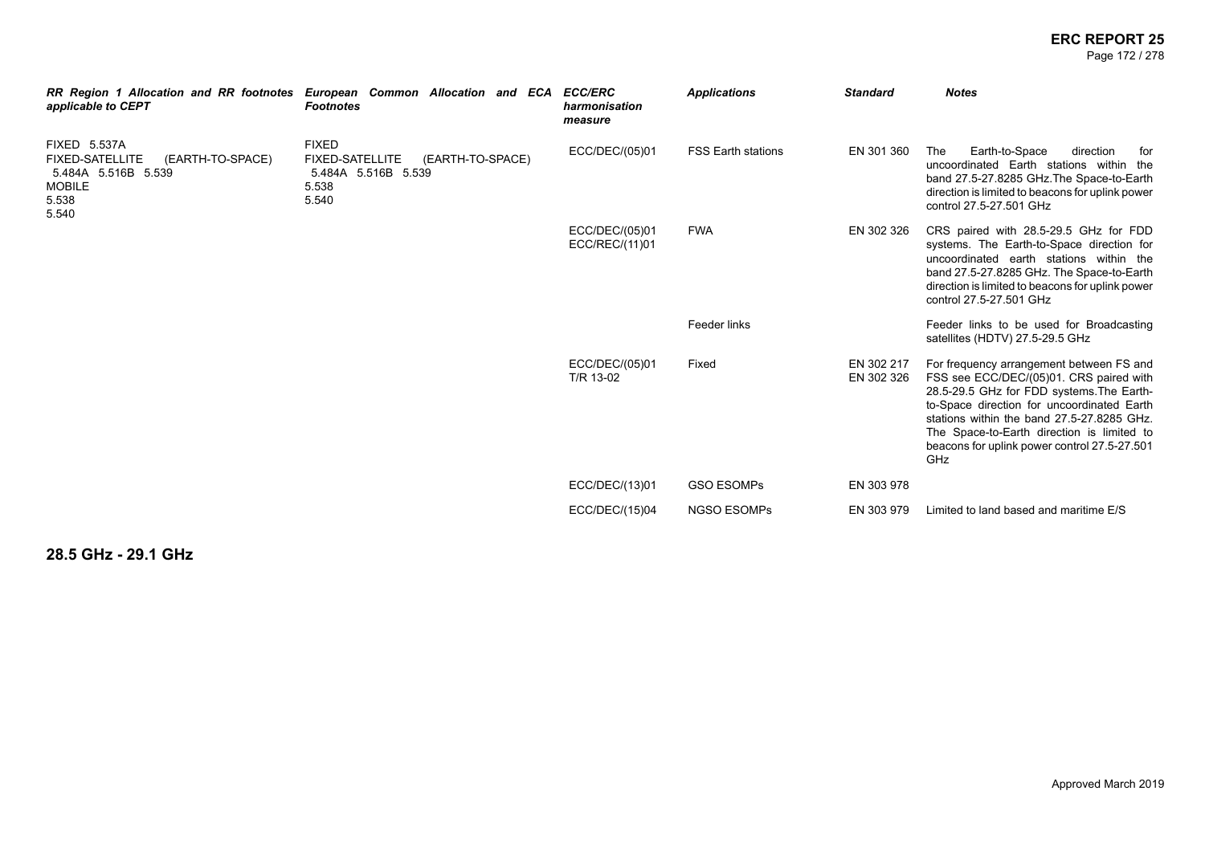| RR Region 1 Allocation and RR footnotes applicable to CEPT | European Common Allocation and ECA Footnotes | ECC/ERC harmonisation measure | Applications | Standard | Notes |
|---|---|---|---|---|---|
| FIXED 5.537A<br>FIXED-SATELLITE (EARTH-TO-SPACE) 5.484A 5.516B 5.539<br>MOBILE<br>5.538<br>5.540 | FIXED<br>FIXED-SATELLITE (EARTH-TO-SPACE) 5.484A 5.516B 5.539<br>5.538<br>5.540 | ECC/DEC/(05)01 | FSS Earth stations | EN 301 360 | The Earth-to-Space direction for uncoordinated Earth stations within the band 27.5-27.8285 GHz.The Space-to-Earth direction is limited to beacons for uplink power control 27.5-27.501 GHz |
| | | ECC/DEC/(05)01<br>ECC/REC/(11)01 | FWA | EN 302 326 | CRS paired with 28.5-29.5 GHz for FDD systems. The Earth-to-Space direction for uncoordinated earth stations within the band 27.5-27.8285 GHz. The Space-to-Earth direction is limited to beacons for uplink power control 27.5-27.501 GHz |
| | | | Feeder links | | Feeder links to be used for Broadcasting satellites (HDTV) 27.5-29.5 GHz |
| | | ECC/DEC/(05)01<br>T/R 13-02 | Fixed | EN 302 217<br>EN 302 326 | For frequency arrangement between FS and FSS see ECC/DEC/(05)01. CRS paired with 28.5-29.5 GHz for FDD systems.The Earth-to-Space direction for uncoordinated Earth stations within the band 27.5-27.8285 GHz. The Space-to-Earth direction is limited to beacons for uplink power control 27.5-27.501 GHz |
| | | ECC/DEC/(13)01 | GSO ESOMPs | EN 303 978 | |
| | | ECC/DEC/(15)04 | NGSO ESOMPs | EN 303 979 | Limited to land based and maritime E/S |

## 28.5 GHz - 29.1 GHz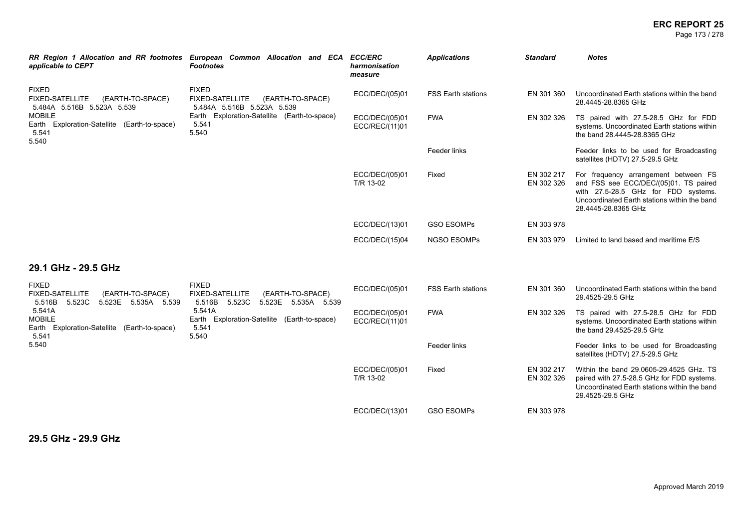| RR Region 1 Allocation and RR footnotes applicable to CEPT | European Common Allocation and ECA Footnotes | ECC/ERC harmonisation measure | Applications | Standard | Notes |
|---|---|---|---|---|---|
| FIXED<br>FIXED-SATELLITE (EARTH-TO-SPACE) 5.484A 5.516B 5.523A 5.539<br>MOBILE<br>Earth Exploration-Satellite (Earth-to-space) 5.541<br>5.540 | FIXED<br>FIXED-SATELLITE (EARTH-TO-SPACE) 5.484A 5.516B 5.523A 5.539<br>Earth Exploration-Satellite (Earth-to-space) 5.541<br>5.540 | ECC/DEC/(05)01 | FSS Earth stations | EN 301 360 | Uncoordinated Earth stations within the band 28.4445-28.8365 GHz |
| | | ECC/DEC/(05)01<br>ECC/REC/(11)01 | FWA | EN 302 326 | TS paired with 27.5-28.5 GHz for FDD systems. Uncoordinated Earth stations within the band 28.4445-28.8365 GHz |
| | | | Feeder links | | Feeder links to be used for Broadcasting satellites (HDTV) 27.5-29.5 GHz |
| | | ECC/DEC/(05)01<br>T/R 13-02 | Fixed | EN 302 217<br>EN 302 326 | For frequency arrangement between FS and FSS see ECC/DEC/(05)01. TS paired with 27.5-28.5 GHz for FDD systems. Uncoordinated Earth stations within the band 28.4445-28.8365 GHz |
| | | ECC/DEC/(13)01 | GSO ESOMPs | EN 303 978 | |
| | | ECC/DEC/(15)04 | NGSO ESOMPs | EN 303 979 | Limited to land based and maritime E/S |

## 29.1 GHz - 29.5 GHz

| RR Region 1 Allocation and RR footnotes applicable to CEPT | European Common Allocation and ECA Footnotes | ECC/ERC harmonisation measure | Applications | Standard | Notes |
|---|---|---|---|---|---|
| FIXED<br>FIXED-SATELLITE (EARTH-TO-SPACE) 5.516B 5.523C 5.523E 5.535A 5.539 5.541A<br>MOBILE<br>Earth Exploration-Satellite (Earth-to-space) 5.541<br>5.540 | FIXED<br>FIXED-SATELLITE (EARTH-TO-SPACE) 5.516B 5.523C 5.523E 5.535A 5.539 5.541A<br>Earth Exploration-Satellite (Earth-to-space) 5.541<br>5.540 | ECC/DEC/(05)01 | FSS Earth stations | EN 301 360 | Uncoordinated Earth stations within the band 29.4525-29.5 GHz |
| | | ECC/DEC/(05)01<br>ECC/REC/(11)01 | FWA | EN 302 326 | TS paired with 27.5-28.5 GHz for FDD systems. Uncoordinated Earth stations within the band 29.4525-29.5 GHz |
| | | | Feeder links | | Feeder links to be used for Broadcasting satellites (HDTV) 27.5-29.5 GHz |
| | | ECC/DEC/(05)01<br>T/R 13-02 | Fixed | EN 302 217<br>EN 302 326 | Within the band 29.0605-29.4525 GHz. TS paired with 27.5-28.5 GHz for FDD systems. Uncoordinated Earth stations within the band 29.4525-29.5 GHz |
| | | ECC/DEC/(13)01 | GSO ESOMPs | EN 303 978 | |

## 29.5 GHz - 29.9 GHz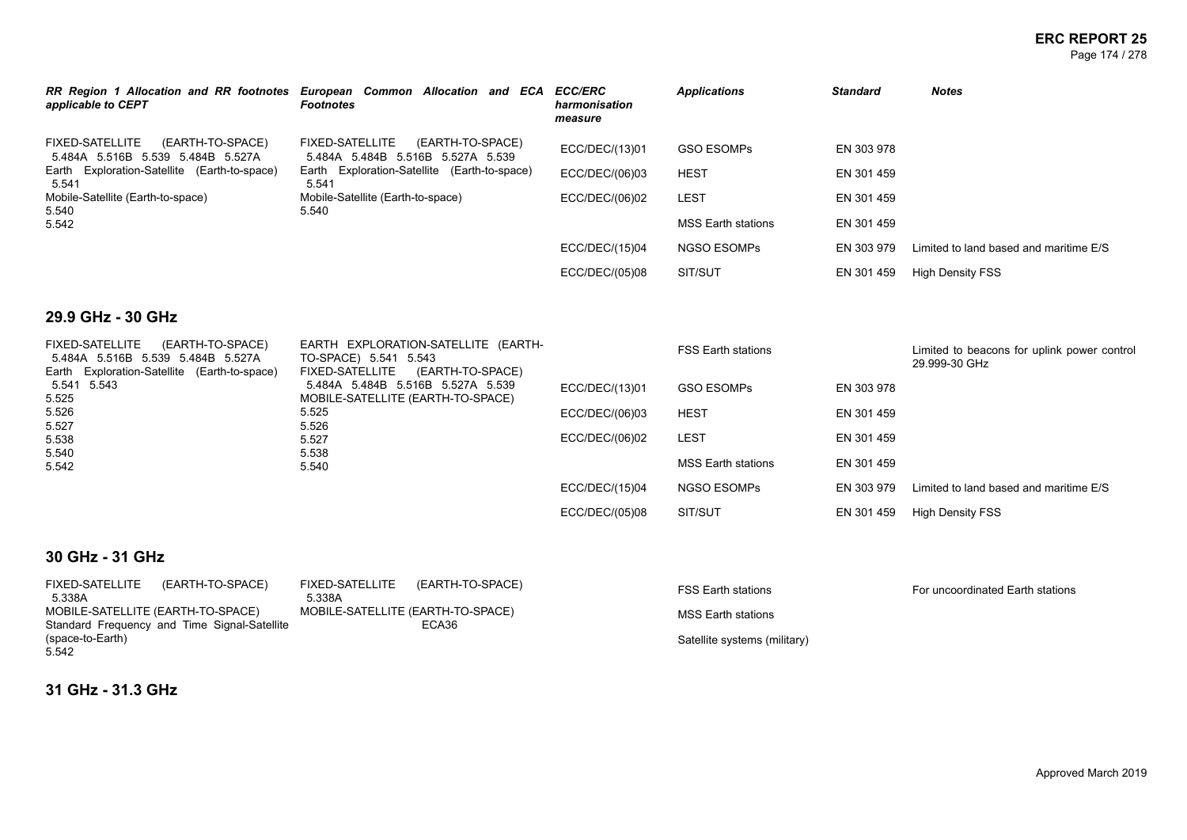| RR Region 1 Allocation and RR footnotes applicable to CEPT | European Common Allocation and ECA Footnotes | ECC/ERC harmonisation measure | Applications | Standard | Notes |
|---|---|---|---|---|---|
| FIXED-SATELLITE (EARTH-TO-SPACE) 5.484A 5.516B 5.539 5.484B 5.527A<br>Earth Exploration-Satellite (Earth-to-space) 5.541<br>Mobile-Satellite (Earth-to-space)<br>5.540<br>5.542 | FIXED-SATELLITE (EARTH-TO-SPACE) 5.484A 5.484B 5.516B 5.527A 5.539<br>Earth Exploration-Satellite (Earth-to-space) 5.541<br>Mobile-Satellite (Earth-to-space)<br>5.540 | ECC/DEC/(13)01 | GSO ESOMPs | EN 303 978 | |
| | | ECC/DEC/(06)03 | HEST | EN 301 459 | |
| | | ECC/DEC/(06)02 | LEST | EN 301 459 | |
| | | | MSS Earth stations | EN 301 459 | |
| | | ECC/DEC/(15)04 | NGSO ESOMPs | EN 303 979 | Limited to land based and maritime E/S |
| | | ECC/DEC/(05)08 | SIT/SUT | EN 301 459 | High Density FSS |

## 29.9 GHz - 30 GHz

| RR Region 1 Allocation and RR footnotes applicable to CEPT | European Common Allocation and ECA Footnotes | ECC/ERC harmonisation measure | Applications | Standard | Notes |
|---|---|---|---|---|---|
| FIXED-SATELLITE (EARTH-TO-SPACE) 5.484A 5.516B 5.539 5.484B 5.527A<br>Earth Exploration-Satellite (Earth-to-space) 5.541 5.543<br>5.525<br>5.526<br>5.527<br>5.538<br>5.540<br>5.542 | EARTH EXPLORATION-SATELLITE (EARTH-TO-SPACE) 5.541 5.543<br>FIXED-SATELLITE (EARTH-TO-SPACE) 5.484A 5.484B 5.516B 5.527A 5.539<br>MOBILE-SATELLITE (EARTH-TO-SPACE)<br>5.525<br>5.526<br>5.527<br>5.538<br>5.540 | | FSS Earth stations | | Limited to beacons for uplink power control 29.999-30 GHz |
| | | ECC/DEC/(13)01 | GSO ESOMPs | EN 303 978 | |
| | | ECC/DEC/(06)03 | HEST | EN 301 459 | |
| | | ECC/DEC/(06)02 | LEST | EN 301 459 | |
| | | | MSS Earth stations | EN 301 459 | |
| | | ECC/DEC/(15)04 | NGSO ESOMPs | EN 303 979 | Limited to land based and maritime E/S |
| | | ECC/DEC/(05)08 | SIT/SUT | EN 301 459 | High Density FSS |

## 30 GHz - 31 GHz

| RR Region 1 Allocation and RR footnotes applicable to CEPT | European Common Allocation and ECA Footnotes | ECC/ERC harmonisation measure | Applications | Standard | Notes |
|---|---|---|---|---|---|
| FIXED-SATELLITE (EARTH-TO-SPACE) 5.338A<br>MOBILE-SATELLITE (EARTH-TO-SPACE)<br>Standard Frequency and Time Signal-Satellite (space-to-Earth)<br>5.542 | FIXED-SATELLITE (EARTH-TO-SPACE) 5.338A<br>MOBILE-SATELLITE (EARTH-TO-SPACE)<br>ECA36 | | FSS Earth stations | | For uncoordinated Earth stations |
| | | | MSS Earth stations | | |
| | | | Satellite systems (military) | | |

## 31 GHz - 31.3 GHz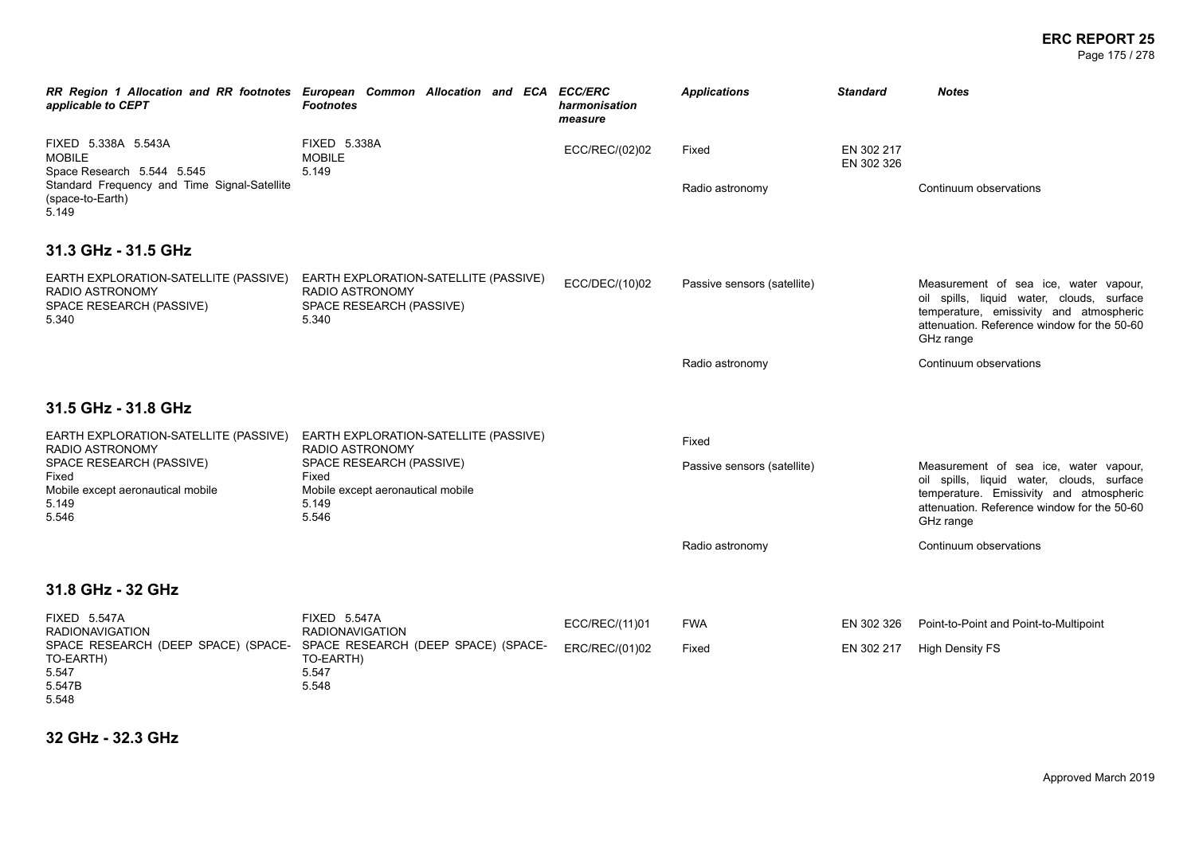| RR Region 1 Allocation and RR footnotes applicable to CEPT | European Common Allocation and ECA Footnotes | ECC/ERC harmonisation measure | Applications | Standard | Notes |
|---|---|---|---|---|---|
| FIXED 5.338A 5.543A<br>MOBILE<br>Space Research 5.544 5.545<br>Standard Frequency and Time Signal-Satellite (space-to-Earth)<br>5.149 | FIXED 5.338A<br>MOBILE<br>5.149 | ECC/REC/(02)02 | Fixed | EN 302 217<br>EN 302 326 | |
| | | | Radio astronomy | | Continuum observations |

## 31.3 GHz - 31.5 GHz

| RR Region 1 Allocation and RR footnotes applicable to CEPT | European Common Allocation and ECA Footnotes | ECC/ERC harmonisation measure | Applications | Standard | Notes |
|---|---|---|---|---|---|
| EARTH EXPLORATION-SATELLITE (PASSIVE)<br>RADIO ASTRONOMY<br>SPACE RESEARCH (PASSIVE)<br>5.340 | EARTH EXPLORATION-SATELLITE (PASSIVE)<br>RADIO ASTRONOMY<br>SPACE RESEARCH (PASSIVE)<br>5.340 | ECC/DEC/(10)02 | Passive sensors (satellite) | | Measurement of sea ice, water vapour, oil spills, liquid water, clouds, surface temperature, emissivity and atmospheric attenuation. Reference window for the 50-60 GHz range |
| | | | Radio astronomy | | Continuum observations |

## 31.5 GHz - 31.8 GHz

| RR Region 1 Allocation and RR footnotes applicable to CEPT | European Common Allocation and ECA Footnotes | ECC/ERC harmonisation measure | Applications | Standard | Notes |
|---|---|---|---|---|---|
| EARTH EXPLORATION-SATELLITE (PASSIVE)<br>RADIO ASTRONOMY<br>SPACE RESEARCH (PASSIVE)<br>Fixed<br>Mobile except aeronautical mobile<br>5.149<br>5.546 | EARTH EXPLORATION-SATELLITE (PASSIVE)<br>RADIO ASTRONOMY<br>SPACE RESEARCH (PASSIVE)<br>Fixed<br>Mobile except aeronautical mobile<br>5.149<br>5.546 | | Fixed | | |
| | | | Passive sensors (satellite) | | Measurement of sea ice, water vapour, oil spills, liquid water, clouds, surface temperature. Emissivity and atmospheric attenuation. Reference window for the 50-60 GHz range |
| | | | Radio astronomy | | Continuum observations |

## 31.8 GHz - 32 GHz

| RR Region 1 Allocation and RR footnotes applicable to CEPT | European Common Allocation and ECA Footnotes | ECC/ERC harmonisation measure | Applications | Standard | Notes |
|---|---|---|---|---|---|
| FIXED 5.547A<br>RADIONAVIGATION<br>SPACE RESEARCH (DEEP SPACE) (SPACE-TO-EARTH)<br>5.547<br>5.547B<br>5.548 | FIXED 5.547A<br>RADIONAVIGATION<br>SPACE RESEARCH (DEEP SPACE) (SPACE-TO-EARTH)<br>5.547<br>5.548 | ECC/REC/(11)01 | FWA | EN 302 326 | Point-to-Point and Point-to-Multipoint |
| | | ERC/REC/(01)02 | Fixed | EN 302 217 | High Density FS |

## 32 GHz - 32.3 GHz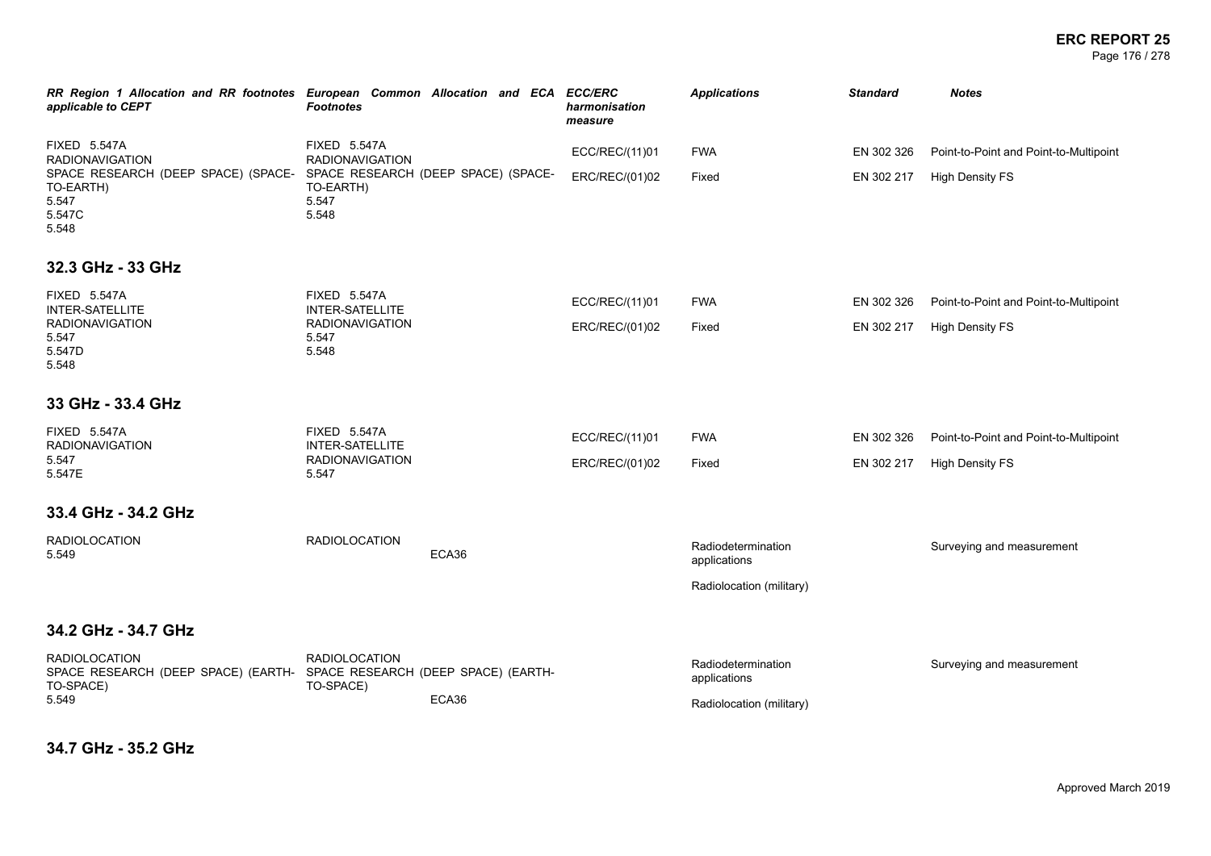| RR Region 1 Allocation and RR footnotes applicable to CEPT | European Common Allocation and ECA Footnotes | ECC/ERC harmonisation measure | Applications | Standard | Notes |
|---|---|---|---|---|---|
| FIXED 5.547A<br>RADIONAVIGATION<br>SPACE RESEARCH (DEEP SPACE) (SPACE-TO-EARTH)<br>5.547<br>5.547C<br>5.548 | FIXED 5.547A<br>RADIONAVIGATION<br>SPACE RESEARCH (DEEP SPACE) (SPACE-TO-EARTH)<br>5.547<br>5.548 | ECC/REC/(11)01<br>ERC/REC/(01)02 | FWA<br>Fixed | EN 302 326<br>EN 302 217 | Point-to-Point and Point-to-Multipoint<br>High Density FS |

## 32.3 GHz - 33 GHz

| RR Region 1 Allocation and RR footnotes applicable to CEPT | European Common Allocation and ECA Footnotes | ECC/ERC harmonisation measure | Applications | Standard | Notes |
|---|---|---|---|---|---|
| FIXED 5.547A<br>INTER-SATELLITE<br>RADIONAVIGATION<br>5.547<br>5.547D<br>5.548 | FIXED 5.547A<br>INTER-SATELLITE<br>RADIONAVIGATION<br>5.547<br>5.548 | ECC/REC/(11)01<br>ERC/REC/(01)02 | FWA<br>Fixed | EN 302 326<br>EN 302 217 | Point-to-Point and Point-to-Multipoint<br>High Density FS |

## 33 GHz - 33.4 GHz

| RR Region 1 Allocation and RR footnotes applicable to CEPT | European Common Allocation and ECA Footnotes | ECC/ERC harmonisation measure | Applications | Standard | Notes |
|---|---|---|---|---|---|
| FIXED 5.547A<br>RADIONAVIGATION<br>5.547<br>5.547E | FIXED 5.547A<br>INTER-SATELLITE<br>RADIONAVIGATION<br>5.547 | ECC/REC/(11)01<br>ERC/REC/(01)02 | FWA<br>Fixed | EN 302 326<br>EN 302 217 | Point-to-Point and Point-to-Multipoint<br>High Density FS |

## 33.4 GHz - 34.2 GHz

| RR Region 1 Allocation and RR footnotes applicable to CEPT | European Common Allocation and ECA Footnotes | ECC/ERC harmonisation measure | Applications | Standard | Notes |
|---|---|---|---|---|---|
| RADIOLOCATION<br>5.549 | RADIOLOCATION<br>ECA36 | | Radiodetermination applications<br>Radiolocation (military) | | Surveying and measurement |

## 34.2 GHz - 34.7 GHz

| RR Region 1 Allocation and RR footnotes applicable to CEPT | European Common Allocation and ECA Footnotes | ECC/ERC harmonisation measure | Applications | Standard | Notes |
|---|---|---|---|---|---|
| RADIOLOCATION<br>SPACE RESEARCH (DEEP SPACE) (EARTH-TO-SPACE)<br>5.549 | RADIOLOCATION<br>SPACE RESEARCH (DEEP SPACE) (EARTH-TO-SPACE)<br>ECA36 | | Radiodetermination applications<br>Radiolocation (military) | | Surveying and measurement |

## 34.7 GHz - 35.2 GHz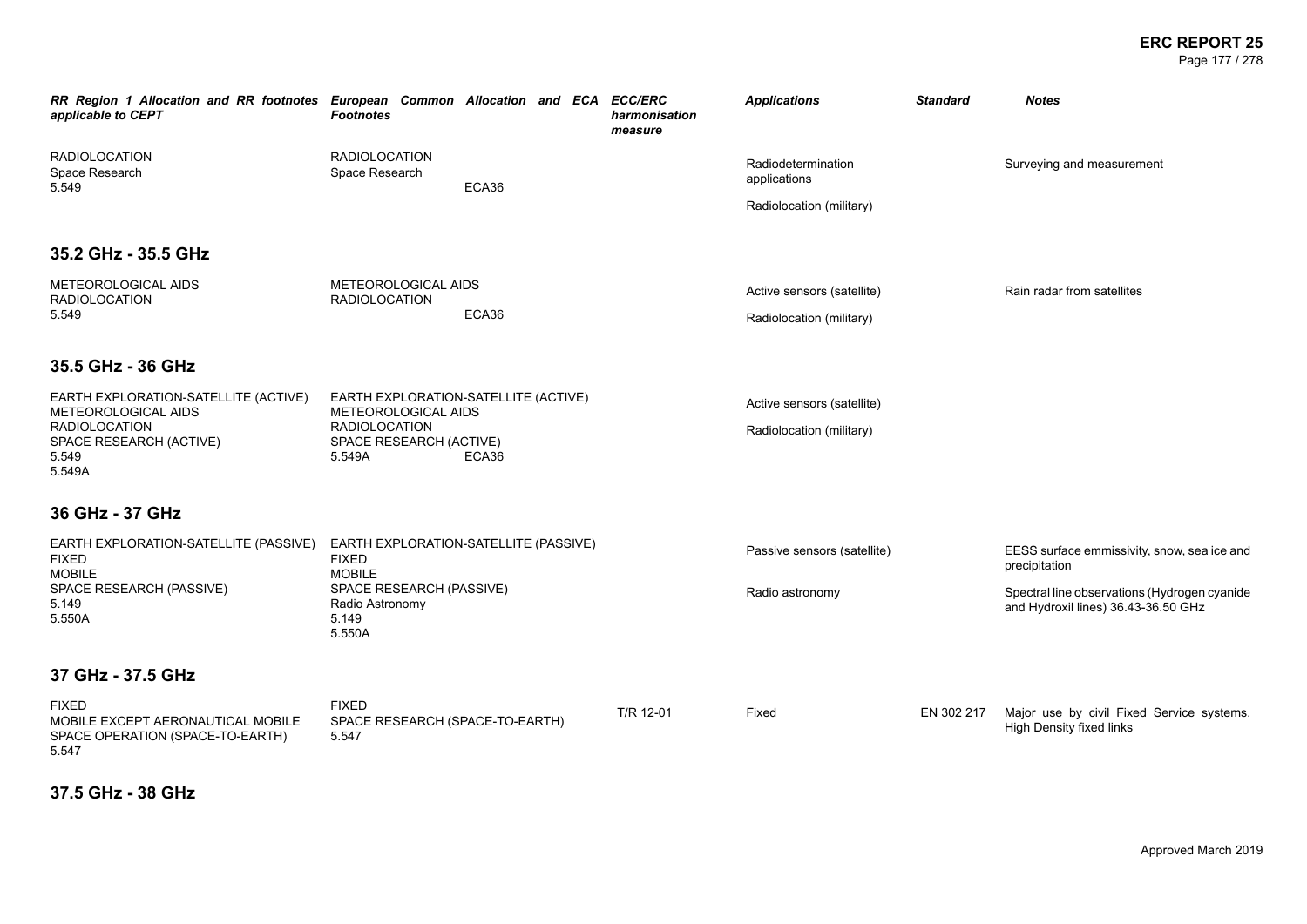| *RR Region 1 Allocation and RR footnotes applicable to CEPT* | *European Common Allocation and ECA Footnotes* | *ECC/ERC harmonisation measure* | *Applications* | *Standard* | *Notes* |
|---|---|---|---|---|---|
| RADIOLOCATION<br>Space Research<br>5.549 | RADIOLOCATION<br>Space Research<br>ECA36 | | Radiodetermination applications<br>Radiolocation (military) | | Surveying and measurement |

## 35.2 GHz - 35.5 GHz

| *RR Region 1 Allocation and RR footnotes applicable to CEPT* | *European Common Allocation and ECA Footnotes* | *ECC/ERC harmonisation measure* | *Applications* | *Standard* | *Notes* |
|---|---|---|---|---|---|
| METEOROLOGICAL AIDS<br>RADIOLOCATION<br>5.549 | METEOROLOGICAL AIDS<br>RADIOLOCATION<br>ECA36 | | Active sensors (satellite)<br>Radiolocation (military) | | Rain radar from satellites |

## 35.5 GHz - 36 GHz

| *RR Region 1 Allocation and RR footnotes applicable to CEPT* | *European Common Allocation and ECA Footnotes* | *ECC/ERC harmonisation measure* | *Applications* | *Standard* | *Notes* |
|---|---|---|---|---|---|
| EARTH EXPLORATION-SATELLITE (ACTIVE)<br>METEOROLOGICAL AIDS<br>RADIOLOCATION<br>SPACE RESEARCH (ACTIVE)<br>5.549<br>5.549A | EARTH EXPLORATION-SATELLITE (ACTIVE)<br>METEOROLOGICAL AIDS<br>RADIOLOCATION<br>SPACE RESEARCH (ACTIVE)<br>5.549A ECA36 | | Active sensors (satellite)<br>Radiolocation (military) | | |

## 36 GHz - 37 GHz

| *RR Region 1 Allocation and RR footnotes applicable to CEPT* | *European Common Allocation and ECA Footnotes* | *ECC/ERC harmonisation measure* | *Applications* | *Standard* | *Notes* |
|---|---|---|---|---|---|
| EARTH EXPLORATION-SATELLITE (PASSIVE)<br>FIXED<br>MOBILE<br>SPACE RESEARCH (PASSIVE)<br>5.149<br>5.550A | EARTH EXPLORATION-SATELLITE (PASSIVE)<br>FIXED<br>MOBILE<br>SPACE RESEARCH (PASSIVE)<br>Radio Astronomy<br>5.149<br>5.550A | | Passive sensors (satellite)<br>Radio astronomy | | EESS surface emmissivity, snow, sea ice and precipitation<br>Spectral line observations (Hydrogen cyanide and Hydroxil lines) 36.43-36.50 GHz |

## 37 GHz - 37.5 GHz

| *RR Region 1 Allocation and RR footnotes applicable to CEPT* | *European Common Allocation and ECA Footnotes* | *ECC/ERC harmonisation measure* | *Applications* | *Standard* | *Notes* |
|---|---|---|---|---|---|
| FIXED<br>MOBILE EXCEPT AERONAUTICAL MOBILE<br>SPACE OPERATION (SPACE-TO-EARTH)<br>5.547 | FIXED<br>SPACE RESEARCH (SPACE-TO-EARTH)<br>5.547 | T/R 12-01 | Fixed | EN 302 217 | Major use by civil Fixed Service systems. High Density fixed links |

## 37.5 GHz - 38 GHz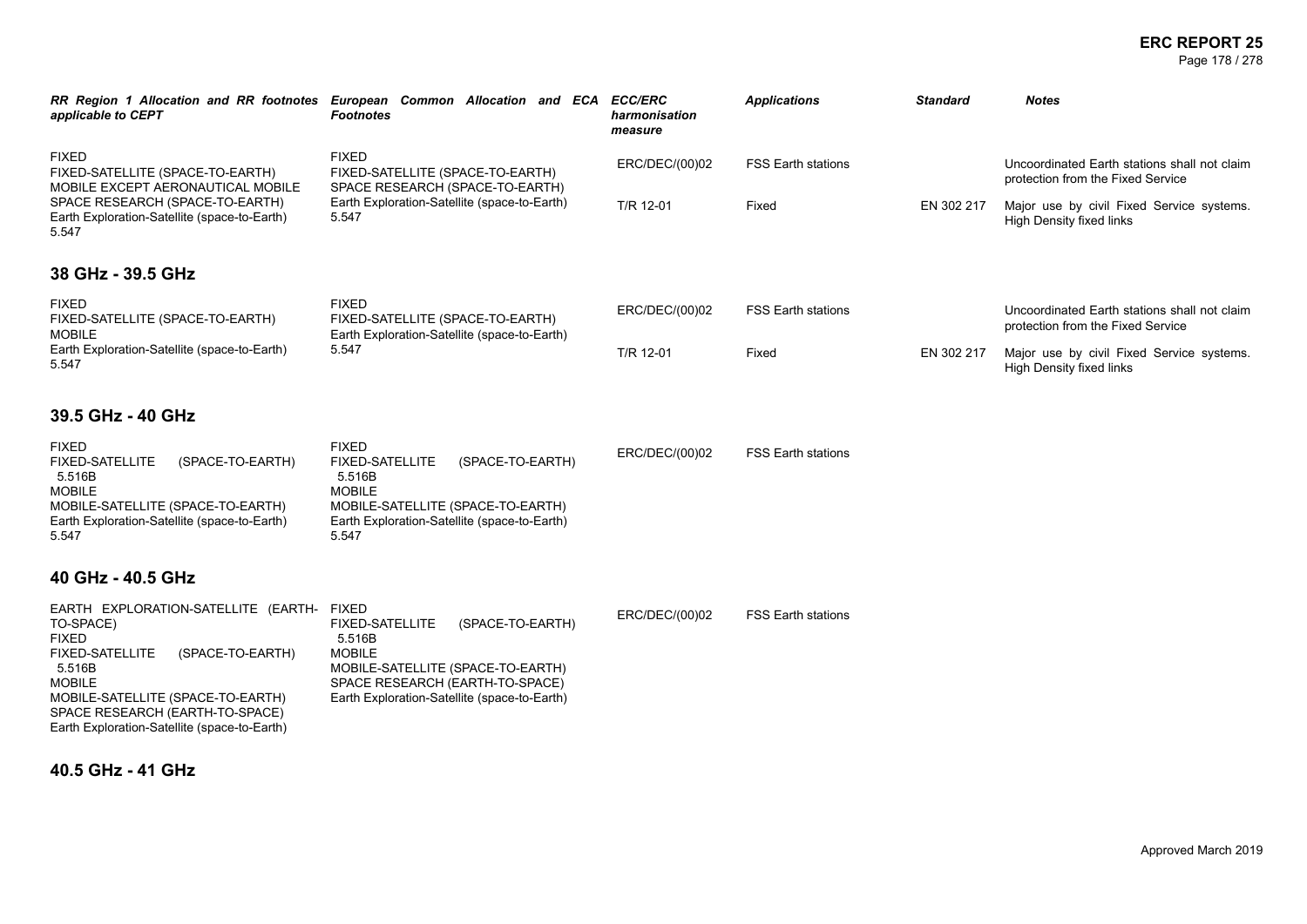| RR Region 1 Allocation and RR footnotes applicable to CEPT | European Common Allocation and ECA Footnotes | ECC/ERC harmonisation measure | Applications | Standard | Notes |
|---|---|---|---|---|---|
| FIXED<br>FIXED-SATELLITE (SPACE-TO-EARTH)<br>MOBILE EXCEPT AERONAUTICAL MOBILE<br>SPACE RESEARCH (SPACE-TO-EARTH)<br>Earth Exploration-Satellite (space-to-Earth)<br>5.547 | FIXED<br>FIXED-SATELLITE (SPACE-TO-EARTH)<br>SPACE RESEARCH (SPACE-TO-EARTH)<br>Earth Exploration-Satellite (space-to-Earth)<br>5.547 | ERC/DEC/(00)02 | FSS Earth stations | | Uncoordinated Earth stations shall not claim protection from the Fixed Service |
| | | T/R 12-01 | Fixed | EN 302 217 | Major use by civil Fixed Service systems. High Density fixed links |

## 38 GHz - 39.5 GHz

| RR Region 1 Allocation and RR footnotes applicable to CEPT | European Common Allocation and ECA Footnotes | ECC/ERC harmonisation measure | Applications | Standard | Notes |
|---|---|---|---|---|---|
| FIXED<br>FIXED-SATELLITE (SPACE-TO-EARTH)<br>MOBILE<br>Earth Exploration-Satellite (space-to-Earth)<br>5.547 | FIXED<br>FIXED-SATELLITE (SPACE-TO-EARTH)<br>Earth Exploration-Satellite (space-to-Earth)<br>5.547 | ERC/DEC/(00)02 | FSS Earth stations | | Uncoordinated Earth stations shall not claim protection from the Fixed Service |
| | | T/R 12-01 | Fixed | EN 302 217 | Major use by civil Fixed Service systems. High Density fixed links |

## 39.5 GHz - 40 GHz

| RR Region 1 Allocation and RR footnotes applicable to CEPT | European Common Allocation and ECA Footnotes | ECC/ERC harmonisation measure | Applications | Standard | Notes |
|---|---|---|---|---|---|
| FIXED<br>FIXED-SATELLITE (SPACE-TO-EARTH)<br>5.516B<br>MOBILE<br>MOBILE-SATELLITE (SPACE-TO-EARTH)<br>Earth Exploration-Satellite (space-to-Earth)<br>5.547 | FIXED<br>FIXED-SATELLITE (SPACE-TO-EARTH)<br>5.516B<br>MOBILE<br>MOBILE-SATELLITE (SPACE-TO-EARTH)<br>Earth Exploration-Satellite (space-to-Earth)<br>5.547 | ERC/DEC/(00)02 | FSS Earth stations | | |

## 40 GHz - 40.5 GHz

| RR Region 1 Allocation and RR footnotes applicable to CEPT | European Common Allocation and ECA Footnotes | ECC/ERC harmonisation measure | Applications | Standard | Notes |
|---|---|---|---|---|---|
| EARTH EXPLORATION-SATELLITE (EARTH-TO-SPACE)<br>FIXED<br>FIXED-SATELLITE (SPACE-TO-EARTH)<br>5.516B<br>MOBILE<br>MOBILE-SATELLITE (SPACE-TO-EARTH)<br>SPACE RESEARCH (EARTH-TO-SPACE)<br>Earth Exploration-Satellite (space-to-Earth) | FIXED<br>FIXED-SATELLITE (SPACE-TO-EARTH)<br>5.516B<br>MOBILE<br>MOBILE-SATELLITE (SPACE-TO-EARTH)<br>SPACE RESEARCH (EARTH-TO-SPACE)<br>Earth Exploration-Satellite (space-to-Earth) | ERC/DEC/(00)02 | FSS Earth stations | | |

## 40.5 GHz - 41 GHz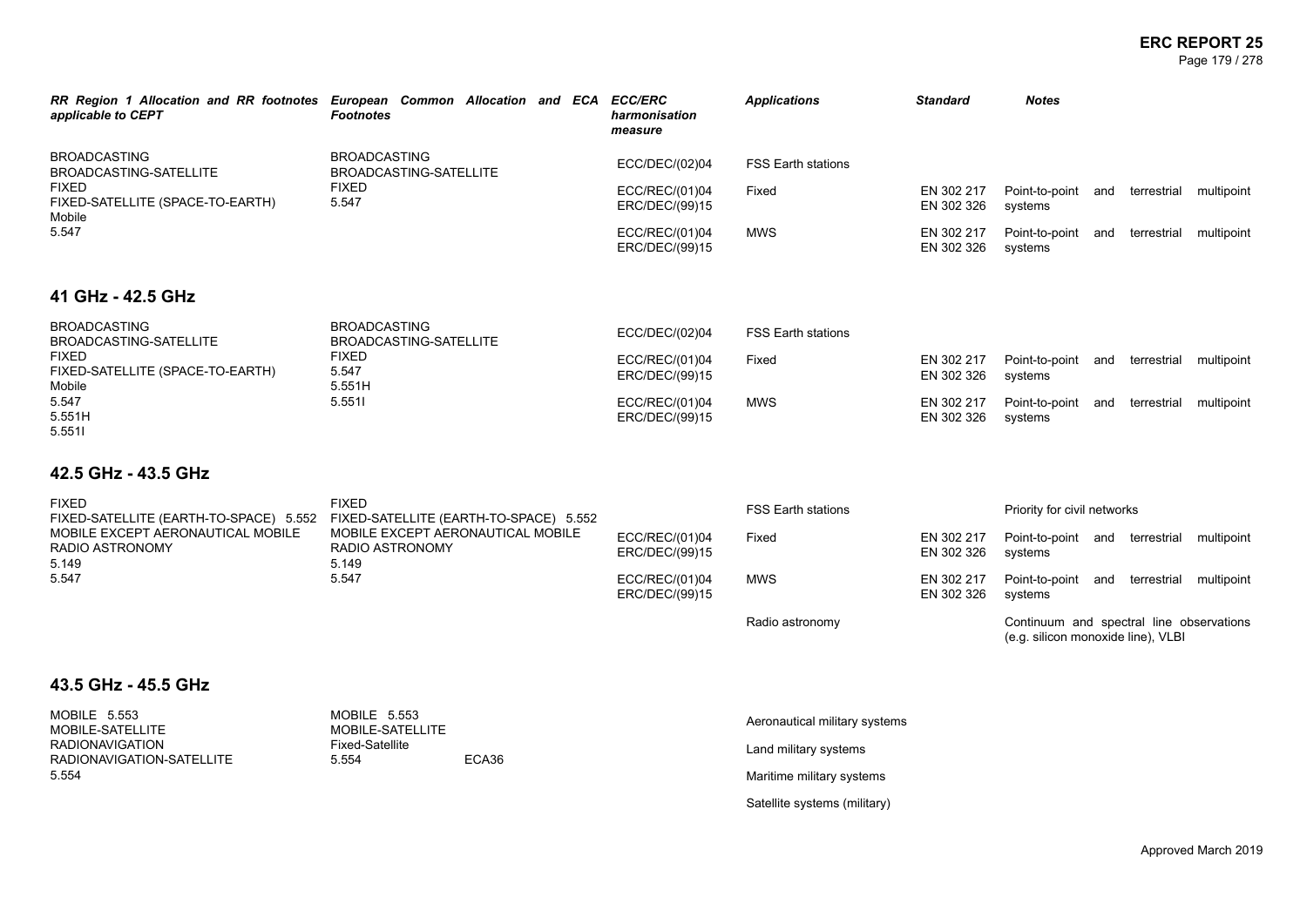| *RR Region 1 Allocation and RR footnotes applicable to CEPT* | *European Common Allocation and ECA Footnotes* | *ECC/ERC harmonisation measure* | *Applications* | *Standard* | *Notes* |
|---|---|---|---|---|---|
| BROADCASTING<br>BROADCASTING-SATELLITE<br>FIXED<br>FIXED-SATELLITE (SPACE-TO-EARTH)<br>Mobile<br>5.547 | BROADCASTING<br>BROADCASTING-SATELLITE<br>FIXED<br>5.547 | ECC/DEC/(02)04 | FSS Earth stations | | |
| | | ECC/REC/(01)04<br>ERC/DEC/(99)15 | Fixed | EN 302 217<br>EN 302 326 | Point-to-point and terrestrial multipoint systems |
| | | ECC/REC/(01)04<br>ERC/DEC/(99)15 | MWS | EN 302 217<br>EN 302 326 | Point-to-point and terrestrial multipoint systems |

## 41 GHz - 42.5 GHz

| *RR Region 1 Allocation and RR footnotes applicable to CEPT* | *European Common Allocation and ECA Footnotes* | *ECC/ERC harmonisation measure* | *Applications* | *Standard* | *Notes* |
|---|---|---|---|---|---|
| BROADCASTING<br>BROADCASTING-SATELLITE<br>FIXED<br>FIXED-SATELLITE (SPACE-TO-EARTH)<br>Mobile<br>5.547<br>5.551H<br>5.551I | BROADCASTING<br>BROADCASTING-SATELLITE<br>FIXED<br>5.547<br>5.551H<br>5.551I | ECC/DEC/(02)04 | FSS Earth stations | | |
| | | ECC/REC/(01)04<br>ERC/DEC/(99)15 | Fixed | EN 302 217<br>EN 302 326 | Point-to-point and terrestrial multipoint systems |
| | | ECC/REC/(01)04<br>ERC/DEC/(99)15 | MWS | EN 302 217<br>EN 302 326 | Point-to-point and terrestrial multipoint systems |

## 42.5 GHz - 43.5 GHz

| *RR Region 1 Allocation and RR footnotes applicable to CEPT* | *European Common Allocation and ECA Footnotes* | *ECC/ERC harmonisation measure* | *Applications* | *Standard* | *Notes* |
|---|---|---|---|---|---|
| FIXED<br>FIXED-SATELLITE (EARTH-TO-SPACE) 5.552<br>MOBILE EXCEPT AERONAUTICAL MOBILE<br>RADIO ASTRONOMY<br>5.149<br>5.547 | FIXED<br>FIXED-SATELLITE (EARTH-TO-SPACE) 5.552<br>MOBILE EXCEPT AERONAUTICAL MOBILE<br>RADIO ASTRONOMY<br>5.149<br>5.547 | | FSS Earth stations | | Priority for civil networks |
| | | ECC/REC/(01)04<br>ERC/DEC/(99)15 | Fixed | EN 302 217<br>EN 302 326 | Point-to-point and terrestrial multipoint systems |
| | | ECC/REC/(01)04<br>ERC/DEC/(99)15 | MWS | EN 302 217<br>EN 302 326 | Point-to-point and terrestrial multipoint systems |
| | | | Radio astronomy | | Continuum and spectral line observations (e.g. silicon monoxide line), VLBI |

## 43.5 GHz - 45.5 GHz

| *RR Region 1 Allocation and RR footnotes applicable to CEPT* | *European Common Allocation and ECA Footnotes* | *ECC/ERC harmonisation measure* | *Applications* | *Standard* | *Notes* |
|---|---|---|---|---|---|
| MOBILE 5.553<br>MOBILE-SATELLITE<br>RADIONAVIGATION<br>RADIONAVIGATION-SATELLITE<br>5.554 | MOBILE 5.553<br>MOBILE-SATELLITE<br>Fixed-Satellite<br>5.554 ECA36 | | Aeronautical military systems | | |
| | | | Land military systems | | |
| | | | Maritime military systems | | |
| | | | Satellite systems (military) | | |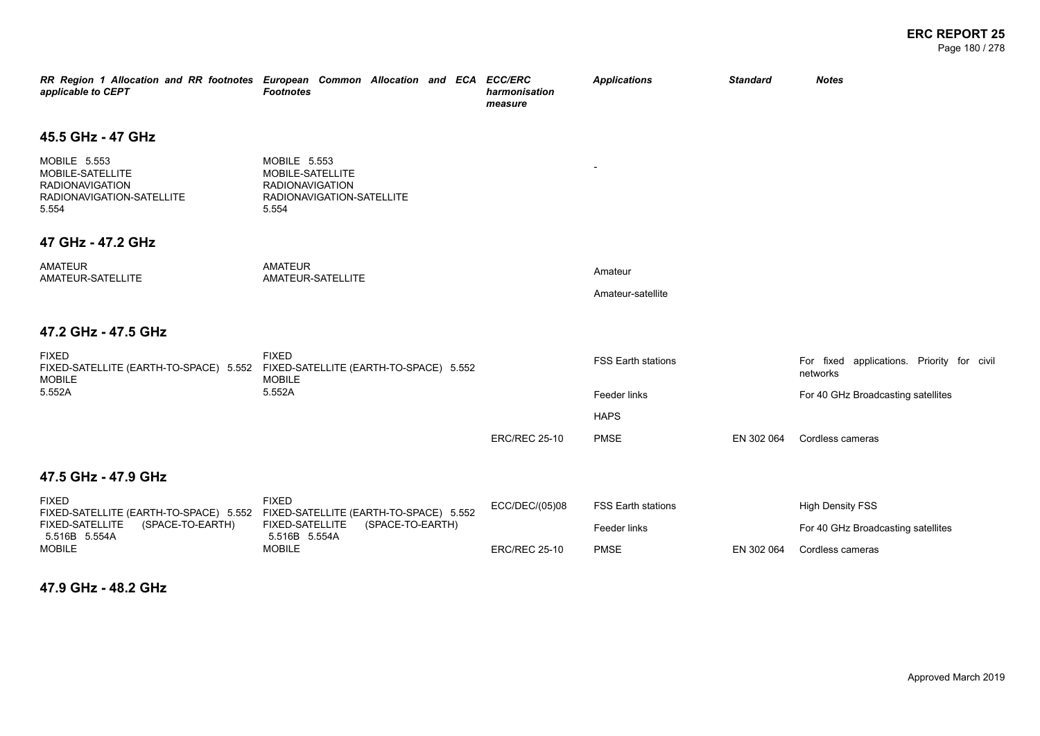| RR Region 1 Allocation and RR footnotes applicable to CEPT | European Common Allocation and ECA Footnotes | ECC/ERC harmonisation measure | Applications | Standard | Notes |
|---|---|---|---|---|---|
| **45.5 GHz - 47 GHz** | | | | | |
| MOBILE 5.553<br>MOBILE-SATELLITE<br>RADIONAVIGATION<br>RADIONAVIGATION-SATELLITE<br>5.554 | MOBILE 5.553<br>MOBILE-SATELLITE<br>RADIONAVIGATION<br>RADIONAVIGATION-SATELLITE<br>5.554 | | - | | |
| **47 GHz - 47.2 GHz** | | | | | |
| AMATEUR<br>AMATEUR-SATELLITE | AMATEUR<br>AMATEUR-SATELLITE | | Amateur | | |
| | | | Amateur-satellite | | |
| **47.2 GHz - 47.5 GHz** | | | | | |
| FIXED<br>FIXED-SATELLITE (EARTH-TO-SPACE) 5.552<br>MOBILE<br>5.552A | FIXED<br>FIXED-SATELLITE (EARTH-TO-SPACE) 5.552<br>MOBILE<br>5.552A | | FSS Earth stations | | For fixed applications. Priority for civil networks |
| | | | Feeder links | | For 40 GHz Broadcasting satellites |
| | | | HAPS | | |
| | | ERC/REC 25-10 | PMSE | EN 302 064 | Cordless cameras |
| **47.5 GHz - 47.9 GHz** | | | | | |
| FIXED<br>FIXED-SATELLITE (EARTH-TO-SPACE) 5.552<br>FIXED-SATELLITE (SPACE-TO-EARTH) 5.516B 5.554A<br>MOBILE | FIXED<br>FIXED-SATELLITE (EARTH-TO-SPACE) 5.552<br>FIXED-SATELLITE (SPACE-TO-EARTH) 5.516B 5.554A<br>MOBILE | ECC/DEC/(05)08 | FSS Earth stations | | High Density FSS |
| | | | Feeder links | | For 40 GHz Broadcasting satellites |
| | | ERC/REC 25-10 | PMSE | EN 302 064 | Cordless cameras |
| **47.9 GHz - 48.2 GHz** | | | | | |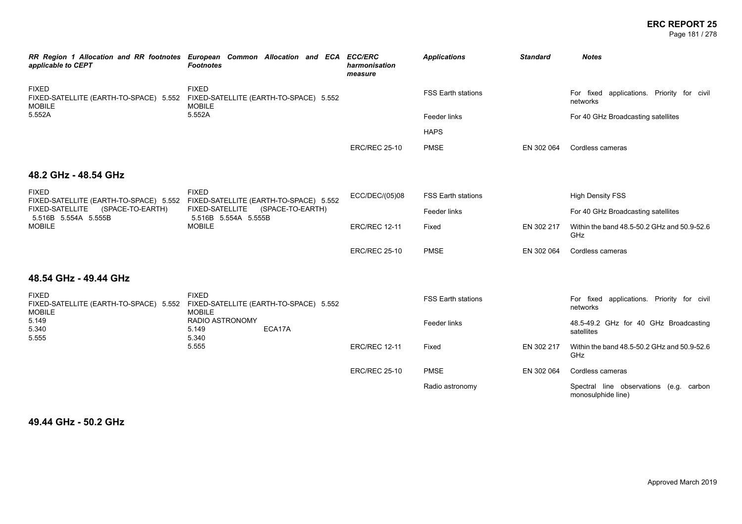| *RR Region 1 Allocation and RR footnotes applicable to CEPT* | *European Common Allocation and ECA Footnotes* | *ECC/ERC harmonisation measure* | *Applications* | *Standard* | *Notes* |
|---|---|---|---|---|---|
| FIXED<br>FIXED-SATELLITE (EARTH-TO-SPACE) 5.552<br>MOBILE<br>5.552A | FIXED<br>FIXED-SATELLITE (EARTH-TO-SPACE) 5.552<br>MOBILE<br>5.552A | | FSS Earth stations | | For fixed applications. Priority for civil networks |
| | | | Feeder links | | For 40 GHz Broadcasting satellites |
| | | | HAPS | | |
| | | ERC/REC 25-10 | PMSE | EN 302 064 | Cordless cameras |

## 48.2 GHz - 48.54 GHz

| *RR Region 1 Allocation and RR footnotes applicable to CEPT* | *European Common Allocation and ECA Footnotes* | *ECC/ERC harmonisation measure* | *Applications* | *Standard* | *Notes* |
|---|---|---|---|---|---|
| FIXED<br>FIXED-SATELLITE (EARTH-TO-SPACE) 5.552<br>FIXED-SATELLITE (SPACE-TO-EARTH) 5.516B 5.554A 5.555B<br>MOBILE | FIXED<br>FIXED-SATELLITE (EARTH-TO-SPACE) 5.552<br>FIXED-SATELLITE (SPACE-TO-EARTH) 5.516B 5.554A 5.555B<br>MOBILE | ECC/DEC/(05)08 | FSS Earth stations | | High Density FSS |
| | | | Feeder links | | For 40 GHz Broadcasting satellites |
| | | ERC/REC 12-11 | Fixed | EN 302 217 | Within the band 48.5-50.2 GHz and 50.9-52.6 GHz |
| | | ERC/REC 25-10 | PMSE | EN 302 064 | Cordless cameras |

## 48.54 GHz - 49.44 GHz

| *RR Region 1 Allocation and RR footnotes applicable to CEPT* | *European Common Allocation and ECA Footnotes* | *ECC/ERC harmonisation measure* | *Applications* | *Standard* | *Notes* |
|---|---|---|---|---|---|
| FIXED<br>FIXED-SATELLITE (EARTH-TO-SPACE) 5.552<br>MOBILE<br>5.149<br>5.340<br>5.555 | FIXED<br>FIXED-SATELLITE (EARTH-TO-SPACE) 5.552<br>MOBILE<br>RADIO ASTRONOMY<br>5.149 ECA17A<br>5.340<br>5.555 | | FSS Earth stations | | For fixed applications. Priority for civil networks |
| | | | Feeder links | | 48.5-49.2 GHz for 40 GHz Broadcasting satellites |
| | | ERC/REC 12-11 | Fixed | EN 302 217 | Within the band 48.5-50.2 GHz and 50.9-52.6 GHz |
| | | ERC/REC 25-10 | PMSE | EN 302 064 | Cordless cameras |
| | | | Radio astronomy | | Spectral line observations (e.g. carbon monosulphide line) |

## 49.44 GHz - 50.2 GHz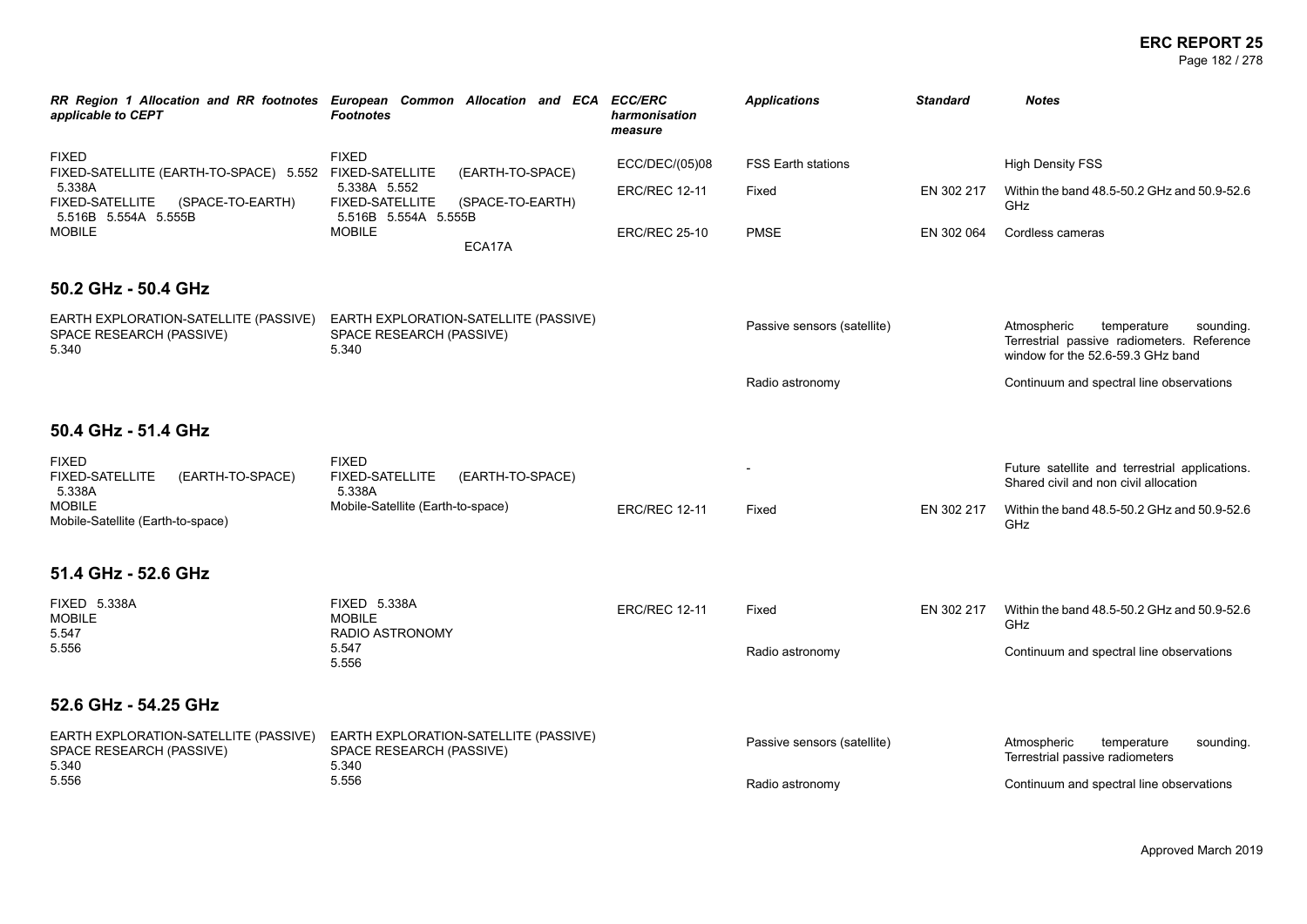| RR Region 1 Allocation and RR footnotes applicable to CEPT | European Common Allocation and ECA Footnotes | ECC/ERC harmonisation measure | Applications | Standard | Notes |
|---|---|---|---|---|---|
| FIXED<br>FIXED-SATELLITE (EARTH-TO-SPACE) 5.552 5.338A<br>FIXED-SATELLITE (SPACE-TO-EARTH) 5.516B 5.554A 5.555B<br>MOBILE | FIXED<br>FIXED-SATELLITE (EARTH-TO-SPACE) 5.338A 5.552<br>FIXED-SATELLITE (SPACE-TO-EARTH) 5.516B 5.554A 5.555B<br>MOBILE<br>ECA17A | ECC/DEC/(05)08 | FSS Earth stations | | High Density FSS |
| | | ERC/REC 12-11 | Fixed | EN 302 217 | Within the band 48.5-50.2 GHz and 50.9-52.6 GHz |
| | | ERC/REC 25-10 | PMSE | EN 302 064 | Cordless cameras |

## 50.2 GHz - 50.4 GHz

| RR Region 1 Allocation and RR footnotes applicable to CEPT | European Common Allocation and ECA Footnotes | ECC/ERC harmonisation measure | Applications | Standard | Notes |
|---|---|---|---|---|---|
| EARTH EXPLORATION-SATELLITE (PASSIVE)<br>SPACE RESEARCH (PASSIVE)<br>5.340 | EARTH EXPLORATION-SATELLITE (PASSIVE)<br>SPACE RESEARCH (PASSIVE)<br>5.340 | | Passive sensors (satellite) | | Atmospheric temperature sounding. Terrestrial passive radiometers. Reference window for the 52.6-59.3 GHz band |
| | | | Radio astronomy | | Continuum and spectral line observations |

## 50.4 GHz - 51.4 GHz

| RR Region 1 Allocation and RR footnotes applicable to CEPT | European Common Allocation and ECA Footnotes | ECC/ERC harmonisation measure | Applications | Standard | Notes |
|---|---|---|---|---|---|
| FIXED<br>FIXED-SATELLITE (EARTH-TO-SPACE) 5.338A<br>MOBILE<br>Mobile-Satellite (Earth-to-space) | FIXED<br>FIXED-SATELLITE (EARTH-TO-SPACE) 5.338A<br>Mobile-Satellite (Earth-to-space) | | - | | Future satellite and terrestrial applications. Shared civil and non civil allocation |
| | | ERC/REC 12-11 | Fixed | EN 302 217 | Within the band 48.5-50.2 GHz and 50.9-52.6 GHz |

## 51.4 GHz - 52.6 GHz

| RR Region 1 Allocation and RR footnotes applicable to CEPT | European Common Allocation and ECA Footnotes | ECC/ERC harmonisation measure | Applications | Standard | Notes |
|---|---|---|---|---|---|
| FIXED 5.338A<br>MOBILE<br>5.547<br>5.556 | FIXED 5.338A<br>MOBILE<br>RADIO ASTRONOMY<br>5.547<br>5.556 | ERC/REC 12-11 | Fixed | EN 302 217 | Within the band 48.5-50.2 GHz and 50.9-52.6 GHz |
| | | | Radio astronomy | | Continuum and spectral line observations |

## 52.6 GHz - 54.25 GHz

| RR Region 1 Allocation and RR footnotes applicable to CEPT | European Common Allocation and ECA Footnotes | ECC/ERC harmonisation measure | Applications | Standard | Notes |
|---|---|---|---|---|---|
| EARTH EXPLORATION-SATELLITE (PASSIVE)<br>SPACE RESEARCH (PASSIVE)<br>5.340<br>5.556 | EARTH EXPLORATION-SATELLITE (PASSIVE)<br>SPACE RESEARCH (PASSIVE)<br>5.340<br>5.556 | | Passive sensors (satellite) | | Atmospheric temperature sounding. Terrestrial passive radiometers |
| | | | Radio astronomy | | Continuum and spectral line observations |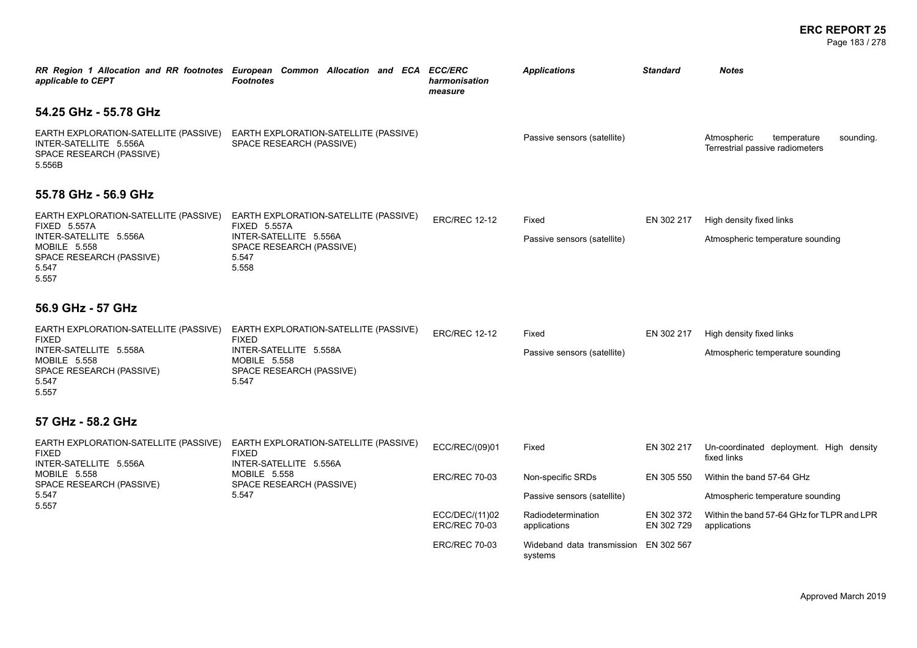| *RR Region 1 Allocation and RR footnotes applicable to CEPT* | *European Common Allocation and ECA Footnotes* | *ECC/ERC harmonisation measure* | *Applications* | *Standard* | *Notes* |
|---|---|---|---|---|---|

## 54.25 GHz - 55.78 GHz

| | | | | | |
|---|---|---|---|---|---|
| EARTH EXPLORATION-SATELLITE (PASSIVE)<br>INTER-SATELLITE 5.556A<br>SPACE RESEARCH (PASSIVE)<br>5.556B | EARTH EXPLORATION-SATELLITE (PASSIVE)<br>SPACE RESEARCH (PASSIVE) | | Passive sensors (satellite) | | Atmospheric temperature sounding. Terrestrial passive radiometers |

## 55.78 GHz - 56.9 GHz

| | | | | | |
|---|---|---|---|---|---|
| EARTH EXPLORATION-SATELLITE (PASSIVE)<br>FIXED 5.557A<br>INTER-SATELLITE 5.556A<br>MOBILE 5.558<br>SPACE RESEARCH (PASSIVE)<br>5.547<br>5.557 | EARTH EXPLORATION-SATELLITE (PASSIVE)<br>FIXED 5.557A<br>INTER-SATELLITE 5.556A<br>SPACE RESEARCH (PASSIVE)<br>5.547<br>5.558 | ERC/REC 12-12 | Fixed | EN 302 217 | High density fixed links |
| | | | Passive sensors (satellite) | | Atmospheric temperature sounding |

## 56.9 GHz - 57 GHz

| | | | | | |
|---|---|---|---|---|---|
| EARTH EXPLORATION-SATELLITE (PASSIVE)<br>FIXED<br>INTER-SATELLITE 5.558A<br>MOBILE 5.558<br>SPACE RESEARCH (PASSIVE)<br>5.547<br>5.557 | EARTH EXPLORATION-SATELLITE (PASSIVE)<br>FIXED<br>INTER-SATELLITE 5.558A<br>MOBILE 5.558<br>SPACE RESEARCH (PASSIVE)<br>5.547 | ERC/REC 12-12 | Fixed | EN 302 217 | High density fixed links |
| | | | Passive sensors (satellite) | | Atmospheric temperature sounding |

## 57 GHz - 58.2 GHz

| | | | | | |
|---|---|---|---|---|---|
| EARTH EXPLORATION-SATELLITE (PASSIVE)<br>FIXED<br>INTER-SATELLITE 5.556A<br>MOBILE 5.558<br>SPACE RESEARCH (PASSIVE)<br>5.547<br>5.557 | EARTH EXPLORATION-SATELLITE (PASSIVE)<br>FIXED<br>INTER-SATELLITE 5.556A<br>MOBILE 5.558<br>SPACE RESEARCH (PASSIVE)<br>5.547 | ECC/REC/(09)01 | Fixed | EN 302 217 | Un-coordinated deployment. High density fixed links |
| | | ERC/REC 70-03 | Non-specific SRDs | EN 305 550 | Within the band 57-64 GHz |
| | | | Passive sensors (satellite) | | Atmospheric temperature sounding |
| | | ECC/DEC/(11)02<br>ERC/REC 70-03 | Radiodetermination applications | EN 302 372<br>EN 302 729 | Within the band 57-64 GHz for TLPR and LPR applications |
| | | ERC/REC 70-03 | Wideband data transmission systems | EN 302 567 | |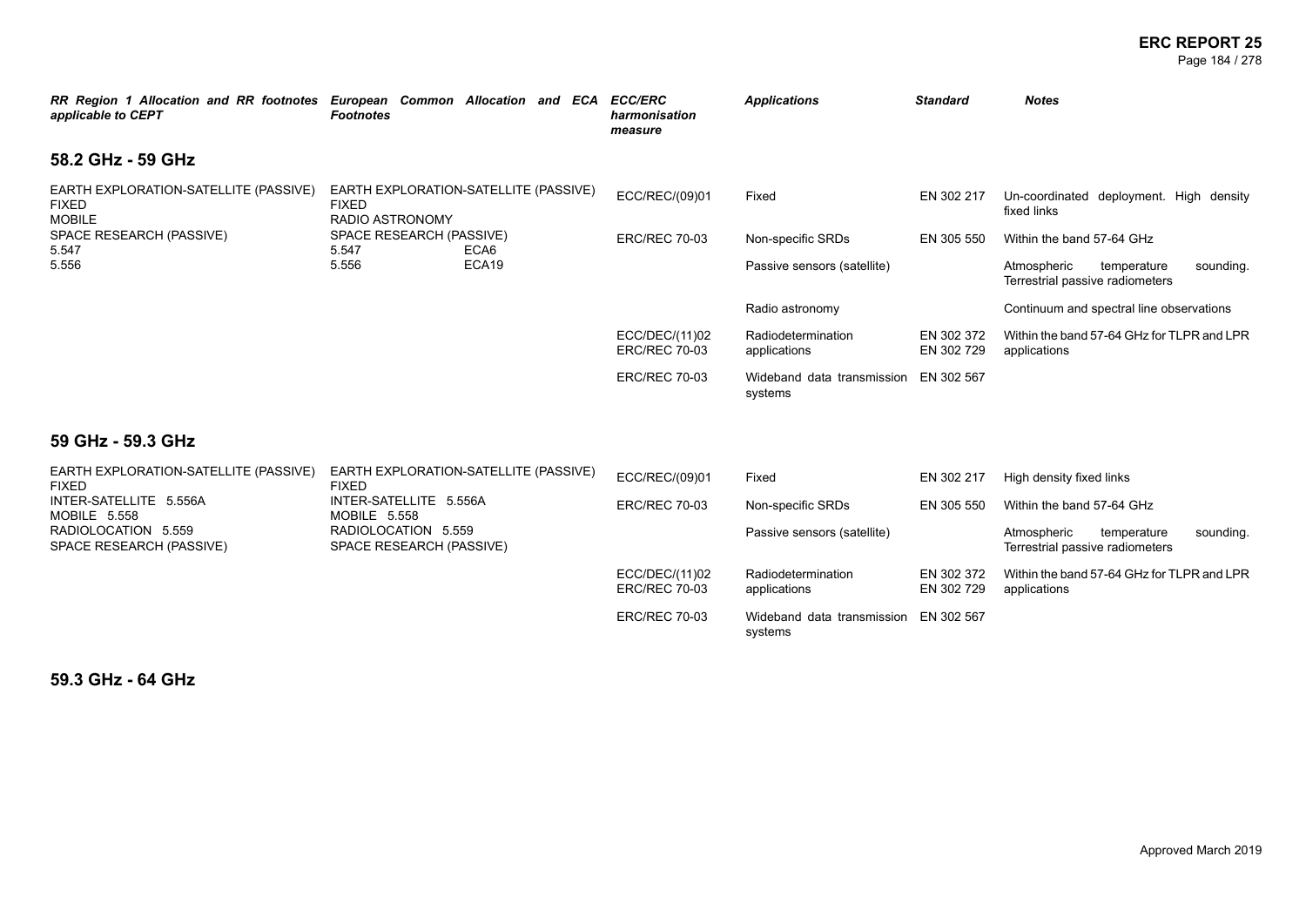| RR Region 1 Allocation and RR footnotes applicable to CEPT | European Common Allocation and ECA Footnotes | ECC/ERC harmonisation measure | Applications | Standard | Notes |
|---|---|---|---|---|---|

## 58.2 GHz - 59 GHz

| RR Region 1 Allocation and RR footnotes applicable to CEPT | European Common Allocation and ECA Footnotes | ECC/ERC harmonisation measure | Applications | Standard | Notes |
|---|---|---|---|---|---|
| EARTH EXPLORATION-SATELLITE (PASSIVE)<br>FIXED<br>MOBILE<br>SPACE RESEARCH (PASSIVE)<br>5.547<br>5.556 | EARTH EXPLORATION-SATELLITE (PASSIVE)<br>FIXED<br>RADIO ASTRONOMY<br>SPACE RESEARCH (PASSIVE)<br>5.547 ECA6<br>5.556 ECA19 | ECC/REC/(09)01 | Fixed | EN 302 217 | Un-coordinated deployment. High density fixed links |
| | | ERC/REC 70-03 | Non-specific SRDs | EN 305 550 | Within the band 57-64 GHz |
| | | | Passive sensors (satellite) | | Atmospheric temperature sounding. Terrestrial passive radiometers |
| | | | Radio astronomy | | Continuum and spectral line observations |
| | | ECC/DEC/(11)02<br>ERC/REC 70-03 | Radiodetermination applications | EN 302 372<br>EN 302 729 | Within the band 57-64 GHz for TLPR and LPR applications |
| | | ERC/REC 70-03 | Wideband data transmission systems | EN 302 567 | |

## 59 GHz - 59.3 GHz

| RR Region 1 Allocation and RR footnotes applicable to CEPT | European Common Allocation and ECA Footnotes | ECC/ERC harmonisation measure | Applications | Standard | Notes |
|---|---|---|---|---|---|
| EARTH EXPLORATION-SATELLITE (PASSIVE)<br>FIXED<br>INTER-SATELLITE 5.556A<br>MOBILE 5.558<br>RADIOLOCATION 5.559<br>SPACE RESEARCH (PASSIVE) | EARTH EXPLORATION-SATELLITE (PASSIVE)<br>FIXED<br>INTER-SATELLITE 5.556A<br>MOBILE 5.558<br>RADIOLOCATION 5.559<br>SPACE RESEARCH (PASSIVE) | ECC/REC/(09)01 | Fixed | EN 302 217 | High density fixed links |
| | | ERC/REC 70-03 | Non-specific SRDs | EN 305 550 | Within the band 57-64 GHz |
| | | | Passive sensors (satellite) | | Atmospheric temperature sounding. Terrestrial passive radiometers |
| | | ECC/DEC/(11)02<br>ERC/REC 70-03 | Radiodetermination applications | EN 302 372<br>EN 302 729 | Within the band 57-64 GHz for TLPR and LPR applications |
| | | ERC/REC 70-03 | Wideband data transmission systems | EN 302 567 | |

## 59.3 GHz - 64 GHz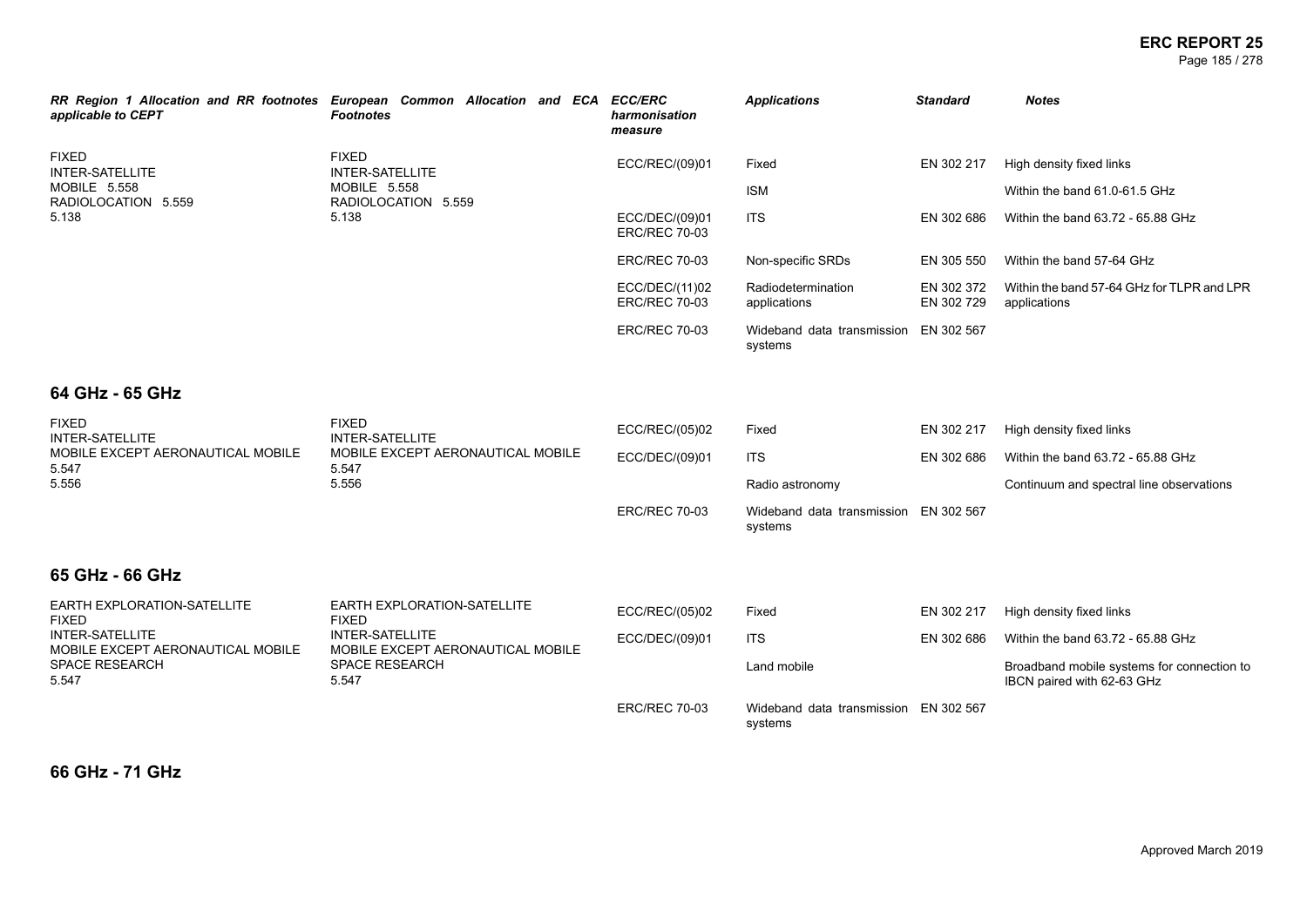| *RR Region 1 Allocation and RR footnotes applicable to CEPT* | *European Common Allocation and ECA Footnotes* | *ECC/ERC harmonisation measure* | *Applications* | *Standard* | *Notes* |
|---|---|---|---|---|---|
| FIXED<br>INTER-SATELLITE<br>MOBILE 5.558<br>RADIOLOCATION 5.559<br>5.138 | FIXED<br>INTER-SATELLITE<br>MOBILE 5.558<br>RADIOLOCATION 5.559<br>5.138 | ECC/REC/(09)01 | Fixed | EN 302 217 | High density fixed links |
| | | | ISM | | Within the band 61.0-61.5 GHz |
| | | ECC/DEC/(09)01<br>ERC/REC 70-03 | ITS | EN 302 686 | Within the band 63.72 - 65.88 GHz |
| | | ERC/REC 70-03 | Non-specific SRDs | EN 305 550 | Within the band 57-64 GHz |
| | | ECC/DEC/(11)02<br>ERC/REC 70-03 | Radiodetermination applications | EN 302 372<br>EN 302 729 | Within the band 57-64 GHz for TLPR and LPR applications |
| | | ERC/REC 70-03 | Wideband data transmission systems | EN 302 567 | |

## 64 GHz - 65 GHz

| *RR Region 1 Allocation and RR footnotes applicable to CEPT* | *European Common Allocation and ECA Footnotes* | *ECC/ERC harmonisation measure* | *Applications* | *Standard* | *Notes* |
|---|---|---|---|---|---|
| FIXED<br>INTER-SATELLITE<br>MOBILE EXCEPT AERONAUTICAL MOBILE<br>5.547<br>5.556 | FIXED<br>INTER-SATELLITE<br>MOBILE EXCEPT AERONAUTICAL MOBILE<br>5.547<br>5.556 | ECC/REC/(05)02 | Fixed | EN 302 217 | High density fixed links |
| | | ECC/DEC/(09)01 | ITS | EN 302 686 | Within the band 63.72 - 65.88 GHz |
| | | | Radio astronomy | | Continuum and spectral line observations |
| | | ERC/REC 70-03 | Wideband data transmission systems | EN 302 567 | |

## 65 GHz - 66 GHz

| *RR Region 1 Allocation and RR footnotes applicable to CEPT* | *European Common Allocation and ECA Footnotes* | *ECC/ERC harmonisation measure* | *Applications* | *Standard* | *Notes* |
|---|---|---|---|---|---|
| EARTH EXPLORATION-SATELLITE<br>FIXED<br>INTER-SATELLITE<br>MOBILE EXCEPT AERONAUTICAL MOBILE<br>SPACE RESEARCH<br>5.547 | EARTH EXPLORATION-SATELLITE<br>FIXED<br>INTER-SATELLITE<br>MOBILE EXCEPT AERONAUTICAL MOBILE<br>SPACE RESEARCH<br>5.547 | ECC/REC/(05)02 | Fixed | EN 302 217 | High density fixed links |
| | | ECC/DEC/(09)01 | ITS | EN 302 686 | Within the band 63.72 - 65.88 GHz |
| | | | Land mobile | | Broadband mobile systems for connection to IBCN paired with 62-63 GHz |
| | | ERC/REC 70-03 | Wideband data transmission systems | EN 302 567 | |

## 66 GHz - 71 GHz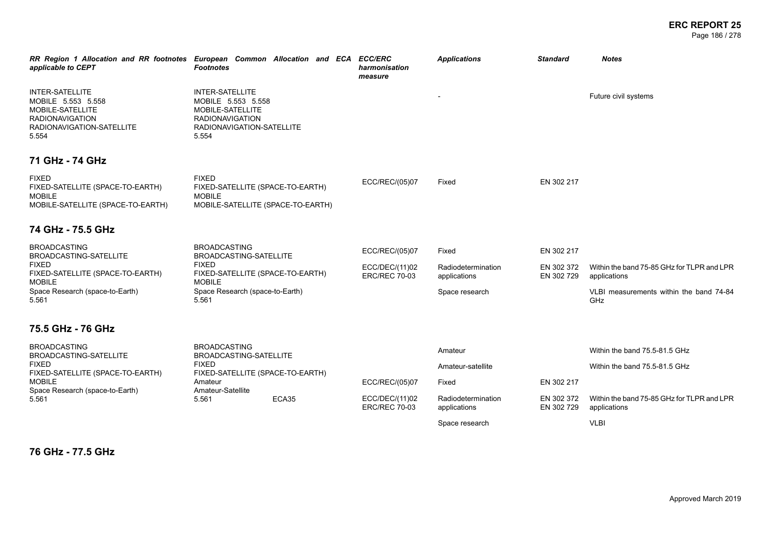| RR Region 1 Allocation and RR footnotes applicable to CEPT | European Common Allocation and ECA Footnotes | ECC/ERC harmonisation measure | Applications | Standard | Notes |
|---|---|---|---|---|---|
| INTER-SATELLITE<br>MOBILE 5.553 5.558<br>MOBILE-SATELLITE<br>RADIONAVIGATION<br>RADIONAVIGATION-SATELLITE<br>5.554 | INTER-SATELLITE<br>MOBILE 5.553 5.558<br>MOBILE-SATELLITE<br>RADIONAVIGATION<br>RADIONAVIGATION-SATELLITE<br>5.554 | | - | | Future civil systems |

## 71 GHz - 74 GHz

| RR Region 1 Allocation and RR footnotes applicable to CEPT | European Common Allocation and ECA Footnotes | ECC/ERC harmonisation measure | Applications | Standard | Notes |
|---|---|---|---|---|---|
| FIXED<br>FIXED-SATELLITE (SPACE-TO-EARTH)<br>MOBILE<br>MOBILE-SATELLITE (SPACE-TO-EARTH) | FIXED<br>FIXED-SATELLITE (SPACE-TO-EARTH)<br>MOBILE<br>MOBILE-SATELLITE (SPACE-TO-EARTH) | ECC/REC/(05)07 | Fixed | EN 302 217 | |

## 74 GHz - 75.5 GHz

| RR Region 1 Allocation and RR footnotes applicable to CEPT | European Common Allocation and ECA Footnotes | ECC/ERC harmonisation measure | Applications | Standard | Notes |
|---|---|---|---|---|---|
| BROADCASTING<br>BROADCASTING-SATELLITE<br>FIXED<br>FIXED-SATELLITE (SPACE-TO-EARTH)<br>MOBILE<br>Space Research (space-to-Earth)<br>5.561 | BROADCASTING<br>BROADCASTING-SATELLITE<br>FIXED<br>FIXED-SATELLITE (SPACE-TO-EARTH)<br>MOBILE<br>Space Research (space-to-Earth)<br>5.561 | ECC/REC/(05)07 | Fixed | EN 302 217 | |
| | | ECC/DEC/(11)02<br>ERC/REC 70-03 | Radiodetermination applications | EN 302 372<br>EN 302 729 | Within the band 75-85 GHz for TLPR and LPR applications |
| | | | Space research | | VLBI measurements within the band 74-84 GHz |

## 75.5 GHz - 76 GHz

| RR Region 1 Allocation and RR footnotes applicable to CEPT | European Common Allocation and ECA Footnotes | ECC/ERC harmonisation measure | Applications | Standard | Notes |
|---|---|---|---|---|---|
| BROADCASTING<br>BROADCASTING-SATELLITE<br>FIXED<br>FIXED-SATELLITE (SPACE-TO-EARTH)<br>MOBILE<br>Space Research (space-to-Earth)<br>5.561 | BROADCASTING<br>BROADCASTING-SATELLITE<br>FIXED<br>FIXED-SATELLITE (SPACE-TO-EARTH)<br>Amateur<br>Amateur-Satellite<br>5.561 ECA35 | | Amateur | | Within the band 75.5-81.5 GHz |
| | | | Amateur-satellite | | Within the band 75.5-81.5 GHz |
| | | ECC/REC/(05)07 | Fixed | EN 302 217 | |
| | | ECC/DEC/(11)02<br>ERC/REC 70-03 | Radiodetermination applications | EN 302 372<br>EN 302 729 | Within the band 75-85 GHz for TLPR and LPR applications |
| | | | Space research | | VLBI |

## 76 GHz - 77.5 GHz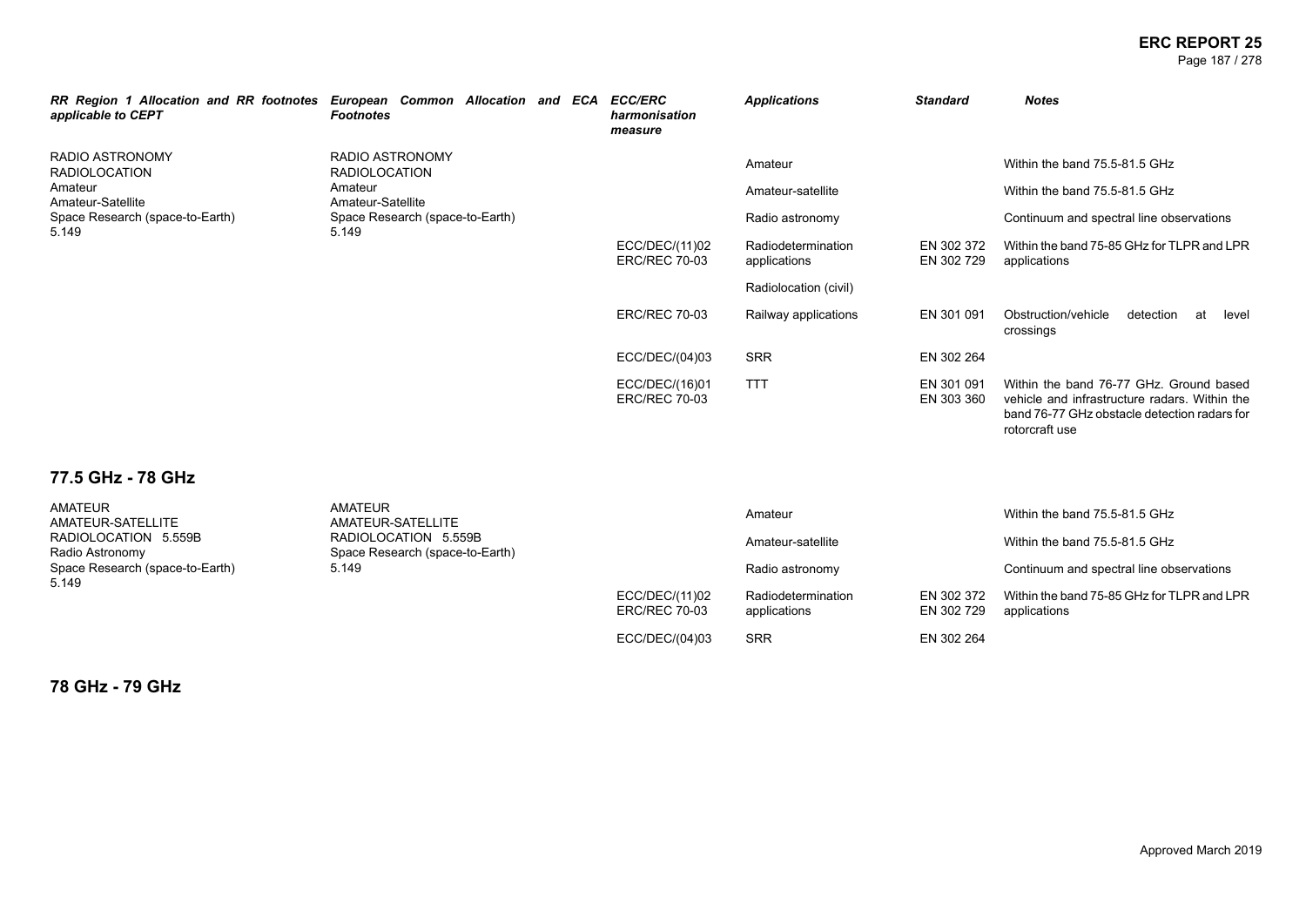| RR Region 1 Allocation and RR footnotes applicable to CEPT | European Common Allocation and ECA Footnotes | ECC/ERC harmonisation measure | Applications | Standard | Notes |
|---|---|---|---|---|---|
| RADIO ASTRONOMY<br>RADIOLOCATION<br>Amateur<br>Amateur-Satellite<br>Space Research (space-to-Earth)<br>5.149 | RADIO ASTRONOMY<br>RADIOLOCATION<br>Amateur<br>Amateur-Satellite<br>Space Research (space-to-Earth)<br>5.149 | | Amateur | | Within the band 75.5-81.5 GHz |
| | | | Amateur-satellite | | Within the band 75.5-81.5 GHz |
| | | | Radio astronomy | | Continuum and spectral line observations |
| | | ECC/DEC/(11)02<br>ERC/REC 70-03 | Radiodetermination applications | EN 302 372<br>EN 302 729 | Within the band 75-85 GHz for TLPR and LPR applications |
| | | | Radiolocation (civil) | | |
| | | ERC/REC 70-03 | Railway applications | EN 301 091 | Obstruction/vehicle detection at level crossings |
| | | ECC/DEC/(04)03 | SRR | EN 302 264 | |
| | | ECC/DEC/(16)01<br>ERC/REC 70-03 | TTT | EN 301 091<br>EN 303 360 | Within the band 76-77 GHz. Ground based vehicle and infrastructure radars. Within the band 76-77 GHz obstacle detection radars for rotorcraft use |

## 77.5 GHz - 78 GHz

| RR Region 1 Allocation and RR footnotes applicable to CEPT | European Common Allocation and ECA Footnotes | ECC/ERC harmonisation measure | Applications | Standard | Notes |
|---|---|---|---|---|---|
| AMATEUR<br>AMATEUR-SATELLITE<br>RADIOLOCATION 5.559B<br>Radio Astronomy<br>Space Research (space-to-Earth)<br>5.149 | AMATEUR<br>AMATEUR-SATELLITE<br>RADIOLOCATION 5.559B<br>Space Research (space-to-Earth)<br>5.149 | | Amateur | | Within the band 75.5-81.5 GHz |
| | | | Amateur-satellite | | Within the band 75.5-81.5 GHz |
| | | | Radio astronomy | | Continuum and spectral line observations |
| | | ECC/DEC/(11)02<br>ERC/REC 70-03 | Radiodetermination applications | EN 302 372<br>EN 302 729 | Within the band 75-85 GHz for TLPR and LPR applications |
| | | ECC/DEC/(04)03 | SRR | EN 302 264 | |

## 78 GHz - 79 GHz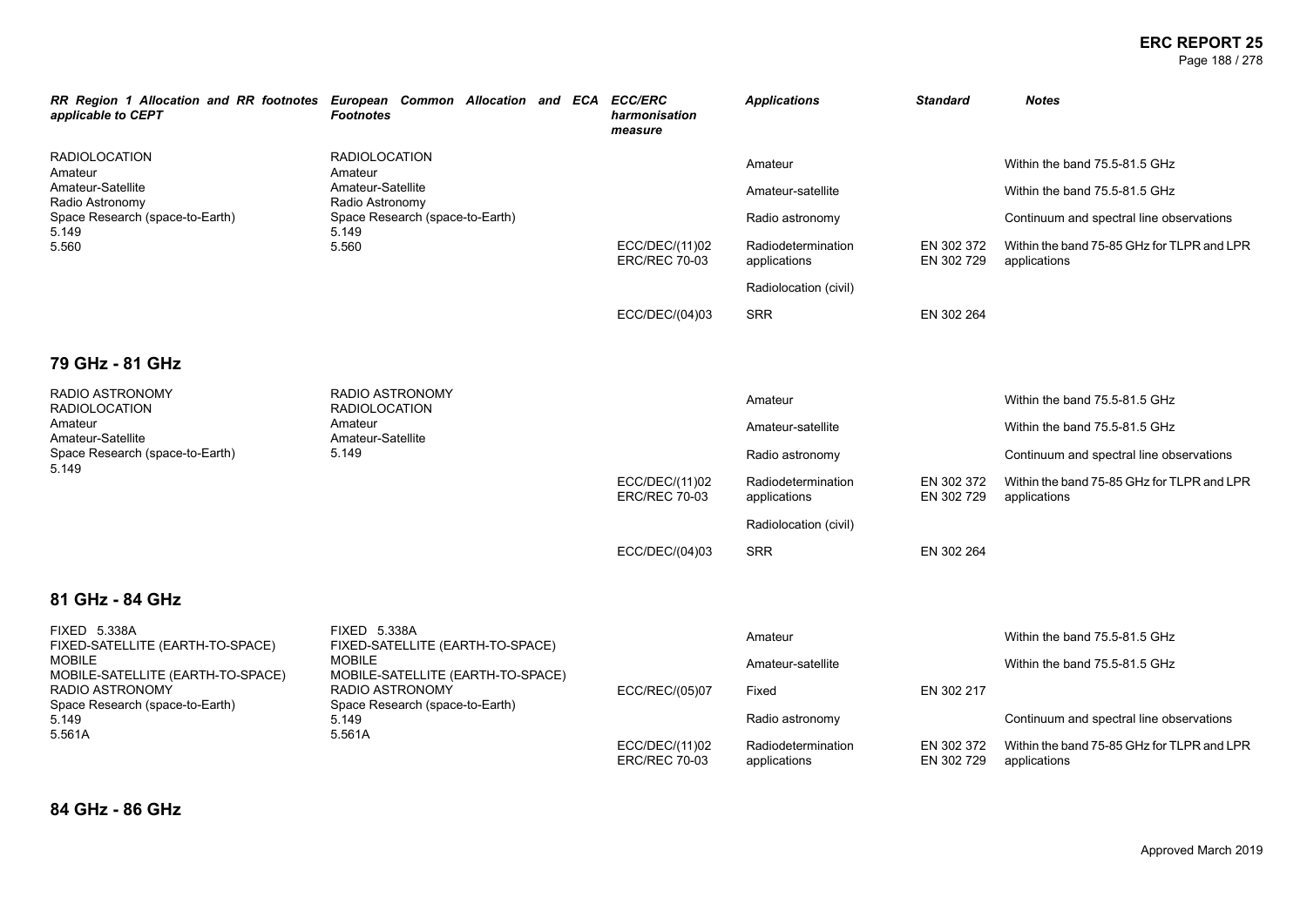| RR Region 1 Allocation and RR footnotes applicable to CEPT | European Common Allocation and ECA Footnotes | ECC/ERC harmonisation measure | Applications | Standard | Notes |
|---|---|---|---|---|---|
| RADIOLOCATION<br>Amateur<br>Amateur-Satellite<br>Radio Astronomy<br>Space Research (space-to-Earth)<br>5.149<br>5.560 | RADIOLOCATION<br>Amateur<br>Amateur-Satellite<br>Radio Astronomy<br>Space Research (space-to-Earth)<br>5.149<br>5.560 | | Amateur | | Within the band 75.5-81.5 GHz |
| | | | Amateur-satellite | | Within the band 75.5-81.5 GHz |
| | | | Radio astronomy | | Continuum and spectral line observations |
| | | ECC/DEC/(11)02<br>ERC/REC 70-03 | Radiodetermination applications | EN 302 372<br>EN 302 729 | Within the band 75-85 GHz for TLPR and LPR applications |
| | | | Radiolocation (civil) | | |
| | | ECC/DEC/(04)03 | SRR | EN 302 264 | |

## 79 GHz - 81 GHz

| RR Region 1 Allocation and RR footnotes applicable to CEPT | European Common Allocation and ECA Footnotes | ECC/ERC harmonisation measure | Applications | Standard | Notes |
|---|---|---|---|---|---|
| RADIO ASTRONOMY<br>RADIOLOCATION<br>Amateur<br>Amateur-Satellite<br>Space Research (space-to-Earth)<br>5.149 | RADIO ASTRONOMY<br>RADIOLOCATION<br>Amateur<br>Amateur-Satellite<br>5.149 | | Amateur | | Within the band 75.5-81.5 GHz |
| | | | Amateur-satellite | | Within the band 75.5-81.5 GHz |
| | | | Radio astronomy | | Continuum and spectral line observations |
| | | ECC/DEC/(11)02<br>ERC/REC 70-03 | Radiodetermination applications | EN 302 372<br>EN 302 729 | Within the band 75-85 GHz for TLPR and LPR applications |
| | | | Radiolocation (civil) | | |
| | | ECC/DEC/(04)03 | SRR | EN 302 264 | |

## 81 GHz - 84 GHz

| RR Region 1 Allocation and RR footnotes applicable to CEPT | European Common Allocation and ECA Footnotes | ECC/ERC harmonisation measure | Applications | Standard | Notes |
|---|---|---|---|---|---|
| FIXED 5.338A<br>FIXED-SATELLITE (EARTH-TO-SPACE)<br>MOBILE<br>MOBILE-SATELLITE (EARTH-TO-SPACE)<br>RADIO ASTRONOMY<br>Space Research (space-to-Earth)<br>5.149<br>5.561A | FIXED 5.338A<br>FIXED-SATELLITE (EARTH-TO-SPACE)<br>MOBILE<br>MOBILE-SATELLITE (EARTH-TO-SPACE)<br>RADIO ASTRONOMY<br>Space Research (space-to-Earth)<br>5.149<br>5.561A | | Amateur | | Within the band 75.5-81.5 GHz |
| | | | Amateur-satellite | | Within the band 75.5-81.5 GHz |
| | | ECC/REC/(05)07 | Fixed | EN 302 217 | |
| | | | Radio astronomy | | Continuum and spectral line observations |
| | | ECC/DEC/(11)02<br>ERC/REC 70-03 | Radiodetermination applications | EN 302 372<br>EN 302 729 | Within the band 75-85 GHz for TLPR and LPR applications |

## 84 GHz - 86 GHz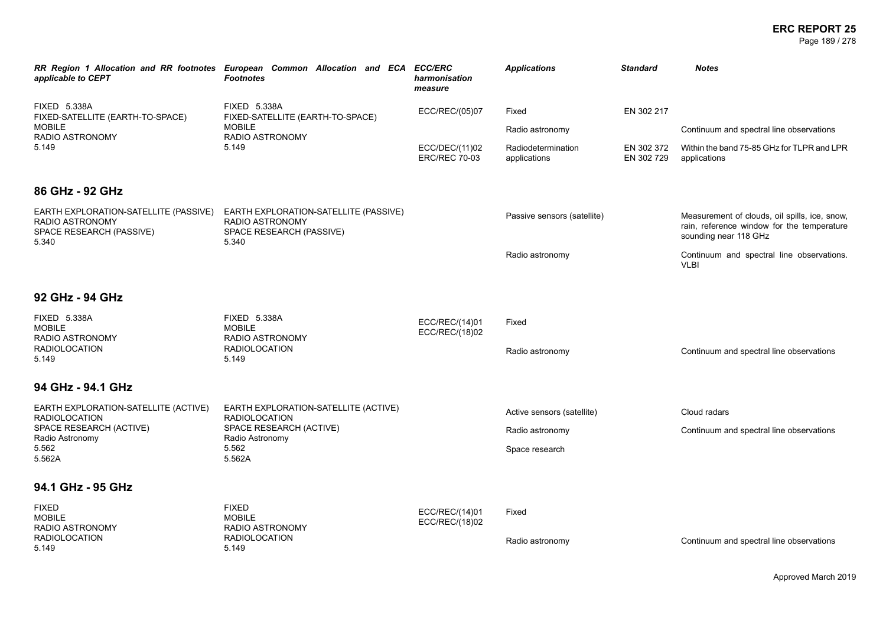| RR Region 1 Allocation and RR footnotes applicable to CEPT | European Common Allocation and ECA Footnotes | ECC/ERC harmonisation measure | Applications | Standard | Notes |
|---|---|---|---|---|---|
| FIXED 5.338A<br>FIXED-SATELLITE (EARTH-TO-SPACE)<br>MOBILE<br>RADIO ASTRONOMY<br>5.149 | FIXED 5.338A<br>FIXED-SATELLITE (EARTH-TO-SPACE)<br>MOBILE<br>RADIO ASTRONOMY<br>5.149 | ECC/REC/(05)07 | Fixed | EN 302 217 | |
| | | | Radio astronomy | | Continuum and spectral line observations |
| | | ECC/DEC/(11)02<br>ERC/REC 70-03 | Radiodetermination applications | EN 302 372<br>EN 302 729 | Within the band 75-85 GHz for TLPR and LPR applications |

## 86 GHz - 92 GHz

| RR Region 1 Allocation and RR footnotes applicable to CEPT | European Common Allocation and ECA Footnotes | ECC/ERC harmonisation measure | Applications | Standard | Notes |
|---|---|---|---|---|---|
| EARTH EXPLORATION-SATELLITE (PASSIVE)<br>RADIO ASTRONOMY<br>SPACE RESEARCH (PASSIVE)<br>5.340 | EARTH EXPLORATION-SATELLITE (PASSIVE)<br>RADIO ASTRONOMY<br>SPACE RESEARCH (PASSIVE)<br>5.340 | | Passive sensors (satellite) | | Measurement of clouds, oil spills, ice, snow, rain, reference window for the temperature sounding near 118 GHz |
| | | | Radio astronomy | | Continuum and spectral line observations. VLBI |

## 92 GHz - 94 GHz

| RR Region 1 Allocation and RR footnotes applicable to CEPT | European Common Allocation and ECA Footnotes | ECC/ERC harmonisation measure | Applications | Standard | Notes |
|---|---|---|---|---|---|
| FIXED 5.338A<br>MOBILE<br>RADIO ASTRONOMY<br>RADIOLOCATION<br>5.149 | FIXED 5.338A<br>MOBILE<br>RADIO ASTRONOMY<br>RADIOLOCATION<br>5.149 | ECC/REC/(14)01<br>ECC/REC/(18)02 | Fixed | | |
| | | | Radio astronomy | | Continuum and spectral line observations |

## 94 GHz - 94.1 GHz

| RR Region 1 Allocation and RR footnotes applicable to CEPT | European Common Allocation and ECA Footnotes | ECC/ERC harmonisation measure | Applications | Standard | Notes |
|---|---|---|---|---|---|
| EARTH EXPLORATION-SATELLITE (ACTIVE)<br>RADIOLOCATION<br>SPACE RESEARCH (ACTIVE)<br>Radio Astronomy<br>5.562<br>5.562A | EARTH EXPLORATION-SATELLITE (ACTIVE)<br>RADIOLOCATION<br>SPACE RESEARCH (ACTIVE)<br>Radio Astronomy<br>5.562<br>5.562A | | Active sensors (satellite) | | Cloud radars |
| | | | Radio astronomy | | Continuum and spectral line observations |
| | | | Space research | | |

## 94.1 GHz - 95 GHz

| RR Region 1 Allocation and RR footnotes applicable to CEPT | European Common Allocation and ECA Footnotes | ECC/ERC harmonisation measure | Applications | Standard | Notes |
|---|---|---|---|---|---|
| FIXED<br>MOBILE<br>RADIO ASTRONOMY<br>RADIOLOCATION<br>5.149 | FIXED<br>MOBILE<br>RADIO ASTRONOMY<br>RADIOLOCATION<br>5.149 | ECC/REC/(14)01<br>ECC/REC/(18)02 | Fixed | | |
| | | | Radio astronomy | | Continuum and spectral line observations |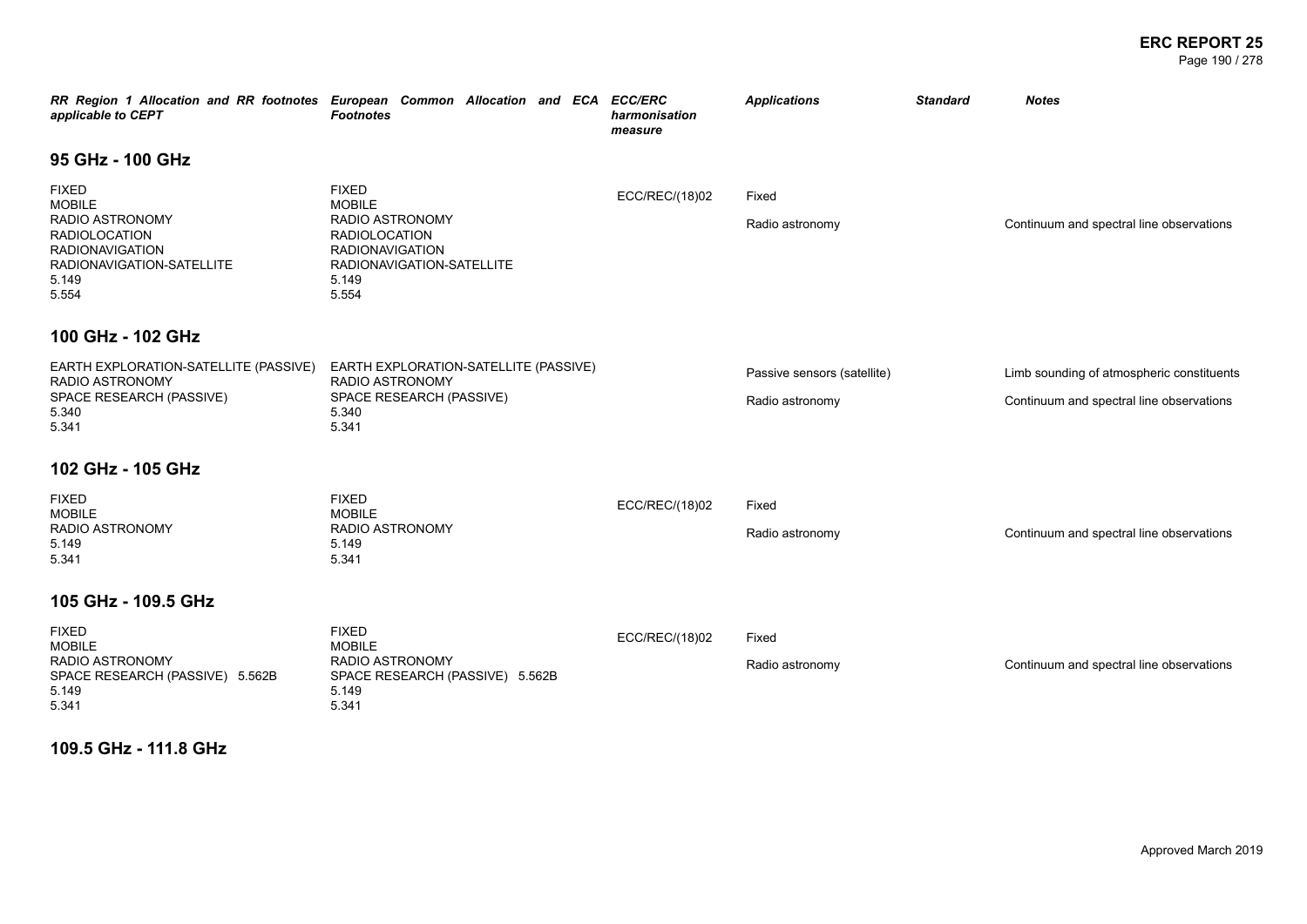| *RR Region 1 Allocation and RR footnotes applicable to CEPT* | *European Common Allocation and ECA Footnotes* | *ECC/ERC harmonisation measure* | *Applications* | *Standard* | *Notes* |
|---|---|---|---|---|---|

## 95 GHz - 100 GHz

| RR Region 1 Allocation and RR footnotes applicable to CEPT | European Common Allocation and ECA Footnotes | ECC/ERC harmonisation measure | Applications | Standard | Notes |
|---|---|---|---|---|---|
| FIXED<br>MOBILE<br>RADIO ASTRONOMY<br>RADIOLOCATION<br>RADIONAVIGATION<br>RADIONAVIGATION-SATELLITE<br>5.149<br>5.554 | FIXED<br>MOBILE<br>RADIO ASTRONOMY<br>RADIOLOCATION<br>RADIONAVIGATION<br>RADIONAVIGATION-SATELLITE<br>5.149<br>5.554 | ECC/REC/(18)02 | Fixed | | |
| | | | Radio astronomy | | Continuum and spectral line observations |

## 100 GHz - 102 GHz

| RR Region 1 Allocation and RR footnotes applicable to CEPT | European Common Allocation and ECA Footnotes | ECC/ERC harmonisation measure | Applications | Standard | Notes |
|---|---|---|---|---|---|
| EARTH EXPLORATION-SATELLITE (PASSIVE)<br>RADIO ASTRONOMY<br>SPACE RESEARCH (PASSIVE)<br>5.340<br>5.341 | EARTH EXPLORATION-SATELLITE (PASSIVE)<br>RADIO ASTRONOMY<br>SPACE RESEARCH (PASSIVE)<br>5.340<br>5.341 | | Passive sensors (satellite) | | Limb sounding of atmospheric constituents |
| | | | Radio astronomy | | Continuum and spectral line observations |

## 102 GHz - 105 GHz

| RR Region 1 Allocation and RR footnotes applicable to CEPT | European Common Allocation and ECA Footnotes | ECC/ERC harmonisation measure | Applications | Standard | Notes |
|---|---|---|---|---|---|
| FIXED<br>MOBILE<br>RADIO ASTRONOMY<br>5.149<br>5.341 | FIXED<br>MOBILE<br>RADIO ASTRONOMY<br>5.149<br>5.341 | ECC/REC/(18)02 | Fixed | | |
| | | | Radio astronomy | | Continuum and spectral line observations |

## 105 GHz - 109.5 GHz

| RR Region 1 Allocation and RR footnotes applicable to CEPT | European Common Allocation and ECA Footnotes | ECC/ERC harmonisation measure | Applications | Standard | Notes |
|---|---|---|---|---|---|
| FIXED<br>MOBILE<br>RADIO ASTRONOMY<br>SPACE RESEARCH (PASSIVE) 5.562B<br>5.149<br>5.341 | FIXED<br>MOBILE<br>RADIO ASTRONOMY<br>SPACE RESEARCH (PASSIVE) 5.562B<br>5.149<br>5.341 | ECC/REC/(18)02 | Fixed | | |
| | | | Radio astronomy | | Continuum and spectral line observations |

## 109.5 GHz - 111.8 GHz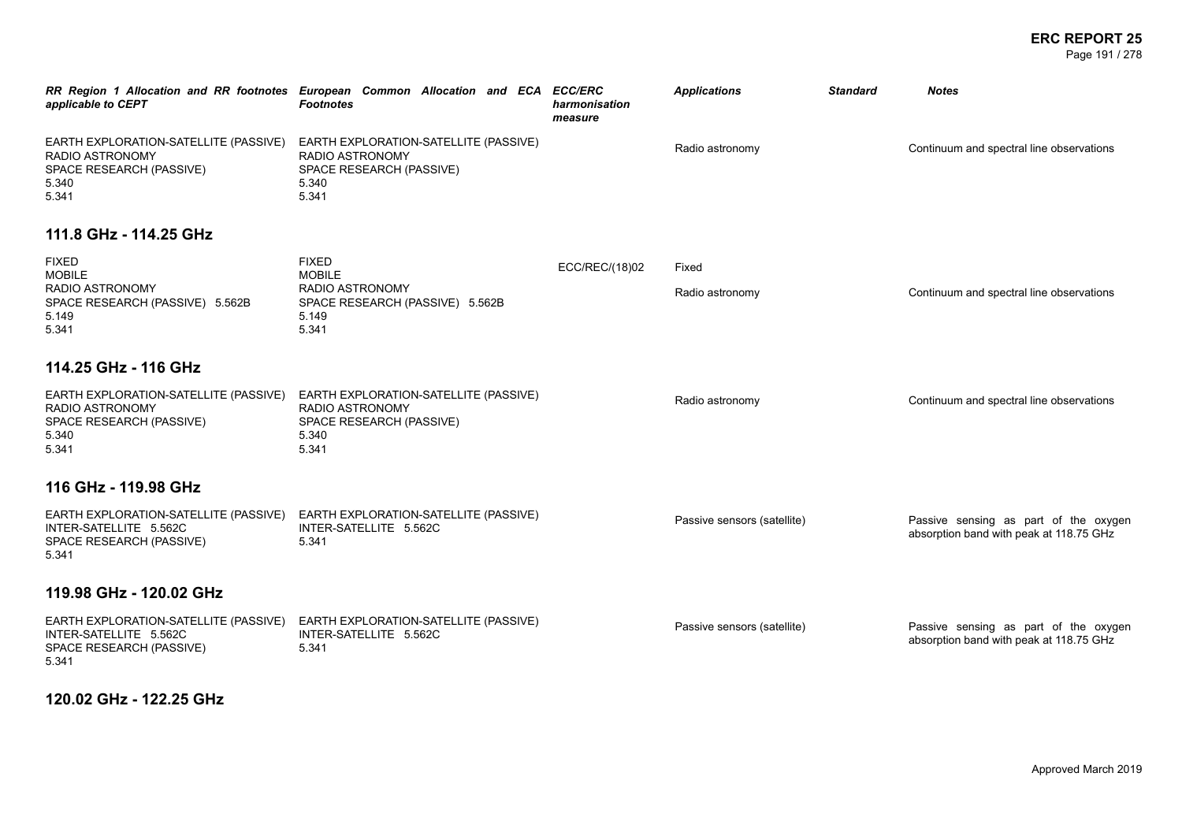| RR Region 1 Allocation and RR footnotes applicable to CEPT | European Common Allocation and ECA Footnotes | ECC/ERC harmonisation measure | Applications | Standard | Notes |
|---|---|---|---|---|---|
| EARTH EXPLORATION-SATELLITE (PASSIVE)<br>RADIO ASTRONOMY<br>SPACE RESEARCH (PASSIVE)<br>5.340<br>5.341 | EARTH EXPLORATION-SATELLITE (PASSIVE)<br>RADIO ASTRONOMY<br>SPACE RESEARCH (PASSIVE)<br>5.340<br>5.341 | | Radio astronomy | | Continuum and spectral line observations |

## 111.8 GHz - 114.25 GHz

| RR Region 1 Allocation and RR footnotes applicable to CEPT | European Common Allocation and ECA Footnotes | ECC/ERC harmonisation measure | Applications | Standard | Notes |
|---|---|---|---|---|---|
| FIXED<br>MOBILE<br>RADIO ASTRONOMY<br>SPACE RESEARCH (PASSIVE) 5.562B<br>5.149<br>5.341 | FIXED<br>MOBILE<br>RADIO ASTRONOMY<br>SPACE RESEARCH (PASSIVE) 5.562B<br>5.149<br>5.341 | ECC/REC/(18)02 | Fixed | | |
| | | | Radio astronomy | | Continuum and spectral line observations |

## 114.25 GHz - 116 GHz

| RR Region 1 Allocation and RR footnotes applicable to CEPT | European Common Allocation and ECA Footnotes | ECC/ERC harmonisation measure | Applications | Standard | Notes |
|---|---|---|---|---|---|
| EARTH EXPLORATION-SATELLITE (PASSIVE)<br>RADIO ASTRONOMY<br>SPACE RESEARCH (PASSIVE)<br>5.340<br>5.341 | EARTH EXPLORATION-SATELLITE (PASSIVE)<br>RADIO ASTRONOMY<br>SPACE RESEARCH (PASSIVE)<br>5.340<br>5.341 | | Radio astronomy | | Continuum and spectral line observations |

## 116 GHz - 119.98 GHz

| RR Region 1 Allocation and RR footnotes applicable to CEPT | European Common Allocation and ECA Footnotes | ECC/ERC harmonisation measure | Applications | Standard | Notes |
|---|---|---|---|---|---|
| EARTH EXPLORATION-SATELLITE (PASSIVE)<br>INTER-SATELLITE 5.562C<br>SPACE RESEARCH (PASSIVE)<br>5.341 | EARTH EXPLORATION-SATELLITE (PASSIVE)<br>INTER-SATELLITE 5.562C<br>5.341 | | Passive sensors (satellite) | | Passive sensing as part of the oxygen absorption band with peak at 118.75 GHz |

## 119.98 GHz - 120.02 GHz

| RR Region 1 Allocation and RR footnotes applicable to CEPT | European Common Allocation and ECA Footnotes | ECC/ERC harmonisation measure | Applications | Standard | Notes |
|---|---|---|---|---|---|
| EARTH EXPLORATION-SATELLITE (PASSIVE)<br>INTER-SATELLITE 5.562C<br>SPACE RESEARCH (PASSIVE)<br>5.341 | EARTH EXPLORATION-SATELLITE (PASSIVE)<br>INTER-SATELLITE 5.562C<br>5.341 | | Passive sensors (satellite) | | Passive sensing as part of the oxygen absorption band with peak at 118.75 GHz |

## 120.02 GHz - 122.25 GHz

Approved March 2019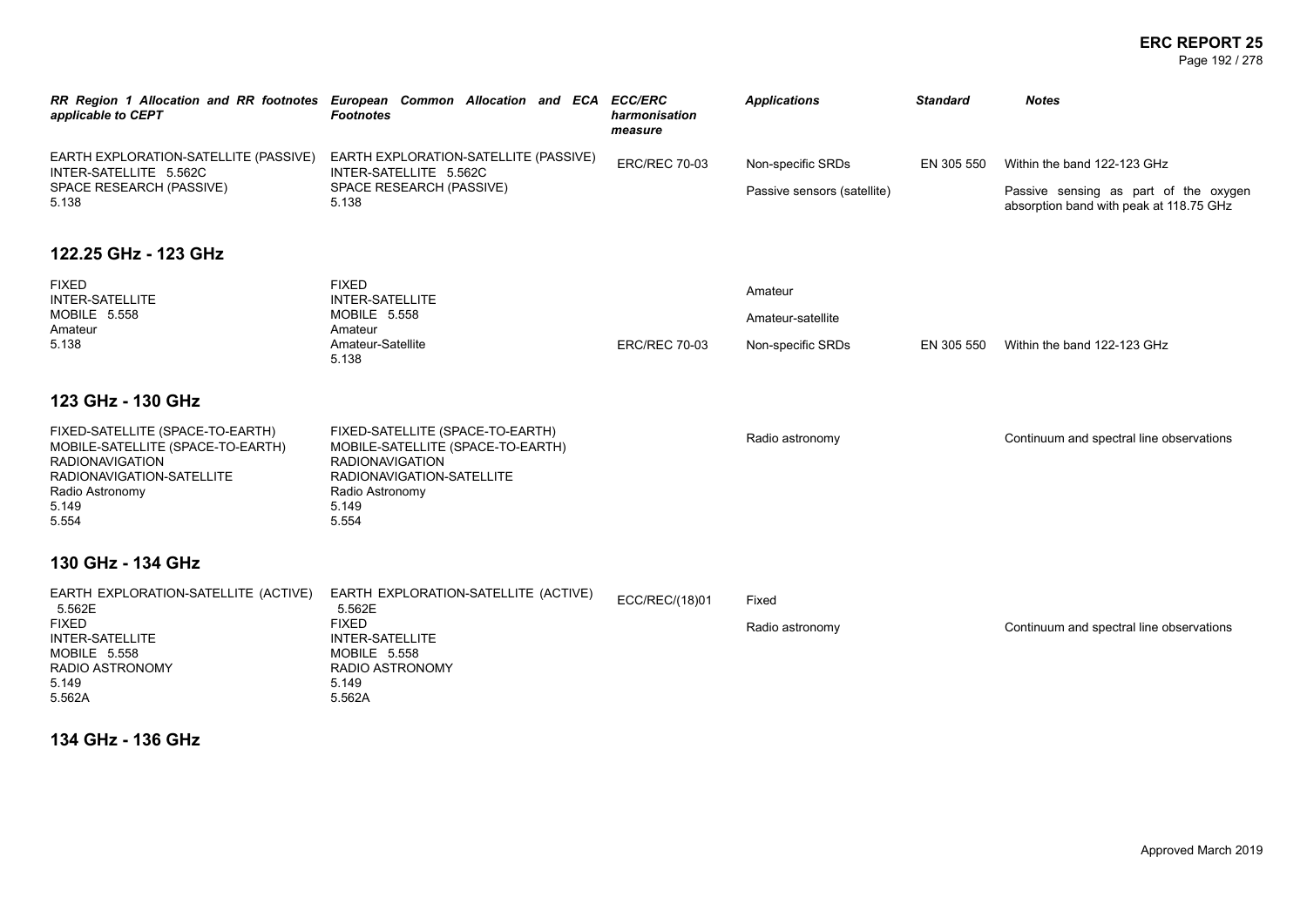| RR Region 1 Allocation and RR footnotes applicable to CEPT | European Common Allocation and ECA Footnotes | ECC/ERC harmonisation measure | Applications | Standard | Notes |
|---|---|---|---|---|---|
| EARTH EXPLORATION-SATELLITE (PASSIVE)<br>INTER-SATELLITE 5.562C<br>SPACE RESEARCH (PASSIVE)<br>5.138 | EARTH EXPLORATION-SATELLITE (PASSIVE)<br>INTER-SATELLITE 5.562C<br>SPACE RESEARCH (PASSIVE)<br>5.138 | ERC/REC 70-03 | Non-specific SRDs | EN 305 550 | Within the band 122-123 GHz |
| | | | Passive sensors (satellite) | | Passive sensing as part of the oxygen absorption band with peak at 118.75 GHz |

## 122.25 GHz - 123 GHz

| RR Region 1 Allocation and RR footnotes applicable to CEPT | European Common Allocation and ECA Footnotes | ECC/ERC harmonisation measure | Applications | Standard | Notes |
|---|---|---|---|---|---|
| FIXED<br>INTER-SATELLITE<br>MOBILE 5.558<br>Amateur<br>5.138 | FIXED<br>INTER-SATELLITE<br>MOBILE 5.558<br>Amateur<br>Amateur-Satellite<br>5.138 | | Amateur | | |
| | | | Amateur-satellite | | |
| | | ERC/REC 70-03 | Non-specific SRDs | EN 305 550 | Within the band 122-123 GHz |

## 123 GHz - 130 GHz

| RR Region 1 Allocation and RR footnotes applicable to CEPT | European Common Allocation and ECA Footnotes | ECC/ERC harmonisation measure | Applications | Standard | Notes |
|---|---|---|---|---|---|
| FIXED-SATELLITE (SPACE-TO-EARTH)<br>MOBILE-SATELLITE (SPACE-TO-EARTH)<br>RADIONAVIGATION<br>RADIONAVIGATION-SATELLITE<br>Radio Astronomy<br>5.149<br>5.554 | FIXED-SATELLITE (SPACE-TO-EARTH)<br>MOBILE-SATELLITE (SPACE-TO-EARTH)<br>RADIONAVIGATION<br>RADIONAVIGATION-SATELLITE<br>Radio Astronomy<br>5.149<br>5.554 | | Radio astronomy | | Continuum and spectral line observations |

## 130 GHz - 134 GHz

| RR Region 1 Allocation and RR footnotes applicable to CEPT | European Common Allocation and ECA Footnotes | ECC/ERC harmonisation measure | Applications | Standard | Notes |
|---|---|---|---|---|---|
| EARTH EXPLORATION-SATELLITE (ACTIVE) 5.562E<br>FIXED<br>INTER-SATELLITE<br>MOBILE 5.558<br>RADIO ASTRONOMY<br>5.149<br>5.562A | EARTH EXPLORATION-SATELLITE (ACTIVE) 5.562E<br>FIXED<br>INTER-SATELLITE<br>MOBILE 5.558<br>RADIO ASTRONOMY<br>5.149<br>5.562A | ECC/REC/(18)01 | Fixed | | |
| | | | Radio astronomy | | Continuum and spectral line observations |

## 134 GHz - 136 GHz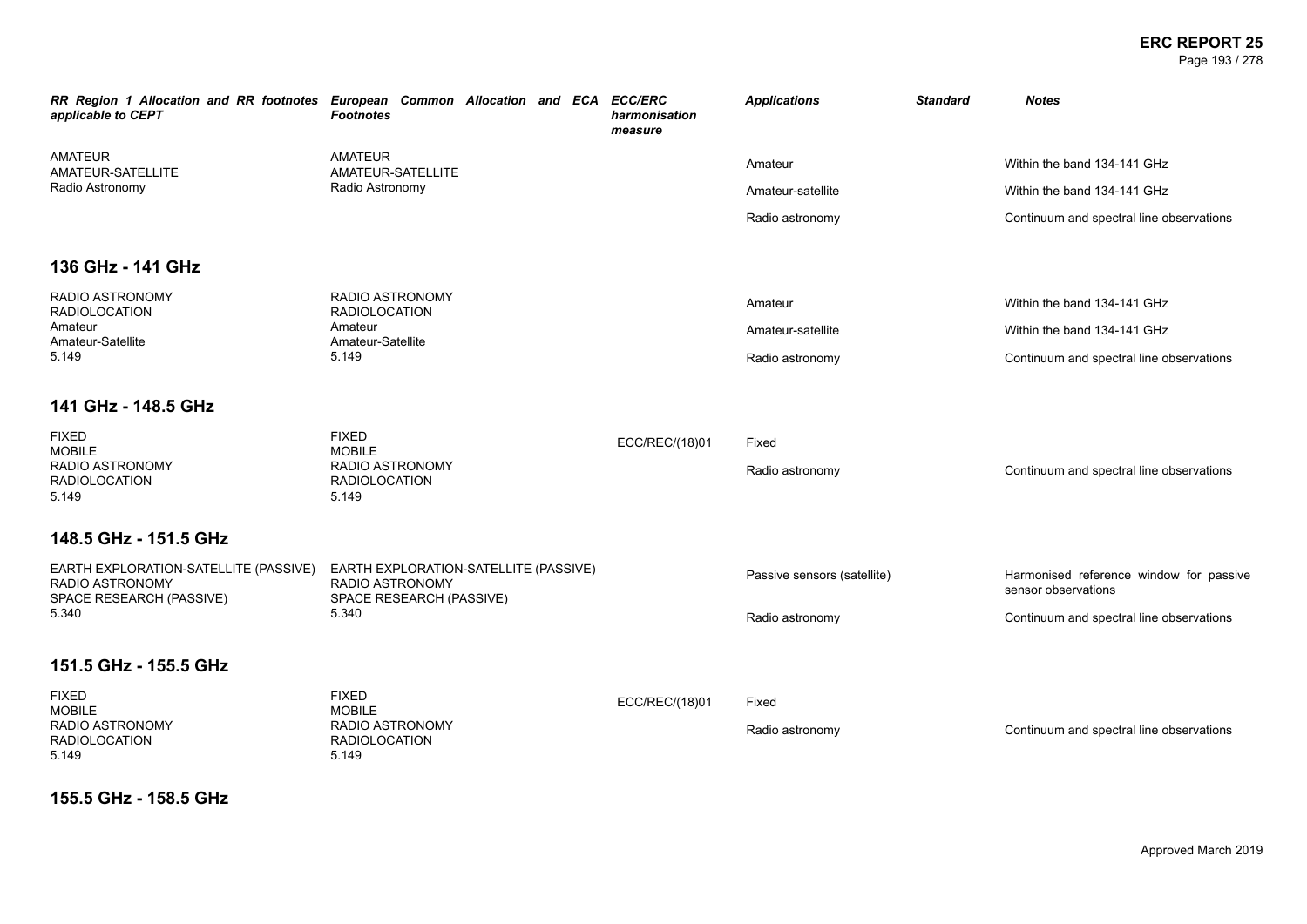| RR Region 1 Allocation and RR footnotes applicable to CEPT | European Common Allocation and ECA Footnotes | ECC/ERC harmonisation measure | Applications | Standard | Notes |
|---|---|---|---|---|---|
| AMATEUR<br>AMATEUR-SATELLITE<br>Radio Astronomy | AMATEUR<br>AMATEUR-SATELLITE<br>Radio Astronomy | | Amateur | | Within the band 134-141 GHz |
| | | | Amateur-satellite | | Within the band 134-141 GHz |
| | | | Radio astronomy | | Continuum and spectral line observations |

## 136 GHz - 141 GHz

| RR Region 1 Allocation and RR footnotes applicable to CEPT | European Common Allocation and ECA Footnotes | ECC/ERC harmonisation measure | Applications | Standard | Notes |
|---|---|---|---|---|---|
| RADIO ASTRONOMY<br>RADIOLOCATION<br>Amateur<br>Amateur-Satellite<br>5.149 | RADIO ASTRONOMY<br>RADIOLOCATION<br>Amateur<br>Amateur-Satellite<br>5.149 | | Amateur | | Within the band 134-141 GHz |
| | | | Amateur-satellite | | Within the band 134-141 GHz |
| | | | Radio astronomy | | Continuum and spectral line observations |

## 141 GHz - 148.5 GHz

| RR Region 1 Allocation and RR footnotes applicable to CEPT | European Common Allocation and ECA Footnotes | ECC/ERC harmonisation measure | Applications | Standard | Notes |
|---|---|---|---|---|---|
| FIXED<br>MOBILE<br>RADIO ASTRONOMY<br>RADIOLOCATION<br>5.149 | FIXED<br>MOBILE<br>RADIO ASTRONOMY<br>RADIOLOCATION<br>5.149 | ECC/REC/(18)01 | Fixed | | |
| | | | Radio astronomy | | Continuum and spectral line observations |

## 148.5 GHz - 151.5 GHz

| RR Region 1 Allocation and RR footnotes applicable to CEPT | European Common Allocation and ECA Footnotes | ECC/ERC harmonisation measure | Applications | Standard | Notes |
|---|---|---|---|---|---|
| EARTH EXPLORATION-SATELLITE (PASSIVE)<br>RADIO ASTRONOMY<br>SPACE RESEARCH (PASSIVE)<br>5.340 | EARTH EXPLORATION-SATELLITE (PASSIVE)<br>RADIO ASTRONOMY<br>SPACE RESEARCH (PASSIVE)<br>5.340 | | Passive sensors (satellite) | | Harmonised reference window for passive sensor observations |
| | | | Radio astronomy | | Continuum and spectral line observations |

## 151.5 GHz - 155.5 GHz

| RR Region 1 Allocation and RR footnotes applicable to CEPT | European Common Allocation and ECA Footnotes | ECC/ERC harmonisation measure | Applications | Standard | Notes |
|---|---|---|---|---|---|
| FIXED<br>MOBILE<br>RADIO ASTRONOMY<br>RADIOLOCATION<br>5.149 | FIXED<br>MOBILE<br>RADIO ASTRONOMY<br>RADIOLOCATION<br>5.149 | ECC/REC/(18)01 | Fixed | | |
| | | | Radio astronomy | | Continuum and spectral line observations |

## 155.5 GHz - 158.5 GHz

Approved March 2019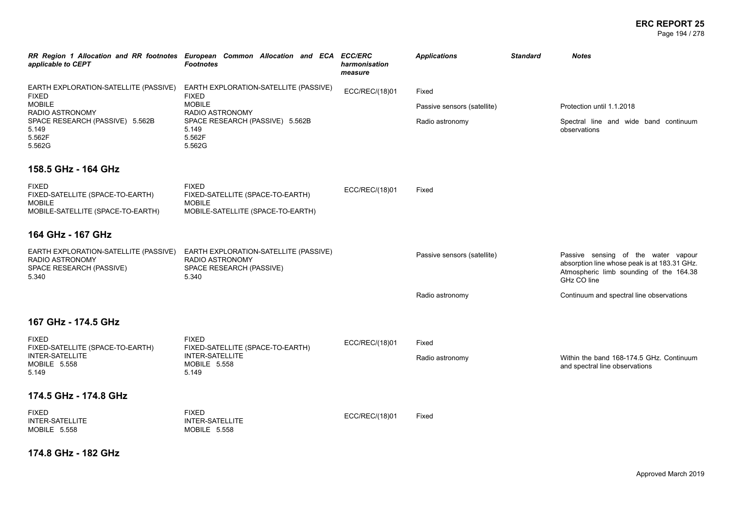| RR Region 1 Allocation and RR footnotes applicable to CEPT | European Common Allocation and ECA Footnotes | ECC/ERC harmonisation measure | Applications | Standard | Notes |
|---|---|---|---|---|---|
| EARTH EXPLORATION-SATELLITE (PASSIVE)<br>FIXED<br>MOBILE<br>RADIO ASTRONOMY<br>SPACE RESEARCH (PASSIVE) 5.562B<br>5.149<br>5.562F<br>5.562G | EARTH EXPLORATION-SATELLITE (PASSIVE)<br>FIXED<br>MOBILE<br>RADIO ASTRONOMY<br>SPACE RESEARCH (PASSIVE) 5.562B<br>5.149<br>5.562F<br>5.562G | ECC/REC/(18)01 | Fixed | | |
| | | | Passive sensors (satellite) | | Protection until 1.1.2018 |
| | | | Radio astronomy | | Spectral line and wide band continuum observations |

## 158.5 GHz - 164 GHz

| RR Region 1 Allocation and RR footnotes applicable to CEPT | European Common Allocation and ECA Footnotes | ECC/ERC harmonisation measure | Applications | Standard | Notes |
|---|---|---|---|---|---|
| FIXED<br>FIXED-SATELLITE (SPACE-TO-EARTH)<br>MOBILE<br>MOBILE-SATELLITE (SPACE-TO-EARTH) | FIXED<br>FIXED-SATELLITE (SPACE-TO-EARTH)<br>MOBILE<br>MOBILE-SATELLITE (SPACE-TO-EARTH) | ECC/REC/(18)01 | Fixed | | |

## 164 GHz - 167 GHz

| RR Region 1 Allocation and RR footnotes applicable to CEPT | European Common Allocation and ECA Footnotes | ECC/ERC harmonisation measure | Applications | Standard | Notes |
|---|---|---|---|---|---|
| EARTH EXPLORATION-SATELLITE (PASSIVE)<br>RADIO ASTRONOMY<br>SPACE RESEARCH (PASSIVE)<br>5.340 | EARTH EXPLORATION-SATELLITE (PASSIVE)<br>RADIO ASTRONOMY<br>SPACE RESEARCH (PASSIVE)<br>5.340 | | Passive sensors (satellite) | | Passive sensing of the water vapour absorption line whose peak is at 183.31 GHz. Atmospheric limb sounding of the 164.38 GHz CO line |
| | | | Radio astronomy | | Continuum and spectral line observations |

## 167 GHz - 174.5 GHz

| RR Region 1 Allocation and RR footnotes applicable to CEPT | European Common Allocation and ECA Footnotes | ECC/ERC harmonisation measure | Applications | Standard | Notes |
|---|---|---|---|---|---|
| FIXED<br>FIXED-SATELLITE (SPACE-TO-EARTH)<br>INTER-SATELLITE<br>MOBILE 5.558<br>5.149 | FIXED<br>FIXED-SATELLITE (SPACE-TO-EARTH)<br>INTER-SATELLITE<br>MOBILE 5.558<br>5.149 | ECC/REC/(18)01 | Fixed | | |
| | | | Radio astronomy | | Within the band 168-174.5 GHz. Continuum and spectral line observations |

## 174.5 GHz - 174.8 GHz

| RR Region 1 Allocation and RR footnotes applicable to CEPT | European Common Allocation and ECA Footnotes | ECC/ERC harmonisation measure | Applications | Standard | Notes |
|---|---|---|---|---|---|
| FIXED<br>INTER-SATELLITE<br>MOBILE 5.558 | FIXED<br>INTER-SATELLITE<br>MOBILE 5.558 | ECC/REC/(18)01 | Fixed | | |

## 174.8 GHz - 182 GHz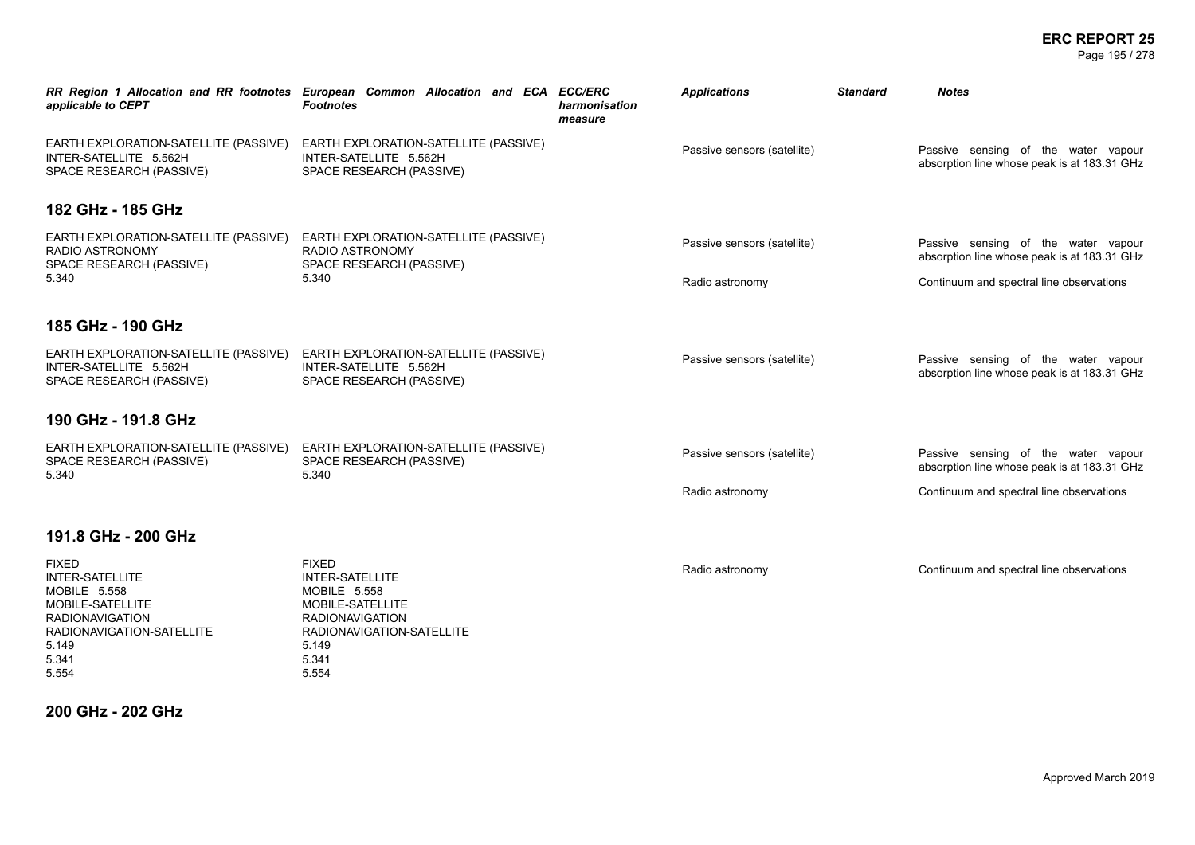| RR Region 1 Allocation and RR footnotes applicable to CEPT | European Common Allocation and ECA Footnotes | ECC/ERC harmonisation measure | Applications | Standard | Notes |
|---|---|---|---|---|---|
| EARTH EXPLORATION-SATELLITE (PASSIVE)<br>INTER-SATELLITE 5.562H<br>SPACE RESEARCH (PASSIVE) | EARTH EXPLORATION-SATELLITE (PASSIVE)<br>INTER-SATELLITE 5.562H<br>SPACE RESEARCH (PASSIVE) | | Passive sensors (satellite) | | Passive sensing of the water vapour absorption line whose peak is at 183.31 GHz |

## 182 GHz - 185 GHz

| RR Region 1 Allocation and RR footnotes applicable to CEPT | European Common Allocation and ECA Footnotes | ECC/ERC harmonisation measure | Applications | Standard | Notes |
|---|---|---|---|---|---|
| EARTH EXPLORATION-SATELLITE (PASSIVE)<br>RADIO ASTRONOMY<br>SPACE RESEARCH (PASSIVE)<br>5.340 | EARTH EXPLORATION-SATELLITE (PASSIVE)<br>RADIO ASTRONOMY<br>SPACE RESEARCH (PASSIVE)<br>5.340 | | Passive sensors (satellite) | | Passive sensing of the water vapour absorption line whose peak is at 183.31 GHz |
| | | | Radio astronomy | | Continuum and spectral line observations |

## 185 GHz - 190 GHz

| RR Region 1 Allocation and RR footnotes applicable to CEPT | European Common Allocation and ECA Footnotes | ECC/ERC harmonisation measure | Applications | Standard | Notes |
|---|---|---|---|---|---|
| EARTH EXPLORATION-SATELLITE (PASSIVE)<br>INTER-SATELLITE 5.562H<br>SPACE RESEARCH (PASSIVE) | EARTH EXPLORATION-SATELLITE (PASSIVE)<br>INTER-SATELLITE 5.562H<br>SPACE RESEARCH (PASSIVE) | | Passive sensors (satellite) | | Passive sensing of the water vapour absorption line whose peak is at 183.31 GHz |

## 190 GHz - 191.8 GHz

| RR Region 1 Allocation and RR footnotes applicable to CEPT | European Common Allocation and ECA Footnotes | ECC/ERC harmonisation measure | Applications | Standard | Notes |
|---|---|---|---|---|---|
| EARTH EXPLORATION-SATELLITE (PASSIVE)<br>SPACE RESEARCH (PASSIVE)<br>5.340 | EARTH EXPLORATION-SATELLITE (PASSIVE)<br>SPACE RESEARCH (PASSIVE)<br>5.340 | | Passive sensors (satellite) | | Passive sensing of the water vapour absorption line whose peak is at 183.31 GHz |
| | | | Radio astronomy | | Continuum and spectral line observations |

## 191.8 GHz - 200 GHz

| RR Region 1 Allocation and RR footnotes applicable to CEPT | European Common Allocation and ECA Footnotes | ECC/ERC harmonisation measure | Applications | Standard | Notes |
|---|---|---|---|---|---|
| FIXED<br>INTER-SATELLITE<br>MOBILE 5.558<br>MOBILE-SATELLITE<br>RADIONAVIGATION<br>RADIONAVIGATION-SATELLITE<br>5.149<br>5.341<br>5.554 | FIXED<br>INTER-SATELLITE<br>MOBILE 5.558<br>MOBILE-SATELLITE<br>RADIONAVIGATION<br>RADIONAVIGATION-SATELLITE<br>5.149<br>5.341<br>5.554 | | Radio astronomy | | Continuum and spectral line observations |

## 200 GHz - 202 GHz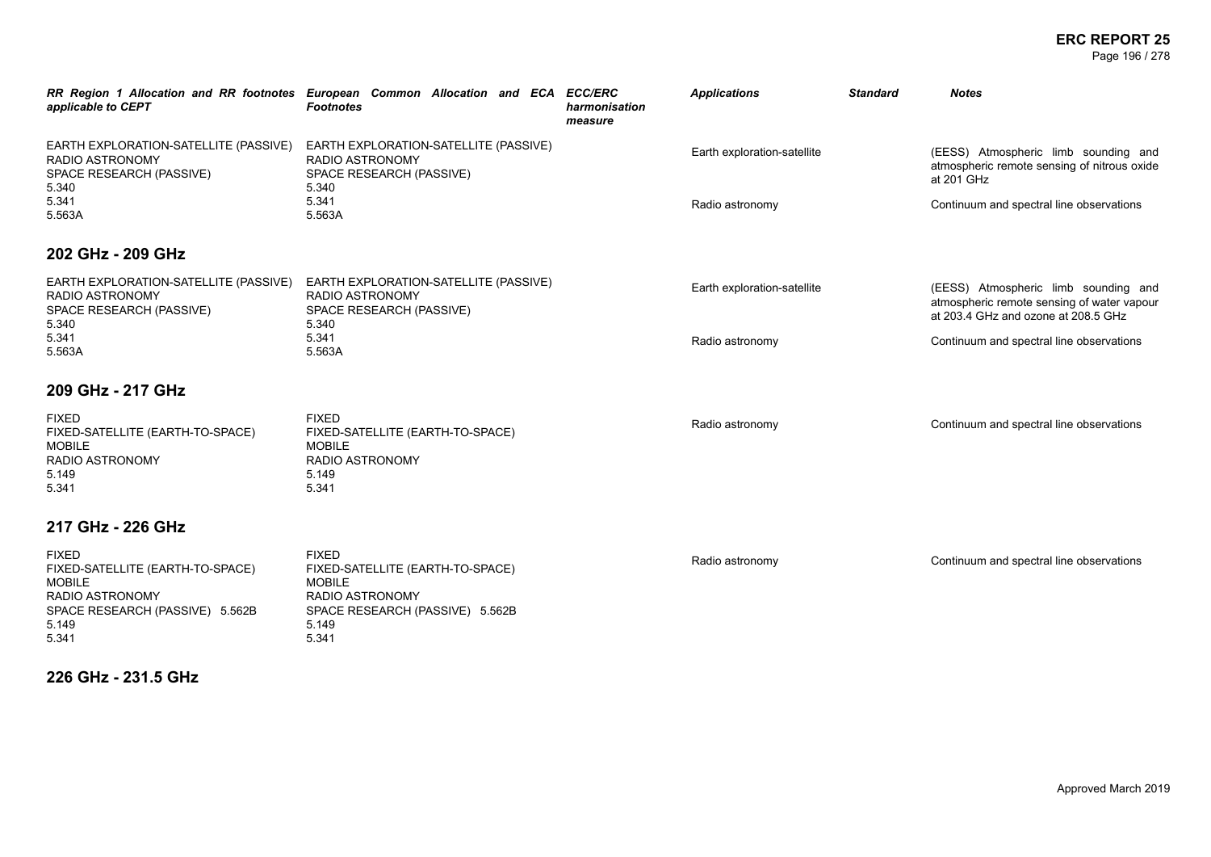| RR Region 1 Allocation and RR footnotes applicable to CEPT | European Common Allocation and ECA Footnotes | ECC/ERC harmonisation measure | Applications | Standard | Notes |
|---|---|---|---|---|---|
| EARTH EXPLORATION-SATELLITE (PASSIVE)<br>RADIO ASTRONOMY<br>SPACE RESEARCH (PASSIVE)<br>5.340<br>5.341<br>5.563A | EARTH EXPLORATION-SATELLITE (PASSIVE)<br>RADIO ASTRONOMY<br>SPACE RESEARCH (PASSIVE)<br>5.340<br>5.341<br>5.563A | | Earth exploration-satellite | | (EESS) Atmospheric limb sounding and atmospheric remote sensing of nitrous oxide at 201 GHz |
| | | | Radio astronomy | | Continuum and spectral line observations |

## 202 GHz - 209 GHz

| RR Region 1 Allocation and RR footnotes applicable to CEPT | European Common Allocation and ECA Footnotes | ECC/ERC harmonisation measure | Applications | Standard | Notes |
|---|---|---|---|---|---|
| EARTH EXPLORATION-SATELLITE (PASSIVE)<br>RADIO ASTRONOMY<br>SPACE RESEARCH (PASSIVE)<br>5.340<br>5.341<br>5.563A | EARTH EXPLORATION-SATELLITE (PASSIVE)<br>RADIO ASTRONOMY<br>SPACE RESEARCH (PASSIVE)<br>5.340<br>5.341<br>5.563A | | Earth exploration-satellite | | (EESS) Atmospheric limb sounding and atmospheric remote sensing of water vapour at 203.4 GHz and ozone at 208.5 GHz |
| | | | Radio astronomy | | Continuum and spectral line observations |

## 209 GHz - 217 GHz

| RR Region 1 Allocation and RR footnotes applicable to CEPT | European Common Allocation and ECA Footnotes | ECC/ERC harmonisation measure | Applications | Standard | Notes |
|---|---|---|---|---|---|
| FIXED<br>FIXED-SATELLITE (EARTH-TO-SPACE)<br>MOBILE<br>RADIO ASTRONOMY<br>5.149<br>5.341 | FIXED<br>FIXED-SATELLITE (EARTH-TO-SPACE)<br>MOBILE<br>RADIO ASTRONOMY<br>5.149<br>5.341 | | Radio astronomy | | Continuum and spectral line observations |

## 217 GHz - 226 GHz

| RR Region 1 Allocation and RR footnotes applicable to CEPT | European Common Allocation and ECA Footnotes | ECC/ERC harmonisation measure | Applications | Standard | Notes |
|---|---|---|---|---|---|
| FIXED<br>FIXED-SATELLITE (EARTH-TO-SPACE)<br>MOBILE<br>RADIO ASTRONOMY<br>SPACE RESEARCH (PASSIVE) 5.562B<br>5.149<br>5.341 | FIXED<br>FIXED-SATELLITE (EARTH-TO-SPACE)<br>MOBILE<br>RADIO ASTRONOMY<br>SPACE RESEARCH (PASSIVE) 5.562B<br>5.149<br>5.341 | | Radio astronomy | | Continuum and spectral line observations |

## 226 GHz - 231.5 GHz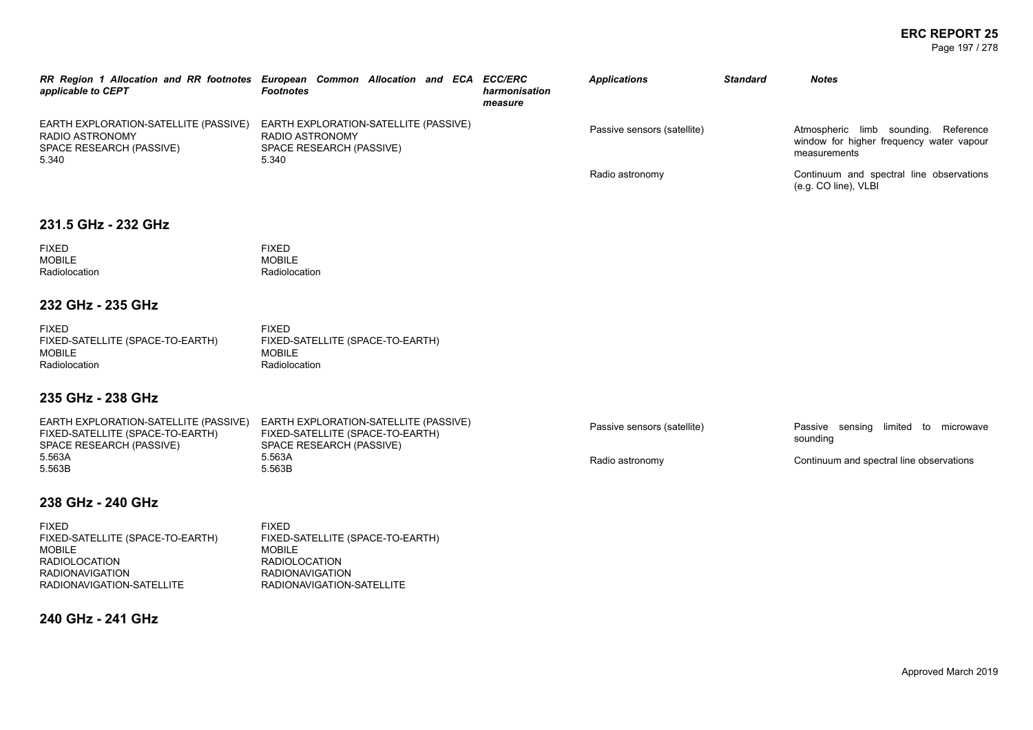| RR Region 1 Allocation and RR footnotes applicable to CEPT | European Common Allocation and ECA Footnotes | ECC/ERC harmonisation measure | Applications | Standard | Notes |
|---|---|---|---|---|---|
| EARTH EXPLORATION-SATELLITE (PASSIVE)<br>RADIO ASTRONOMY<br>SPACE RESEARCH (PASSIVE)<br>5.340 | EARTH EXPLORATION-SATELLITE (PASSIVE)<br>RADIO ASTRONOMY<br>SPACE RESEARCH (PASSIVE)<br>5.340 | | Passive sensors (satellite) | | Atmospheric limb sounding. Reference window for higher frequency water vapour measurements |
| | | | Radio astronomy | | Continuum and spectral line observations (e.g. CO line), VLBI |

## 231.5 GHz - 232 GHz

| RR Region 1 Allocation and RR footnotes applicable to CEPT | European Common Allocation and ECA Footnotes | ECC/ERC harmonisation measure | Applications | Standard | Notes |
|---|---|---|---|---|---|
| FIXED<br>MOBILE<br>Radiolocation | FIXED<br>MOBILE<br>Radiolocation | | | | |

## 232 GHz - 235 GHz

| RR Region 1 Allocation and RR footnotes applicable to CEPT | European Common Allocation and ECA Footnotes | ECC/ERC harmonisation measure | Applications | Standard | Notes |
|---|---|---|---|---|---|
| FIXED<br>FIXED-SATELLITE (SPACE-TO-EARTH)<br>MOBILE<br>Radiolocation | FIXED<br>FIXED-SATELLITE (SPACE-TO-EARTH)<br>MOBILE<br>Radiolocation | | | | |

## 235 GHz - 238 GHz

| RR Region 1 Allocation and RR footnotes applicable to CEPT | European Common Allocation and ECA Footnotes | ECC/ERC harmonisation measure | Applications | Standard | Notes |
|---|---|---|---|---|---|
| EARTH EXPLORATION-SATELLITE (PASSIVE)<br>FIXED-SATELLITE (SPACE-TO-EARTH)<br>SPACE RESEARCH (PASSIVE)<br>5.563A<br>5.563B | EARTH EXPLORATION-SATELLITE (PASSIVE)<br>FIXED-SATELLITE (SPACE-TO-EARTH)<br>SPACE RESEARCH (PASSIVE)<br>5.563A<br>5.563B | | Passive sensors (satellite) | | Passive sensing limited to microwave sounding |
| | | | Radio astronomy | | Continuum and spectral line observations |

## 238 GHz - 240 GHz

| RR Region 1 Allocation and RR footnotes applicable to CEPT | European Common Allocation and ECA Footnotes | ECC/ERC harmonisation measure | Applications | Standard | Notes |
|---|---|---|---|---|---|
| FIXED<br>FIXED-SATELLITE (SPACE-TO-EARTH)<br>MOBILE<br>RADIOLOCATION<br>RADIONAVIGATION<br>RADIONAVIGATION-SATELLITE | FIXED<br>FIXED-SATELLITE (SPACE-TO-EARTH)<br>MOBILE<br>RADIOLOCATION<br>RADIONAVIGATION<br>RADIONAVIGATION-SATELLITE | | | | |

## 240 GHz - 241 GHz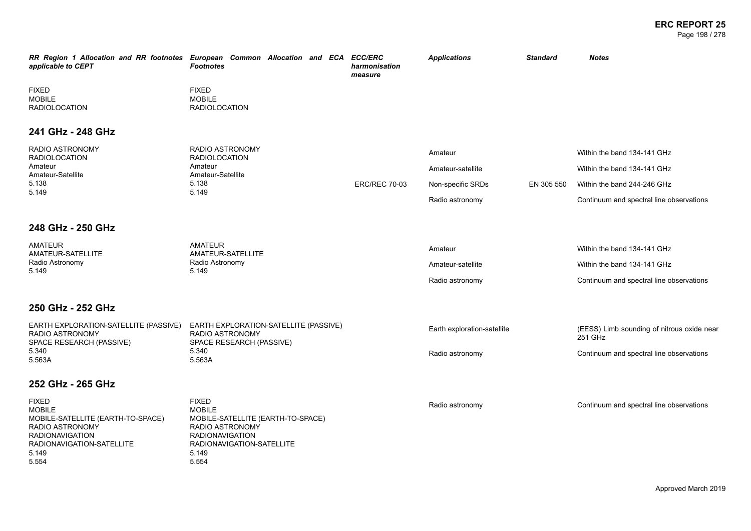| RR Region 1 Allocation and RR footnotes applicable to CEPT | European Common Allocation and ECA Footnotes | ECC/ERC harmonisation measure | Applications | Standard | Notes |
|---|---|---|---|---|---|
| FIXED<br>MOBILE<br>RADIOLOCATION | FIXED<br>MOBILE<br>RADIOLOCATION | | | | |

## 241 GHz - 248 GHz

| RR Region 1 Allocation and RR footnotes applicable to CEPT | European Common Allocation and ECA Footnotes | ECC/ERC harmonisation measure | Applications | Standard | Notes |
|---|---|---|---|---|---|
| RADIO ASTRONOMY<br>RADIOLOCATION<br>Amateur<br>Amateur-Satellite<br>5.138<br>5.149 | RADIO ASTRONOMY<br>RADIOLOCATION<br>Amateur<br>Amateur-Satellite<br>5.138<br>5.149 | | Amateur | | Within the band 134-141 GHz |
| | | | Amateur-satellite | | Within the band 134-141 GHz |
| | | ERC/REC 70-03 | Non-specific SRDs | EN 305 550 | Within the band 244-246 GHz |
| | | | Radio astronomy | | Continuum and spectral line observations |

## 248 GHz - 250 GHz

| RR Region 1 Allocation and RR footnotes applicable to CEPT | European Common Allocation and ECA Footnotes | ECC/ERC harmonisation measure | Applications | Standard | Notes |
|---|---|---|---|---|---|
| AMATEUR<br>AMATEUR-SATELLITE<br>Radio Astronomy<br>5.149 | AMATEUR<br>AMATEUR-SATELLITE<br>Radio Astronomy<br>5.149 | | Amateur | | Within the band 134-141 GHz |
| | | | Amateur-satellite | | Within the band 134-141 GHz |
| | | | Radio astronomy | | Continuum and spectral line observations |

## 250 GHz - 252 GHz

| RR Region 1 Allocation and RR footnotes applicable to CEPT | European Common Allocation and ECA Footnotes | ECC/ERC harmonisation measure | Applications | Standard | Notes |
|---|---|---|---|---|---|
| EARTH EXPLORATION-SATELLITE (PASSIVE)<br>RADIO ASTRONOMY<br>SPACE RESEARCH (PASSIVE)<br>5.340<br>5.563A | EARTH EXPLORATION-SATELLITE (PASSIVE)<br>RADIO ASTRONOMY<br>SPACE RESEARCH (PASSIVE)<br>5.340<br>5.563A | | Earth exploration-satellite | | (EESS) Limb sounding of nitrous oxide near 251 GHz |
| | | | Radio astronomy | | Continuum and spectral line observations |

## 252 GHz - 265 GHz

| RR Region 1 Allocation and RR footnotes applicable to CEPT | European Common Allocation and ECA Footnotes | ECC/ERC harmonisation measure | Applications | Standard | Notes |
|---|---|---|---|---|---|
| FIXED<br>MOBILE<br>MOBILE-SATELLITE (EARTH-TO-SPACE)<br>RADIO ASTRONOMY<br>RADIONAVIGATION<br>RADIONAVIGATION-SATELLITE<br>5.149<br>5.554 | FIXED<br>MOBILE<br>MOBILE-SATELLITE (EARTH-TO-SPACE)<br>RADIO ASTRONOMY<br>RADIONAVIGATION<br>RADIONAVIGATION-SATELLITE<br>5.149<br>5.554 | | Radio astronomy | | Continuum and spectral line observations |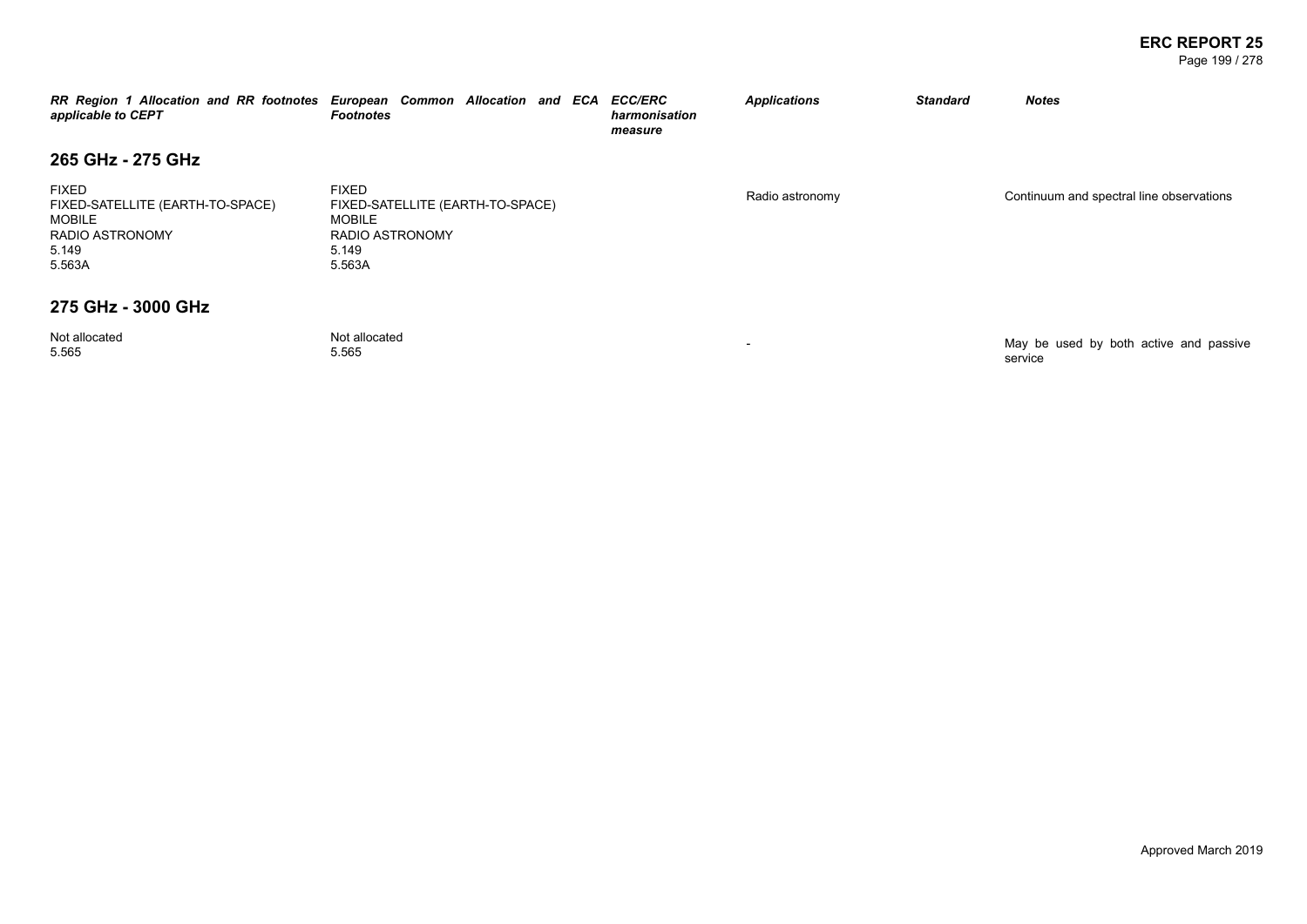| RR Region 1 Allocation and RR footnotes applicable to CEPT | European Common Allocation and ECA Footnotes | ECC/ERC harmonisation measure | Applications | Standard | Notes |
|---|---|---|---|---|---|

## 265 GHz - 275 GHz

| RR Region 1 Allocation and RR footnotes applicable to CEPT | European Common Allocation and ECA Footnotes | ECC/ERC harmonisation measure | Applications | Standard | Notes |
|---|---|---|---|---|---|
| FIXED<br>FIXED-SATELLITE (EARTH-TO-SPACE)<br>MOBILE<br>RADIO ASTRONOMY<br>5.149<br>5.563A | FIXED<br>FIXED-SATELLITE (EARTH-TO-SPACE)<br>MOBILE<br>RADIO ASTRONOMY<br>5.149<br>5.563A | | Radio astronomy | | Continuum and spectral line observations |

## 275 GHz - 3000 GHz

| RR Region 1 Allocation and RR footnotes applicable to CEPT | European Common Allocation and ECA Footnotes | ECC/ERC harmonisation measure | Applications | Standard | Notes |
|---|---|---|---|---|---|
| Not allocated<br>5.565 | Not allocated<br>5.565 | | - | | May be used by both active and passive service |

Approved March 2019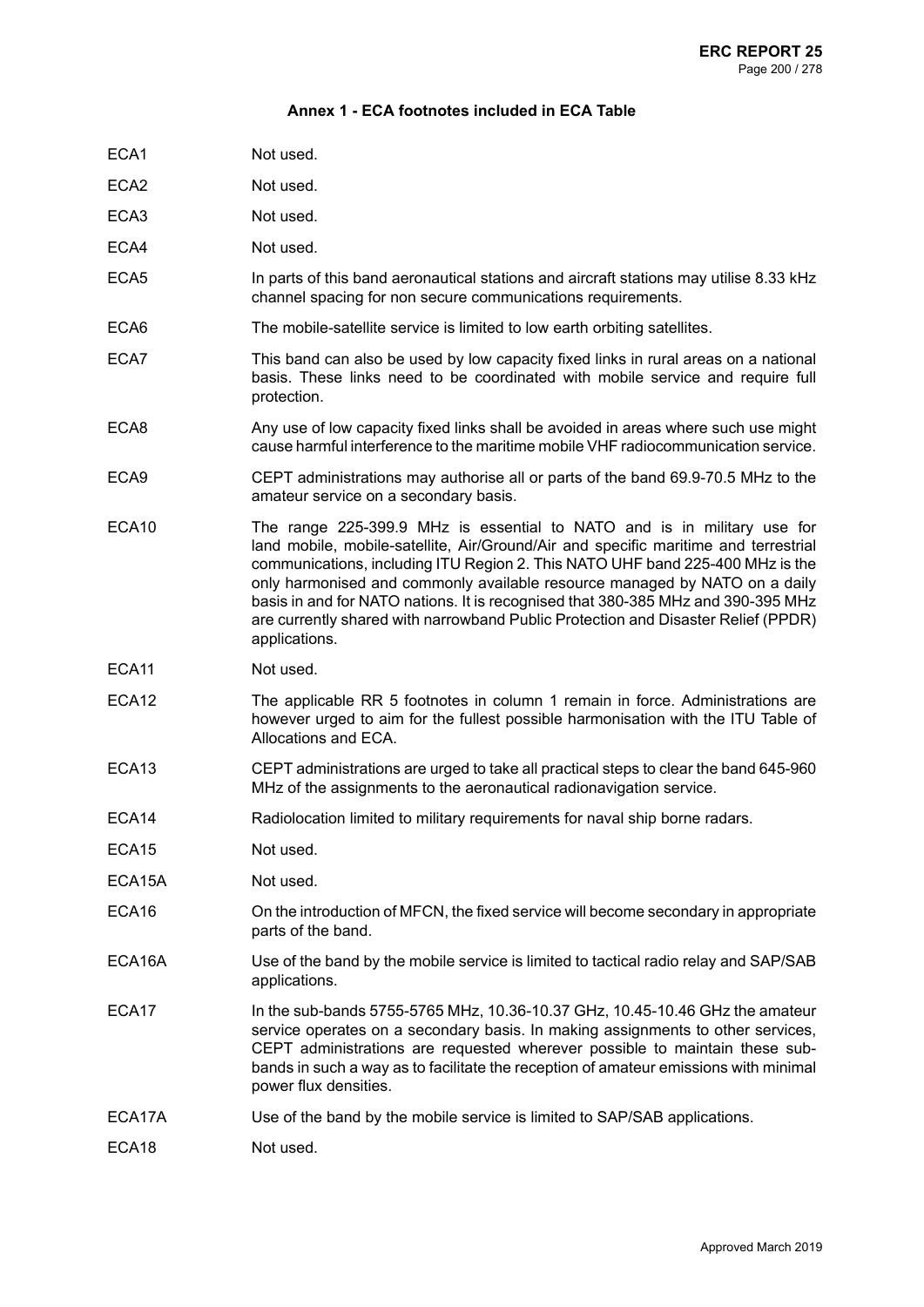### Annex 1 - ECA footnotes included in ECA Table

| | |
|---|---|
| ECA1 | Not used. |
| ECA2 | Not used. |
| ECA3 | Not used. |
| ECA4 | Not used. |
| ECA5 | In parts of this band aeronautical stations and aircraft stations may utilise 8.33 kHz channel spacing for non secure communications requirements. |
| ECA6 | The mobile-satellite service is limited to low earth orbiting satellites. |
| ECA7 | This band can also be used by low capacity fixed links in rural areas on a national basis. These links need to be coordinated with mobile service and require full protection. |
| ECA8 | Any use of low capacity fixed links shall be avoided in areas where such use might cause harmful interference to the maritime mobile VHF radiocommunication service. |
| ECA9 | CEPT administrations may authorise all or parts of the band 69.9-70.5 MHz to the amateur service on a secondary basis. |
| ECA10 | The range 225-399.9 MHz is essential to NATO and is in military use for land mobile, mobile-satellite, Air/Ground/Air and specific maritime and terrestrial communications, including ITU Region 2. This NATO UHF band 225-400 MHz is the only harmonised and commonly available resource managed by NATO on a daily basis in and for NATO nations. It is recognised that 380-385 MHz and 390-395 MHz are currently shared with narrowband Public Protection and Disaster Relief (PPDR) applications. |
| ECA11 | Not used. |
| ECA12 | The applicable RR 5 footnotes in column 1 remain in force. Administrations are however urged to aim for the fullest possible harmonisation with the ITU Table of Allocations and ECA. |
| ECA13 | CEPT administrations are urged to take all practical steps to clear the band 645-960 MHz of the assignments to the aeronautical radionavigation service. |
| ECA14 | Radiolocation limited to military requirements for naval ship borne radars. |
| ECA15 | Not used. |
| ECA15A | Not used. |
| ECA16 | On the introduction of MFCN, the fixed service will become secondary in appropriate parts of the band. |
| ECA16A | Use of the band by the mobile service is limited to tactical radio relay and SAP/SAB applications. |
| ECA17 | In the sub-bands 5755-5765 MHz, 10.36-10.37 GHz, 10.45-10.46 GHz the amateur service operates on a secondary basis. In making assignments to other services, CEPT administrations are requested wherever possible to maintain these sub-bands in such a way as to facilitate the reception of amateur emissions with minimal power flux densities. |
| ECA17A | Use of the band by the mobile service is limited to SAP/SAB applications. |
| ECA18 | Not used. |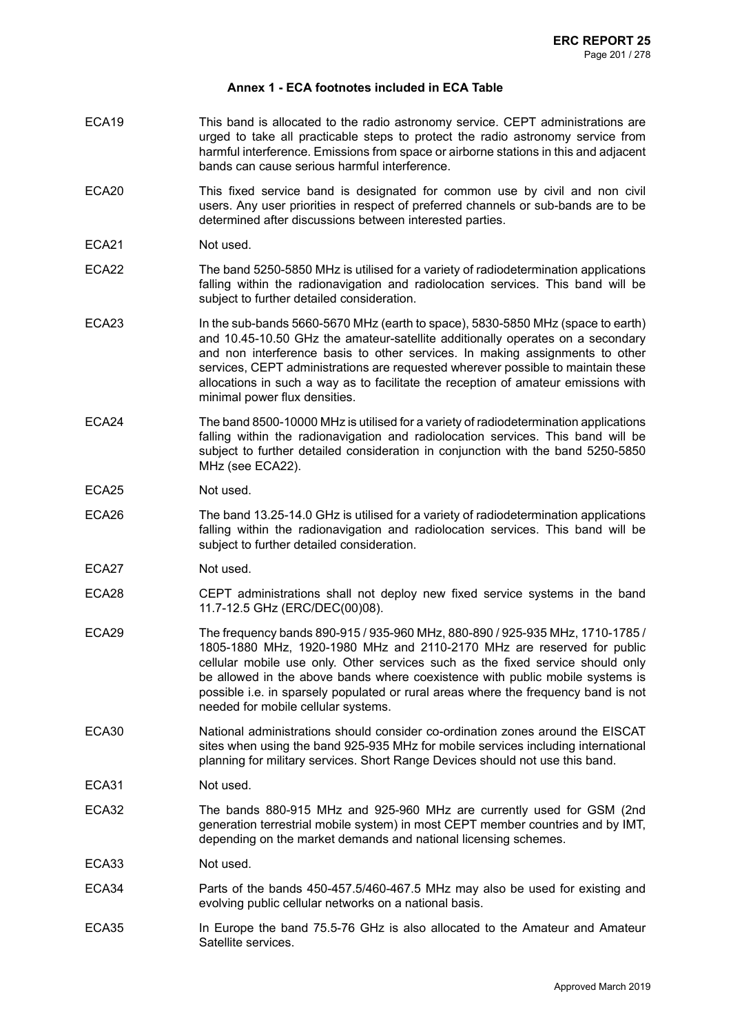## Annex 1 - ECA footnotes included in ECA Table

ECA19 This band is allocated to the radio astronomy service. CEPT administrations are urged to take all practicable steps to protect the radio astronomy service from harmful interference. Emissions from space or airborne stations in this and adjacent bands can cause serious harmful interference.

ECA20 This fixed service band is designated for common use by civil and non civil users. Any user priorities in respect of preferred channels or sub-bands are to be determined after discussions between interested parties.

ECA21 Not used.

ECA22 The band 5250-5850 MHz is utilised for a variety of radiodetermination applications falling within the radionavigation and radiolocation services. This band will be subject to further detailed consideration.

ECA23 In the sub-bands 5660-5670 MHz (earth to space), 5830-5850 MHz (space to earth) and 10.45-10.50 GHz the amateur-satellite additionally operates on a secondary and non interference basis to other services. In making assignments to other services, CEPT administrations are requested wherever possible to maintain these allocations in such a way as to facilitate the reception of amateur emissions with minimal power flux densities.

ECA24 The band 8500-10000 MHz is utilised for a variety of radiodetermination applications falling within the radionavigation and radiolocation services. This band will be subject to further detailed consideration in conjunction with the band 5250-5850 MHz (see ECA22).

ECA25 Not used.

ECA26 The band 13.25-14.0 GHz is utilised for a variety of radiodetermination applications falling within the radionavigation and radiolocation services. This band will be subject to further detailed consideration.

ECA27 Not used.

ECA28 CEPT administrations shall not deploy new fixed service systems in the band 11.7-12.5 GHz (ERC/DEC(00)08).

ECA29 The frequency bands 890-915 / 935-960 MHz, 880-890 / 925-935 MHz, 1710-1785 / 1805-1880 MHz, 1920-1980 MHz and 2110-2170 MHz are reserved for public cellular mobile use only. Other services such as the fixed service should only be allowed in the above bands where coexistence with public mobile systems is possible i.e. in sparsely populated or rural areas where the frequency band is not needed for mobile cellular systems.

ECA30 National administrations should consider co-ordination zones around the EISCAT sites when using the band 925-935 MHz for mobile services including international planning for military services. Short Range Devices should not use this band.

ECA31 Not used.

ECA32 The bands 880-915 MHz and 925-960 MHz are currently used for GSM (2nd generation terrestrial mobile system) in most CEPT member countries and by IMT, depending on the market demands and national licensing schemes.

ECA33 Not used.

ECA34 Parts of the bands 450-457.5/460-467.5 MHz may also be used for existing and evolving public cellular networks on a national basis.

ECA35 In Europe the band 75.5-76 GHz is also allocated to the Amateur and Amateur Satellite services.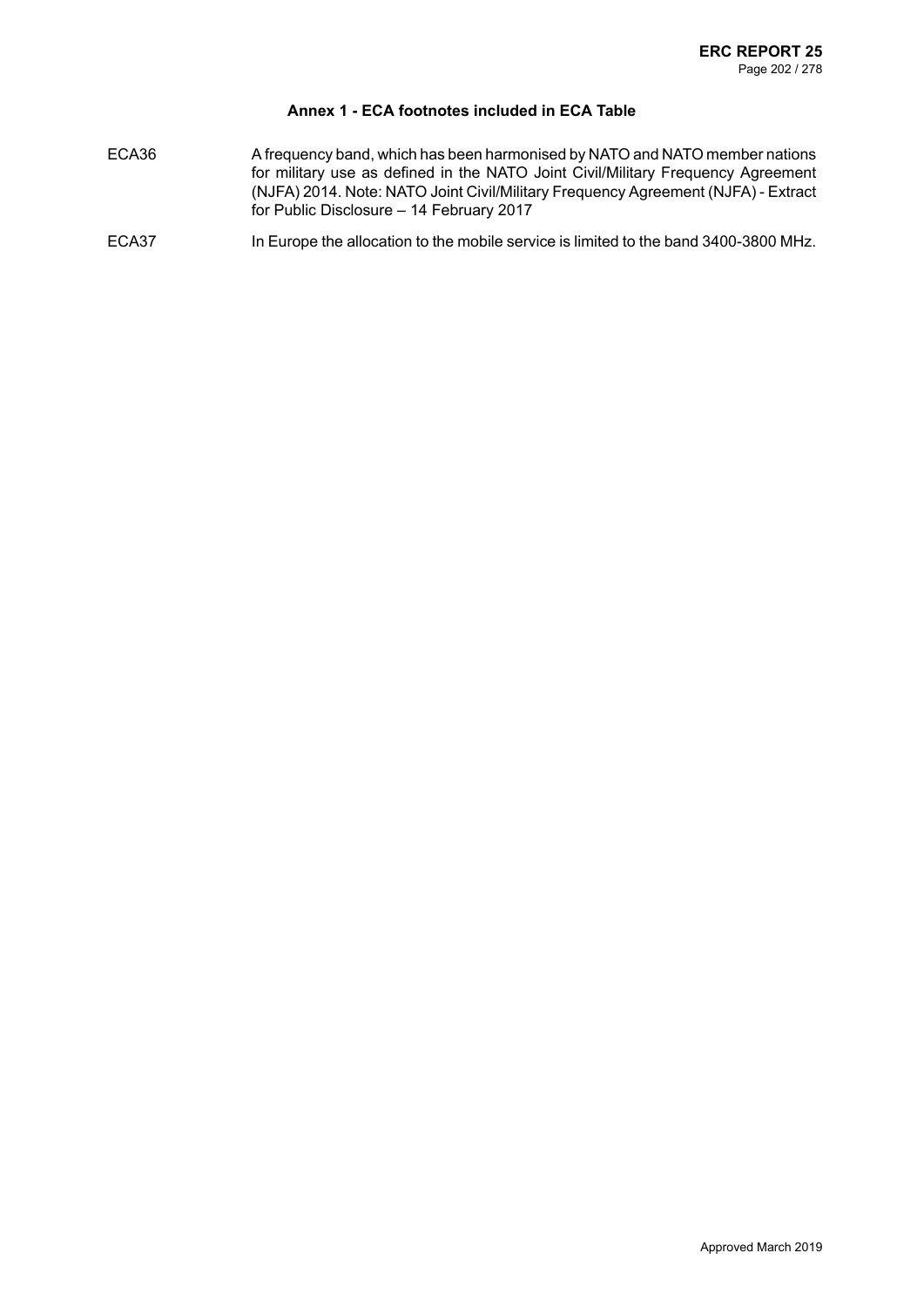## Annex 1 - ECA footnotes included in ECA Table

| | |
|---|---|
| ECA36 | A frequency band, which has been harmonised by NATO and NATO member nations for military use as defined in the NATO Joint Civil/Military Frequency Agreement (NJFA) 2014. Note: NATO Joint Civil/Military Frequency Agreement (NJFA) - Extract for Public Disclosure – 14 February 2017 |
| ECA37 | In Europe the allocation to the mobile service is limited to the band 3400-3800 MHz. |

Approved March 2019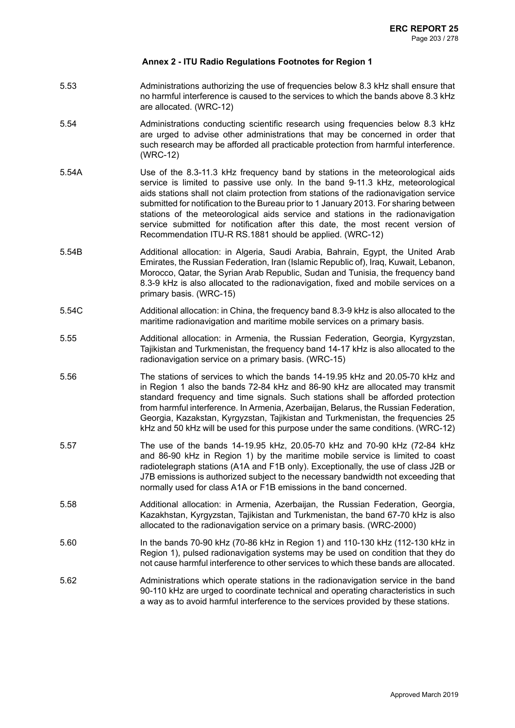## Annex 2 - ITU Radio Regulations Footnotes for Region 1

| | |
|---|---|
| 5.53 | Administrations authorizing the use of frequencies below 8.3 kHz shall ensure that no harmful interference is caused to the services to which the bands above 8.3 kHz are allocated. (WRC-12) |
| 5.54 | Administrations conducting scientific research using frequencies below 8.3 kHz are urged to advise other administrations that may be concerned in order that such research may be afforded all practicable protection from harmful interference. (WRC-12) |
| 5.54A | Use of the 8.3-11.3 kHz frequency band by stations in the meteorological aids service is limited to passive use only. In the band 9-11.3 kHz, meteorological aids stations shall not claim protection from stations of the radionavigation service submitted for notification to the Bureau prior to 1 January 2013. For sharing between stations of the meteorological aids service and stations in the radionavigation service submitted for notification after this date, the most recent version of Recommendation ITU-R RS.1881 should be applied. (WRC-12) |
| 5.54B | Additional allocation: in Algeria, Saudi Arabia, Bahrain, Egypt, the United Arab Emirates, the Russian Federation, Iran (Islamic Republic of), Iraq, Kuwait, Lebanon, Morocco, Qatar, the Syrian Arab Republic, Sudan and Tunisia, the frequency band 8.3-9 kHz is also allocated to the radionavigation, fixed and mobile services on a primary basis. (WRC-15) |
| 5.54C | Additional allocation: in China, the frequency band 8.3-9 kHz is also allocated to the maritime radionavigation and maritime mobile services on a primary basis. |
| 5.55 | Additional allocation: in Armenia, the Russian Federation, Georgia, Kyrgyzstan, Tajikistan and Turkmenistan, the frequency band 14-17 kHz is also allocated to the radionavigation service on a primary basis. (WRC-15) |
| 5.56 | The stations of services to which the bands 14-19.95 kHz and 20.05-70 kHz and in Region 1 also the bands 72-84 kHz and 86-90 kHz are allocated may transmit standard frequency and time signals. Such stations shall be afforded protection from harmful interference. In Armenia, Azerbaijan, Belarus, the Russian Federation, Georgia, Kazakstan, Kyrgyzstan, Tajikistan and Turkmenistan, the frequencies 25 kHz and 50 kHz will be used for this purpose under the same conditions. (WRC-12) |
| 5.57 | The use of the bands 14-19.95 kHz, 20.05-70 kHz and 70-90 kHz (72-84 kHz and 86-90 kHz in Region 1) by the maritime mobile service is limited to coast radiotelegraph stations (A1A and F1B only). Exceptionally, the use of class J2B or J7B emissions is authorized subject to the necessary bandwidth not exceeding that normally used for class A1A or F1B emissions in the band concerned. |
| 5.58 | Additional allocation: in Armenia, Azerbaijan, the Russian Federation, Georgia, Kazakhstan, Kyrgyzstan, Tajikistan and Turkmenistan, the band 67-70 kHz is also allocated to the radionavigation service on a primary basis. (WRC-2000) |
| 5.60 | In the bands 70-90 kHz (70-86 kHz in Region 1) and 110-130 kHz (112-130 kHz in Region 1), pulsed radionavigation systems may be used on condition that they do not cause harmful interference to other services to which these bands are allocated. |
| 5.62 | Administrations which operate stations in the radionavigation service in the band 90-110 kHz are urged to coordinate technical and operating characteristics in such a way as to avoid harmful interference to the services provided by these stations. |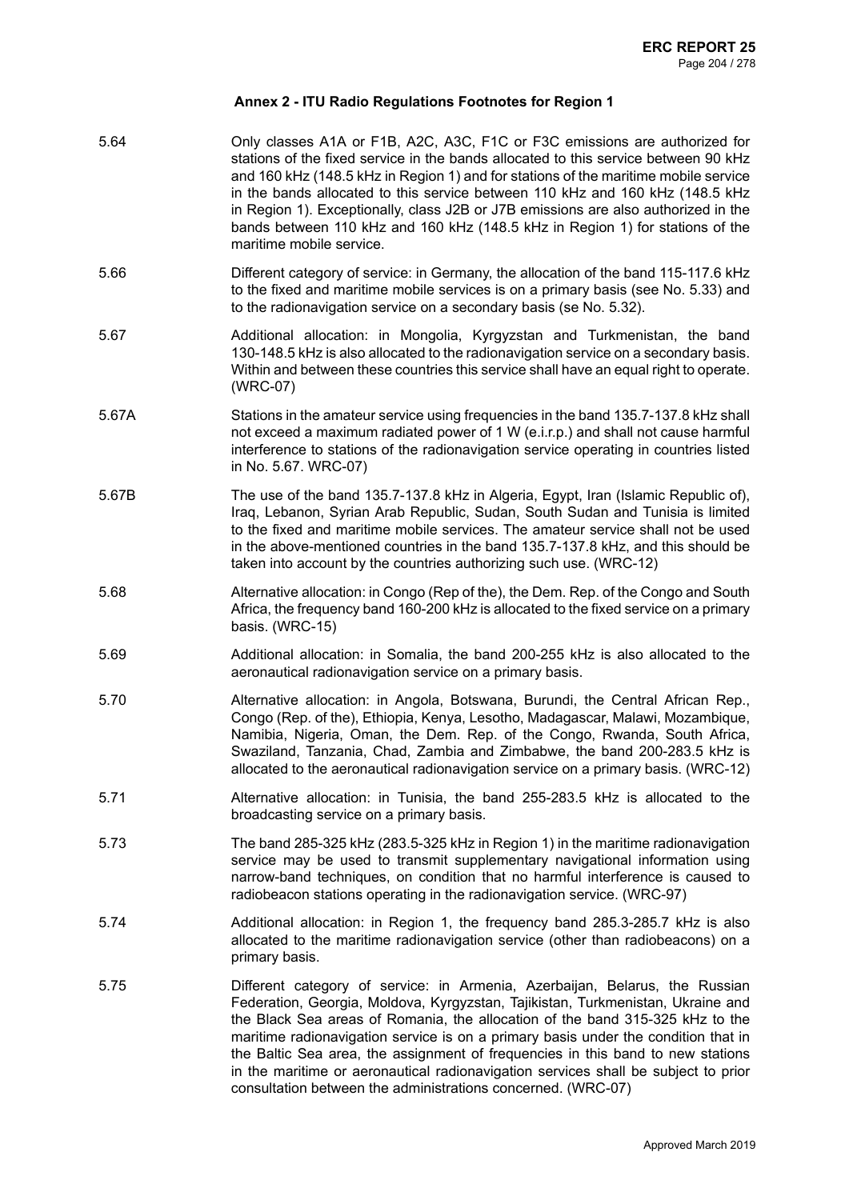### Annex 2 - ITU Radio Regulations Footnotes for Region 1

| | |
|---|---|
| 5.64 | Only classes A1A or F1B, A2C, A3C, F1C or F3C emissions are authorized for stations of the fixed service in the bands allocated to this service between 90 kHz and 160 kHz (148.5 kHz in Region 1) and for stations of the maritime mobile service in the bands allocated to this service between 110 kHz and 160 kHz (148.5 kHz in Region 1). Exceptionally, class J2B or J7B emissions are also authorized in the bands between 110 kHz and 160 kHz (148.5 kHz in Region 1) for stations of the maritime mobile service. |
| 5.66 | Different category of service: in Germany, the allocation of the band 115-117.6 kHz to the fixed and maritime mobile services is on a primary basis (see No. 5.33) and to the radionavigation service on a secondary basis (se No. 5.32). |
| 5.67 | Additional allocation: in Mongolia, Kyrgyzstan and Turkmenistan, the band 130-148.5 kHz is also allocated to the radionavigation service on a secondary basis. Within and between these countries this service shall have an equal right to operate. (WRC-07) |
| 5.67A | Stations in the amateur service using frequencies in the band 135.7-137.8 kHz shall not exceed a maximum radiated power of 1 W (e.i.r.p.) and shall not cause harmful interference to stations of the radionavigation service operating in countries listed in No. 5.67. WRC-07) |
| 5.67B | The use of the band 135.7-137.8 kHz in Algeria, Egypt, Iran (Islamic Republic of), Iraq, Lebanon, Syrian Arab Republic, Sudan, South Sudan and Tunisia is limited to the fixed and maritime mobile services. The amateur service shall not be used in the above-mentioned countries in the band 135.7-137.8 kHz, and this should be taken into account by the countries authorizing such use. (WRC-12) |
| 5.68 | Alternative allocation: in Congo (Rep of the), the Dem. Rep. of the Congo and South Africa, the frequency band 160-200 kHz is allocated to the fixed service on a primary basis. (WRC-15) |
| 5.69 | Additional allocation: in Somalia, the band 200-255 kHz is also allocated to the aeronautical radionavigation service on a primary basis. |
| 5.70 | Alternative allocation: in Angola, Botswana, Burundi, the Central African Rep., Congo (Rep. of the), Ethiopia, Kenya, Lesotho, Madagascar, Malawi, Mozambique, Namibia, Nigeria, Oman, the Dem. Rep. of the Congo, Rwanda, South Africa, Swaziland, Tanzania, Chad, Zambia and Zimbabwe, the band 200-283.5 kHz is allocated to the aeronautical radionavigation service on a primary basis. (WRC-12) |
| 5.71 | Alternative allocation: in Tunisia, the band 255-283.5 kHz is allocated to the broadcasting service on a primary basis. |
| 5.73 | The band 285-325 kHz (283.5-325 kHz in Region 1) in the maritime radionavigation service may be used to transmit supplementary navigational information using narrow-band techniques, on condition that no harmful interference is caused to radiobeacon stations operating in the radionavigation service. (WRC-97) |
| 5.74 | Additional allocation: in Region 1, the frequency band 285.3-285.7 kHz is also allocated to the maritime radionavigation service (other than radiobeacons) on a primary basis. |
| 5.75 | Different category of service: in Armenia, Azerbaijan, Belarus, the Russian Federation, Georgia, Moldova, Kyrgyzstan, Tajikistan, Turkmenistan, Ukraine and the Black Sea areas of Romania, the allocation of the band 315-325 kHz to the maritime radionavigation service is on a primary basis under the condition that in the Baltic Sea area, the assignment of frequencies in this band to new stations in the maritime or aeronautical radionavigation services shall be subject to prior consultation between the administrations concerned. (WRC-07) |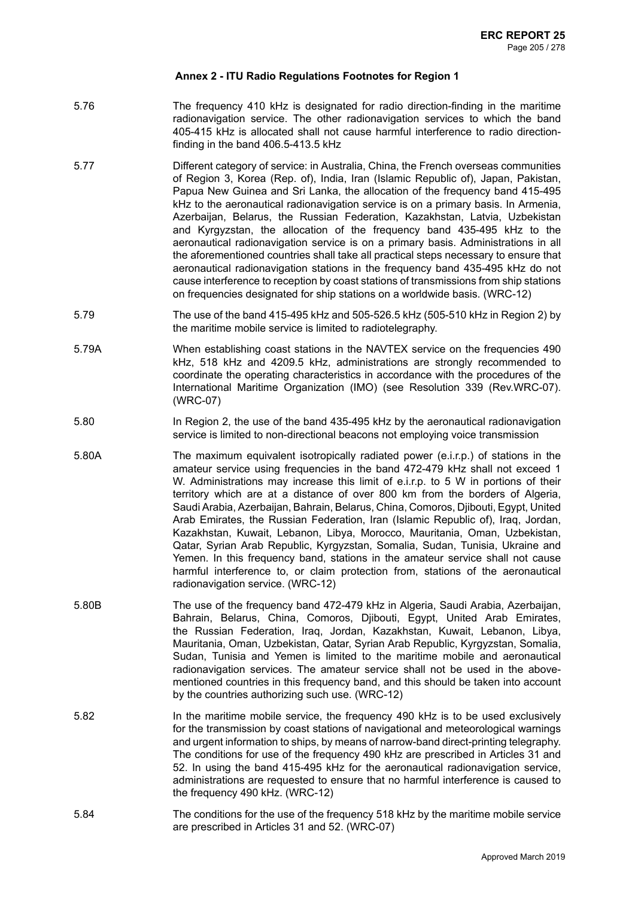### Annex 2 - ITU Radio Regulations Footnotes for Region 1

| | |
|---|---|
| 5.76 | The frequency 410 kHz is designated for radio direction-finding in the maritime radionavigation service. The other radionavigation services to which the band 405-415 kHz is allocated shall not cause harmful interference to radio direction-finding in the band 406.5-413.5 kHz |
| 5.77 | Different category of service: in Australia, China, the French overseas communities of Region 3, Korea (Rep. of), India, Iran (Islamic Republic of), Japan, Pakistan, Papua New Guinea and Sri Lanka, the allocation of the frequency band 415-495 kHz to the aeronautical radionavigation service is on a primary basis. In Armenia, Azerbaijan, Belarus, the Russian Federation, Kazakhstan, Latvia, Uzbekistan and Kyrgyzstan, the allocation of the frequency band 435-495 kHz to the aeronautical radionavigation service is on a primary basis. Administrations in all the aforementioned countries shall take all practical steps necessary to ensure that aeronautical radionavigation stations in the frequency band 435-495 kHz do not cause interference to reception by coast stations of transmissions from ship stations on frequencies designated for ship stations on a worldwide basis. (WRC-12) |
| 5.79 | The use of the band 415-495 kHz and 505-526.5 kHz (505-510 kHz in Region 2) by the maritime mobile service is limited to radiotelegraphy. |
| 5.79A | When establishing coast stations in the NAVTEX service on the frequencies 490 kHz, 518 kHz and 4209.5 kHz, administrations are strongly recommended to coordinate the operating characteristics in accordance with the procedures of the International Maritime Organization (IMO) (see Resolution 339 (Rev.WRC-07). (WRC-07) |
| 5.80 | In Region 2, the use of the band 435-495 kHz by the aeronautical radionavigation service is limited to non-directional beacons not employing voice transmission |
| 5.80A | The maximum equivalent isotropically radiated power (e.i.r.p.) of stations in the amateur service using frequencies in the band 472-479 kHz shall not exceed 1 W. Administrations may increase this limit of e.i.r.p. to 5 W in portions of their territory which are at a distance of over 800 km from the borders of Algeria, Saudi Arabia, Azerbaijan, Bahrain, Belarus, China, Comoros, Djibouti, Egypt, United Arab Emirates, the Russian Federation, Iran (Islamic Republic of), Iraq, Jordan, Kazakhstan, Kuwait, Lebanon, Libya, Morocco, Mauritania, Oman, Uzbekistan, Qatar, Syrian Arab Republic, Kyrgyzstan, Somalia, Sudan, Tunisia, Ukraine and Yemen. In this frequency band, stations in the amateur service shall not cause harmful interference to, or claim protection from, stations of the aeronautical radionavigation service. (WRC-12) |
| 5.80B | The use of the frequency band 472-479 kHz in Algeria, Saudi Arabia, Azerbaijan, Bahrain, Belarus, China, Comoros, Djibouti, Egypt, United Arab Emirates, the Russian Federation, Iraq, Jordan, Kazakhstan, Kuwait, Lebanon, Libya, Mauritania, Oman, Uzbekistan, Qatar, Syrian Arab Republic, Kyrgyzstan, Somalia, Sudan, Tunisia and Yemen is limited to the maritime mobile and aeronautical radionavigation services. The amateur service shall not be used in the above-mentioned countries in this frequency band, and this should be taken into account by the countries authorizing such use. (WRC-12) |
| 5.82 | In the maritime mobile service, the frequency 490 kHz is to be used exclusively for the transmission by coast stations of navigational and meteorological warnings and urgent information to ships, by means of narrow-band direct-printing telegraphy. The conditions for use of the frequency 490 kHz are prescribed in Articles 31 and 52. In using the band 415-495 kHz for the aeronautical radionavigation service, administrations are requested to ensure that no harmful interference is caused to the frequency 490 kHz. (WRC-12) |
| 5.84 | The conditions for the use of the frequency 518 kHz by the maritime mobile service are prescribed in Articles 31 and 52. (WRC-07) |

Approved March 2019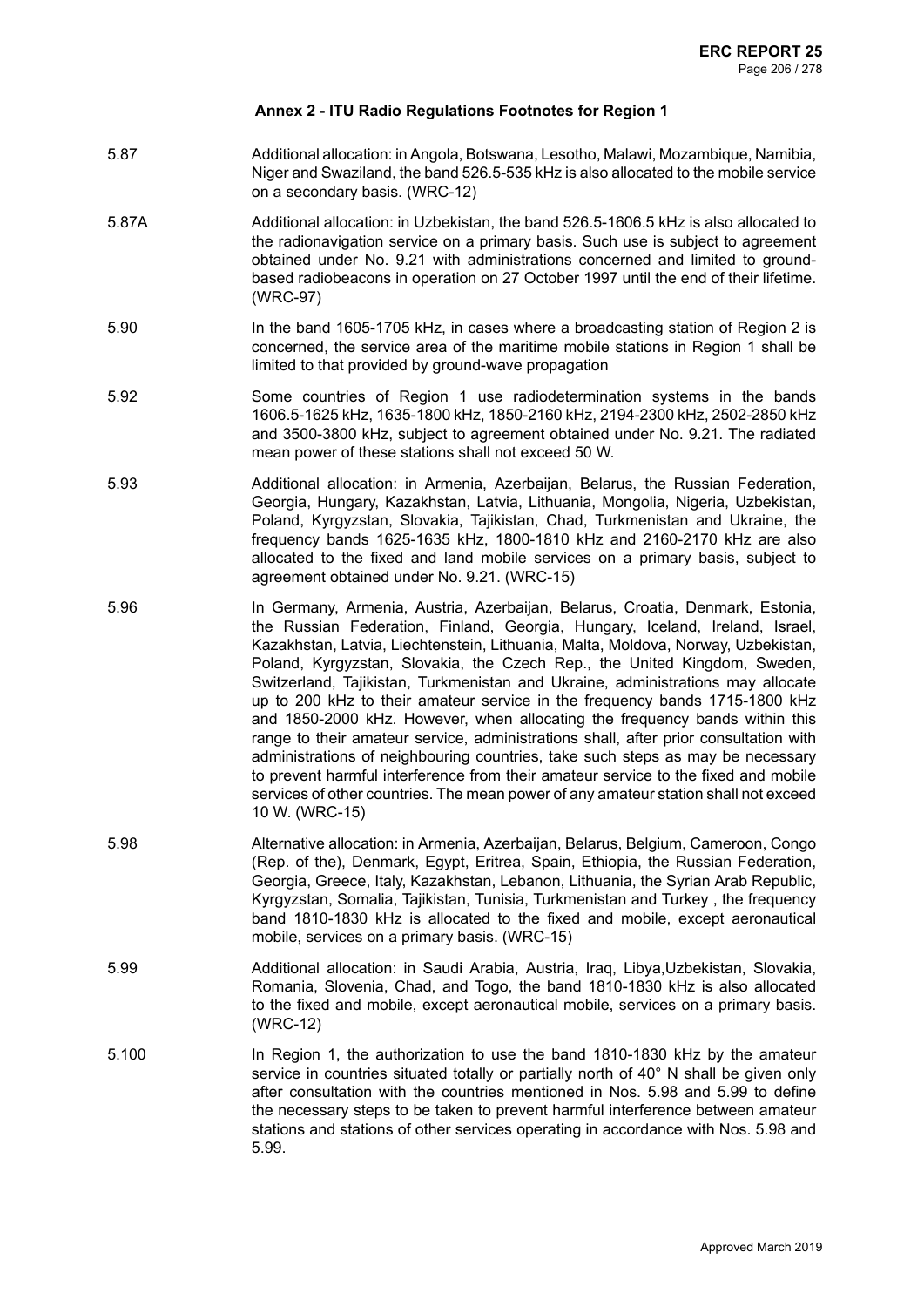## Annex 2 - ITU Radio Regulations Footnotes for Region 1

5.87 Additional allocation: in Angola, Botswana, Lesotho, Malawi, Mozambique, Namibia, Niger and Swaziland, the band 526.5-535 kHz is also allocated to the mobile service on a secondary basis. (WRC-12)

5.87A Additional allocation: in Uzbekistan, the band 526.5-1606.5 kHz is also allocated to the radionavigation service on a primary basis. Such use is subject to agreement obtained under No. 9.21 with administrations concerned and limited to ground-based radiobeacons in operation on 27 October 1997 until the end of their lifetime. (WRC-97)

5.90 In the band 1605-1705 kHz, in cases where a broadcasting station of Region 2 is concerned, the service area of the maritime mobile stations in Region 1 shall be limited to that provided by ground-wave propagation

5.92 Some countries of Region 1 use radiodetermination systems in the bands 1606.5-1625 kHz, 1635-1800 kHz, 1850-2160 kHz, 2194-2300 kHz, 2502-2850 kHz and 3500-3800 kHz, subject to agreement obtained under No. 9.21. The radiated mean power of these stations shall not exceed 50 W.

5.93 Additional allocation: in Armenia, Azerbaijan, Belarus, the Russian Federation, Georgia, Hungary, Kazakhstan, Latvia, Lithuania, Mongolia, Nigeria, Uzbekistan, Poland, Kyrgyzstan, Slovakia, Tajikistan, Chad, Turkmenistan and Ukraine, the frequency bands 1625-1635 kHz, 1800-1810 kHz and 2160-2170 kHz are also allocated to the fixed and land mobile services on a primary basis, subject to agreement obtained under No. 9.21. (WRC-15)

5.96 In Germany, Armenia, Austria, Azerbaijan, Belarus, Croatia, Denmark, Estonia, the Russian Federation, Finland, Georgia, Hungary, Iceland, Ireland, Israel, Kazakhstan, Latvia, Liechtenstein, Lithuania, Malta, Moldova, Norway, Uzbekistan, Poland, Kyrgyzstan, Slovakia, the Czech Rep., the United Kingdom, Sweden, Switzerland, Tajikistan, Turkmenistan and Ukraine, administrations may allocate up to 200 kHz to their amateur service in the frequency bands 1715-1800 kHz and 1850-2000 kHz. However, when allocating the frequency bands within this range to their amateur service, administrations shall, after prior consultation with administrations of neighbouring countries, take such steps as may be necessary to prevent harmful interference from their amateur service to the fixed and mobile services of other countries. The mean power of any amateur station shall not exceed 10 W. (WRC-15)

5.98 Alternative allocation: in Armenia, Azerbaijan, Belarus, Belgium, Cameroon, Congo (Rep. of the), Denmark, Egypt, Eritrea, Spain, Ethiopia, the Russian Federation, Georgia, Greece, Italy, Kazakhstan, Lebanon, Lithuania, the Syrian Arab Republic, Kyrgyzstan, Somalia, Tajikistan, Tunisia, Turkmenistan and Turkey , the frequency band 1810-1830 kHz is allocated to the fixed and mobile, except aeronautical mobile, services on a primary basis. (WRC-15)

5.99 Additional allocation: in Saudi Arabia, Austria, Iraq, Libya,Uzbekistan, Slovakia, Romania, Slovenia, Chad, and Togo, the band 1810-1830 kHz is also allocated to the fixed and mobile, except aeronautical mobile, services on a primary basis. (WRC-12)

5.100 In Region 1, the authorization to use the band 1810-1830 kHz by the amateur service in countries situated totally or partially north of 40° N shall be given only after consultation with the countries mentioned in Nos. 5.98 and 5.99 to define the necessary steps to be taken to prevent harmful interference between amateur stations and stations of other services operating in accordance with Nos. 5.98 and 5.99.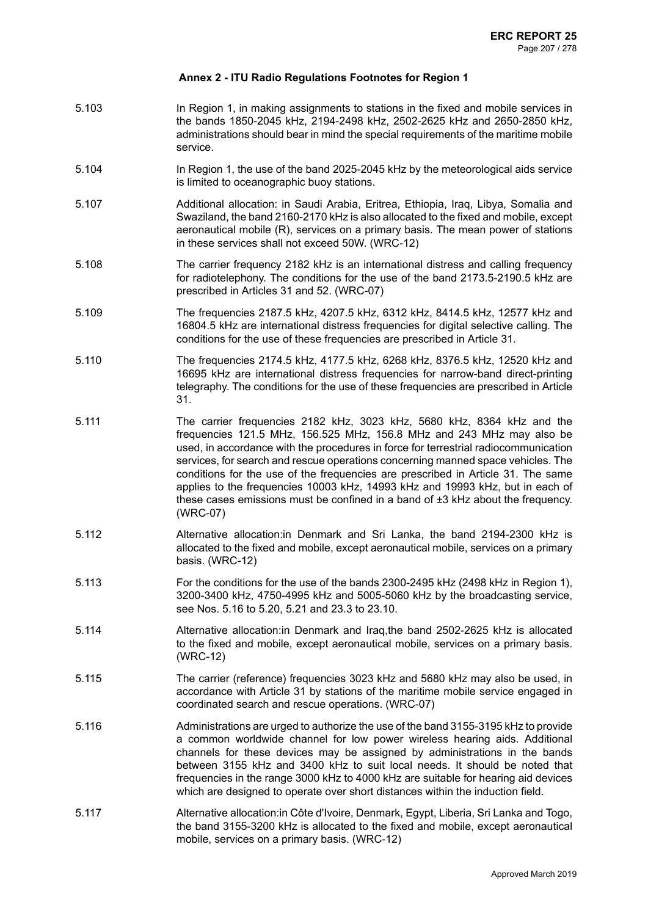## Annex 2 - ITU Radio Regulations Footnotes for Region 1

5.103 In Region 1, in making assignments to stations in the fixed and mobile services in the bands 1850-2045 kHz, 2194-2498 kHz, 2502-2625 kHz and 2650-2850 kHz, administrations should bear in mind the special requirements of the maritime mobile service.

5.104 In Region 1, the use of the band 2025-2045 kHz by the meteorological aids service is limited to oceanographic buoy stations.

5.107 Additional allocation: in Saudi Arabia, Eritrea, Ethiopia, Iraq, Libya, Somalia and Swaziland, the band 2160-2170 kHz is also allocated to the fixed and mobile, except aeronautical mobile (R), services on a primary basis. The mean power of stations in these services shall not exceed 50W. (WRC-12)

5.108 The carrier frequency 2182 kHz is an international distress and calling frequency for radiotelephony. The conditions for the use of the band 2173.5-2190.5 kHz are prescribed in Articles 31 and 52. (WRC-07)

5.109 The frequencies 2187.5 kHz, 4207.5 kHz, 6312 kHz, 8414.5 kHz, 12577 kHz and 16804.5 kHz are international distress frequencies for digital selective calling. The conditions for the use of these frequencies are prescribed in Article 31.

5.110 The frequencies 2174.5 kHz, 4177.5 kHz, 6268 kHz, 8376.5 kHz, 12520 kHz and 16695 kHz are international distress frequencies for narrow-band direct-printing telegraphy. The conditions for the use of these frequencies are prescribed in Article 31.

5.111 The carrier frequencies 2182 kHz, 3023 kHz, 5680 kHz, 8364 kHz and the frequencies 121.5 MHz, 156.525 MHz, 156.8 MHz and 243 MHz may also be used, in accordance with the procedures in force for terrestrial radiocommunication services, for search and rescue operations concerning manned space vehicles. The conditions for the use of the frequencies are prescribed in Article 31. The same applies to the frequencies 10003 kHz, 14993 kHz and 19993 kHz, but in each of these cases emissions must be confined in a band of ±3 kHz about the frequency. (WRC-07)

5.112 Alternative allocation:in Denmark and Sri Lanka, the band 2194-2300 kHz is allocated to the fixed and mobile, except aeronautical mobile, services on a primary basis. (WRC-12)

5.113 For the conditions for the use of the bands 2300-2495 kHz (2498 kHz in Region 1), 3200-3400 kHz, 4750-4995 kHz and 5005-5060 kHz by the broadcasting service, see Nos. 5.16 to 5.20, 5.21 and 23.3 to 23.10.

5.114 Alternative allocation:in Denmark and Iraq,the band 2502-2625 kHz is allocated to the fixed and mobile, except aeronautical mobile, services on a primary basis. (WRC-12)

5.115 The carrier (reference) frequencies 3023 kHz and 5680 kHz may also be used, in accordance with Article 31 by stations of the maritime mobile service engaged in coordinated search and rescue operations. (WRC-07)

5.116 Administrations are urged to authorize the use of the band 3155-3195 kHz to provide a common worldwide channel for low power wireless hearing aids. Additional channels for these devices may be assigned by administrations in the bands between 3155 kHz and 3400 kHz to suit local needs. It should be noted that frequencies in the range 3000 kHz to 4000 kHz are suitable for hearing aid devices which are designed to operate over short distances within the induction field.

5.117 Alternative allocation:in Côte d'Ivoire, Denmark, Egypt, Liberia, Sri Lanka and Togo, the band 3155-3200 kHz is allocated to the fixed and mobile, except aeronautical mobile, services on a primary basis. (WRC-12)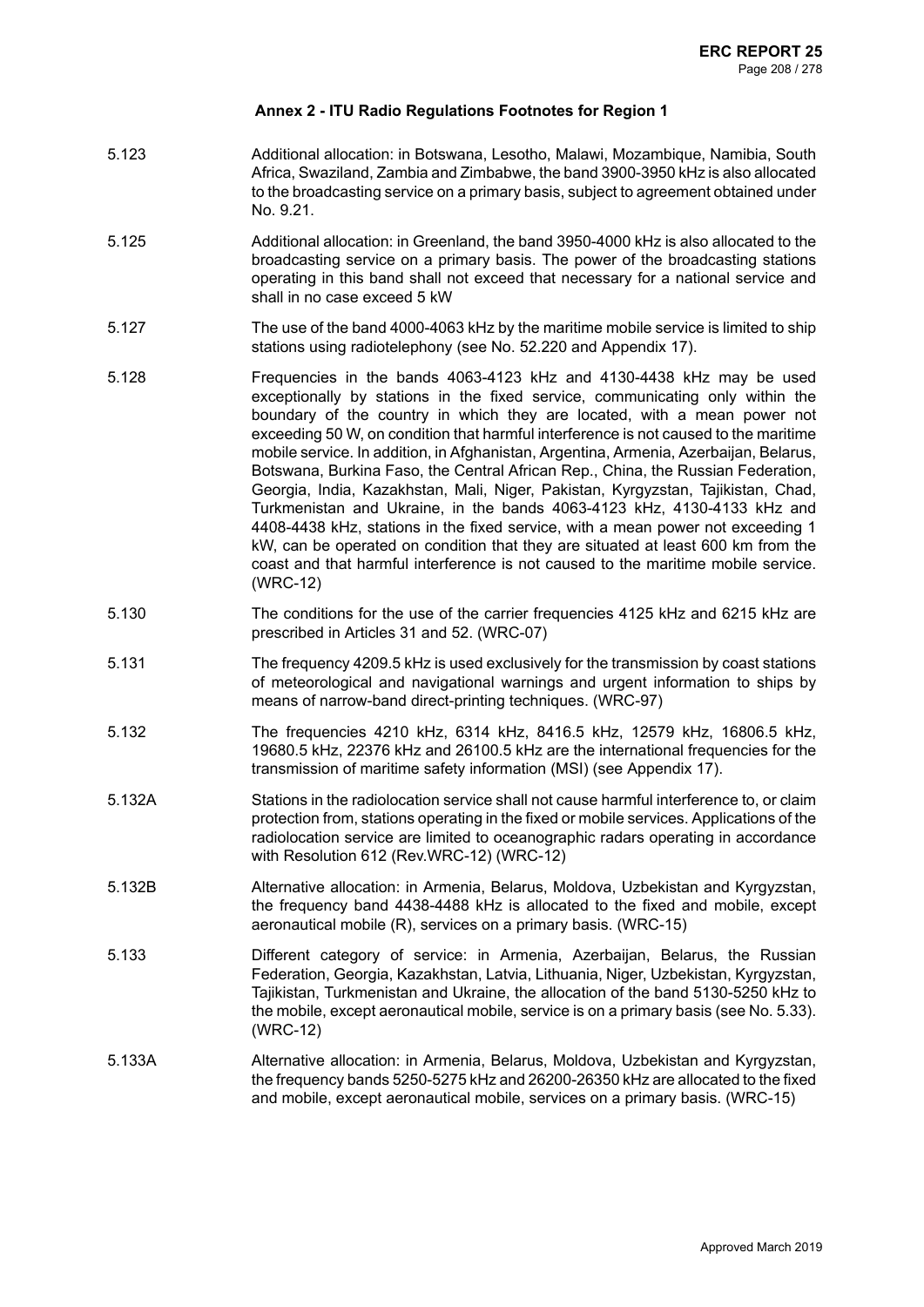## Annex 2 - ITU Radio Regulations Footnotes for Region 1

5.123 Additional allocation: in Botswana, Lesotho, Malawi, Mozambique, Namibia, South Africa, Swaziland, Zambia and Zimbabwe, the band 3900-3950 kHz is also allocated to the broadcasting service on a primary basis, subject to agreement obtained under No. 9.21.

5.125 Additional allocation: in Greenland, the band 3950-4000 kHz is also allocated to the broadcasting service on a primary basis. The power of the broadcasting stations operating in this band shall not exceed that necessary for a national service and shall in no case exceed 5 kW

5.127 The use of the band 4000-4063 kHz by the maritime mobile service is limited to ship stations using radiotelephony (see No. 52.220 and Appendix 17).

5.128 Frequencies in the bands 4063-4123 kHz and 4130-4438 kHz may be used exceptionally by stations in the fixed service, communicating only within the boundary of the country in which they are located, with a mean power not exceeding 50 W, on condition that harmful interference is not caused to the maritime mobile service. In addition, in Afghanistan, Argentina, Armenia, Azerbaijan, Belarus, Botswana, Burkina Faso, the Central African Rep., China, the Russian Federation, Georgia, India, Kazakhstan, Mali, Niger, Pakistan, Kyrgyzstan, Tajikistan, Chad, Turkmenistan and Ukraine, in the bands 4063-4123 kHz, 4130-4133 kHz and 4408-4438 kHz, stations in the fixed service, with a mean power not exceeding 1 kW, can be operated on condition that they are situated at least 600 km from the coast and that harmful interference is not caused to the maritime mobile service. (WRC-12)

5.130 The conditions for the use of the carrier frequencies 4125 kHz and 6215 kHz are prescribed in Articles 31 and 52. (WRC-07)

5.131 The frequency 4209.5 kHz is used exclusively for the transmission by coast stations of meteorological and navigational warnings and urgent information to ships by means of narrow-band direct-printing techniques. (WRC-97)

5.132 The frequencies 4210 kHz, 6314 kHz, 8416.5 kHz, 12579 kHz, 16806.5 kHz, 19680.5 kHz, 22376 kHz and 26100.5 kHz are the international frequencies for the transmission of maritime safety information (MSI) (see Appendix 17).

5.132A Stations in the radiolocation service shall not cause harmful interference to, or claim protection from, stations operating in the fixed or mobile services. Applications of the radiolocation service are limited to oceanographic radars operating in accordance with Resolution 612 (Rev.WRC-12) (WRC-12)

5.132B Alternative allocation: in Armenia, Belarus, Moldova, Uzbekistan and Kyrgyzstan, the frequency band 4438-4488 kHz is allocated to the fixed and mobile, except aeronautical mobile (R), services on a primary basis. (WRC-15)

5.133 Different category of service: in Armenia, Azerbaijan, Belarus, the Russian Federation, Georgia, Kazakhstan, Latvia, Lithuania, Niger, Uzbekistan, Kyrgyzstan, Tajikistan, Turkmenistan and Ukraine, the allocation of the band 5130-5250 kHz to the mobile, except aeronautical mobile, service is on a primary basis (see No. 5.33). (WRC-12)

5.133A Alternative allocation: in Armenia, Belarus, Moldova, Uzbekistan and Kyrgyzstan, the frequency bands 5250-5275 kHz and 26200-26350 kHz are allocated to the fixed and mobile, except aeronautical mobile, services on a primary basis. (WRC-15)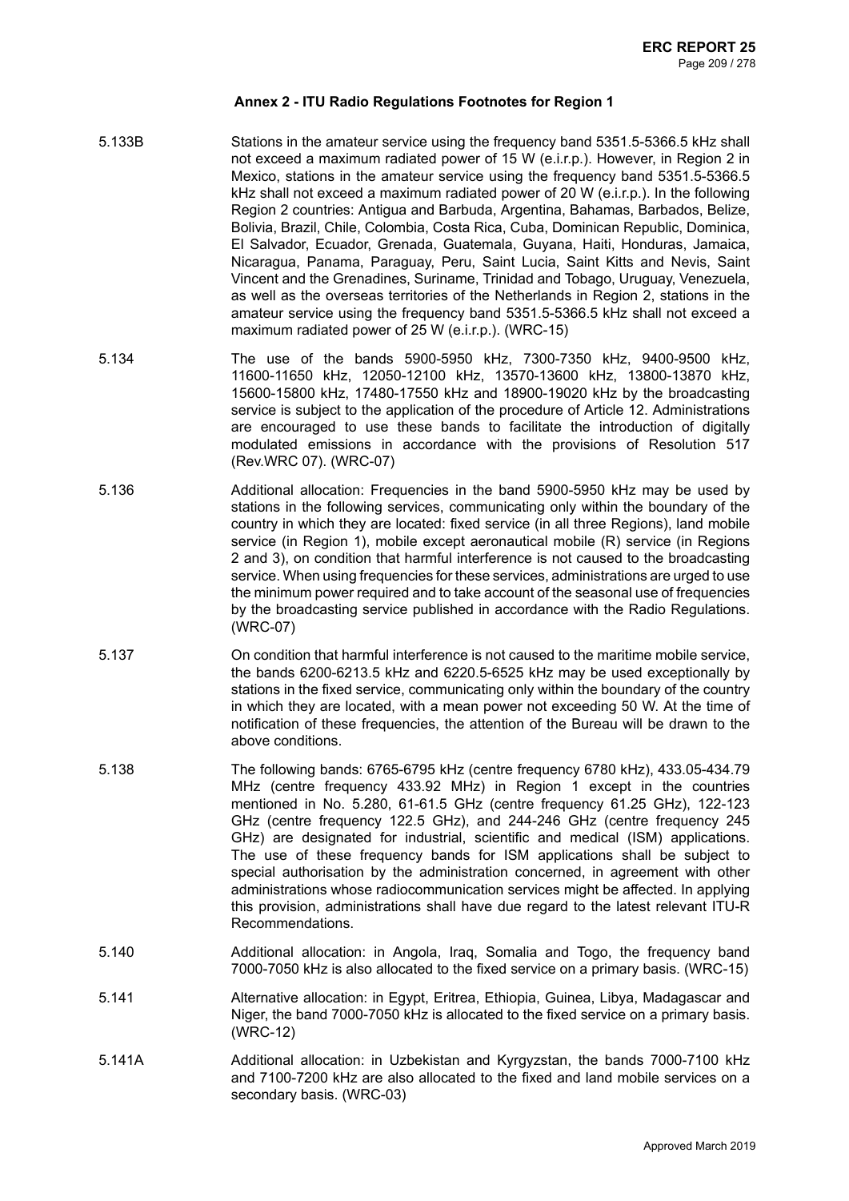## Annex 2 - ITU Radio Regulations Footnotes for Region 1

5.133B Stations in the amateur service using the frequency band 5351.5-5366.5 kHz shall not exceed a maximum radiated power of 15 W (e.i.r.p.). However, in Region 2 in Mexico, stations in the amateur service using the frequency band 5351.5-5366.5 kHz shall not exceed a maximum radiated power of 20 W (e.i.r.p.). In the following Region 2 countries: Antigua and Barbuda, Argentina, Bahamas, Barbados, Belize, Bolivia, Brazil, Chile, Colombia, Costa Rica, Cuba, Dominican Republic, Dominica, El Salvador, Ecuador, Grenada, Guatemala, Guyana, Haiti, Honduras, Jamaica, Nicaragua, Panama, Paraguay, Peru, Saint Lucia, Saint Kitts and Nevis, Saint Vincent and the Grenadines, Suriname, Trinidad and Tobago, Uruguay, Venezuela, as well as the overseas territories of the Netherlands in Region 2, stations in the amateur service using the frequency band 5351.5-5366.5 kHz shall not exceed a maximum radiated power of 25 W (e.i.r.p.). (WRC-15)

5.134 The use of the bands 5900-5950 kHz, 7300-7350 kHz, 9400-9500 kHz, 11600-11650 kHz, 12050-12100 kHz, 13570-13600 kHz, 13800-13870 kHz, 15600-15800 kHz, 17480-17550 kHz and 18900-19020 kHz by the broadcasting service is subject to the application of the procedure of Article 12. Administrations are encouraged to use these bands to facilitate the introduction of digitally modulated emissions in accordance with the provisions of Resolution 517 (Rev.WRC 07). (WRC-07)

5.136 Additional allocation: Frequencies in the band 5900-5950 kHz may be used by stations in the following services, communicating only within the boundary of the country in which they are located: fixed service (in all three Regions), land mobile service (in Region 1), mobile except aeronautical mobile (R) service (in Regions 2 and 3), on condition that harmful interference is not caused to the broadcasting service. When using frequencies for these services, administrations are urged to use the minimum power required and to take account of the seasonal use of frequencies by the broadcasting service published in accordance with the Radio Regulations. (WRC-07)

5.137 On condition that harmful interference is not caused to the maritime mobile service, the bands 6200-6213.5 kHz and 6220.5-6525 kHz may be used exceptionally by stations in the fixed service, communicating only within the boundary of the country in which they are located, with a mean power not exceeding 50 W. At the time of notification of these frequencies, the attention of the Bureau will be drawn to the above conditions.

5.138 The following bands: 6765-6795 kHz (centre frequency 6780 kHz), 433.05-434.79 MHz (centre frequency 433.92 MHz) in Region 1 except in the countries mentioned in No. 5.280, 61-61.5 GHz (centre frequency 61.25 GHz), 122-123 GHz (centre frequency 122.5 GHz), and 244-246 GHz (centre frequency 245 GHz) are designated for industrial, scientific and medical (ISM) applications. The use of these frequency bands for ISM applications shall be subject to special authorisation by the administration concerned, in agreement with other administrations whose radiocommunication services might be affected. In applying this provision, administrations shall have due regard to the latest relevant ITU-R Recommendations.

5.140 Additional allocation: in Angola, Iraq, Somalia and Togo, the frequency band 7000-7050 kHz is also allocated to the fixed service on a primary basis. (WRC-15)

5.141 Alternative allocation: in Egypt, Eritrea, Ethiopia, Guinea, Libya, Madagascar and Niger, the band 7000-7050 kHz is allocated to the fixed service on a primary basis. (WRC-12)

5.141A Additional allocation: in Uzbekistan and Kyrgyzstan, the bands 7000-7100 kHz and 7100-7200 kHz are also allocated to the fixed and land mobile services on a secondary basis. (WRC-03)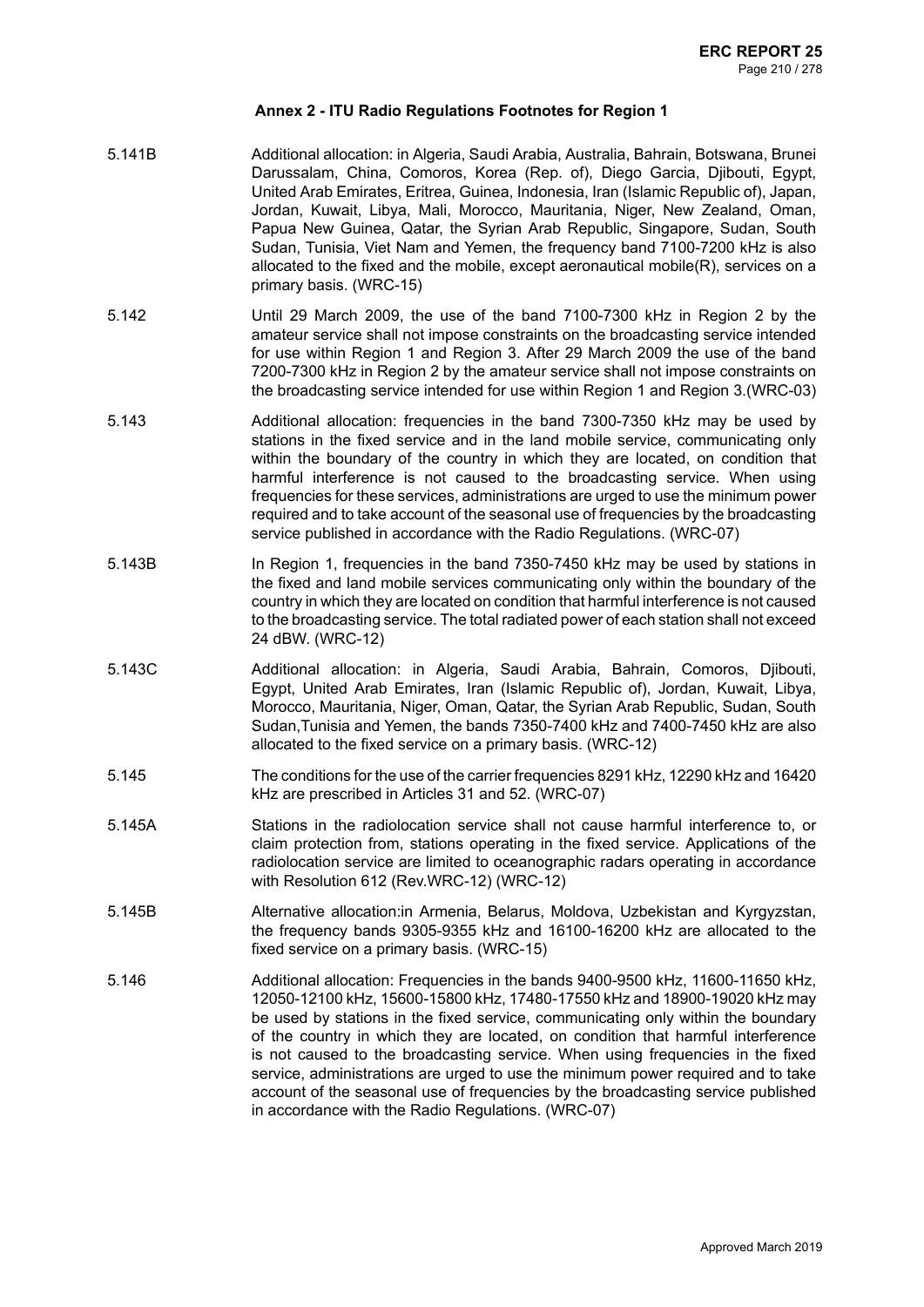## Annex 2 - ITU Radio Regulations Footnotes for Region 1

| | |
|---|---|
| 5.141B | Additional allocation: in Algeria, Saudi Arabia, Australia, Bahrain, Botswana, Brunei Darussalam, China, Comoros, Korea (Rep. of), Diego Garcia, Djibouti, Egypt, United Arab Emirates, Eritrea, Guinea, Indonesia, Iran (Islamic Republic of), Japan, Jordan, Kuwait, Libya, Mali, Morocco, Mauritania, Niger, New Zealand, Oman, Papua New Guinea, Qatar, the Syrian Arab Republic, Singapore, Sudan, South Sudan, Tunisia, Viet Nam and Yemen, the frequency band 7100-7200 kHz is also allocated to the fixed and the mobile, except aeronautical mobile(R), services on a primary basis. (WRC-15) |
| 5.142 | Until 29 March 2009, the use of the band 7100-7300 kHz in Region 2 by the amateur service shall not impose constraints on the broadcasting service intended for use within Region 1 and Region 3. After 29 March 2009 the use of the band 7200-7300 kHz in Region 2 by the amateur service shall not impose constraints on the broadcasting service intended for use within Region 1 and Region 3.(WRC-03) |
| 5.143 | Additional allocation: frequencies in the band 7300-7350 kHz may be used by stations in the fixed service and in the land mobile service, communicating only within the boundary of the country in which they are located, on condition that harmful interference is not caused to the broadcasting service. When using frequencies for these services, administrations are urged to use the minimum power required and to take account of the seasonal use of frequencies by the broadcasting service published in accordance with the Radio Regulations. (WRC-07) |
| 5.143B | In Region 1, frequencies in the band 7350-7450 kHz may be used by stations in the fixed and land mobile services communicating only within the boundary of the country in which they are located on condition that harmful interference is not caused to the broadcasting service. The total radiated power of each station shall not exceed 24 dBW. (WRC-12) |
| 5.143C | Additional allocation: in Algeria, Saudi Arabia, Bahrain, Comoros, Djibouti, Egypt, United Arab Emirates, Iran (Islamic Republic of), Jordan, Kuwait, Libya, Morocco, Mauritania, Niger, Oman, Qatar, the Syrian Arab Republic, Sudan, South Sudan,Tunisia and Yemen, the bands 7350-7400 kHz and 7400-7450 kHz are also allocated to the fixed service on a primary basis. (WRC-12) |
| 5.145 | The conditions for the use of the carrier frequencies 8291 kHz, 12290 kHz and 16420 kHz are prescribed in Articles 31 and 52. (WRC-07) |
| 5.145A | Stations in the radiolocation service shall not cause harmful interference to, or claim protection from, stations operating in the fixed service. Applications of the radiolocation service are limited to oceanographic radars operating in accordance with Resolution 612 (Rev.WRC-12) (WRC-12) |
| 5.145B | Alternative allocation:in Armenia, Belarus, Moldova, Uzbekistan and Kyrgyzstan, the frequency bands 9305-9355 kHz and 16100-16200 kHz are allocated to the fixed service on a primary basis. (WRC-15) |
| 5.146 | Additional allocation: Frequencies in the bands 9400-9500 kHz, 11600-11650 kHz, 12050-12100 kHz, 15600-15800 kHz, 17480-17550 kHz and 18900-19020 kHz may be used by stations in the fixed service, communicating only within the boundary of the country in which they are located, on condition that harmful interference is not caused to the broadcasting service. When using frequencies in the fixed service, administrations are urged to use the minimum power required and to take account of the seasonal use of frequencies by the broadcasting service published in accordance with the Radio Regulations. (WRC-07) |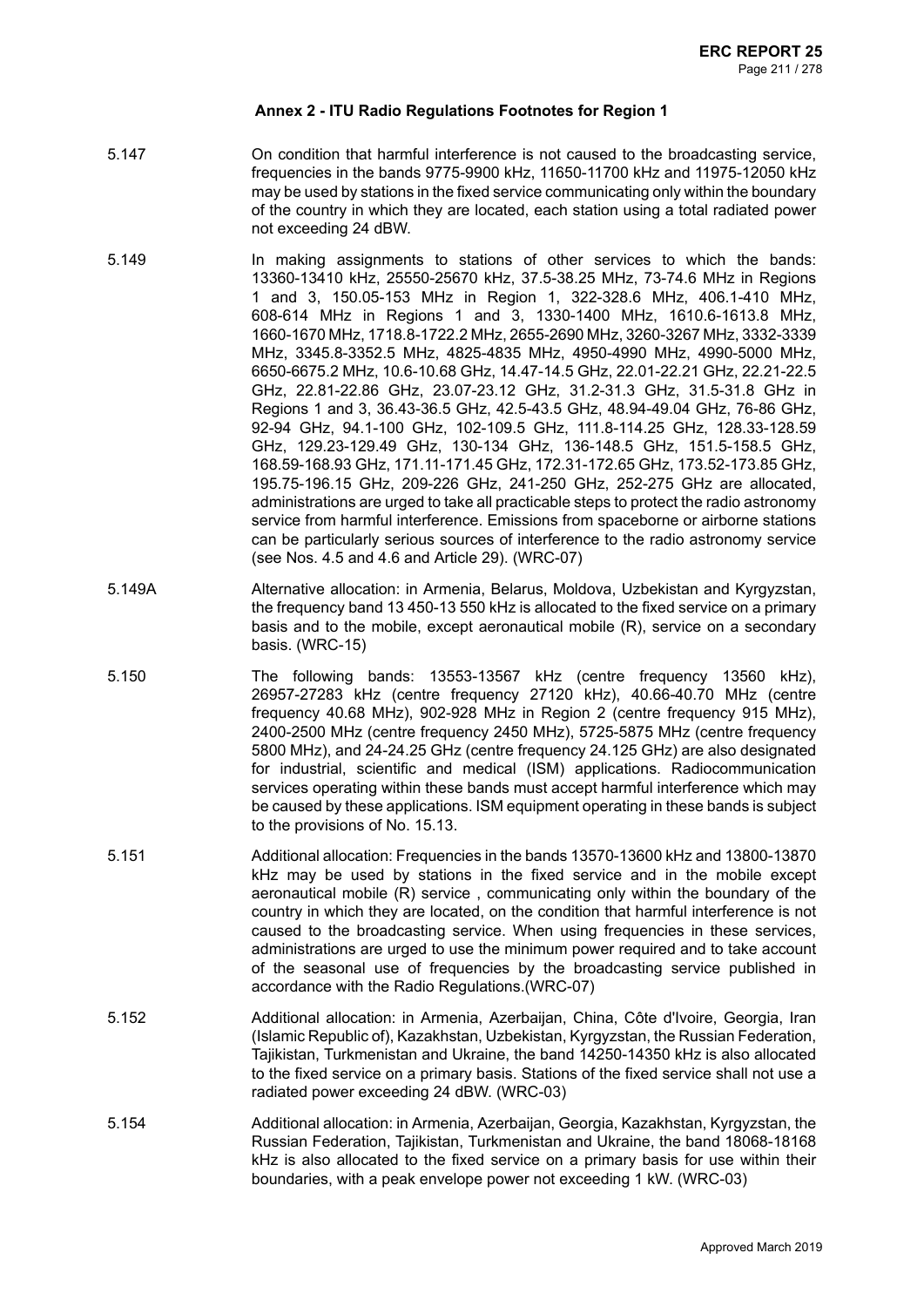### Annex 2 - ITU Radio Regulations Footnotes for Region 1

| | |
|---|---|
| 5.147 | On condition that harmful interference is not caused to the broadcasting service, frequencies in the bands 9775-9900 kHz, 11650-11700 kHz and 11975-12050 kHz may be used by stations in the fixed service communicating only within the boundary of the country in which they are located, each station using a total radiated power not exceeding 24 dBW. |
| 5.149 | In making assignments to stations of other services to which the bands: 13360-13410 kHz, 25550-25670 kHz, 37.5-38.25 MHz, 73-74.6 MHz in Regions 1 and 3, 150.05-153 MHz in Region 1, 322-328.6 MHz, 406.1-410 MHz, 608-614 MHz in Regions 1 and 3, 1330-1400 MHz, 1610.6-1613.8 MHz, 1660-1670 MHz, 1718.8-1722.2 MHz, 2655-2690 MHz, 3260-3267 MHz, 3332-3339 MHz, 3345.8-3352.5 MHz, 4825-4835 MHz, 4950-4990 MHz, 4990-5000 MHz, 6650-6675.2 MHz, 10.6-10.68 GHz, 14.47-14.5 GHz, 22.01-22.21 GHz, 22.21-22.5 GHz, 22.81-22.86 GHz, 23.07-23.12 GHz, 31.2-31.3 GHz, 31.5-31.8 GHz in Regions 1 and 3, 36.43-36.5 GHz, 42.5-43.5 GHz, 48.94-49.04 GHz, 76-86 GHz, 92-94 GHz, 94.1-100 GHz, 102-109.5 GHz, 111.8-114.25 GHz, 128.33-128.59 GHz, 129.23-129.49 GHz, 130-134 GHz, 136-148.5 GHz, 151.5-158.5 GHz, 168.59-168.93 GHz, 171.11-171.45 GHz, 172.31-172.65 GHz, 173.52-173.85 GHz, 195.75-196.15 GHz, 209-226 GHz, 241-250 GHz, 252-275 GHz are allocated, administrations are urged to take all practicable steps to protect the radio astronomy service from harmful interference. Emissions from spaceborne or airborne stations can be particularly serious sources of interference to the radio astronomy service (see Nos. 4.5 and 4.6 and Article 29). (WRC-07) |
| 5.149A | Alternative allocation: in Armenia, Belarus, Moldova, Uzbekistan and Kyrgyzstan, the frequency band 13 450-13 550 kHz is allocated to the fixed service on a primary basis and to the mobile, except aeronautical mobile (R), service on a secondary basis. (WRC-15) |
| 5.150 | The following bands: 13553-13567 kHz (centre frequency 13560 kHz), 26957-27283 kHz (centre frequency 27120 kHz), 40.66-40.70 MHz (centre frequency 40.68 MHz), 902-928 MHz in Region 2 (centre frequency 915 MHz), 2400-2500 MHz (centre frequency 2450 MHz), 5725-5875 MHz (centre frequency 5800 MHz), and 24-24.25 GHz (centre frequency 24.125 GHz) are also designated for industrial, scientific and medical (ISM) applications. Radiocommunication services operating within these bands must accept harmful interference which may be caused by these applications. ISM equipment operating in these bands is subject to the provisions of No. 15.13. |
| 5.151 | Additional allocation: Frequencies in the bands 13570-13600 kHz and 13800-13870 kHz may be used by stations in the fixed service and in the mobile except aeronautical mobile (R) service , communicating only within the boundary of the country in which they are located, on the condition that harmful interference is not caused to the broadcasting service. When using frequencies in these services, administrations are urged to use the minimum power required and to take account of the seasonal use of frequencies by the broadcasting service published in accordance with the Radio Regulations.(WRC-07) |
| 5.152 | Additional allocation: in Armenia, Azerbaijan, China, Côte d'Ivoire, Georgia, Iran (Islamic Republic of), Kazakhstan, Uzbekistan, Kyrgyzstan, the Russian Federation, Tajikistan, Turkmenistan and Ukraine, the band 14250-14350 kHz is also allocated to the fixed service on a primary basis. Stations of the fixed service shall not use a radiated power exceeding 24 dBW. (WRC-03) |
| 5.154 | Additional allocation: in Armenia, Azerbaijan, Georgia, Kazakhstan, Kyrgyzstan, the Russian Federation, Tajikistan, Turkmenistan and Ukraine, the band 18068-18168 kHz is also allocated to the fixed service on a primary basis for use within their boundaries, with a peak envelope power not exceeding 1 kW. (WRC-03) |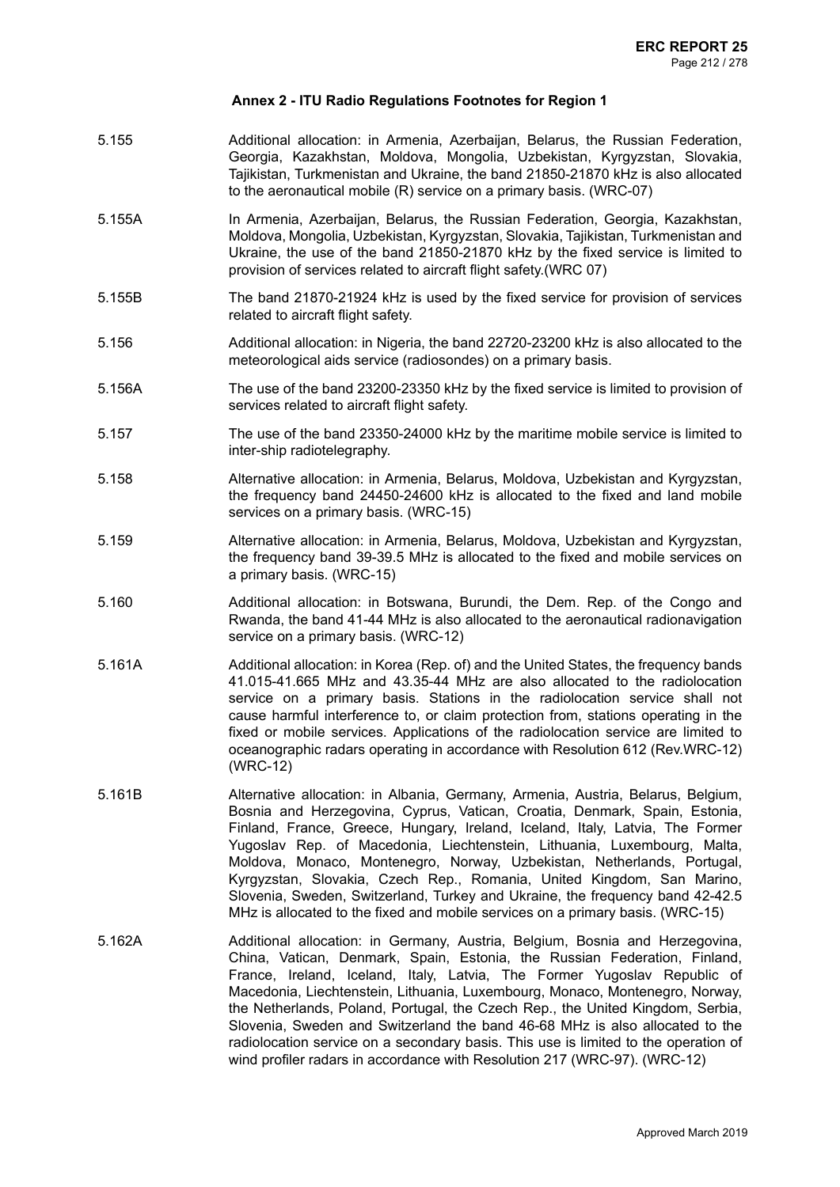## Annex 2 - ITU Radio Regulations Footnotes for Region 1

| | |
|---|---|
| 5.155 | Additional allocation: in Armenia, Azerbaijan, Belarus, the Russian Federation, Georgia, Kazakhstan, Moldova, Mongolia, Uzbekistan, Kyrgyzstan, Slovakia, Tajikistan, Turkmenistan and Ukraine, the band 21850-21870 kHz is also allocated to the aeronautical mobile (R) service on a primary basis. (WRC-07) |
| 5.155A | In Armenia, Azerbaijan, Belarus, the Russian Federation, Georgia, Kazakhstan, Moldova, Mongolia, Uzbekistan, Kyrgyzstan, Slovakia, Tajikistan, Turkmenistan and Ukraine, the use of the band 21850-21870 kHz by the fixed service is limited to provision of services related to aircraft flight safety.(WRC 07) |
| 5.155B | The band 21870-21924 kHz is used by the fixed service for provision of services related to aircraft flight safety. |
| 5.156 | Additional allocation: in Nigeria, the band 22720-23200 kHz is also allocated to the meteorological aids service (radiosondes) on a primary basis. |
| 5.156A | The use of the band 23200-23350 kHz by the fixed service is limited to provision of services related to aircraft flight safety. |
| 5.157 | The use of the band 23350-24000 kHz by the maritime mobile service is limited to inter-ship radiotelegraphy. |
| 5.158 | Alternative allocation: in Armenia, Belarus, Moldova, Uzbekistan and Kyrgyzstan, the frequency band 24450-24600 kHz is allocated to the fixed and land mobile services on a primary basis. (WRC-15) |
| 5.159 | Alternative allocation: in Armenia, Belarus, Moldova, Uzbekistan and Kyrgyzstan, the frequency band 39-39.5 MHz is allocated to the fixed and mobile services on a primary basis. (WRC-15) |
| 5.160 | Additional allocation: in Botswana, Burundi, the Dem. Rep. of the Congo and Rwanda, the band 41-44 MHz is also allocated to the aeronautical radionavigation service on a primary basis. (WRC-12) |
| 5.161A | Additional allocation: in Korea (Rep. of) and the United States, the frequency bands 41.015-41.665 MHz and 43.35-44 MHz are also allocated to the radiolocation service on a primary basis. Stations in the radiolocation service shall not cause harmful interference to, or claim protection from, stations operating in the fixed or mobile services. Applications of the radiolocation service are limited to oceanographic radars operating in accordance with Resolution 612 (Rev.WRC-12) (WRC-12) |
| 5.161B | Alternative allocation: in Albania, Germany, Armenia, Austria, Belarus, Belgium, Bosnia and Herzegovina, Cyprus, Vatican, Croatia, Denmark, Spain, Estonia, Finland, France, Greece, Hungary, Ireland, Iceland, Italy, Latvia, The Former Yugoslav Rep. of Macedonia, Liechtenstein, Lithuania, Luxembourg, Malta, Moldova, Monaco, Montenegro, Norway, Uzbekistan, Netherlands, Portugal, Kyrgyzstan, Slovakia, Czech Rep., Romania, United Kingdom, San Marino, Slovenia, Sweden, Switzerland, Turkey and Ukraine, the frequency band 42-42.5 MHz is allocated to the fixed and mobile services on a primary basis. (WRC-15) |
| 5.162A | Additional allocation: in Germany, Austria, Belgium, Bosnia and Herzegovina, China, Vatican, Denmark, Spain, Estonia, the Russian Federation, Finland, France, Ireland, Iceland, Italy, Latvia, The Former Yugoslav Republic of Macedonia, Liechtenstein, Lithuania, Luxembourg, Monaco, Montenegro, Norway, the Netherlands, Poland, Portugal, the Czech Rep., the United Kingdom, Serbia, Slovenia, Sweden and Switzerland the band 46-68 MHz is also allocated to the radiolocation service on a secondary basis. This use is limited to the operation of wind profiler radars in accordance with Resolution 217 (WRC-97). (WRC-12) |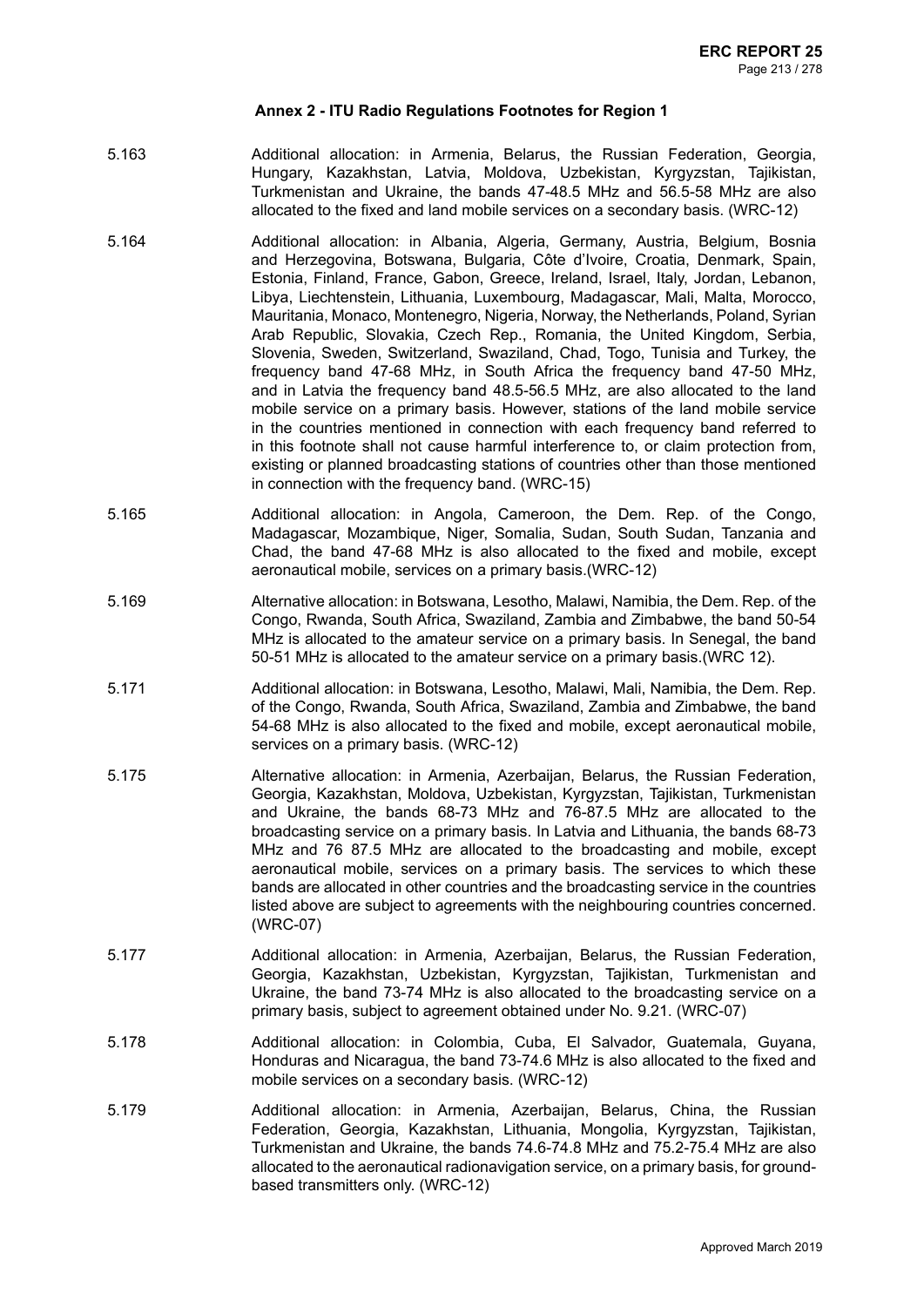### Annex 2 - ITU Radio Regulations Footnotes for Region 1

5.163 Additional allocation: in Armenia, Belarus, the Russian Federation, Georgia, Hungary, Kazakhstan, Latvia, Moldova, Uzbekistan, Kyrgyzstan, Tajikistan, Turkmenistan and Ukraine, the bands 47-48.5 MHz and 56.5-58 MHz are also allocated to the fixed and land mobile services on a secondary basis. (WRC-12)

5.164 Additional allocation: in Albania, Algeria, Germany, Austria, Belgium, Bosnia and Herzegovina, Botswana, Bulgaria, Côte d'Ivoire, Croatia, Denmark, Spain, Estonia, Finland, France, Gabon, Greece, Ireland, Israel, Italy, Jordan, Lebanon, Libya, Liechtenstein, Lithuania, Luxembourg, Madagascar, Mali, Malta, Morocco, Mauritania, Monaco, Montenegro, Nigeria, Norway, the Netherlands, Poland, Syrian Arab Republic, Slovakia, Czech Rep., Romania, the United Kingdom, Serbia, Slovenia, Sweden, Switzerland, Swaziland, Chad, Togo, Tunisia and Turkey, the frequency band 47-68 MHz, in South Africa the frequency band 47-50 MHz, and in Latvia the frequency band 48.5-56.5 MHz, are also allocated to the land mobile service on a primary basis. However, stations of the land mobile service in the countries mentioned in connection with each frequency band referred to in this footnote shall not cause harmful interference to, or claim protection from, existing or planned broadcasting stations of countries other than those mentioned in connection with the frequency band. (WRC-15)

5.165 Additional allocation: in Angola, Cameroon, the Dem. Rep. of the Congo, Madagascar, Mozambique, Niger, Somalia, Sudan, South Sudan, Tanzania and Chad, the band 47-68 MHz is also allocated to the fixed and mobile, except aeronautical mobile, services on a primary basis.(WRC-12)

5.169 Alternative allocation: in Botswana, Lesotho, Malawi, Namibia, the Dem. Rep. of the Congo, Rwanda, South Africa, Swaziland, Zambia and Zimbabwe, the band 50-54 MHz is allocated to the amateur service on a primary basis. In Senegal, the band 50-51 MHz is allocated to the amateur service on a primary basis.(WRC 12).

5.171 Additional allocation: in Botswana, Lesotho, Malawi, Mali, Namibia, the Dem. Rep. of the Congo, Rwanda, South Africa, Swaziland, Zambia and Zimbabwe, the band 54-68 MHz is also allocated to the fixed and mobile, except aeronautical mobile, services on a primary basis. (WRC-12)

5.175 Alternative allocation: in Armenia, Azerbaijan, Belarus, the Russian Federation, Georgia, Kazakhstan, Moldova, Uzbekistan, Kyrgyzstan, Tajikistan, Turkmenistan and Ukraine, the bands 68-73 MHz and 76-87.5 MHz are allocated to the broadcasting service on a primary basis. In Latvia and Lithuania, the bands 68-73 MHz and 76 87.5 MHz are allocated to the broadcasting and mobile, except aeronautical mobile, services on a primary basis. The services to which these bands are allocated in other countries and the broadcasting service in the countries listed above are subject to agreements with the neighbouring countries concerned. (WRC-07)

5.177 Additional allocation: in Armenia, Azerbaijan, Belarus, the Russian Federation, Georgia, Kazakhstan, Uzbekistan, Kyrgyzstan, Tajikistan, Turkmenistan and Ukraine, the band 73-74 MHz is also allocated to the broadcasting service on a primary basis, subject to agreement obtained under No. 9.21. (WRC-07)

5.178 Additional allocation: in Colombia, Cuba, El Salvador, Guatemala, Guyana, Honduras and Nicaragua, the band 73-74.6 MHz is also allocated to the fixed and mobile services on a secondary basis. (WRC-12)

5.179 Additional allocation: in Armenia, Azerbaijan, Belarus, China, the Russian Federation, Georgia, Kazakhstan, Lithuania, Mongolia, Kyrgyzstan, Tajikistan, Turkmenistan and Ukraine, the bands 74.6-74.8 MHz and 75.2-75.4 MHz are also allocated to the aeronautical radionavigation service, on a primary basis, for ground-based transmitters only. (WRC-12)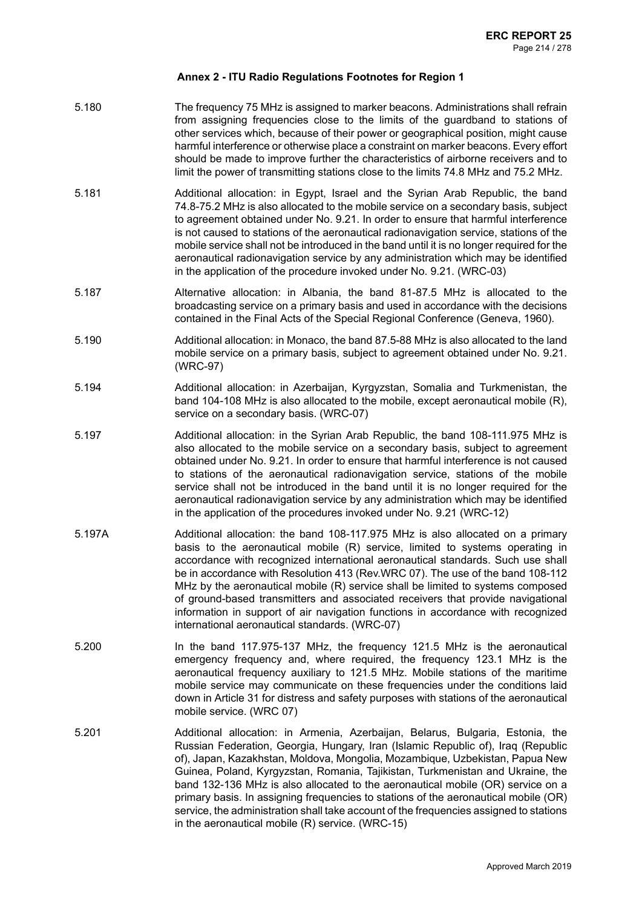## Annex 2 - ITU Radio Regulations Footnotes for Region 1

5.180 The frequency 75 MHz is assigned to marker beacons. Administrations shall refrain from assigning frequencies close to the limits of the guardband to stations of other services which, because of their power or geographical position, might cause harmful interference or otherwise place a constraint on marker beacons. Every effort should be made to improve further the characteristics of airborne receivers and to limit the power of transmitting stations close to the limits 74.8 MHz and 75.2 MHz.

5.181 Additional allocation: in Egypt, Israel and the Syrian Arab Republic, the band 74.8-75.2 MHz is also allocated to the mobile service on a secondary basis, subject to agreement obtained under No. 9.21. In order to ensure that harmful interference is not caused to stations of the aeronautical radionavigation service, stations of the mobile service shall not be introduced in the band until it is no longer required for the aeronautical radionavigation service by any administration which may be identified in the application of the procedure invoked under No. 9.21. (WRC-03)

5.187 Alternative allocation: in Albania, the band 81-87.5 MHz is allocated to the broadcasting service on a primary basis and used in accordance with the decisions contained in the Final Acts of the Special Regional Conference (Geneva, 1960).

5.190 Additional allocation: in Monaco, the band 87.5-88 MHz is also allocated to the land mobile service on a primary basis, subject to agreement obtained under No. 9.21. (WRC-97)

5.194 Additional allocation: in Azerbaijan, Kyrgyzstan, Somalia and Turkmenistan, the band 104-108 MHz is also allocated to the mobile, except aeronautical mobile (R), service on a secondary basis. (WRC-07)

5.197 Additional allocation: in the Syrian Arab Republic, the band 108-111.975 MHz is also allocated to the mobile service on a secondary basis, subject to agreement obtained under No. 9.21. In order to ensure that harmful interference is not caused to stations of the aeronautical radionavigation service, stations of the mobile service shall not be introduced in the band until it is no longer required for the aeronautical radionavigation service by any administration which may be identified in the application of the procedures invoked under No. 9.21 (WRC-12)

5.197A Additional allocation: the band 108-117.975 MHz is also allocated on a primary basis to the aeronautical mobile (R) service, limited to systems operating in accordance with recognized international aeronautical standards. Such use shall be in accordance with Resolution 413 (Rev.WRC 07). The use of the band 108-112 MHz by the aeronautical mobile (R) service shall be limited to systems composed of ground-based transmitters and associated receivers that provide navigational information in support of air navigation functions in accordance with recognized international aeronautical standards. (WRC-07)

5.200 In the band 117.975-137 MHz, the frequency 121.5 MHz is the aeronautical emergency frequency and, where required, the frequency 123.1 MHz is the aeronautical frequency auxiliary to 121.5 MHz. Mobile stations of the maritime mobile service may communicate on these frequencies under the conditions laid down in Article 31 for distress and safety purposes with stations of the aeronautical mobile service. (WRC 07)

5.201 Additional allocation: in Armenia, Azerbaijan, Belarus, Bulgaria, Estonia, the Russian Federation, Georgia, Hungary, Iran (Islamic Republic of), Iraq (Republic of), Japan, Kazakhstan, Moldova, Mongolia, Mozambique, Uzbekistan, Papua New Guinea, Poland, Kyrgyzstan, Romania, Tajikistan, Turkmenistan and Ukraine, the band 132-136 MHz is also allocated to the aeronautical mobile (OR) service on a primary basis. In assigning frequencies to stations of the aeronautical mobile (OR) service, the administration shall take account of the frequencies assigned to stations in the aeronautical mobile (R) service. (WRC-15)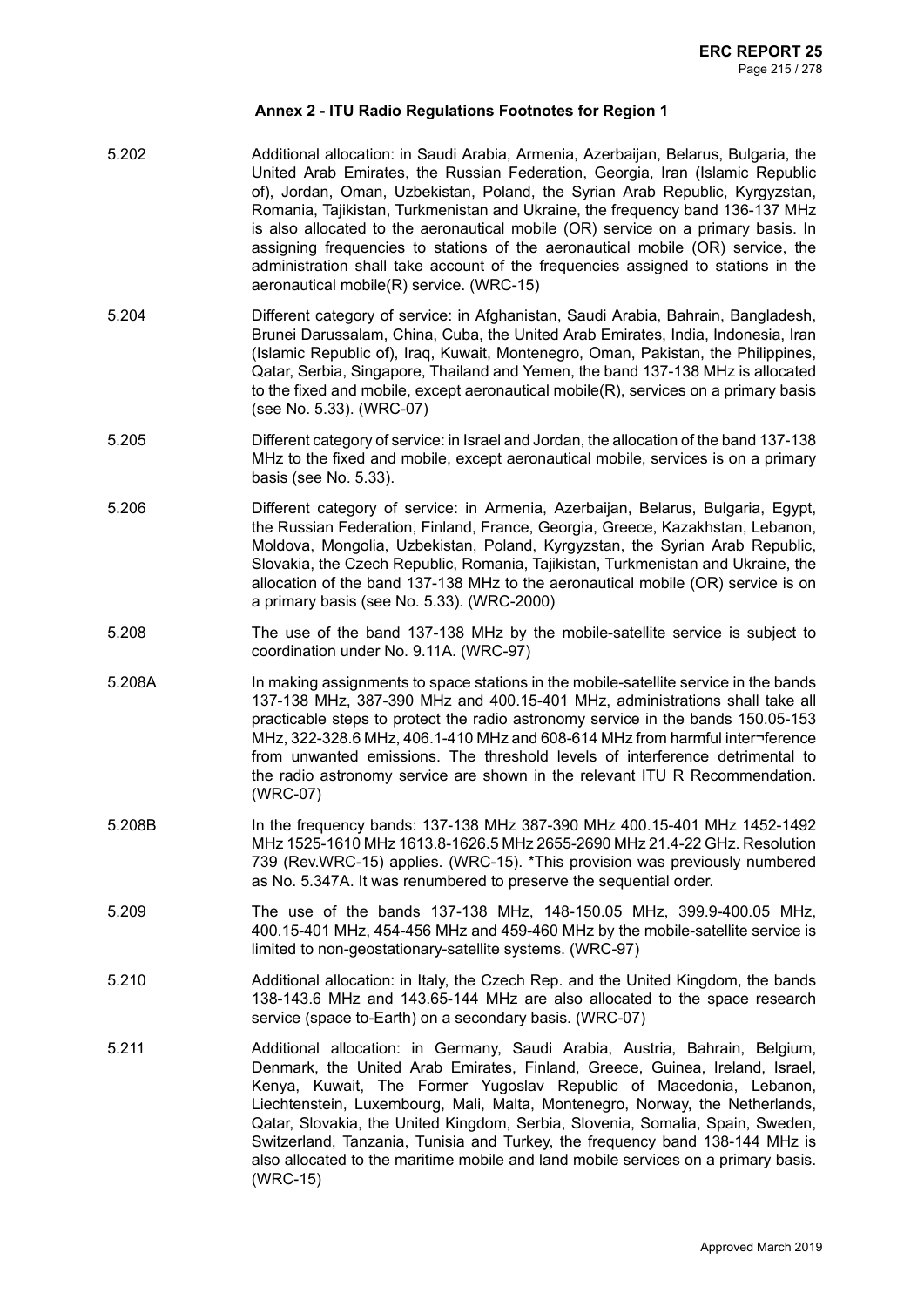## Annex 2 - ITU Radio Regulations Footnotes for Region 1

| | |
|---|---|
| 5.202 | Additional allocation: in Saudi Arabia, Armenia, Azerbaijan, Belarus, Bulgaria, the United Arab Emirates, the Russian Federation, Georgia, Iran (Islamic Republic of), Jordan, Oman, Uzbekistan, Poland, the Syrian Arab Republic, Kyrgyzstan, Romania, Tajikistan, Turkmenistan and Ukraine, the frequency band 136-137 MHz is also allocated to the aeronautical mobile (OR) service on a primary basis. In assigning frequencies to stations of the aeronautical mobile (OR) service, the administration shall take account of the frequencies assigned to stations in the aeronautical mobile(R) service. (WRC-15) |
| 5.204 | Different category of service: in Afghanistan, Saudi Arabia, Bahrain, Bangladesh, Brunei Darussalam, China, Cuba, the United Arab Emirates, India, Indonesia, Iran (Islamic Republic of), Iraq, Kuwait, Montenegro, Oman, Pakistan, the Philippines, Qatar, Serbia, Singapore, Thailand and Yemen, the band 137-138 MHz is allocated to the fixed and mobile, except aeronautical mobile(R), services on a primary basis (see No. 5.33). (WRC-07) |
| 5.205 | Different category of service: in Israel and Jordan, the allocation of the band 137-138 MHz to the fixed and mobile, except aeronautical mobile, services is on a primary basis (see No. 5.33). |
| 5.206 | Different category of service: in Armenia, Azerbaijan, Belarus, Bulgaria, Egypt, the Russian Federation, Finland, France, Georgia, Greece, Kazakhstan, Lebanon, Moldova, Mongolia, Uzbekistan, Poland, Kyrgyzstan, the Syrian Arab Republic, Slovakia, the Czech Republic, Romania, Tajikistan, Turkmenistan and Ukraine, the allocation of the band 137-138 MHz to the aeronautical mobile (OR) service is on a primary basis (see No. 5.33). (WRC-2000) |
| 5.208 | The use of the band 137-138 MHz by the mobile-satellite service is subject to coordination under No. 9.11A. (WRC-97) |
| 5.208A | In making assignments to space stations in the mobile-satellite service in the bands 137-138 MHz, 387-390 MHz and 400.15-401 MHz, administrations shall take all practicable steps to protect the radio astronomy service in the bands 150.05-153 MHz, 322-328.6 MHz, 406.1-410 MHz and 608-614 MHz from harmful inter¬ference from unwanted emissions. The threshold levels of interference detrimental to the radio astronomy service are shown in the relevant ITU R Recommendation. (WRC-07) |
| 5.208B | In the frequency bands: 137-138 MHz 387-390 MHz 400.15-401 MHz 1452-1492 MHz 1525-1610 MHz 1613.8-1626.5 MHz 2655-2690 MHz 21.4-22 GHz. Resolution 739 (Rev.WRC-15) applies. (WRC-15). *This provision was previously numbered as No. 5.347A. It was renumbered to preserve the sequential order. |
| 5.209 | The use of the bands 137-138 MHz, 148-150.05 MHz, 399.9-400.05 MHz, 400.15-401 MHz, 454-456 MHz and 459-460 MHz by the mobile-satellite service is limited to non-geostationary-satellite systems. (WRC-97) |
| 5.210 | Additional allocation: in Italy, the Czech Rep. and the United Kingdom, the bands 138-143.6 MHz and 143.65-144 MHz are also allocated to the space research service (space to-Earth) on a secondary basis. (WRC-07) |
| 5.211 | Additional allocation: in Germany, Saudi Arabia, Austria, Bahrain, Belgium, Denmark, the United Arab Emirates, Finland, Greece, Guinea, Ireland, Israel, Kenya, Kuwait, The Former Yugoslav Republic of Macedonia, Lebanon, Liechtenstein, Luxembourg, Mali, Malta, Montenegro, Norway, the Netherlands, Qatar, Slovakia, the United Kingdom, Serbia, Slovenia, Somalia, Spain, Sweden, Switzerland, Tanzania, Tunisia and Turkey, the frequency band 138-144 MHz is also allocated to the maritime mobile and land mobile services on a primary basis. (WRC-15) |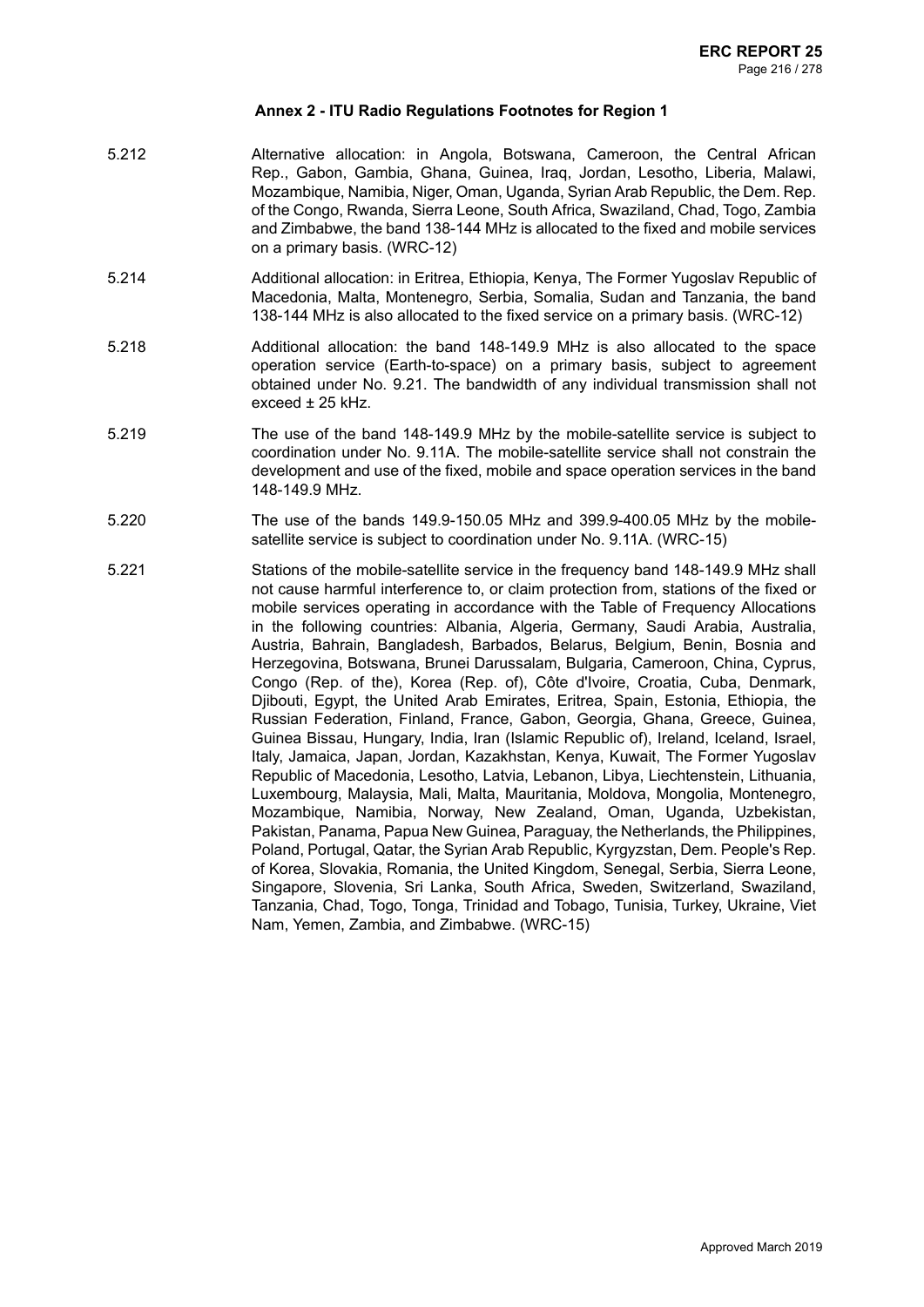## Annex 2 - ITU Radio Regulations Footnotes for Region 1

5.212 Alternative allocation: in Angola, Botswana, Cameroon, the Central African Rep., Gabon, Gambia, Ghana, Guinea, Iraq, Jordan, Lesotho, Liberia, Malawi, Mozambique, Namibia, Niger, Oman, Uganda, Syrian Arab Republic, the Dem. Rep. of the Congo, Rwanda, Sierra Leone, South Africa, Swaziland, Chad, Togo, Zambia and Zimbabwe, the band 138-144 MHz is allocated to the fixed and mobile services on a primary basis. (WRC-12)

5.214 Additional allocation: in Eritrea, Ethiopia, Kenya, The Former Yugoslav Republic of Macedonia, Malta, Montenegro, Serbia, Somalia, Sudan and Tanzania, the band 138-144 MHz is also allocated to the fixed service on a primary basis. (WRC-12)

5.218 Additional allocation: the band 148-149.9 MHz is also allocated to the space operation service (Earth-to-space) on a primary basis, subject to agreement obtained under No. 9.21. The bandwidth of any individual transmission shall not exceed ± 25 kHz.

5.219 The use of the band 148-149.9 MHz by the mobile-satellite service is subject to coordination under No. 9.11A. The mobile-satellite service shall not constrain the development and use of the fixed, mobile and space operation services in the band 148-149.9 MHz.

5.220 The use of the bands 149.9-150.05 MHz and 399.9-400.05 MHz by the mobile-satellite service is subject to coordination under No. 9.11A. (WRC-15)

5.221 Stations of the mobile-satellite service in the frequency band 148-149.9 MHz shall not cause harmful interference to, or claim protection from, stations of the fixed or mobile services operating in accordance with the Table of Frequency Allocations in the following countries: Albania, Algeria, Germany, Saudi Arabia, Australia, Austria, Bahrain, Bangladesh, Barbados, Belarus, Belgium, Benin, Bosnia and Herzegovina, Botswana, Brunei Darussalam, Bulgaria, Cameroon, China, Cyprus, Congo (Rep. of the), Korea (Rep. of), Côte d'Ivoire, Croatia, Cuba, Denmark, Djibouti, Egypt, the United Arab Emirates, Eritrea, Spain, Estonia, Ethiopia, the Russian Federation, Finland, France, Gabon, Georgia, Ghana, Greece, Guinea, Guinea Bissau, Hungary, India, Iran (Islamic Republic of), Ireland, Iceland, Israel, Italy, Jamaica, Japan, Jordan, Kazakhstan, Kenya, Kuwait, The Former Yugoslav Republic of Macedonia, Lesotho, Latvia, Lebanon, Libya, Liechtenstein, Lithuania, Luxembourg, Malaysia, Mali, Malta, Mauritania, Moldova, Mongolia, Montenegro, Mozambique, Namibia, Norway, New Zealand, Oman, Uganda, Uzbekistan, Pakistan, Panama, Papua New Guinea, Paraguay, the Netherlands, the Philippines, Poland, Portugal, Qatar, the Syrian Arab Republic, Kyrgyzstan, Dem. People's Rep. of Korea, Slovakia, Romania, the United Kingdom, Senegal, Serbia, Sierra Leone, Singapore, Slovenia, Sri Lanka, South Africa, Sweden, Switzerland, Swaziland, Tanzania, Chad, Togo, Tonga, Trinidad and Tobago, Tunisia, Turkey, Ukraine, Viet Nam, Yemen, Zambia, and Zimbabwe. (WRC-15)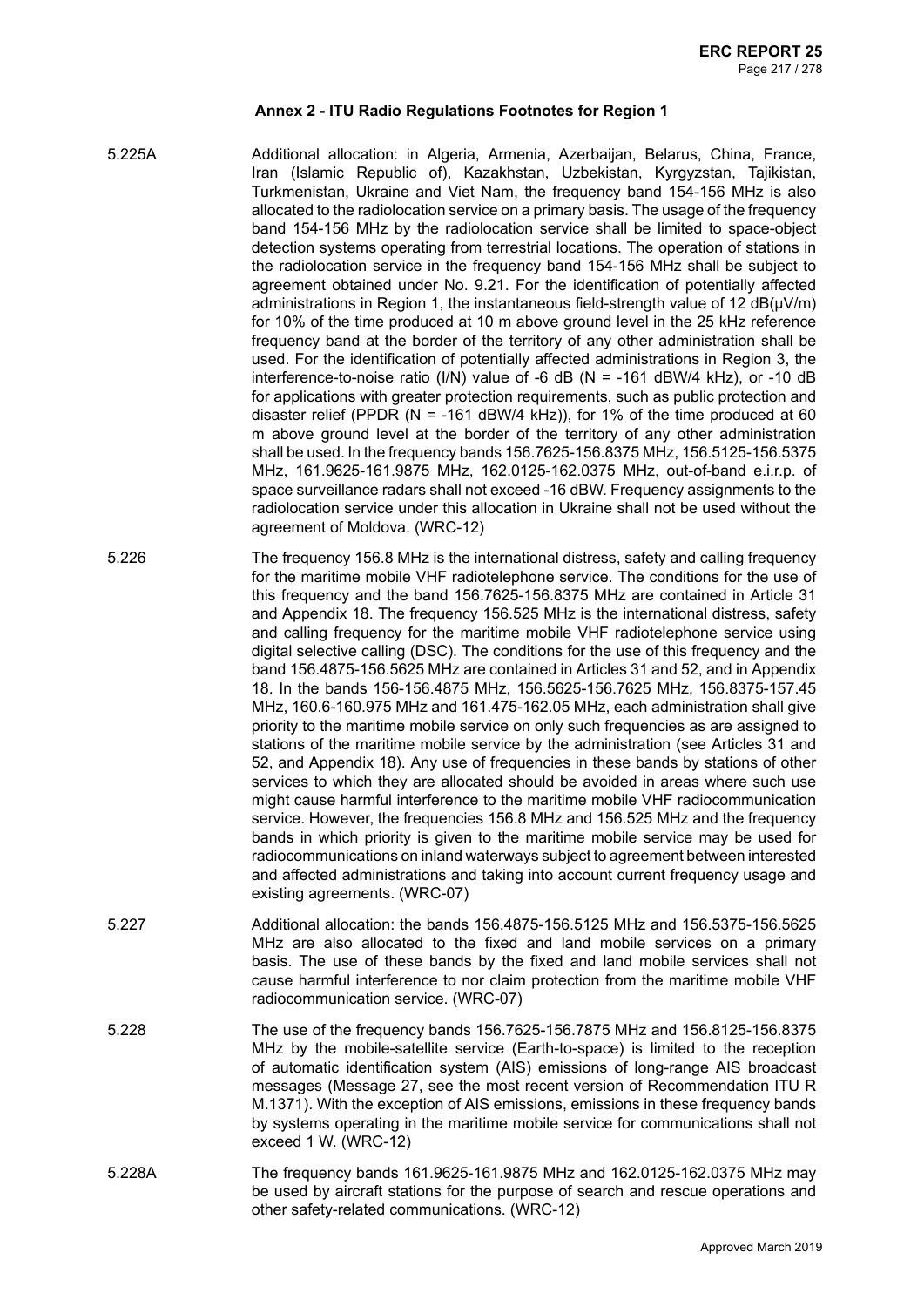## Annex 2 - ITU Radio Regulations Footnotes for Region 1

5.225A Additional allocation: in Algeria, Armenia, Azerbaijan, Belarus, China, France, Iran (Islamic Republic of), Kazakhstan, Uzbekistan, Kyrgyzstan, Tajikistan, Turkmenistan, Ukraine and Viet Nam, the frequency band 154-156 MHz is also allocated to the radiolocation service on a primary basis. The usage of the frequency band 154-156 MHz by the radiolocation service shall be limited to space-object detection systems operating from terrestrial locations. The operation of stations in the radiolocation service in the frequency band 154-156 MHz shall be subject to agreement obtained under No. 9.21. For the identification of potentially affected administrations in Region 1, the instantaneous field-strength value of 12 dB(μV/m) for 10% of the time produced at 10 m above ground level in the 25 kHz reference frequency band at the border of the territory of any other administration shall be used. For the identification of potentially affected administrations in Region 3, the interference-to-noise ratio (I/N) value of -6 dB (N = -161 dBW/4 kHz), or -10 dB for applications with greater protection requirements, such as public protection and disaster relief (PPDR (N = -161 dBW/4 kHz)), for 1% of the time produced at 60 m above ground level at the border of the territory of any other administration shall be used. In the frequency bands 156.7625-156.8375 MHz, 156.5125-156.5375 MHz, 161.9625-161.9875 MHz, 162.0125-162.0375 MHz, out-of-band e.i.r.p. of space surveillance radars shall not exceed -16 dBW. Frequency assignments to the radiolocation service under this allocation in Ukraine shall not be used without the agreement of Moldova. (WRC-12)

5.226 The frequency 156.8 MHz is the international distress, safety and calling frequency for the maritime mobile VHF radiotelephone service. The conditions for the use of this frequency and the band 156.7625-156.8375 MHz are contained in Article 31 and Appendix 18. The frequency 156.525 MHz is the international distress, safety and calling frequency for the maritime mobile VHF radiotelephone service using digital selective calling (DSC). The conditions for the use of this frequency and the band 156.4875-156.5625 MHz are contained in Articles 31 and 52, and in Appendix 18. In the bands 156-156.4875 MHz, 156.5625-156.7625 MHz, 156.8375-157.45 MHz, 160.6-160.975 MHz and 161.475-162.05 MHz, each administration shall give priority to the maritime mobile service on only such frequencies as are assigned to stations of the maritime mobile service by the administration (see Articles 31 and 52, and Appendix 18). Any use of frequencies in these bands by stations of other services to which they are allocated should be avoided in areas where such use might cause harmful interference to the maritime mobile VHF radiocommunication service. However, the frequencies 156.8 MHz and 156.525 MHz and the frequency bands in which priority is given to the maritime mobile service may be used for radiocommunications on inland waterways subject to agreement between interested and affected administrations and taking into account current frequency usage and existing agreements. (WRC-07)

5.227 Additional allocation: the bands 156.4875-156.5125 MHz and 156.5375-156.5625 MHz are also allocated to the fixed and land mobile services on a primary basis. The use of these bands by the fixed and land mobile services shall not cause harmful interference to nor claim protection from the maritime mobile VHF radiocommunication service. (WRC-07)

5.228 The use of the frequency bands 156.7625-156.7875 MHz and 156.8125-156.8375 MHz by the mobile-satellite service (Earth-to-space) is limited to the reception of automatic identification system (AIS) emissions of long-range AIS broadcast messages (Message 27, see the most recent version of Recommendation ITU R M.1371). With the exception of AIS emissions, emissions in these frequency bands by systems operating in the maritime mobile service for communications shall not exceed 1 W. (WRC-12)

5.228A The frequency bands 161.9625-161.9875 MHz and 162.0125-162.0375 MHz may be used by aircraft stations for the purpose of search and rescue operations and other safety-related communications. (WRC-12)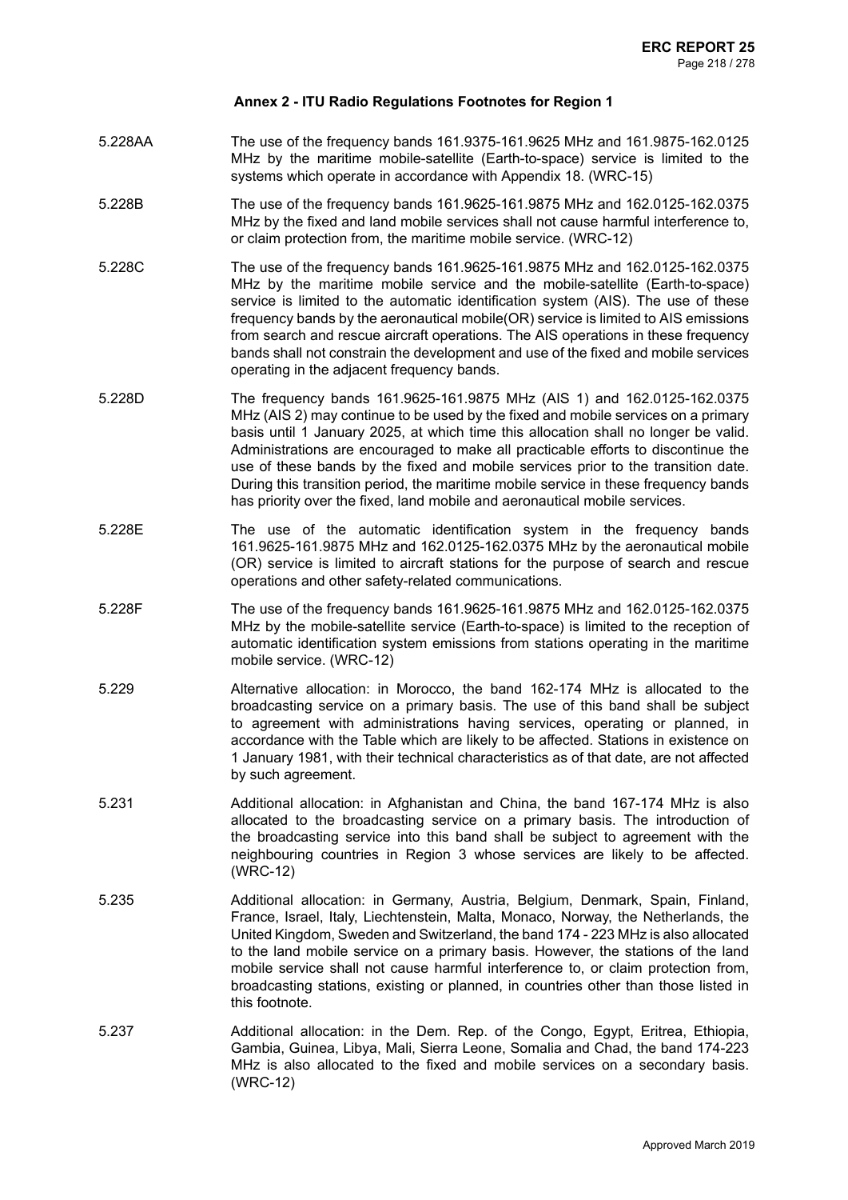**Annex 2 - ITU Radio Regulations Footnotes for Region 1**

5.228AA The use of the frequency bands 161.9375-161.9625 MHz and 161.9875-162.0125 MHz by the maritime mobile-satellite (Earth-to-space) service is limited to the systems which operate in accordance with Appendix 18. (WRC-15)

5.228B The use of the frequency bands 161.9625-161.9875 MHz and 162.0125-162.0375 MHz by the fixed and land mobile services shall not cause harmful interference to, or claim protection from, the maritime mobile service. (WRC-12)

5.228C The use of the frequency bands 161.9625-161.9875 MHz and 162.0125-162.0375 MHz by the maritime mobile service and the mobile-satellite (Earth-to-space) service is limited to the automatic identification system (AIS). The use of these frequency bands by the aeronautical mobile(OR) service is limited to AIS emissions from search and rescue aircraft operations. The AIS operations in these frequency bands shall not constrain the development and use of the fixed and mobile services operating in the adjacent frequency bands.

5.228D The frequency bands 161.9625-161.9875 MHz (AIS 1) and 162.0125-162.0375 MHz (AIS 2) may continue to be used by the fixed and mobile services on a primary basis until 1 January 2025, at which time this allocation shall no longer be valid. Administrations are encouraged to make all practicable efforts to discontinue the use of these bands by the fixed and mobile services prior to the transition date. During this transition period, the maritime mobile service in these frequency bands has priority over the fixed, land mobile and aeronautical mobile services.

5.228E The use of the automatic identification system in the frequency bands 161.9625-161.9875 MHz and 162.0125-162.0375 MHz by the aeronautical mobile (OR) service is limited to aircraft stations for the purpose of search and rescue operations and other safety-related communications.

5.228F The use of the frequency bands 161.9625-161.9875 MHz and 162.0125-162.0375 MHz by the mobile-satellite service (Earth-to-space) is limited to the reception of automatic identification system emissions from stations operating in the maritime mobile service. (WRC-12)

5.229 Alternative allocation: in Morocco, the band 162-174 MHz is allocated to the broadcasting service on a primary basis. The use of this band shall be subject to agreement with administrations having services, operating or planned, in accordance with the Table which are likely to be affected. Stations in existence on 1 January 1981, with their technical characteristics as of that date, are not affected by such agreement.

5.231 Additional allocation: in Afghanistan and China, the band 167-174 MHz is also allocated to the broadcasting service on a primary basis. The introduction of the broadcasting service into this band shall be subject to agreement with the neighbouring countries in Region 3 whose services are likely to be affected. (WRC-12)

5.235 Additional allocation: in Germany, Austria, Belgium, Denmark, Spain, Finland, France, Israel, Italy, Liechtenstein, Malta, Monaco, Norway, the Netherlands, the United Kingdom, Sweden and Switzerland, the band 174 - 223 MHz is also allocated to the land mobile service on a primary basis. However, the stations of the land mobile service shall not cause harmful interference to, or claim protection from, broadcasting stations, existing or planned, in countries other than those listed in this footnote.

5.237 Additional allocation: in the Dem. Rep. of the Congo, Egypt, Eritrea, Ethiopia, Gambia, Guinea, Libya, Mali, Sierra Leone, Somalia and Chad, the band 174-223 MHz is also allocated to the fixed and mobile services on a secondary basis. (WRC-12)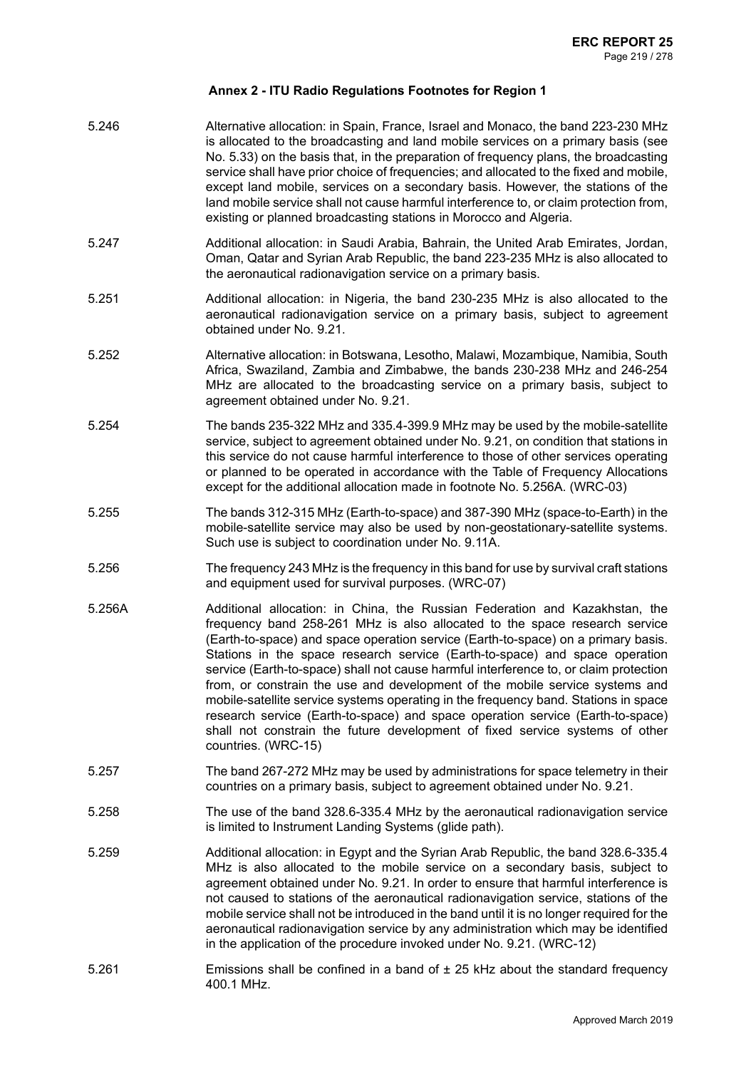## Annex 2 - ITU Radio Regulations Footnotes for Region 1

| | |
|---|---|
| 5.246 | Alternative allocation: in Spain, France, Israel and Monaco, the band 223-230 MHz is allocated to the broadcasting and land mobile services on a primary basis (see No. 5.33) on the basis that, in the preparation of frequency plans, the broadcasting service shall have prior choice of frequencies; and allocated to the fixed and mobile, except land mobile, services on a secondary basis. However, the stations of the land mobile service shall not cause harmful interference to, or claim protection from, existing or planned broadcasting stations in Morocco and Algeria. |
| 5.247 | Additional allocation: in Saudi Arabia, Bahrain, the United Arab Emirates, Jordan, Oman, Qatar and Syrian Arab Republic, the band 223-235 MHz is also allocated to the aeronautical radionavigation service on a primary basis. |
| 5.251 | Additional allocation: in Nigeria, the band 230-235 MHz is also allocated to the aeronautical radionavigation service on a primary basis, subject to agreement obtained under No. 9.21. |
| 5.252 | Alternative allocation: in Botswana, Lesotho, Malawi, Mozambique, Namibia, South Africa, Swaziland, Zambia and Zimbabwe, the bands 230-238 MHz and 246-254 MHz are allocated to the broadcasting service on a primary basis, subject to agreement obtained under No. 9.21. |
| 5.254 | The bands 235-322 MHz and 335.4-399.9 MHz may be used by the mobile-satellite service, subject to agreement obtained under No. 9.21, on condition that stations in this service do not cause harmful interference to those of other services operating or planned to be operated in accordance with the Table of Frequency Allocations except for the additional allocation made in footnote No. 5.256A. (WRC-03) |
| 5.255 | The bands 312-315 MHz (Earth-to-space) and 387-390 MHz (space-to-Earth) in the mobile-satellite service may also be used by non-geostationary-satellite systems. Such use is subject to coordination under No. 9.11A. |
| 5.256 | The frequency 243 MHz is the frequency in this band for use by survival craft stations and equipment used for survival purposes. (WRC-07) |
| 5.256A | Additional allocation: in China, the Russian Federation and Kazakhstan, the frequency band 258-261 MHz is also allocated to the space research service (Earth-to-space) and space operation service (Earth-to-space) on a primary basis. Stations in the space research service (Earth-to-space) and space operation service (Earth-to-space) shall not cause harmful interference to, or claim protection from, or constrain the use and development of the mobile service systems and mobile-satellite service systems operating in the frequency band. Stations in space research service (Earth-to-space) and space operation service (Earth-to-space) shall not constrain the future development of fixed service systems of other countries. (WRC-15) |
| 5.257 | The band 267-272 MHz may be used by administrations for space telemetry in their countries on a primary basis, subject to agreement obtained under No. 9.21. |
| 5.258 | The use of the band 328.6-335.4 MHz by the aeronautical radionavigation service is limited to Instrument Landing Systems (glide path). |
| 5.259 | Additional allocation: in Egypt and the Syrian Arab Republic, the band 328.6-335.4 MHz is also allocated to the mobile service on a secondary basis, subject to agreement obtained under No. 9.21. In order to ensure that harmful interference is not caused to stations of the aeronautical radionavigation service, stations of the mobile service shall not be introduced in the band until it is no longer required for the aeronautical radionavigation service by any administration which may be identified in the application of the procedure invoked under No. 9.21. (WRC-12) |
| 5.261 | Emissions shall be confined in a band of ± 25 kHz about the standard frequency 400.1 MHz. |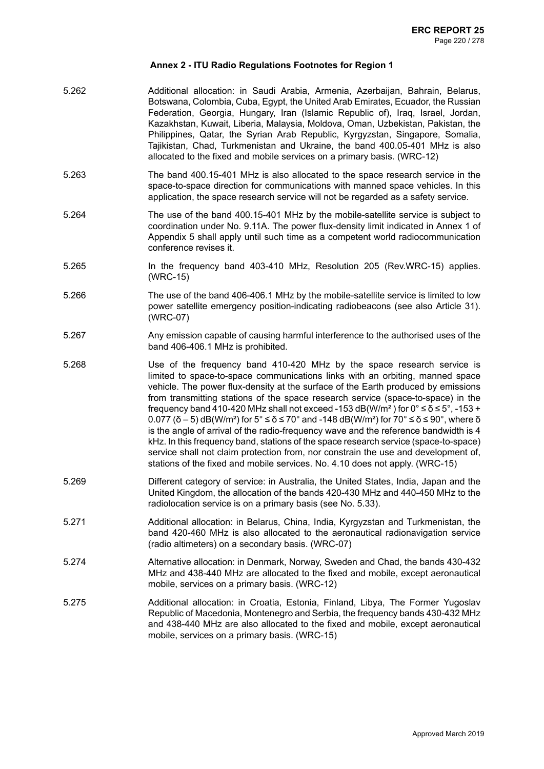### Annex 2 - ITU Radio Regulations Footnotes for Region 1

5.262 Additional allocation: in Saudi Arabia, Armenia, Azerbaijan, Bahrain, Belarus, Botswana, Colombia, Cuba, Egypt, the United Arab Emirates, Ecuador, the Russian Federation, Georgia, Hungary, Iran (Islamic Republic of), Iraq, Israel, Jordan, Kazakhstan, Kuwait, Liberia, Malaysia, Moldova, Oman, Uzbekistan, Pakistan, the Philippines, Qatar, the Syrian Arab Republic, Kyrgyzstan, Singapore, Somalia, Tajikistan, Chad, Turkmenistan and Ukraine, the band 400.05-401 MHz is also allocated to the fixed and mobile services on a primary basis. (WRC-12)

5.263 The band 400.15-401 MHz is also allocated to the space research service in the space-to-space direction for communications with manned space vehicles. In this application, the space research service will not be regarded as a safety service.

5.264 The use of the band 400.15-401 MHz by the mobile-satellite service is subject to coordination under No. 9.11A. The power flux-density limit indicated in Annex 1 of Appendix 5 shall apply until such time as a competent world radiocommunication conference revises it.

5.265 In the frequency band 403-410 MHz, Resolution 205 (Rev.WRC-15) applies. (WRC-15)

5.266 The use of the band 406-406.1 MHz by the mobile-satellite service is limited to low power satellite emergency position-indicating radiobeacons (see also Article 31). (WRC-07)

5.267 Any emission capable of causing harmful interference to the authorised uses of the band 406-406.1 MHz is prohibited.

5.268 Use of the frequency band 410-420 MHz by the space research service is limited to space-to-space communications links with an orbiting, manned space vehicle. The power flux-density at the surface of the Earth produced by emissions from transmitting stations of the space research service (space-to-space) in the frequency band 410-420 MHz shall not exceed -153 dB(W/m²) for $0° \leq \delta \leq 5°$, $-153 + 0.077 (\delta - 5)$ dB(W/m²) for $5° \leq \delta \leq 70°$ and -148 dB(W/m²) for $70° \leq \delta \leq 90°$, where $\delta$ is the angle of arrival of the radio-frequency wave and the reference bandwidth is 4 kHz. In this frequency band, stations of the space research service (space-to-space) service shall not claim protection from, nor constrain the use and development of, stations of the fixed and mobile services. No. 4.10 does not apply. (WRC-15)

5.269 Different category of service: in Australia, the United States, India, Japan and the United Kingdom, the allocation of the bands 420-430 MHz and 440-450 MHz to the radiolocation service is on a primary basis (see No. 5.33).

5.271 Additional allocation: in Belarus, China, India, Kyrgyzstan and Turkmenistan, the band 420-460 MHz is also allocated to the aeronautical radionavigation service (radio altimeters) on a secondary basis. (WRC-07)

5.274 Alternative allocation: in Denmark, Norway, Sweden and Chad, the bands 430-432 MHz and 438-440 MHz are allocated to the fixed and mobile, except aeronautical mobile, services on a primary basis. (WRC-12)

5.275 Additional allocation: in Croatia, Estonia, Finland, Libya, The Former Yugoslav Republic of Macedonia, Montenegro and Serbia, the frequency bands 430-432 MHz and 438-440 MHz are also allocated to the fixed and mobile, except aeronautical mobile, services on a primary basis. (WRC-15)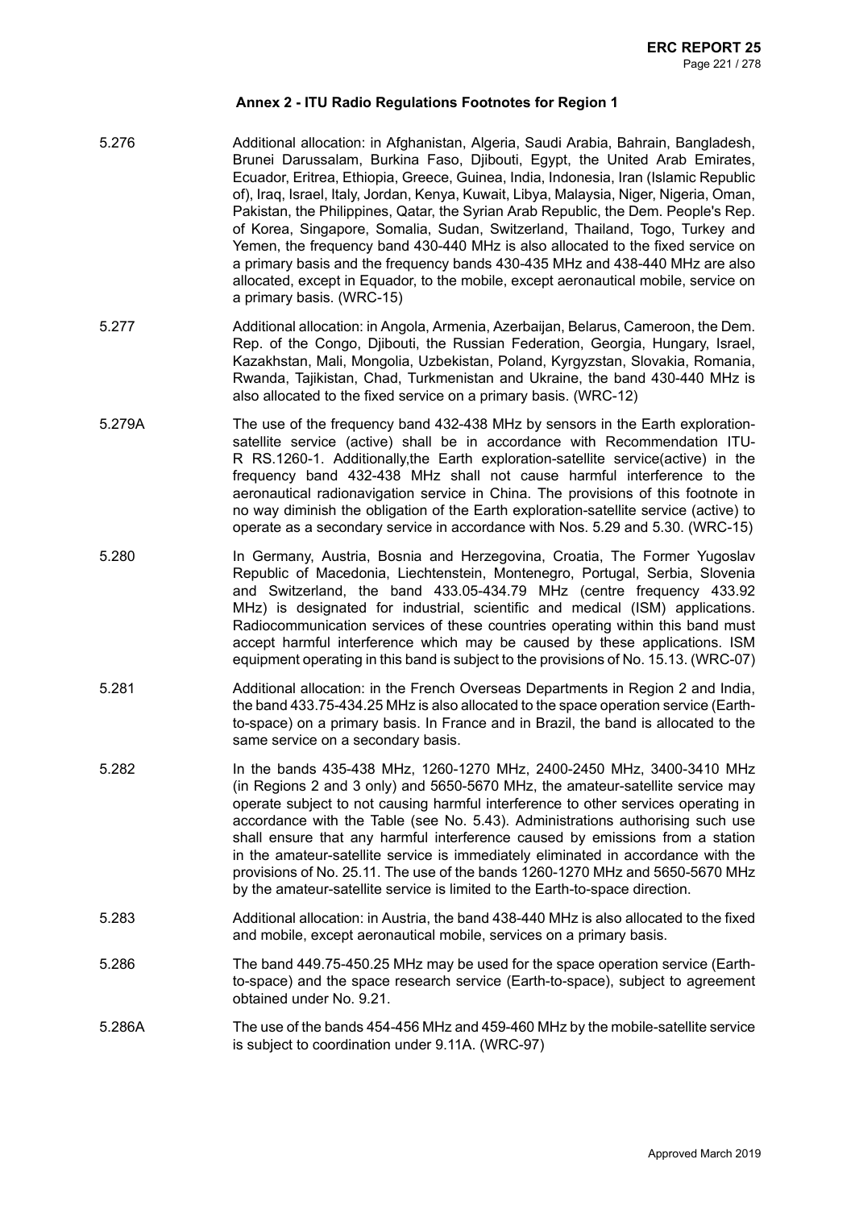### Annex 2 - ITU Radio Regulations Footnotes for Region 1

| | |
|---|---|
| 5.276 | Additional allocation: in Afghanistan, Algeria, Saudi Arabia, Bahrain, Bangladesh, Brunei Darussalam, Burkina Faso, Djibouti, Egypt, the United Arab Emirates, Ecuador, Eritrea, Ethiopia, Greece, Guinea, India, Indonesia, Iran (Islamic Republic of), Iraq, Israel, Italy, Jordan, Kenya, Kuwait, Libya, Malaysia, Niger, Nigeria, Oman, Pakistan, the Philippines, Qatar, the Syrian Arab Republic, the Dem. People's Rep. of Korea, Singapore, Somalia, Sudan, Switzerland, Thailand, Togo, Turkey and Yemen, the frequency band 430-440 MHz is also allocated to the fixed service on a primary basis and the frequency bands 430-435 MHz and 438-440 MHz are also allocated, except in Equador, to the mobile, except aeronautical mobile, service on a primary basis. (WRC-15) |
| 5.277 | Additional allocation: in Angola, Armenia, Azerbaijan, Belarus, Cameroon, the Dem. Rep. of the Congo, Djibouti, the Russian Federation, Georgia, Hungary, Israel, Kazakhstan, Mali, Mongolia, Uzbekistan, Poland, Kyrgyzstan, Slovakia, Romania, Rwanda, Tajikistan, Chad, Turkmenistan and Ukraine, the band 430-440 MHz is also allocated to the fixed service on a primary basis. (WRC-12) |
| 5.279A | The use of the frequency band 432-438 MHz by sensors in the Earth exploration-satellite service (active) shall be in accordance with Recommendation ITU-R RS.1260-1. Additionally,the Earth exploration-satellite service(active) in the frequency band 432-438 MHz shall not cause harmful interference to the aeronautical radionavigation service in China. The provisions of this footnote in no way diminish the obligation of the Earth exploration-satellite service (active) to operate as a secondary service in accordance with Nos. 5.29 and 5.30. (WRC-15) |
| 5.280 | In Germany, Austria, Bosnia and Herzegovina, Croatia, The Former Yugoslav Republic of Macedonia, Liechtenstein, Montenegro, Portugal, Serbia, Slovenia and Switzerland, the band 433.05-434.79 MHz (centre frequency 433.92 MHz) is designated for industrial, scientific and medical (ISM) applications. Radiocommunication services of these countries operating within this band must accept harmful interference which may be caused by these applications. ISM equipment operating in this band is subject to the provisions of No. 15.13. (WRC-07) |
| 5.281 | Additional allocation: in the French Overseas Departments in Region 2 and India, the band 433.75-434.25 MHz is also allocated to the space operation service (Earth-to-space) on a primary basis. In France and in Brazil, the band is allocated to the same service on a secondary basis. |
| 5.282 | In the bands 435-438 MHz, 1260-1270 MHz, 2400-2450 MHz, 3400-3410 MHz (in Regions 2 and 3 only) and 5650-5670 MHz, the amateur-satellite service may operate subject to not causing harmful interference to other services operating in accordance with the Table (see No. 5.43). Administrations authorising such use shall ensure that any harmful interference caused by emissions from a station in the amateur-satellite service is immediately eliminated in accordance with the provisions of No. 25.11. The use of the bands 1260-1270 MHz and 5650-5670 MHz by the amateur-satellite service is limited to the Earth-to-space direction. |
| 5.283 | Additional allocation: in Austria, the band 438-440 MHz is also allocated to the fixed and mobile, except aeronautical mobile, services on a primary basis. |
| 5.286 | The band 449.75-450.25 MHz may be used for the space operation service (Earth-to-space) and the space research service (Earth-to-space), subject to agreement obtained under No. 9.21. |
| 5.286A | The use of the bands 454-456 MHz and 459-460 MHz by the mobile-satellite service is subject to coordination under 9.11A. (WRC-97) |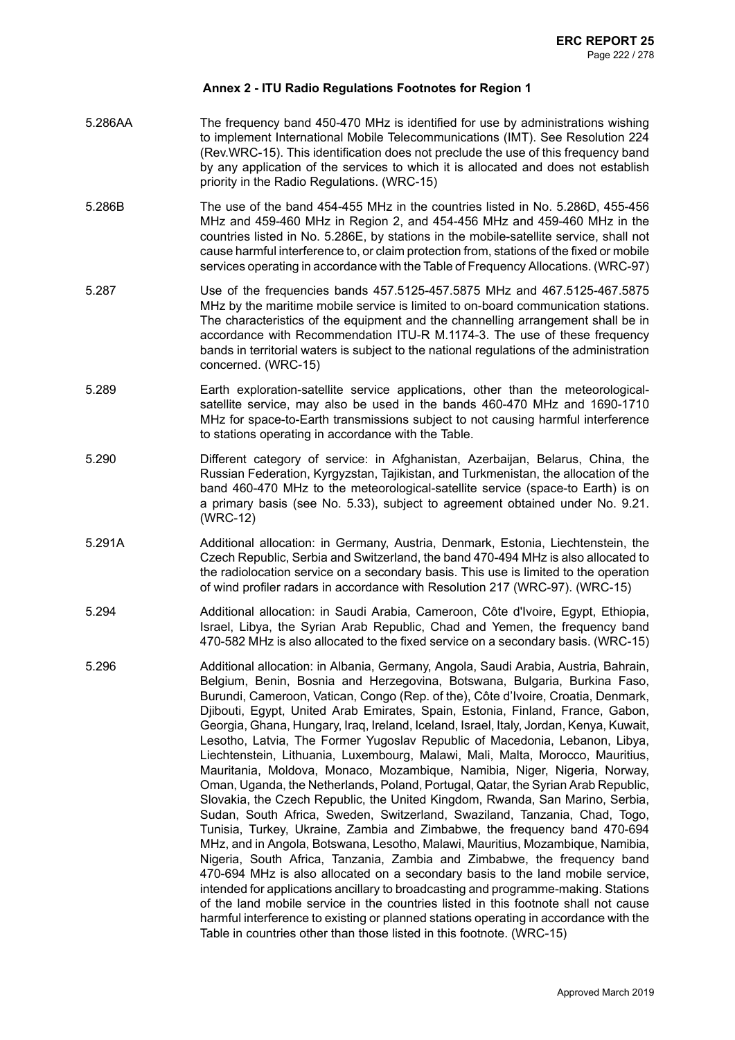## Annex 2 - ITU Radio Regulations Footnotes for Region 1

| | |
|---|---|
| 5.286AA | The frequency band 450-470 MHz is identified for use by administrations wishing to implement International Mobile Telecommunications (IMT). See Resolution 224 (Rev.WRC-15). This identification does not preclude the use of this frequency band by any application of the services to which it is allocated and does not establish priority in the Radio Regulations. (WRC-15) |
| 5.286B | The use of the band 454-455 MHz in the countries listed in No. 5.286D, 455-456 MHz and 459-460 MHz in Region 2, and 454-456 MHz and 459-460 MHz in the countries listed in No. 5.286E, by stations in the mobile-satellite service, shall not cause harmful interference to, or claim protection from, stations of the fixed or mobile services operating in accordance with the Table of Frequency Allocations. (WRC-97) |
| 5.287 | Use of the frequencies bands 457.5125-457.5875 MHz and 467.5125-467.5875 MHz by the maritime mobile service is limited to on-board communication stations. The characteristics of the equipment and the channelling arrangement shall be in accordance with Recommendation ITU-R M.1174-3. The use of these frequency bands in territorial waters is subject to the national regulations of the administration concerned. (WRC-15) |
| 5.289 | Earth exploration-satellite service applications, other than the meteorological-satellite service, may also be used in the bands 460-470 MHz and 1690-1710 MHz for space-to-Earth transmissions subject to not causing harmful interference to stations operating in accordance with the Table. |
| 5.290 | Different category of service: in Afghanistan, Azerbaijan, Belarus, China, the Russian Federation, Kyrgyzstan, Tajikistan, and Turkmenistan, the allocation of the band 460-470 MHz to the meteorological-satellite service (space-to Earth) is on a primary basis (see No. 5.33), subject to agreement obtained under No. 9.21. (WRC-12) |
| 5.291A | Additional allocation: in Germany, Austria, Denmark, Estonia, Liechtenstein, the Czech Republic, Serbia and Switzerland, the band 470-494 MHz is also allocated to the radiolocation service on a secondary basis. This use is limited to the operation of wind profiler radars in accordance with Resolution 217 (WRC-97). (WRC-15) |
| 5.294 | Additional allocation: in Saudi Arabia, Cameroon, Côte d'Ivoire, Egypt, Ethiopia, Israel, Libya, the Syrian Arab Republic, Chad and Yemen, the frequency band 470-582 MHz is also allocated to the fixed service on a secondary basis. (WRC-15) |
| 5.296 | Additional allocation: in Albania, Germany, Angola, Saudi Arabia, Austria, Bahrain, Belgium, Benin, Bosnia and Herzegovina, Botswana, Bulgaria, Burkina Faso, Burundi, Cameroon, Vatican, Congo (Rep. of the), Côte d'Ivoire, Croatia, Denmark, Djibouti, Egypt, United Arab Emirates, Spain, Estonia, Finland, France, Gabon, Georgia, Ghana, Hungary, Iraq, Ireland, Iceland, Israel, Italy, Jordan, Kenya, Kuwait, Lesotho, Latvia, The Former Yugoslav Republic of Macedonia, Lebanon, Libya, Liechtenstein, Lithuania, Luxembourg, Malawi, Mali, Malta, Morocco, Mauritius, Mauritania, Moldova, Monaco, Mozambique, Namibia, Niger, Nigeria, Norway, Oman, Uganda, the Netherlands, Poland, Portugal, Qatar, the Syrian Arab Republic, Slovakia, the Czech Republic, the United Kingdom, Rwanda, San Marino, Serbia, Sudan, South Africa, Sweden, Switzerland, Swaziland, Tanzania, Chad, Togo, Tunisia, Turkey, Ukraine, Zambia and Zimbabwe, the frequency band 470-694 MHz, and in Angola, Botswana, Lesotho, Malawi, Mauritius, Mozambique, Namibia, Nigeria, South Africa, Tanzania, Zambia and Zimbabwe, the frequency band 470-694 MHz is also allocated on a secondary basis to the land mobile service, intended for applications ancillary to broadcasting and programme-making. Stations of the land mobile service in the countries listed in this footnote shall not cause harmful interference to existing or planned stations operating in accordance with the Table in countries other than those listed in this footnote. (WRC-15) |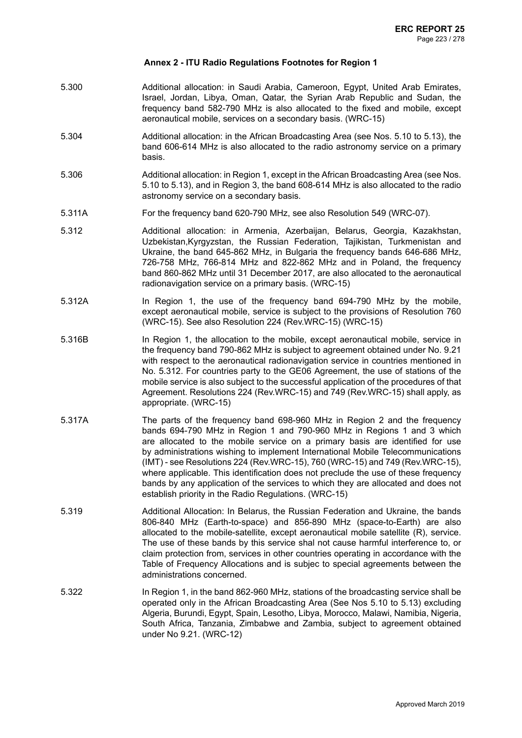**Annex 2 - ITU Radio Regulations Footnotes for Region 1**

| | |
|---|---|
| 5.300 | Additional allocation: in Saudi Arabia, Cameroon, Egypt, United Arab Emirates, Israel, Jordan, Libya, Oman, Qatar, the Syrian Arab Republic and Sudan, the frequency band 582-790 MHz is also allocated to the fixed and mobile, except aeronautical mobile, services on a secondary basis. (WRC-15) |
| 5.304 | Additional allocation: in the African Broadcasting Area (see Nos. 5.10 to 5.13), the band 606-614 MHz is also allocated to the radio astronomy service on a primary basis. |
| 5.306 | Additional allocation: in Region 1, except in the African Broadcasting Area (see Nos. 5.10 to 5.13), and in Region 3, the band 608-614 MHz is also allocated to the radio astronomy service on a secondary basis. |
| 5.311A | For the frequency band 620-790 MHz, see also Resolution 549 (WRC-07). |
| 5.312 | Additional allocation: in Armenia, Azerbaijan, Belarus, Georgia, Kazakhstan, Uzbekistan,Kyrgyzstan, the Russian Federation, Tajikistan, Turkmenistan and Ukraine, the band 645-862 MHz, in Bulgaria the frequency bands 646-686 MHz, 726-758 MHz, 766-814 MHz and 822-862 MHz and in Poland, the frequency band 860-862 MHz until 31 December 2017, are also allocated to the aeronautical radionavigation service on a primary basis. (WRC-15) |
| 5.312A | In Region 1, the use of the frequency band 694-790 MHz by the mobile, except aeronautical mobile, service is subject to the provisions of Resolution 760 (WRC-15). See also Resolution 224 (Rev.WRC-15) (WRC-15) |
| 5.316B | In Region 1, the allocation to the mobile, except aeronautical mobile, service in the frequency band 790-862 MHz is subject to agreement obtained under No. 9.21 with respect to the aeronautical radionavigation service in countries mentioned in No. 5.312. For countries party to the GE06 Agreement, the use of stations of the mobile service is also subject to the successful application of the procedures of that Agreement. Resolutions 224 (Rev.WRC-15) and 749 (Rev.WRC-15) shall apply, as appropriate. (WRC-15) |
| 5.317A | The parts of the frequency band 698-960 MHz in Region 2 and the frequency bands 694-790 MHz in Region 1 and 790-960 MHz in Regions 1 and 3 which are allocated to the mobile service on a primary basis are identified for use by administrations wishing to implement International Mobile Telecommunications (IMT) - see Resolutions 224 (Rev.WRC-15), 760 (WRC-15) and 749 (Rev.WRC-15), where applicable. This identification does not preclude the use of these frequency bands by any application of the services to which they are allocated and does not establish priority in the Radio Regulations. (WRC-15) |
| 5.319 | Additional Allocation: In Belarus, the Russian Federation and Ukraine, the bands 806-840 MHz (Earth-to-space) and 856-890 MHz (space-to-Earth) are also allocated to the mobile-satellite, except aeronautical mobile satellite (R), service. The use of these bands by this service shal not cause harmful interference to, or claim protection from, services in other countries operating in accordance with the Table of Frequency Allocations and is subjec to special agreements between the administrations concerned. |
| 5.322 | In Region 1, in the band 862-960 MHz, stations of the broadcasting service shall be operated only in the African Broadcasting Area (See Nos 5.10 to 5.13) excluding Algeria, Burundi, Egypt, Spain, Lesotho, Libya, Morocco, Malawi, Namibia, Nigeria, South Africa, Tanzania, Zimbabwe and Zambia, subject to agreement obtained under No 9.21. (WRC-12) |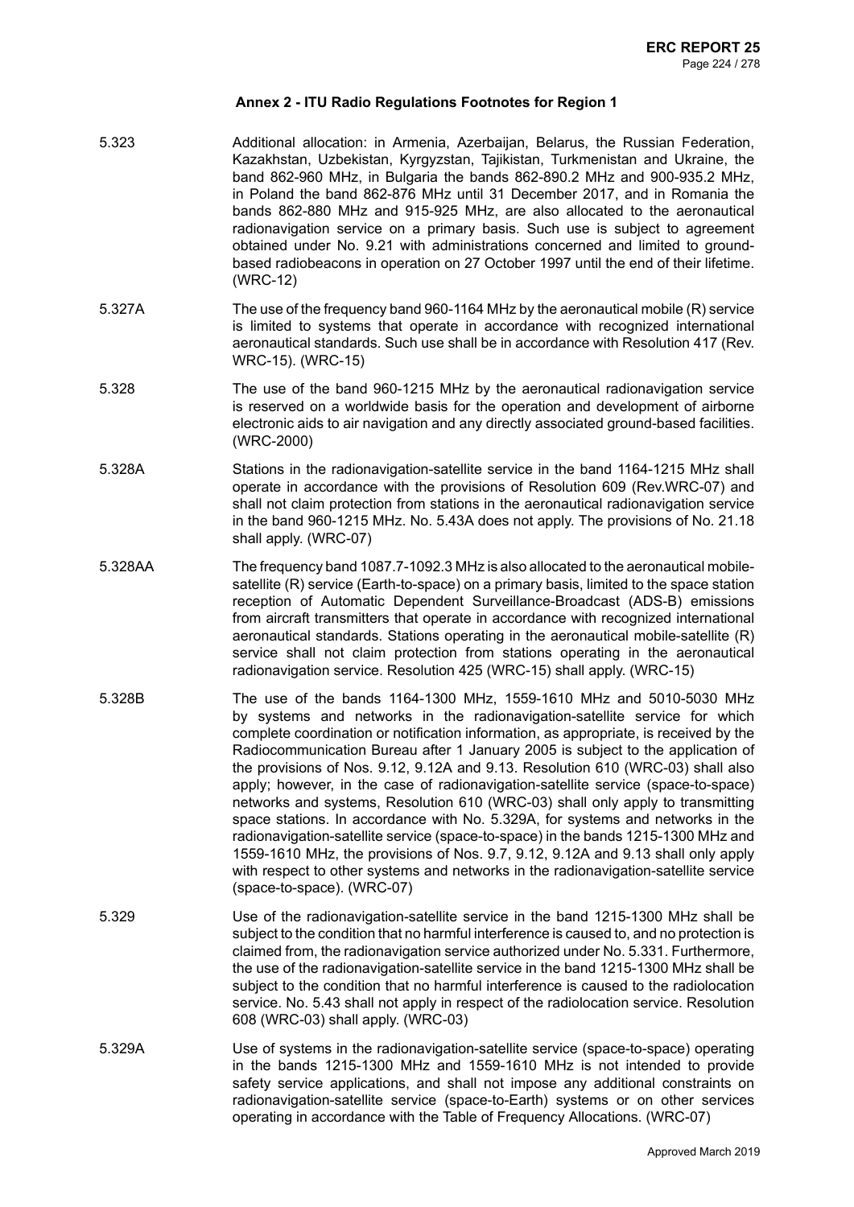## Annex 2 - ITU Radio Regulations Footnotes for Region 1

| | |
|---|---|
| 5.323 | Additional allocation: in Armenia, Azerbaijan, Belarus, the Russian Federation, Kazakhstan, Uzbekistan, Kyrgyzstan, Tajikistan, Turkmenistan and Ukraine, the band 862-960 MHz, in Bulgaria the bands 862-890.2 MHz and 900-935.2 MHz, in Poland the band 862-876 MHz until 31 December 2017, and in Romania the bands 862-880 MHz and 915-925 MHz, are also allocated to the aeronautical radionavigation service on a primary basis. Such use is subject to agreement obtained under No. 9.21 with administrations concerned and limited to ground-based radiobeacons in operation on 27 October 1997 until the end of their lifetime. (WRC-12) |
| 5.327A | The use of the frequency band 960-1164 MHz by the aeronautical mobile (R) service is limited to systems that operate in accordance with recognized international aeronautical standards. Such use shall be in accordance with Resolution 417 (Rev. WRC-15). (WRC-15) |
| 5.328 | The use of the band 960-1215 MHz by the aeronautical radionavigation service is reserved on a worldwide basis for the operation and development of airborne electronic aids to air navigation and any directly associated ground-based facilities. (WRC-2000) |
| 5.328A | Stations in the radionavigation-satellite service in the band 1164-1215 MHz shall operate in accordance with the provisions of Resolution 609 (Rev.WRC-07) and shall not claim protection from stations in the aeronautical radionavigation service in the band 960-1215 MHz. No. 5.43A does not apply. The provisions of No. 21.18 shall apply. (WRC-07) |
| 5.328AA | The frequency band 1087.7-1092.3 MHz is also allocated to the aeronautical mobile-satellite (R) service (Earth-to-space) on a primary basis, limited to the space station reception of Automatic Dependent Surveillance-Broadcast (ADS-B) emissions from aircraft transmitters that operate in accordance with recognized international aeronautical standards. Stations operating in the aeronautical mobile-satellite (R) service shall not claim protection from stations operating in the aeronautical radionavigation service. Resolution 425 (WRC-15) shall apply. (WRC-15) |
| 5.328B | The use of the bands 1164-1300 MHz, 1559-1610 MHz and 5010-5030 MHz by systems and networks in the radionavigation-satellite service for which complete coordination or notification information, as appropriate, is received by the Radiocommunication Bureau after 1 January 2005 is subject to the application of the provisions of Nos. 9.12, 9.12A and 9.13. Resolution 610 (WRC-03) shall also apply; however, in the case of radionavigation-satellite service (space-to-space) networks and systems, Resolution 610 (WRC-03) shall only apply to transmitting space stations. In accordance with No. 5.329A, for systems and networks in the radionavigation-satellite service (space-to-space) in the bands 1215-1300 MHz and 1559-1610 MHz, the provisions of Nos. 9.7, 9.12, 9.12A and 9.13 shall only apply with respect to other systems and networks in the radionavigation-satellite service (space-to-space). (WRC-07) |
| 5.329 | Use of the radionavigation-satellite service in the band 1215-1300 MHz shall be subject to the condition that no harmful interference is caused to, and no protection is claimed from, the radionavigation service authorized under No. 5.331. Furthermore, the use of the radionavigation-satellite service in the band 1215-1300 MHz shall be subject to the condition that no harmful interference is caused to the radiolocation service. No. 5.43 shall not apply in respect of the radiolocation service. Resolution 608 (WRC-03) shall apply. (WRC-03) |
| 5.329A | Use of systems in the radionavigation-satellite service (space-to-space) operating in the bands 1215-1300 MHz and 1559-1610 MHz is not intended to provide safety service applications, and shall not impose any additional constraints on radionavigation-satellite service (space-to-Earth) systems or on other services operating in accordance with the Table of Frequency Allocations. (WRC-07) |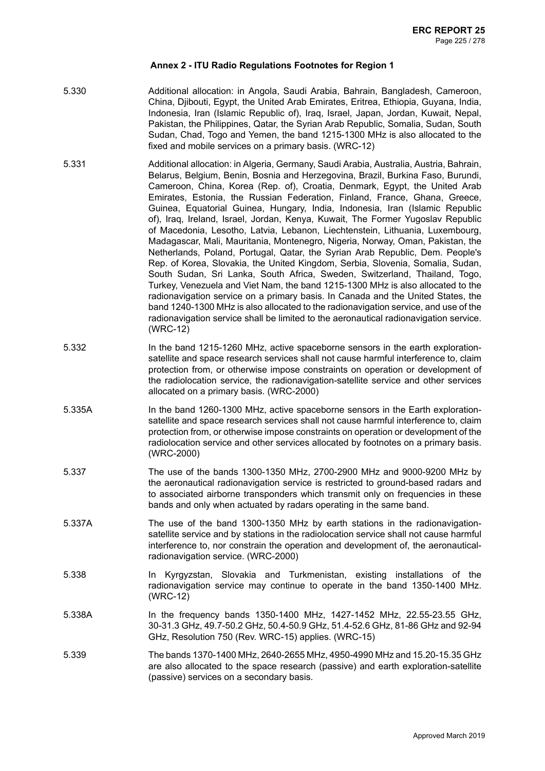## Annex 2 - ITU Radio Regulations Footnotes for Region 1

5.330 Additional allocation: in Angola, Saudi Arabia, Bahrain, Bangladesh, Cameroon, China, Djibouti, Egypt, the United Arab Emirates, Eritrea, Ethiopia, Guyana, India, Indonesia, Iran (Islamic Republic of), Iraq, Israel, Japan, Jordan, Kuwait, Nepal, Pakistan, the Philippines, Qatar, the Syrian Arab Republic, Somalia, Sudan, South Sudan, Chad, Togo and Yemen, the band 1215-1300 MHz is also allocated to the fixed and mobile services on a primary basis. (WRC-12)

5.331 Additional allocation: in Algeria, Germany, Saudi Arabia, Australia, Austria, Bahrain, Belarus, Belgium, Benin, Bosnia and Herzegovina, Brazil, Burkina Faso, Burundi, Cameroon, China, Korea (Rep. of), Croatia, Denmark, Egypt, the United Arab Emirates, Estonia, the Russian Federation, Finland, France, Ghana, Greece, Guinea, Equatorial Guinea, Hungary, India, Indonesia, Iran (Islamic Republic of), Iraq, Ireland, Israel, Jordan, Kenya, Kuwait, The Former Yugoslav Republic of Macedonia, Lesotho, Latvia, Lebanon, Liechtenstein, Lithuania, Luxembourg, Madagascar, Mali, Mauritania, Montenegro, Nigeria, Norway, Oman, Pakistan, the Netherlands, Poland, Portugal, Qatar, the Syrian Arab Republic, Dem. People's Rep. of Korea, Slovakia, the United Kingdom, Serbia, Slovenia, Somalia, Sudan, South Sudan, Sri Lanka, South Africa, Sweden, Switzerland, Thailand, Togo, Turkey, Venezuela and Viet Nam, the band 1215-1300 MHz is also allocated to the radionavigation service on a primary basis. In Canada and the United States, the band 1240-1300 MHz is also allocated to the radionavigation service, and use of the radionavigation service shall be limited to the aeronautical radionavigation service. (WRC-12)

5.332 In the band 1215-1260 MHz, active spaceborne sensors in the earth exploration-satellite and space research services shall not cause harmful interference to, claim protection from, or otherwise impose constraints on operation or development of the radiolocation service, the radionavigation-satellite service and other services allocated on a primary basis. (WRC-2000)

5.335A In the band 1260-1300 MHz, active spaceborne sensors in the Earth exploration-satellite and space research services shall not cause harmful interference to, claim protection from, or otherwise impose constraints on operation or development of the radiolocation service and other services allocated by footnotes on a primary basis. (WRC-2000)

5.337 The use of the bands 1300-1350 MHz, 2700-2900 MHz and 9000-9200 MHz by the aeronautical radionavigation service is restricted to ground-based radars and to associated airborne transponders which transmit only on frequencies in these bands and only when actuated by radars operating in the same band.

5.337A The use of the band 1300-1350 MHz by earth stations in the radionavigation-satellite service and by stations in the radiolocation service shall not cause harmful interference to, nor constrain the operation and development of, the aeronautical-radionavigation service. (WRC-2000)

5.338 In Kyrgyzstan, Slovakia and Turkmenistan, existing installations of the radionavigation service may continue to operate in the band 1350-1400 MHz. (WRC-12)

5.338A In the frequency bands 1350-1400 MHz, 1427-1452 MHz, 22.55-23.55 GHz, 30-31.3 GHz, 49.7-50.2 GHz, 50.4-50.9 GHz, 51.4-52.6 GHz, 81-86 GHz and 92-94 GHz, Resolution 750 (Rev. WRC-15) applies. (WRC-15)

5.339 The bands 1370-1400 MHz, 2640-2655 MHz, 4950-4990 MHz and 15.20-15.35 GHz are also allocated to the space research (passive) and earth exploration-satellite (passive) services on a secondary basis.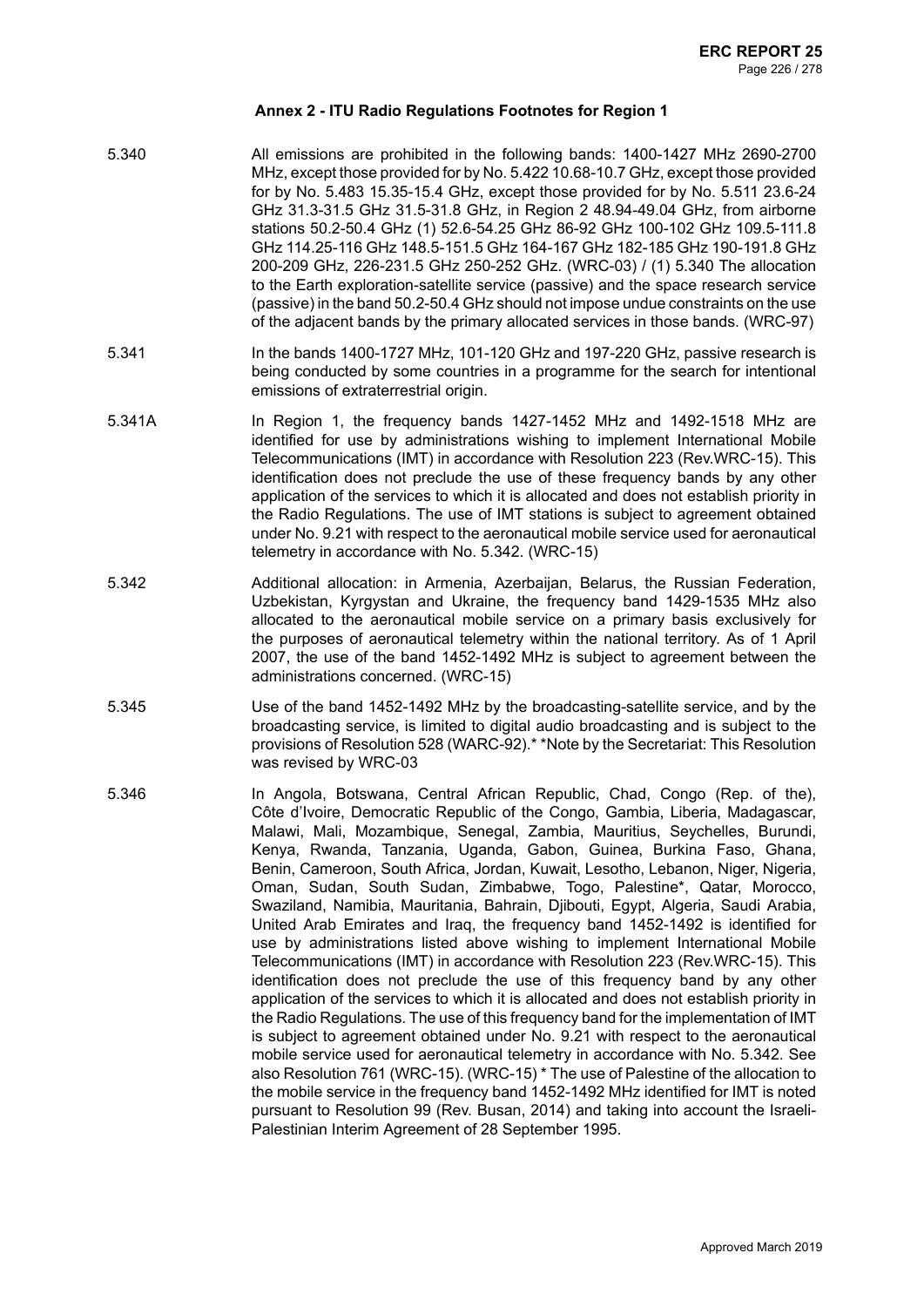### Annex 2 - ITU Radio Regulations Footnotes for Region 1

| | |
|---|---|
| 5.340 | All emissions are prohibited in the following bands: 1400-1427 MHz 2690-2700 MHz, except those provided for by No. 5.422 10.68-10.7 GHz, except those provided for by No. 5.483 15.35-15.4 GHz, except those provided for by No. 5.511 23.6-24 GHz 31.3-31.5 GHz 31.5-31.8 GHz, in Region 2 48.94-49.04 GHz, from airborne stations 50.2-50.4 GHz (1) 52.6-54.25 GHz 86-92 GHz 100-102 GHz 109.5-111.8 GHz 114.25-116 GHz 148.5-151.5 GHz 164-167 GHz 182-185 GHz 190-191.8 GHz 200-209 GHz, 226-231.5 GHz 250-252 GHz. (WRC-03) / (1) 5.340 The allocation to the Earth exploration-satellite service (passive) and the space research service (passive) in the band 50.2-50.4 GHz should not impose undue constraints on the use of the adjacent bands by the primary allocated services in those bands. (WRC-97) |
| 5.341 | In the bands 1400-1727 MHz, 101-120 GHz and 197-220 GHz, passive research is being conducted by some countries in a programme for the search for intentional emissions of extraterrestrial origin. |
| 5.341A | In Region 1, the frequency bands 1427-1452 MHz and 1492-1518 MHz are identified for use by administrations wishing to implement International Mobile Telecommunications (IMT) in accordance with Resolution 223 (Rev.WRC-15). This identification does not preclude the use of these frequency bands by any other application of the services to which it is allocated and does not establish priority in the Radio Regulations. The use of IMT stations is subject to agreement obtained under No. 9.21 with respect to the aeronautical mobile service used for aeronautical telemetry in accordance with No. 5.342. (WRC-15) |
| 5.342 | Additional allocation: in Armenia, Azerbaijan, Belarus, the Russian Federation, Uzbekistan, Kyrgyzstan and Ukraine, the frequency band 1429-1535 MHz also allocated to the aeronautical mobile service on a primary basis exclusively for the purposes of aeronautical telemetry within the national territory. As of 1 April 2007, the use of the band 1452-1492 MHz is subject to agreement between the administrations concerned. (WRC-15) |
| 5.345 | Use of the band 1452-1492 MHz by the broadcasting-satellite service, and by the broadcasting service, is limited to digital audio broadcasting and is subject to the provisions of Resolution 528 (WARC-92).* *Note by the Secretariat: This Resolution was revised by WRC-03 |
| 5.346 | In Angola, Botswana, Central African Republic, Chad, Congo (Rep. of the), Côte d'Ivoire, Democratic Republic of the Congo, Gambia, Liberia, Madagascar, Malawi, Mali, Mozambique, Senegal, Zambia, Mauritius, Seychelles, Burundi, Kenya, Rwanda, Tanzania, Uganda, Gabon, Guinea, Burkina Faso, Ghana, Benin, Cameroon, South Africa, Jordan, Kuwait, Lesotho, Lebanon, Niger, Nigeria, Oman, Sudan, South Sudan, Zimbabwe, Togo, Palestine*, Qatar, Morocco, Swaziland, Namibia, Mauritania, Bahrain, Djibouti, Egypt, Algeria, Saudi Arabia, United Arab Emirates and Iraq, the frequency band 1452-1492 is identified for use by administrations listed above wishing to implement International Mobile Telecommunications (IMT) in accordance with Resolution 223 (Rev.WRC-15). This identification does not preclude the use of this frequency band by any other application of the services to which it is allocated and does not establish priority in the Radio Regulations. The use of this frequency band for the implementation of IMT is subject to agreement obtained under No. 9.21 with respect to the aeronautical mobile service used for aeronautical telemetry in accordance with No. 5.342. See also Resolution 761 (WRC-15). (WRC-15) * The use of Palestine of the allocation to the mobile service in the frequency band 1452-1492 MHz identified for IMT is noted pursuant to Resolution 99 (Rev. Busan, 2014) and taking into account the Israeli-Palestinian Interim Agreement of 28 September 1995. |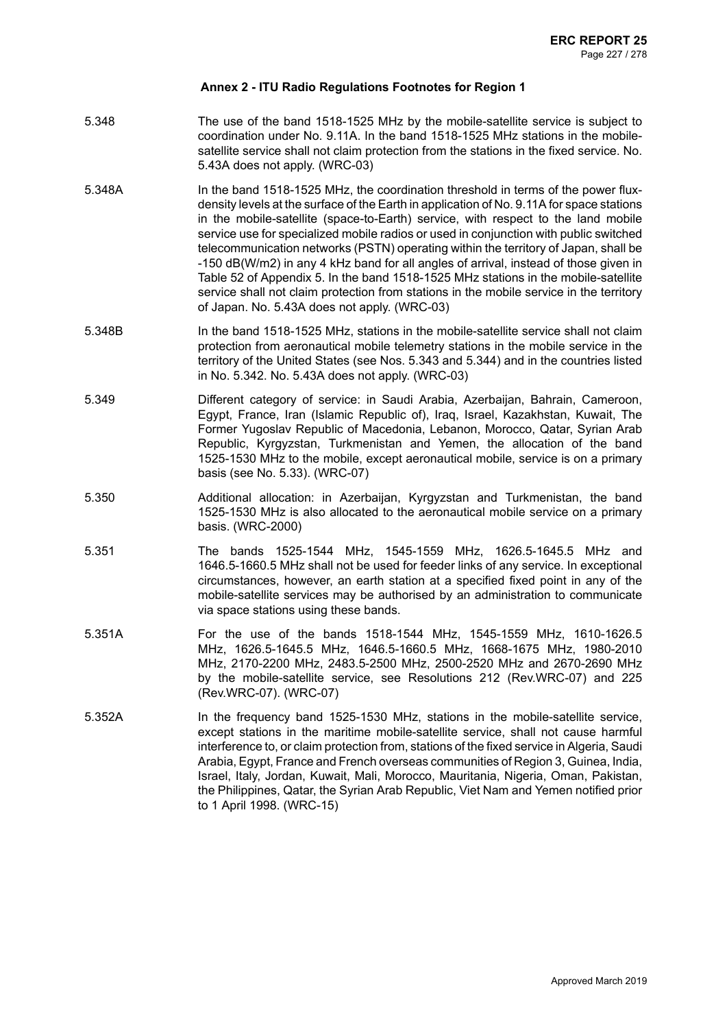### Annex 2 - ITU Radio Regulations Footnotes for Region 1

5.348 The use of the band 1518-1525 MHz by the mobile-satellite service is subject to coordination under No. 9.11A. In the band 1518-1525 MHz stations in the mobile-satellite service shall not claim protection from the stations in the fixed service. No. 5.43A does not apply. (WRC-03)

5.348A In the band 1518-1525 MHz, the coordination threshold in terms of the power flux-density levels at the surface of the Earth in application of No. 9.11A for space stations in the mobile-satellite (space-to-Earth) service, with respect to the land mobile service use for specialized mobile radios or used in conjunction with public switched telecommunication networks (PSTN) operating within the territory of Japan, shall be -150 dB(W/m2) in any 4 kHz band for all angles of arrival, instead of those given in Table 52 of Appendix 5. In the band 1518-1525 MHz stations in the mobile-satellite service shall not claim protection from stations in the mobile service in the territory of Japan. No. 5.43A does not apply. (WRC-03)

5.348B In the band 1518-1525 MHz, stations in the mobile-satellite service shall not claim protection from aeronautical mobile telemetry stations in the mobile service in the territory of the United States (see Nos. 5.343 and 5.344) and in the countries listed in No. 5.342. No. 5.43A does not apply. (WRC-03)

5.349 Different category of service: in Saudi Arabia, Azerbaijan, Bahrain, Cameroon, Egypt, France, Iran (Islamic Republic of), Iraq, Israel, Kazakhstan, Kuwait, The Former Yugoslav Republic of Macedonia, Lebanon, Morocco, Qatar, Syrian Arab Republic, Kyrgyzstan, Turkmenistan and Yemen, the allocation of the band 1525-1530 MHz to the mobile, except aeronautical mobile, service is on a primary basis (see No. 5.33). (WRC-07)

5.350 Additional allocation: in Azerbaijan, Kyrgyzstan and Turkmenistan, the band 1525-1530 MHz is also allocated to the aeronautical mobile service on a primary basis. (WRC-2000)

5.351 The bands 1525-1544 MHz, 1545-1559 MHz, 1626.5-1645.5 MHz and 1646.5-1660.5 MHz shall not be used for feeder links of any service. In exceptional circumstances, however, an earth station at a specified fixed point in any of the mobile-satellite services may be authorised by an administration to communicate via space stations using these bands.

5.351A For the use of the bands 1518-1544 MHz, 1545-1559 MHz, 1610-1626.5 MHz, 1626.5-1645.5 MHz, 1646.5-1660.5 MHz, 1668-1675 MHz, 1980-2010 MHz, 2170-2200 MHz, 2483.5-2500 MHz, 2500-2520 MHz and 2670-2690 MHz by the mobile-satellite service, see Resolutions 212 (Rev.WRC-07) and 225 (Rev.WRC-07). (WRC-07)

5.352A In the frequency band 1525-1530 MHz, stations in the mobile-satellite service, except stations in the maritime mobile-satellite service, shall not cause harmful interference to, or claim protection from, stations of the fixed service in Algeria, Saudi Arabia, Egypt, France and French overseas communities of Region 3, Guinea, India, Israel, Italy, Jordan, Kuwait, Mali, Morocco, Mauritania, Nigeria, Oman, Pakistan, the Philippines, Qatar, the Syrian Arab Republic, Viet Nam and Yemen notified prior to 1 April 1998. (WRC-15)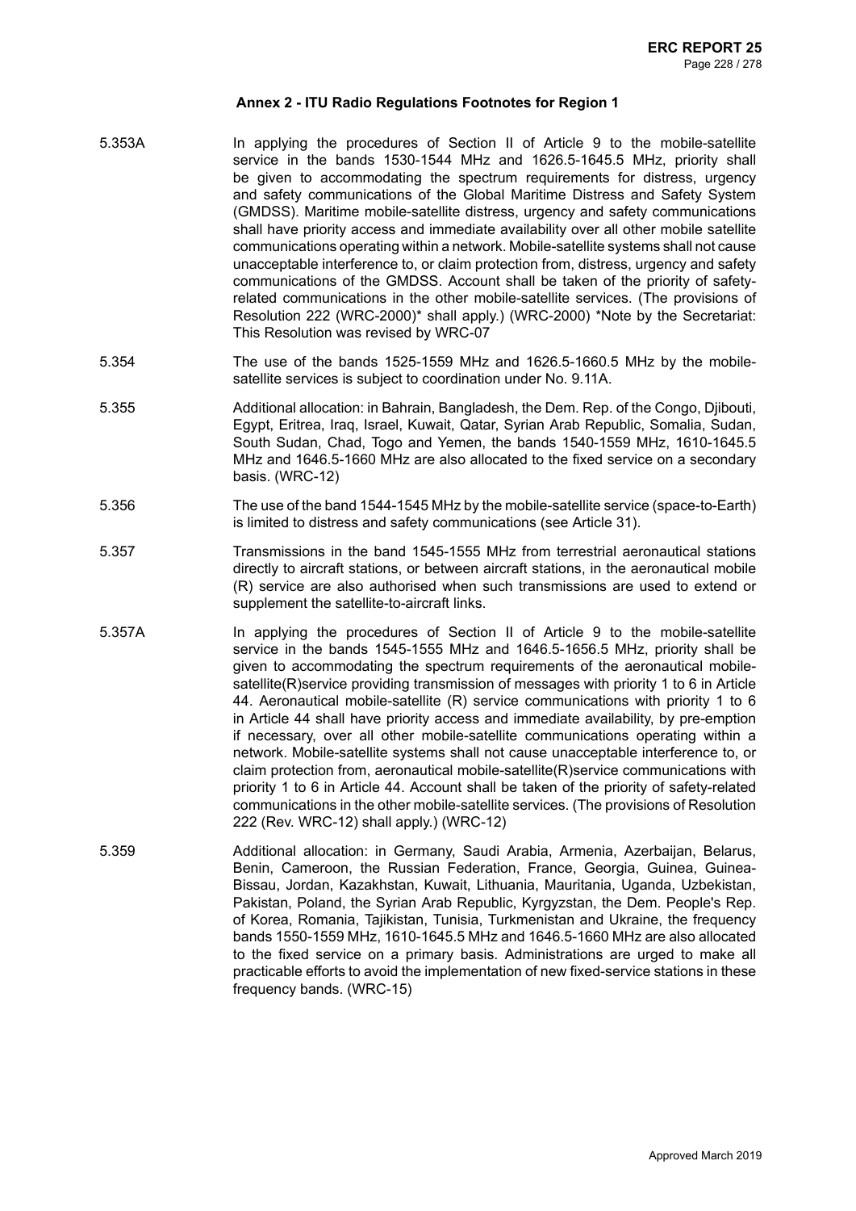### Annex 2 - ITU Radio Regulations Footnotes for Region 1

5.353A In applying the procedures of Section II of Article 9 to the mobile-satellite service in the bands 1530-1544 MHz and 1626.5-1645.5 MHz, priority shall be given to accommodating the spectrum requirements for distress, urgency and safety communications of the Global Maritime Distress and Safety System (GMDSS). Maritime mobile-satellite distress, urgency and safety communications shall have priority access and immediate availability over all other mobile satellite communications operating within a network. Mobile-satellite systems shall not cause unacceptable interference to, or claim protection from, distress, urgency and safety communications of the GMDSS. Account shall be taken of the priority of safety-related communications in the other mobile-satellite services. (The provisions of Resolution 222 (WRC-2000)* shall apply.) (WRC-2000) *Note by the Secretariat: This Resolution was revised by WRC-07

5.354 The use of the bands 1525-1559 MHz and 1626.5-1660.5 MHz by the mobile-satellite services is subject to coordination under No. 9.11A.

5.355 Additional allocation: in Bahrain, Bangladesh, the Dem. Rep. of the Congo, Djibouti, Egypt, Eritrea, Iraq, Israel, Kuwait, Qatar, Syrian Arab Republic, Somalia, Sudan, South Sudan, Chad, Togo and Yemen, the bands 1540-1559 MHz, 1610-1645.5 MHz and 1646.5-1660 MHz are also allocated to the fixed service on a secondary basis. (WRC-12)

5.356 The use of the band 1544-1545 MHz by the mobile-satellite service (space-to-Earth) is limited to distress and safety communications (see Article 31).

5.357 Transmissions in the band 1545-1555 MHz from terrestrial aeronautical stations directly to aircraft stations, or between aircraft stations, in the aeronautical mobile (R) service are also authorised when such transmissions are used to extend or supplement the satellite-to-aircraft links.

5.357A In applying the procedures of Section II of Article 9 to the mobile-satellite service in the bands 1545-1555 MHz and 1646.5-1656.5 MHz, priority shall be given to accommodating the spectrum requirements of the aeronautical mobile-satellite(R)service providing transmission of messages with priority 1 to 6 in Article 44. Aeronautical mobile-satellite (R) service communications with priority 1 to 6 in Article 44 shall have priority access and immediate availability, by pre-emption if necessary, over all other mobile-satellite communications operating within a network. Mobile-satellite systems shall not cause unacceptable interference to, or claim protection from, aeronautical mobile-satellite(R)service communications with priority 1 to 6 in Article 44. Account shall be taken of the priority of safety-related communications in the other mobile-satellite services. (The provisions of Resolution 222 (Rev. WRC-12) shall apply.) (WRC-12)

5.359 Additional allocation: in Germany, Saudi Arabia, Armenia, Azerbaijan, Belarus, Benin, Cameroon, the Russian Federation, France, Georgia, Guinea, Guinea-Bissau, Jordan, Kazakhstan, Kuwait, Lithuania, Mauritania, Uganda, Uzbekistan, Pakistan, Poland, the Syrian Arab Republic, Kyrgyzstan, the Dem. People's Rep. of Korea, Romania, Tajikistan, Tunisia, Turkmenistan and Ukraine, the frequency bands 1550-1559 MHz, 1610-1645.5 MHz and 1646.5-1660 MHz are also allocated to the fixed service on a primary basis. Administrations are urged to make all practicable efforts to avoid the implementation of new fixed-service stations in these frequency bands. (WRC-15)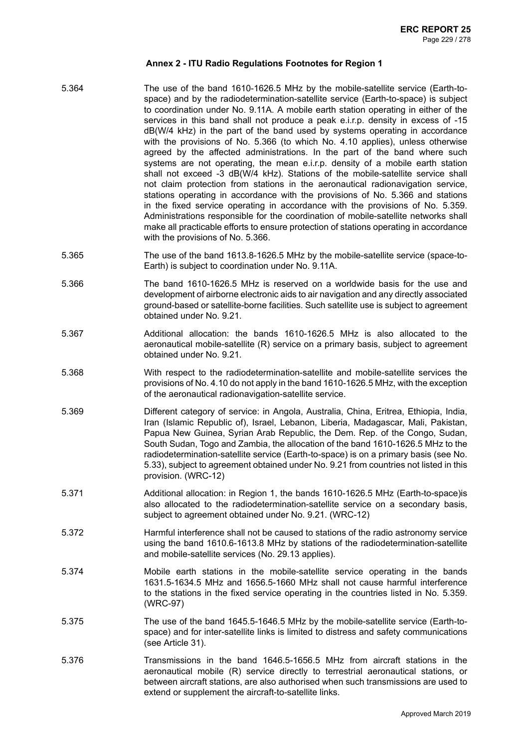### Annex 2 - ITU Radio Regulations Footnotes for Region 1

| | |
|---|---|
| 5.364 | The use of the band 1610-1626.5 MHz by the mobile-satellite service (Earth-to-space) and by the radiodetermination-satellite service (Earth-to-space) is subject to coordination under No. 9.11A. A mobile earth station operating in either of the services in this band shall not produce a peak e.i.r.p. density in excess of -15 dB(W/4 kHz) in the part of the band used by systems operating in accordance with the provisions of No. 5.366 (to which No. 4.10 applies), unless otherwise agreed by the affected administrations. In the part of the band where such systems are not operating, the mean e.i.r.p. density of a mobile earth station shall not exceed -3 dB(W/4 kHz). Stations of the mobile-satellite service shall not claim protection from stations in the aeronautical radionavigation service, stations operating in accordance with the provisions of No. 5.366 and stations in the fixed service operating in accordance with the provisions of No. 5.359. Administrations responsible for the coordination of mobile-satellite networks shall make all practicable efforts to ensure protection of stations operating in accordance with the provisions of No. 5.366. |
| 5.365 | The use of the band 1613.8-1626.5 MHz by the mobile-satellite service (space-to-Earth) is subject to coordination under No. 9.11A. |
| 5.366 | The band 1610-1626.5 MHz is reserved on a worldwide basis for the use and development of airborne electronic aids to air navigation and any directly associated ground-based or satellite-borne facilities. Such satellite use is subject to agreement obtained under No. 9.21. |
| 5.367 | Additional allocation: the bands 1610-1626.5 MHz is also allocated to the aeronautical mobile-satellite (R) service on a primary basis, subject to agreement obtained under No. 9.21. |
| 5.368 | With respect to the radiodetermination-satellite and mobile-satellite services the provisions of No. 4.10 do not apply in the band 1610-1626.5 MHz, with the exception of the aeronautical radionavigation-satellite service. |
| 5.369 | Different category of service: in Angola, Australia, China, Eritrea, Ethiopia, India, Iran (Islamic Republic of), Israel, Lebanon, Liberia, Madagascar, Mali, Pakistan, Papua New Guinea, Syrian Arab Republic, the Dem. Rep. of the Congo, Sudan, South Sudan, Togo and Zambia, the allocation of the band 1610-1626.5 MHz to the radiodetermination-satellite service (Earth-to-space) is on a primary basis (see No. 5.33), subject to agreement obtained under No. 9.21 from countries not listed in this provision. (WRC-12) |
| 5.371 | Additional allocation: in Region 1, the bands 1610-1626.5 MHz (Earth-to-space)is also allocated to the radiodetermination-satellite service on a secondary basis, subject to agreement obtained under No. 9.21. (WRC-12) |
| 5.372 | Harmful interference shall not be caused to stations of the radio astronomy service using the band 1610.6-1613.8 MHz by stations of the radiodetermination-satellite and mobile-satellite services (No. 29.13 applies). |
| 5.374 | Mobile earth stations in the mobile-satellite service operating in the bands 1631.5-1634.5 MHz and 1656.5-1660 MHz shall not cause harmful interference to the stations in the fixed service operating in the countries listed in No. 5.359. (WRC-97) |
| 5.375 | The use of the band 1645.5-1646.5 MHz by the mobile-satellite service (Earth-to-space) and for inter-satellite links is limited to distress and safety communications (see Article 31). |
| 5.376 | Transmissions in the band 1646.5-1656.5 MHz from aircraft stations in the aeronautical mobile (R) service directly to terrestrial aeronautical stations, or between aircraft stations, are also authorised when such transmissions are used to extend or supplement the aircraft-to-satellite links. |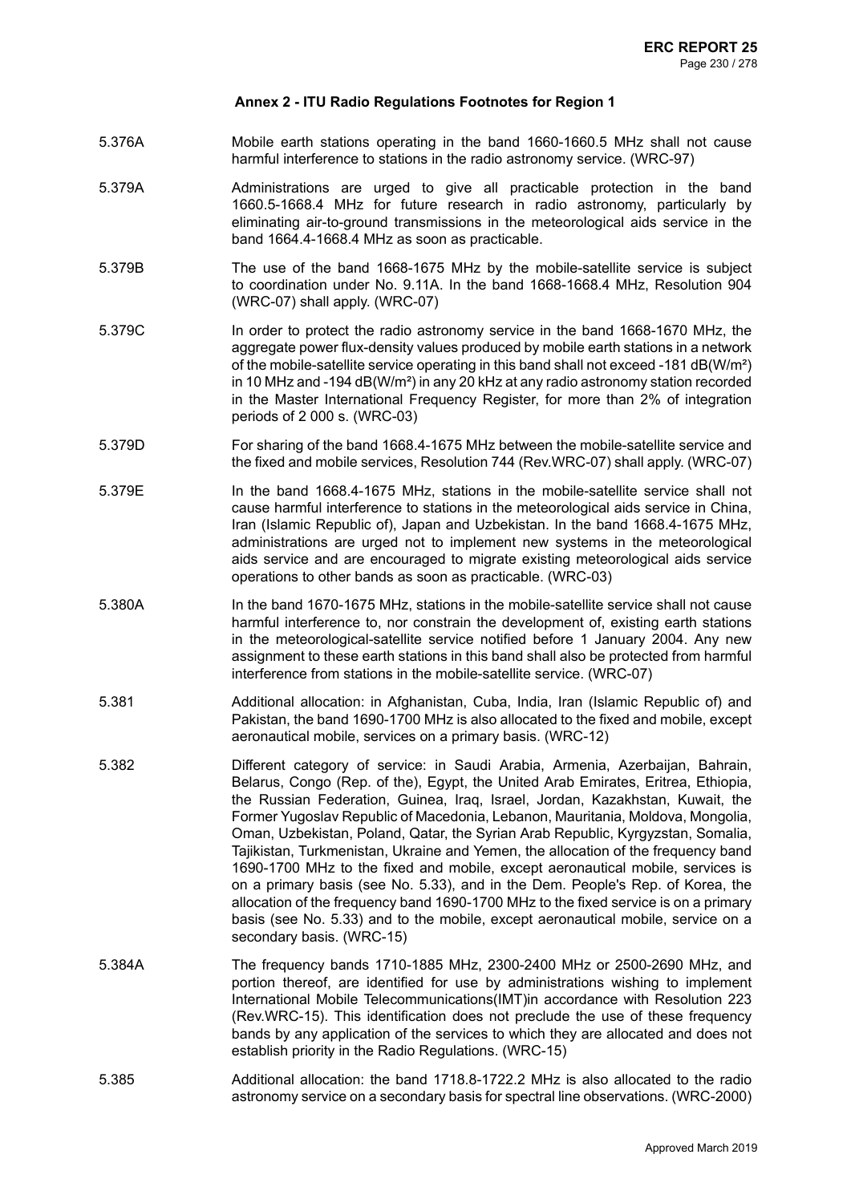### Annex 2 - ITU Radio Regulations Footnotes for Region 1

| | |
|---|---|
| 5.376A | Mobile earth stations operating in the band 1660-1660.5 MHz shall not cause harmful interference to stations in the radio astronomy service. (WRC-97) |
| 5.379A | Administrations are urged to give all practicable protection in the band 1660.5-1668.4 MHz for future research in radio astronomy, particularly by eliminating air-to-ground transmissions in the meteorological aids service in the band 1664.4-1668.4 MHz as soon as practicable. |
| 5.379B | The use of the band 1668-1675 MHz by the mobile-satellite service is subject to coordination under No. 9.11A. In the band 1668-1668.4 MHz, Resolution 904 (WRC-07) shall apply. (WRC-07) |
| 5.379C | In order to protect the radio astronomy service in the band 1668-1670 MHz, the aggregate power flux-density values produced by mobile earth stations in a network of the mobile-satellite service operating in this band shall not exceed -181 dB(W/m²) in 10 MHz and -194 dB(W/m²) in any 20 kHz at any radio astronomy station recorded in the Master International Frequency Register, for more than 2% of integration periods of 2 000 s. (WRC-03) |
| 5.379D | For sharing of the band 1668.4-1675 MHz between the mobile-satellite service and the fixed and mobile services, Resolution 744 (Rev.WRC-07) shall apply. (WRC-07) |
| 5.379E | In the band 1668.4-1675 MHz, stations in the mobile-satellite service shall not cause harmful interference to stations in the meteorological aids service in China, Iran (Islamic Republic of), Japan and Uzbekistan. In the band 1668.4-1675 MHz, administrations are urged not to implement new systems in the meteorological aids service and are encouraged to migrate existing meteorological aids service operations to other bands as soon as practicable. (WRC-03) |
| 5.380A | In the band 1670-1675 MHz, stations in the mobile-satellite service shall not cause harmful interference to, nor constrain the development of, existing earth stations in the meteorological-satellite service notified before 1 January 2004. Any new assignment to these earth stations in this band shall also be protected from harmful interference from stations in the mobile-satellite service. (WRC-07) |
| 5.381 | Additional allocation: in Afghanistan, Cuba, India, Iran (Islamic Republic of) and Pakistan, the band 1690-1700 MHz is also allocated to the fixed and mobile, except aeronautical mobile, services on a primary basis. (WRC-12) |
| 5.382 | Different category of service: in Saudi Arabia, Armenia, Azerbaijan, Bahrain, Belarus, Congo (Rep. of the), Egypt, the United Arab Emirates, Eritrea, Ethiopia, the Russian Federation, Guinea, Iraq, Israel, Jordan, Kazakhstan, Kuwait, the Former Yugoslav Republic of Macedonia, Lebanon, Mauritania, Moldova, Mongolia, Oman, Uzbekistan, Poland, Qatar, the Syrian Arab Republic, Kyrgyzstan, Somalia, Tajikistan, Turkmenistan, Ukraine and Yemen, the allocation of the frequency band 1690-1700 MHz to the fixed and mobile, except aeronautical mobile, services is on a primary basis (see No. 5.33), and in the Dem. People's Rep. of Korea, the allocation of the frequency band 1690-1700 MHz to the fixed service is on a primary basis (see No. 5.33) and to the mobile, except aeronautical mobile, service on a secondary basis. (WRC-15) |
| 5.384A | The frequency bands 1710-1885 MHz, 2300-2400 MHz or 2500-2690 MHz, and portion thereof, are identified for use by administrations wishing to implement International Mobile Telecommunications(IMT)in accordance with Resolution 223 (Rev.WRC-15). This identification does not preclude the use of these frequency bands by any application of the services to which they are allocated and does not establish priority in the Radio Regulations. (WRC-15) |
| 5.385 | Additional allocation: the band 1718.8-1722.2 MHz is also allocated to the radio astronomy service on a secondary basis for spectral line observations. (WRC-2000) |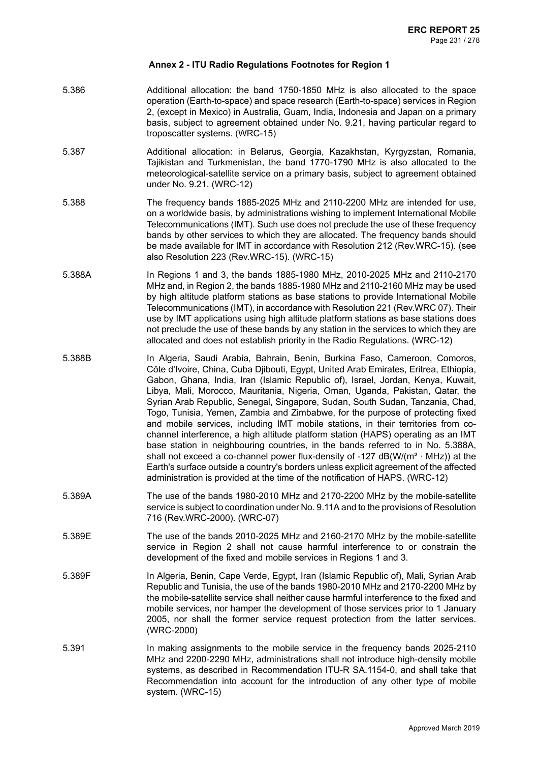## Annex 2 - ITU Radio Regulations Footnotes for Region 1

| | |
|---|---|
| 5.386 | Additional allocation: the band 1750-1850 MHz is also allocated to the space operation (Earth-to-space) and space research (Earth-to-space) services in Region 2, (except in Mexico) in Australia, Guam, India, Indonesia and Japan on a primary basis, subject to agreement obtained under No. 9.21, having particular regard to troposcatter systems. (WRC-15) |
| 5.387 | Additional allocation: in Belarus, Georgia, Kazakhstan, Kyrgyzstan, Romania, Tajikistan and Turkmenistan, the band 1770-1790 MHz is also allocated to the meteorological-satellite service on a primary basis, subject to agreement obtained under No. 9.21. (WRC-12) |
| 5.388 | The frequency bands 1885-2025 MHz and 2110-2200 MHz are intended for use, on a worldwide basis, by administrations wishing to implement International Mobile Telecommunications (IMT). Such use does not preclude the use of these frequency bands by other services to which they are allocated. The frequency bands should be made available for IMT in accordance with Resolution 212 (Rev.WRC-15). (see also Resolution 223 (Rev.WRC-15). (WRC-15) |
| 5.388A | In Regions 1 and 3, the bands 1885-1980 MHz, 2010-2025 MHz and 2110-2170 MHz and, in Region 2, the bands 1885-1980 MHz and 2110-2160 MHz may be used by high altitude platform stations as base stations to provide International Mobile Telecommunications (IMT), in accordance with Resolution 221 (Rev.WRC 07). Their use by IMT applications using high altitude platform stations as base stations does not preclude the use of these bands by any station in the services to which they are allocated and does not establish priority in the Radio Regulations. (WRC-12) |
| 5.388B | In Algeria, Saudi Arabia, Bahrain, Benin, Burkina Faso, Cameroon, Comoros, Côte d'Ivoire, China, Cuba Djibouti, Egypt, United Arab Emirates, Eritrea, Ethiopia, Gabon, Ghana, India, Iran (Islamic Republic of), Israel, Jordan, Kenya, Kuwait, Libya, Mali, Morocco, Mauritania, Nigeria, Oman, Uganda, Pakistan, Qatar, the Syrian Arab Republic, Senegal, Singapore, Sudan, South Sudan, Tanzania, Chad, Togo, Tunisia, Yemen, Zambia and Zimbabwe, for the purpose of protecting fixed and mobile services, including IMT mobile stations, in their territories from co-channel interference, a high altitude platform station (HAPS) operating as an IMT base station in neighbouring countries, in the bands referred to in No. 5.388A, shall not exceed a co-channel power flux-density of -127 dB(W/(m² · MHz)) at the Earth's surface outside a country's borders unless explicit agreement of the affected administration is provided at the time of the notification of HAPS. (WRC-12) |
| 5.389A | The use of the bands 1980-2010 MHz and 2170-2200 MHz by the mobile-satellite service is subject to coordination under No. 9.11A and to the provisions of Resolution 716 (Rev.WRC-2000). (WRC-07) |
| 5.389E | The use of the bands 2010-2025 MHz and 2160-2170 MHz by the mobile-satellite service in Region 2 shall not cause harmful interference to or constrain the development of the fixed and mobile services in Regions 1 and 3. |
| 5.389F | In Algeria, Benin, Cape Verde, Egypt, Iran (Islamic Republic of), Mali, Syrian Arab Republic and Tunisia, the use of the bands 1980-2010 MHz and 2170-2200 MHz by the mobile-satellite service shall neither cause harmful interference to the fixed and mobile services, nor hamper the development of those services prior to 1 January 2005, nor shall the former service request protection from the latter services. (WRC-2000) |
| 5.391 | In making assignments to the mobile service in the frequency bands 2025-2110 MHz and 2200-2290 MHz, administrations shall not introduce high-density mobile systems, as described in Recommendation ITU-R SA.1154-0, and shall take that Recommendation into account for the introduction of any other type of mobile system. (WRC-15) |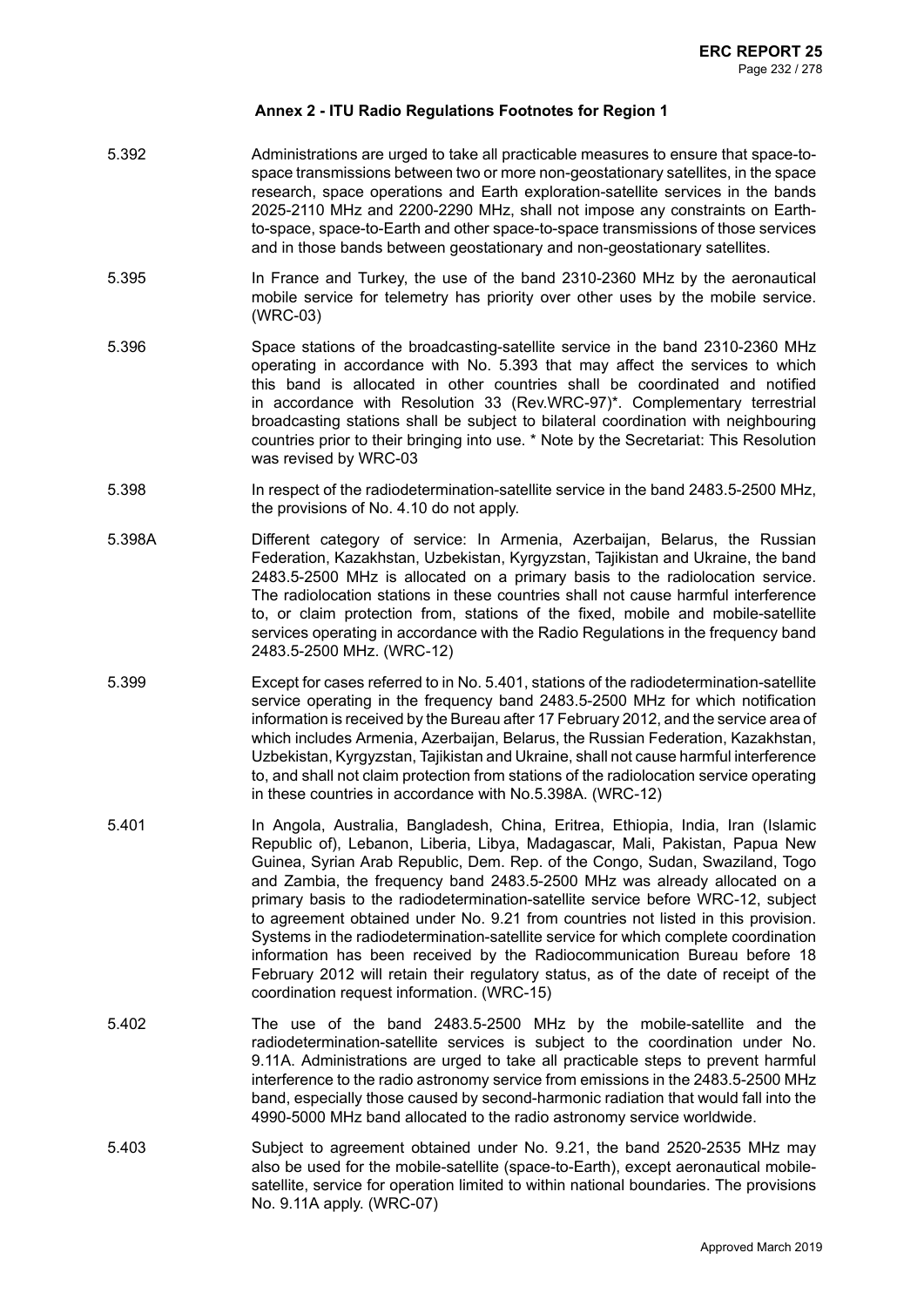**Annex 2 - ITU Radio Regulations Footnotes for Region 1**

5.392 Administrations are urged to take all practicable measures to ensure that space-to-space transmissions between two or more non-geostationary satellites, in the space research, space operations and Earth exploration-satellite services in the bands 2025-2110 MHz and 2200-2290 MHz, shall not impose any constraints on Earth-to-space, space-to-Earth and other space-to-space transmissions of those services and in those bands between geostationary and non-geostationary satellites.

5.395 In France and Turkey, the use of the band 2310-2360 MHz by the aeronautical mobile service for telemetry has priority over other uses by the mobile service. (WRC-03)

5.396 Space stations of the broadcasting-satellite service in the band 2310-2360 MHz operating in accordance with No. 5.393 that may affect the services to which this band is allocated in other countries shall be coordinated and notified in accordance with Resolution 33 (Rev.WRC-97)*. Complementary terrestrial broadcasting stations shall be subject to bilateral coordination with neighbouring countries prior to their bringing into use. * Note by the Secretariat: This Resolution was revised by WRC-03

5.398 In respect of the radiodetermination-satellite service in the band 2483.5-2500 MHz, the provisions of No. 4.10 do not apply.

5.398A Different category of service: In Armenia, Azerbaijan, Belarus, the Russian Federation, Kazakhstan, Uzbekistan, Kyrgyzstan, Tajikistan and Ukraine, the band 2483.5-2500 MHz is allocated on a primary basis to the radiolocation service. The radiolocation stations in these countries shall not cause harmful interference to, or claim protection from, stations of the fixed, mobile and mobile-satellite services operating in accordance with the Radio Regulations in the frequency band 2483.5-2500 MHz. (WRC-12)

5.399 Except for cases referred to in No. 5.401, stations of the radiodetermination-satellite service operating in the frequency band 2483.5-2500 MHz for which notification information is received by the Bureau after 17 February 2012, and the service area of which includes Armenia, Azerbaijan, Belarus, the Russian Federation, Kazakhstan, Uzbekistan, Kyrgyzstan, Tajikistan and Ukraine, shall not cause harmful interference to, and shall not claim protection from stations of the radiolocation service operating in these countries in accordance with No.5.398A. (WRC-12)

5.401 In Angola, Australia, Bangladesh, China, Eritrea, Ethiopia, India, Iran (Islamic Republic of), Lebanon, Liberia, Libya, Madagascar, Mali, Pakistan, Papua New Guinea, Syrian Arab Republic, Dem. Rep. of the Congo, Sudan, Swaziland, Togo and Zambia, the frequency band 2483.5-2500 MHz was already allocated on a primary basis to the radiodetermination-satellite service before WRC-12, subject to agreement obtained under No. 9.21 from countries not listed in this provision. Systems in the radiodetermination-satellite service for which complete coordination information has been received by the Radiocommunication Bureau before 18 February 2012 will retain their regulatory status, as of the date of receipt of the coordination request information. (WRC-15)

5.402 The use of the band 2483.5-2500 MHz by the mobile-satellite and the radiodetermination-satellite services is subject to the coordination under No. 9.11A. Administrations are urged to take all practicable steps to prevent harmful interference to the radio astronomy service from emissions in the 2483.5-2500 MHz band, especially those caused by second-harmonic radiation that would fall into the 4990-5000 MHz band allocated to the radio astronomy service worldwide.

5.403 Subject to agreement obtained under No. 9.21, the band 2520-2535 MHz may also be used for the mobile-satellite (space-to-Earth), except aeronautical mobile-satellite, service for operation limited to within national boundaries. The provisions No. 9.11A apply. (WRC-07)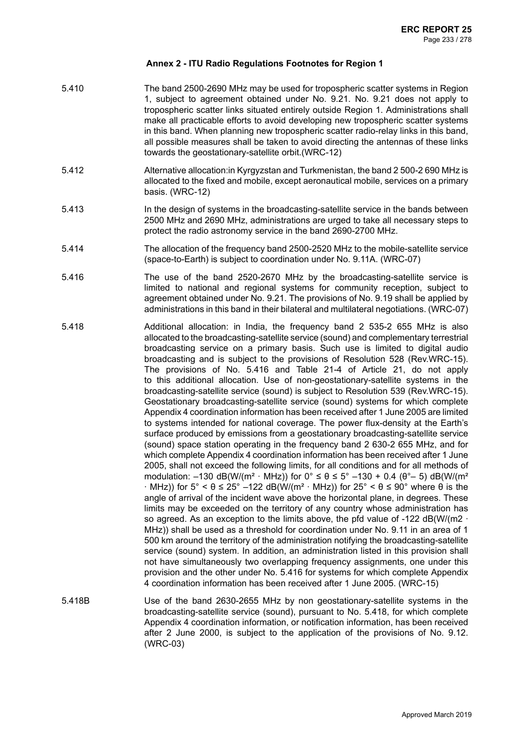## Annex 2 - ITU Radio Regulations Footnotes for Region 1

| | |
|---|---|
| 5.410 | The band 2500-2690 MHz may be used for tropospheric scatter systems in Region 1, subject to agreement obtained under No. 9.21. No. 9.21 does not apply to tropospheric scatter links situated entirely outside Region 1. Administrations shall make all practicable efforts to avoid developing new tropospheric scatter systems in this band. When planning new tropospheric scatter radio-relay links in this band, all possible measures shall be taken to avoid directing the antennas of these links towards the geostationary-satellite orbit.(WRC-12) |
| 5.412 | Alternative allocation:in Kyrgyzstan and Turkmenistan, the band 2 500-2 690 MHz is allocated to the fixed and mobile, except aeronautical mobile, services on a primary basis. (WRC-12) |
| 5.413 | In the design of systems in the broadcasting-satellite service in the bands between 2500 MHz and 2690 MHz, administrations are urged to take all necessary steps to protect the radio astronomy service in the band 2690-2700 MHz. |
| 5.414 | The allocation of the frequency band 2500-2520 MHz to the mobile-satellite service (space-to-Earth) is subject to coordination under No. 9.11A. (WRC-07) |
| 5.416 | The use of the band 2520-2670 MHz by the broadcasting-satellite service is limited to national and regional systems for community reception, subject to agreement obtained under No. 9.21. The provisions of No. 9.19 shall be applied by administrations in this band in their bilateral and multilateral negotiations. (WRC-07) |
| 5.418 | Additional allocation: in India, the frequency band 2 535-2 655 MHz is also allocated to the broadcasting-satellite service (sound) and complementary terrestrial broadcasting service on a primary basis. Such use is limited to digital audio broadcasting and is subject to the provisions of Resolution 528 (Rev.WRC-15). The provisions of No. 5.416 and Table 21-4 of Article 21, do not apply to this additional allocation. Use of non-geostationary-satellite systems in the broadcasting-satellite service (sound) is subject to Resolution 539 (Rev.WRC-15). Geostationary broadcasting-satellite service (sound) systems for which complete Appendix 4 coordination information has been received after 1 June 2005 are limited to systems intended for national coverage. The power flux-density at the Earth's surface produced by emissions from a geostationary broadcasting-satellite service (sound) space station operating in the frequency band 2 630-2 655 MHz, and for which complete Appendix 4 coordination information has been received after 1 June 2005, shall not exceed the following limits, for all conditions and for all methods of modulation: –130 dB(W/(m² · MHz)) for $0° \leq \theta \leq 5°$ –130 + 0.4 (θ°– 5) dB(W/(m² · MHz)) for $5° < \theta \leq 25°$ –122 dB(W/(m² · MHz)) for $25° < \theta \leq 90°$ where θ is the angle of arrival of the incident wave above the horizontal plane, in degrees. These limits may be exceeded on the territory of any country whose administration has so agreed. As an exception to the limits above, the pfd value of -122 dB(W/(m2 · MHz)) shall be used as a threshold for coordination under No. 9.11 in an area of 1 500 km around the territory of the administration notifying the broadcasting-satellite service (sound) system. In addition, an administration listed in this provision shall not have simultaneously two overlapping frequency assignments, one under this provision and the other under No. 5.416 for systems for which complete Appendix 4 coordination information has been received after 1 June 2005. (WRC-15) |
| 5.418B | Use of the band 2630-2655 MHz by non geostationary-satellite systems in the broadcasting-satellite service (sound), pursuant to No. 5.418, for which complete Appendix 4 coordination information, or notification information, has been received after 2 June 2000, is subject to the application of the provisions of No. 9.12. (WRC-03) |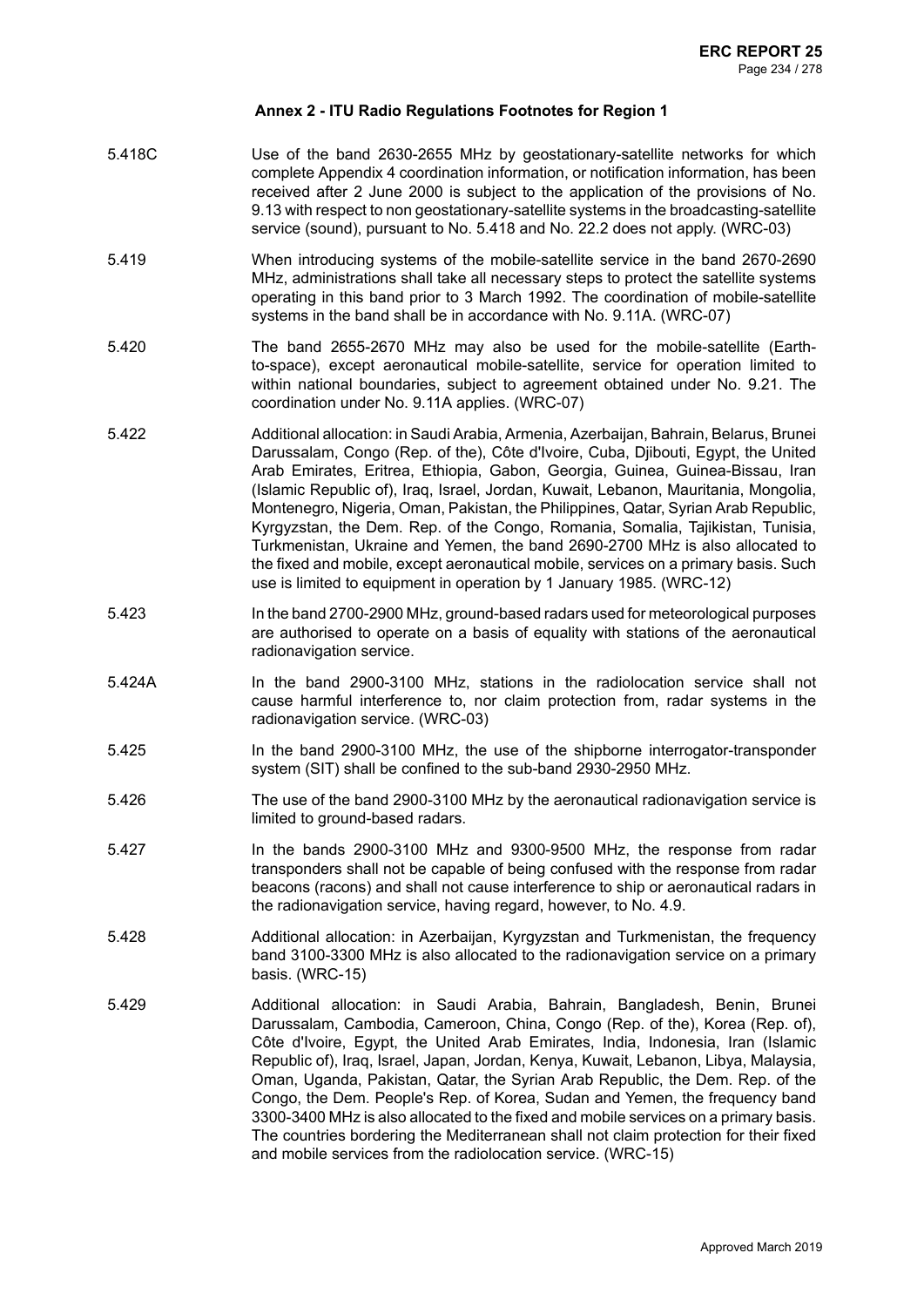### Annex 2 - ITU Radio Regulations Footnotes for Region 1

| | |
|---|---|
| 5.418C | Use of the band 2630-2655 MHz by geostationary-satellite networks for which complete Appendix 4 coordination information, or notification information, has been received after 2 June 2000 is subject to the application of the provisions of No. 9.13 with respect to non geostationary-satellite systems in the broadcasting-satellite service (sound), pursuant to No. 5.418 and No. 22.2 does not apply. (WRC-03) |
| 5.419 | When introducing systems of the mobile-satellite service in the band 2670-2690 MHz, administrations shall take all necessary steps to protect the satellite systems operating in this band prior to 3 March 1992. The coordination of mobile-satellite systems in the band shall be in accordance with No. 9.11A. (WRC-07) |
| 5.420 | The band 2655-2670 MHz may also be used for the mobile-satellite (Earth-to-space), except aeronautical mobile-satellite, service for operation limited to within national boundaries, subject to agreement obtained under No. 9.21. The coordination under No. 9.11A applies. (WRC-07) |
| 5.422 | Additional allocation: in Saudi Arabia, Armenia, Azerbaijan, Bahrain, Belarus, Brunei Darussalam, Congo (Rep. of the), Côte d'Ivoire, Cuba, Djibouti, Egypt, the United Arab Emirates, Eritrea, Ethiopia, Gabon, Georgia, Guinea, Guinea-Bissau, Iran (Islamic Republic of), Iraq, Israel, Jordan, Kuwait, Lebanon, Mauritania, Mongolia, Montenegro, Nigeria, Oman, Pakistan, the Philippines, Qatar, Syrian Arab Republic, Kyrgyzstan, the Dem. Rep. of the Congo, Romania, Somalia, Tajikistan, Tunisia, Turkmenistan, Ukraine and Yemen, the band 2690-2700 MHz is also allocated to the fixed and mobile, except aeronautical mobile, services on a primary basis. Such use is limited to equipment in operation by 1 January 1985. (WRC-12) |
| 5.423 | In the band 2700-2900 MHz, ground-based radars used for meteorological purposes are authorised to operate on a basis of equality with stations of the aeronautical radionavigation service. |
| 5.424A | In the band 2900-3100 MHz, stations in the radiolocation service shall not cause harmful interference to, nor claim protection from, radar systems in the radionavigation service. (WRC-03) |
| 5.425 | In the band 2900-3100 MHz, the use of the shipborne interrogator-transponder system (SIT) shall be confined to the sub-band 2930-2950 MHz. |
| 5.426 | The use of the band 2900-3100 MHz by the aeronautical radionavigation service is limited to ground-based radars. |
| 5.427 | In the bands 2900-3100 MHz and 9300-9500 MHz, the response from radar transponders shall not be capable of being confused with the response from radar beacons (racons) and shall not cause interference to ship or aeronautical radars in the radionavigation service, having regard, however, to No. 4.9. |
| 5.428 | Additional allocation: in Azerbaijan, Kyrgyzstan and Turkmenistan, the frequency band 3100-3300 MHz is also allocated to the radionavigation service on a primary basis. (WRC-15) |
| 5.429 | Additional allocation: in Saudi Arabia, Bahrain, Bangladesh, Benin, Brunei Darussalam, Cambodia, Cameroon, China, Congo (Rep. of the), Korea (Rep. of), Côte d'Ivoire, Egypt, the United Arab Emirates, India, Indonesia, Iran (Islamic Republic of), Iraq, Israel, Japan, Jordan, Kenya, Kuwait, Lebanon, Libya, Malaysia, Oman, Uganda, Pakistan, Qatar, the Syrian Arab Republic, the Dem. Rep. of the Congo, the Dem. People's Rep. of Korea, Sudan and Yemen, the frequency band 3300-3400 MHz is also allocated to the fixed and mobile services on a primary basis. The countries bordering the Mediterranean shall not claim protection for their fixed and mobile services from the radiolocation service. (WRC-15) |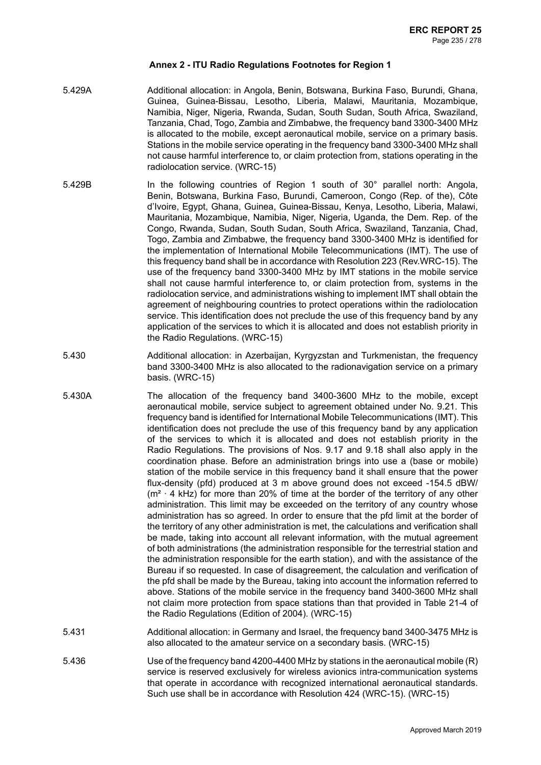## Annex 2 - ITU Radio Regulations Footnotes for Region 1

5.429A Additional allocation: in Angola, Benin, Botswana, Burkina Faso, Burundi, Ghana, Guinea, Guinea-Bissau, Lesotho, Liberia, Malawi, Mauritania, Mozambique, Namibia, Niger, Nigeria, Rwanda, Sudan, South Sudan, South Africa, Swaziland, Tanzania, Chad, Togo, Zambia and Zimbabwe, the frequency band 3300-3400 MHz is allocated to the mobile, except aeronautical mobile, service on a primary basis. Stations in the mobile service operating in the frequency band 3300-3400 MHz shall not cause harmful interference to, or claim protection from, stations operating in the radiolocation service. (WRC-15)

5.429B In the following countries of Region 1 south of 30° parallel north: Angola, Benin, Botswana, Burkina Faso, Burundi, Cameroon, Congo (Rep. of the), Côte d'Ivoire, Egypt, Ghana, Guinea, Guinea-Bissau, Kenya, Lesotho, Liberia, Malawi, Mauritania, Mozambique, Namibia, Niger, Nigeria, Uganda, the Dem. Rep. of the Congo, Rwanda, Sudan, South Sudan, South Africa, Swaziland, Tanzania, Chad, Togo, Zambia and Zimbabwe, the frequency band 3300-3400 MHz is identified for the implementation of International Mobile Telecommunications (IMT). The use of this frequency band shall be in accordance with Resolution 223 (Rev.WRC-15). The use of the frequency band 3300-3400 MHz by IMT stations in the mobile service shall not cause harmful interference to, or claim protection from, systems in the radiolocation service, and administrations wishing to implement IMT shall obtain the agreement of neighbouring countries to protect operations within the radiolocation service. This identification does not preclude the use of this frequency band by any application of the services to which it is allocated and does not establish priority in the Radio Regulations. (WRC-15)

5.430 Additional allocation: in Azerbaijan, Kyrgyzstan and Turkmenistan, the frequency band 3300-3400 MHz is also allocated to the radionavigation service on a primary basis. (WRC-15)

5.430A The allocation of the frequency band 3400-3600 MHz to the mobile, except aeronautical mobile, service subject to agreement obtained under No. 9.21. This frequency band is identified for International Mobile Telecommunications (IMT). This identification does not preclude the use of this frequency band by any application of the services to which it is allocated and does not establish priority in the Radio Regulations. The provisions of Nos. 9.17 and 9.18 shall also apply in the coordination phase. Before an administration brings into use a (base or mobile) station of the mobile service in this frequency band it shall ensure that the power flux-density (pfd) produced at 3 m above ground does not exceed -154.5 dBW/($m^2 \cdot 4$ kHz) for more than 20% of time at the border of the territory of any other administration. This limit may be exceeded on the territory of any country whose administration has so agreed. In order to ensure that the pfd limit at the border of the territory of any other administration is met, the calculations and verification shall be made, taking into account all relevant information, with the mutual agreement of both administrations (the administration responsible for the terrestrial station and the administration responsible for the earth station), and with the assistance of the Bureau if so requested. In case of disagreement, the calculation and verification of the pfd shall be made by the Bureau, taking into account the information referred to above. Stations of the mobile service in the frequency band 3400-3600 MHz shall not claim more protection from space stations than that provided in Table 21-4 of the Radio Regulations (Edition of 2004). (WRC-15)

5.431 Additional allocation: in Germany and Israel, the frequency band 3400-3475 MHz is also allocated to the amateur service on a secondary basis. (WRC-15)

5.436 Use of the frequency band 4200-4400 MHz by stations in the aeronautical mobile (R) service is reserved exclusively for wireless avionics intra-communication systems that operate in accordance with recognized international aeronautical standards. Such use shall be in accordance with Resolution 424 (WRC-15). (WRC-15)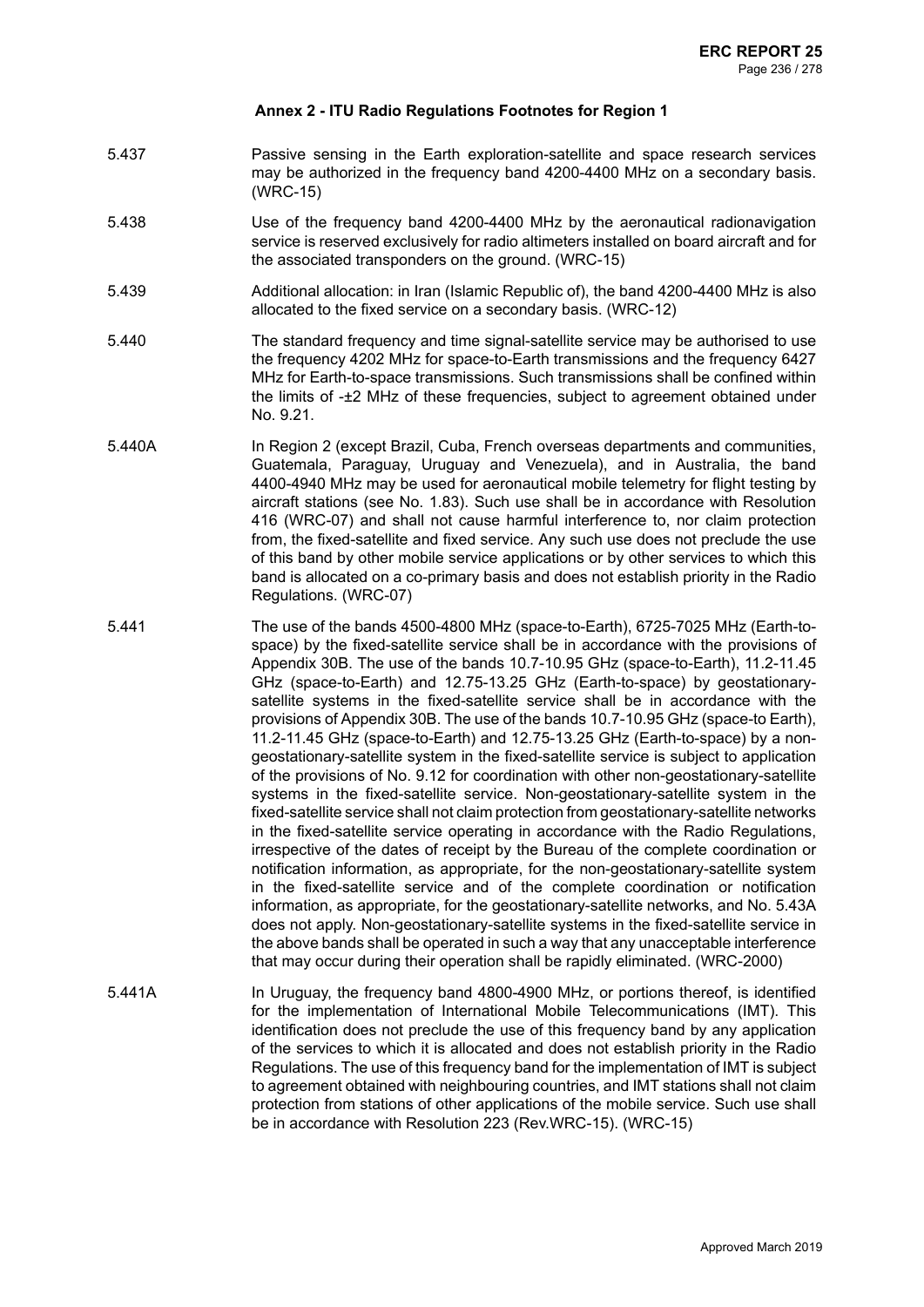## Annex 2 - ITU Radio Regulations Footnotes for Region 1

5.437 Passive sensing in the Earth exploration-satellite and space research services may be authorized in the frequency band 4200-4400 MHz on a secondary basis. (WRC-15)

5.438 Use of the frequency band 4200-4400 MHz by the aeronautical radionavigation service is reserved exclusively for radio altimeters installed on board aircraft and for the associated transponders on the ground. (WRC-15)

5.439 Additional allocation: in Iran (Islamic Republic of), the band 4200-4400 MHz is also allocated to the fixed service on a secondary basis. (WRC-12)

5.440 The standard frequency and time signal-satellite service may be authorised to use the frequency 4202 MHz for space-to-Earth transmissions and the frequency 6427 MHz for Earth-to-space transmissions. Such transmissions shall be confined within the limits of -±2 MHz of these frequencies, subject to agreement obtained under No. 9.21.

5.440A In Region 2 (except Brazil, Cuba, French overseas departments and communities, Guatemala, Paraguay, Uruguay and Venezuela), and in Australia, the band 4400-4940 MHz may be used for aeronautical mobile telemetry for flight testing by aircraft stations (see No. 1.83). Such use shall be in accordance with Resolution 416 (WRC-07) and shall not cause harmful interference to, nor claim protection from, the fixed-satellite and fixed service. Any such use does not preclude the use of this band by other mobile service applications or by other services to which this band is allocated on a co-primary basis and does not establish priority in the Radio Regulations. (WRC-07)

5.441 The use of the bands 4500-4800 MHz (space-to-Earth), 6725-7025 MHz (Earth-to-space) by the fixed-satellite service shall be in accordance with the provisions of Appendix 30B. The use of the bands 10.7-10.95 GHz (space-to-Earth), 11.2-11.45 GHz (space-to-Earth) and 12.75-13.25 GHz (Earth-to-space) by geostationary-satellite systems in the fixed-satellite service shall be in accordance with the provisions of Appendix 30B. The use of the bands 10.7-10.95 GHz (space-to Earth), 11.2-11.45 GHz (space-to-Earth) and 12.75-13.25 GHz (Earth-to-space) by a non-geostationary-satellite system in the fixed-satellite service is subject to application of the provisions of No. 9.12 for coordination with other non-geostationary-satellite systems in the fixed-satellite service. Non-geostationary-satellite system in the fixed-satellite service shall not claim protection from geostationary-satellite networks in the fixed-satellite service operating in accordance with the Radio Regulations, irrespective of the dates of receipt by the Bureau of the complete coordination or notification information, as appropriate, for the non-geostationary-satellite system in the fixed-satellite service and of the complete coordination or notification information, as appropriate, for the geostationary-satellite networks, and No. 5.43A does not apply. Non-geostationary-satellite systems in the fixed-satellite service in the above bands shall be operated in such a way that any unacceptable interference that may occur during their operation shall be rapidly eliminated. (WRC-2000)

5.441A In Uruguay, the frequency band 4800-4900 MHz, or portions thereof, is identified for the implementation of International Mobile Telecommunications (IMT). This identification does not preclude the use of this frequency band by any application of the services to which it is allocated and does not establish priority in the Radio Regulations. The use of this frequency band for the implementation of IMT is subject to agreement obtained with neighbouring countries, and IMT stations shall not claim protection from stations of other applications of the mobile service. Such use shall be in accordance with Resolution 223 (Rev.WRC-15). (WRC-15)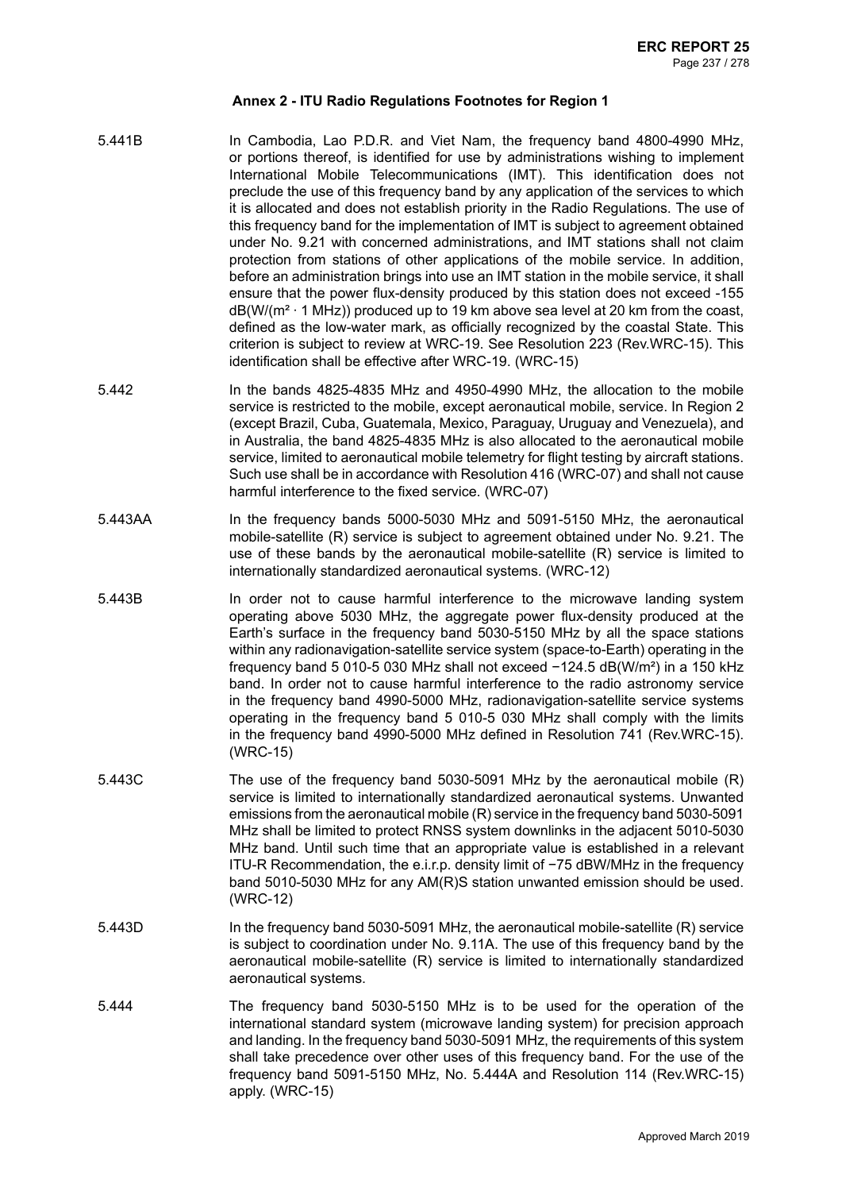## Annex 2 - ITU Radio Regulations Footnotes for Region 1

5.441B In Cambodia, Lao P.D.R. and Viet Nam, the frequency band 4800-4990 MHz, or portions thereof, is identified for use by administrations wishing to implement International Mobile Telecommunications (IMT). This identification does not preclude the use of this frequency band by any application of the services to which it is allocated and does not establish priority in the Radio Regulations. The use of this frequency band for the implementation of IMT is subject to agreement obtained under No. 9.21 with concerned administrations, and IMT stations shall not claim protection from stations of other applications of the mobile service. In addition, before an administration brings into use an IMT station in the mobile service, it shall ensure that the power flux-density produced by this station does not exceed -155 dB(W/(m² · 1 MHz)) produced up to 19 km above sea level at 20 km from the coast, defined as the low-water mark, as officially recognized by the coastal State. This criterion is subject to review at WRC-19. See Resolution 223 (Rev.WRC-15). This identification shall be effective after WRC-19. (WRC-15)

5.442 In the bands 4825-4835 MHz and 4950-4990 MHz, the allocation to the mobile service is restricted to the mobile, except aeronautical mobile, service. In Region 2 (except Brazil, Cuba, Guatemala, Mexico, Paraguay, Uruguay and Venezuela), and in Australia, the band 4825-4835 MHz is also allocated to the aeronautical mobile service, limited to aeronautical mobile telemetry for flight testing by aircraft stations. Such use shall be in accordance with Resolution 416 (WRC-07) and shall not cause harmful interference to the fixed service. (WRC-07)

5.443AA In the frequency bands 5000-5030 MHz and 5091-5150 MHz, the aeronautical mobile-satellite (R) service is subject to agreement obtained under No. 9.21. The use of these bands by the aeronautical mobile-satellite (R) service is limited to internationally standardized aeronautical systems. (WRC-12)

5.443B In order not to cause harmful interference to the microwave landing system operating above 5030 MHz, the aggregate power flux-density produced at the Earth's surface in the frequency band 5030-5150 MHz by all the space stations within any radionavigation-satellite service system (space-to-Earth) operating in the frequency band 5 010-5 030 MHz shall not exceed −124.5 dB(W/m²) in a 150 kHz band. In order not to cause harmful interference to the radio astronomy service in the frequency band 4990-5000 MHz, radionavigation-satellite service systems operating in the frequency band 5 010-5 030 MHz shall comply with the limits in the frequency band 4990-5000 MHz defined in Resolution 741 (Rev.WRC-15). (WRC-15)

5.443C The use of the frequency band 5030-5091 MHz by the aeronautical mobile (R) service is limited to internationally standardized aeronautical systems. Unwanted emissions from the aeronautical mobile (R) service in the frequency band 5030-5091 MHz shall be limited to protect RNSS system downlinks in the adjacent 5010-5030 MHz band. Until such time that an appropriate value is established in a relevant ITU-R Recommendation, the e.i.r.p. density limit of −75 dBW/MHz in the frequency band 5010-5030 MHz for any AM(R)S station unwanted emission should be used. (WRC-12)

5.443D In the frequency band 5030-5091 MHz, the aeronautical mobile-satellite (R) service is subject to coordination under No. 9.11A. The use of this frequency band by the aeronautical mobile-satellite (R) service is limited to internationally standardized aeronautical systems.

5.444 The frequency band 5030-5150 MHz is to be used for the operation of the international standard system (microwave landing system) for precision approach and landing. In the frequency band 5030-5091 MHz, the requirements of this system shall take precedence over other uses of this frequency band. For the use of the frequency band 5091-5150 MHz, No. 5.444A and Resolution 114 (Rev.WRC-15) apply. (WRC-15)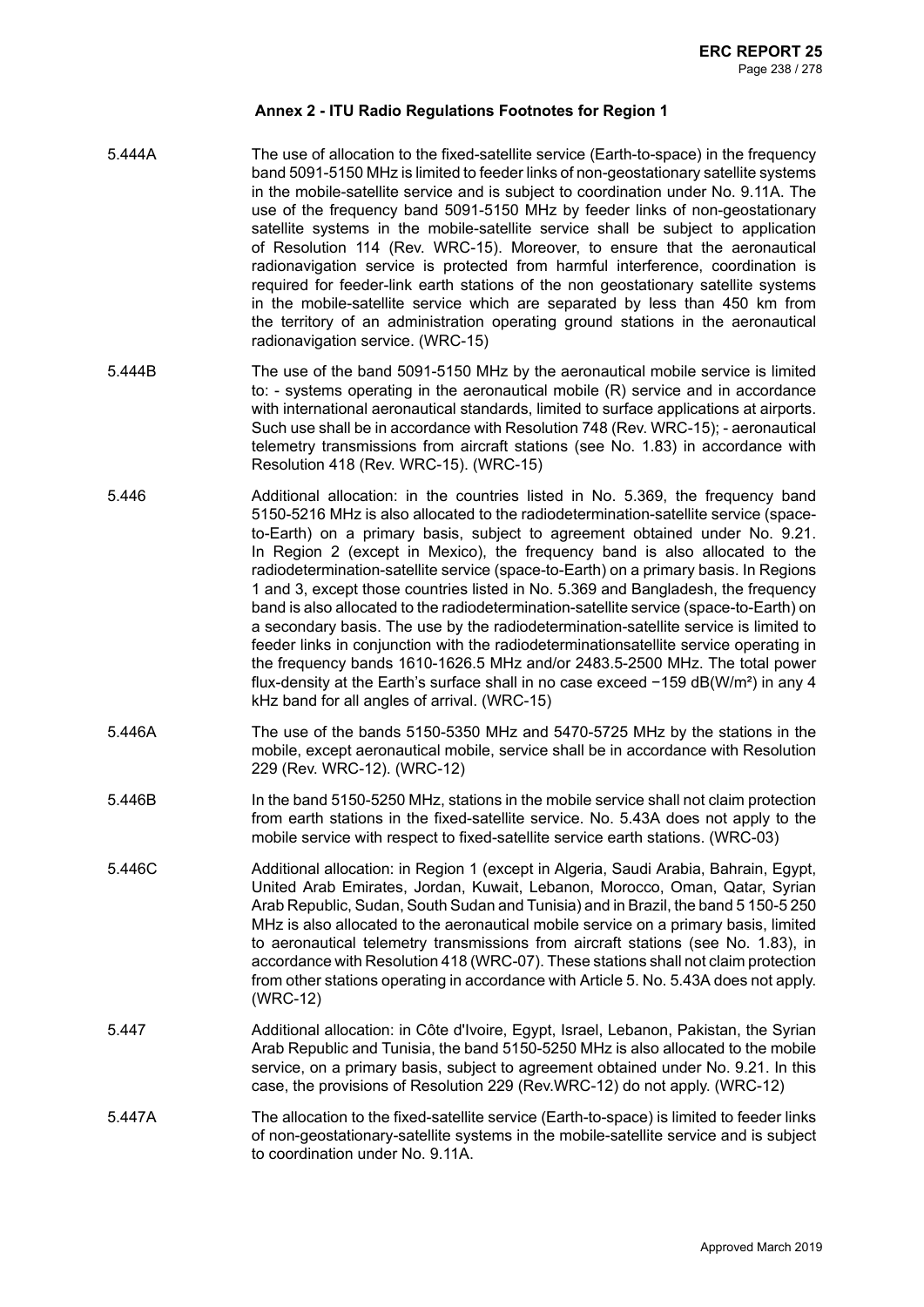### Annex 2 - ITU Radio Regulations Footnotes for Region 1

| | |
|---|---|
| 5.444A | The use of allocation to the fixed-satellite service (Earth-to-space) in the frequency band 5091-5150 MHz is limited to feeder links of non-geostationary satellite systems in the mobile-satellite service and is subject to coordination under No. 9.11A. The use of the frequency band 5091-5150 MHz by feeder links of non-geostationary satellite systems in the mobile-satellite service shall be subject to application of Resolution 114 (Rev. WRC-15). Moreover, to ensure that the aeronautical radionavigation service is protected from harmful interference, coordination is required for feeder-link earth stations of the non geostationary satellite systems in the mobile-satellite service which are separated by less than 450 km from the territory of an administration operating ground stations in the aeronautical radionavigation service. (WRC-15) |
| 5.444B | The use of the band 5091-5150 MHz by the aeronautical mobile service is limited to: - systems operating in the aeronautical mobile (R) service and in accordance with international aeronautical standards, limited to surface applications at airports. Such use shall be in accordance with Resolution 748 (Rev. WRC-15); - aeronautical telemetry transmissions from aircraft stations (see No. 1.83) in accordance with Resolution 418 (Rev. WRC-15). (WRC-15) |
| 5.446 | Additional allocation: in the countries listed in No. 5.369, the frequency band 5150-5216 MHz is also allocated to the radiodetermination-satellite service (space-to-Earth) on a primary basis, subject to agreement obtained under No. 9.21. In Region 2 (except in Mexico), the frequency band is also allocated to the radiodetermination-satellite service (space-to-Earth) on a primary basis. In Regions 1 and 3, except those countries listed in No. 5.369 and Bangladesh, the frequency band is also allocated to the radiodetermination-satellite service (space-to-Earth) on a secondary basis. The use by the radiodetermination-satellite service is limited to feeder links in conjunction with the radiodeterminationsatellite service operating in the frequency bands 1610-1626.5 MHz and/or 2483.5-2500 MHz. The total power flux-density at the Earth's surface shall in no case exceed −159 dB(W/m²) in any 4 kHz band for all angles of arrival. (WRC-15) |
| 5.446A | The use of the bands 5150-5350 MHz and 5470-5725 MHz by the stations in the mobile, except aeronautical mobile, service shall be in accordance with Resolution 229 (Rev. WRC-12). (WRC-12) |
| 5.446B | In the band 5150-5250 MHz, stations in the mobile service shall not claim protection from earth stations in the fixed-satellite service. No. 5.43A does not apply to the mobile service with respect to fixed-satellite service earth stations. (WRC-03) |
| 5.446C | Additional allocation: in Region 1 (except in Algeria, Saudi Arabia, Bahrain, Egypt, United Arab Emirates, Jordan, Kuwait, Lebanon, Morocco, Oman, Qatar, Syrian Arab Republic, Sudan, South Sudan and Tunisia) and in Brazil, the band 5 150-5 250 MHz is also allocated to the aeronautical mobile service on a primary basis, limited to aeronautical telemetry transmissions from aircraft stations (see No. 1.83), in accordance with Resolution 418 (WRC-07). These stations shall not claim protection from other stations operating in accordance with Article 5. No. 5.43A does not apply. (WRC-12) |
| 5.447 | Additional allocation: in Côte d'Ivoire, Egypt, Israel, Lebanon, Pakistan, the Syrian Arab Republic and Tunisia, the band 5150-5250 MHz is also allocated to the mobile service, on a primary basis, subject to agreement obtained under No. 9.21. In this case, the provisions of Resolution 229 (Rev.WRC-12) do not apply. (WRC-12) |
| 5.447A | The allocation to the fixed-satellite service (Earth-to-space) is limited to feeder links of non-geostationary-satellite systems in the mobile-satellite service and is subject to coordination under No. 9.11A. |

Approved March 2019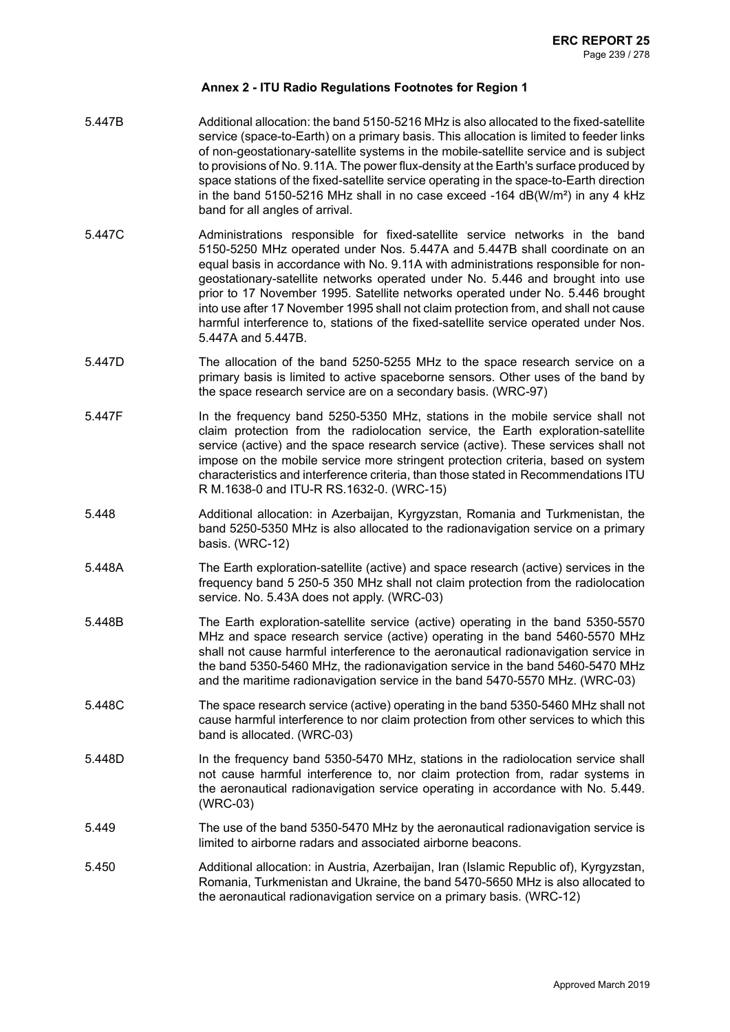### Annex 2 - ITU Radio Regulations Footnotes for Region 1

5.447B Additional allocation: the band 5150-5216 MHz is also allocated to the fixed-satellite service (space-to-Earth) on a primary basis. This allocation is limited to feeder links of non-geostationary-satellite systems in the mobile-satellite service and is subject to provisions of No. 9.11A. The power flux-density at the Earth's surface produced by space stations of the fixed-satellite service operating in the space-to-Earth direction in the band 5150-5216 MHz shall in no case exceed -164 dB(W/m²) in any 4 kHz band for all angles of arrival.

5.447C Administrations responsible for fixed-satellite service networks in the band 5150-5250 MHz operated under Nos. 5.447A and 5.447B shall coordinate on an equal basis in accordance with No. 9.11A with administrations responsible for non-geostationary-satellite networks operated under No. 5.446 and brought into use prior to 17 November 1995. Satellite networks operated under No. 5.446 brought into use after 17 November 1995 shall not claim protection from, and shall not cause harmful interference to, stations of the fixed-satellite service operated under Nos. 5.447A and 5.447B.

5.447D The allocation of the band 5250-5255 MHz to the space research service on a primary basis is limited to active spaceborne sensors. Other uses of the band by the space research service are on a secondary basis. (WRC-97)

5.447F In the frequency band 5250-5350 MHz, stations in the mobile service shall not claim protection from the radiolocation service, the Earth exploration-satellite service (active) and the space research service (active). These services shall not impose on the mobile service more stringent protection criteria, based on system characteristics and interference criteria, than those stated in Recommendations ITU R M.1638-0 and ITU-R RS.1632-0. (WRC-15)

5.448 Additional allocation: in Azerbaijan, Kyrgyzstan, Romania and Turkmenistan, the band 5250-5350 MHz is also allocated to the radionavigation service on a primary basis. (WRC-12)

5.448A The Earth exploration-satellite (active) and space research (active) services in the frequency band 5 250-5 350 MHz shall not claim protection from the radiolocation service. No. 5.43A does not apply. (WRC-03)

5.448B The Earth exploration-satellite service (active) operating in the band 5350-5570 MHz and space research service (active) operating in the band 5460-5570 MHz shall not cause harmful interference to the aeronautical radionavigation service in the band 5350-5460 MHz, the radionavigation service in the band 5460-5470 MHz and the maritime radionavigation service in the band 5470-5570 MHz. (WRC-03)

5.448C The space research service (active) operating in the band 5350-5460 MHz shall not cause harmful interference to nor claim protection from other services to which this band is allocated. (WRC-03)

5.448D In the frequency band 5350-5470 MHz, stations in the radiolocation service shall not cause harmful interference to, nor claim protection from, radar systems in the aeronautical radionavigation service operating in accordance with No. 5.449. (WRC-03)

5.449 The use of the band 5350-5470 MHz by the aeronautical radionavigation service is limited to airborne radars and associated airborne beacons.

5.450 Additional allocation: in Austria, Azerbaijan, Iran (Islamic Republic of), Kyrgyzstan, Romania, Turkmenistan and Ukraine, the band 5470-5650 MHz is also allocated to the aeronautical radionavigation service on a primary basis. (WRC-12)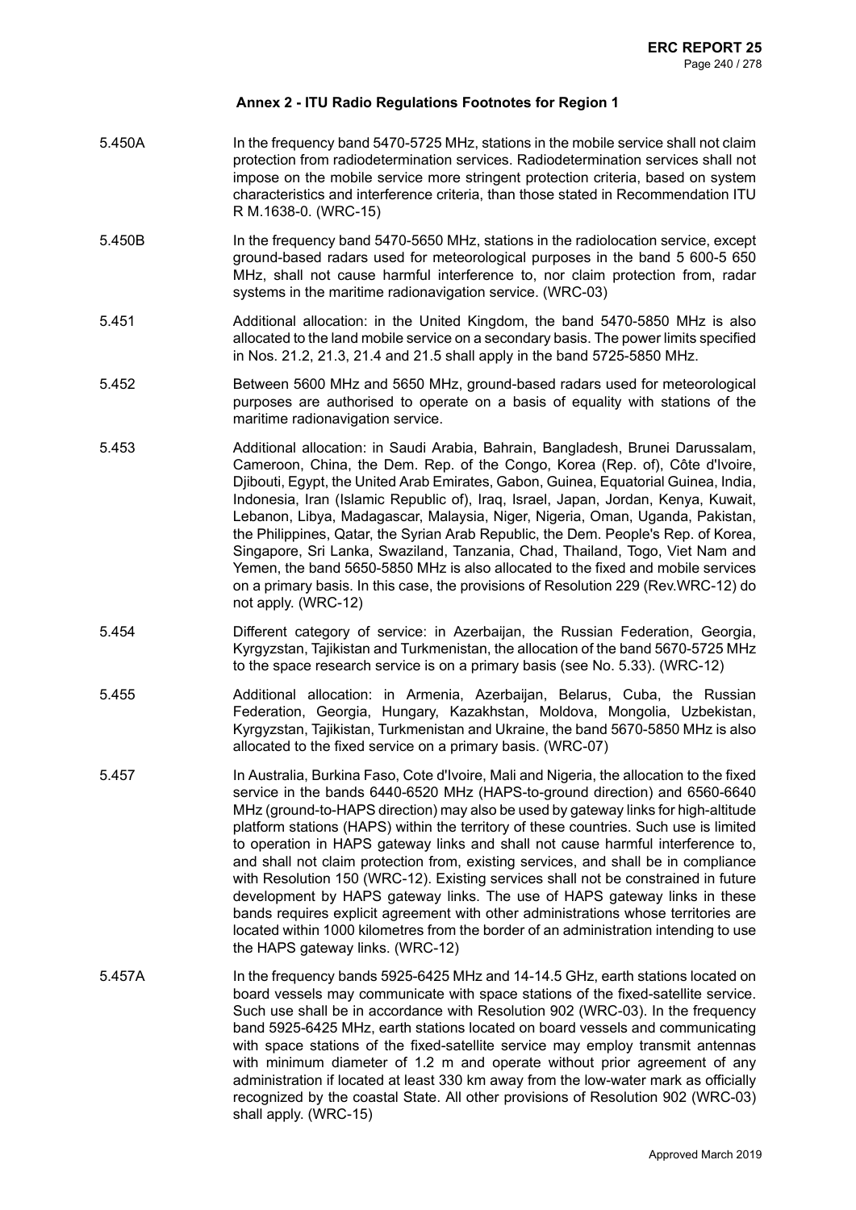### Annex 2 - ITU Radio Regulations Footnotes for Region 1

| | |
|---|---|
| 5.450A | In the frequency band 5470-5725 MHz, stations in the mobile service shall not claim protection from radiodetermination services. Radiodetermination services shall not impose on the mobile service more stringent protection criteria, based on system characteristics and interference criteria, than those stated in Recommendation ITU R M.1638-0. (WRC-15) |
| 5.450B | In the frequency band 5470-5650 MHz, stations in the radiolocation service, except ground-based radars used for meteorological purposes in the band 5 600-5 650 MHz, shall not cause harmful interference to, nor claim protection from, radar systems in the maritime radionavigation service. (WRC-03) |
| 5.451 | Additional allocation: in the United Kingdom, the band 5470-5850 MHz is also allocated to the land mobile service on a secondary basis. The power limits specified in Nos. 21.2, 21.3, 21.4 and 21.5 shall apply in the band 5725-5850 MHz. |
| 5.452 | Between 5600 MHz and 5650 MHz, ground-based radars used for meteorological purposes are authorised to operate on a basis of equality with stations of the maritime radionavigation service. |
| 5.453 | Additional allocation: in Saudi Arabia, Bahrain, Bangladesh, Brunei Darussalam, Cameroon, China, the Dem. Rep. of the Congo, Korea (Rep. of), Côte d'Ivoire, Djibouti, Egypt, the United Arab Emirates, Gabon, Guinea, Equatorial Guinea, India, Indonesia, Iran (Islamic Republic of), Iraq, Israel, Japan, Jordan, Kenya, Kuwait, Lebanon, Libya, Madagascar, Malaysia, Niger, Nigeria, Oman, Uganda, Pakistan, the Philippines, Qatar, the Syrian Arab Republic, the Dem. People's Rep. of Korea, Singapore, Sri Lanka, Swaziland, Tanzania, Chad, Thailand, Togo, Viet Nam and Yemen, the band 5650-5850 MHz is also allocated to the fixed and mobile services on a primary basis. In this case, the provisions of Resolution 229 (Rev.WRC-12) do not apply. (WRC-12) |
| 5.454 | Different category of service: in Azerbaijan, the Russian Federation, Georgia, Kyrgyzstan, Tajikistan and Turkmenistan, the allocation of the band 5670-5725 MHz to the space research service is on a primary basis (see No. 5.33). (WRC-12) |
| 5.455 | Additional allocation: in Armenia, Azerbaijan, Belarus, Cuba, the Russian Federation, Georgia, Hungary, Kazakhstan, Moldova, Mongolia, Uzbekistan, Kyrgyzstan, Tajikistan, Turkmenistan and Ukraine, the band 5670-5850 MHz is also allocated to the fixed service on a primary basis. (WRC-07) |
| 5.457 | In Australia, Burkina Faso, Cote d'Ivoire, Mali and Nigeria, the allocation to the fixed service in the bands 6440-6520 MHz (HAPS-to-ground direction) and 6560-6640 MHz (ground-to-HAPS direction) may also be used by gateway links for high-altitude platform stations (HAPS) within the territory of these countries. Such use is limited to operation in HAPS gateway links and shall not cause harmful interference to, and shall not claim protection from, existing services, and shall be in compliance with Resolution 150 (WRC-12). Existing services shall not be constrained in future development by HAPS gateway links. The use of HAPS gateway links in these bands requires explicit agreement with other administrations whose territories are located within 1000 kilometres from the border of an administration intending to use the HAPS gateway links. (WRC-12) |
| 5.457A | In the frequency bands 5925-6425 MHz and 14-14.5 GHz, earth stations located on board vessels may communicate with space stations of the fixed-satellite service. Such use shall be in accordance with Resolution 902 (WRC-03). In the frequency band 5925-6425 MHz, earth stations located on board vessels and communicating with space stations of the fixed-satellite service may employ transmit antennas with minimum diameter of 1.2 m and operate without prior agreement of any administration if located at least 330 km away from the low-water mark as officially recognized by the coastal State. All other provisions of Resolution 902 (WRC-03) shall apply. (WRC-15) |

Approved March 2019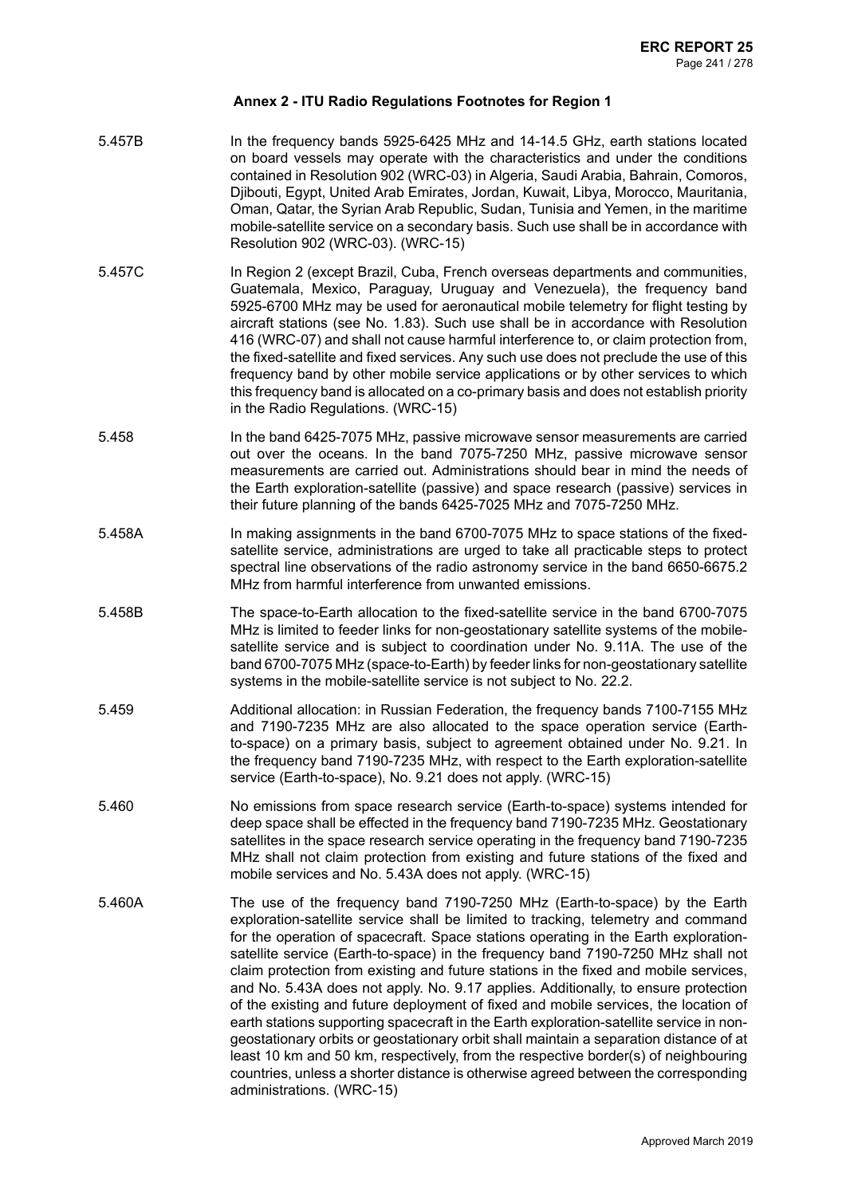### Annex 2 - ITU Radio Regulations Footnotes for Region 1

5.457B In the frequency bands 5925-6425 MHz and 14-14.5 GHz, earth stations located on board vessels may operate with the characteristics and under the conditions contained in Resolution 902 (WRC-03) in Algeria, Saudi Arabia, Bahrain, Comoros, Djibouti, Egypt, United Arab Emirates, Jordan, Kuwait, Libya, Morocco, Mauritania, Oman, Qatar, the Syrian Arab Republic, Sudan, Tunisia and Yemen, in the maritime mobile-satellite service on a secondary basis. Such use shall be in accordance with Resolution 902 (WRC-03). (WRC-15)

5.457C In Region 2 (except Brazil, Cuba, French overseas departments and communities, Guatemala, Mexico, Paraguay, Uruguay and Venezuela), the frequency band 5925-6700 MHz may be used for aeronautical mobile telemetry for flight testing by aircraft stations (see No. 1.83). Such use shall be in accordance with Resolution 416 (WRC-07) and shall not cause harmful interference to, or claim protection from, the fixed-satellite and fixed services. Any such use does not preclude the use of this frequency band by other mobile service applications or by other services to which this frequency band is allocated on a co-primary basis and does not establish priority in the Radio Regulations. (WRC-15)

5.458 In the band 6425-7075 MHz, passive microwave sensor measurements are carried out over the oceans. In the band 7075-7250 MHz, passive microwave sensor measurements are carried out. Administrations should bear in mind the needs of the Earth exploration-satellite (passive) and space research (passive) services in their future planning of the bands 6425-7025 MHz and 7075-7250 MHz.

5.458A In making assignments in the band 6700-7075 MHz to space stations of the fixed-satellite service, administrations are urged to take all practicable steps to protect spectral line observations of the radio astronomy service in the band 6650-6675.2 MHz from harmful interference from unwanted emissions.

5.458B The space-to-Earth allocation to the fixed-satellite service in the band 6700-7075 MHz is limited to feeder links for non-geostationary satellite systems of the mobile-satellite service and is subject to coordination under No. 9.11A. The use of the band 6700-7075 MHz (space-to-Earth) by feeder links for non-geostationary satellite systems in the mobile-satellite service is not subject to No. 22.2.

5.459 Additional allocation: in Russian Federation, the frequency bands 7100-7155 MHz and 7190-7235 MHz are also allocated to the space operation service (Earth-to-space) on a primary basis, subject to agreement obtained under No. 9.21. In the frequency band 7190-7235 MHz, with respect to the Earth exploration-satellite service (Earth-to-space), No. 9.21 does not apply. (WRC-15)

5.460 No emissions from space research service (Earth-to-space) systems intended for deep space shall be effected in the frequency band 7190-7235 MHz. Geostationary satellites in the space research service operating in the frequency band 7190-7235 MHz shall not claim protection from existing and future stations of the fixed and mobile services and No. 5.43A does not apply. (WRC-15)

5.460A The use of the frequency band 7190-7250 MHz (Earth-to-space) by the Earth exploration-satellite service shall be limited to tracking, telemetry and command for the operation of spacecraft. Space stations operating in the Earth exploration-satellite service (Earth-to-space) in the frequency band 7190-7250 MHz shall not claim protection from existing and future stations in the fixed and mobile services, and No. 5.43A does not apply. No. 9.17 applies. Additionally, to ensure protection of the existing and future deployment of fixed and mobile services, the location of earth stations supporting spacecraft in the Earth exploration-satellite service in non-geostationary orbits or geostationary orbit shall maintain a separation distance of at least 10 km and 50 km, respectively, from the respective border(s) of neighbouring countries, unless a shorter distance is otherwise agreed between the corresponding administrations. (WRC-15)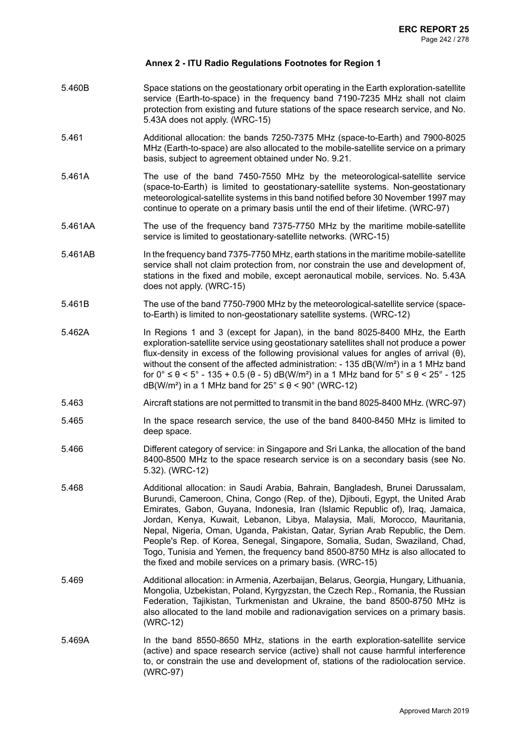### Annex 2 - ITU Radio Regulations Footnotes for Region 1

5.460B Space stations on the geostationary orbit operating in the Earth exploration-satellite service (Earth-to-space) in the frequency band 7190-7235 MHz shall not claim protection from existing and future stations of the space research service, and No. 5.43A does not apply. (WRC-15)

5.461 Additional allocation: the bands 7250-7375 MHz (space-to-Earth) and 7900-8025 MHz (Earth-to-space) are also allocated to the mobile-satellite service on a primary basis, subject to agreement obtained under No. 9.21.

5.461A The use of the band 7450-7550 MHz by the meteorological-satellite service (space-to-Earth) is limited to geostationary-satellite systems. Non-geostationary meteorological-satellite systems in this band notified before 30 November 1997 may continue to operate on a primary basis until the end of their lifetime. (WRC-97)

5.461AA The use of the frequency band 7375-7750 MHz by the maritime mobile-satellite service is limited to geostationary-satellite networks. (WRC-15)

5.461AB In the frequency band 7375-7750 MHz, earth stations in the maritime mobile-satellite service shall not claim protection from, nor constrain the use and development of, stations in the fixed and mobile, except aeronautical mobile, services. No. 5.43A does not apply. (WRC-15)

5.461B The use of the band 7750-7900 MHz by the meteorological-satellite service (space-to-Earth) is limited to non-geostationary satellite systems. (WRC-12)

5.462A In Regions 1 and 3 (except for Japan), in the band 8025-8400 MHz, the Earth exploration-satellite service using geostationary satellites shall not produce a power flux-density in excess of the following provisional values for angles of arrival ($\theta$), without the consent of the affected administration: - 135 dB(W/m²) in a 1 MHz band for $0° \leq \theta < 5°$ - 135 + 0.5 ($\theta$ - 5) dB(W/m²) in a 1 MHz band for $5° \leq \theta < 25°$ - 125 dB(W/m²) in a 1 MHz band for $25° \leq \theta < 90°$ (WRC-12)

5.463 Aircraft stations are not permitted to transmit in the band 8025-8400 MHz. (WRC-97)

5.465 In the space research service, the use of the band 8400-8450 MHz is limited to deep space.

5.466 Different category of service: in Singapore and Sri Lanka, the allocation of the band 8400-8500 MHz to the space research service is on a secondary basis (see No. 5.32). (WRC-12)

5.468 Additional allocation: in Saudi Arabia, Bahrain, Bangladesh, Brunei Darussalam, Burundi, Cameroon, China, Congo (Rep. of the), Djibouti, Egypt, the United Arab Emirates, Gabon, Guyana, Indonesia, Iran (Islamic Republic of), Iraq, Jamaica, Jordan, Kenya, Kuwait, Lebanon, Libya, Malaysia, Mali, Morocco, Mauritania, Nepal, Nigeria, Oman, Uganda, Pakistan, Qatar, Syrian Arab Republic, the Dem. People's Rep. of Korea, Senegal, Singapore, Somalia, Sudan, Swaziland, Chad, Togo, Tunisia and Yemen, the frequency band 8500-8750 MHz is also allocated to the fixed and mobile services on a primary basis. (WRC-15)

5.469 Additional allocation: in Armenia, Azerbaijan, Belarus, Georgia, Hungary, Lithuania, Mongolia, Uzbekistan, Poland, Kyrgyzstan, the Czech Rep., Romania, the Russian Federation, Tajikistan, Turkmenistan and Ukraine, the band 8500-8750 MHz is also allocated to the land mobile and radionavigation services on a primary basis. (WRC-12)

5.469A In the band 8550-8650 MHz, stations in the earth exploration-satellite service (active) and space research service (active) shall not cause harmful interference to, or constrain the use and development of, stations of the radiolocation service. (WRC-97)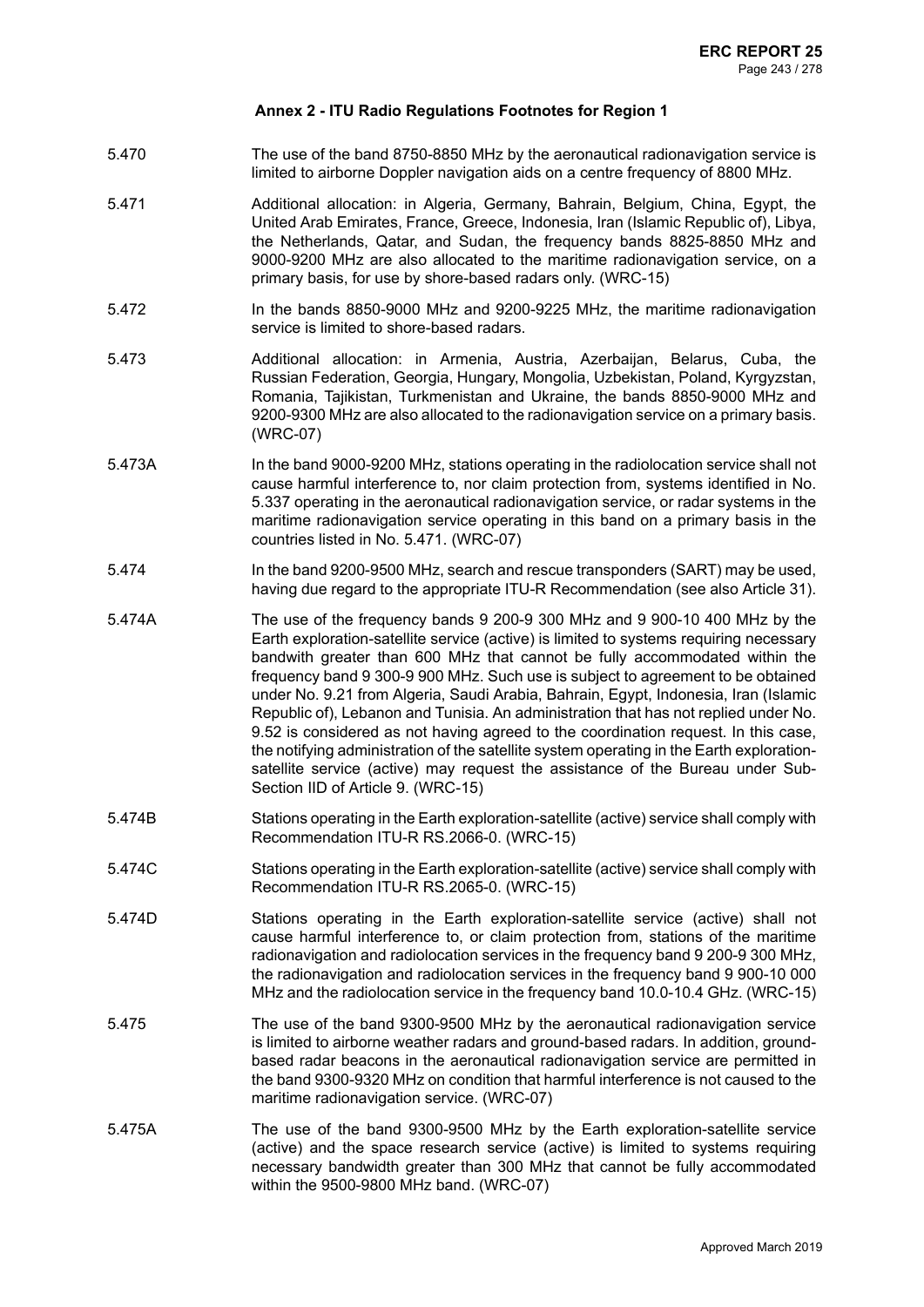### Annex 2 - ITU Radio Regulations Footnotes for Region 1

5.470 The use of the band 8750-8850 MHz by the aeronautical radionavigation service is limited to airborne Doppler navigation aids on a centre frequency of 8800 MHz.

5.471 Additional allocation: in Algeria, Germany, Bahrain, Belgium, China, Egypt, the United Arab Emirates, France, Greece, Indonesia, Iran (Islamic Republic of), Libya, the Netherlands, Qatar, and Sudan, the frequency bands 8825-8850 MHz and 9000-9200 MHz are also allocated to the maritime radionavigation service, on a primary basis, for use by shore-based radars only. (WRC-15)

5.472 In the bands 8850-9000 MHz and 9200-9225 MHz, the maritime radionavigation service is limited to shore-based radars.

5.473 Additional allocation: in Armenia, Austria, Azerbaijan, Belarus, Cuba, the Russian Federation, Georgia, Hungary, Mongolia, Uzbekistan, Poland, Kyrgyzstan, Romania, Tajikistan, Turkmenistan and Ukraine, the bands 8850-9000 MHz and 9200-9300 MHz are also allocated to the radionavigation service on a primary basis. (WRC-07)

5.473A In the band 9000-9200 MHz, stations operating in the radiolocation service shall not cause harmful interference to, nor claim protection from, systems identified in No. 5.337 operating in the aeronautical radionavigation service, or radar systems in the maritime radionavigation service operating in this band on a primary basis in the countries listed in No. 5.471. (WRC-07)

5.474 In the band 9200-9500 MHz, search and rescue transponders (SART) may be used, having due regard to the appropriate ITU-R Recommendation (see also Article 31).

5.474A The use of the frequency bands 9 200-9 300 MHz and 9 900-10 400 MHz by the Earth exploration-satellite service (active) is limited to systems requiring necessary bandwith greater than 600 MHz that cannot be fully accommodated within the frequency band 9 300-9 900 MHz. Such use is subject to agreement to be obtained under No. 9.21 from Algeria, Saudi Arabia, Bahrain, Egypt, Indonesia, Iran (Islamic Republic of), Lebanon and Tunisia. An administration that has not replied under No. 9.52 is considered as not having agreed to the coordination request. In this case, the notifying administration of the satellite system operating in the Earth exploration-satellite service (active) may request the assistance of the Bureau under Sub-Section IID of Article 9. (WRC-15)

5.474B Stations operating in the Earth exploration-satellite (active) service shall comply with Recommendation ITU-R RS.2066-0. (WRC-15)

5.474C Stations operating in the Earth exploration-satellite (active) service shall comply with Recommendation ITU-R RS.2065-0. (WRC-15)

5.474D Stations operating in the Earth exploration-satellite service (active) shall not cause harmful interference to, or claim protection from, stations of the maritime radionavigation and radiolocation services in the frequency band 9 200-9 300 MHz, the radionavigation and radiolocation services in the frequency band 9 900-10 000 MHz and the radiolocation service in the frequency band 10.0-10.4 GHz. (WRC-15)

5.475 The use of the band 9300-9500 MHz by the aeronautical radionavigation service is limited to airborne weather radars and ground-based radars. In addition, ground-based radar beacons in the aeronautical radionavigation service are permitted in the band 9300-9320 MHz on condition that harmful interference is not caused to the maritime radionavigation service. (WRC-07)

5.475A The use of the band 9300-9500 MHz by the Earth exploration-satellite service (active) and the space research service (active) is limited to systems requiring necessary bandwidth greater than 300 MHz that cannot be fully accommodated within the 9500-9800 MHz band. (WRC-07)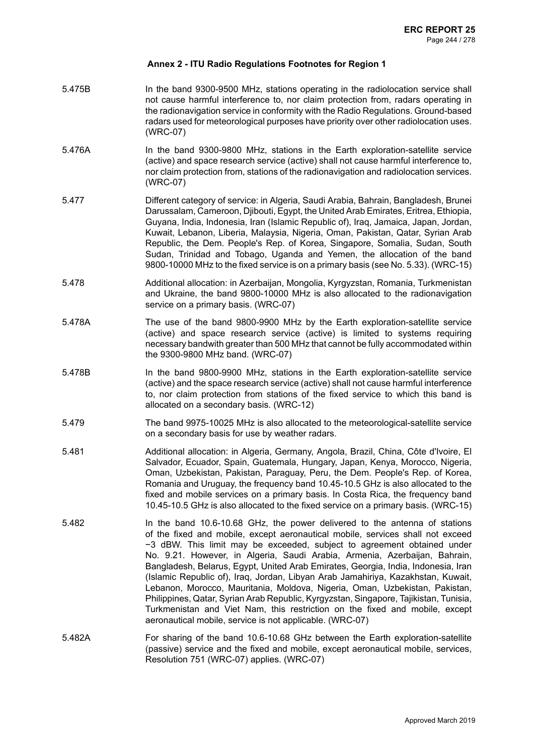### Annex 2 - ITU Radio Regulations Footnotes for Region 1

5.475B In the band 9300-9500 MHz, stations operating in the radiolocation service shall not cause harmful interference to, nor claim protection from, radars operating in the radionavigation service in conformity with the Radio Regulations. Ground-based radars used for meteorological purposes have priority over other radiolocation uses. (WRC-07)

5.476A In the band 9300-9800 MHz, stations in the Earth exploration-satellite service (active) and space research service (active) shall not cause harmful interference to, nor claim protection from, stations of the radionavigation and radiolocation services. (WRC-07)

5.477 Different category of service: in Algeria, Saudi Arabia, Bahrain, Bangladesh, Brunei Darussalam, Cameroon, Djibouti, Egypt, the United Arab Emirates, Eritrea, Ethiopia, Guyana, India, Indonesia, Iran (Islamic Republic of), Iraq, Jamaica, Japan, Jordan, Kuwait, Lebanon, Liberia, Malaysia, Nigeria, Oman, Pakistan, Qatar, Syrian Arab Republic, the Dem. People's Rep. of Korea, Singapore, Somalia, Sudan, South Sudan, Trinidad and Tobago, Uganda and Yemen, the allocation of the band 9800-10000 MHz to the fixed service is on a primary basis (see No. 5.33). (WRC-15)

5.478 Additional allocation: in Azerbaijan, Mongolia, Kyrgyzstan, Romania, Turkmenistan and Ukraine, the band 9800-10000 MHz is also allocated to the radionavigation service on a primary basis. (WRC-07)

5.478A The use of the band 9800-9900 MHz by the Earth exploration-satellite service (active) and space research service (active) is limited to systems requiring necessary bandwith greater than 500 MHz that cannot be fully accommodated within the 9300-9800 MHz band. (WRC-07)

5.478B In the band 9800-9900 MHz, stations in the Earth exploration-satellite service (active) and the space research service (active) shall not cause harmful interference to, nor claim protection from stations of the fixed service to which this band is allocated on a secondary basis. (WRC-12)

5.479 The band 9975-10025 MHz is also allocated to the meteorological-satellite service on a secondary basis for use by weather radars.

5.481 Additional allocation: in Algeria, Germany, Angola, Brazil, China, Côte d'Ivoire, El Salvador, Ecuador, Spain, Guatemala, Hungary, Japan, Kenya, Morocco, Nigeria, Oman, Uzbekistan, Pakistan, Paraguay, Peru, the Dem. People's Rep. of Korea, Romania and Uruguay, the frequency band 10.45-10.5 GHz is also allocated to the fixed and mobile services on a primary basis. In Costa Rica, the frequency band 10.45-10.5 GHz is also allocated to the fixed service on a primary basis. (WRC-15)

5.482 In the band 10.6-10.68 GHz, the power delivered to the antenna of stations of the fixed and mobile, except aeronautical mobile, services shall not exceed −3 dBW. This limit may be exceeded, subject to agreement obtained under No. 9.21. However, in Algeria, Saudi Arabia, Armenia, Azerbaijan, Bahrain, Bangladesh, Belarus, Egypt, United Arab Emirates, Georgia, India, Indonesia, Iran (Islamic Republic of), Iraq, Jordan, Libyan Arab Jamahiriya, Kazakhstan, Kuwait, Lebanon, Morocco, Mauritania, Moldova, Nigeria, Oman, Uzbekistan, Pakistan, Philippines, Qatar, Syrian Arab Republic, Kyrgyzstan, Singapore, Tajikistan, Tunisia, Turkmenistan and Viet Nam, this restriction on the fixed and mobile, except aeronautical mobile, service is not applicable. (WRC-07)

5.482A For sharing of the band 10.6-10.68 GHz between the Earth exploration-satellite (passive) service and the fixed and mobile, except aeronautical mobile, services, Resolution 751 (WRC-07) applies. (WRC-07)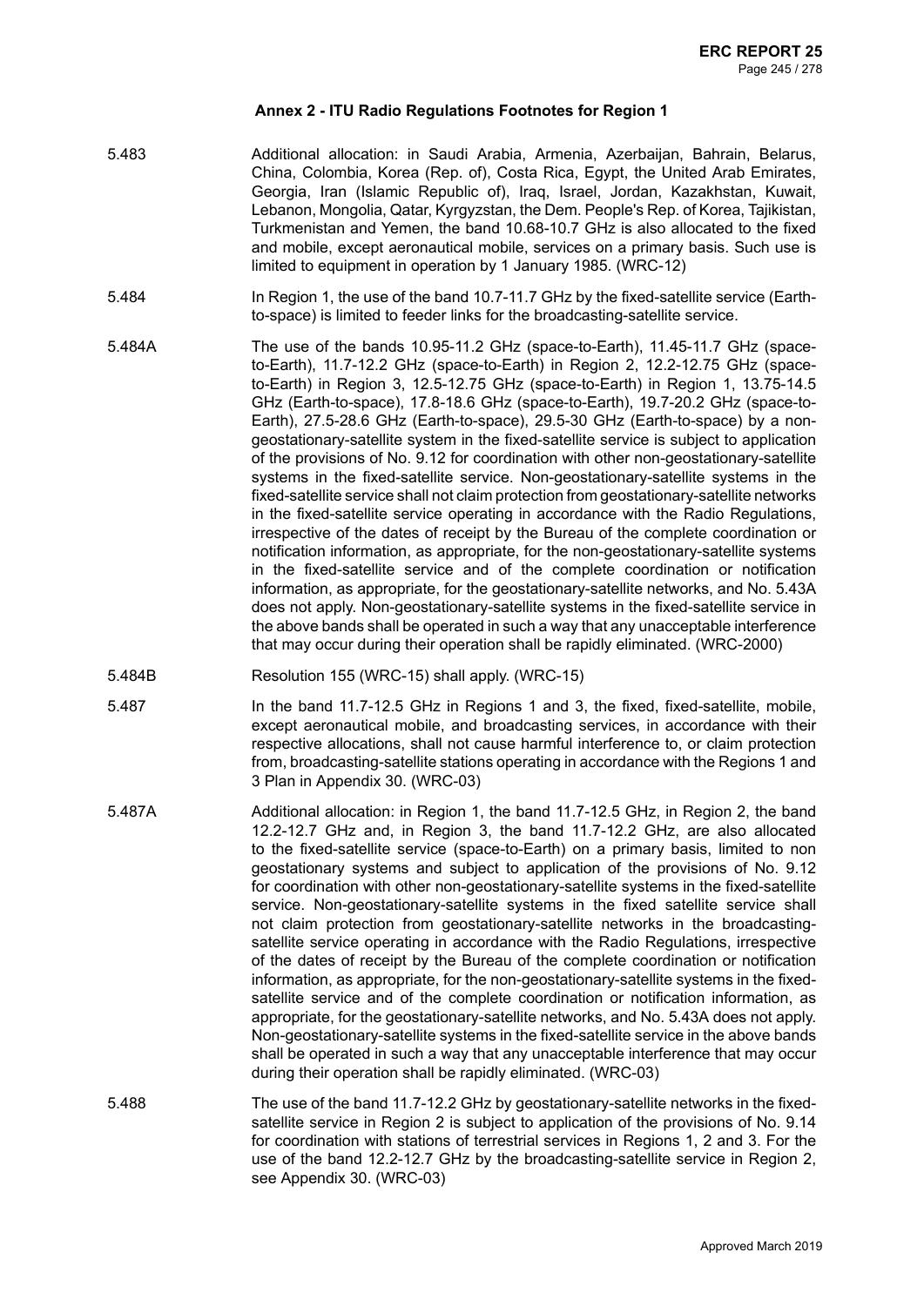### Annex 2 - ITU Radio Regulations Footnotes for Region 1

5.483 Additional allocation: in Saudi Arabia, Armenia, Azerbaijan, Bahrain, Belarus, China, Colombia, Korea (Rep. of), Costa Rica, Egypt, the United Arab Emirates, Georgia, Iran (Islamic Republic of), Iraq, Israel, Jordan, Kazakhstan, Kuwait, Lebanon, Mongolia, Qatar, Kyrgyzstan, the Dem. People's Rep. of Korea, Tajikistan, Turkmenistan and Yemen, the band 10.68-10.7 GHz is also allocated to the fixed and mobile, except aeronautical mobile, services on a primary basis. Such use is limited to equipment in operation by 1 January 1985. (WRC-12)

5.484 In Region 1, the use of the band 10.7-11.7 GHz by the fixed-satellite service (Earth-to-space) is limited to feeder links for the broadcasting-satellite service.

5.484A The use of the bands 10.95-11.2 GHz (space-to-Earth), 11.45-11.7 GHz (space-to-Earth), 11.7-12.2 GHz (space-to-Earth) in Region 2, 12.2-12.75 GHz (space-to-Earth) in Region 3, 12.5-12.75 GHz (space-to-Earth) in Region 1, 13.75-14.5 GHz (Earth-to-space), 17.8-18.6 GHz (space-to-Earth), 19.7-20.2 GHz (space-to-Earth), 27.5-28.6 GHz (Earth-to-space), 29.5-30 GHz (Earth-to-space) by a non-geostationary-satellite system in the fixed-satellite service is subject to application of the provisions of No. 9.12 for coordination with other non-geostationary-satellite systems in the fixed-satellite service. Non-geostationary-satellite systems in the fixed-satellite service shall not claim protection from geostationary-satellite networks in the fixed-satellite service operating in accordance with the Radio Regulations, irrespective of the dates of receipt by the Bureau of the complete coordination or notification information, as appropriate, for the non-geostationary-satellite systems in the fixed-satellite service and of the complete coordination or notification information, as appropriate, for the geostationary-satellite networks, and No. 5.43A does not apply. Non-geostationary-satellite systems in the fixed-satellite service in the above bands shall be operated in such a way that any unacceptable interference that may occur during their operation shall be rapidly eliminated. (WRC-2000)

5.484B Resolution 155 (WRC-15) shall apply. (WRC-15)

5.487 In the band 11.7-12.5 GHz in Regions 1 and 3, the fixed, fixed-satellite, mobile, except aeronautical mobile, and broadcasting services, in accordance with their respective allocations, shall not cause harmful interference to, or claim protection from, broadcasting-satellite stations operating in accordance with the Regions 1 and 3 Plan in Appendix 30. (WRC-03)

5.487A Additional allocation: in Region 1, the band 11.7-12.5 GHz, in Region 2, the band 12.2-12.7 GHz and, in Region 3, the band 11.7-12.2 GHz, are also allocated to the fixed-satellite service (space-to-Earth) on a primary basis, limited to non geostationary systems and subject to application of the provisions of No. 9.12 for coordination with other non-geostationary-satellite systems in the fixed-satellite service. Non-geostationary-satellite systems in the fixed satellite service shall not claim protection from geostationary-satellite networks in the broadcasting-satellite service operating in accordance with the Radio Regulations, irrespective of the dates of receipt by the Bureau of the complete coordination or notification information, as appropriate, for the non-geostationary-satellite systems in the fixed-satellite service and of the complete coordination or notification information, as appropriate, for the geostationary-satellite networks, and No. 5.43A does not apply. Non-geostationary-satellite systems in the fixed-satellite service in the above bands shall be operated in such a way that any unacceptable interference that may occur during their operation shall be rapidly eliminated. (WRC-03)

5.488 The use of the band 11.7-12.2 GHz by geostationary-satellite networks in the fixed-satellite service in Region 2 is subject to application of the provisions of No. 9.14 for coordination with stations of terrestrial services in Regions 1, 2 and 3. For the use of the band 12.2-12.7 GHz by the broadcasting-satellite service in Region 2, see Appendix 30. (WRC-03)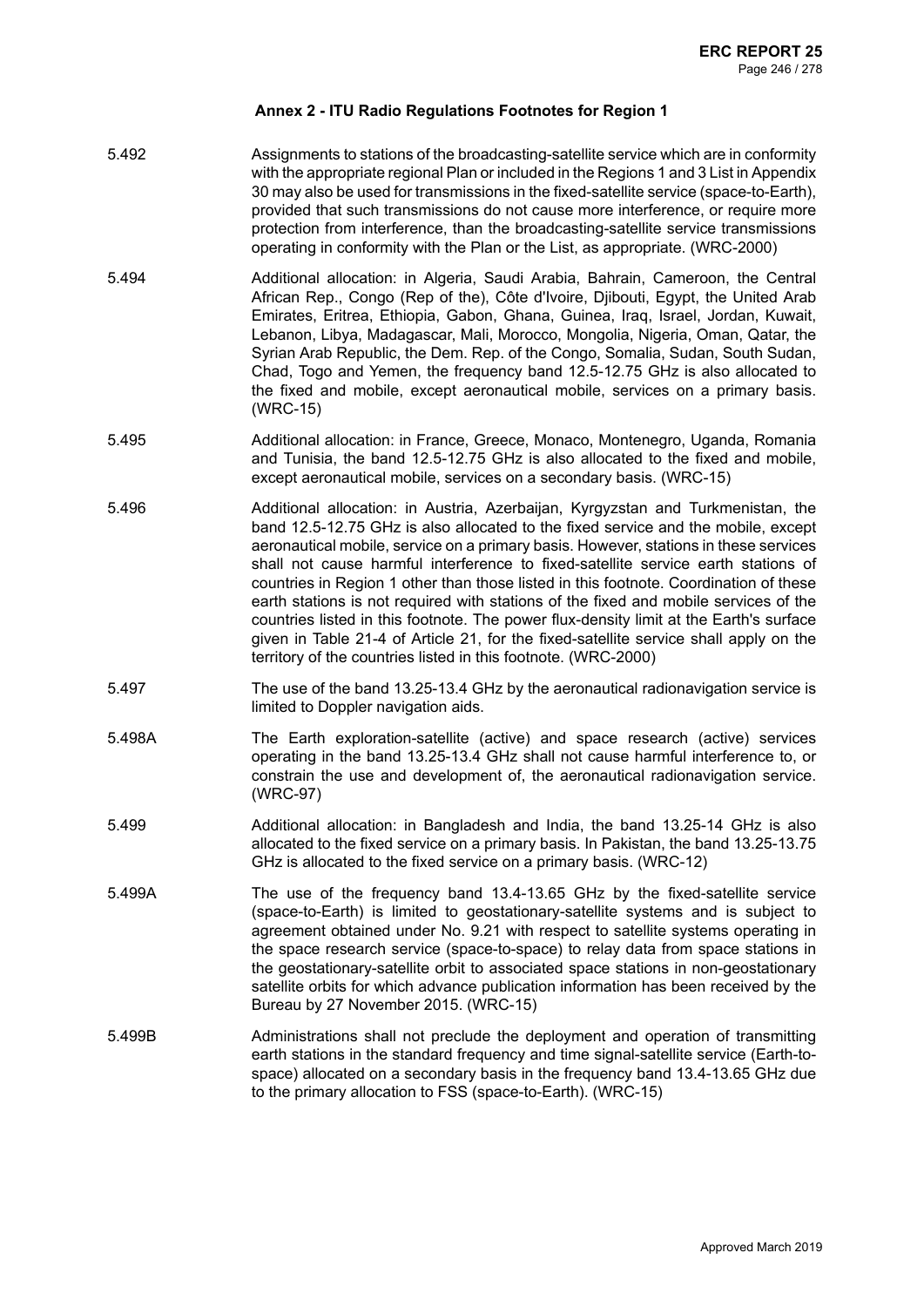## Annex 2 - ITU Radio Regulations Footnotes for Region 1

5.492 Assignments to stations of the broadcasting-satellite service which are in conformity with the appropriate regional Plan or included in the Regions 1 and 3 List in Appendix 30 may also be used for transmissions in the fixed-satellite service (space-to-Earth), provided that such transmissions do not cause more interference, or require more protection from interference, than the broadcasting-satellite service transmissions operating in conformity with the Plan or the List, as appropriate. (WRC-2000)

5.494 Additional allocation: in Algeria, Saudi Arabia, Bahrain, Cameroon, the Central African Rep., Congo (Rep of the), Côte d'Ivoire, Djibouti, Egypt, the United Arab Emirates, Eritrea, Ethiopia, Gabon, Ghana, Guinea, Iraq, Israel, Jordan, Kuwait, Lebanon, Libya, Madagascar, Mali, Morocco, Mongolia, Nigeria, Oman, Qatar, the Syrian Arab Republic, the Dem. Rep. of the Congo, Somalia, Sudan, South Sudan, Chad, Togo and Yemen, the frequency band 12.5-12.75 GHz is also allocated to the fixed and mobile, except aeronautical mobile, services on a primary basis. (WRC-15)

5.495 Additional allocation: in France, Greece, Monaco, Montenegro, Uganda, Romania and Tunisia, the band 12.5-12.75 GHz is also allocated to the fixed and mobile, except aeronautical mobile, services on a secondary basis. (WRC-15)

5.496 Additional allocation: in Austria, Azerbaijan, Kyrgyzstan and Turkmenistan, the band 12.5-12.75 GHz is also allocated to the fixed service and the mobile, except aeronautical mobile, service on a primary basis. However, stations in these services shall not cause harmful interference to fixed-satellite service earth stations of countries in Region 1 other than those listed in this footnote. Coordination of these earth stations is not required with stations of the fixed and mobile services of the countries listed in this footnote. The power flux-density limit at the Earth's surface given in Table 21-4 of Article 21, for the fixed-satellite service shall apply on the territory of the countries listed in this footnote. (WRC-2000)

5.497 The use of the band 13.25-13.4 GHz by the aeronautical radionavigation service is limited to Doppler navigation aids.

5.498A The Earth exploration-satellite (active) and space research (active) services operating in the band 13.25-13.4 GHz shall not cause harmful interference to, or constrain the use and development of, the aeronautical radionavigation service. (WRC-97)

5.499 Additional allocation: in Bangladesh and India, the band 13.25-14 GHz is also allocated to the fixed service on a primary basis. In Pakistan, the band 13.25-13.75 GHz is allocated to the fixed service on a primary basis. (WRC-12)

5.499A The use of the frequency band 13.4-13.65 GHz by the fixed-satellite service (space-to-Earth) is limited to geostationary-satellite systems and is subject to agreement obtained under No. 9.21 with respect to satellite systems operating in the space research service (space-to-space) to relay data from space stations in the geostationary-satellite orbit to associated space stations in non-geostationary satellite orbits for which advance publication information has been received by the Bureau by 27 November 2015. (WRC-15)

5.499B Administrations shall not preclude the deployment and operation of transmitting earth stations in the standard frequency and time signal-satellite service (Earth-to-space) allocated on a secondary basis in the frequency band 13.4-13.65 GHz due to the primary allocation to FSS (space-to-Earth). (WRC-15)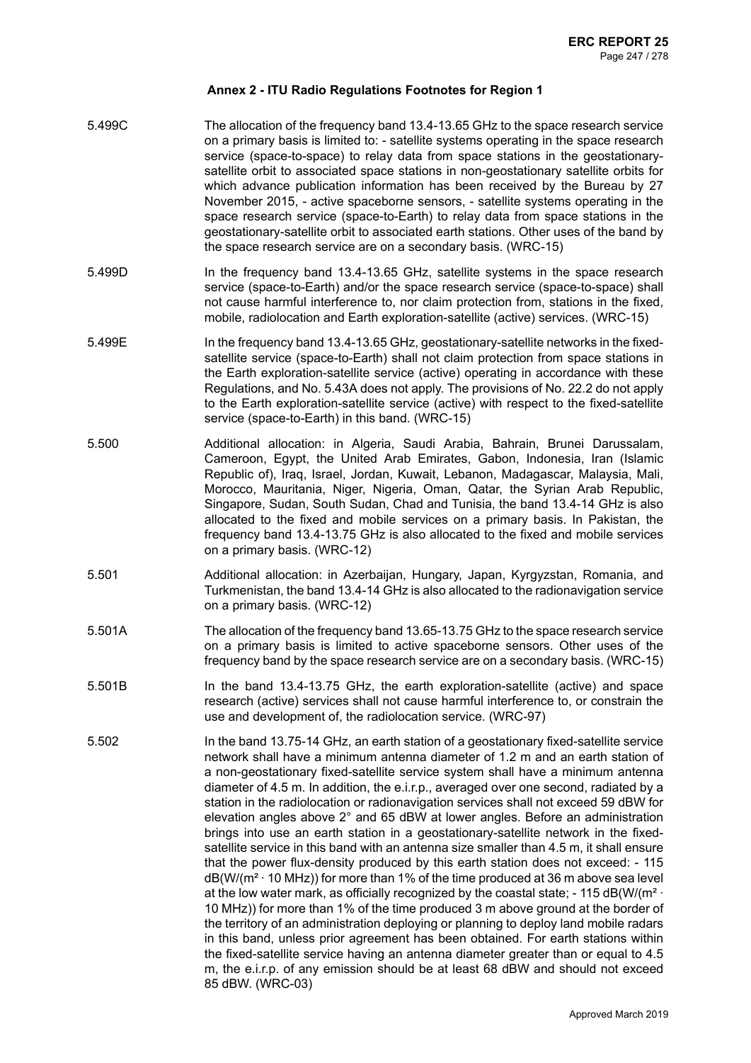### Annex 2 - ITU Radio Regulations Footnotes for Region 1

5.499C The allocation of the frequency band 13.4-13.65 GHz to the space research service on a primary basis is limited to: - satellite systems operating in the space research service (space-to-space) to relay data from space stations in the geostationary-satellite orbit to associated space stations in non-geostationary satellite orbits for which advance publication information has been received by the Bureau by 27 November 2015, - active spaceborne sensors, - satellite systems operating in the space research service (space-to-Earth) to relay data from space stations in the geostationary-satellite orbit to associated earth stations. Other uses of the band by the space research service are on a secondary basis. (WRC-15)

5.499D In the frequency band 13.4-13.65 GHz, satellite systems in the space research service (space-to-Earth) and/or the space research service (space-to-space) shall not cause harmful interference to, nor claim protection from, stations in the fixed, mobile, radiolocation and Earth exploration-satellite (active) services. (WRC-15)

5.499E In the frequency band 13.4-13.65 GHz, geostationary-satellite networks in the fixed-satellite service (space-to-Earth) shall not claim protection from space stations in the Earth exploration-satellite service (active) operating in accordance with these Regulations, and No. 5.43A does not apply. The provisions of No. 22.2 do not apply to the Earth exploration-satellite service (active) with respect to the fixed-satellite service (space-to-Earth) in this band. (WRC-15)

5.500 Additional allocation: in Algeria, Saudi Arabia, Bahrain, Brunei Darussalam, Cameroon, Egypt, the United Arab Emirates, Gabon, Indonesia, Iran (Islamic Republic of), Iraq, Israel, Jordan, Kuwait, Lebanon, Madagascar, Malaysia, Mali, Morocco, Mauritania, Niger, Nigeria, Oman, Qatar, the Syrian Arab Republic, Singapore, Sudan, South Sudan, Chad and Tunisia, the band 13.4-14 GHz is also allocated to the fixed and mobile services on a primary basis. In Pakistan, the frequency band 13.4-13.75 GHz is also allocated to the fixed and mobile services on a primary basis. (WRC-12)

5.501 Additional allocation: in Azerbaijan, Hungary, Japan, Kyrgyzstan, Romania, and Turkmenistan, the band 13.4-14 GHz is also allocated to the radionavigation service on a primary basis. (WRC-12)

5.501A The allocation of the frequency band 13.65-13.75 GHz to the space research service on a primary basis is limited to active spaceborne sensors. Other uses of the frequency band by the space research service are on a secondary basis. (WRC-15)

5.501B In the band 13.4-13.75 GHz, the earth exploration-satellite (active) and space research (active) services shall not cause harmful interference to, or constrain the use and development of, the radiolocation service. (WRC-97)

5.502 In the band 13.75-14 GHz, an earth station of a geostationary fixed-satellite service network shall have a minimum antenna diameter of 1.2 m and an earth station of a non-geostationary fixed-satellite service system shall have a minimum antenna diameter of 4.5 m. In addition, the e.i.r.p., averaged over one second, radiated by a station in the radiolocation or radionavigation services shall not exceed 59 dBW for elevation angles above 2° and 65 dBW at lower angles. Before an administration brings into use an earth station in a geostationary-satellite network in the fixed-satellite service in this band with an antenna size smaller than 4.5 m, it shall ensure that the power flux-density produced by this earth station does not exceed: - 115 dB(W/(m² · 10 MHz)) for more than 1% of the time produced at 36 m above sea level at the low water mark, as officially recognized by the coastal state; - 115 dB(W/(m² · 10 MHz)) for more than 1% of the time produced 3 m above ground at the border of the territory of an administration deploying or planning to deploy land mobile radars in this band, unless prior agreement has been obtained. For earth stations within the fixed-satellite service having an antenna diameter greater than or equal to 4.5 m, the e.i.r.p. of any emission should be at least 68 dBW and should not exceed 85 dBW. (WRC-03)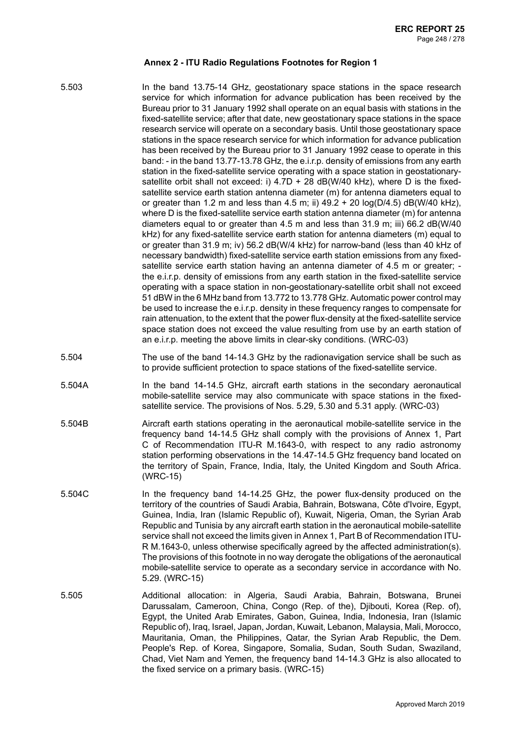### Annex 2 - ITU Radio Regulations Footnotes for Region 1

5.503 In the band 13.75-14 GHz, geostationary space stations in the space research service for which information for advance publication has been received by the Bureau prior to 31 January 1992 shall operate on an equal basis with stations in the fixed-satellite service; after that date, new geostationary space stations in the space research service will operate on a secondary basis. Until those geostationary space stations in the space research service for which information for advance publication has been received by the Bureau prior to 31 January 1992 cease to operate in this band: - in the band 13.77-13.78 GHz, the e.i.r.p. density of emissions from any earth station in the fixed-satellite service operating with a space station in geostationary-satellite orbit shall not exceed: i) 4.7D + 28 dB(W/40 kHz), where D is the fixed-satellite service earth station antenna diameter (m) for antenna diameters equal to or greater than 1.2 m and less than 4.5 m; ii) 49.2 + 20 log(D/4.5) dB(W/40 kHz), where D is the fixed-satellite service earth station antenna diameter (m) for antenna diameters equal to or greater than 4.5 m and less than 31.9 m; iii) 66.2 dB(W/40 kHz) for any fixed-satellite service earth station for antenna diameters (m) equal to or greater than 31.9 m; iv) 56.2 dB(W/4 kHz) for narrow-band (less than 40 kHz of necessary bandwidth) fixed-satellite service earth station emissions from any fixed-satellite service earth station having an antenna diameter of 4.5 m or greater; - the e.i.r.p. density of emissions from any earth station in the fixed-satellite service operating with a space station in non-geostationary-satellite orbit shall not exceed 51 dBW in the 6 MHz band from 13.772 to 13.778 GHz. Automatic power control may be used to increase the e.i.r.p. density in these frequency ranges to compensate for rain attenuation, to the extent that the power flux-density at the fixed-satellite service space station does not exceed the value resulting from use by an earth station of an e.i.r.p. meeting the above limits in clear-sky conditions. (WRC-03)

5.504 The use of the band 14-14.3 GHz by the radionavigation service shall be such as to provide sufficient protection to space stations of the fixed-satellite service.

5.504A In the band 14-14.5 GHz, aircraft earth stations in the secondary aeronautical mobile-satellite service may also communicate with space stations in the fixed-satellite service. The provisions of Nos. 5.29, 5.30 and 5.31 apply. (WRC-03)

5.504B Aircraft earth stations operating in the aeronautical mobile-satellite service in the frequency band 14-14.5 GHz shall comply with the provisions of Annex 1, Part C of Recommendation ITU-R M.1643-0, with respect to any radio astronomy station performing observations in the 14.47-14.5 GHz frequency band located on the territory of Spain, France, India, Italy, the United Kingdom and South Africa. (WRC-15)

5.504C In the frequency band 14-14.25 GHz, the power flux-density produced on the territory of the countries of Saudi Arabia, Bahrain, Botswana, Côte d'Ivoire, Egypt, Guinea, India, Iran (Islamic Republic of), Kuwait, Nigeria, Oman, the Syrian Arab Republic and Tunisia by any aircraft earth station in the aeronautical mobile-satellite service shall not exceed the limits given in Annex 1, Part B of Recommendation ITU-R M.1643-0, unless otherwise specifically agreed by the affected administration(s). The provisions of this footnote in no way derogate the obligations of the aeronautical mobile-satellite service to operate as a secondary service in accordance with No. 5.29. (WRC-15)

5.505 Additional allocation: in Algeria, Saudi Arabia, Bahrain, Botswana, Brunei Darussalam, Cameroon, China, Congo (Rep. of the), Djibouti, Korea (Rep. of), Egypt, the United Arab Emirates, Gabon, Guinea, India, Indonesia, Iran (Islamic Republic of), Iraq, Israel, Japan, Jordan, Kuwait, Lebanon, Malaysia, Mali, Morocco, Mauritania, Oman, the Philippines, Qatar, the Syrian Arab Republic, the Dem. People's Rep. of Korea, Singapore, Somalia, Sudan, South Sudan, Swaziland, Chad, Viet Nam and Yemen, the frequency band 14-14.3 GHz is also allocated to the fixed service on a primary basis. (WRC-15)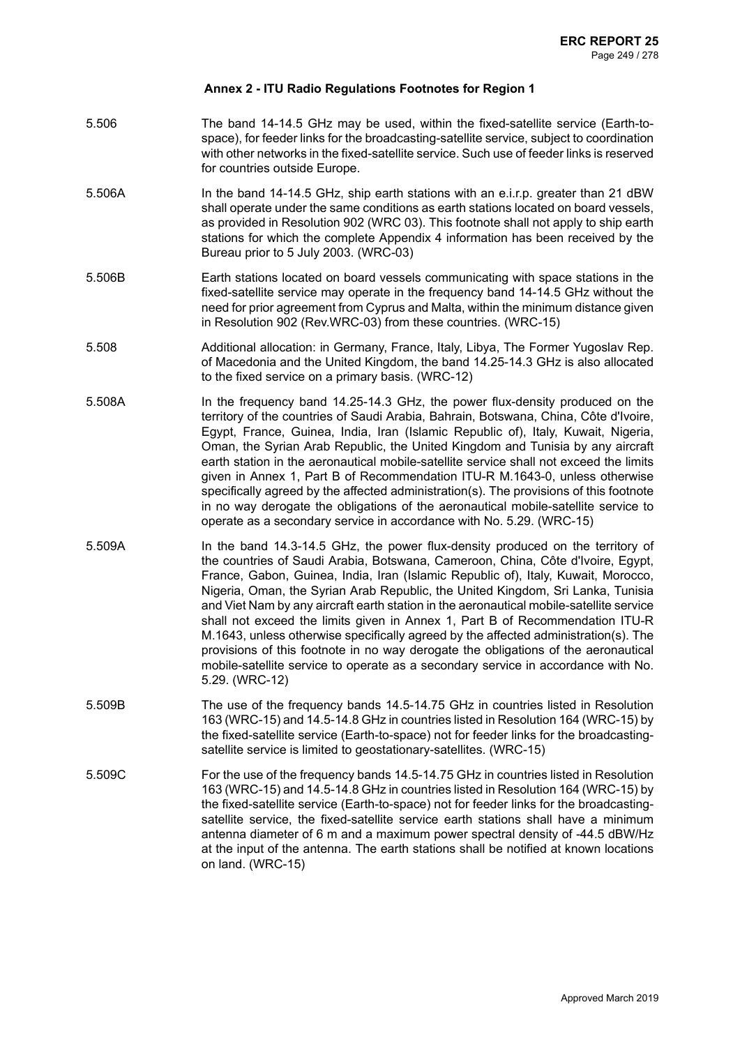### Annex 2 - ITU Radio Regulations Footnotes for Region 1

5.506 The band 14-14.5 GHz may be used, within the fixed-satellite service (Earth-to-space), for feeder links for the broadcasting-satellite service, subject to coordination with other networks in the fixed-satellite service. Such use of feeder links is reserved for countries outside Europe.

5.506A In the band 14-14.5 GHz, ship earth stations with an e.i.r.p. greater than 21 dBW shall operate under the same conditions as earth stations located on board vessels, as provided in Resolution 902 (WRC 03). This footnote shall not apply to ship earth stations for which the complete Appendix 4 information has been received by the Bureau prior to 5 July 2003. (WRC-03)

5.506B Earth stations located on board vessels communicating with space stations in the fixed-satellite service may operate in the frequency band 14-14.5 GHz without the need for prior agreement from Cyprus and Malta, within the minimum distance given in Resolution 902 (Rev.WRC-03) from these countries. (WRC-15)

5.508 Additional allocation: in Germany, France, Italy, Libya, The Former Yugoslav Rep. of Macedonia and the United Kingdom, the band 14.25-14.3 GHz is also allocated to the fixed service on a primary basis. (WRC-12)

5.508A In the frequency band 14.25-14.3 GHz, the power flux-density produced on the territory of the countries of Saudi Arabia, Bahrain, Botswana, China, Côte d'Ivoire, Egypt, France, Guinea, India, Iran (Islamic Republic of), Italy, Kuwait, Nigeria, Oman, the Syrian Arab Republic, the United Kingdom and Tunisia by any aircraft earth station in the aeronautical mobile-satellite service shall not exceed the limits given in Annex 1, Part B of Recommendation ITU-R M.1643-0, unless otherwise specifically agreed by the affected administration(s). The provisions of this footnote in no way derogate the obligations of the aeronautical mobile-satellite service to operate as a secondary service in accordance with No. 5.29. (WRC-15)

5.509A In the band 14.3-14.5 GHz, the power flux-density produced on the territory of the countries of Saudi Arabia, Botswana, Cameroon, China, Côte d'Ivoire, Egypt, France, Gabon, Guinea, India, Iran (Islamic Republic of), Italy, Kuwait, Morocco, Nigeria, Oman, the Syrian Arab Republic, the United Kingdom, Sri Lanka, Tunisia and Viet Nam by any aircraft earth station in the aeronautical mobile-satellite service shall not exceed the limits given in Annex 1, Part B of Recommendation ITU-R M.1643, unless otherwise specifically agreed by the affected administration(s). The provisions of this footnote in no way derogate the obligations of the aeronautical mobile-satellite service to operate as a secondary service in accordance with No. 5.29. (WRC-12)

5.509B The use of the frequency bands 14.5-14.75 GHz in countries listed in Resolution 163 (WRC-15) and 14.5-14.8 GHz in countries listed in Resolution 164 (WRC-15) by the fixed-satellite service (Earth-to-space) not for feeder links for the broadcasting-satellite service is limited to geostationary-satellites. (WRC-15)

5.509C For the use of the frequency bands 14.5-14.75 GHz in countries listed in Resolution 163 (WRC-15) and 14.5-14.8 GHz in countries listed in Resolution 164 (WRC-15) by the fixed-satellite service (Earth-to-space) not for feeder links for the broadcasting-satellite service, the fixed-satellite service earth stations shall have a minimum antenna diameter of 6 m and a maximum power spectral density of -44.5 dBW/Hz at the input of the antenna. The earth stations shall be notified at known locations on land. (WRC-15)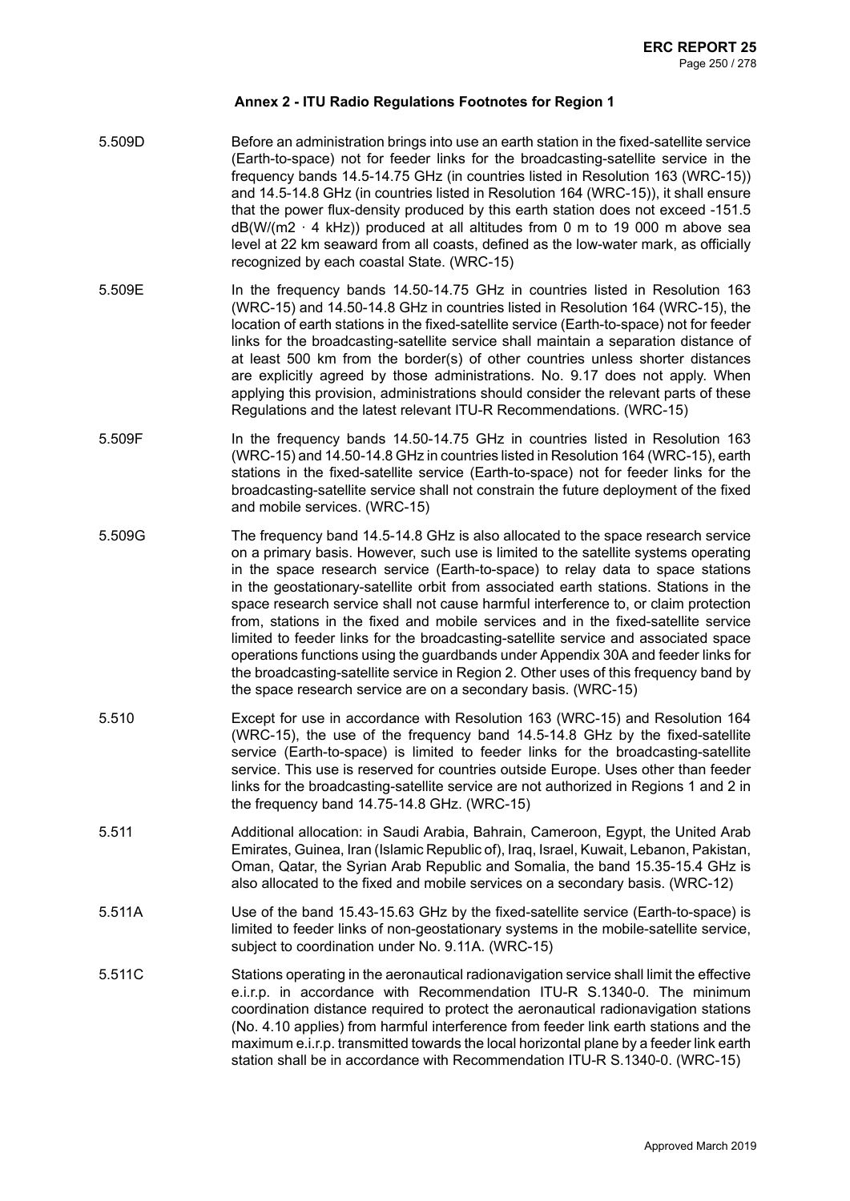## Annex 2 - ITU Radio Regulations Footnotes for Region 1

| | |
|---|---|
| 5.509D | Before an administration brings into use an earth station in the fixed-satellite service (Earth-to-space) not for feeder links for the broadcasting-satellite service in the frequency bands 14.5-14.75 GHz (in countries listed in Resolution 163 (WRC-15)) and 14.5-14.8 GHz (in countries listed in Resolution 164 (WRC-15)), it shall ensure that the power flux-density produced by this earth station does not exceed -151.5 dB(W/(m2 · 4 kHz)) produced at all altitudes from 0 m to 19 000 m above sea level at 22 km seaward from all coasts, defined as the low-water mark, as officially recognized by each coastal State. (WRC-15) |
| 5.509E | In the frequency bands 14.50-14.75 GHz in countries listed in Resolution 163 (WRC-15) and 14.50-14.8 GHz in countries listed in Resolution 164 (WRC-15), the location of earth stations in the fixed-satellite service (Earth-to-space) not for feeder links for the broadcasting-satellite service shall maintain a separation distance of at least 500 km from the border(s) of other countries unless shorter distances are explicitly agreed by those administrations. No. 9.17 does not apply. When applying this provision, administrations should consider the relevant parts of these Regulations and the latest relevant ITU-R Recommendations. (WRC-15) |
| 5.509F | In the frequency bands 14.50-14.75 GHz in countries listed in Resolution 163 (WRC-15) and 14.50-14.8 GHz in countries listed in Resolution 164 (WRC-15), earth stations in the fixed-satellite service (Earth-to-space) not for feeder links for the broadcasting-satellite service shall not constrain the future deployment of the fixed and mobile services. (WRC-15) |
| 5.509G | The frequency band 14.5-14.8 GHz is also allocated to the space research service on a primary basis. However, such use is limited to the satellite systems operating in the space research service (Earth-to-space) to relay data to space stations in the geostationary-satellite orbit from associated earth stations. Stations in the space research service shall not cause harmful interference to, or claim protection from, stations in the fixed and mobile services and in the fixed-satellite service limited to feeder links for the broadcasting-satellite service and associated space operations functions using the guardbands under Appendix 30A and feeder links for the broadcasting-satellite service in Region 2. Other uses of this frequency band by the space research service are on a secondary basis. (WRC-15) |
| 5.510 | Except for use in accordance with Resolution 163 (WRC-15) and Resolution 164 (WRC-15), the use of the frequency band 14.5-14.8 GHz by the fixed-satellite service (Earth-to-space) is limited to feeder links for the broadcasting-satellite service. This use is reserved for countries outside Europe. Uses other than feeder links for the broadcasting-satellite service are not authorized in Regions 1 and 2 in the frequency band 14.75-14.8 GHz. (WRC-15) |
| 5.511 | Additional allocation: in Saudi Arabia, Bahrain, Cameroon, Egypt, the United Arab Emirates, Guinea, Iran (Islamic Republic of), Iraq, Israel, Kuwait, Lebanon, Pakistan, Oman, Qatar, the Syrian Arab Republic and Somalia, the band 15.35-15.4 GHz is also allocated to the fixed and mobile services on a secondary basis. (WRC-12) |
| 5.511A | Use of the band 15.43-15.63 GHz by the fixed-satellite service (Earth-to-space) is limited to feeder links of non-geostationary systems in the mobile-satellite service, subject to coordination under No. 9.11A. (WRC-15) |
| 5.511C | Stations operating in the aeronautical radionavigation service shall limit the effective e.i.r.p. in accordance with Recommendation ITU-R S.1340-0. The minimum coordination distance required to protect the aeronautical radionavigation stations (No. 4.10 applies) from harmful interference from feeder link earth stations and the maximum e.i.r.p. transmitted towards the local horizontal plane by a feeder link earth station shall be in accordance with Recommendation ITU-R S.1340-0. (WRC-15) |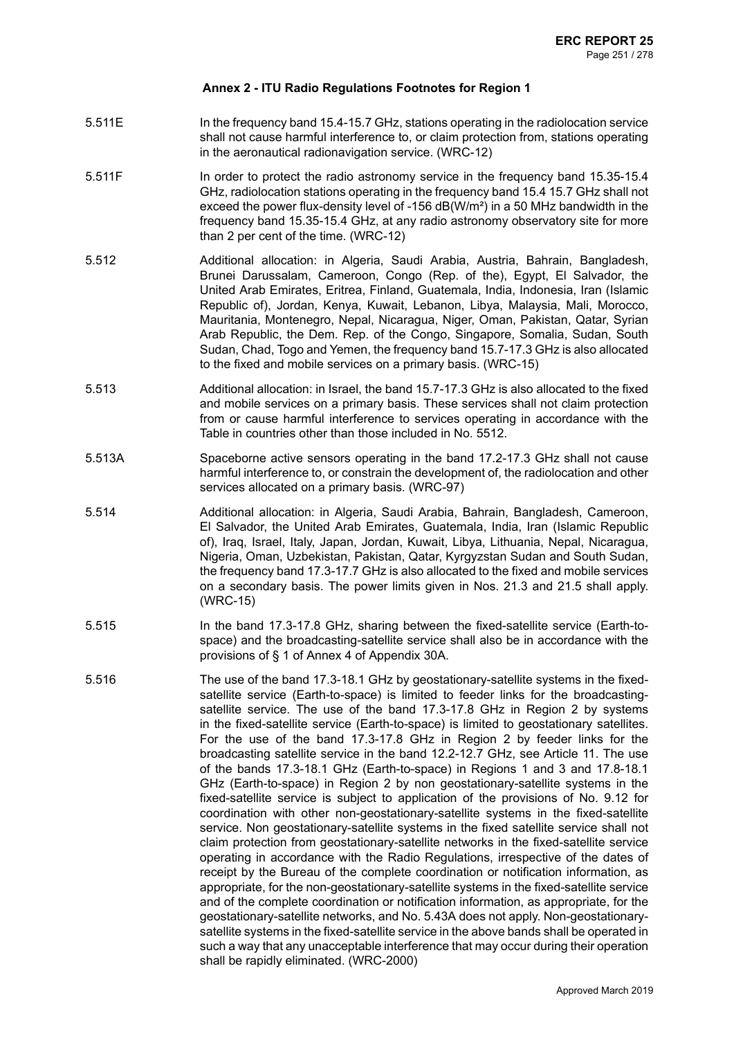### Annex 2 - ITU Radio Regulations Footnotes for Region 1

5.511E In the frequency band 15.4-15.7 GHz, stations operating in the radiolocation service shall not cause harmful interference to, or claim protection from, stations operating in the aeronautical radionavigation service. (WRC-12)

5.511F In order to protect the radio astronomy service in the frequency band 15.35-15.4 GHz, radiolocation stations operating in the frequency band 15.4 15.7 GHz shall not exceed the power flux-density level of -156 dB(W/m²) in a 50 MHz bandwidth in the frequency band 15.35-15.4 GHz, at any radio astronomy observatory site for more than 2 per cent of the time. (WRC-12)

5.512 Additional allocation: in Algeria, Saudi Arabia, Austria, Bahrain, Bangladesh, Brunei Darussalam, Cameroon, Congo (Rep. of the), Egypt, El Salvador, the United Arab Emirates, Eritrea, Finland, Guatemala, India, Indonesia, Iran (Islamic Republic of), Jordan, Kenya, Kuwait, Lebanon, Libya, Malaysia, Mali, Morocco, Mauritania, Montenegro, Nepal, Nicaragua, Niger, Oman, Pakistan, Qatar, Syrian Arab Republic, the Dem. Rep. of the Congo, Singapore, Somalia, Sudan, South Sudan, Chad, Togo and Yemen, the frequency band 15.7-17.3 GHz is also allocated to the fixed and mobile services on a primary basis. (WRC-15)

5.513 Additional allocation: in Israel, the band 15.7-17.3 GHz is also allocated to the fixed and mobile services on a primary basis. These services shall not claim protection from or cause harmful interference to services operating in accordance with the Table in countries other than those included in No. 5512.

5.513A Spaceborne active sensors operating in the band 17.2-17.3 GHz shall not cause harmful interference to, or constrain the development of, the radiolocation and other services allocated on a primary basis. (WRC-97)

5.514 Additional allocation: in Algeria, Saudi Arabia, Bahrain, Bangladesh, Cameroon, El Salvador, the United Arab Emirates, Guatemala, India, Iran (Islamic Republic of), Iraq, Israel, Italy, Japan, Jordan, Kuwait, Libya, Lithuania, Nepal, Nicaragua, Nigeria, Oman, Uzbekistan, Pakistan, Qatar, Kyrgyzstan Sudan and South Sudan, the frequency band 17.3-17.7 GHz is also allocated to the fixed and mobile services on a secondary basis. The power limits given in Nos. 21.3 and 21.5 shall apply. (WRC-15)

5.515 In the band 17.3-17.8 GHz, sharing between the fixed-satellite service (Earth-to-space) and the broadcasting-satellite service shall also be in accordance with the provisions of § 1 of Annex 4 of Appendix 30A.

5.516 The use of the band 17.3-18.1 GHz by geostationary-satellite systems in the fixed-satellite service (Earth-to-space) is limited to feeder links for the broadcasting-satellite service. The use of the band 17.3-17.8 GHz in Region 2 by systems in the fixed-satellite service (Earth-to-space) is limited to geostationary satellites. For the use of the band 17.3-17.8 GHz in Region 2 by feeder links for the broadcasting satellite service in the band 12.2-12.7 GHz, see Article 11. The use of the bands 17.3-18.1 GHz (Earth-to-space) in Regions 1 and 3 and 17.8-18.1 GHz (Earth-to-space) in Region 2 by non geostationary-satellite systems in the fixed-satellite service is subject to application of the provisions of No. 9.12 for coordination with other non-geostationary-satellite systems in the fixed-satellite service. Non geostationary-satellite systems in the fixed satellite service shall not claim protection from geostationary-satellite networks in the fixed-satellite service operating in accordance with the Radio Regulations, irrespective of the dates of receipt by the Bureau of the complete coordination or notification information, as appropriate, for the non-geostationary-satellite systems in the fixed-satellite service and of the complete coordination or notification information, as appropriate, for the geostationary-satellite networks, and No. 5.43A does not apply. Non-geostationary-satellite systems in the fixed-satellite service in the above bands shall be operated in such a way that any unacceptable interference that may occur during their operation shall be rapidly eliminated. (WRC-2000)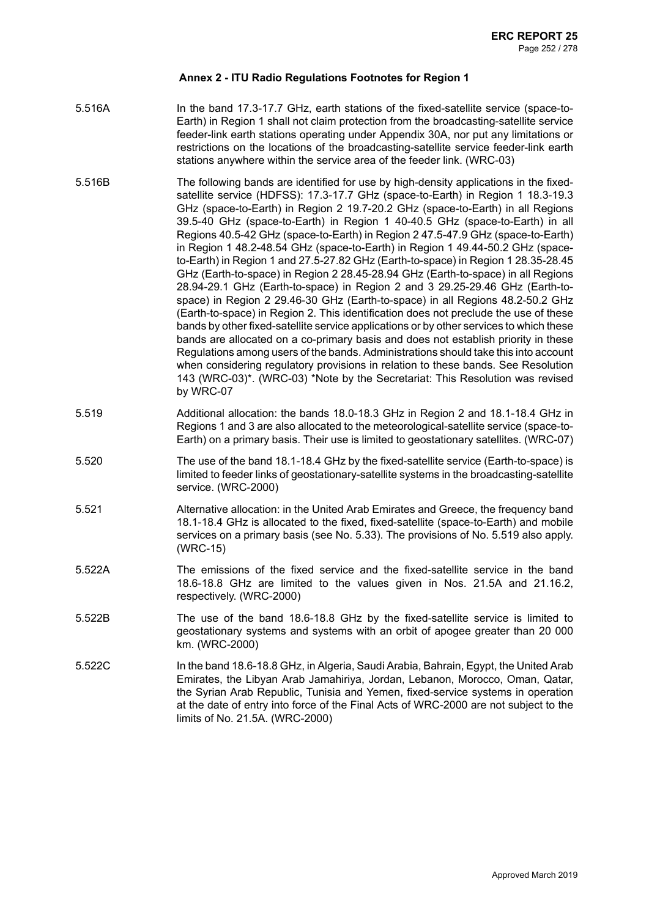**Annex 2 - ITU Radio Regulations Footnotes for Region 1**

| | |
|---|---|
| 5.516A | In the band 17.3-17.7 GHz, earth stations of the fixed-satellite service (space-to-Earth) in Region 1 shall not claim protection from the broadcasting-satellite service feeder-link earth stations operating under Appendix 30A, nor put any limitations or restrictions on the locations of the broadcasting-satellite service feeder-link earth stations anywhere within the service area of the feeder link. (WRC-03) |
| 5.516B | The following bands are identified for use by high-density applications in the fixed-satellite service (HDFSS): 17.3-17.7 GHz (space-to-Earth) in Region 1 18.3-19.3 GHz (space-to-Earth) in Region 2 19.7-20.2 GHz (space-to-Earth) in all Regions 39.5-40 GHz (space-to-Earth) in Region 1 40-40.5 GHz (space-to-Earth) in all Regions 40.5-42 GHz (space-to-Earth) in Region 2 47.5-47.9 GHz (space-to-Earth) in Region 1 48.2-48.54 GHz (space-to-Earth) in Region 1 49.44-50.2 GHz (space-to-Earth) in Region 1 and 27.5-27.82 GHz (Earth-to-space) in Region 1 28.35-28.45 GHz (Earth-to-space) in Region 2 28.45-28.94 GHz (Earth-to-space) in all Regions 28.94-29.1 GHz (Earth-to-space) in Region 2 and 3 29.25-29.46 GHz (Earth-to-space) in Region 2 29.46-30 GHz (Earth-to-space) in all Regions 48.2-50.2 GHz (Earth-to-space) in Region 2. This identification does not preclude the use of these bands by other fixed-satellite service applications or by other services to which these bands are allocated on a co-primary basis and does not establish priority in these Regulations among users of the bands. Administrations should take this into account when considering regulatory provisions in relation to these bands. See Resolution 143 (WRC-03)*. (WRC-03) *Note by the Secretariat: This Resolution was revised by WRC-07 |
| 5.519 | Additional allocation: the bands 18.0-18.3 GHz in Region 2 and 18.1-18.4 GHz in Regions 1 and 3 are also allocated to the meteorological-satellite service (space-to-Earth) on a primary basis. Their use is limited to geostationary satellites. (WRC-07) |
| 5.520 | The use of the band 18.1-18.4 GHz by the fixed-satellite service (Earth-to-space) is limited to feeder links of geostationary-satellite systems in the broadcasting-satellite service. (WRC-2000) |
| 5.521 | Alternative allocation: in the United Arab Emirates and Greece, the frequency band 18.1-18.4 GHz is allocated to the fixed, fixed-satellite (space-to-Earth) and mobile services on a primary basis (see No. 5.33). The provisions of No. 5.519 also apply. (WRC-15) |
| 5.522A | The emissions of the fixed service and the fixed-satellite service in the band 18.6-18.8 GHz are limited to the values given in Nos. 21.5A and 21.16.2, respectively. (WRC-2000) |
| 5.522B | The use of the band 18.6-18.8 GHz by the fixed-satellite service is limited to geostationary systems and systems with an orbit of apogee greater than 20 000 km. (WRC-2000) |
| 5.522C | In the band 18.6-18.8 GHz, in Algeria, Saudi Arabia, Bahrain, Egypt, the United Arab Emirates, the Libyan Arab Jamahiriya, Jordan, Lebanon, Morocco, Oman, Qatar, the Syrian Arab Republic, Tunisia and Yemen, fixed-service systems in operation at the date of entry into force of the Final Acts of WRC-2000 are not subject to the limits of No. 21.5A. (WRC-2000) |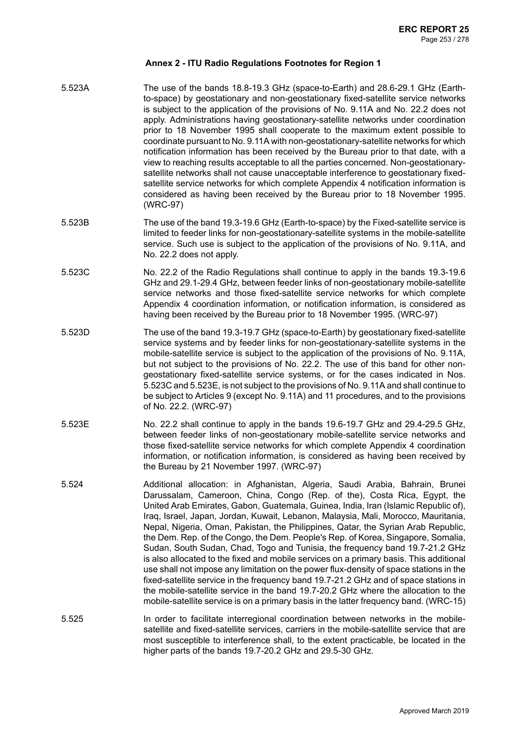## Annex 2 - ITU Radio Regulations Footnotes for Region 1

5.523A The use of the bands 18.8-19.3 GHz (space-to-Earth) and 28.6-29.1 GHz (Earth-to-space) by geostationary and non-geostationary fixed-satellite service networks is subject to the application of the provisions of No. 9.11A and No. 22.2 does not apply. Administrations having geostationary-satellite networks under coordination prior to 18 November 1995 shall cooperate to the maximum extent possible to coordinate pursuant to No. 9.11A with non-geostationary-satellite networks for which notification information has been received by the Bureau prior to that date, with a view to reaching results acceptable to all the parties concerned. Non-geostationary-satellite networks shall not cause unacceptable interference to geostationary fixed-satellite service networks for which complete Appendix 4 notification information is considered as having been received by the Bureau prior to 18 November 1995. (WRC-97)

5.523B The use of the band 19.3-19.6 GHz (Earth-to-space) by the Fixed-satellite service is limited to feeder links for non-geostationary-satellite systems in the mobile-satellite service. Such use is subject to the application of the provisions of No. 9.11A, and No. 22.2 does not apply.

5.523C No. 22.2 of the Radio Regulations shall continue to apply in the bands 19.3-19.6 GHz and 29.1-29.4 GHz, between feeder links of non-geostationary mobile-satellite service networks and those fixed-satellite service networks for which complete Appendix 4 coordination information, or notification information, is considered as having been received by the Bureau prior to 18 November 1995. (WRC-97)

5.523D The use of the band 19.3-19.7 GHz (space-to-Earth) by geostationary fixed-satellite service systems and by feeder links for non-geostationary-satellite systems in the mobile-satellite service is subject to the application of the provisions of No. 9.11A, but not subject to the provisions of No. 22.2. The use of this band for other non-geostationary fixed-satellite service systems, or for the cases indicated in Nos. 5.523C and 5.523E, is not subject to the provisions of No. 9.11A and shall continue to be subject to Articles 9 (except No. 9.11A) and 11 procedures, and to the provisions of No. 22.2. (WRC-97)

5.523E No. 22.2 shall continue to apply in the bands 19.6-19.7 GHz and 29.4-29.5 GHz, between feeder links of non-geostationary mobile-satellite service networks and those fixed-satellite service networks for which complete Appendix 4 coordination information, or notification information, is considered as having been received by the Bureau by 21 November 1997. (WRC-97)

5.524 Additional allocation: in Afghanistan, Algeria, Saudi Arabia, Bahrain, Brunei Darussalam, Cameroon, China, Congo (Rep. of the), Costa Rica, Egypt, the United Arab Emirates, Gabon, Guatemala, Guinea, India, Iran (Islamic Republic of), Iraq, Israel, Japan, Jordan, Kuwait, Lebanon, Malaysia, Mali, Morocco, Mauritania, Nepal, Nigeria, Oman, Pakistan, the Philippines, Qatar, the Syrian Arab Republic, the Dem. Rep. of the Congo, the Dem. People's Rep. of Korea, Singapore, Somalia, Sudan, South Sudan, Chad, Togo and Tunisia, the frequency band 19.7-21.2 GHz is also allocated to the fixed and mobile services on a primary basis. This additional use shall not impose any limitation on the power flux-density of space stations in the fixed-satellite service in the frequency band 19.7-21.2 GHz and of space stations in the mobile-satellite service in the band 19.7-20.2 GHz where the allocation to the mobile-satellite service is on a primary basis in the latter frequency band. (WRC-15)

5.525 In order to facilitate interregional coordination between networks in the mobile-satellite and fixed-satellite services, carriers in the mobile-satellite service that are most susceptible to interference shall, to the extent practicable, be located in the higher parts of the bands 19.7-20.2 GHz and 29.5-30 GHz.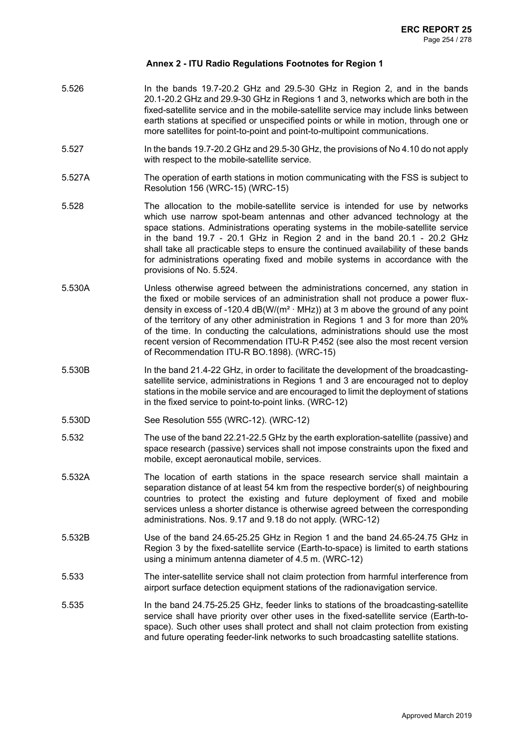## Annex 2 - ITU Radio Regulations Footnotes for Region 1

5.526 In the bands 19.7-20.2 GHz and 29.5-30 GHz in Region 2, and in the bands 20.1-20.2 GHz and 29.9-30 GHz in Regions 1 and 3, networks which are both in the fixed-satellite service and in the mobile-satellite service may include links between earth stations at specified or unspecified points or while in motion, through one or more satellites for point-to-point and point-to-multipoint communications.

5.527 In the bands 19.7-20.2 GHz and 29.5-30 GHz, the provisions of No 4.10 do not apply with respect to the mobile-satellite service.

5.527A The operation of earth stations in motion communicating with the FSS is subject to Resolution 156 (WRC-15) (WRC-15)

5.528 The allocation to the mobile-satellite service is intended for use by networks which use narrow spot-beam antennas and other advanced technology at the space stations. Administrations operating systems in the mobile-satellite service in the band 19.7 - 20.1 GHz in Region 2 and in the band 20.1 - 20.2 GHz shall take all practicable steps to ensure the continued availability of these bands for administrations operating fixed and mobile systems in accordance with the provisions of No. 5.524.

5.530A Unless otherwise agreed between the administrations concerned, any station in the fixed or mobile services of an administration shall not produce a power flux-density in excess of -120.4 dB(W/(m² · MHz)) at 3 m above the ground of any point of the territory of any other administration in Regions 1 and 3 for more than 20% of the time. In conducting the calculations, administrations should use the most recent version of Recommendation ITU-R P.452 (see also the most recent version of Recommendation ITU-R BO.1898). (WRC-15)

5.530B In the band 21.4-22 GHz, in order to facilitate the development of the broadcasting-satellite service, administrations in Regions 1 and 3 are encouraged not to deploy stations in the mobile service and are encouraged to limit the deployment of stations in the fixed service to point-to-point links. (WRC-12)

5.530D See Resolution 555 (WRC-12). (WRC-12)

5.532 The use of the band 22.21-22.5 GHz by the earth exploration-satellite (passive) and space research (passive) services shall not impose constraints upon the fixed and mobile, except aeronautical mobile, services.

5.532A The location of earth stations in the space research service shall maintain a separation distance of at least 54 km from the respective border(s) of neighbouring countries to protect the existing and future deployment of fixed and mobile services unless a shorter distance is otherwise agreed between the corresponding administrations. Nos. 9.17 and 9.18 do not apply. (WRC-12)

5.532B Use of the band 24.65-25.25 GHz in Region 1 and the band 24.65-24.75 GHz in Region 3 by the fixed-satellite service (Earth-to-space) is limited to earth stations using a minimum antenna diameter of 4.5 m. (WRC-12)

5.533 The inter-satellite service shall not claim protection from harmful interference from airport surface detection equipment stations of the radionavigation service.

5.535 In the band 24.75-25.25 GHz, feeder links to stations of the broadcasting-satellite service shall have priority over other uses in the fixed-satellite service (Earth-to-space). Such other uses shall protect and shall not claim protection from existing and future operating feeder-link networks to such broadcasting satellite stations.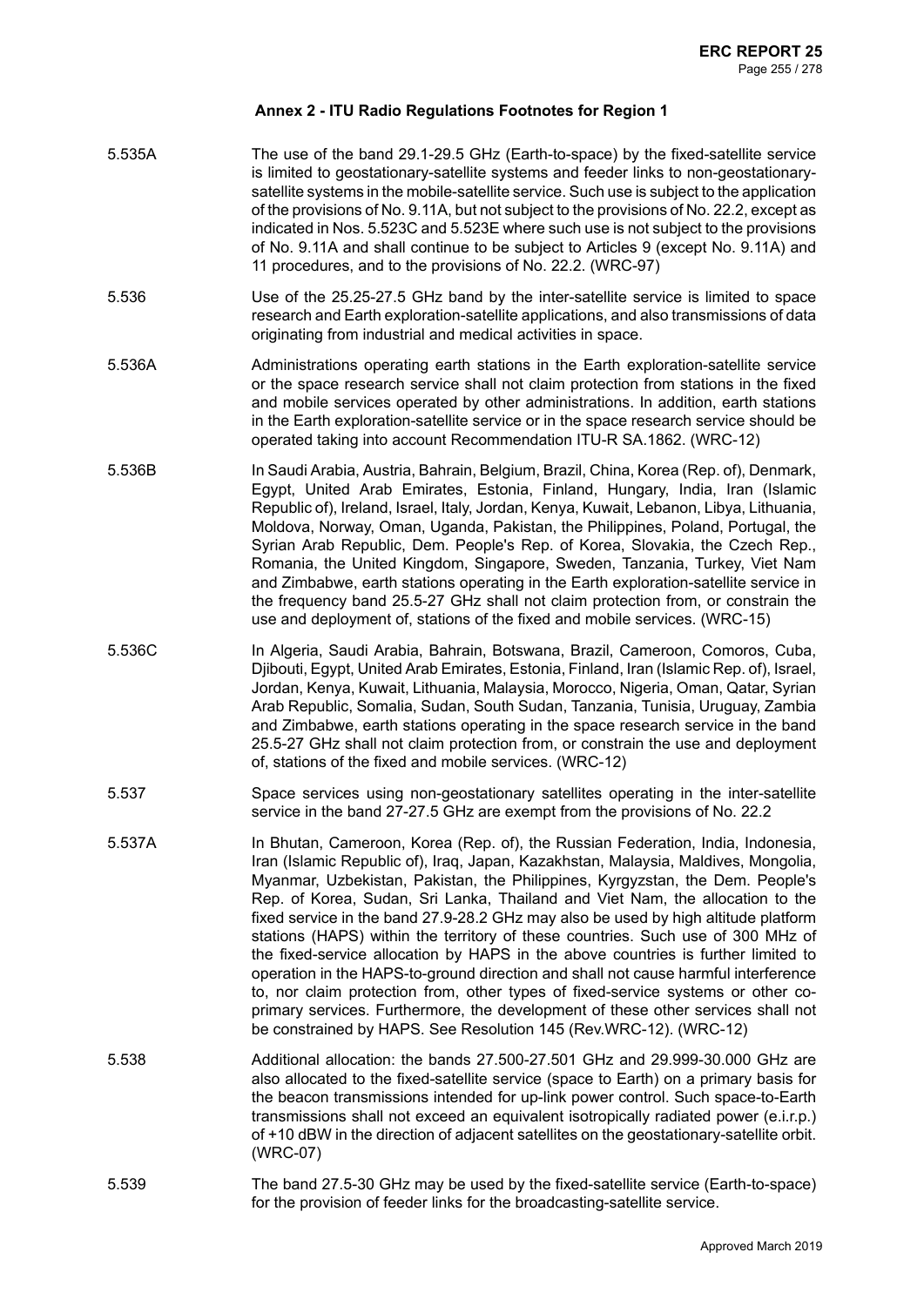## Annex 2 - ITU Radio Regulations Footnotes for Region 1

| | |
|---|---|
| 5.535A | The use of the band 29.1-29.5 GHz (Earth-to-space) by the fixed-satellite service is limited to geostationary-satellite systems and feeder links to non-geostationary-satellite systems in the mobile-satellite service. Such use is subject to the application of the provisions of No. 9.11A, but not subject to the provisions of No. 22.2, except as indicated in Nos. 5.523C and 5.523E where such use is not subject to the provisions of No. 9.11A and shall continue to be subject to Articles 9 (except No. 9.11A) and 11 procedures, and to the provisions of No. 22.2. (WRC-97) |
| 5.536 | Use of the 25.25-27.5 GHz band by the inter-satellite service is limited to space research and Earth exploration-satellite applications, and also transmissions of data originating from industrial and medical activities in space. |
| 5.536A | Administrations operating earth stations in the Earth exploration-satellite service or the space research service shall not claim protection from stations in the fixed and mobile services operated by other administrations. In addition, earth stations in the Earth exploration-satellite service or in the space research service should be operated taking into account Recommendation ITU-R SA.1862. (WRC-12) |
| 5.536B | In Saudi Arabia, Austria, Bahrain, Belgium, Brazil, China, Korea (Rep. of), Denmark, Egypt, United Arab Emirates, Estonia, Finland, Hungary, India, Iran (Islamic Republic of), Ireland, Israel, Italy, Jordan, Kenya, Kuwait, Lebanon, Libya, Lithuania, Moldova, Norway, Oman, Uganda, Pakistan, the Philippines, Poland, Portugal, the Syrian Arab Republic, Dem. People's Rep. of Korea, Slovakia, the Czech Rep., Romania, the United Kingdom, Singapore, Sweden, Tanzania, Turkey, Viet Nam and Zimbabwe, earth stations operating in the Earth exploration-satellite service in the frequency band 25.5-27 GHz shall not claim protection from, or constrain the use and deployment of, stations of the fixed and mobile services. (WRC-15) |
| 5.536C | In Algeria, Saudi Arabia, Bahrain, Botswana, Brazil, Cameroon, Comoros, Cuba, Djibouti, Egypt, United Arab Emirates, Estonia, Finland, Iran (Islamic Rep. of), Israel, Jordan, Kenya, Kuwait, Lithuania, Malaysia, Morocco, Nigeria, Oman, Qatar, Syrian Arab Republic, Somalia, Sudan, South Sudan, Tanzania, Tunisia, Uruguay, Zambia and Zimbabwe, earth stations operating in the space research service in the band 25.5-27 GHz shall not claim protection from, or constrain the use and deployment of, stations of the fixed and mobile services. (WRC-12) |
| 5.537 | Space services using non-geostationary satellites operating in the inter-satellite service in the band 27-27.5 GHz are exempt from the provisions of No. 22.2 |
| 5.537A | In Bhutan, Cameroon, Korea (Rep. of), the Russian Federation, India, Indonesia, Iran (Islamic Republic of), Iraq, Japan, Kazakhstan, Malaysia, Maldives, Mongolia, Myanmar, Uzbekistan, Pakistan, the Philippines, Kyrgyzstan, the Dem. People's Rep. of Korea, Sudan, Sri Lanka, Thailand and Viet Nam, the allocation to the fixed service in the band 27.9-28.2 GHz may also be used by high altitude platform stations (HAPS) within the territory of these countries. Such use of 300 MHz of the fixed-service allocation by HAPS in the above countries is further limited to operation in the HAPS-to-ground direction and shall not cause harmful interference to, nor claim protection from, other types of fixed-service systems or other co-primary services. Furthermore, the development of these other services shall not be constrained by HAPS. See Resolution 145 (Rev.WRC-12). (WRC-12) |
| 5.538 | Additional allocation: the bands 27.500-27.501 GHz and 29.999-30.000 GHz are also allocated to the fixed-satellite service (space to Earth) on a primary basis for the beacon transmissions intended for up-link power control. Such space-to-Earth transmissions shall not exceed an equivalent isotropically radiated power (e.i.r.p.) of +10 dBW in the direction of adjacent satellites on the geostationary-satellite orbit. (WRC-07) |
| 5.539 | The band 27.5-30 GHz may be used by the fixed-satellite service (Earth-to-space) for the provision of feeder links for the broadcasting-satellite service. |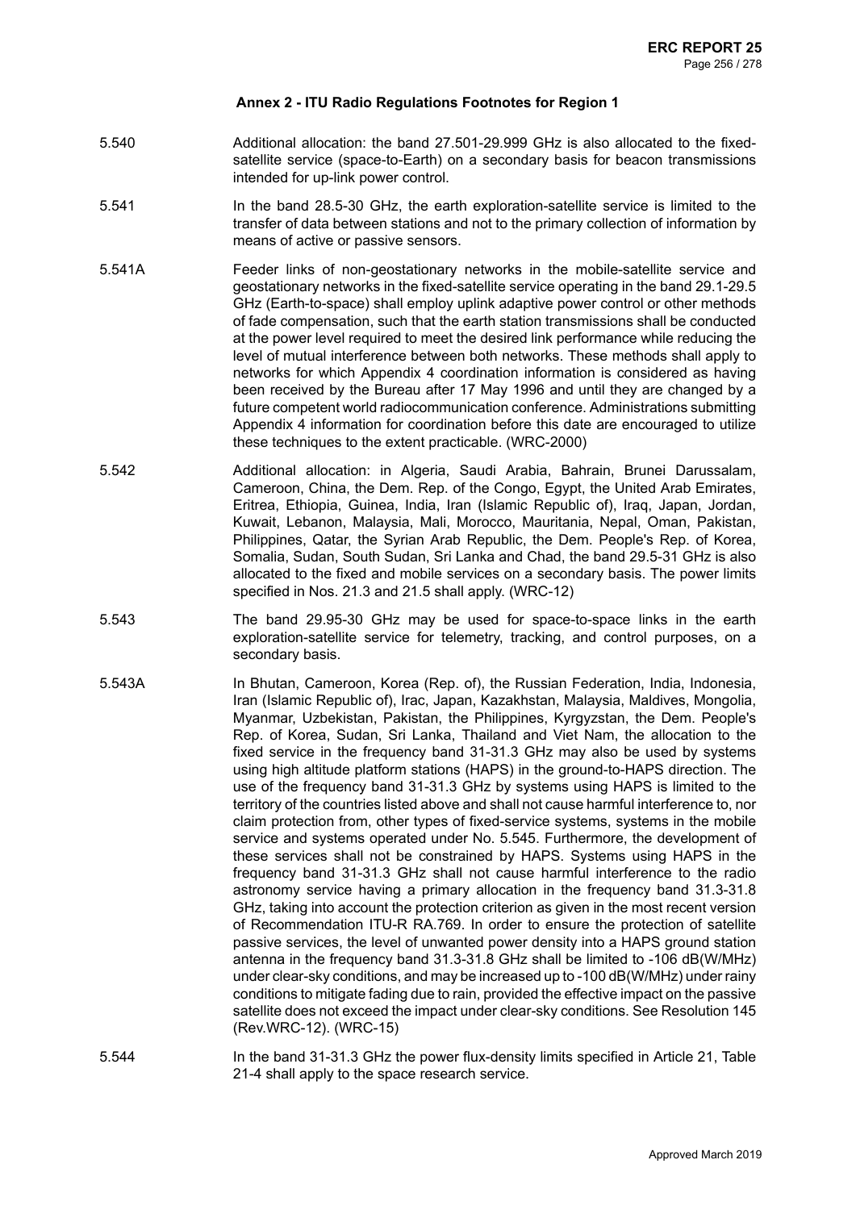### Annex 2 - ITU Radio Regulations Footnotes for Region 1

5.540 Additional allocation: the band 27.501-29.999 GHz is also allocated to the fixed-satellite service (space-to-Earth) on a secondary basis for beacon transmissions intended for up-link power control.

5.541 In the band 28.5-30 GHz, the earth exploration-satellite service is limited to the transfer of data between stations and not to the primary collection of information by means of active or passive sensors.

5.541A Feeder links of non-geostationary networks in the mobile-satellite service and geostationary networks in the fixed-satellite service operating in the band 29.1-29.5 GHz (Earth-to-space) shall employ uplink adaptive power control or other methods of fade compensation, such that the earth station transmissions shall be conducted at the power level required to meet the desired link performance while reducing the level of mutual interference between both networks. These methods shall apply to networks for which Appendix 4 coordination information is considered as having been received by the Bureau after 17 May 1996 and until they are changed by a future competent world radiocommunication conference. Administrations submitting Appendix 4 information for coordination before this date are encouraged to utilize these techniques to the extent practicable. (WRC-2000)

5.542 Additional allocation: in Algeria, Saudi Arabia, Bahrain, Brunei Darussalam, Cameroon, China, the Dem. Rep. of the Congo, Egypt, the United Arab Emirates, Eritrea, Ethiopia, Guinea, India, Iran (Islamic Republic of), Iraq, Japan, Jordan, Kuwait, Lebanon, Malaysia, Mali, Morocco, Mauritania, Nepal, Oman, Pakistan, Philippines, Qatar, the Syrian Arab Republic, the Dem. People's Rep. of Korea, Somalia, Sudan, South Sudan, Sri Lanka and Chad, the band 29.5-31 GHz is also allocated to the fixed and mobile services on a secondary basis. The power limits specified in Nos. 21.3 and 21.5 shall apply. (WRC-12)

5.543 The band 29.95-30 GHz may be used for space-to-space links in the earth exploration-satellite service for telemetry, tracking, and control purposes, on a secondary basis.

5.543A In Bhutan, Cameroon, Korea (Rep. of), the Russian Federation, India, Indonesia, Iran (Islamic Republic of), Irac, Japan, Kazakhstan, Malaysia, Maldives, Mongolia, Myanmar, Uzbekistan, Pakistan, the Philippines, Kyrgyzstan, the Dem. People's Rep. of Korea, Sudan, Sri Lanka, Thailand and Viet Nam, the allocation to the fixed service in the frequency band 31-31.3 GHz may also be used by systems using high altitude platform stations (HAPS) in the ground-to-HAPS direction. The use of the frequency band 31-31.3 GHz by systems using HAPS is limited to the territory of the countries listed above and shall not cause harmful interference to, nor claim protection from, other types of fixed-service systems, systems in the mobile service and systems operated under No. 5.545. Furthermore, the development of these services shall not be constrained by HAPS. Systems using HAPS in the frequency band 31-31.3 GHz shall not cause harmful interference to the radio astronomy service having a primary allocation in the frequency band 31.3-31.8 GHz, taking into account the protection criterion as given in the most recent version of Recommendation ITU-R RA.769. In order to ensure the protection of satellite passive services, the level of unwanted power density into a HAPS ground station antenna in the frequency band 31.3-31.8 GHz shall be limited to -106 dB(W/MHz) under clear-sky conditions, and may be increased up to -100 dB(W/MHz) under rainy conditions to mitigate fading due to rain, provided the effective impact on the passive satellite does not exceed the impact under clear-sky conditions. See Resolution 145 (Rev.WRC-12). (WRC-15)

5.544 In the band 31-31.3 GHz the power flux-density limits specified in Article 21, Table 21-4 shall apply to the space research service.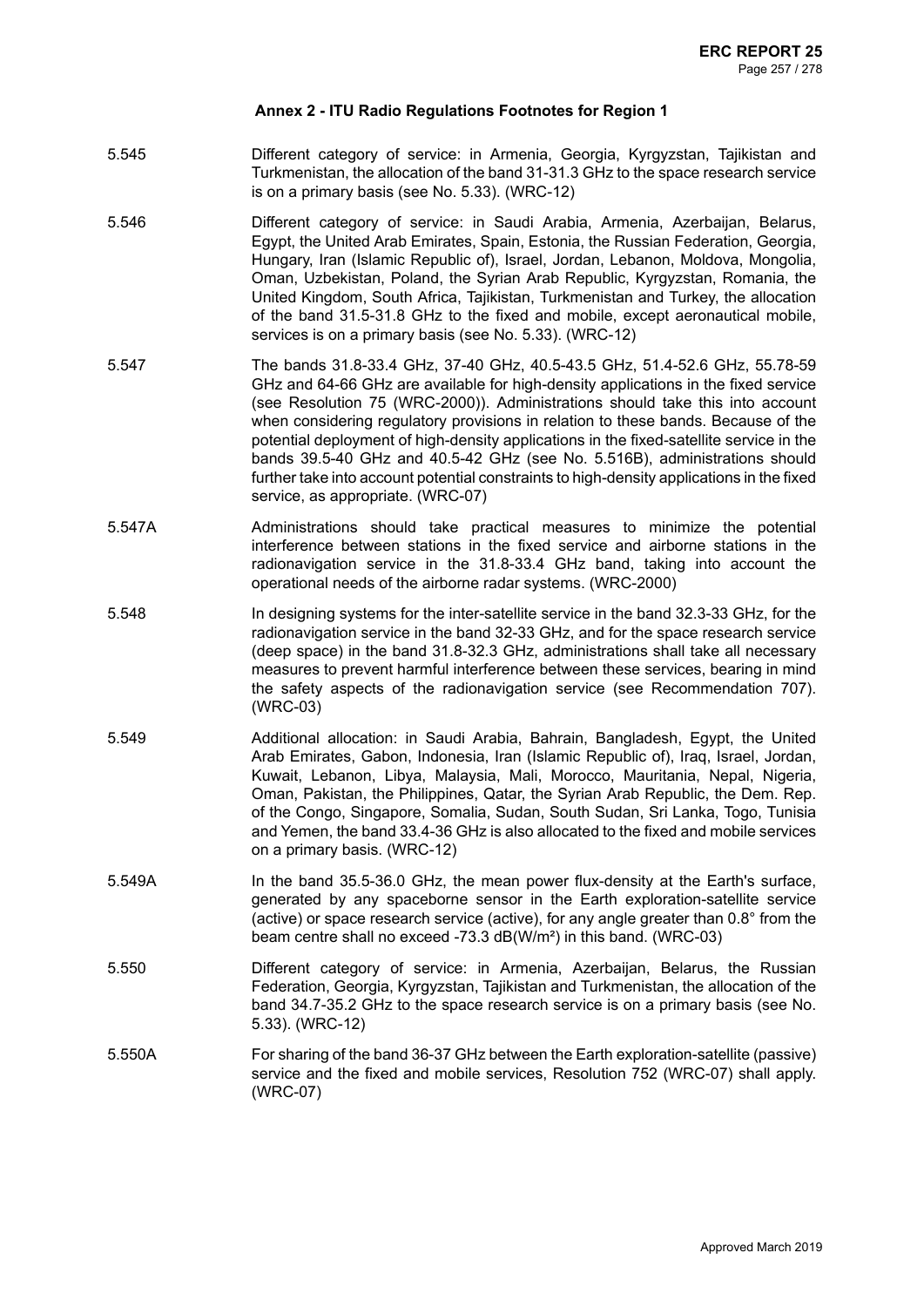### Annex 2 - ITU Radio Regulations Footnotes for Region 1

5.545 Different category of service: in Armenia, Georgia, Kyrgyzstan, Tajikistan and Turkmenistan, the allocation of the band 31-31.3 GHz to the space research service is on a primary basis (see No. 5.33). (WRC-12)

5.546 Different category of service: in Saudi Arabia, Armenia, Azerbaijan, Belarus, Egypt, the United Arab Emirates, Spain, Estonia, the Russian Federation, Georgia, Hungary, Iran (Islamic Republic of), Israel, Jordan, Lebanon, Moldova, Mongolia, Oman, Uzbekistan, Poland, the Syrian Arab Republic, Kyrgyzstan, Romania, the United Kingdom, South Africa, Tajikistan, Turkmenistan and Turkey, the allocation of the band 31.5-31.8 GHz to the fixed and mobile, except aeronautical mobile, services is on a primary basis (see No. 5.33). (WRC-12)

5.547 The bands 31.8-33.4 GHz, 37-40 GHz, 40.5-43.5 GHz, 51.4-52.6 GHz, 55.78-59 GHz and 64-66 GHz are available for high-density applications in the fixed service (see Resolution 75 (WRC-2000)). Administrations should take this into account when considering regulatory provisions in relation to these bands. Because of the potential deployment of high-density applications in the fixed-satellite service in the bands 39.5-40 GHz and 40.5-42 GHz (see No. 5.516B), administrations should further take into account potential constraints to high-density applications in the fixed service, as appropriate. (WRC-07)

5.547A Administrations should take practical measures to minimize the potential interference between stations in the fixed service and airborne stations in the radionavigation service in the 31.8-33.4 GHz band, taking into account the operational needs of the airborne radar systems. (WRC-2000)

5.548 In designing systems for the inter-satellite service in the band 32.3-33 GHz, for the radionavigation service in the band 32-33 GHz, and for the space research service (deep space) in the band 31.8-32.3 GHz, administrations shall take all necessary measures to prevent harmful interference between these services, bearing in mind the safety aspects of the radionavigation service (see Recommendation 707). (WRC-03)

5.549 Additional allocation: in Saudi Arabia, Bahrain, Bangladesh, Egypt, the United Arab Emirates, Gabon, Indonesia, Iran (Islamic Republic of), Iraq, Israel, Jordan, Kuwait, Lebanon, Libya, Malaysia, Mali, Morocco, Mauritania, Nepal, Nigeria, Oman, Pakistan, the Philippines, Qatar, the Syrian Arab Republic, the Dem. Rep. of the Congo, Singapore, Somalia, Sudan, South Sudan, Sri Lanka, Togo, Tunisia and Yemen, the band 33.4-36 GHz is also allocated to the fixed and mobile services on a primary basis. (WRC-12)

5.549A In the band 35.5-36.0 GHz, the mean power flux-density at the Earth's surface, generated by any spaceborne sensor in the Earth exploration-satellite service (active) or space research service (active), for any angle greater than 0.8° from the beam centre shall no exceed -73.3 dB(W/m²) in this band. (WRC-03)

5.550 Different category of service: in Armenia, Azerbaijan, Belarus, the Russian Federation, Georgia, Kyrgyzstan, Tajikistan and Turkmenistan, the allocation of the band 34.7-35.2 GHz to the space research service is on a primary basis (see No. 5.33). (WRC-12)

5.550A For sharing of the band 36-37 GHz between the Earth exploration-satellite (passive) service and the fixed and mobile services, Resolution 752 (WRC-07) shall apply. (WRC-07)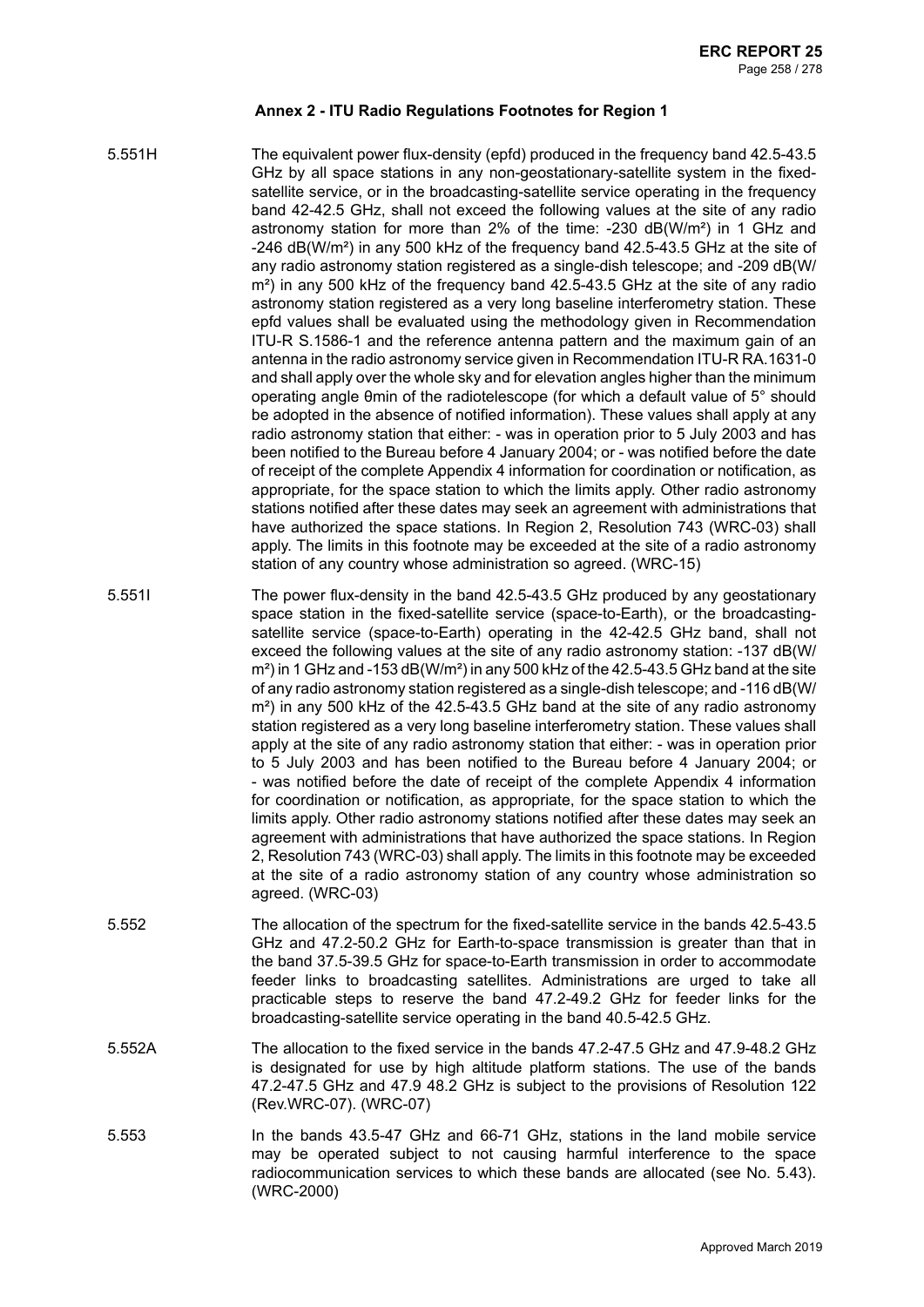### Annex 2 - ITU Radio Regulations Footnotes for Region 1

5.551H The equivalent power flux-density (epfd) produced in the frequency band 42.5-43.5 GHz by all space stations in any non-geostationary-satellite system in the fixed-satellite service, or in the broadcasting-satellite service operating in the frequency band 42-42.5 GHz, shall not exceed the following values at the site of any radio astronomy station for more than 2% of the time: -230 dB(W/m²) in 1 GHz and -246 dB(W/m²) in any 500 kHz of the frequency band 42.5-43.5 GHz at the site of any radio astronomy station registered as a single-dish telescope; and -209 dB(W/m²) in any 500 kHz of the frequency band 42.5-43.5 GHz at the site of any radio astronomy station registered as a very long baseline interferometry station. These epfd values shall be evaluated using the methodology given in Recommendation ITU-R S.1586-1 and the reference antenna pattern and the maximum gain of an antenna in the radio astronomy service given in Recommendation ITU-R RA.1631-0 and shall apply over the whole sky and for elevation angles higher than the minimum operating angle θmin of the radiotelescope (for which a default value of 5° should be adopted in the absence of notified information). These values shall apply at any radio astronomy station that either: - was in operation prior to 5 July 2003 and has been notified to the Bureau before 4 January 2004; or - was notified before the date of receipt of the complete Appendix 4 information for coordination or notification, as appropriate, for the space station to which the limits apply. Other radio astronomy stations notified after these dates may seek an agreement with administrations that have authorized the space stations. In Region 2, Resolution 743 (WRC-03) shall apply. The limits in this footnote may be exceeded at the site of a radio astronomy station of any country whose administration so agreed. (WRC-15)

5.551I The power flux-density in the band 42.5-43.5 GHz produced by any geostationary space station in the fixed-satellite service (space-to-Earth), or the broadcasting-satellite service (space-to-Earth) operating in the 42-42.5 GHz band, shall not exceed the following values at the site of any radio astronomy station: -137 dB(W/m²) in 1 GHz and -153 dB(W/m²) in any 500 kHz of the 42.5-43.5 GHz band at the site of any radio astronomy station registered as a single-dish telescope; and -116 dB(W/m²) in any 500 kHz of the 42.5-43.5 GHz band at the site of any radio astronomy station registered as a very long baseline interferometry station. These values shall apply at the site of any radio astronomy station that either: - was in operation prior to 5 July 2003 and has been notified to the Bureau before 4 January 2004; or - was notified before the date of receipt of the complete Appendix 4 information for coordination or notification, as appropriate, for the space station to which the limits apply. Other radio astronomy stations notified after these dates may seek an agreement with administrations that have authorized the space stations. In Region 2, Resolution 743 (WRC-03) shall apply. The limits in this footnote may be exceeded at the site of a radio astronomy station of any country whose administration so agreed. (WRC-03)

5.552 The allocation of the spectrum for the fixed-satellite service in the bands 42.5-43.5 GHz and 47.2-50.2 GHz for Earth-to-space transmission is greater than that in the band 37.5-39.5 GHz for space-to-Earth transmission in order to accommodate feeder links to broadcasting satellites. Administrations are urged to take all practicable steps to reserve the band 47.2-49.2 GHz for feeder links for the broadcasting-satellite service operating in the band 40.5-42.5 GHz.

5.552A The allocation to the fixed service in the bands 47.2-47.5 GHz and 47.9-48.2 GHz is designated for use by high altitude platform stations. The use of the bands 47.2-47.5 GHz and 47.9 48.2 GHz is subject to the provisions of Resolution 122 (Rev.WRC-07). (WRC-07)

5.553 In the bands 43.5-47 GHz and 66-71 GHz, stations in the land mobile service may be operated subject to not causing harmful interference to the space radiocommunication services to which these bands are allocated (see No. 5.43). (WRC-2000)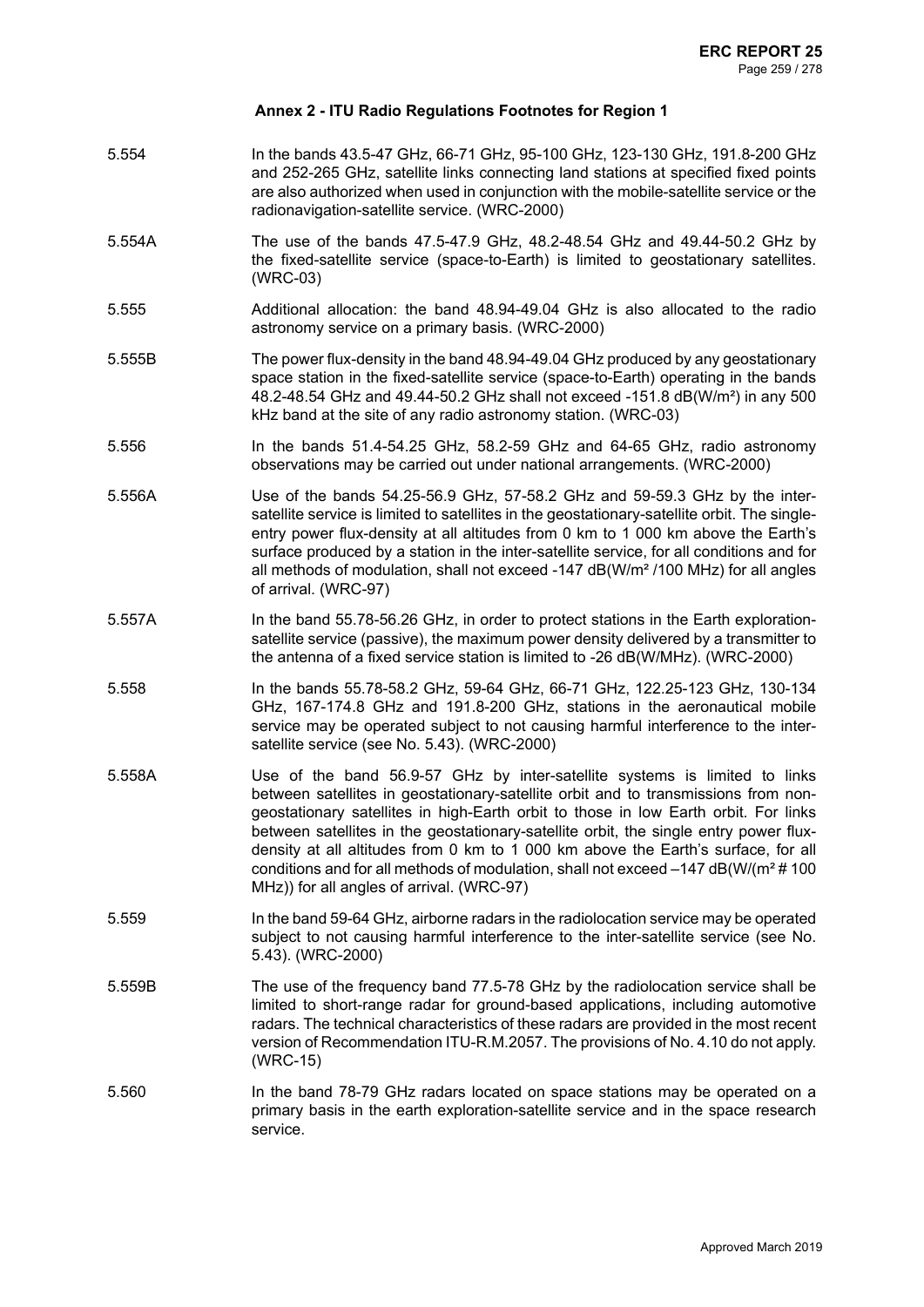## Annex 2 - ITU Radio Regulations Footnotes for Region 1

| | |
|---|---|
| 5.554 | In the bands 43.5-47 GHz, 66-71 GHz, 95-100 GHz, 123-130 GHz, 191.8-200 GHz and 252-265 GHz, satellite links connecting land stations at specified fixed points are also authorized when used in conjunction with the mobile-satellite service or the radionavigation-satellite service. (WRC-2000) |
| 5.554A | The use of the bands 47.5-47.9 GHz, 48.2-48.54 GHz and 49.44-50.2 GHz by the fixed-satellite service (space-to-Earth) is limited to geostationary satellites. (WRC-03) |
| 5.555 | Additional allocation: the band 48.94-49.04 GHz is also allocated to the radio astronomy service on a primary basis. (WRC-2000) |
| 5.555B | The power flux-density in the band 48.94-49.04 GHz produced by any geostationary space station in the fixed-satellite service (space-to-Earth) operating in the bands 48.2-48.54 GHz and 49.44-50.2 GHz shall not exceed -151.8 dB(W/m²) in any 500 kHz band at the site of any radio astronomy station. (WRC-03) |
| 5.556 | In the bands 51.4-54.25 GHz, 58.2-59 GHz and 64-65 GHz, radio astronomy observations may be carried out under national arrangements. (WRC-2000) |
| 5.556A | Use of the bands 54.25-56.9 GHz, 57-58.2 GHz and 59-59.3 GHz by the inter-satellite service is limited to satellites in the geostationary-satellite orbit. The single-entry power flux-density at all altitudes from 0 km to 1 000 km above the Earth's surface produced by a station in the inter-satellite service, for all conditions and for all methods of modulation, shall not exceed -147 dB(W/m² /100 MHz) for all angles of arrival. (WRC-97) |
| 5.557A | In the band 55.78-56.26 GHz, in order to protect stations in the Earth exploration-satellite service (passive), the maximum power density delivered by a transmitter to the antenna of a fixed service station is limited to -26 dB(W/MHz). (WRC-2000) |
| 5.558 | In the bands 55.78-58.2 GHz, 59-64 GHz, 66-71 GHz, 122.25-123 GHz, 130-134 GHz, 167-174.8 GHz and 191.8-200 GHz, stations in the aeronautical mobile service may be operated subject to not causing harmful interference to the inter-satellite service (see No. 5.43). (WRC-2000) |
| 5.558A | Use of the band 56.9-57 GHz by inter-satellite systems is limited to links between satellites in geostationary-satellite orbit and to transmissions from non-geostationary satellites in high-Earth orbit to those in low Earth orbit. For links between satellites in the geostationary-satellite orbit, the single entry power flux-density at all altitudes from 0 km to 1 000 km above the Earth's surface, for all conditions and for all methods of modulation, shall not exceed –147 dB(W/(m² # 100 MHz)) for all angles of arrival. (WRC-97) |
| 5.559 | In the band 59-64 GHz, airborne radars in the radiolocation service may be operated subject to not causing harmful interference to the inter-satellite service (see No. 5.43). (WRC-2000) |
| 5.559B | The use of the frequency band 77.5-78 GHz by the radiolocation service shall be limited to short-range radar for ground-based applications, including automotive radars. The technical characteristics of these radars are provided in the most recent version of Recommendation ITU-R.M.2057. The provisions of No. 4.10 do not apply. (WRC-15) |
| 5.560 | In the band 78-79 GHz radars located on space stations may be operated on a primary basis in the earth exploration-satellite service and in the space research service. |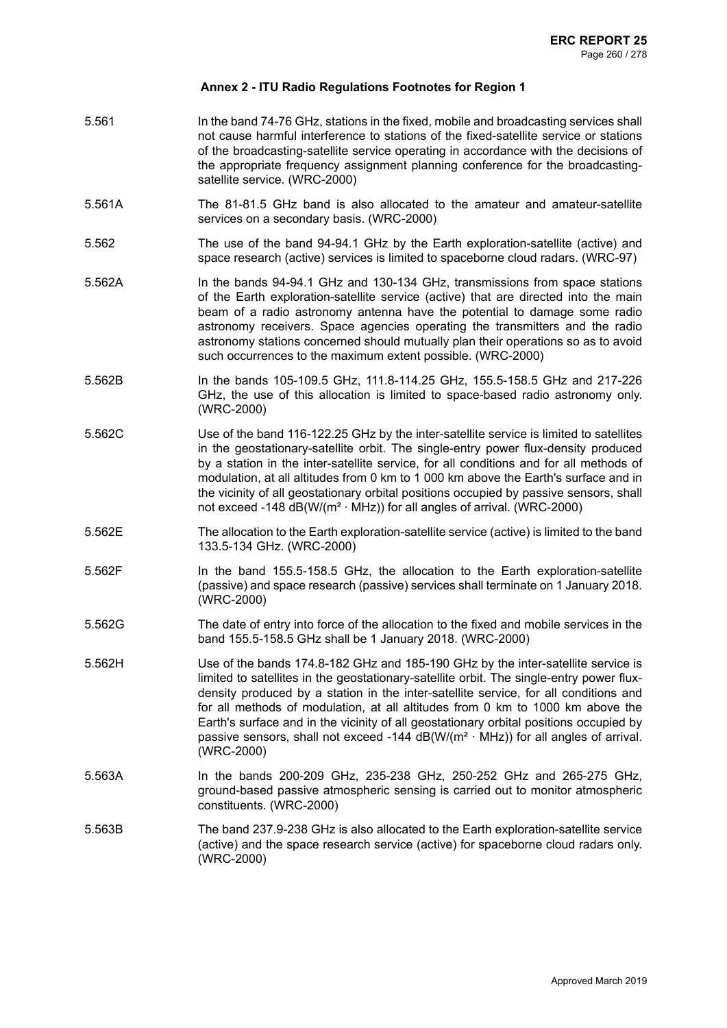## Annex 2 - ITU Radio Regulations Footnotes for Region 1

| | |
|---|---|
| 5.561 | In the band 74-76 GHz, stations in the fixed, mobile and broadcasting services shall not cause harmful interference to stations of the fixed-satellite service or stations of the broadcasting-satellite service operating in accordance with the decisions of the appropriate frequency assignment planning conference for the broadcasting-satellite service. (WRC-2000) |
| 5.561A | The 81-81.5 GHz band is also allocated to the amateur and amateur-satellite services on a secondary basis. (WRC-2000) |
| 5.562 | The use of the band 94-94.1 GHz by the Earth exploration-satellite (active) and space research (active) services is limited to spaceborne cloud radars. (WRC-97) |
| 5.562A | In the bands 94-94.1 GHz and 130-134 GHz, transmissions from space stations of the Earth exploration-satellite service (active) that are directed into the main beam of a radio astronomy antenna have the potential to damage some radio astronomy receivers. Space agencies operating the transmitters and the radio astronomy stations concerned should mutually plan their operations so as to avoid such occurrences to the maximum extent possible. (WRC-2000) |
| 5.562B | In the bands 105-109.5 GHz, 111.8-114.25 GHz, 155.5-158.5 GHz and 217-226 GHz, the use of this allocation is limited to space-based radio astronomy only. (WRC-2000) |
| 5.562C | Use of the band 116-122.25 GHz by the inter-satellite service is limited to satellites in the geostationary-satellite orbit. The single-entry power flux-density produced by a station in the inter-satellite service, for all conditions and for all methods of modulation, at all altitudes from 0 km to 1 000 km above the Earth's surface and in the vicinity of all geostationary orbital positions occupied by passive sensors, shall not exceed -148 dB(W/(m² · MHz)) for all angles of arrival. (WRC-2000) |
| 5.562E | The allocation to the Earth exploration-satellite service (active) is limited to the band 133.5-134 GHz. (WRC-2000) |
| 5.562F | In the band 155.5-158.5 GHz, the allocation to the Earth exploration-satellite (passive) and space research (passive) services shall terminate on 1 January 2018. (WRC-2000) |
| 5.562G | The date of entry into force of the allocation to the fixed and mobile services in the band 155.5-158.5 GHz shall be 1 January 2018. (WRC-2000) |
| 5.562H | Use of the bands 174.8-182 GHz and 185-190 GHz by the inter-satellite service is limited to satellites in the geostationary-satellite orbit. The single-entry power flux-density produced by a station in the inter-satellite service, for all conditions and for all methods of modulation, at all altitudes from 0 km to 1000 km above the Earth's surface and in the vicinity of all geostationary orbital positions occupied by passive sensors, shall not exceed -144 dB(W/(m² · MHz)) for all angles of arrival. (WRC-2000) |
| 5.563A | In the bands 200-209 GHz, 235-238 GHz, 250-252 GHz and 265-275 GHz, ground-based passive atmospheric sensing is carried out to monitor atmospheric constituents. (WRC-2000) |
| 5.563B | The band 237.9-238 GHz is also allocated to the Earth exploration-satellite service (active) and the space research service (active) for spaceborne cloud radars only. (WRC-2000) |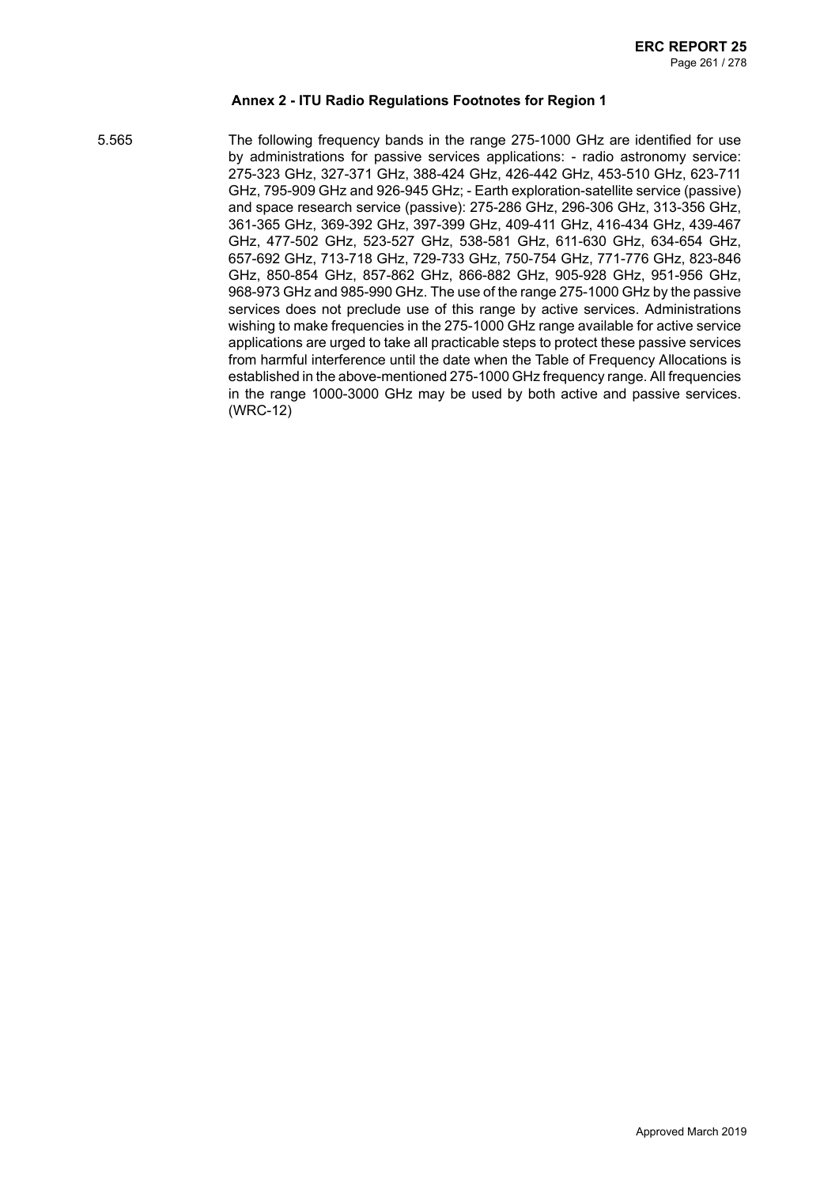## Annex 2 - ITU Radio Regulations Footnotes for Region 1

5.565 The following frequency bands in the range 275-1000 GHz are identified for use by administrations for passive services applications: - radio astronomy service: 275-323 GHz, 327-371 GHz, 388-424 GHz, 426-442 GHz, 453-510 GHz, 623-711 GHz, 795-909 GHz and 926-945 GHz; - Earth exploration-satellite service (passive) and space research service (passive): 275-286 GHz, 296-306 GHz, 313-356 GHz, 361-365 GHz, 369-392 GHz, 397-399 GHz, 409-411 GHz, 416-434 GHz, 439-467 GHz, 477-502 GHz, 523-527 GHz, 538-581 GHz, 611-630 GHz, 634-654 GHz, 657-692 GHz, 713-718 GHz, 729-733 GHz, 750-754 GHz, 771-776 GHz, 823-846 GHz, 850-854 GHz, 857-862 GHz, 866-882 GHz, 905-928 GHz, 951-956 GHz, 968-973 GHz and 985-990 GHz. The use of the range 275-1000 GHz by the passive services does not preclude use of this range by active services. Administrations wishing to make frequencies in the 275-1000 GHz range available for active service applications are urged to take all practicable steps to protect these passive services from harmful interference until the date when the Table of Frequency Allocations is established in the above-mentioned 275-1000 GHz frequency range. All frequencies in the range 1000-3000 GHz may be used by both active and passive services. (WRC-12)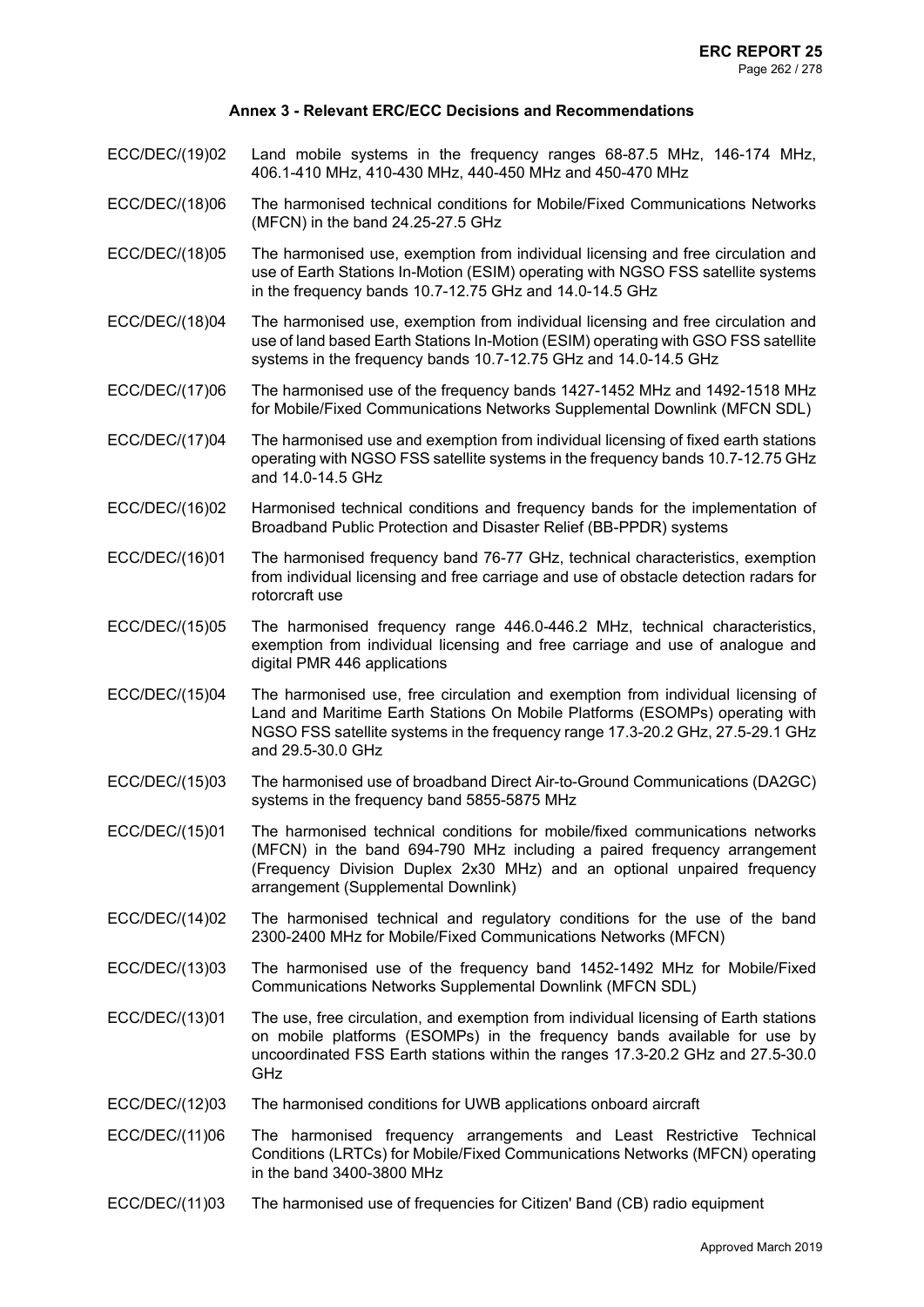### Annex 3 - Relevant ERC/ECC Decisions and Recommendations

ECC/DEC/(19)02 Land mobile systems in the frequency ranges 68-87.5 MHz, 146-174 MHz, 406.1-410 MHz, 410-430 MHz, 440-450 MHz and 450-470 MHz

ECC/DEC/(18)06 The harmonised technical conditions for Mobile/Fixed Communications Networks (MFCN) in the band 24.25-27.5 GHz

ECC/DEC/(18)05 The harmonised use, exemption from individual licensing and free circulation and use of Earth Stations In-Motion (ESIM) operating with NGSO FSS satellite systems in the frequency bands 10.7-12.75 GHz and 14.0-14.5 GHz

ECC/DEC/(18)04 The harmonised use, exemption from individual licensing and free circulation and use of land based Earth Stations In-Motion (ESIM) operating with GSO FSS satellite systems in the frequency bands 10.7-12.75 GHz and 14.0-14.5 GHz

ECC/DEC/(17)06 The harmonised use of the frequency bands 1427-1452 MHz and 1492-1518 MHz for Mobile/Fixed Communications Networks Supplemental Downlink (MFCN SDL)

ECC/DEC/(17)04 The harmonised use and exemption from individual licensing of fixed earth stations operating with NGSO FSS satellite systems in the frequency bands 10.7-12.75 GHz and 14.0-14.5 GHz

ECC/DEC/(16)02 Harmonised technical conditions and frequency bands for the implementation of Broadband Public Protection and Disaster Relief (BB-PPDR) systems

ECC/DEC/(16)01 The harmonised frequency band 76-77 GHz, technical characteristics, exemption from individual licensing and free carriage and use of obstacle detection radars for rotorcraft use

ECC/DEC/(15)05 The harmonised frequency range 446.0-446.2 MHz, technical characteristics, exemption from individual licensing and free carriage and use of analogue and digital PMR 446 applications

ECC/DEC/(15)04 The harmonised use, free circulation and exemption from individual licensing of Land and Maritime Earth Stations On Mobile Platforms (ESOMPs) operating with NGSO FSS satellite systems in the frequency range 17.3-20.2 GHz, 27.5-29.1 GHz and 29.5-30.0 GHz

ECC/DEC/(15)03 The harmonised use of broadband Direct Air-to-Ground Communications (DA2GC) systems in the frequency band 5855-5875 MHz

ECC/DEC/(15)01 The harmonised technical conditions for mobile/fixed communications networks (MFCN) in the band 694-790 MHz including a paired frequency arrangement (Frequency Division Duplex 2x30 MHz) and an optional unpaired frequency arrangement (Supplemental Downlink)

ECC/DEC/(14)02 The harmonised technical and regulatory conditions for the use of the band 2300-2400 MHz for Mobile/Fixed Communications Networks (MFCN)

ECC/DEC/(13)03 The harmonised use of the frequency band 1452-1492 MHz for Mobile/Fixed Communications Networks Supplemental Downlink (MFCN SDL)

ECC/DEC/(13)01 The use, free circulation, and exemption from individual licensing of Earth stations on mobile platforms (ESOMPs) in the frequency bands available for use by uncoordinated FSS Earth stations within the ranges 17.3-20.2 GHz and 27.5-30.0 GHz

ECC/DEC/(12)03 The harmonised conditions for UWB applications onboard aircraft

ECC/DEC/(11)06 The harmonised frequency arrangements and Least Restrictive Technical Conditions (LRTCs) for Mobile/Fixed Communications Networks (MFCN) operating in the band 3400-3800 MHz

ECC/DEC/(11)03 The harmonised use of frequencies for Citizen' Band (CB) radio equipment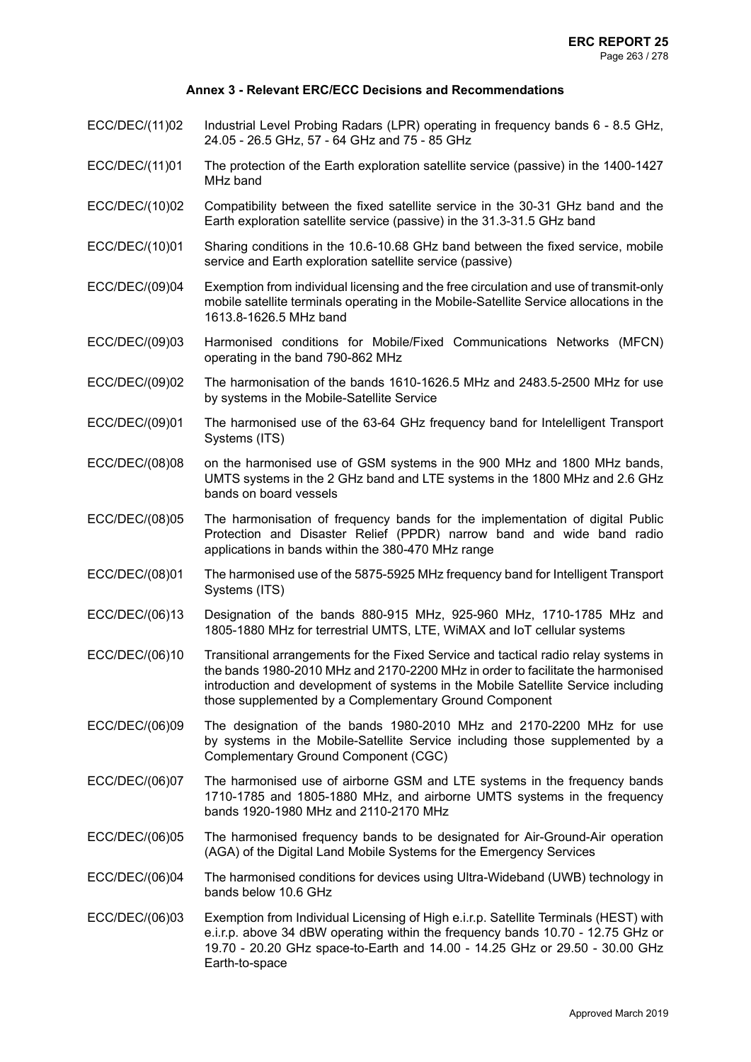### Annex 3 - Relevant ERC/ECC Decisions and Recommendations

| | |
|---|---|
| ECC/DEC/(11)02 | Industrial Level Probing Radars (LPR) operating in frequency bands 6 - 8.5 GHz, 24.05 - 26.5 GHz, 57 - 64 GHz and 75 - 85 GHz |
| ECC/DEC/(11)01 | The protection of the Earth exploration satellite service (passive) in the 1400-1427 MHz band |
| ECC/DEC/(10)02 | Compatibility between the fixed satellite service in the 30-31 GHz band and the Earth exploration satellite service (passive) in the 31.3-31.5 GHz band |
| ECC/DEC/(10)01 | Sharing conditions in the 10.6-10.68 GHz band between the fixed service, mobile service and Earth exploration satellite service (passive) |
| ECC/DEC/(09)04 | Exemption from individual licensing and the free circulation and use of transmit-only mobile satellite terminals operating in the Mobile-Satellite Service allocations in the 1613.8-1626.5 MHz band |
| ECC/DEC/(09)03 | Harmonised conditions for Mobile/Fixed Communications Networks (MFCN) operating in the band 790-862 MHz |
| ECC/DEC/(09)02 | The harmonisation of the bands 1610-1626.5 MHz and 2483.5-2500 MHz for use by systems in the Mobile-Satellite Service |
| ECC/DEC/(09)01 | The harmonised use of the 63-64 GHz frequency band for Intelelligent Transport Systems (ITS) |
| ECC/DEC/(08)08 | on the harmonised use of GSM systems in the 900 MHz and 1800 MHz bands, UMTS systems in the 2 GHz band and LTE systems in the 1800 MHz and 2.6 GHz bands on board vessels |
| ECC/DEC/(08)05 | The harmonisation of frequency bands for the implementation of digital Public Protection and Disaster Relief (PPDR) narrow band and wide band radio applications in bands within the 380-470 MHz range |
| ECC/DEC/(08)01 | The harmonised use of the 5875-5925 MHz frequency band for Intelligent Transport Systems (ITS) |
| ECC/DEC/(06)13 | Designation of the bands 880-915 MHz, 925-960 MHz, 1710-1785 MHz and 1805-1880 MHz for terrestrial UMTS, LTE, WiMAX and IoT cellular systems |
| ECC/DEC/(06)10 | Transitional arrangements for the Fixed Service and tactical radio relay systems in the bands 1980-2010 MHz and 2170-2200 MHz in order to facilitate the harmonised introduction and development of systems in the Mobile Satellite Service including those supplemented by a Complementary Ground Component |
| ECC/DEC/(06)09 | The designation of the bands 1980-2010 MHz and 2170-2200 MHz for use by systems in the Mobile-Satellite Service including those supplemented by a Complementary Ground Component (CGC) |
| ECC/DEC/(06)07 | The harmonised use of airborne GSM and LTE systems in the frequency bands 1710-1785 and 1805-1880 MHz, and airborne UMTS systems in the frequency bands 1920-1980 MHz and 2110-2170 MHz |
| ECC/DEC/(06)05 | The harmonised frequency bands to be designated for Air-Ground-Air operation (AGA) of the Digital Land Mobile Systems for the Emergency Services |
| ECC/DEC/(06)04 | The harmonised conditions for devices using Ultra-Wideband (UWB) technology in bands below 10.6 GHz |
| ECC/DEC/(06)03 | Exemption from Individual Licensing of High e.i.r.p. Satellite Terminals (HEST) with e.i.r.p. above 34 dBW operating within the frequency bands 10.70 - 12.75 GHz or 19.70 - 20.20 GHz space-to-Earth and 14.00 - 14.25 GHz or 29.50 - 30.00 GHz Earth-to-space |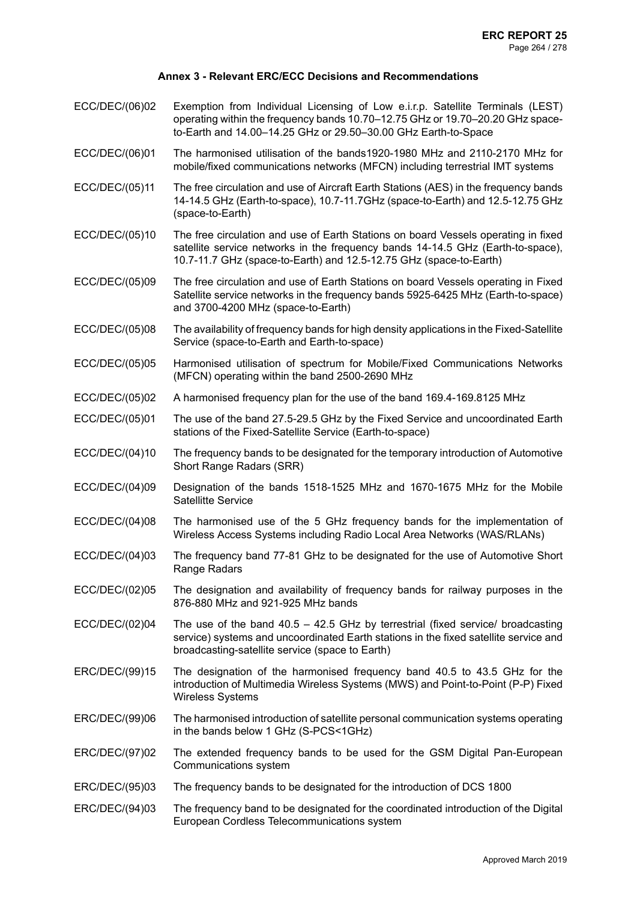#### Annex 3 - Relevant ERC/ECC Decisions and Recommendations

| | |
|---|---|
| ECC/DEC/(06)02 | Exemption from Individual Licensing of Low e.i.r.p. Satellite Terminals (LEST) operating within the frequency bands 10.70–12.75 GHz or 19.70–20.20 GHz space-to-Earth and 14.00–14.25 GHz or 29.50–30.00 GHz Earth-to-Space |
| ECC/DEC/(06)01 | The harmonised utilisation of the bands1920-1980 MHz and 2110-2170 MHz for mobile/fixed communications networks (MFCN) including terrestrial IMT systems |
| ECC/DEC/(05)11 | The free circulation and use of Aircraft Earth Stations (AES) in the frequency bands 14-14.5 GHz (Earth-to-space), 10.7-11.7GHz (space-to-Earth) and 12.5-12.75 GHz (space-to-Earth) |
| ECC/DEC/(05)10 | The free circulation and use of Earth Stations on board Vessels operating in fixed satellite service networks in the frequency bands 14-14.5 GHz (Earth-to-space), 10.7-11.7 GHz (space-to-Earth) and 12.5-12.75 GHz (space-to-Earth) |
| ECC/DEC/(05)09 | The free circulation and use of Earth Stations on board Vessels operating in Fixed Satellite service networks in the frequency bands 5925-6425 MHz (Earth-to-space) and 3700-4200 MHz (space-to-Earth) |
| ECC/DEC/(05)08 | The availability of frequency bands for high density applications in the Fixed-Satellite Service (space-to-Earth and Earth-to-space) |
| ECC/DEC/(05)05 | Harmonised utilisation of spectrum for Mobile/Fixed Communications Networks (MFCN) operating within the band 2500-2690 MHz |
| ECC/DEC/(05)02 | A harmonised frequency plan for the use of the band 169.4-169.8125 MHz |
| ECC/DEC/(05)01 | The use of the band 27.5-29.5 GHz by the Fixed Service and uncoordinated Earth stations of the Fixed-Satellite Service (Earth-to-space) |
| ECC/DEC/(04)10 | The frequency bands to be designated for the temporary introduction of Automotive Short Range Radars (SRR) |
| ECC/DEC/(04)09 | Designation of the bands 1518-1525 MHz and 1670-1675 MHz for the Mobile Satellitte Service |
| ECC/DEC/(04)08 | The harmonised use of the 5 GHz frequency bands for the implementation of Wireless Access Systems including Radio Local Area Networks (WAS/RLANs) |
| ECC/DEC/(04)03 | The frequency band 77-81 GHz to be designated for the use of Automotive Short Range Radars |
| ECC/DEC/(02)05 | The designation and availability of frequency bands for railway purposes in the 876-880 MHz and 921-925 MHz bands |
| ECC/DEC/(02)04 | The use of the band 40.5 – 42.5 GHz by terrestrial (fixed service/ broadcasting service) systems and uncoordinated Earth stations in the fixed satellite service and broadcasting-satellite service (space to Earth) |
| ERC/DEC/(99)15 | The designation of the harmonised frequency band 40.5 to 43.5 GHz for the introduction of Multimedia Wireless Systems (MWS) and Point-to-Point (P-P) Fixed Wireless Systems |
| ERC/DEC/(99)06 | The harmonised introduction of satellite personal communication systems operating in the bands below 1 GHz (S-PCS<1GHz) |
| ERC/DEC/(97)02 | The extended frequency bands to be used for the GSM Digital Pan-European Communications system |
| ERC/DEC/(95)03 | The frequency bands to be designated for the introduction of DCS 1800 |
| ERC/DEC/(94)03 | The frequency band to be designated for the coordinated introduction of the Digital European Cordless Telecommunications system |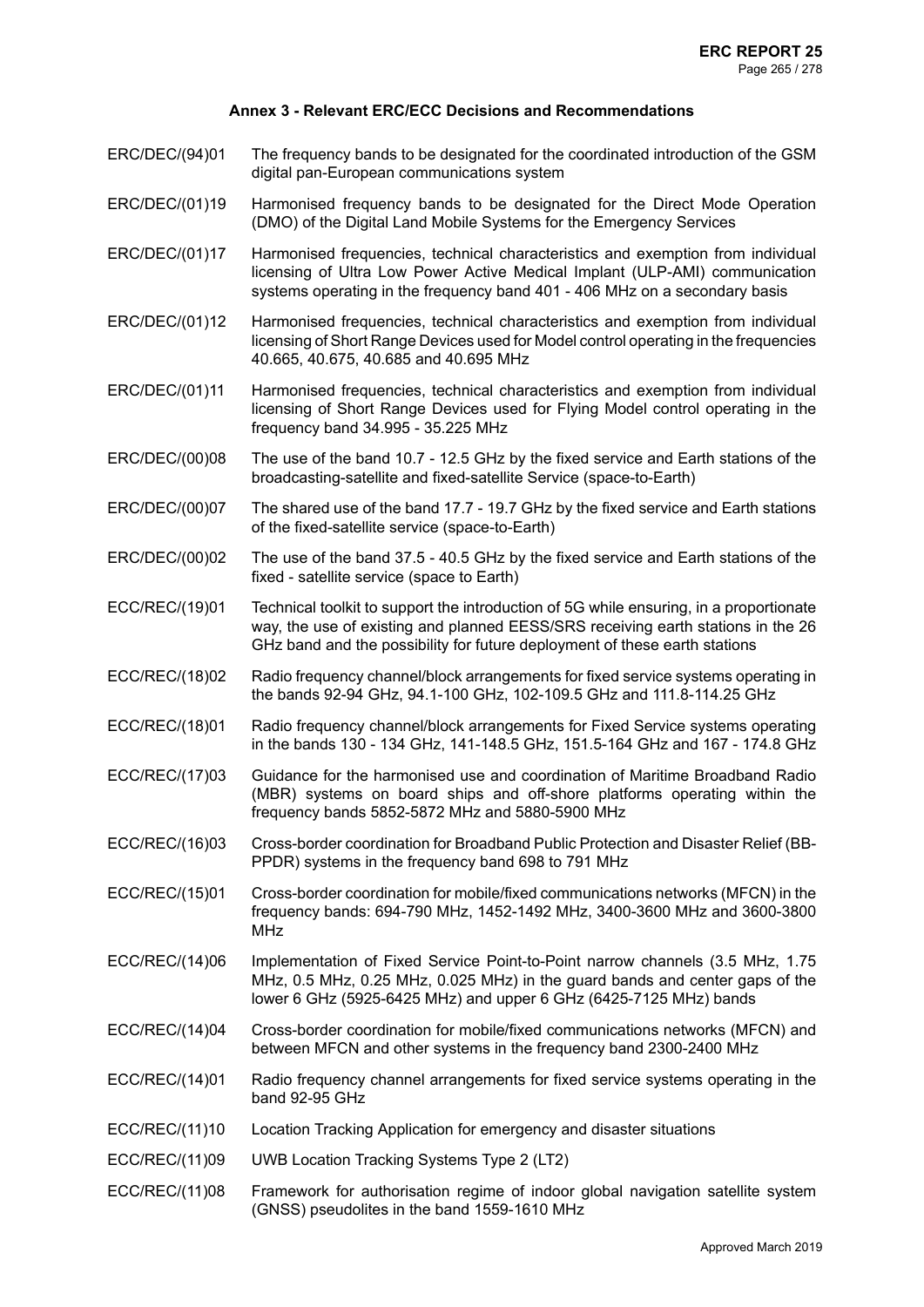### Annex 3 - Relevant ERC/ECC Decisions and Recommendations

| | |
|---|---|
| ERC/DEC/(94)01 | The frequency bands to be designated for the coordinated introduction of the GSM digital pan-European communications system |
| ERC/DEC/(01)19 | Harmonised frequency bands to be designated for the Direct Mode Operation (DMO) of the Digital Land Mobile Systems for the Emergency Services |
| ERC/DEC/(01)17 | Harmonised frequencies, technical characteristics and exemption from individual licensing of Ultra Low Power Active Medical Implant (ULP-AMI) communication systems operating in the frequency band 401 - 406 MHz on a secondary basis |
| ERC/DEC/(01)12 | Harmonised frequencies, technical characteristics and exemption from individual licensing of Short Range Devices used for Model control operating in the frequencies 40.665, 40.675, 40.685 and 40.695 MHz |
| ERC/DEC/(01)11 | Harmonised frequencies, technical characteristics and exemption from individual licensing of Short Range Devices used for Flying Model control operating in the frequency band 34.995 - 35.225 MHz |
| ERC/DEC/(00)08 | The use of the band 10.7 - 12.5 GHz by the fixed service and Earth stations of the broadcasting-satellite and fixed-satellite Service (space-to-Earth) |
| ERC/DEC/(00)07 | The shared use of the band 17.7 - 19.7 GHz by the fixed service and Earth stations of the fixed-satellite service (space-to-Earth) |
| ERC/DEC/(00)02 | The use of the band 37.5 - 40.5 GHz by the fixed service and Earth stations of the fixed - satellite service (space to Earth) |
| ECC/REC/(19)01 | Technical toolkit to support the introduction of 5G while ensuring, in a proportionate way, the use of existing and planned EESS/SRS receiving earth stations in the 26 GHz band and the possibility for future deployment of these earth stations |
| ECC/REC/(18)02 | Radio frequency channel/block arrangements for fixed service systems operating in the bands 92-94 GHz, 94.1-100 GHz, 102-109.5 GHz and 111.8-114.25 GHz |
| ECC/REC/(18)01 | Radio frequency channel/block arrangements for Fixed Service systems operating in the bands 130 - 134 GHz, 141-148.5 GHz, 151.5-164 GHz and 167 - 174.8 GHz |
| ECC/REC/(17)03 | Guidance for the harmonised use and coordination of Maritime Broadband Radio (MBR) systems on board ships and off-shore platforms operating within the frequency bands 5852-5872 MHz and 5880-5900 MHz |
| ECC/REC/(16)03 | Cross-border coordination for Broadband Public Protection and Disaster Relief (BB-PPDR) systems in the frequency band 698 to 791 MHz |
| ECC/REC/(15)01 | Cross-border coordination for mobile/fixed communications networks (MFCN) in the frequency bands: 694-790 MHz, 1452-1492 MHz, 3400-3600 MHz and 3600-3800 MHz |
| ECC/REC/(14)06 | Implementation of Fixed Service Point-to-Point narrow channels (3.5 MHz, 1.75 MHz, 0.5 MHz, 0.25 MHz, 0.025 MHz) in the guard bands and center gaps of the lower 6 GHz (5925-6425 MHz) and upper 6 GHz (6425-7125 MHz) bands |
| ECC/REC/(14)04 | Cross-border coordination for mobile/fixed communications networks (MFCN) and between MFCN and other systems in the frequency band 2300-2400 MHz |
| ECC/REC/(14)01 | Radio frequency channel arrangements for fixed service systems operating in the band 92-95 GHz |
| ECC/REC/(11)10 | Location Tracking Application for emergency and disaster situations |
| ECC/REC/(11)09 | UWB Location Tracking Systems Type 2 (LT2) |
| ECC/REC/(11)08 | Framework for authorisation regime of indoor global navigation satellite system (GNSS) pseudolites in the band 1559-1610 MHz |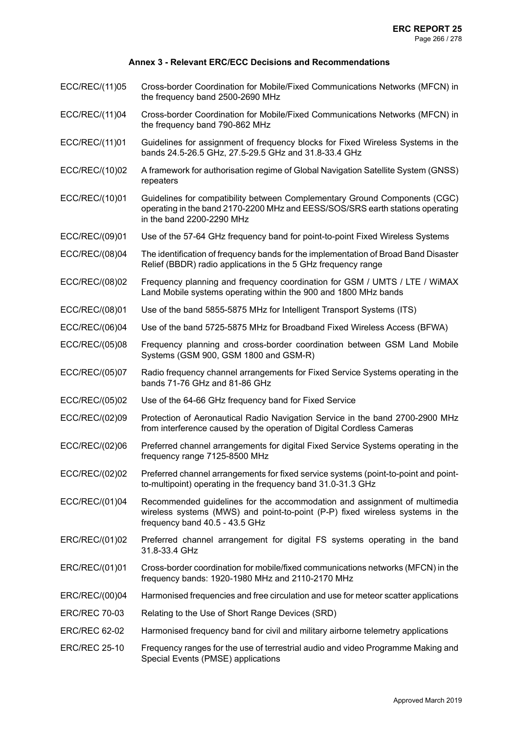## Annex 3 - Relevant ERC/ECC Decisions and Recommendations

| | |
|---|---|
| ECC/REC/(11)05 | Cross-border Coordination for Mobile/Fixed Communications Networks (MFCN) in the frequency band 2500-2690 MHz |
| ECC/REC/(11)04 | Cross-border Coordination for Mobile/Fixed Communications Networks (MFCN) in the frequency band 790-862 MHz |
| ECC/REC/(11)01 | Guidelines for assignment of frequency blocks for Fixed Wireless Systems in the bands 24.5-26.5 GHz, 27.5-29.5 GHz and 31.8-33.4 GHz |
| ECC/REC/(10)02 | A framework for authorisation regime of Global Navigation Satellite System (GNSS) repeaters |
| ECC/REC/(10)01 | Guidelines for compatibility between Complementary Ground Components (CGC) operating in the band 2170-2200 MHz and EESS/SOS/SRS earth stations operating in the band 2200-2290 MHz |
| ECC/REC/(09)01 | Use of the 57-64 GHz frequency band for point-to-point Fixed Wireless Systems |
| ECC/REC/(08)04 | The identification of frequency bands for the implementation of Broad Band Disaster Relief (BBDR) radio applications in the 5 GHz frequency range |
| ECC/REC/(08)02 | Frequency planning and frequency coordination for GSM / UMTS / LTE / WiMAX Land Mobile systems operating within the 900 and 1800 MHz bands |
| ECC/REC/(08)01 | Use of the band 5855-5875 MHz for Intelligent Transport Systems (ITS) |
| ECC/REC/(06)04 | Use of the band 5725-5875 MHz for Broadband Fixed Wireless Access (BFWA) |
| ECC/REC/(05)08 | Frequency planning and cross-border coordination between GSM Land Mobile Systems (GSM 900, GSM 1800 and GSM-R) |
| ECC/REC/(05)07 | Radio frequency channel arrangements for Fixed Service Systems operating in the bands 71-76 GHz and 81-86 GHz |
| ECC/REC/(05)02 | Use of the 64-66 GHz frequency band for Fixed Service |
| ECC/REC/(02)09 | Protection of Aeronautical Radio Navigation Service in the band 2700-2900 MHz from interference caused by the operation of Digital Cordless Cameras |
| ECC/REC/(02)06 | Preferred channel arrangements for digital Fixed Service Systems operating in the frequency range 7125-8500 MHz |
| ECC/REC/(02)02 | Preferred channel arrangements for fixed service systems (point-to-point and point-to-multipoint) operating in the frequency band 31.0-31.3 GHz |
| ECC/REC/(01)04 | Recommended guidelines for the accommodation and assignment of multimedia wireless systems (MWS) and point-to-point (P-P) fixed wireless systems in the frequency band 40.5 - 43.5 GHz |
| ERC/REC/(01)02 | Preferred channel arrangement for digital FS systems operating in the band 31.8-33.4 GHz |
| ERC/REC/(01)01 | Cross-border coordination for mobile/fixed communications networks (MFCN) in the frequency bands: 1920-1980 MHz and 2110-2170 MHz |
| ERC/REC/(00)04 | Harmonised frequencies and free circulation and use for meteor scatter applications |
| ERC/REC 70-03 | Relating to the Use of Short Range Devices (SRD) |
| ERC/REC 62-02 | Harmonised frequency band for civil and military airborne telemetry applications |
| ERC/REC 25-10 | Frequency ranges for the use of terrestrial audio and video Programme Making and Special Events (PMSE) applications |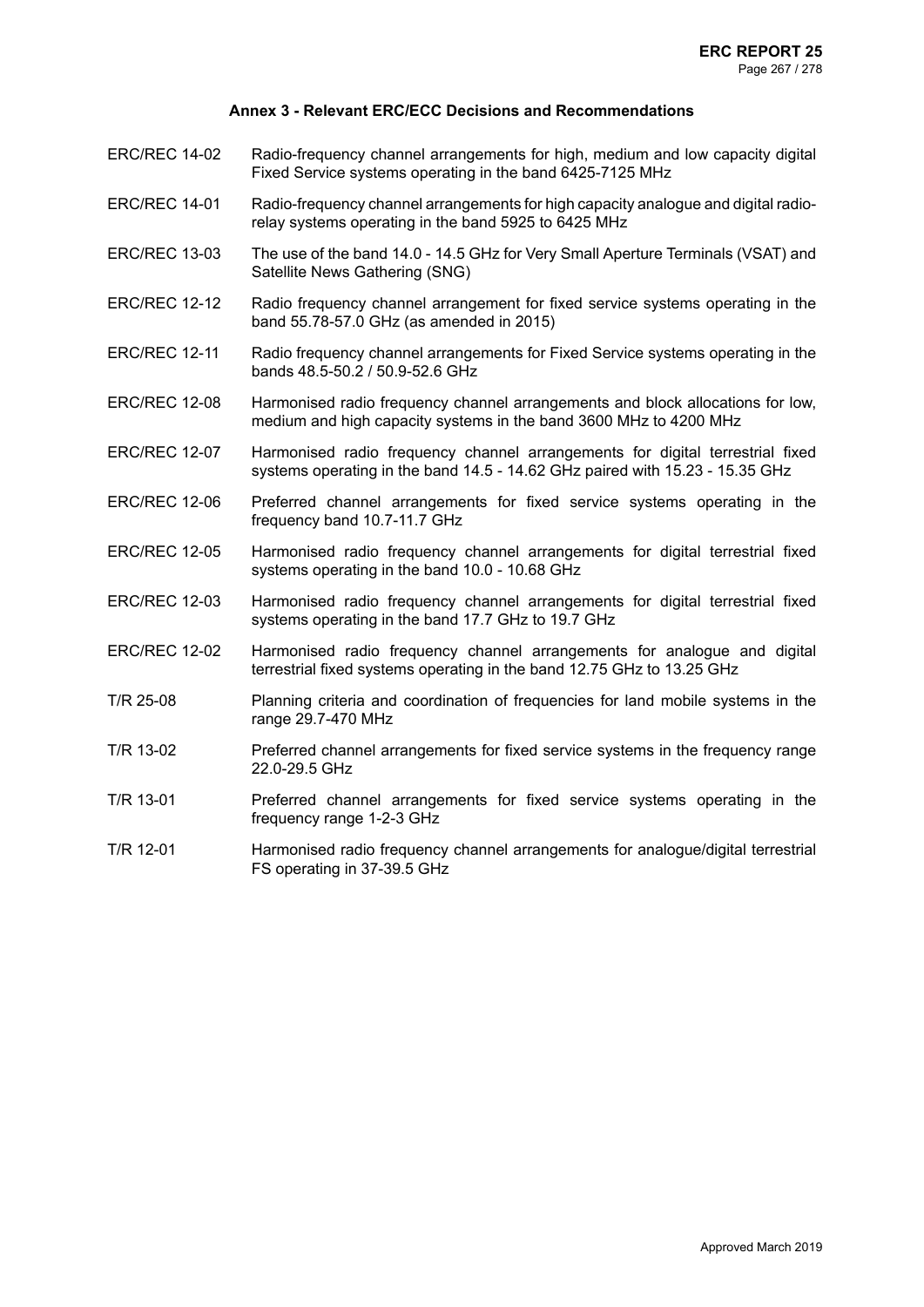## Annex 3 - Relevant ERC/ECC Decisions and Recommendations

| | |
|---|---|
| ERC/REC 14-02 | Radio-frequency channel arrangements for high, medium and low capacity digital Fixed Service systems operating in the band 6425-7125 MHz |
| ERC/REC 14-01 | Radio-frequency channel arrangements for high capacity analogue and digital radio-relay systems operating in the band 5925 to 6425 MHz |
| ERC/REC 13-03 | The use of the band 14.0 - 14.5 GHz for Very Small Aperture Terminals (VSAT) and Satellite News Gathering (SNG) |
| ERC/REC 12-12 | Radio frequency channel arrangement for fixed service systems operating in the band 55.78-57.0 GHz (as amended in 2015) |
| ERC/REC 12-11 | Radio frequency channel arrangements for Fixed Service systems operating in the bands 48.5-50.2 / 50.9-52.6 GHz |
| ERC/REC 12-08 | Harmonised radio frequency channel arrangements and block allocations for low, medium and high capacity systems in the band 3600 MHz to 4200 MHz |
| ERC/REC 12-07 | Harmonised radio frequency channel arrangements for digital terrestrial fixed systems operating in the band 14.5 - 14.62 GHz paired with 15.23 - 15.35 GHz |
| ERC/REC 12-06 | Preferred channel arrangements for fixed service systems operating in the frequency band 10.7-11.7 GHz |
| ERC/REC 12-05 | Harmonised radio frequency channel arrangements for digital terrestrial fixed systems operating in the band 10.0 - 10.68 GHz |
| ERC/REC 12-03 | Harmonised radio frequency channel arrangements for digital terrestrial fixed systems operating in the band 17.7 GHz to 19.7 GHz |
| ERC/REC 12-02 | Harmonised radio frequency channel arrangements for analogue and digital terrestrial fixed systems operating in the band 12.75 GHz to 13.25 GHz |
| T/R 25-08 | Planning criteria and coordination of frequencies for land mobile systems in the range 29.7-470 MHz |
| T/R 13-02 | Preferred channel arrangements for fixed service systems in the frequency range 22.0-29.5 GHz |
| T/R 13-01 | Preferred channel arrangements for fixed service systems operating in the frequency range 1-2-3 GHz |
| T/R 12-01 | Harmonised radio frequency channel arrangements for analogue/digital terrestrial FS operating in 37-39.5 GHz |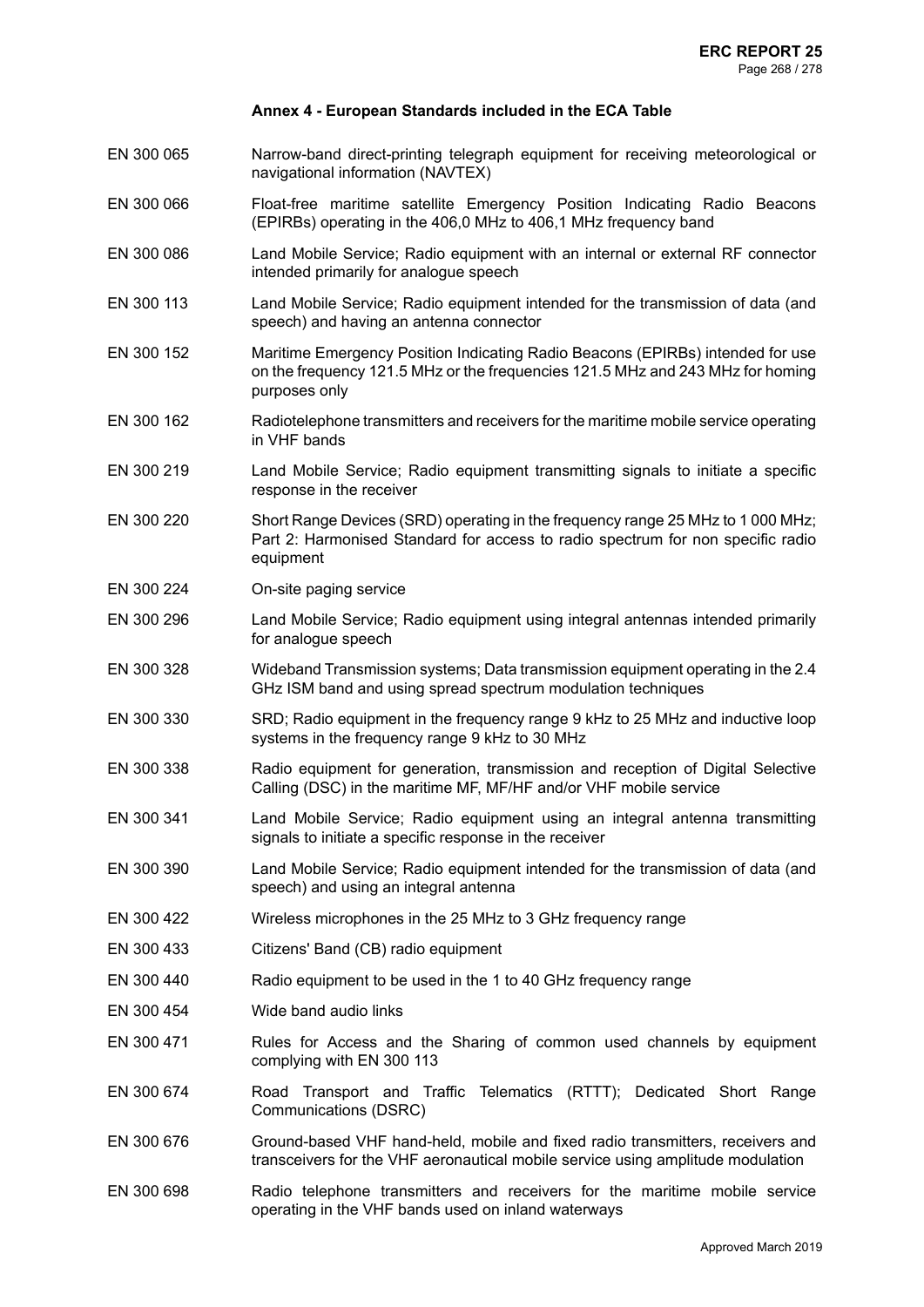## Annex 4 - European Standards included in the ECA Table

| | |
|---|---|
| EN 300 065 | Narrow-band direct-printing telegraph equipment for receiving meteorological or navigational information (NAVTEX) |
| EN 300 066 | Float-free maritime satellite Emergency Position Indicating Radio Beacons (EPIRBs) operating in the 406,0 MHz to 406,1 MHz frequency band |
| EN 300 086 | Land Mobile Service; Radio equipment with an internal or external RF connector intended primarily for analogue speech |
| EN 300 113 | Land Mobile Service; Radio equipment intended for the transmission of data (and speech) and having an antenna connector |
| EN 300 152 | Maritime Emergency Position Indicating Radio Beacons (EPIRBs) intended for use on the frequency 121.5 MHz or the frequencies 121.5 MHz and 243 MHz for homing purposes only |
| EN 300 162 | Radiotelephone transmitters and receivers for the maritime mobile service operating in VHF bands |
| EN 300 219 | Land Mobile Service; Radio equipment transmitting signals to initiate a specific response in the receiver |
| EN 300 220 | Short Range Devices (SRD) operating in the frequency range 25 MHz to 1 000 MHz; Part 2: Harmonised Standard for access to radio spectrum for non specific radio equipment |
| EN 300 224 | On-site paging service |
| EN 300 296 | Land Mobile Service; Radio equipment using integral antennas intended primarily for analogue speech |
| EN 300 328 | Wideband Transmission systems; Data transmission equipment operating in the 2.4 GHz ISM band and using spread spectrum modulation techniques |
| EN 300 330 | SRD; Radio equipment in the frequency range 9 kHz to 25 MHz and inductive loop systems in the frequency range 9 kHz to 30 MHz |
| EN 300 338 | Radio equipment for generation, transmission and reception of Digital Selective Calling (DSC) in the maritime MF, MF/HF and/or VHF mobile service |
| EN 300 341 | Land Mobile Service; Radio equipment using an integral antenna transmitting signals to initiate a specific response in the receiver |
| EN 300 390 | Land Mobile Service; Radio equipment intended for the transmission of data (and speech) and using an integral antenna |
| EN 300 422 | Wireless microphones in the 25 MHz to 3 GHz frequency range |
| EN 300 433 | Citizens' Band (CB) radio equipment |
| EN 300 440 | Radio equipment to be used in the 1 to 40 GHz frequency range |
| EN 300 454 | Wide band audio links |
| EN 300 471 | Rules for Access and the Sharing of common used channels by equipment complying with EN 300 113 |
| EN 300 674 | Road Transport and Traffic Telematics (RTTT); Dedicated Short Range Communications (DSRC) |
| EN 300 676 | Ground-based VHF hand-held, mobile and fixed radio transmitters, receivers and transceivers for the VHF aeronautical mobile service using amplitude modulation |
| EN 300 698 | Radio telephone transmitters and receivers for the maritime mobile service operating in the VHF bands used on inland waterways |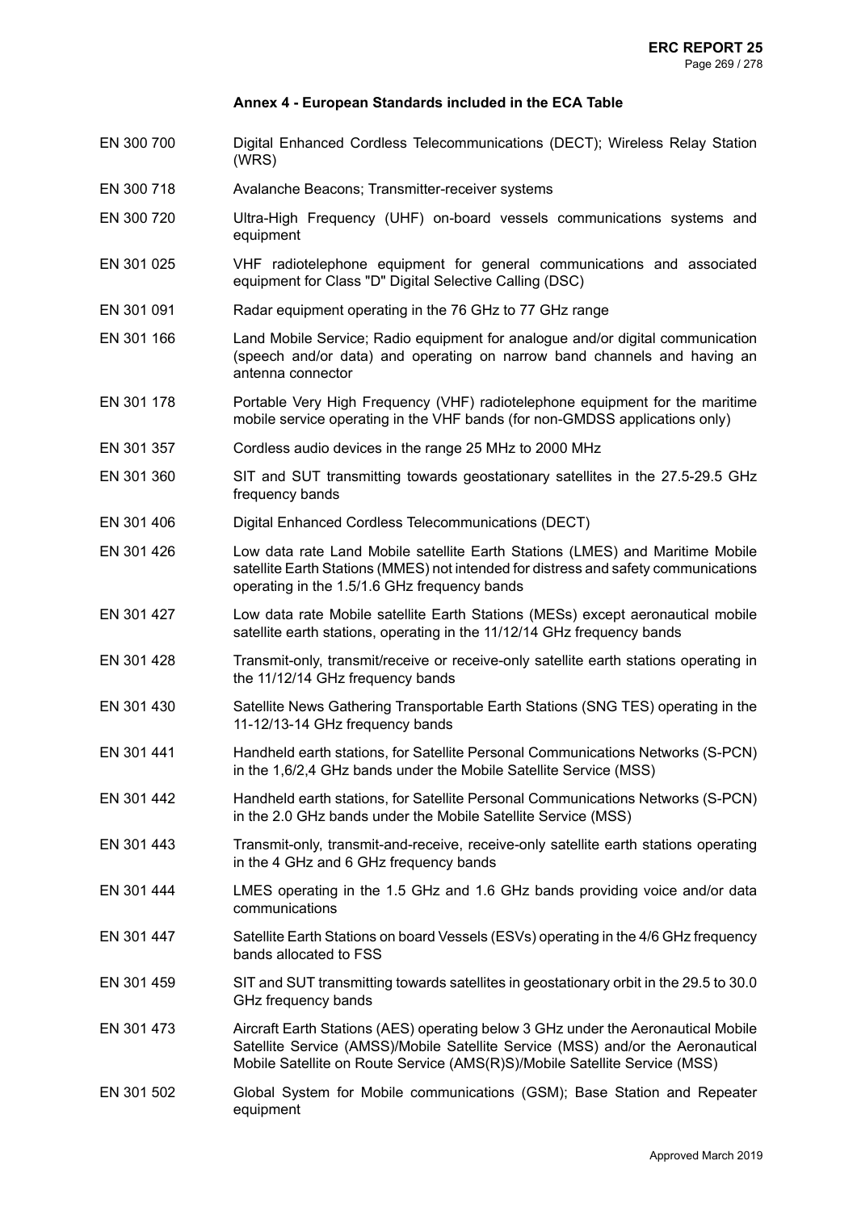## Annex 4 - European Standards included in the ECA Table

| | |
|---|---|
| EN 300 700 | Digital Enhanced Cordless Telecommunications (DECT); Wireless Relay Station (WRS) |
| EN 300 718 | Avalanche Beacons; Transmitter-receiver systems |
| EN 300 720 | Ultra-High Frequency (UHF) on-board vessels communications systems and equipment |
| EN 301 025 | VHF radiotelephone equipment for general communications and associated equipment for Class "D" Digital Selective Calling (DSC) |
| EN 301 091 | Radar equipment operating in the 76 GHz to 77 GHz range |
| EN 301 166 | Land Mobile Service; Radio equipment for analogue and/or digital communication (speech and/or data) and operating on narrow band channels and having an antenna connector |
| EN 301 178 | Portable Very High Frequency (VHF) radiotelephone equipment for the maritime mobile service operating in the VHF bands (for non-GMDSS applications only) |
| EN 301 357 | Cordless audio devices in the range 25 MHz to 2000 MHz |
| EN 301 360 | SIT and SUT transmitting towards geostationary satellites in the 27.5-29.5 GHz frequency bands |
| EN 301 406 | Digital Enhanced Cordless Telecommunications (DECT) |
| EN 301 426 | Low data rate Land Mobile satellite Earth Stations (LMES) and Maritime Mobile satellite Earth Stations (MMES) not intended for distress and safety communications operating in the 1.5/1.6 GHz frequency bands |
| EN 301 427 | Low data rate Mobile satellite Earth Stations (MESs) except aeronautical mobile satellite earth stations, operating in the 11/12/14 GHz frequency bands |
| EN 301 428 | Transmit-only, transmit/receive or receive-only satellite earth stations operating in the 11/12/14 GHz frequency bands |
| EN 301 430 | Satellite News Gathering Transportable Earth Stations (SNG TES) operating in the 11-12/13-14 GHz frequency bands |
| EN 301 441 | Handheld earth stations, for Satellite Personal Communications Networks (S-PCN) in the 1,6/2,4 GHz bands under the Mobile Satellite Service (MSS) |
| EN 301 442 | Handheld earth stations, for Satellite Personal Communications Networks (S-PCN) in the 2.0 GHz bands under the Mobile Satellite Service (MSS) |
| EN 301 443 | Transmit-only, transmit-and-receive, receive-only satellite earth stations operating in the 4 GHz and 6 GHz frequency bands |
| EN 301 444 | LMES operating in the 1.5 GHz and 1.6 GHz bands providing voice and/or data communications |
| EN 301 447 | Satellite Earth Stations on board Vessels (ESVs) operating in the 4/6 GHz frequency bands allocated to FSS |
| EN 301 459 | SIT and SUT transmitting towards satellites in geostationary orbit in the 29.5 to 30.0 GHz frequency bands |
| EN 301 473 | Aircraft Earth Stations (AES) operating below 3 GHz under the Aeronautical Mobile Satellite Service (AMSS)/Mobile Satellite Service (MSS) and/or the Aeronautical Mobile Satellite on Route Service (AMS(R)S)/Mobile Satellite Service (MSS) |
| EN 301 502 | Global System for Mobile communications (GSM); Base Station and Repeater equipment |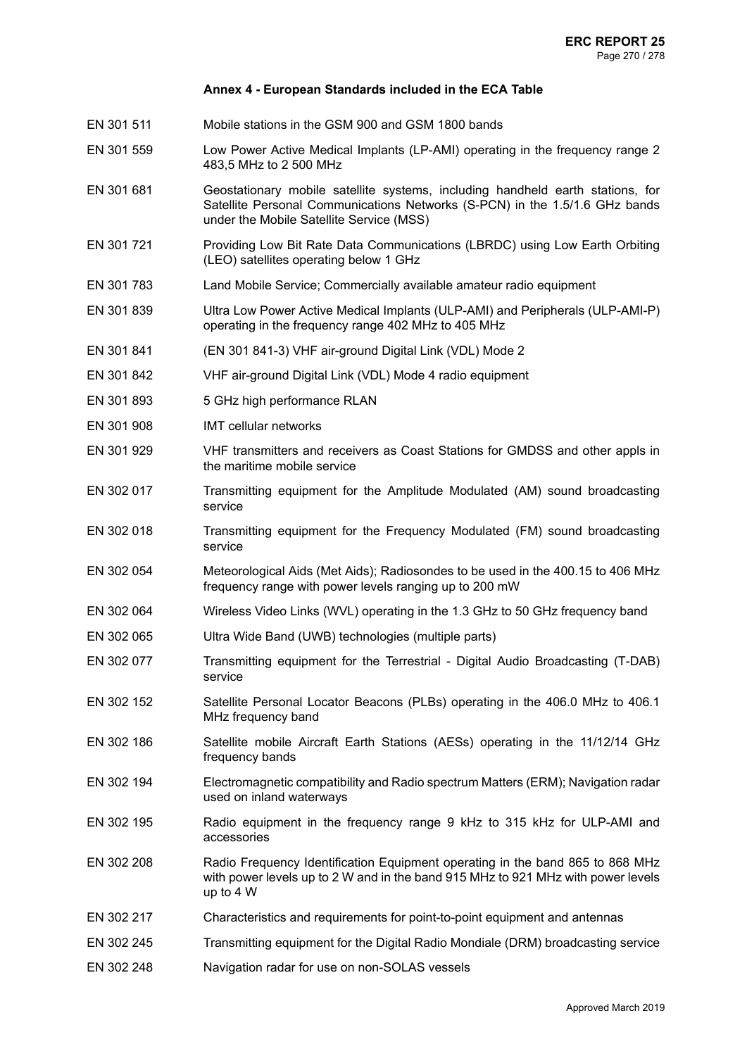## Annex 4 - European Standards included in the ECA Table

| | |
|---|---|
| EN 301 511 | Mobile stations in the GSM 900 and GSM 1800 bands |
| EN 301 559 | Low Power Active Medical Implants (LP-AMI) operating in the frequency range 2 483,5 MHz to 2 500 MHz |
| EN 301 681 | Geostationary mobile satellite systems, including handheld earth stations, for Satellite Personal Communications Networks (S-PCN) in the 1.5/1.6 GHz bands under the Mobile Satellite Service (MSS) |
| EN 301 721 | Providing Low Bit Rate Data Communications (LBRDC) using Low Earth Orbiting (LEO) satellites operating below 1 GHz |
| EN 301 783 | Land Mobile Service; Commercially available amateur radio equipment |
| EN 301 839 | Ultra Low Power Active Medical Implants (ULP-AMI) and Peripherals (ULP-AMI-P) operating in the frequency range 402 MHz to 405 MHz |
| EN 301 841 | (EN 301 841-3) VHF air-ground Digital Link (VDL) Mode 2 |
| EN 301 842 | VHF air-ground Digital Link (VDL) Mode 4 radio equipment |
| EN 301 893 | 5 GHz high performance RLAN |
| EN 301 908 | IMT cellular networks |
| EN 301 929 | VHF transmitters and receivers as Coast Stations for GMDSS and other appls in the maritime mobile service |
| EN 302 017 | Transmitting equipment for the Amplitude Modulated (AM) sound broadcasting service |
| EN 302 018 | Transmitting equipment for the Frequency Modulated (FM) sound broadcasting service |
| EN 302 054 | Meteorological Aids (Met Aids); Radiosondes to be used in the 400.15 to 406 MHz frequency range with power levels ranging up to 200 mW |
| EN 302 064 | Wireless Video Links (WVL) operating in the 1.3 GHz to 50 GHz frequency band |
| EN 302 065 | Ultra Wide Band (UWB) technologies (multiple parts) |
| EN 302 077 | Transmitting equipment for the Terrestrial - Digital Audio Broadcasting (T-DAB) service |
| EN 302 152 | Satellite Personal Locator Beacons (PLBs) operating in the 406.0 MHz to 406.1 MHz frequency band |
| EN 302 186 | Satellite mobile Aircraft Earth Stations (AESs) operating in the 11/12/14 GHz frequency bands |
| EN 302 194 | Electromagnetic compatibility and Radio spectrum Matters (ERM); Navigation radar used on inland waterways |
| EN 302 195 | Radio equipment in the frequency range 9 kHz to 315 kHz for ULP-AMI and accessories |
| EN 302 208 | Radio Frequency Identification Equipment operating in the band 865 to 868 MHz with power levels up to 2 W and in the band 915 MHz to 921 MHz with power levels up to 4 W |
| EN 302 217 | Characteristics and requirements for point-to-point equipment and antennas |
| EN 302 245 | Transmitting equipment for the Digital Radio Mondiale (DRM) broadcasting service |
| EN 302 248 | Navigation radar for use on non-SOLAS vessels |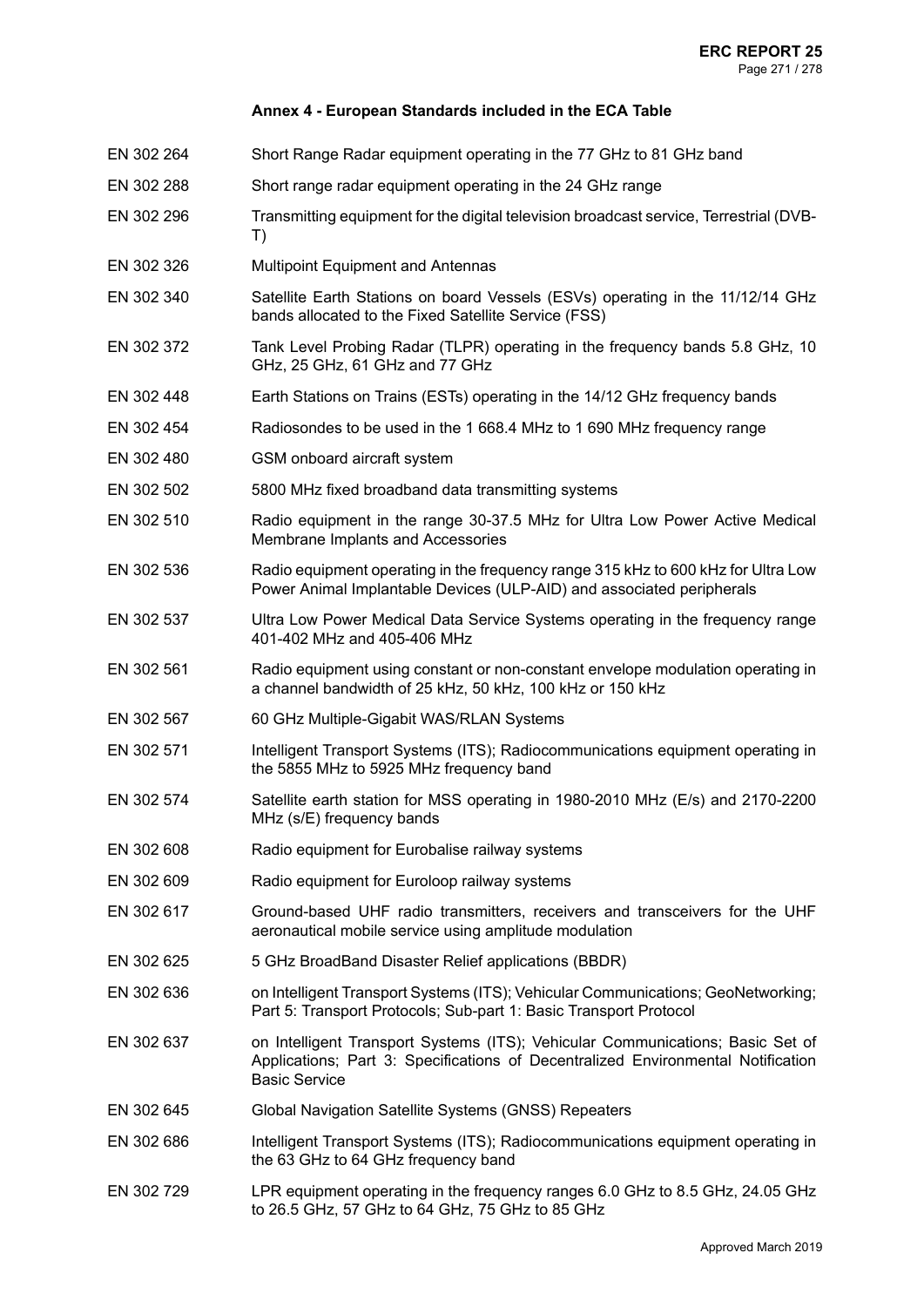### Annex 4 - European Standards included in the ECA Table

| | |
|---|---|
| EN 302 264 | Short Range Radar equipment operating in the 77 GHz to 81 GHz band |
| EN 302 288 | Short range radar equipment operating in the 24 GHz range |
| EN 302 296 | Transmitting equipment for the digital television broadcast service, Terrestrial (DVB-T) |
| EN 302 326 | Multipoint Equipment and Antennas |
| EN 302 340 | Satellite Earth Stations on board Vessels (ESVs) operating in the 11/12/14 GHz bands allocated to the Fixed Satellite Service (FSS) |
| EN 302 372 | Tank Level Probing Radar (TLPR) operating in the frequency bands 5.8 GHz, 10 GHz, 25 GHz, 61 GHz and 77 GHz |
| EN 302 448 | Earth Stations on Trains (ESTs) operating in the 14/12 GHz frequency bands |
| EN 302 454 | Radiosondes to be used in the 1 668.4 MHz to 1 690 MHz frequency range |
| EN 302 480 | GSM onboard aircraft system |
| EN 302 502 | 5800 MHz fixed broadband data transmitting systems |
| EN 302 510 | Radio equipment in the range 30-37.5 MHz for Ultra Low Power Active Medical Membrane Implants and Accessories |
| EN 302 536 | Radio equipment operating in the frequency range 315 kHz to 600 kHz for Ultra Low Power Animal Implantable Devices (ULP-AID) and associated peripherals |
| EN 302 537 | Ultra Low Power Medical Data Service Systems operating in the frequency range 401-402 MHz and 405-406 MHz |
| EN 302 561 | Radio equipment using constant or non-constant envelope modulation operating in a channel bandwidth of 25 kHz, 50 kHz, 100 kHz or 150 kHz |
| EN 302 567 | 60 GHz Multiple-Gigabit WAS/RLAN Systems |
| EN 302 571 | Intelligent Transport Systems (ITS); Radiocommunications equipment operating in the 5855 MHz to 5925 MHz frequency band |
| EN 302 574 | Satellite earth station for MSS operating in 1980-2010 MHz (E/s) and 2170-2200 MHz (s/E) frequency bands |
| EN 302 608 | Radio equipment for Eurobalise railway systems |
| EN 302 609 | Radio equipment for Euroloop railway systems |
| EN 302 617 | Ground-based UHF radio transmitters, receivers and transceivers for the UHF aeronautical mobile service using amplitude modulation |
| EN 302 625 | 5 GHz BroadBand Disaster Relief applications (BBDR) |
| EN 302 636 | on Intelligent Transport Systems (ITS); Vehicular Communications; GeoNetworking; Part 5: Transport Protocols; Sub-part 1: Basic Transport Protocol |
| EN 302 637 | on Intelligent Transport Systems (ITS); Vehicular Communications; Basic Set of Applications; Part 3: Specifications of Decentralized Environmental Notification Basic Service |
| EN 302 645 | Global Navigation Satellite Systems (GNSS) Repeaters |
| EN 302 686 | Intelligent Transport Systems (ITS); Radiocommunications equipment operating in the 63 GHz to 64 GHz frequency band |
| EN 302 729 | LPR equipment operating in the frequency ranges 6.0 GHz to 8.5 GHz, 24.05 GHz to 26.5 GHz, 57 GHz to 64 GHz, 75 GHz to 85 GHz |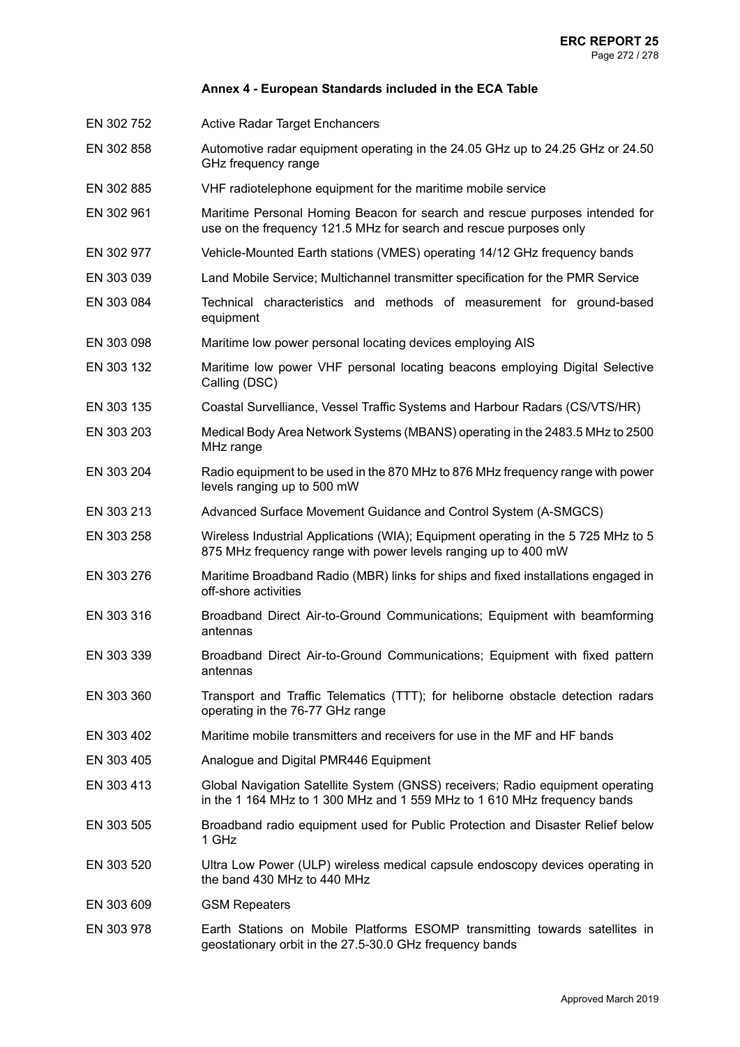## Annex 4 - European Standards included in the ECA Table

| | |
|---|---|
| EN 302 752 | Active Radar Target Enchancers |
| EN 302 858 | Automotive radar equipment operating in the 24.05 GHz up to 24.25 GHz or 24.50 GHz frequency range |
| EN 302 885 | VHF radiotelephone equipment for the maritime mobile service |
| EN 302 961 | Maritime Personal Homing Beacon for search and rescue purposes intended for use on the frequency 121.5 MHz for search and rescue purposes only |
| EN 302 977 | Vehicle-Mounted Earth stations (VMES) operating 14/12 GHz frequency bands |
| EN 303 039 | Land Mobile Service; Multichannel transmitter specification for the PMR Service |
| EN 303 084 | Technical characteristics and methods of measurement for ground-based equipment |
| EN 303 098 | Maritime low power personal locating devices employing AIS |
| EN 303 132 | Maritime low power VHF personal locating beacons employing Digital Selective Calling (DSC) |
| EN 303 135 | Coastal Survelliance, Vessel Traffic Systems and Harbour Radars (CS/VTS/HR) |
| EN 303 203 | Medical Body Area Network Systems (MBANS) operating in the 2483.5 MHz to 2500 MHz range |
| EN 303 204 | Radio equipment to be used in the 870 MHz to 876 MHz frequency range with power levels ranging up to 500 mW |
| EN 303 213 | Advanced Surface Movement Guidance and Control System (A-SMGCS) |
| EN 303 258 | Wireless Industrial Applications (WIA); Equipment operating in the 5 725 MHz to 5 875 MHz frequency range with power levels ranging up to 400 mW |
| EN 303 276 | Maritime Broadband Radio (MBR) links for ships and fixed installations engaged in off-shore activities |
| EN 303 316 | Broadband Direct Air-to-Ground Communications; Equipment with beamforming antennas |
| EN 303 339 | Broadband Direct Air-to-Ground Communications; Equipment with fixed pattern antennas |
| EN 303 360 | Transport and Traffic Telematics (TTT); for heliborne obstacle detection radars operating in the 76-77 GHz range |
| EN 303 402 | Maritime mobile transmitters and receivers for use in the MF and HF bands |
| EN 303 405 | Analogue and Digital PMR446 Equipment |
| EN 303 413 | Global Navigation Satellite System (GNSS) receivers; Radio equipment operating in the 1 164 MHz to 1 300 MHz and 1 559 MHz to 1 610 MHz frequency bands |
| EN 303 505 | Broadband radio equipment used for Public Protection and Disaster Relief below 1 GHz |
| EN 303 520 | Ultra Low Power (ULP) wireless medical capsule endoscopy devices operating in the band 430 MHz to 440 MHz |
| EN 303 609 | GSM Repeaters |
| EN 303 978 | Earth Stations on Mobile Platforms ESOMP transmitting towards satellites in geostationary orbit in the 27.5-30.0 GHz frequency bands |

Approved March 2019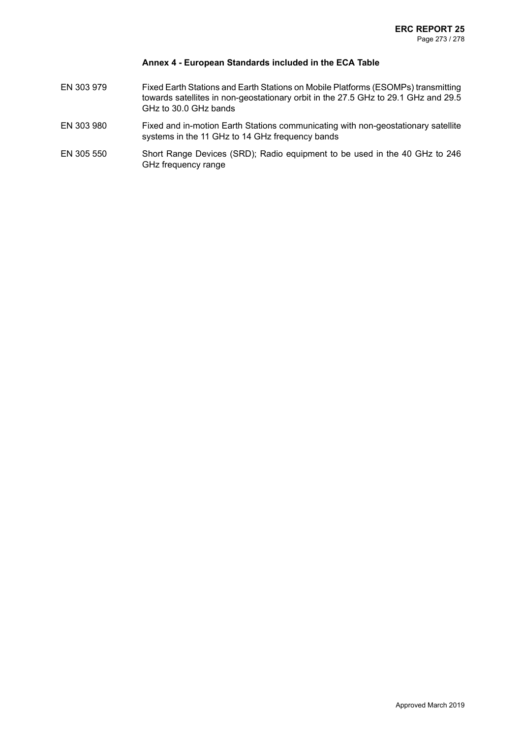## Annex 4 - European Standards included in the ECA Table

| | |
|---|---|
| EN 303 979 | Fixed Earth Stations and Earth Stations on Mobile Platforms (ESOMPs) transmitting towards satellites in non-geostationary orbit in the 27.5 GHz to 29.1 GHz and 29.5 GHz to 30.0 GHz bands |
| EN 303 980 | Fixed and in-motion Earth Stations communicating with non-geostationary satellite systems in the 11 GHz to 14 GHz frequency bands |
| EN 305 550 | Short Range Devices (SRD); Radio equipment to be used in the 40 GHz to 246 GHz frequency range |

Approved March 2019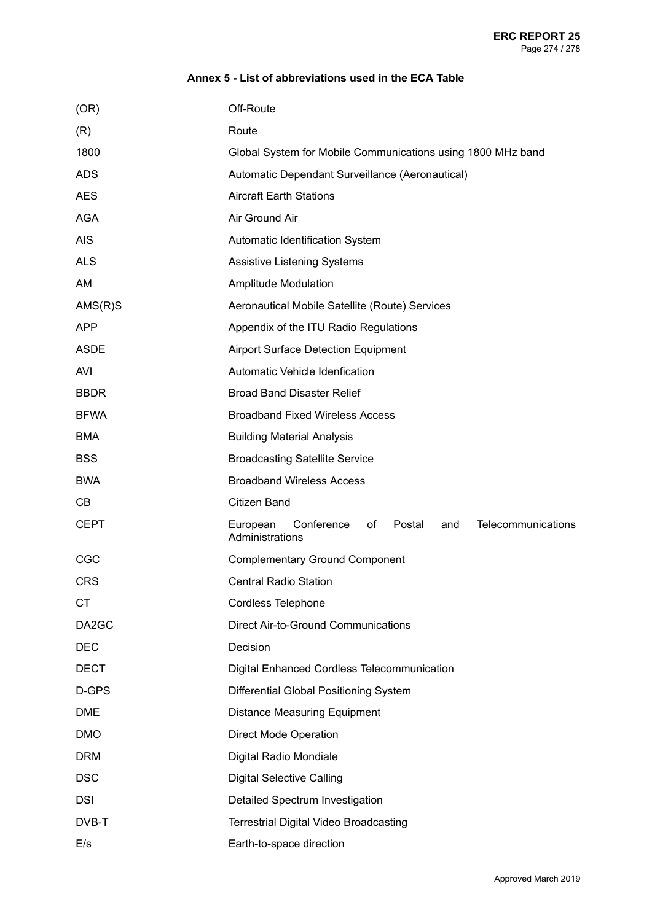## Annex 5 - List of abbreviations used in the ECA Table

| | |
|---|---|
| (OR) | Off-Route |
| (R) | Route |
| 1800 | Global System for Mobile Communications using 1800 MHz band |
| ADS | Automatic Dependant Surveillance (Aeronautical) |
| AES | Aircraft Earth Stations |
| AGA | Air Ground Air |
| AIS | Automatic Identification System |
| ALS | Assistive Listening Systems |
| AM | Amplitude Modulation |
| AMS(R)S | Aeronautical Mobile Satellite (Route) Services |
| APP | Appendix of the ITU Radio Regulations |
| ASDE | Airport Surface Detection Equipment |
| AVI | Automatic Vehicle Idenfication |
| BBDR | Broad Band Disaster Relief |
| BFWA | Broadband Fixed Wireless Access |
| BMA | Building Material Analysis |
| BSS | Broadcasting Satellite Service |
| BWA | Broadband Wireless Access |
| CB | Citizen Band |
| CEPT | European Conference of Postal and Telecommunications Administrations |
| CGC | Complementary Ground Component |
| CRS | Central Radio Station |
| CT | Cordless Telephone |
| DA2GC | Direct Air-to-Ground Communications |
| DEC | Decision |
| DECT | Digital Enhanced Cordless Telecommunication |
| D-GPS | Differential Global Positioning System |
| DME | Distance Measuring Equipment |
| DMO | Direct Mode Operation |
| DRM | Digital Radio Mondiale |
| DSC | Digital Selective Calling |
| DSI | Detailed Spectrum Investigation |
| DVB-T | Terrestrial Digital Video Broadcasting |
| E/s | Earth-to-space direction |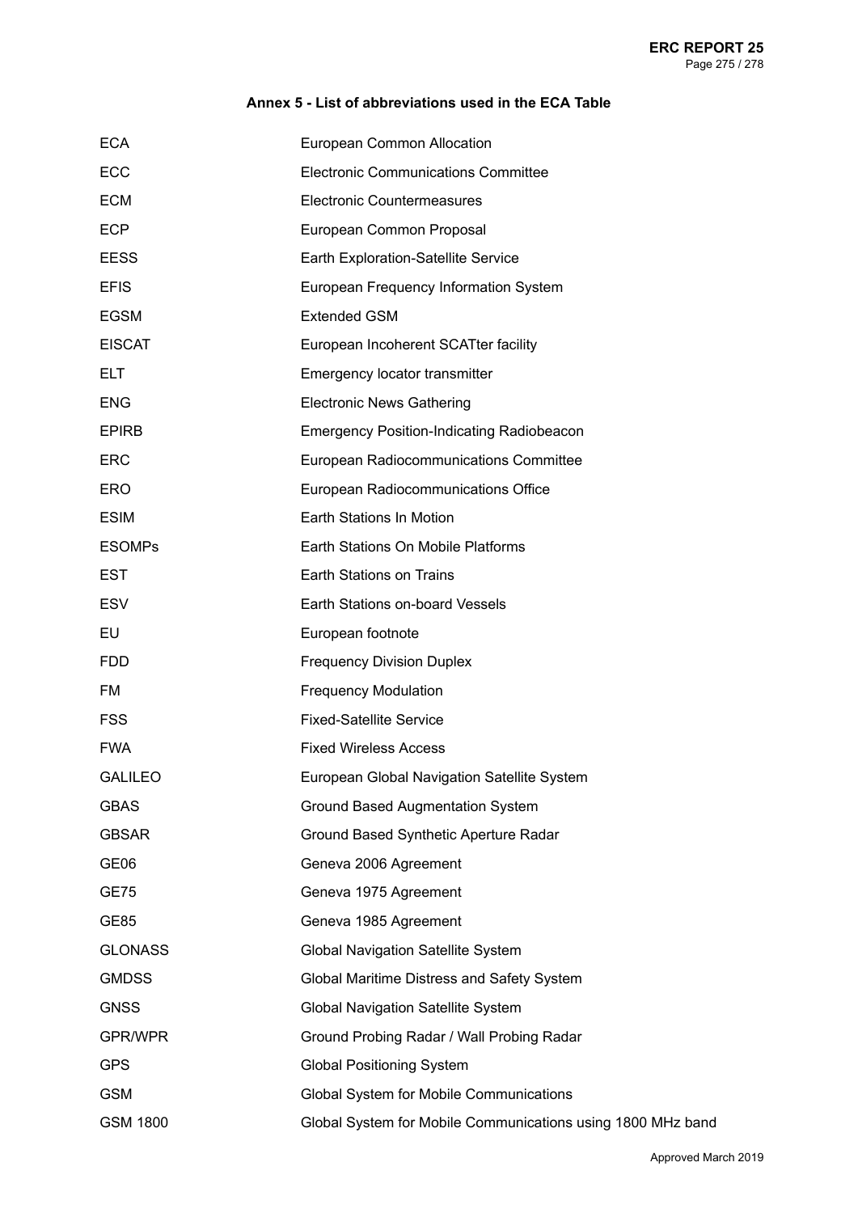### Annex 5 - List of abbreviations used in the ECA Table

| | |
|---|---|
| ECA | European Common Allocation |
| ECC | Electronic Communications Committee |
| ECM | Electronic Countermeasures |
| ECP | European Common Proposal |
| EESS | Earth Exploration-Satellite Service |
| EFIS | European Frequency Information System |
| EGSM | Extended GSM |
| EISCAT | European Incoherent SCATter facility |
| ELT | Emergency locator transmitter |
| ENG | Electronic News Gathering |
| EPIRB | Emergency Position-Indicating Radiobeacon |
| ERC | European Radiocommunications Committee |
| ERO | European Radiocommunications Office |
| ESIM | Earth Stations In Motion |
| ESOMPs | Earth Stations On Mobile Platforms |
| EST | Earth Stations on Trains |
| ESV | Earth Stations on-board Vessels |
| EU | European footnote |
| FDD | Frequency Division Duplex |
| FM | Frequency Modulation |
| FSS | Fixed-Satellite Service |
| FWA | Fixed Wireless Access |
| GALILEO | European Global Navigation Satellite System |
| GBAS | Ground Based Augmentation System |
| GBSAR | Ground Based Synthetic Aperture Radar |
| GE06 | Geneva 2006 Agreement |
| GE75 | Geneva 1975 Agreement |
| GE85 | Geneva 1985 Agreement |
| GLONASS | Global Navigation Satellite System |
| GMDSS | Global Maritime Distress and Safety System |
| GNSS | Global Navigation Satellite System |
| GPR/WPR | Ground Probing Radar / Wall Probing Radar |
| GPS | Global Positioning System |
| GSM | Global System for Mobile Communications |
| GSM 1800 | Global System for Mobile Communications using 1800 MHz band |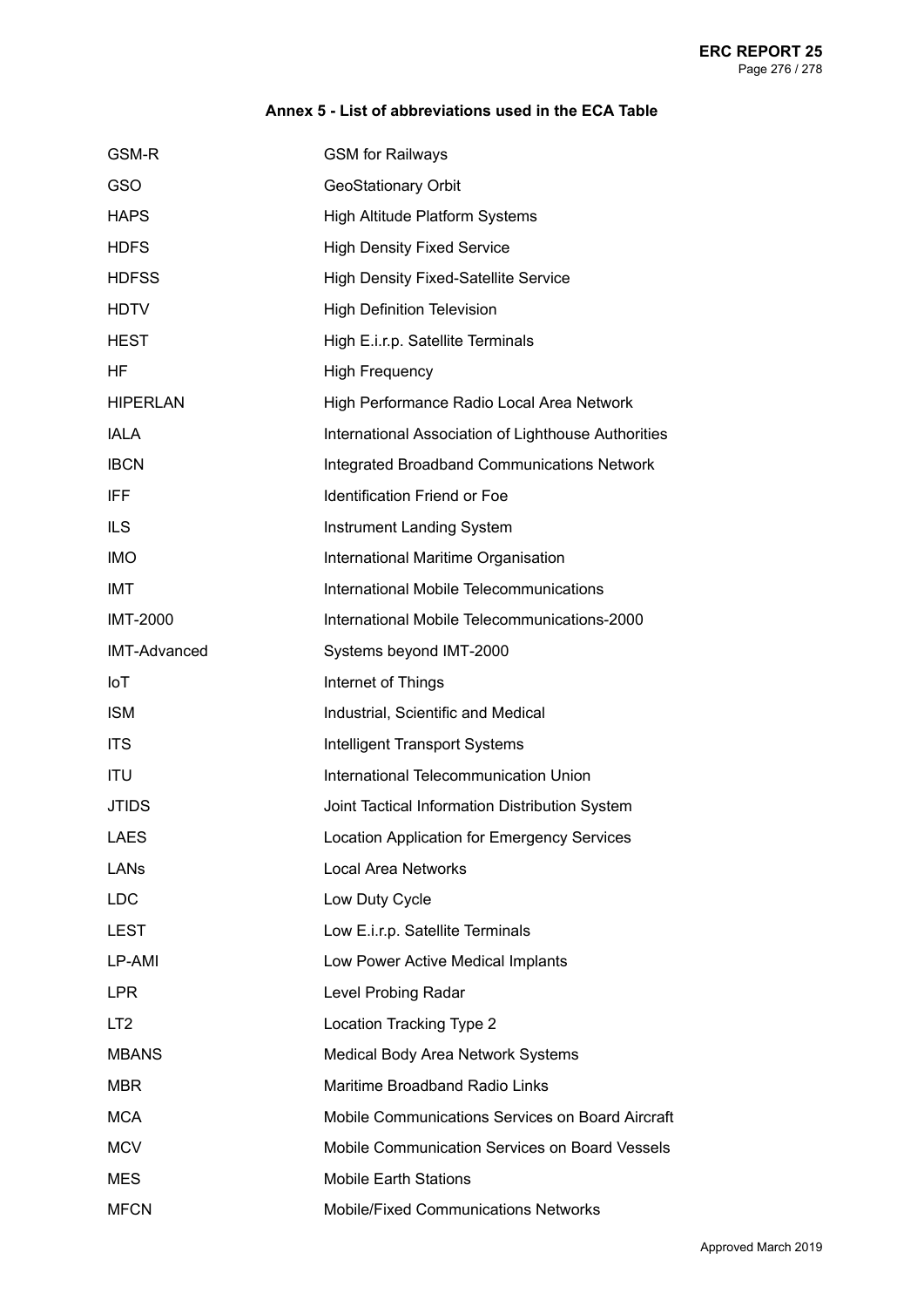## Annex 5 - List of abbreviations used in the ECA Table

| | |
|---|---|
| GSM-R | GSM for Railways |
| GSO | GeoStationary Orbit |
| HAPS | High Altitude Platform Systems |
| HDFS | High Density Fixed Service |
| HDFSS | High Density Fixed-Satellite Service |
| HDTV | High Definition Television |
| HEST | High E.i.r.p. Satellite Terminals |
| HF | High Frequency |
| HIPERLAN | High Performance Radio Local Area Network |
| IALA | International Association of Lighthouse Authorities |
| IBCN | Integrated Broadband Communications Network |
| IFF | Identification Friend or Foe |
| ILS | Instrument Landing System |
| IMO | International Maritime Organisation |
| IMT | International Mobile Telecommunications |
| IMT-2000 | International Mobile Telecommunications-2000 |
| IMT-Advanced | Systems beyond IMT-2000 |
| IoT | Internet of Things |
| ISM | Industrial, Scientific and Medical |
| ITS | Intelligent Transport Systems |
| ITU | International Telecommunication Union |
| JTIDS | Joint Tactical Information Distribution System |
| LAES | Location Application for Emergency Services |
| LANs | Local Area Networks |
| LDC | Low Duty Cycle |
| LEST | Low E.i.r.p. Satellite Terminals |
| LP-AMI | Low Power Active Medical Implants |
| LPR | Level Probing Radar |
| LT2 | Location Tracking Type 2 |
| MBANS | Medical Body Area Network Systems |
| MBR | Maritime Broadband Radio Links |
| MCA | Mobile Communications Services on Board Aircraft |
| MCV | Mobile Communication Services on Board Vessels |
| MES | Mobile Earth Stations |
| MFCN | Mobile/Fixed Communications Networks |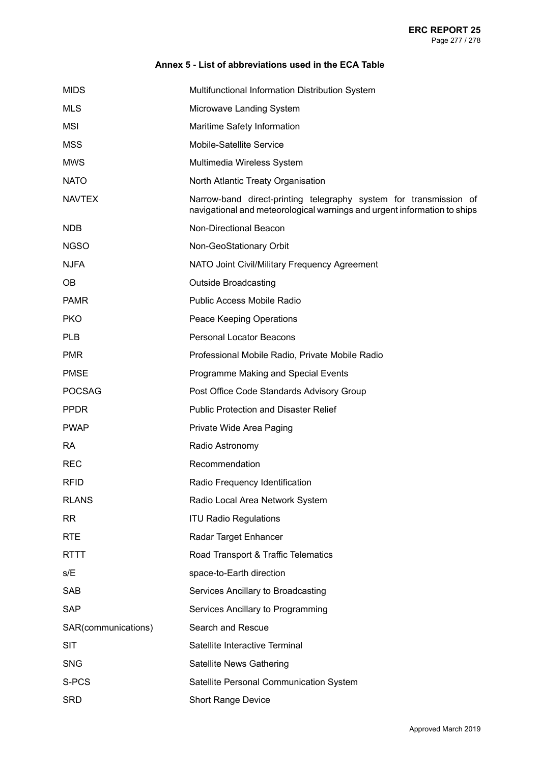## Annex 5 - List of abbreviations used in the ECA Table

| | |
|---|---|
| MIDS | Multifunctional Information Distribution System |
| MLS | Microwave Landing System |
| MSI | Maritime Safety Information |
| MSS | Mobile-Satellite Service |
| MWS | Multimedia Wireless System |
| NATO | North Atlantic Treaty Organisation |
| NAVTEX | Narrow-band direct-printing telegraphy system for transmission of navigational and meteorological warnings and urgent information to ships |
| NDB | Non-Directional Beacon |
| NGSO | Non-GeoStationary Orbit |
| NJFA | NATO Joint Civil/Military Frequency Agreement |
| OB | Outside Broadcasting |
| PAMR | Public Access Mobile Radio |
| PKO | Peace Keeping Operations |
| PLB | Personal Locator Beacons |
| PMR | Professional Mobile Radio, Private Mobile Radio |
| PMSE | Programme Making and Special Events |
| POCSAG | Post Office Code Standards Advisory Group |
| PPDR | Public Protection and Disaster Relief |
| PWAP | Private Wide Area Paging |
| RA | Radio Astronomy |
| REC | Recommendation |
| RFID | Radio Frequency Identification |
| RLANS | Radio Local Area Network System |
| RR | ITU Radio Regulations |
| RTE | Radar Target Enhancer |
| RTTT | Road Transport & Traffic Telematics |
| s/E | space-to-Earth direction |
| SAB | Services Ancillary to Broadcasting |
| SAP | Services Ancillary to Programming |
| SAR(communications) | Search and Rescue |
| SIT | Satellite Interactive Terminal |
| SNG | Satellite News Gathering |
| S-PCS | Satellite Personal Communication System |
| SRD | Short Range Device |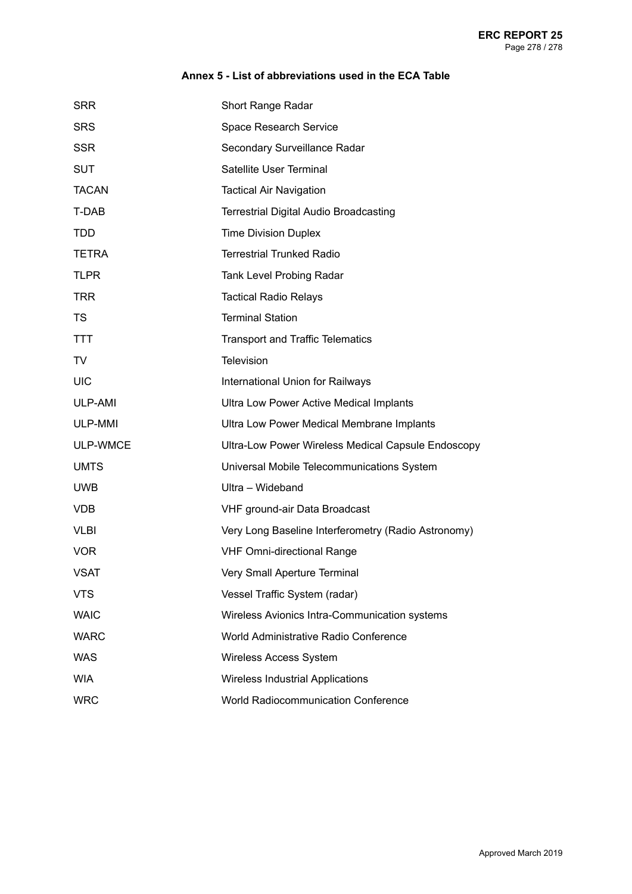## Annex 5 - List of abbreviations used in the ECA Table

| | |
|---|---|
| SRR | Short Range Radar |
| SRS | Space Research Service |
| SSR | Secondary Surveillance Radar |
| SUT | Satellite User Terminal |
| TACAN | Tactical Air Navigation |
| T-DAB | Terrestrial Digital Audio Broadcasting |
| TDD | Time Division Duplex |
| TETRA | Terrestrial Trunked Radio |
| TLPR | Tank Level Probing Radar |
| TRR | Tactical Radio Relays |
| TS | Terminal Station |
| TTT | Transport and Traffic Telematics |
| TV | Television |
| UIC | International Union for Railways |
| ULP-AMI | Ultra Low Power Active Medical Implants |
| ULP-MMI | Ultra Low Power Medical Membrane Implants |
| ULP-WMCE | Ultra-Low Power Wireless Medical Capsule Endoscopy |
| UMTS | Universal Mobile Telecommunications System |
| UWB | Ultra – Wideband |
| VDB | VHF ground-air Data Broadcast |
| VLBI | Very Long Baseline Interferometry (Radio Astronomy) |
| VOR | VHF Omni-directional Range |
| VSAT | Very Small Aperture Terminal |
| VTS | Vessel Traffic System (radar) |
| WAIC | Wireless Avionics Intra-Communication systems |
| WARC | World Administrative Radio Conference |
| WAS | Wireless Access System |
| WIA | Wireless Industrial Applications |
| WRC | World Radiocommunication Conference |

Approved March 2019